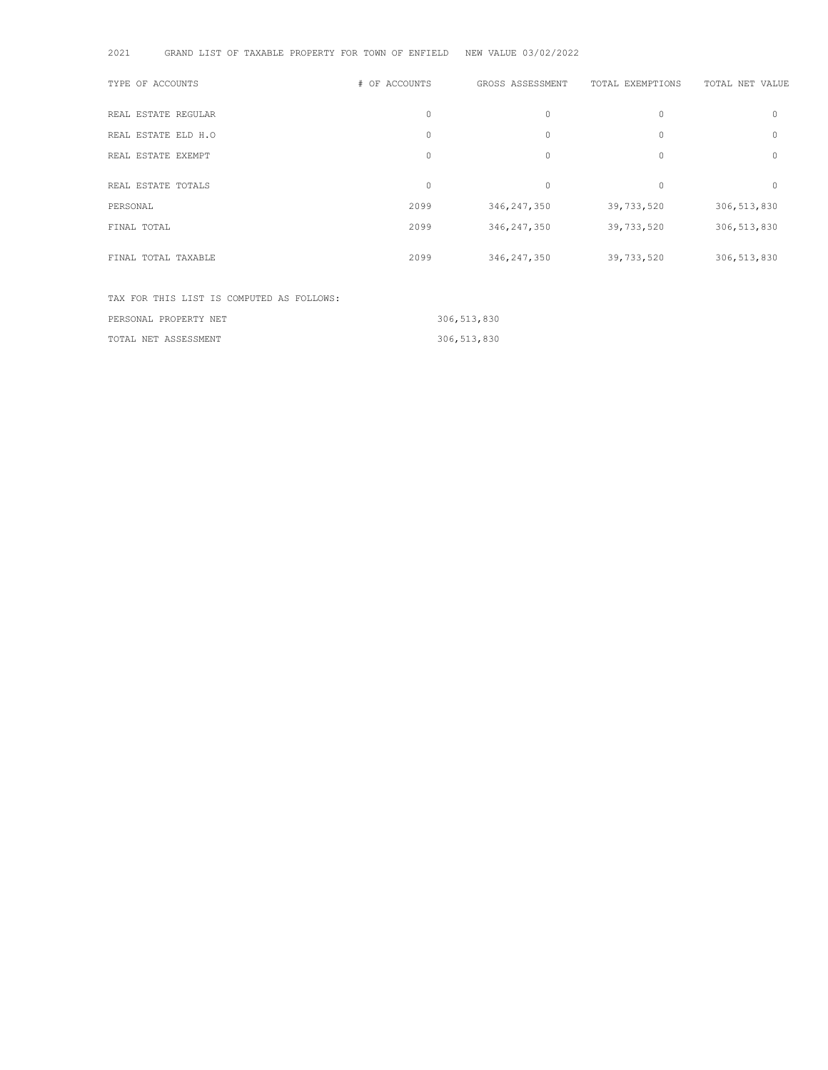2021 GRAND LIST OF TAXABLE PROPERTY FOR TOWN OF ENFIELD NEW VALUE 03/02/2022

| TYPE OF ACCOUNTS | # OF ACCOUNTS | GROSS ASSESSMENT | TOTAL EXEMPTIONS | TOTAL NET VALUE |
|---|---|---|---|---|
| REAL ESTATE REGULAR | 0 | 0 | 0 | 0 |
| REAL ESTATE ELD H.O | 0 | 0 | 0 | 0 |
| REAL ESTATE EXEMPT | 0 | 0 | 0 | 0 |
| REAL ESTATE TOTALS | 0 | 0 | 0 | 0 |
| PERSONAL | 2099 | 346,247,350 | 39,733,520 | 306,513,830 |
| FINAL TOTAL | 2099 | 346,247,350 | 39,733,520 | 306,513,830 |
| FINAL TOTAL TAXABLE | 2099 | 346,247,350 | 39,733,520 | 306,513,830 |

TAX FOR THIS LIST IS COMPUTED AS FOLLOWS:

| | |
|---|---|
| PERSONAL PROPERTY NET | 306,513,830 |
| TOTAL NET ASSESSMENT | 306,513,830 |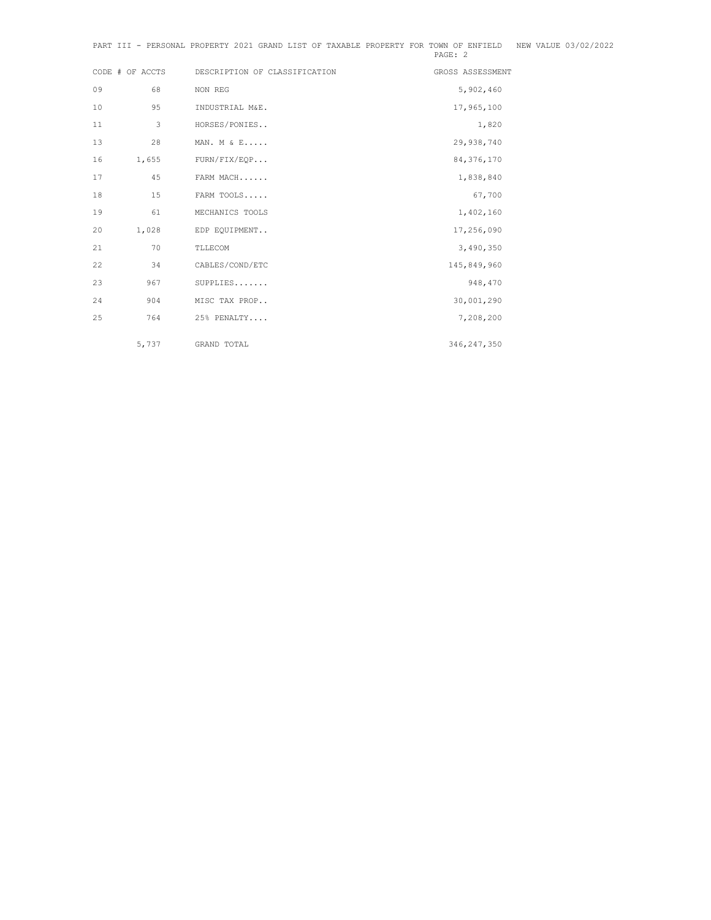PART III - PERSONAL PROPERTY 2021 GRAND LIST OF TAXABLE PROPERTY FOR TOWN OF ENFIELD NEW VALUE 03/02/2022

| CODE | # OF ACCTS | DESCRIPTION OF CLASSIFICATION | GROSS ASSESSMENT |
|---|---|---|---|
| 09 | 68 | NON REG | 5,902,460 |
| 10 | 95 | INDUSTRIAL M&E. | 17,965,100 |
| 11 | 3 | HORSES/PONIES.. | 1,820 |
| 13 | 28 | MAN. M & E..... | 29,938,740 |
| 16 | 1,655 | FURN/FIX/EQP... | 84,376,170 |
| 17 | 45 | FARM MACH...... | 1,838,840 |
| 18 | 15 | FARM TOOLS..... | 67,700 |
| 19 | 61 | MECHANICS TOOLS | 1,402,160 |
| 20 | 1,028 | EDP EQUIPMENT.. | 17,256,090 |
| 21 | 70 | TLLECOM | 3,490,350 |
| 22 | 34 | CABLES/COND/ETC | 145,849,960 |
| 23 | 967 | SUPPLIES....... | 948,470 |
| 24 | 904 | MISC TAX PROP.. | 30,001,290 |
| 25 | 764 | 25% PENALTY.... | 7,208,200 |
| | 5,737 | GRAND TOTAL | 346,247,350 |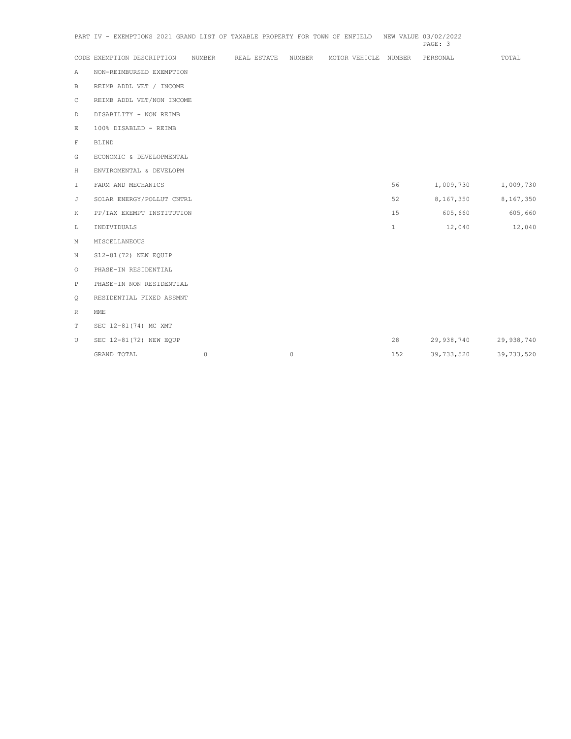PART IV - EXEMPTIONS 2021 GRAND LIST OF TAXABLE PROPERTY FOR TOWN OF ENFIELD NEW VALUE 03/02/2022

| CODE | EXEMPTION DESCRIPTION | NUMBER | REAL ESTATE | NUMBER | MOTOR VEHICLE | NUMBER | PERSONAL | TOTAL |
|---|---|---|---|---|---|---|---|---|
| A | NON-REIMBURSED EXEMPTION | | | | | | | |
| B | REIMB ADDL VET / INCOME | | | | | | | |
| C | REIMB ADDL VET/NON INCOME | | | | | | | |
| D | DISABILITY - NON REIMB | | | | | | | |
| E | 100% DISABLED - REIMB | | | | | | | |
| F | BLIND | | | | | | | |
| G | ECONOMIC & DEVELOPMENTAL | | | | | | | |
| H | ENVIROMENTAL & DEVELOPM | | | | | | | |
| I | FARM AND MECHANICS | | | | | 56 | 1,009,730 | 1,009,730 |
| J | SOLAR ENERGY/POLLUT CNTRL | | | | | 52 | 8,167,350 | 8,167,350 |
| K | PP/TAX EXEMPT INSTITUTION | | | | | 15 | 605,660 | 605,660 |
| L | INDIVIDUALS | | | | | 1 | 12,040 | 12,040 |
| M | MISCELLANEOUS | | | | | | | |
| N | S12-81(72) NEW EQUIP | | | | | | | |
| O | PHASE-IN RESIDENTIAL | | | | | | | |
| P | PHASE-IN NON RESIDENTIAL | | | | | | | |
| Q | RESIDENTIAL FIXED ASSMNT | | | | | | | |
| R | MME | | | | | | | |
| T | SEC 12-81(74) MC XMT | | | | | | | |
| U | SEC 12-81(72) NEW EQUP | | | | | 28 | 29,938,740 | 29,938,740 |
| | GRAND TOTAL | 0 | | 0 | | 152 | 39,733,520 | 39,733,520 |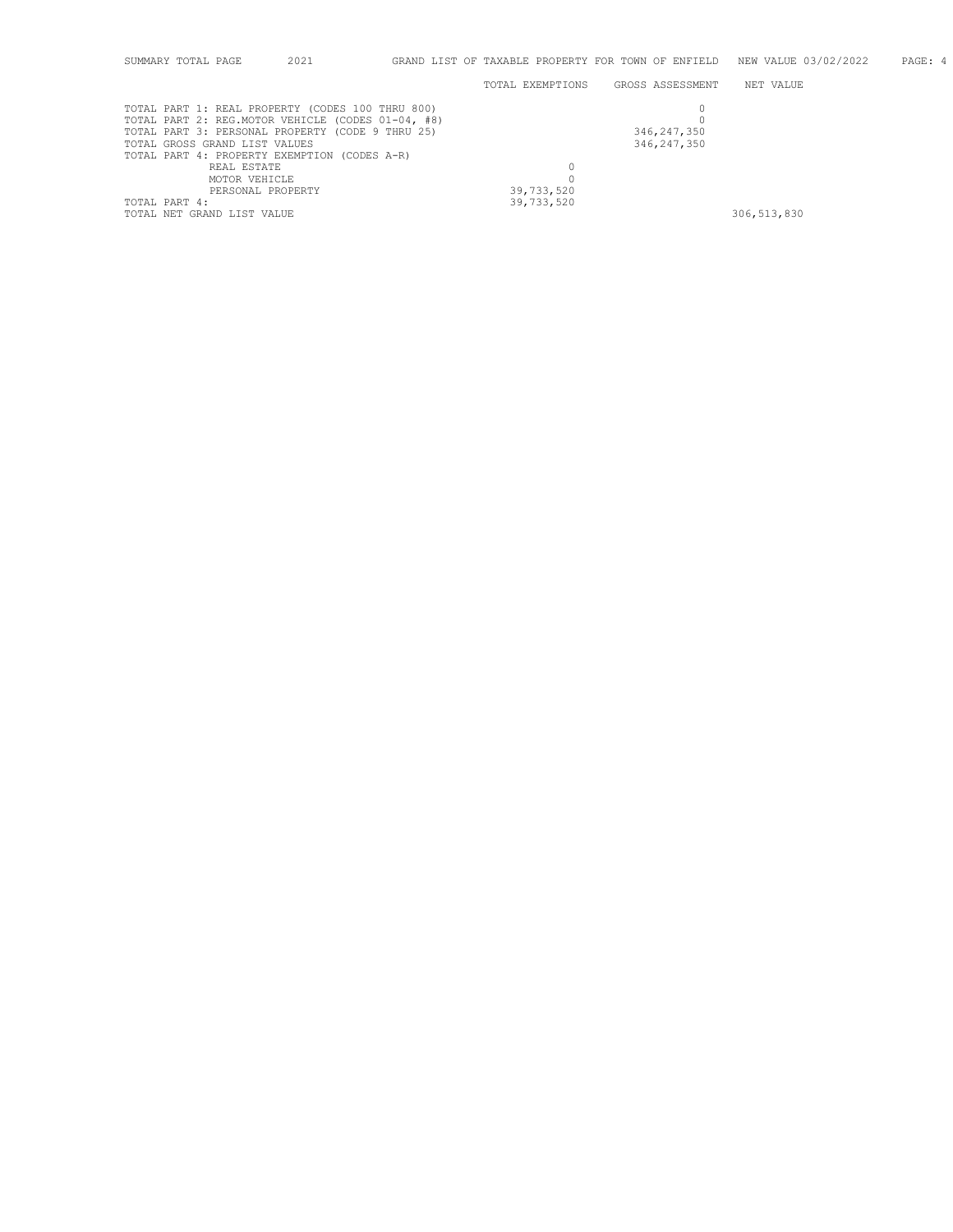SUMMARY TOTAL PAGE 2021 GRAND LIST OF TAXABLE PROPERTY FOR TOWN OF ENFIELD NEW VALUE 03/02/2022

| | TOTAL EXEMPTIONS | GROSS ASSESSMENT | NET VALUE |
|---|---|---|---|
| TOTAL PART 1: REAL PROPERTY (CODES 100 THRU 800) | | 0 | |
| TOTAL PART 2: REG.MOTOR VEHICLE (CODES 01-04, #8) | | 0 | |
| TOTAL PART 3: PERSONAL PROPERTY (CODE 9 THRU 25) | | 346,247,350 | |
| TOTAL GROSS GRAND LIST VALUES | | 346,247,350 | |
| TOTAL PART 4: PROPERTY EXEMPTION (CODES A-R) | | | |
| REAL ESTATE | 0 | | |
| MOTOR VEHICLE | 0 | | |
| PERSONAL PROPERTY | 39,733,520 | | |
| TOTAL PART 4: | 39,733,520 | | |
| TOTAL NET GRAND LIST VALUE | | | 306,513,830 |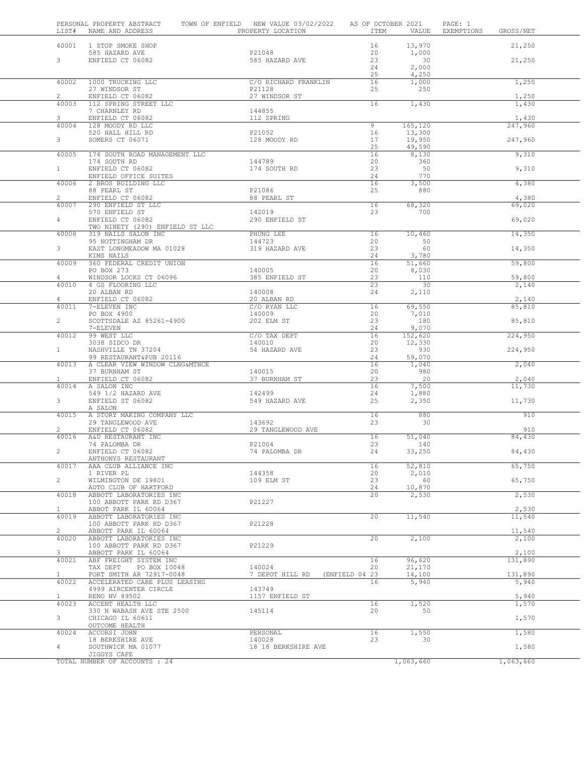PERSONAL PROPERTY ABSTRACT TOWN OF ENFIELD NEW VALUE 03/02/2022 AS OF OCTOBER 2021

| LIST# | NAME AND ADDRESS | PROPERTY LOCATION | ITEM | VALUE | EXEMPTIONS | GROSS/NET |
|---|---|---|---|---|---|---|
| 40001 | 1 STOP SMOKE SHOP | | 16 | 13,970 | | 21,250 |
| | 585 HAZARD AVE | P21048 | 20 | 1,000 | | |
| 3 | ENFIELD CT 06082 | 585 HAZARD AVE | 23 | 30 | | 21,250 |
| | | | 24 | 2,000 | | |
| | | | 25 | 4,250 | | |
| 40002 | 1000 TRUCKING LLC | C/O RICHARD FRANKLIN | 16 | 1,000 | | 1,250 |
| | 27 WINDSOR ST | P21128 | 25 | 250 | | |
| 2 | ENFIELD CT 06082 | 27 WINDSOR ST | | | | 1,250 |
| 40003 | 112 SPRING STREET LLC | | 16 | 1,430 | | 1,430 |
| | 7 CHARNLEY RD | 144855 | | | | |
| 3 | ENFIELD CT 06082 | 112 SPRING | | | | 1,430 |
| 40004 | 128 MOODY RD LLC | | 9 | 165,120 | | 247,960 |
| | 520 HALL HILL RD | P21052 | 16 | 13,300 | | |
| 3 | SOMERS CT 06071 | 128 MOODY RD | 17 | 19,950 | | 247,960 |
| | | | 25 | 49,590 | | |
| 40005 | 174 SOUTH ROAD MANAGEMENT LLC | | 16 | 8,130 | | 9,310 |
| | 174 SOUTH RD | 144789 | 20 | 360 | | |
| 1 | ENFIELD CT 06082 | 174 SOUTH RD | 23 | 50 | | 9,310 |
| | ENFIELD OFFICE SUITES | | 24 | 770 | | |
| 40006 | 2 BROS BUILDING LLC | | 16 | 3,500 | | 4,380 |
| | 88 PEARL ST | P21086 | 25 | 880 | | |
| 2 | ENFIELD CT 06082 | 88 PEARL ST | | | | 4,380 |
| 40007 | 290 ENFIELD ST LLC | | 16 | 68,320 | | 69,020 |
| | 570 ENFIELD ST | 142019 | 23 | 700 | | |
| 4 | ENFIELD CT 06082 | 290 ENFIELD ST | | | | 69,020 |
| | TWO NINETY (290) ENFIELD ST LLC | | | | | |
| 40008 | 319 NAILS SALON INC | PHUNG LEE | 16 | 10,460 | | 14,350 |
| | 95 NOTTINGHAM DR | 144723 | 20 | 50 | | |
| 3 | EAST LONGMEADOW MA 01028 | 319 HAZARD AVE | 23 | 60 | | 14,350 |
| | KIMS NAILS | | 24 | 3,780 | | |
| 40009 | 360 FEDERAL CREDIT UNION | | 16 | 51,660 | | 59,800 |
| | PO BOX 273 | 140005 | 20 | 8,030 | | |
| 4 | WINDSOR LOCKS CT 06096 | 385 ENFIELD ST | 23 | 110 | | 59,800 |
| 40010 | 4 GS FLOORING LLC | | 23 | 30 | | 2,140 |
| | 20 ALBAN RD | 140008 | 24 | 2,110 | | |
| 4 | ENFIELD CT 06082 | 20 ALBAN RD | | | | 2,140 |
| 40011 | 7-ELEVEN INC | C/O RYAN LLC | 16 | 69,550 | | 85,810 |
| | PO BOX 4900 | 140009 | 20 | 7,010 | | |
| 2 | SCOTTSDALE AZ 85261-4900 | 202 ELM ST | 23 | 180 | | 85,810 |
| | 7-ELEVEN | | 24 | 9,070 | | |
| 40012 | 99 WEST LLC | C/O TAX DEPT | 16 | 152,620 | | 224,950 |
| | 3038 SIDCO DR | 140010 | 20 | 12,330 | | |
| 1 | NASHVILLE TN 37204 | 54 HAZARD AVE | 23 | 930 | | 224,950 |
| | 99 RESTAURANT&PUB 20116 | | 24 | 59,070 | | |
| 40013 | A CLEAR VIEW WINDOW CLNG&MTNCE | | 16 | 1,040 | | 2,040 |
| | 37 BURNHAM ST | 140015 | 20 | 980 | | |
| 1 | ENFIELD CT 06082 | 37 BURNHAM ST | 23 | 20 | | 2,040 |
| 40014 | A SALON INC | | 16 | 7,500 | | 11,730 |
| | 549 1/2 HAZARD AVE | 142499 | 24 | 1,880 | | |
| 3 | ENFIELD ST 06082 | 549 HAZARD AVE | 25 | 2,350 | | 11,730 |
| | A SALON | | | | | |
| 40015 | A STORY MAKING COMPANY LLC | | 16 | 880 | | 910 |
| | 29 TANGLEWOOD AVE | 143692 | 23 | 30 | | |
| 2 | ENFIELD CT 06082 | 29 TANGLEWOOD AVE | | | | 910 |
| 40016 | A&D RESTAURANT INC | | 16 | 51,040 | | 84,430 |
| | 74 PALOMBA DR | P21004 | 23 | 140 | | |
| 2 | ENFIELD CT 06082 | 74 PALOMBA DR | 24 | 33,250 | | 84,430 |
| | ANTHONYS RESTAURANT | | | | | |
| 40017 | AAA CLUB ALLIANCE INC | | 16 | 52,810 | | 65,750 |
| | 1 RIVER PL | 144358 | 20 | 2,010 | | |
| 2 | WILMINGTON DE 19801 | 109 ELM ST | 23 | 60 | | 65,750 |
| | AUTO CLUB OF HARTFORD | | 24 | 10,870 | | |
| 40018 | ABBOTT LABORATORIES INC | | 20 | 2,530 | | 2,530 |
| | 100 ABBOTT PARK RD D367 | P21227 | | | | |
| 1 | ABBOT PARK IL 60064 | | | | | 2,530 |
| 40019 | ABBOTT LABORATORIES INC | | 20 | 11,540 | | 11,540 |
| | 100 ABBOTT PARK RD D367 | P21228 | | | | |
| 2 | ABBOTT PARK IL 60064 | | | | | 11,540 |
| 40020 | ABBOTT LABORATORIES INC | | 20 | 2,100 | | 2,100 |
| | 100 ABBOTT PARK RD D367 | P21229 | | | | |
| 3 | ABBOTT PARK IL 60064 | | | | | 2,100 |
| 40021 | ABF FREIGHT SYSTEM INC | | 16 | 96,620 | | 131,890 |
| | TAX DEPT PO BOX 10048 | 140024 | 20 | 21,170 | | |
| 1 | FORT SMITH AR 72917-0048 | 7 DEPOT HILL RD (ENFIELD 04 | 23 | 14,100 | | 131,890 |
| 40022 | ACCELERATED CARE PLUS LEASING | | 16 | 5,940 | | 5,940 |
| | 4999 AIRCENTER CIRCLE | 143749 | | | | |
| 1 | RENO NV 89502 | 1157 ENFIELD ST | | | | 5,940 |
| 40023 | ACCENT HEALTH LLC | | 16 | 1,520 | | 1,570 |
| | 330 N WABASH AVE STE 2500 | 145114 | 20 | 50 | | |
| 3 | CHICAGO IL 60611 | | | | | 1,570 |
| | OUTCOME HEALTH | | | | | |
| 40024 | ACCORSI JOHN | PERSONAL | 16 | 1,550 | | 1,580 |
| | 18 BERKSHIRE AVE | 140028 | 23 | 30 | | |
| 4 | SOUTHWICK MA 01077 | 18 18 BERKSHIRE AVE | | | | 1,580 |
| | JIGGYS CAFE | | | | | |
| | TOTAL NUMBER OF ACCOUNTS : 24 | | | 1,063,660 | | 1,063,660 |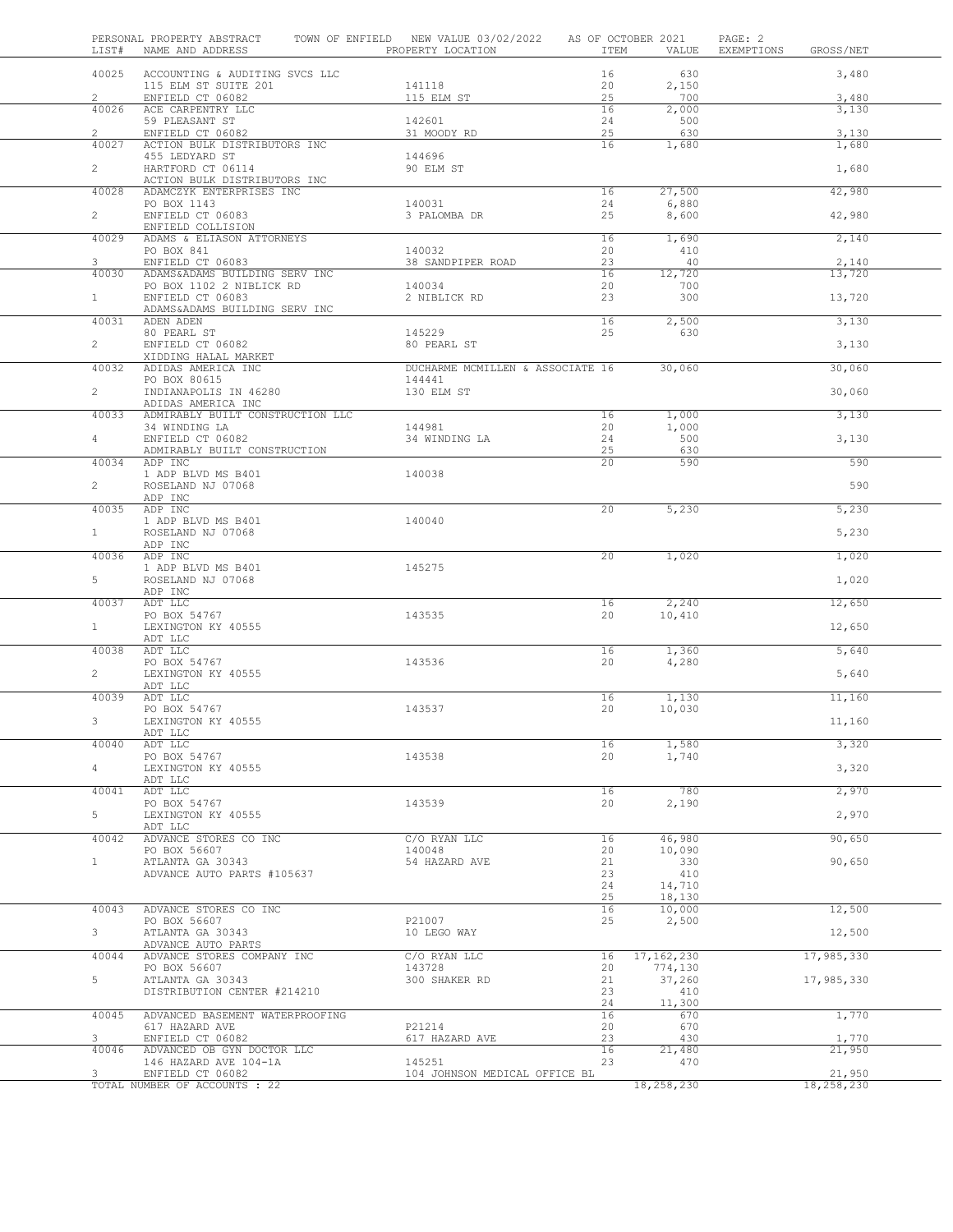PERSONAL PROPERTY ABSTRACT TOWN OF ENFIELD NEW VALUE 03/02/2022 AS OF OCTOBER 2021

| LIST# | NAME AND ADDRESS | PROPERTY LOCATION | ITEM | VALUE | EXEMPTIONS | GROSS/NET |
|---|---|---|---|---|---|---|
| 40025 | ACCOUNTING & AUDITING SVCS LLC | | 16 | 630 | | 3,480 |
| | 115 ELM ST SUITE 201 | 141118 | 20 | 2,150 | | |
| 2 | ENFIELD CT 06082 | 115 ELM ST | 25 | 700 | | 3,480 |
| 40026 | ACE CARPENTRY LLC | | 16 | 2,000 | | 3,130 |
| | 59 PLEASANT ST | 142601 | 24 | 500 | | |
| 2 | ENFIELD CT 06082 | 31 MOODY RD | 25 | 630 | | 3,130 |
| 40027 | ACTION BULK DISTRIBUTORS INC | | 16 | 1,680 | | 1,680 |
| | 455 LEDYARD ST | 144696 | | | | |
| 2 | HARTFORD CT 06114 | 90 ELM ST | | | | 1,680 |
| | ACTION BULK DISTRIBUTORS INC | | | | | |
| 40028 | ADAMCZYK ENTERPRISES INC | | 16 | 27,500 | | 42,980 |
| | PO BOX 1143 | 140031 | 24 | 6,880 | | |
| 2 | ENFIELD CT 06083 | 3 PALOMBA DR | 25 | 8,600 | | 42,980 |
| | ENFIELD COLLISION | | | | | |
| 40029 | ADAMS & ELIASON ATTORNEYS | | 16 | 1,690 | | 2,140 |
| | PO BOX 841 | 140032 | 20 | 410 | | |
| 3 | ENFIELD CT 06083 | 38 SANDPIPER ROAD | 23 | 40 | | 2,140 |
| 40030 | ADAMS&ADAMS BUILDING SERV INC | | 16 | 12,720 | | 13,720 |
| | PO BOX 1102 2 NIBLICK RD | 140034 | 20 | 700 | | |
| 1 | ENFIELD CT 06083 | 2 NIBLICK RD | 23 | 300 | | 13,720 |
| | ADAMS&ADAMS BUILDING SERV INC | | | | | |
| 40031 | ADEN ADEN | | 16 | 2,500 | | 3,130 |
| | 80 PEARL ST | 145229 | 25 | 630 | | |
| 2 | ENFIELD CT 06082 | 80 PEARL ST | | | | 3,130 |
| | XIDDING HALAL MARKET | | | | | |
| 40032 | ADIDAS AMERICA INC | DUCHARME MCMILLEN & ASSOCIATE | 16 | 30,060 | | 30,060 |
| | PO BOX 80615 | 144441 | | | | |
| 2 | INDIANAPOLIS IN 46280 | 130 ELM ST | | | | 30,060 |
| | ADIDAS AMERICA INC | | | | | |
| 40033 | ADMIRABLY BUILT CONSTRUCTION LLC | | 16 | 1,000 | | 3,130 |
| | 34 WINDING LA | 144981 | 20 | 1,000 | | |
| 4 | ENFIELD CT 06082 | 34 WINDING LA | 24 | 500 | | 3,130 |
| | ADMIRABLY BUILT CONSTRUCTION | | 25 | 630 | | |
| 40034 | ADP INC | | 20 | 590 | | 590 |
| | 1 ADP BLVD MS B401 | 140038 | | | | |
| 2 | ROSELAND NJ 07068 | | | | | 590 |
| | ADP INC | | | | | |
| 40035 | ADP INC | | 20 | 5,230 | | 5,230 |
| | 1 ADP BLVD MS B401 | 140040 | | | | |
| 1 | ROSELAND NJ 07068 | | | | | 5,230 |
| | ADP INC | | | | | |
| 40036 | ADP INC | | 20 | 1,020 | | 1,020 |
| | 1 ADP BLVD MS B401 | 145275 | | | | |
| 5 | ROSELAND NJ 07068 | | | | | 1,020 |
| | ADP INC | | | | | |
| 40037 | ADT LLC | | 16 | 2,240 | | 12,650 |
| | PO BOX 54767 | 143535 | 20 | 10,410 | | |
| 1 | LEXINGTON KY 40555 | | | | | 12,650 |
| | ADT LLC | | | | | |
| 40038 | ADT LLC | | 16 | 1,360 | | 5,640 |
| | PO BOX 54767 | 143536 | 20 | 4,280 | | |
| 2 | LEXINGTON KY 40555 | | | | | 5,640 |
| | ADT LLC | | | | | |
| 40039 | ADT LLC | | 16 | 1,130 | | 11,160 |
| | PO BOX 54767 | 143537 | 20 | 10,030 | | |
| 3 | LEXINGTON KY 40555 | | | | | 11,160 |
| | ADT LLC | | | | | |
| 40040 | ADT LLC | | 16 | 1,580 | | 3,320 |
| | PO BOX 54767 | 143538 | 20 | 1,740 | | |
| 4 | LEXINGTON KY 40555 | | | | | 3,320 |
| | ADT LLC | | | | | |
| 40041 | ADT LLC | | 16 | 780 | | 2,970 |
| | PO BOX 54767 | 143539 | 20 | 2,190 | | |
| 5 | LEXINGTON KY 40555 | | | | | 2,970 |
| | ADT LLC | | | | | |
| 40042 | ADVANCE STORES CO INC | C/O RYAN LLC | 16 | 46,980 | | 90,650 |
| | PO BOX 56607 | 140048 | 20 | 10,090 | | |
| 1 | ATLANTA GA 30343 | 54 HAZARD AVE | 21 | 330 | | 90,650 |
| | ADVANCE AUTO PARTS #105637 | | 23 | 410 | | |
| | | | 24 | 14,710 | | |
| | | | 25 | 18,130 | | |
| 40043 | ADVANCE STORES CO INC | | 16 | 10,000 | | 12,500 |
| | PO BOX 56607 | P21007 | 25 | 2,500 | | |
| 3 | ATLANTA GA 30343 | 10 LEGO WAY | | | | 12,500 |
| | ADVANCE AUTO PARTS | | | | | |
| 40044 | ADVANCE STORES COMPANY INC | C/O RYAN LLC | 16 | 17,162,230 | | 17,985,330 |
| | PO BOX 56607 | 143728 | 20 | 774,130 | | |
| 5 | ATLANTA GA 30343 | 300 SHAKER RD | 21 | 37,260 | | 17,985,330 |
| | DISTRIBUTION CENTER #214210 | | 23 | 410 | | |
| | | | 24 | 11,300 | | |
| 40045 | ADVANCED BASEMENT WATERPROOFING | | 16 | 670 | | 1,770 |
| | 617 HAZARD AVE | P21214 | 20 | 670 | | |
| 3 | ENFIELD CT 06082 | 617 HAZARD AVE | 23 | 430 | | 1,770 |
| 40046 | ADVANCED OB GYN DOCTOR LLC | | 16 | 21,480 | | 21,950 |
| | 146 HAZARD AVE 104-1A | 145251 | 23 | 470 | | |
| 3 | ENFIELD CT 06082 | 104 JOHNSON MEDICAL OFFICE BL | | | | 21,950 |
| | TOTAL NUMBER OF ACCOUNTS : 22 | | | 18,258,230 | | 18,258,230 |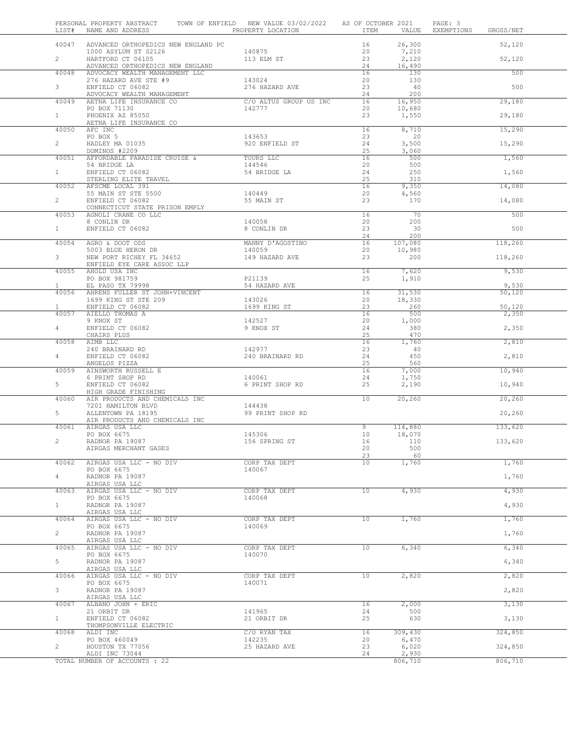PERSONAL PROPERTY ABSTRACT TOWN OF ENFIELD NEW VALUE 03/02/2022 AS OF OCTOBER 2021

| LIST# | NAME AND ADDRESS | PROPERTY LOCATION | ITEM | VALUE | EXEMPTIONS | GROSS/NET |
|---|---|---|---|---|---|---|
| 40047 | ADVANCED ORTHOPEDICS NEW ENGLAND PC | | 16 | 26,300 | | 52,120 |
| | 1000 ASYLUM ST S2126 | 140875 | 20 | 7,210 | | |
| 2 | HARTFORD CT 06105 | 113 ELM ST | 23 | 2,120 | | 52,120 |
| | ADVANCED ORTHOPEDICS NEW ENGLAND | | 24 | 16,490 | | |
| 40048 | ADVOCACY WEALTH MANAGEMENT LLC | | 16 | 130 | | 500 |
| | 276 HAZARD AVE STE #9 | 143024 | 20 | 130 | | |
| 3 | ENFIELD CT 06082 | 276 HAZARD AVE | 23 | 40 | | 500 |
| | ADVOCACY WEALTH MANAGEMENT | | 24 | 200 | | |
| 40049 | AETNA LIFE INSURANCE CO | C/O ALTUS GROUP US INC | 16 | 16,950 | | 29,180 |
| | PO BOX 71130 | 142777 | 20 | 10,680 | | |
| 1 | PHOENIX AZ 85050 | | 23 | 1,550 | | 29,180 |
| | AETNA LIFE INSURANCE CO | | | | | |
| 40050 | AFC INC | | 16 | 8,710 | | 15,290 |
| | PO BOX 5 | 143653 | 23 | 20 | | |
| 2 | HADLEY MA 01035 | 920 ENFIELD ST | 24 | 3,500 | | 15,290 |
| | DOMINOS #2209 | | 25 | 3,060 | | |
| 40051 | AFFORDABLE PARADISE CRUISE & | TOURS LLC | 16 | 500 | | 1,560 |
| | 54 BRIDGE LA | 144546 | 20 | 500 | | |
| 1 | ENFIELD CT 06082 | 54 BRIDGE LA | 24 | 250 | | 1,560 |
| | STERLING ELITE TRAVEL | | 25 | 310 | | |
| 40052 | AFSCME LOCAL 391 | | 16 | 9,350 | | 14,080 |
| | 55 MAIN ST STE 5500 | 140449 | 20 | 4,560 | | |
| 2 | ENFIELD CT 06082 | 55 MAIN ST | 23 | 170 | | 14,080 |
| | CONNECTICUT STATE PRISON EMPLY | | | | | |
| 40053 | AGNOLI CRANE CO LLC | | 16 | 70 | | 500 |
| | 8 CONLIN DR | 140058 | 20 | 200 | | |
| 1 | ENFIELD CT 06082 | 8 CONLIN DR | 23 | 30 | | 500 |
| | | | 24 | 200 | | |
| 40054 | AGRO & DOOT ODS | MANNY D'AGOSTINO | 16 | 107,080 | | 118,260 |
| | 5003 BLUE HERON DR | 140059 | 20 | 10,980 | | |
| 3 | NEW PORT RICHEY FL 34652 | 149 HAZARD AVE | 23 | 200 | | 118,260 |
| | ENFIELD EYE CARE ASSOC LLP | | | | | |
| 40055 | AHOLD USA INC | | 16 | 7,620 | | 9,530 |
| | PO BOX 981759 | P21139 | 25 | 1,910 | | |
| 1 | EL PASO TX 79998 | 54 HAZARD AVE | | | | 9,530 |
| 40056 | AHRENS FULLER ST JOHN+VINCENT | | 16 | 31,530 | | 50,120 |
| | 1699 KING ST STE 209 | 143026 | 20 | 18,330 | | |
| 1 | ENFIELD CT 06082 | 1699 KING ST | 23 | 260 | | 50,120 |
| 40057 | AIELLO THOMAS A | | 16 | 500 | | 2,350 |
| | 9 KNOX ST | 142527 | 20 | 1,000 | | |
| 4 | ENFIELD CT 06082 | 9 KNOX ST | 24 | 380 | | 2,350 |
| | CHAIRS PLUS | | 25 | 470 | | |
| 40058 | AIMB LLC | | 16 | 1,760 | | 2,810 |
| | 240 BRAINARD RD | 142977 | 23 | 40 | | |
| 4 | ENFIELD CT 06082 | 240 BRAINARD RD | 24 | 450 | | 2,810 |
| | ANGELOS PIZZA | | 25 | 560 | | |
| 40059 | AINSWORTH RUSSELL E | | 16 | 7,000 | | 10,940 |
| | 6 PRINT SHOP RD | 140061 | 24 | 1,750 | | |
| 5 | ENFIELD CT 06082 | 6 PRINT SHOP RD | 25 | 2,190 | | 10,940 |
| | HIGH GRADE FINISHING | | | | | |
| 40060 | AIR PRODUCTS AND CHEMICALS INC | | 10 | 20,260 | | 20,260 |
| | 7201 HAMILTON BLVD | 144438 | | | | |
| 5 | ALLENTOWN PA 18195 | 99 PRINT SHOP RD | | | | 20,260 |
| | AIR PRODUCTS AND CHEMICALS INC | | | | | |
| 40061 | AIRGAS USA LLC | | 9 | 114,880 | | 133,620 |
| | PO BOX 6675 | 145306 | 10 | 18,070 | | |
| 2 | RADNOR PA 19087 | 156 SPRING ST | 16 | 110 | | 133,620 |
| | AIRGAS MERCHANT GASES | | 20 | 500 | | |
| | | | 23 | 60 | | |
| 40062 | AIRGAS USA LLC - NO DIV | CORP TAX DEPT | 10 | 1,760 | | 1,760 |
| | PO BOX 6675 | 140067 | | | | |
| 4 | RADNOR PA 19087 | | | | | 1,760 |
| | AIRGAS USA LLC | | | | | |
| 40063 | AIRGAS USA LLC - NO DIV | CORP TAX DEPT | 10 | 4,930 | | 4,930 |
| | PO BOX 6675 | 140068 | | | | |
| 1 | RADNOR PA 19087 | | | | | 4,930 |
| | AIRGAS USA LLC | | | | | |
| 40064 | AIRGAS USA LLC - NO DIV | CORP TAX DEPT | 10 | 1,760 | | 1,760 |
| | PO BOX 6675 | 140069 | | | | |
| 2 | RADNOR PA 19087 | | | | | 1,760 |
| | AIRGAS USA LLC | | | | | |
| 40065 | AIRGAS USA LLC - NO DIV | CORP TAX DEPT | 10 | 6,340 | | 6,340 |
| | PO BOX 6675 | 140070 | | | | |
| 5 | RADNOR PA 19087 | | | | | 6,340 |
| | AIRGAS USA LLC | | | | | |
| 40066 | AIRGAS USA LLC - NO DIV | CORP TAX DEPT | 10 | 2,820 | | 2,820 |
| | PO BOX 6675 | 140071 | | | | |
| 3 | RADNOR PA 19087 | | | | | 2,820 |
| | AIRGAS USA LLC | | | | | |
| 40067 | ALBANO JOHN + ERIC | | 16 | 2,000 | | 3,130 |
| | 21 ORBIT DR | 141965 | 24 | 500 | | |
| 1 | ENFIELD CT 06082 | 21 ORBIT DR | 25 | 630 | | 3,130 |
| | THOMPSONVILLE ELECTRIC | | | | | |
| 40068 | ALDI INC | C/O RYAN TAX | 16 | 309,430 | | 324,850 |
| | PO BOX 460049 | 142235 | 20 | 6,470 | | |
| 2 | HOUSTON TX 77056 | 25 HAZARD AVE | 23 | 6,020 | | 324,850 |
| | ALDI INC 73044 | | 24 | 2,930 | | |
| | TOTAL NUMBER OF ACCOUNTS : 22 | | | 806,710 | | 806,710 |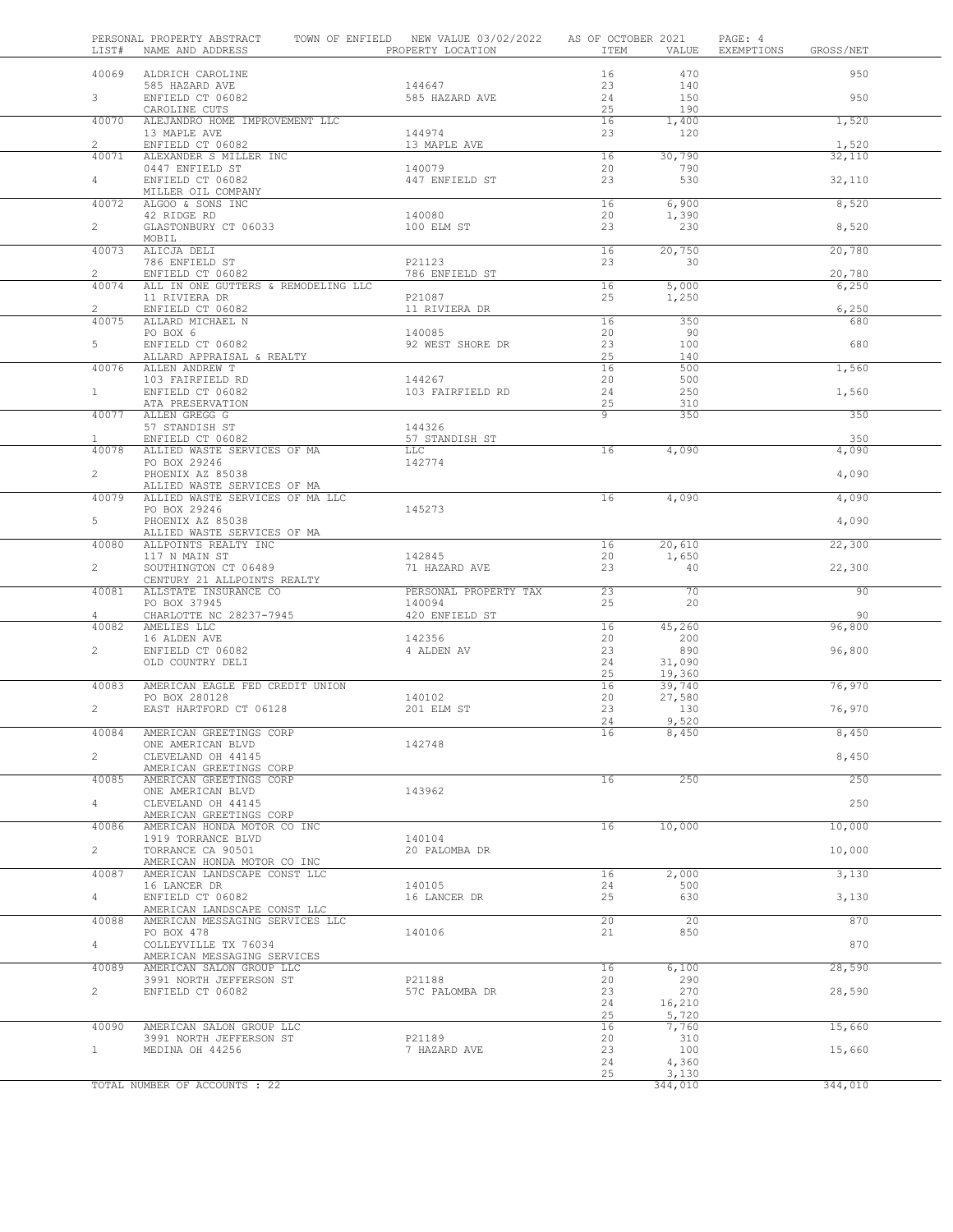PERSONAL PROPERTY ABSTRACT   TOWN OF ENFIELD   NEW VALUE 03/02/2022   AS OF OCTOBER 2021

| LIST# | NAME AND ADDRESS | PROPERTY LOCATION | ITEM | VALUE | EXEMPTIONS | GROSS/NET |
|---|---|---|---|---|---|---|
| 40069 | ALDRICH CAROLINE | | 16 | 470 | | 950 |
| | 585 HAZARD AVE | 144647 | 23 | 140 | | |
| 3 | ENFIELD CT 06082 | 585 HAZARD AVE | 24 | 150 | | 950 |
| | CAROLINE CUTS | | 25 | 190 | | |
| 40070 | ALEJANDRO HOME IMPROVEMENT LLC | | 16 | 1,400 | | 1,520 |
| | 13 MAPLE AVE | 144974 | 23 | 120 | | |
| 2 | ENFIELD CT 06082 | 13 MAPLE AVE | | | | 1,520 |
| 40071 | ALEXANDER S MILLER INC | | 16 | 30,790 | | 32,110 |
| | 0447 ENFIELD ST | 140079 | 20 | 790 | | |
| 4 | ENFIELD CT 06082 | 447 ENFIELD ST | 23 | 530 | | 32,110 |
| | MILLER OIL COMPANY | | | | | |
| 40072 | ALGOO & SONS INC | | 16 | 6,900 | | 8,520 |
| | 42 RIDGE RD | 140080 | 20 | 1,390 | | |
| 2 | GLASTONBURY CT 06033 | 100 ELM ST | 23 | 230 | | 8,520 |
| | MOBIL | | | | | |
| 40073 | ALICJA DELI | | 16 | 20,750 | | 20,780 |
| | 786 ENFIELD ST | P21123 | 23 | 30 | | |
| 2 | ENFIELD CT 06082 | 786 ENFIELD ST | | | | 20,780 |
| 40074 | ALL IN ONE GUTTERS & REMODELING LLC | | 16 | 5,000 | | 6,250 |
| | 11 RIVIERA DR | P21087 | 25 | 1,250 | | |
| 2 | ENFIELD CT 06082 | 11 RIVIERA DR | | | | 6,250 |
| 40075 | ALLARD MICHAEL N | | 16 | 350 | | 680 |
| | PO BOX 6 | 140085 | 20 | 90 | | |
| 5 | ENFIELD CT 06082 | 92 WEST SHORE DR | 23 | 100 | | 680 |
| | ALLARD APPRAISAL & REALTY | | 25 | 140 | | |
| 40076 | ALLEN ANDREW T | | 16 | 500 | | 1,560 |
| | 103 FAIRFIELD RD | 144267 | 20 | 500 | | |
| 1 | ENFIELD CT 06082 | 103 FAIRFIELD RD | 24 | 250 | | 1,560 |
| | ATA PRESERVATION | | 25 | 310 | | |
| 40077 | ALLEN GREGG G | | 9 | 350 | | 350 |
| | 57 STANDISH ST | 144326 | | | | |
| 1 | ENFIELD CT 06082 | 57 STANDISH ST | | | | 350 |
| 40078 | ALLIED WASTE SERVICES OF MA | LLC | 16 | 4,090 | | 4,090 |
| | PO BOX 29246 | 142774 | | | | |
| 2 | PHOENIX AZ 85038 | | | | | 4,090 |
| | ALLIED WASTE SERVICES OF MA | | | | | |
| 40079 | ALLIED WASTE SERVICES OF MA LLC | | 16 | 4,090 | | 4,090 |
| | PO BOX 29246 | 145273 | | | | |
| 5 | PHOENIX AZ 85038 | | | | | 4,090 |
| | ALLIED WASTE SERVICES OF MA | | | | | |
| 40080 | ALLPOINTS REALTY INC | | 16 | 20,610 | | 22,300 |
| | 117 N MAIN ST | 142845 | 20 | 1,650 | | |
| 2 | SOUTHINGTON CT 06489 | 71 HAZARD AVE | 23 | 40 | | 22,300 |
| | CENTURY 21 ALLPOINTS REALTY | | | | | |
| 40081 | ALLSTATE INSURANCE CO | PERSONAL PROPERTY TAX | 23 | 70 | | 90 |
| | PO BOX 37945 | 140094 | 25 | 20 | | |
| 4 | CHARLOTTE NC 28237-7945 | 420 ENFIELD ST | | | | 90 |
| 40082 | AMELIES LLC | | 16 | 45,260 | | 96,800 |
| | 16 ALDEN AVE | 142356 | 20 | 200 | | |
| 2 | ENFIELD CT 06082 | 4 ALDEN AV | 23 | 890 | | 96,800 |
| | OLD COUNTRY DELI | | 24 | 31,090 | | |
| | | | 25 | 19,360 | | |
| 40083 | AMERICAN EAGLE FED CREDIT UNION | | 16 | 39,740 | | 76,970 |
| | PO BOX 280128 | 140102 | 20 | 27,580 | | |
| 2 | EAST HARTFORD CT 06128 | 201 ELM ST | 23 | 130 | | 76,970 |
| | | | 24 | 9,520 | | |
| 40084 | AMERICAN GREETINGS CORP | | 16 | 8,450 | | 8,450 |
| | ONE AMERICAN BLVD | 142748 | | | | |
| 2 | CLEVELAND OH 44145 | | | | | 8,450 |
| | AMERICAN GREETINGS CORP | | | | | |
| 40085 | AMERICAN GREETINGS CORP | | 16 | 250 | | 250 |
| | ONE AMERICAN BLVD | 143962 | | | | |
| 4 | CLEVELAND OH 44145 | | | | | 250 |
| | AMERICAN GREETINGS CORP | | | | | |
| 40086 | AMERICAN HONDA MOTOR CO INC | | 16 | 10,000 | | 10,000 |
| | 1919 TORRANCE BLVD | 140104 | | | | |
| 2 | TORRANCE CA 90501 | 20 PALOMBA DR | | | | 10,000 |
| | AMERICAN HONDA MOTOR CO INC | | | | | |
| 40087 | AMERICAN LANDSCAPE CONST LLC | | 16 | 2,000 | | 3,130 |
| | 16 LANCER DR | 140105 | 24 | 500 | | |
| 4 | ENFIELD CT 06082 | 16 LANCER DR | 25 | 630 | | 3,130 |
| | AMERICAN LANDSCAPE CONST LLC | | | | | |
| 40088 | AMERICAN MESSAGING SERVICES LLC | | 20 | 20 | | 870 |
| | PO BOX 478 | 140106 | 21 | 850 | | |
| 4 | COLLEYVILLE TX 76034 | | | | | 870 |
| | AMERICAN MESSAGING SERVICES | | | | | |
| 40089 | AMERICAN SALON GROUP LLC | | 16 | 6,100 | | 28,590 |
| | 3991 NORTH JEFFERSON ST | P21188 | 20 | 290 | | |
| 2 | ENFIELD CT 06082 | 57C PALOMBA DR | 23 | 270 | | 28,590 |
| | | | 24 | 16,210 | | |
| | | | 25 | 5,720 | | |
| 40090 | AMERICAN SALON GROUP LLC | | 16 | 7,760 | | 15,660 |
| | 3991 NORTH JEFFERSON ST | P21189 | 20 | 310 | | |
| 1 | MEDINA OH 44256 | 7 HAZARD AVE | 23 | 100 | | 15,660 |
| | | | 24 | 4,360 | | |
| | | | 25 | 3,130 | | |
| | TOTAL NUMBER OF ACCOUNTS : 22 | | | 344,010 | | 344,010 |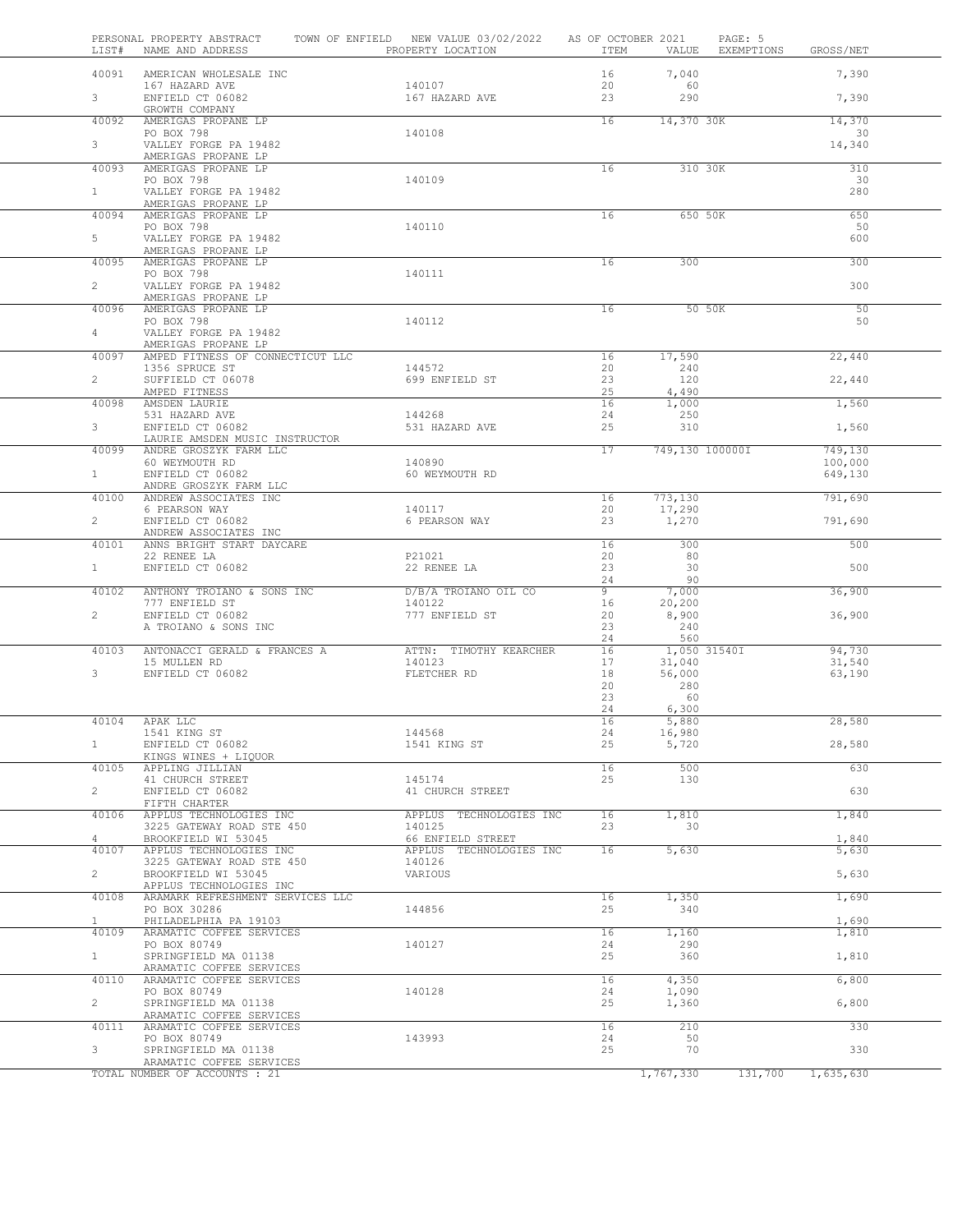PERSONAL PROPERTY ABSTRACT TOWN OF ENFIELD NEW VALUE 03/02/2022 AS OF OCTOBER 2021

| LIST# | NAME AND ADDRESS | PROPERTY LOCATION | ITEM | VALUE | EXEMPTIONS | GROSS/NET |
|---|---|---|---|---|---|---|
| 40091 | AMERICAN WHOLESALE INC | | 16 | 7,040 | | 7,390 |
| | 167 HAZARD AVE | 140107 | 20 | 60 | | |
| 3 | ENFIELD CT 06082 | 167 HAZARD AVE | 23 | 290 | | 7,390 |
| | GROWTH COMPANY | | | | | |
| 40092 | AMERIGAS PROPANE LP | | 16 | 14,370 | 30K | 14,370 |
| | PO BOX 798 | 140108 | | | | 30 |
| 3 | VALLEY FORGE PA 19482 | | | | | 14,340 |
| | AMERIGAS PROPANE LP | | | | | |
| 40093 | AMERIGAS PROPANE LP | | 16 | 310 | 30K | 310 |
| | PO BOX 798 | 140109 | | | | 30 |
| 1 | VALLEY FORGE PA 19482 | | | | | 280 |
| | AMERIGAS PROPANE LP | | | | | |
| 40094 | AMERIGAS PROPANE LP | | 16 | 650 | 50K | 650 |
| | PO BOX 798 | 140110 | | | | 50 |
| 5 | VALLEY FORGE PA 19482 | | | | | 600 |
| | AMERIGAS PROPANE LP | | | | | |
| 40095 | AMERIGAS PROPANE LP | | 16 | 300 | | 300 |
| | PO BOX 798 | 140111 | | | | |
| 2 | VALLEY FORGE PA 19482 | | | | | 300 |
| | AMERIGAS PROPANE LP | | | | | |
| 40096 | AMERIGAS PROPANE LP | | 16 | 50 | 50K | 50 |
| | PO BOX 798 | 140112 | | | | 50 |
| 4 | VALLEY FORGE PA 19482 | | | | | |
| | AMERIGAS PROPANE LP | | | | | |
| 40097 | AMPED FITNESS OF CONNECTICUT LLC | | 16 | 17,590 | | 22,440 |
| | 1356 SPRUCE ST | 144572 | 20 | 240 | | |
| 2 | SUFFIELD CT 06078 | 699 ENFIELD ST | 23 | 120 | | 22,440 |
| | AMPED FITNESS | | 25 | 4,490 | | |
| 40098 | AMSDEN LAURIE | | 16 | 1,000 | | 1,560 |
| | 531 HAZARD AVE | 144268 | 24 | 250 | | |
| 3 | ENFIELD CT 06082 | 531 HAZARD AVE | 25 | 310 | | 1,560 |
| | LAURIE AMSDEN MUSIC INSTRUCTOR | | | | | |
| 40099 | ANDRE GROSZYK FARM LLC | | 17 | 749,130 | 100000I | 749,130 |
| | 60 WEYMOUTH RD | 140890 | | | | 100,000 |
| 1 | ENFIELD CT 06082 | 60 WEYMOUTH RD | | | | 649,130 |
| | ANDRE GROSZYK FARM LLC | | | | | |
| 40100 | ANDREW ASSOCIATES INC | | 16 | 773,130 | | 791,690 |
| | 6 PEARSON WAY | 140117 | 20 | 17,290 | | |
| 2 | ENFIELD CT 06082 | 6 PEARSON WAY | 23 | 1,270 | | 791,690 |
| | ANDREW ASSOCIATES INC | | | | | |
| 40101 | ANNS BRIGHT START DAYCARE | | 16 | 300 | | 500 |
| | 22 RENEE LA | P21021 | 20 | 80 | | |
| 1 | ENFIELD CT 06082 | 22 RENEE LA | 23 | 30 | | 500 |
| | | | 24 | 90 | | |
| 40102 | ANTHONY TROIANO & SONS INC | D/B/A TROIANO OIL CO | 9 | 7,000 | | 36,900 |
| | 777 ENFIELD ST | 140122 | 16 | 20,200 | | |
| 2 | ENFIELD CT 06082 | 777 ENFIELD ST | 20 | 8,900 | | 36,900 |
| | A TROIANO & SONS INC | | 23 | 240 | | |
| | | | 24 | 560 | | |
| 40103 | ANTONACCI GERALD & FRANCES A | ATTN: TIMOTHY KEARCHER | 16 | 1,050 | 31540I | 94,730 |
| | 15 MULLEN RD | 140123 | 17 | 31,040 | | 31,540 |
| 3 | ENFIELD CT 06082 | FLETCHER RD | 18 | 56,000 | | 63,190 |
| | | | 20 | 280 | | |
| | | | 23 | 60 | | |
| | | | 24 | 6,300 | | |
| 40104 | APAK LLC | | 16 | 5,880 | | 28,580 |
| | 1541 KING ST | 144568 | 24 | 16,980 | | |
| 1 | ENFIELD CT 06082 | 1541 KING ST | 25 | 5,720 | | 28,580 |
| | KINGS WINES + LIQUOR | | | | | |
| 40105 | APPLING JILLIAN | | 16 | 500 | | 630 |
| | 41 CHURCH STREET | 145174 | 25 | 130 | | |
| 2 | ENFIELD CT 06082 | 41 CHURCH STREET | | | | 630 |
| | FIFTH CHARTER | | | | | |
| 40106 | APPLUS TECHNOLOGIES INC | APPLUS TECHNOLOGIES INC | 16 | 1,810 | | 1,840 |
| | 3225 GATEWAY ROAD STE 450 | 140125 | 23 | 30 | | |
| 4 | BROOKFIELD WI 53045 | 66 ENFIELD STREET | | | | 1,840 |
| 40107 | APPLUS TECHNOLOGIES INC | APPLUS TECHNOLOGIES INC | 16 | 5,630 | | 5,630 |
| | 3225 GATEWAY ROAD STE 450 | 140126 | | | | |
| 2 | BROOKFIELD WI 53045 | VARIOUS | | | | 5,630 |
| | APPLUS TECHNOLOGIES INC | | | | | |
| 40108 | ARAMARK REFRESHMENT SERVICES LLC | | 16 | 1,350 | | 1,690 |
| | PO BOX 30286 | 144856 | 25 | 340 | | |
| 1 | PHILADELPHIA PA 19103 | | | | | 1,690 |
| 40109 | ARAMATIC COFFEE SERVICES | | 16 | 1,160 | | 1,810 |
| | PO BOX 80749 | 140127 | 24 | 290 | | |
| 1 | SPRINGFIELD MA 01138 | | 25 | 360 | | 1,810 |
| | ARAMATIC COFFEE SERVICES | | | | | |
| 40110 | ARAMATIC COFFEE SERVICES | | 16 | 4,350 | | 6,800 |
| | PO BOX 80749 | 140128 | 24 | 1,090 | | |
| 2 | SPRINGFIELD MA 01138 | | 25 | 1,360 | | 6,800 |
| | ARAMATIC COFFEE SERVICES | | | | | |
| 40111 | ARAMATIC COFFEE SERVICES | | 16 | 210 | | 330 |
| | PO BOX 80749 | 143993 | 24 | 50 | | |
| 3 | SPRINGFIELD MA 01138 | | 25 | 70 | | 330 |
| | ARAMATIC COFFEE SERVICES | | | | | |
| | TOTAL NUMBER OF ACCOUNTS : 21 | | | 1,767,330 | 131,700 | 1,635,630 |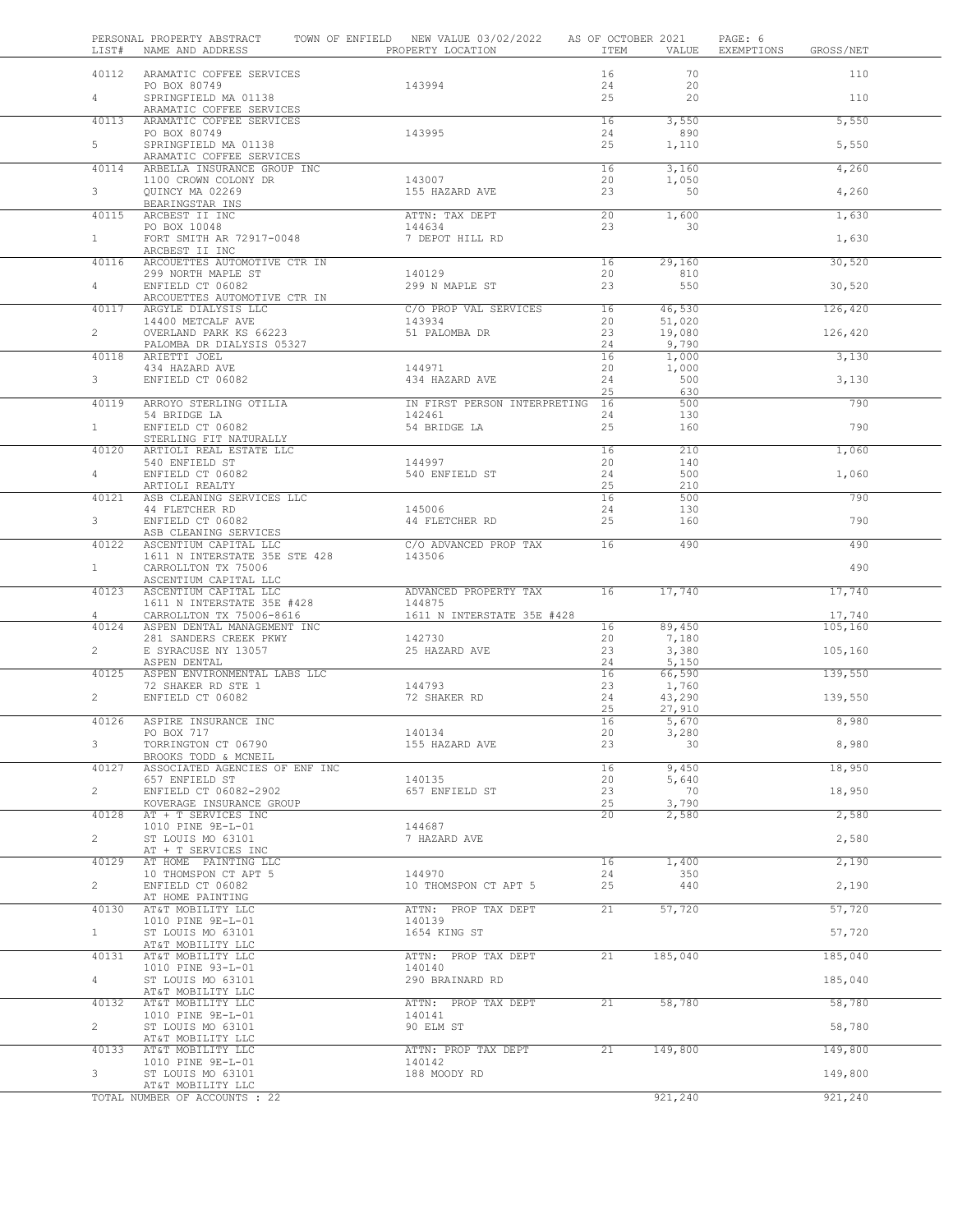PERSONAL PROPERTY ABSTRACT TOWN OF ENFIELD NEW VALUE 03/02/2022 AS OF OCTOBER 2021

| LIST# | NAME AND ADDRESS | PROPERTY LOCATION | ITEM | VALUE | EXEMPTIONS | GROSS/NET |
|---|---|---|---|---|---|---|
| 40112 | ARAMATIC COFFEE SERVICES | | 16 | 70 | | 110 |
| | PO BOX 80749 | 143994 | 24 | 20 | | |
| 4 | SPRINGFIELD MA 01138 | | 25 | 20 | | 110 |
| | ARAMATIC COFFEE SERVICES | | | | | |
| 40113 | ARAMATIC COFFEE SERVICES | | 16 | 3,550 | | 5,550 |
| | PO BOX 80749 | 143995 | 24 | 890 | | |
| 5 | SPRINGFIELD MA 01138 | | 25 | 1,110 | | 5,550 |
| | ARAMATIC COFFEE SERVICES | | | | | |
| 40114 | ARBELLA INSURANCE GROUP INC | | 16 | 3,160 | | 4,260 |
| | 1100 CROWN COLONY DR | 143007 | 20 | 1,050 | | |
| 3 | QUINCY MA 02269 | 155 HAZARD AVE | 23 | 50 | | 4,260 |
| | BEARINGSTAR INS | | | | | |
| 40115 | ARCBEST II INC | ATTN: TAX DEPT | 20 | 1,600 | | 1,630 |
| | PO BOX 10048 | 144634 | 23 | 30 | | |
| 1 | FORT SMITH AR 72917-0048 | 7 DEPOT HILL RD | | | | 1,630 |
| | ARCBEST II INC | | | | | |
| 40116 | ARCOUETTES AUTOMOTIVE CTR IN | | 16 | 29,160 | | 30,520 |
| | 299 NORTH MAPLE ST | 140129 | 20 | 810 | | |
| 4 | ENFIELD CT 06082 | 299 N MAPLE ST | 23 | 550 | | 30,520 |
| | ARCOUETTES AUTOMOTIVE CTR IN | | | | | |
| 40117 | ARGYLE DIALYSIS LLC | C/O PROP VAL SERVICES | 16 | 46,530 | | 126,420 |
| | 14400 METCALF AVE | 143934 | 20 | 51,020 | | |
| 2 | OVERLAND PARK KS 66223 | 51 PALOMBA DR | 23 | 19,080 | | 126,420 |
| | PALOMBA DR DIALYSIS 05327 | | 24 | 9,790 | | |
| 40118 | ARIETTI JOEL | | 16 | 1,000 | | 3,130 |
| | 434 HAZARD AVE | 144971 | 20 | 1,000 | | |
| 3 | ENFIELD CT 06082 | 434 HAZARD AVE | 24 | 500 | | 3,130 |
| | | | 25 | 630 | | |
| 40119 | ARROYO STERLING OTILIA | IN FIRST PERSON INTERPRETING | 16 | 500 | | 790 |
| | 54 BRIDGE LA | 142461 | 24 | 130 | | |
| 1 | ENFIELD CT 06082 | 54 BRIDGE LA | 25 | 160 | | 790 |
| | STERLING FIT NATURALLY | | | | | |
| 40120 | ARTIOLI REAL ESTATE LLC | | 16 | 210 | | 1,060 |
| | 540 ENFIELD ST | 144997 | 20 | 140 | | |
| 4 | ENFIELD CT 06082 | 540 ENFIELD ST | 24 | 500 | | 1,060 |
| | ARTIOLI REALTY | | 25 | 210 | | |
| 40121 | ASB CLEANING SERVICES LLC | | 16 | 500 | | 790 |
| | 44 FLETCHER RD | 145006 | 24 | 130 | | |
| 3 | ENFIELD CT 06082 | 44 FLETCHER RD | 25 | 160 | | 790 |
| | ASB CLEANING SERVICES | | | | | |
| 40122 | ASCENTIUM CAPITAL LLC | C/O ADVANCED PROP TAX | 16 | 490 | | 490 |
| | 1611 N INTERSTATE 35E STE 428 | 143506 | | | | |
| 1 | CARROLLTON TX 75006 | | | | | 490 |
| | ASCENTIUM CAPITAL LLC | | | | | |
| 40123 | ASCENTIUM CAPITAL LLC | ADVANCED PROPERTY TAX | 16 | 17,740 | | 17,740 |
| | 1611 N INTERSTATE 35E #428 | 144875 | | | | |
| 4 | CARROLLTON TX 75006-8616 | 1611 N INTERSTATE 35E #428 | | | | 17,740 |
| 40124 | ASPEN DENTAL MANAGEMENT INC | | 16 | 89,450 | | 105,160 |
| | 281 SANDERS CREEK PKWY | 142730 | 20 | 7,180 | | |
| 2 | E SYRACUSE NY 13057 | 25 HAZARD AVE | 23 | 3,380 | | 105,160 |
| | ASPEN DENTAL | | 24 | 5,150 | | |
| 40125 | ASPEN ENVIRONMENTAL LABS LLC | | 16 | 66,590 | | 139,550 |
| | 72 SHAKER RD STE 1 | 144793 | 23 | 1,760 | | |
| 2 | ENFIELD CT 06082 | 72 SHAKER RD | 24 | 43,290 | | 139,550 |
| | | | 25 | 27,910 | | |
| 40126 | ASPIRE INSURANCE INC | | 16 | 5,670 | | 8,980 |
| | PO BOX 717 | 140134 | 20 | 3,280 | | |
| 3 | TORRINGTON CT 06790 | 155 HAZARD AVE | 23 | 30 | | 8,980 |
| | BROOKS TODD & MCNEIL | | | | | |
| 40127 | ASSOCIATED AGENCIES OF ENF INC | | 16 | 9,450 | | 18,950 |
| | 657 ENFIELD ST | 140135 | 20 | 5,640 | | |
| 2 | ENFIELD CT 06082-2902 | 657 ENFIELD ST | 23 | 70 | | 18,950 |
| | KOVERAGE INSURANCE GROUP | | 25 | 3,790 | | |
| 40128 | AT + T SERVICES INC | | 20 | 2,580 | | 2,580 |
| | 1010 PINE 9E-L-01 | 144687 | | | | |
| 2 | ST LOUIS MO 63101 | 7 HAZARD AVE | | | | 2,580 |
| | AT + T SERVICES INC | | | | | |
| 40129 | AT HOME PAINTING LLC | | 16 | 1,400 | | 2,190 |
| | 10 THOMSPON CT APT 5 | 144970 | 24 | 350 | | |
| 2 | ENFIELD CT 06082 | 10 THOMSPON CT APT 5 | 25 | 440 | | 2,190 |
| | AT HOME PAINTING | | | | | |
| 40130 | AT&T MOBILITY LLC | ATTN: PROP TAX DEPT | 21 | 57,720 | | 57,720 |
| | 1010 PINE 9E-L-01 | 140139 | | | | |
| 1 | ST LOUIS MO 63101 | 1654 KING ST | | | | 57,720 |
| | AT&T MOBILITY LLC | | | | | |
| 40131 | AT&T MOBILITY LLC | ATTN: PROP TAX DEPT | 21 | 185,040 | | 185,040 |
| | 1010 PINE 93-L-01 | 140140 | | | | |
| 4 | ST LOUIS MO 63101 | 290 BRAINARD RD | | | | 185,040 |
| | AT&T MOBILITY LLC | | | | | |
| 40132 | AT&T MOBILITY LLC | ATTN: PROP TAX DEPT | 21 | 58,780 | | 58,780 |
| | 1010 PINE 9E-L-01 | 140141 | | | | |
| 2 | ST LOUIS MO 63101 | 90 ELM ST | | | | 58,780 |
| | AT&T MOBILITY LLC | | | | | |
| 40133 | AT&T MOBILITY LLC | ATTN: PROP TAX DEPT | 21 | 149,800 | | 149,800 |
| | 1010 PINE 9E-L-01 | 140142 | | | | |
| 3 | ST LOUIS MO 63101 | 188 MOODY RD | | | | 149,800 |
| | AT&T MOBILITY LLC | | | | | |
| | TOTAL NUMBER OF ACCOUNTS : 22 | | | 921,240 | | 921,240 |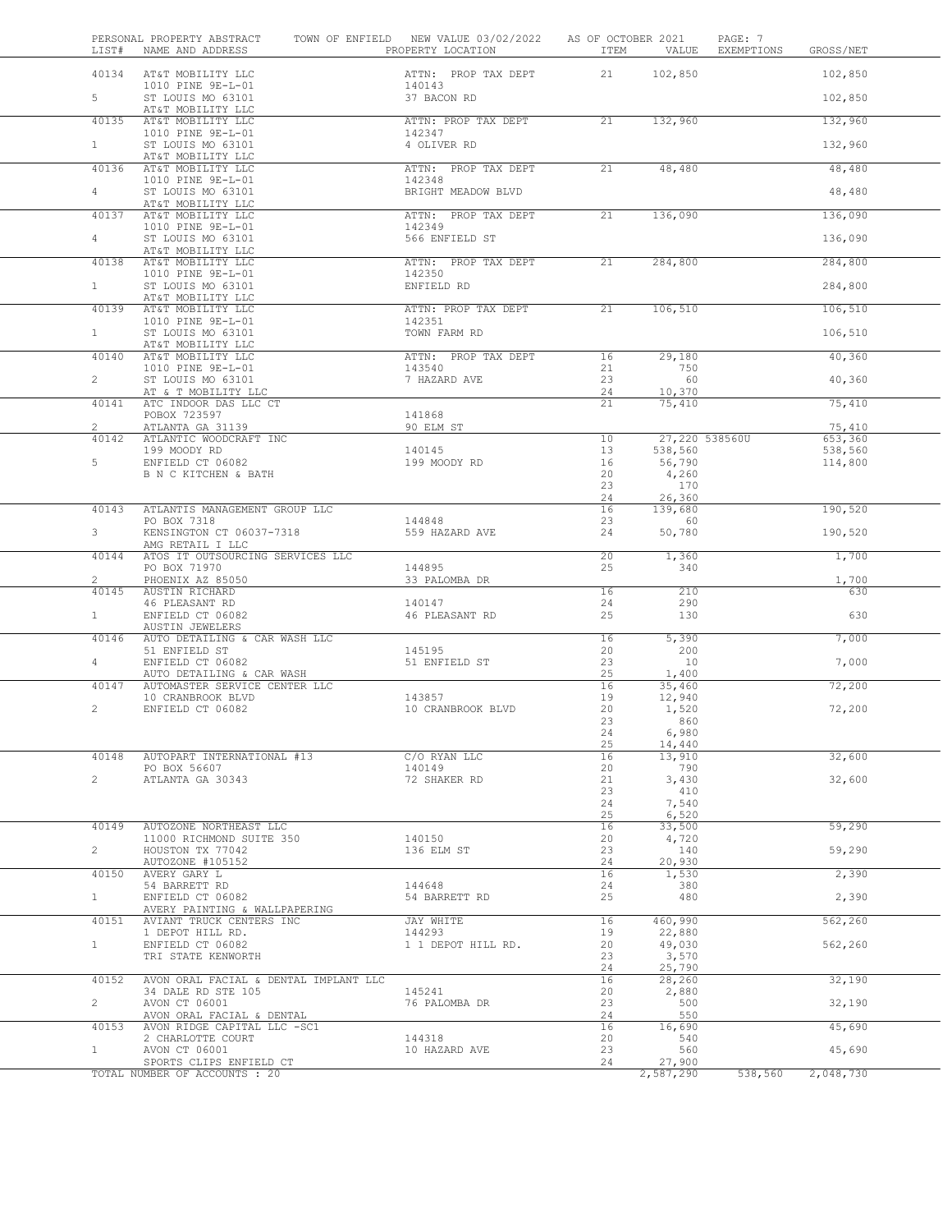PERSONAL PROPERTY ABSTRACT — TOWN OF ENFIELD — NEW VALUE 03/02/2022 — AS OF OCTOBER 2021

| LIST# | NAME AND ADDRESS | PROPERTY LOCATION | ITEM | VALUE | EXEMPTIONS | GROSS/NET |
|---|---|---|---|---|---|---|
| 40134 | AT&T MOBILITY LLC | ATTN: PROP TAX DEPT | 21 | 102,850 | | 102,850 |
| | 1010 PINE 9E-L-01 | 140143 | | | | |
| 5 | ST LOUIS MO 63101 | 37 BACON RD | | | | 102,850 |
| | AT&T MOBILITY LLC | | | | | |
| 40135 | AT&T MOBILITY LLC | ATTN: PROP TAX DEPT | 21 | 132,960 | | 132,960 |
| | 1010 PINE 9E-L-01 | 142347 | | | | |
| 1 | ST LOUIS MO 63101 | 4 OLIVER RD | | | | 132,960 |
| | AT&T MOBILITY LLC | | | | | |
| 40136 | AT&T MOBILITY LLC | ATTN: PROP TAX DEPT | 21 | 48,480 | | 48,480 |
| | 1010 PINE 9E-L-01 | 142348 | | | | |
| 4 | ST LOUIS MO 63101 | BRIGHT MEADOW BLVD | | | | 48,480 |
| | AT&T MOBILITY LLC | | | | | |
| 40137 | AT&T MOBILITY LLC | ATTN: PROP TAX DEPT | 21 | 136,090 | | 136,090 |
| | 1010 PINE 9E-L-01 | 142349 | | | | |
| 4 | ST LOUIS MO 63101 | 566 ENFIELD ST | | | | 136,090 |
| | AT&T MOBILITY LLC | | | | | |
| 40138 | AT&T MOBILITY LLC | ATTN: PROP TAX DEPT | 21 | 284,800 | | 284,800 |
| | 1010 PINE 9E-L-01 | 142350 | | | | |
| 1 | ST LOUIS MO 63101 | ENFIELD RD | | | | 284,800 |
| | AT&T MOBILITY LLC | | | | | |
| 40139 | AT&T MOBILITY LLC | ATTN: PROP TAX DEPT | 21 | 106,510 | | 106,510 |
| | 1010 PINE 9E-L-01 | 142351 | | | | |
| 1 | ST LOUIS MO 63101 | TOWN FARM RD | | | | 106,510 |
| | AT&T MOBILITY LLC | | | | | |
| 40140 | AT&T MOBILITY LLC | ATTN: PROP TAX DEPT | 16 | 29,180 | | 40,360 |
| | 1010 PINE 9E-L-01 | 143540 | 21 | 750 | | |
| 2 | ST LOUIS MO 63101 | 7 HAZARD AVE | 23 | 60 | | 40,360 |
| | AT & T MOBILITY LLC | | 24 | 10,370 | | |
| 40141 | ATC INDOOR DAS LLC CT | | 21 | 75,410 | | 75,410 |
| | POBOX 723597 | 141868 | | | | |
| 2 | ATLANTA GA 31139 | 90 ELM ST | | | | 75,410 |
| 40142 | ATLANTIC WOODCRAFT INC | | 10 | 27,220 | 538560U | 653,360 |
| | 199 MOODY RD | 140145 | 13 | 538,560 | | 538,560 |
| 5 | ENFIELD CT 06082 | 199 MOODY RD | 16 | 56,790 | | 114,800 |
| | B N C KITCHEN & BATH | | 20 | 4,260 | | |
| | | | 23 | 170 | | |
| | | | 24 | 26,360 | | |
| 40143 | ATLANTIS MANAGEMENT GROUP LLC | | 16 | 139,680 | | 190,520 |
| | PO BOX 7318 | 144848 | 23 | 60 | | |
| 3 | KENSINGTON CT 06037-7318 | 559 HAZARD AVE | 24 | 50,780 | | 190,520 |
| | AMG RETAIL I LLC | | | | | |
| 40144 | ATOS IT OUTSOURCING SERVICES LLC | | 20 | 1,360 | | 1,700 |
| | PO BOX 71970 | 144895 | 25 | 340 | | |
| 2 | PHOENIX AZ 85050 | 33 PALOMBA DR | | | | 1,700 |
| 40145 | AUSTIN RICHARD | | 16 | 210 | | 630 |
| | 46 PLEASANT RD | 140147 | 24 | 290 | | |
| 1 | ENFIELD CT 06082 | 46 PLEASANT RD | 25 | 130 | | 630 |
| | AUSTIN JEWELERS | | | | | |
| 40146 | AUTO DETAILING & CAR WASH LLC | | 16 | 5,390 | | 7,000 |
| | 51 ENFIELD ST | 145195 | 20 | 200 | | |
| 4 | ENFIELD CT 06082 | 51 ENFIELD ST | 23 | 10 | | 7,000 |
| | AUTO DETAILING & CAR WASH | | 25 | 1,400 | | |
| 40147 | AUTOMASTER SERVICE CENTER LLC | | 16 | 35,460 | | 72,200 |
| | 10 CRANBROOK BLVD | 143857 | 19 | 12,940 | | |
| 2 | ENFIELD CT 06082 | 10 CRANBROOK BLVD | 20 | 1,520 | | 72,200 |
| | | | 23 | 860 | | |
| | | | 24 | 6,980 | | |
| | | | 25 | 14,440 | | |
| 40148 | AUTOPART INTERNATIONAL #13 | C/O RYAN LLC | 16 | 13,910 | | 32,600 |
| | PO BOX 56607 | 140149 | 20 | 790 | | |
| 2 | ATLANTA GA 30343 | 72 SHAKER RD | 21 | 3,430 | | 32,600 |
| | | | 23 | 410 | | |
| | | | 24 | 7,540 | | |
| | | | 25 | 6,520 | | |
| 40149 | AUTOZONE NORTHEAST LLC | | 16 | 33,500 | | 59,290 |
| | 11000 RICHMOND SUITE 350 | 140150 | 20 | 4,720 | | |
| 2 | HOUSTON TX 77042 | 136 ELM ST | 23 | 140 | | 59,290 |
| | AUTOZONE #105152 | | 24 | 20,930 | | |
| 40150 | AVERY GARY L | | 16 | 1,530 | | 2,390 |
| | 54 BARRETT RD | 144648 | 24 | 380 | | |
| 1 | ENFIELD CT 06082 | 54 BARRETT RD | 25 | 480 | | 2,390 |
| | AVERY PAINTING & WALLPAPERING | | | | | |
| 40151 | AVIANT TRUCK CENTERS INC | JAY WHITE | 16 | 460,990 | | 562,260 |
| | 1 DEPOT HILL RD. | 144293 | 19 | 22,880 | | |
| 1 | ENFIELD CT 06082 | 1 1 DEPOT HILL RD. | 20 | 49,030 | | 562,260 |
| | TRI STATE KENWORTH | | 23 | 3,570 | | |
| | | | 24 | 25,790 | | |
| 40152 | AVON ORAL FACIAL & DENTAL IMPLANT LLC | | 16 | 28,260 | | 32,190 |
| | 34 DALE RD STE 105 | 145241 | 20 | 2,880 | | |
| 2 | AVON CT 06001 | 76 PALOMBA DR | 23 | 500 | | 32,190 |
| | AVON ORAL FACIAL & DENTAL | | 24 | 550 | | |
| 40153 | AVON RIDGE CAPITAL LLC -SC1 | | 16 | 16,690 | | 45,690 |
| | 2 CHARLOTTE COURT | 144318 | 20 | 540 | | |
| 1 | AVON CT 06001 | 10 HAZARD AVE | 23 | 560 | | 45,690 |
| | SPORTS CLIPS ENFIELD CT | | 24 | 27,900 | | |
| | TOTAL NUMBER OF ACCOUNTS : 20 | | | 2,587,290 | 538,560 | 2,048,730 |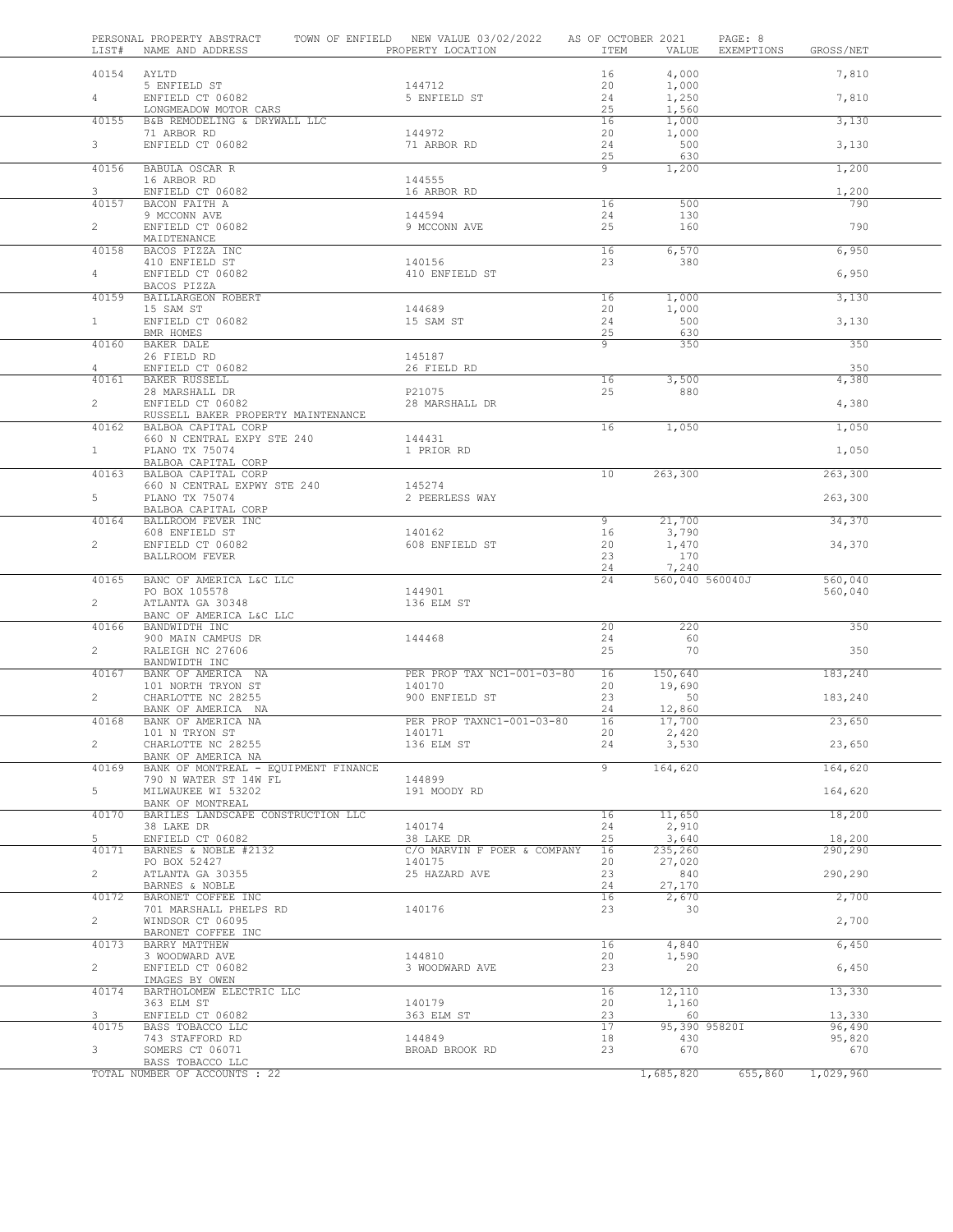PERSONAL PROPERTY ABSTRACT TOWN OF ENFIELD NEW VALUE 03/02/2022 AS OF OCTOBER 2021

| LIST# | NAME AND ADDRESS | PROPERTY LOCATION | ITEM | VALUE | EXEMPTIONS | GROSS/NET |
|---|---|---|---|---|---|---|
| 40154 | AYLTD | | 16 | 4,000 | | 7,810 |
| | 5 ENFIELD ST | 144712 | 20 | 1,000 | | |
| 4 | ENFIELD CT 06082 | 5 ENFIELD ST | 24 | 1,250 | | 7,810 |
| | LONGMEADOW MOTOR CARS | | 25 | 1,560 | | |
| 40155 | B&B REMODELING & DRYWALL LLC | | 16 | 1,000 | | 3,130 |
| | 71 ARBOR RD | 144972 | 20 | 1,000 | | |
| 3 | ENFIELD CT 06082 | 71 ARBOR RD | 24 | 500 | | 3,130 |
| | | | 25 | 630 | | |
| 40156 | BABULA OSCAR R | | 9 | 1,200 | | 1,200 |
| | 16 ARBOR RD | 144555 | | | | |
| 3 | ENFIELD CT 06082 | 16 ARBOR RD | | | | 1,200 |
| 40157 | BACON FAITH A | | 16 | 500 | | 790 |
| | 9 MCCONN AVE | 144594 | 24 | 130 | | |
| 2 | ENFIELD CT 06082 | 9 MCCONN AVE | 25 | 160 | | 790 |
| | MAIDTENANCE | | | | | |
| 40158 | BACOS PIZZA INC | | 16 | 6,570 | | 6,950 |
| | 410 ENFIELD ST | 140156 | 23 | 380 | | |
| 4 | ENFIELD CT 06082 | 410 ENFIELD ST | | | | 6,950 |
| | BACOS PIZZA | | | | | |
| 40159 | BAILLARGEON ROBERT | | 16 | 1,000 | | 3,130 |
| | 15 SAM ST | 144689 | 20 | 1,000 | | |
| 1 | ENFIELD CT 06082 | 15 SAM ST | 24 | 500 | | 3,130 |
| | BMR HOMES | | 25 | 630 | | |
| 40160 | BAKER DALE | | 9 | 350 | | 350 |
| | 26 FIELD RD | 145187 | | | | |
| 4 | ENFIELD CT 06082 | 26 FIELD RD | | | | 350 |
| 40161 | BAKER RUSSELL | | 16 | 3,500 | | 4,380 |
| | 28 MARSHALL DR | P21075 | 25 | 880 | | |
| 2 | ENFIELD CT 06082 | 28 MARSHALL DR | | | | 4,380 |
| | RUSSELL BAKER PROPERTY MAINTENANCE | | | | | |
| 40162 | BALBOA CAPITAL CORP | | 16 | 1,050 | | 1,050 |
| | 660 N CENTRAL EXPY STE 240 | 144431 | | | | |
| 1 | PLANO TX 75074 | 1 PRIOR RD | | | | 1,050 |
| | BALBOA CAPITAL CORP | | | | | |
| 40163 | BALBOA CAPITAL CORP | | 10 | 263,300 | | 263,300 |
| | 660 N CENTRAL EXPWY STE 240 | 145274 | | | | |
| 5 | PLANO TX 75074 | 2 PEERLESS WAY | | | | 263,300 |
| | BALBOA CAPITAL CORP | | | | | |
| 40164 | BALLROOM FEVER INC | | 9 | 21,700 | | 34,370 |
| | 608 ENFIELD ST | 140162 | 16 | 3,790 | | |
| 2 | ENFIELD CT 06082 | 608 ENFIELD ST | 20 | 1,470 | | 34,370 |
| | BALLROOM FEVER | | 23 | 170 | | |
| | | | 24 | 7,240 | | |
| 40165 | BANC OF AMERICA L&C LLC | | 24 | 560,040 | 560040J | 560,040 |
| | PO BOX 105578 | 144901 | | | | 560,040 |
| 2 | ATLANTA GA 30348 | 136 ELM ST | | | | |
| | BANC OF AMERICA L&C LLC | | | | | |
| 40166 | BANDWIDTH INC | | 20 | 220 | | 350 |
| | 900 MAIN CAMPUS DR | 144468 | 24 | 60 | | |
| 2 | RALEIGH NC 27606 | | 25 | 70 | | 350 |
| | BANDWIDTH INC | | | | | |
| 40167 | BANK OF AMERICA NA | PER PROP TAX NC1-001-03-80 | 16 | 150,640 | | 183,240 |
| | 101 NORTH TRYON ST | 140170 | 20 | 19,690 | | |
| 2 | CHARLOTTE NC 28255 | 900 ENFIELD ST | 23 | 50 | | 183,240 |
| | BANK OF AMERICA NA | | 24 | 12,860 | | |
| 40168 | BANK OF AMERICA NA | PER PROP TAXNC1-001-03-80 | 16 | 17,700 | | 23,650 |
| | 101 N TRYON ST | 140171 | 20 | 2,420 | | |
| 2 | CHARLOTTE NC 28255 | 136 ELM ST | 24 | 3,530 | | 23,650 |
| | BANK OF AMERICA NA | | | | | |
| 40169 | BANK OF MONTREAL - EQUIPMENT FINANCE | | 9 | 164,620 | | 164,620 |
| | 790 N WATER ST 14W FL | 144899 | | | | |
| 5 | MILWAUKEE WI 53202 | 191 MOODY RD | | | | 164,620 |
| | BANK OF MONTREAL | | | | | |
| 40170 | BARILES LANDSCAPE CONSTRUCTION LLC | | 16 | 11,650 | | 18,200 |
| | 38 LAKE DR | 140174 | 24 | 2,910 | | |
| 5 | ENFIELD CT 06082 | 38 LAKE DR | 25 | 3,640 | | 18,200 |
| 40171 | BARNES & NOBLE #2132 | C/O MARVIN F POER & COMPANY | 16 | 235,260 | | 290,290 |
| | PO BOX 52427 | 140175 | 20 | 27,020 | | |
| 2 | ATLANTA GA 30355 | 25 HAZARD AVE | 23 | 840 | | 290,290 |
| | BARNES & NOBLE | | 24 | 27,170 | | |
| 40172 | BARONET COFFEE INC | | 16 | 2,670 | | 2,700 |
| | 701 MARSHALL PHELPS RD | 140176 | 23 | 30 | | |
| 2 | WINDSOR CT 06095 | | | | | 2,700 |
| | BARONET COFFEE INC | | | | | |
| 40173 | BARRY MATTHEW | | 16 | 4,840 | | 6,450 |
| | 3 WOODWARD AVE | 144810 | 20 | 1,590 | | |
| 2 | ENFIELD CT 06082 | 3 WOODWARD AVE | 23 | 20 | | 6,450 |
| | IMAGES BY OWEN | | | | | |
| 40174 | BARTHOLOMEW ELECTRIC LLC | | 16 | 12,110 | | 13,330 |
| | 363 ELM ST | 140179 | 20 | 1,160 | | |
| 3 | ENFIELD CT 06082 | 363 ELM ST | 23 | 60 | | 13,330 |
| 40175 | BASS TOBACCO LLC | | 17 | 95,390 | 95820I | 96,490 |
| | 743 STAFFORD RD | 144849 | 18 | 430 | | 95,820 |
| 3 | SOMERS CT 06071 | BROAD BROOK RD | 23 | 670 | | 670 |
| | BASS TOBACCO LLC | | | | | |
| | TOTAL NUMBER OF ACCOUNTS : 22 | | | 1,685,820 | 655,860 | 1,029,960 |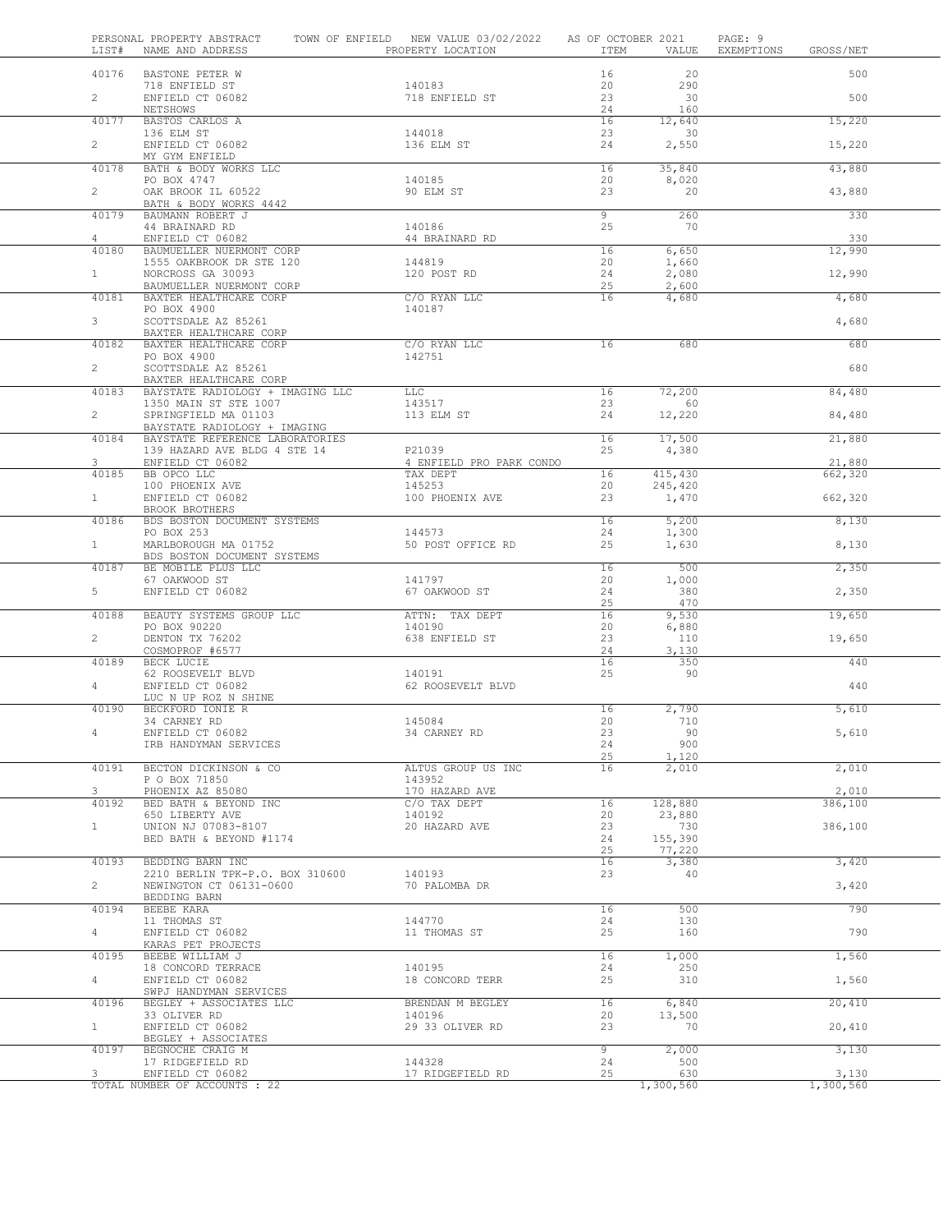PERSONAL PROPERTY ABSTRACT TOWN OF ENFIELD NEW VALUE 03/02/2022 AS OF OCTOBER 2021

| LIST# | NAME AND ADDRESS | PROPERTY LOCATION | ITEM | VALUE | EXEMPTIONS | GROSS/NET |
|---|---|---|---|---|---|---|
| 40176 | BASTONE PETER W | | 16 | 20 | | 500 |
| | 718 ENFIELD ST | 140183 | 20 | 290 | | |
| 2 | ENFIELD CT 06082 | 718 ENFIELD ST | 23 | 30 | | 500 |
| | NETSHOWS | | 24 | 160 | | |
| 40177 | BASTOS CARLOS A | | 16 | 12,640 | | 15,220 |
| | 136 ELM ST | 144018 | 23 | 30 | | |
| 2 | ENFIELD CT 06082 | 136 ELM ST | 24 | 2,550 | | 15,220 |
| | MY GYM ENFIELD | | | | | |
| 40178 | BATH & BODY WORKS LLC | | 16 | 35,840 | | 43,880 |
| | PO BOX 4747 | 140185 | 20 | 8,020 | | |
| 2 | OAK BROOK IL 60522 | 90 ELM ST | 23 | 20 | | 43,880 |
| | BATH & BODY WORKS 4442 | | | | | |
| 40179 | BAUMANN ROBERT J | | 9 | 260 | | 330 |
| | 44 BRAINARD RD | 140186 | 25 | 70 | | |
| 4 | ENFIELD CT 06082 | 44 BRAINARD RD | | | | 330 |
| 40180 | BAUMUELLER NUERMONT CORP | | 16 | 6,650 | | 12,990 |
| | 1555 OAKBROOK DR STE 120 | 144819 | 20 | 1,660 | | |
| 1 | NORCROSS GA 30093 | 120 POST RD | 24 | 2,080 | | 12,990 |
| | BAUMUELLER NUERMONT CORP | | 25 | 2,600 | | |
| 40181 | BAXTER HEALTHCARE CORP | C/O RYAN LLC | 16 | 4,680 | | 4,680 |
| | PO BOX 4900 | 140187 | | | | |
| 3 | SCOTTSDALE AZ 85261 | | | | | 4,680 |
| | BAXTER HEALTHCARE CORP | | | | | |
| 40182 | BAXTER HEALTHCARE CORP | C/O RYAN LLC | 16 | 680 | | 680 |
| | PO BOX 4900 | 142751 | | | | |
| 2 | SCOTTSDALE AZ 85261 | | | | | 680 |
| | BAXTER HEALTHCARE CORP | | | | | |
| 40183 | BAYSTATE RADIOLOGY + IMAGING LLC | LLC | 16 | 72,200 | | 84,480 |
| | 1350 MAIN ST STE 1007 | 143517 | 23 | 60 | | |
| 2 | SPRINGFIELD MA 01103 | 113 ELM ST | 24 | 12,220 | | 84,480 |
| | BAYSTATE RADIOLOGY + IMAGING | | | | | |
| 40184 | BAYSTATE REFERENCE LABORATORIES | | 16 | 17,500 | | 21,880 |
| | 139 HAZARD AVE BLDG 4 STE 14 | P21039 | 25 | 4,380 | | |
| 3 | ENFIELD CT 06082 | 4 ENFIELD PRO PARK CONDO | | | | 21,880 |
| 40185 | BB OPCO LLC | TAX DEPT | 16 | 415,430 | | 662,320 |
| | 100 PHOENIX AVE | 145253 | 20 | 245,420 | | |
| 1 | ENFIELD CT 06082 | 100 PHOENIX AVE | 23 | 1,470 | | 662,320 |
| | BROOK BROTHERS | | | | | |
| 40186 | BDS BOSTON DOCUMENT SYSTEMS | | 16 | 5,200 | | 8,130 |
| | PO BOX 253 | 144573 | 24 | 1,300 | | |
| 1 | MARLBOROUGH MA 01752 | 50 POST OFFICE RD | 25 | 1,630 | | 8,130 |
| | BDS BOSTON DOCUMENT SYSTEMS | | | | | |
| 40187 | BE MOBILE PLUS LLC | | 16 | 500 | | 2,350 |
| | 67 OAKWOOD ST | 141797 | 20 | 1,000 | | |
| 5 | ENFIELD CT 06082 | 67 OAKWOOD ST | 24 | 380 | | 2,350 |
| | | | 25 | 470 | | |
| 40188 | BEAUTY SYSTEMS GROUP LLC | ATTN: TAX DEPT | 16 | 9,530 | | 19,650 |
| | PO BOX 90220 | 140190 | 20 | 6,880 | | |
| 2 | DENTON TX 76202 | 638 ENFIELD ST | 23 | 110 | | 19,650 |
| | COSMOPROF #6577 | | 24 | 3,130 | | |
| 40189 | BECK LUCIE | | 16 | 350 | | 440 |
| | 62 ROOSEVELT BLVD | 140191 | 25 | 90 | | |
| 4 | ENFIELD CT 06082 | 62 ROOSEVELT BLVD | | | | 440 |
| | LUC N UP ROZ N SHINE | | | | | |
| 40190 | BECKFORD IONIE R | | 16 | 2,790 | | 5,610 |
| | 34 CARNEY RD | 145084 | 20 | 710 | | |
| 4 | ENFIELD CT 06082 | 34 CARNEY RD | 23 | 90 | | 5,610 |
| | IRB HANDYMAN SERVICES | | 24 | 900 | | |
| | | | 25 | 1,120 | | |
| 40191 | BECTON DICKINSON & CO | ALTUS GROUP US INC | 16 | 2,010 | | 2,010 |
| | P O BOX 71850 | 143952 | | | | |
| 3 | PHOENIX AZ 85080 | 170 HAZARD AVE | | | | 2,010 |
| 40192 | BED BATH & BEYOND INC | C/O TAX DEPT | 16 | 128,880 | | 386,100 |
| | 650 LIBERTY AVE | 140192 | 20 | 23,880 | | |
| 1 | UNION NJ 07083-8107 | 20 HAZARD AVE | 23 | 730 | | 386,100 |
| | BED BATH & BEYOND #1174 | | 24 | 155,390 | | |
| | | | 25 | 77,220 | | |
| 40193 | BEDDING BARN INC | | 16 | 3,380 | | 3,420 |
| | 2210 BERLIN TPK-P.O. BOX 310600 | 140193 | 23 | 40 | | |
| 2 | NEWINGTON CT 06131-0600 | 70 PALOMBA DR | | | | 3,420 |
| | BEDDING BARN | | | | | |
| 40194 | BEEBE KARA | | 16 | 500 | | 790 |
| | 11 THOMAS ST | 144770 | 24 | 130 | | |
| 4 | ENFIELD CT 06082 | 11 THOMAS ST | 25 | 160 | | 790 |
| | KARAS PET PROJECTS | | | | | |
| 40195 | BEEBE WILLIAM J | | 16 | 1,000 | | 1,560 |
| | 18 CONCORD TERRACE | 140195 | 24 | 250 | | |
| 4 | ENFIELD CT 06082 | 18 CONCORD TERR | 25 | 310 | | 1,560 |
| | SWPJ HANDYMAN SERVICES | | | | | |
| 40196 | BEGLEY + ASSOCIATES LLC | BRENDAN M BEGLEY | 16 | 6,840 | | 20,410 |
| | 33 OLIVER RD | 140196 | 20 | 13,500 | | |
| 1 | ENFIELD CT 06082 | 29 33 OLIVER RD | 23 | 70 | | 20,410 |
| | BEGLEY + ASSOCIATES | | | | | |
| 40197 | BEGNOCHE CRAIG M | | 9 | 2,000 | | 3,130 |
| | 17 RIDGEFIELD RD | 144328 | 24 | 500 | | |
| 3 | ENFIELD CT 06082 | 17 RIDGEFIELD RD | 25 | 630 | | 3,130 |
| | TOTAL NUMBER OF ACCOUNTS : 22 | | | 1,300,560 | | 1,300,560 |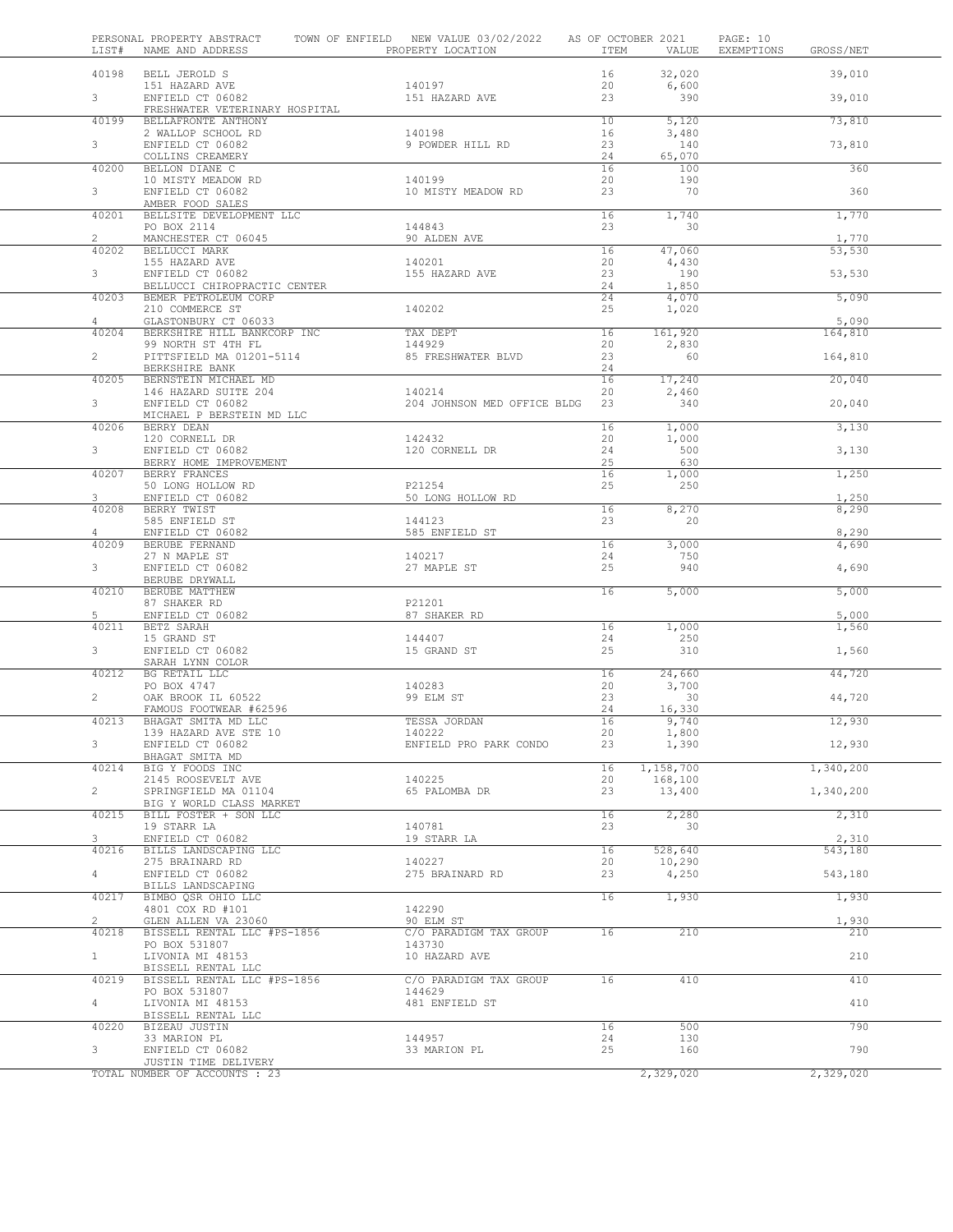PERSONAL PROPERTY ABSTRACT TOWN OF ENFIELD NEW VALUE 03/02/2022 AS OF OCTOBER 2021

| LIST# | NAME AND ADDRESS | PROPERTY LOCATION | ITEM | VALUE | EXEMPTIONS | GROSS/NET |
|---|---|---|---|---|---|---|
| 40198 | BELL JEROLD S | | 16 | 32,020 | | 39,010 |
| | 151 HAZARD AVE | 140197 | 20 | 6,600 | | |
| 3 | ENFIELD CT 06082 | 151 HAZARD AVE | 23 | 390 | | 39,010 |
| | FRESHWATER VETERINARY HOSPITAL | | | | | |
| 40199 | BELLAFRONTE ANTHONY | | 10 | 5,120 | | 73,810 |
| | 2 WALLOP SCHOOL RD | 140198 | 16 | 3,480 | | |
| 3 | ENFIELD CT 06082 | 9 POWDER HILL RD | 23 | 140 | | 73,810 |
| | COLLINS CREAMERY | | 24 | 65,070 | | |
| 40200 | BELLON DIANE C | | 16 | 100 | | 360 |
| | 10 MISTY MEADOW RD | 140199 | 20 | 190 | | |
| 3 | ENFIELD CT 06082 | 10 MISTY MEADOW RD | 23 | 70 | | 360 |
| | AMBER FOOD SALES | | | | | |
| 40201 | BELLSITE DEVELOPMENT LLC | | 16 | 1,740 | | 1,770 |
| | PO BOX 2114 | 144843 | 23 | 30 | | |
| 2 | MANCHESTER CT 06045 | 90 ALDEN AVE | | | | 1,770 |
| 40202 | BELLUCCI MARK | | 16 | 47,060 | | 53,530 |
| | 155 HAZARD AVE | 140201 | 20 | 4,430 | | |
| 3 | ENFIELD CT 06082 | 155 HAZARD AVE | 23 | 190 | | 53,530 |
| | BELLUCCI CHIROPRACTIC CENTER | | 24 | 1,850 | | |
| 40203 | BEMER PETROLEUM CORP | | 24 | 4,070 | | 5,090 |
| | 210 COMMERCE ST | 140202 | 25 | 1,020 | | |
| 4 | GLASTONBURY CT 06033 | | | | | 5,090 |
| 40204 | BERKSHIRE HILL BANKCORP INC | TAX DEPT | 16 | 161,920 | | 164,810 |
| | 99 NORTH ST 4TH FL | 144929 | 20 | 2,830 | | |
| 2 | PITTSFIELD MA 01201-5114 | 85 FRESHWATER BLVD | 23 | 60 | | 164,810 |
| | BERKSHIRE BANK | | 24 | | | |
| 40205 | BERNSTEIN MICHAEL MD | | 16 | 17,240 | | 20,040 |
| | 146 HAZARD SUITE 204 | 140214 | 20 | 2,460 | | |
| 3 | ENFIELD CT 06082 | 204 JOHNSON MED OFFICE BLDG | 23 | 340 | | 20,040 |
| | MICHAEL P BERSTEIN MD LLC | | | | | |
| 40206 | BERRY DEAN | | 16 | 1,000 | | 3,130 |
| | 120 CORNELL DR | 142432 | 20 | 1,000 | | |
| 3 | ENFIELD CT 06082 | 120 CORNELL DR | 24 | 500 | | 3,130 |
| | BERRY HOME IMPROVEMENT | | 25 | 630 | | |
| 40207 | BERRY FRANCES | | 16 | 1,000 | | 1,250 |
| | 50 LONG HOLLOW RD | P21254 | 25 | 250 | | |
| 3 | ENFIELD CT 06082 | 50 LONG HOLLOW RD | | | | 1,250 |
| 40208 | BERRY TWIST | | 16 | 8,270 | | 8,290 |
| | 585 ENFIELD ST | 144123 | 23 | 20 | | |
| 4 | ENFIELD CT 06082 | 585 ENFIELD ST | | | | 8,290 |
| 40209 | BERUBE FERNAND | | 16 | 3,000 | | 4,690 |
| | 27 N MAPLE ST | 140217 | 24 | 750 | | |
| 3 | ENFIELD CT 06082 | 27 MAPLE ST | 25 | 940 | | 4,690 |
| | BERUBE DRYWALL | | | | | |
| 40210 | BERUBE MATTHEW | | 16 | 5,000 | | 5,000 |
| | 87 SHAKER RD | P21201 | | | | |
| 5 | ENFIELD CT 06082 | 87 SHAKER RD | | | | 5,000 |
| 40211 | BETZ SARAH | | 16 | 1,000 | | 1,560 |
| | 15 GRAND ST | 144407 | 24 | 250 | | |
| 3 | ENFIELD CT 06082 | 15 GRAND ST | 25 | 310 | | 1,560 |
| | SARAH LYNN COLOR | | | | | |
| 40212 | BG RETAIL LLC | | 16 | 24,660 | | 44,720 |
| | PO BOX 4747 | 140283 | 20 | 3,700 | | |
| 2 | OAK BROOK IL 60522 | 99 ELM ST | 23 | 30 | | 44,720 |
| | FAMOUS FOOTWEAR #62596 | | 24 | 16,330 | | |
| 40213 | BHAGAT SMITA MD LLC | TESSA JORDAN | 16 | 9,740 | | 12,930 |
| | 139 HAZARD AVE STE 10 | 140222 | 20 | 1,800 | | |
| 3 | ENFIELD CT 06082 | ENFIELD PRO PARK CONDO | 23 | 1,390 | | 12,930 |
| | BHAGAT SMITA MD | | | | | |
| 40214 | BIG Y FOODS INC | | 16 | 1,158,700 | | 1,340,200 |
| | 2145 ROOSEVELT AVE | 140225 | 20 | 168,100 | | |
| 2 | SPRINGFIELD MA 01104 | 65 PALOMBA DR | 23 | 13,400 | | 1,340,200 |
| | BIG Y WORLD CLASS MARKET | | | | | |
| 40215 | BILL FOSTER + SON LLC | | 16 | 2,280 | | 2,310 |
| | 19 STARR LA | 140781 | 23 | 30 | | |
| 3 | ENFIELD CT 06082 | 19 STARR LA | | | | 2,310 |
| 40216 | BILLS LANDSCAPING LLC | | 16 | 528,640 | | 543,180 |
| | 275 BRAINARD RD | 140227 | 20 | 10,290 | | |
| 4 | ENFIELD CT 06082 | 275 BRAINARD RD | 23 | 4,250 | | 543,180 |
| | BILLS LANDSCAPING | | | | | |
| 40217 | BIMBO QSR OHIO LLC | | 16 | 1,930 | | 1,930 |
| | 4801 COX RD #101 | 142290 | | | | |
| 2 | GLEN ALLEN VA 23060 | 90 ELM ST | | | | 1,930 |
| 40218 | BISSELL RENTAL LLC #PS-1856 | C/O PARADIGM TAX GROUP | 16 | 210 | | 210 |
| | PO BOX 531807 | 143730 | | | | |
| 1 | LIVONIA MI 48153 | 10 HAZARD AVE | | | | 210 |
| | BISSELL RENTAL LLC | | | | | |
| 40219 | BISSELL RENTAL LLC #PS-1856 | C/O PARADIGM TAX GROUP | 16 | 410 | | 410 |
| | PO BOX 531807 | 144629 | | | | |
| 4 | LIVONIA MI 48153 | 481 ENFIELD ST | | | | 410 |
| | BISSELL RENTAL LLC | | | | | |
| 40220 | BIZEAU JUSTIN | | 16 | 500 | | 790 |
| | 33 MARION PL | 144957 | 24 | 130 | | |
| 3 | ENFIELD CT 06082 | 33 MARION PL | 25 | 160 | | 790 |
| | JUSTIN TIME DELIVERY | | | | | |
| | TOTAL NUMBER OF ACCOUNTS : 23 | | | 2,329,020 | | 2,329,020 |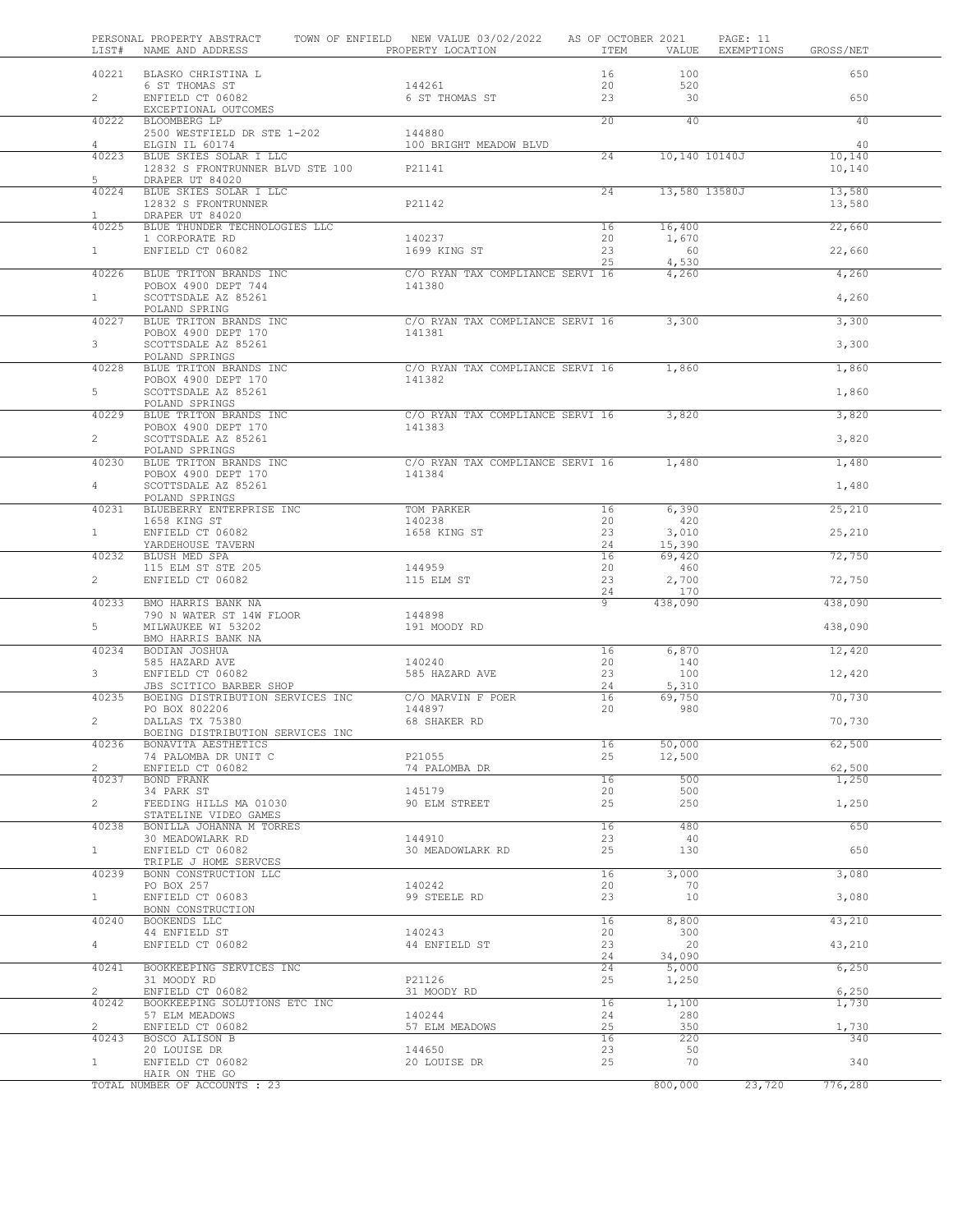PERSONAL PROPERTY ABSTRACT TOWN OF ENFIELD NEW VALUE 03/02/2022 AS OF OCTOBER 2021

| LIST# | NAME AND ADDRESS | PROPERTY LOCATION | ITEM | VALUE | EXEMPTIONS | GROSS/NET |
|---|---|---|---|---|---|---|
| 40221 | BLASKO CHRISTINA L | | 16 | 100 | | 650 |
| | 6 ST THOMAS ST | 144261 | 20 | 520 | | |
| 2 | ENFIELD CT 06082 | 6 ST THOMAS ST | 23 | 30 | | 650 |
| | EXCEPTIONAL OUTCOMES | | | | | |
| 40222 | BLOOMBERG LP | | 20 | 40 | | 40 |
| | 2500 WESTFIELD DR STE 1-202 | 144880 | | | | |
| 4 | ELGIN IL 60174 | 100 BRIGHT MEADOW BLVD | | | | 40 |
| 40223 | BLUE SKIES SOLAR I LLC | | 24 | 10,140 | 10140J | 10,140 |
| | 12832 S FRONTRUNNER BLVD STE 100 | P21141 | | | | 10,140 |
| 5 | DRAPER UT 84020 | | | | | |
| 40224 | BLUE SKIES SOLAR I LLC | | 24 | 13,580 | 13580J | 13,580 |
| | 12832 S FRONTRUNNER | P21142 | | | | 13,580 |
| 1 | DRAPER UT 84020 | | | | | |
| 40225 | BLUE THUNDER TECHNOLOGIES LLC | | 16 | 16,400 | | 22,660 |
| | 1 CORPORATE RD | 140237 | 20 | 1,670 | | |
| 1 | ENFIELD CT 06082 | 1699 KING ST | 23 | 60 | | 22,660 |
| | | | 25 | 4,530 | | |
| 40226 | BLUE TRITON BRANDS INC | C/O RYAN TAX COMPLIANCE SERVI | 16 | 4,260 | | 4,260 |
| | POBOX 4900 DEPT 744 | 141380 | | | | |
| 1 | SCOTTSDALE AZ 85261 | | | | | 4,260 |
| | POLAND SPRING | | | | | |
| 40227 | BLUE TRITON BRANDS INC | C/O RYAN TAX COMPLIANCE SERVI | 16 | 3,300 | | 3,300 |
| | POBOX 4900 DEPT 170 | 141381 | | | | |
| 3 | SCOTTSDALE AZ 85261 | | | | | 3,300 |
| | POLAND SPRINGS | | | | | |
| 40228 | BLUE TRITON BRANDS INC | C/O RYAN TAX COMPLIANCE SERVI | 16 | 1,860 | | 1,860 |
| | POBOX 4900 DEPT 170 | 141382 | | | | |
| 5 | SCOTTSDALE AZ 85261 | | | | | 1,860 |
| | POLAND SPRINGS | | | | | |
| 40229 | BLUE TRITON BRANDS INC | C/O RYAN TAX COMPLIANCE SERVI | 16 | 3,820 | | 3,820 |
| | POBOX 4900 DEPT 170 | 141383 | | | | |
| 2 | SCOTTSDALE AZ 85261 | | | | | 3,820 |
| | POLAND SPRINGS | | | | | |
| 40230 | BLUE TRITON BRANDS INC | C/O RYAN TAX COMPLIANCE SERVI | 16 | 1,480 | | 1,480 |
| | POBOX 4900 DEPT 170 | 141384 | | | | |
| 4 | SCOTTSDALE AZ 85261 | | | | | 1,480 |
| | POLAND SPRINGS | | | | | |
| 40231 | BLUEBERRY ENTERPRISE INC | TOM PARKER | 16 | 6,390 | | 25,210 |
| | 1658 KING ST | 140238 | 20 | 420 | | |
| 1 | ENFIELD CT 06082 | 1658 KING ST | 23 | 3,010 | | 25,210 |
| | YARDEHOUSE TAVERN | | 24 | 15,390 | | |
| 40232 | BLUSH MED SPA | | 16 | 69,420 | | 72,750 |
| | 115 ELM ST STE 205 | 144959 | 20 | 460 | | |
| 2 | ENFIELD CT 06082 | 115 ELM ST | 23 | 2,700 | | 72,750 |
| | | | 24 | 170 | | |
| 40233 | BMO HARRIS BANK NA | | 9 | 438,090 | | 438,090 |
| | 790 N WATER ST 14W FLOOR | 144898 | | | | |
| 5 | MILWAUKEE WI 53202 | 191 MOODY RD | | | | 438,090 |
| | BMO HARRIS BANK NA | | | | | |
| 40234 | BODIAN JOSHUA | | 16 | 6,870 | | 12,420 |
| | 585 HAZARD AVE | 140240 | 20 | 140 | | |
| 3 | ENFIELD CT 06082 | 585 HAZARD AVE | 23 | 100 | | 12,420 |
| | JBS SCITICO BARBER SHOP | | 24 | 5,310 | | |
| 40235 | BOEING DISTRIBUTION SERVICES INC | C/O MARVIN F POER | 16 | 69,750 | | 70,730 |
| | PO BOX 802206 | 144897 | 20 | 980 | | |
| 2 | DALLAS TX 75380 | 68 SHAKER RD | | | | 70,730 |
| | BOEING DISTRIBUTION SERVICES INC | | | | | |
| 40236 | BONAVITA AESTHETICS | | 16 | 50,000 | | 62,500 |
| | 74 PALOMBA DR UNIT C | P21055 | 25 | 12,500 | | |
| 2 | ENFIELD CT 06082 | 74 PALOMBA DR | | | | 62,500 |
| 40237 | BOND FRANK | | 16 | 500 | | 1,250 |
| | 34 PARK ST | 145179 | 20 | 500 | | |
| 2 | FEEDING HILLS MA 01030 | 90 ELM STREET | 25 | 250 | | 1,250 |
| | STATELINE VIDEO GAMES | | | | | |
| 40238 | BONILLA JOHANNA M TORRES | | 16 | 480 | | 650 |
| | 30 MEADOWLARK RD | 144910 | 23 | 40 | | |
| 1 | ENFIELD CT 06082 | 30 MEADOWLARK RD | 25 | 130 | | 650 |
| | TRIPLE J HOME SERVCES | | | | | |
| 40239 | BONN CONSTRUCTION LLC | | 16 | 3,000 | | 3,080 |
| | PO BOX 257 | 140242 | 20 | 70 | | |
| 1 | ENFIELD CT 06083 | 99 STEELE RD | 23 | 10 | | 3,080 |
| | BONN CONSTRUCTION | | | | | |
| 40240 | BOOKENDS LLC | | 16 | 8,800 | | 43,210 |
| | 44 ENFIELD ST | 140243 | 20 | 300 | | |
| 4 | ENFIELD CT 06082 | 44 ENFIELD ST | 23 | 20 | | 43,210 |
| | | | 24 | 34,090 | | |
| 40241 | BOOKKEEPING SERVICES INC | | 24 | 5,000 | | 6,250 |
| | 31 MOODY RD | P21126 | 25 | 1,250 | | |
| 2 | ENFIELD CT 06082 | 31 MOODY RD | | | | 6,250 |
| 40242 | BOOKKEEPING SOLUTIONS ETC INC | | 16 | 1,100 | | 1,730 |
| | 57 ELM MEADOWS | 140244 | 24 | 280 | | |
| 2 | ENFIELD CT 06082 | 57 ELM MEADOWS | 25 | 350 | | 1,730 |
| 40243 | BOSCO ALISON B | | 16 | 220 | | 340 |
| | 20 LOUISE DR | 144650 | 23 | 50 | | |
| 1 | ENFIELD CT 06082 | 20 LOUISE DR | 25 | 70 | | 340 |
| | HAIR ON THE GO | | | | | |
| | TOTAL NUMBER OF ACCOUNTS : 23 | | | 800,000 | 23,720 | 776,280 |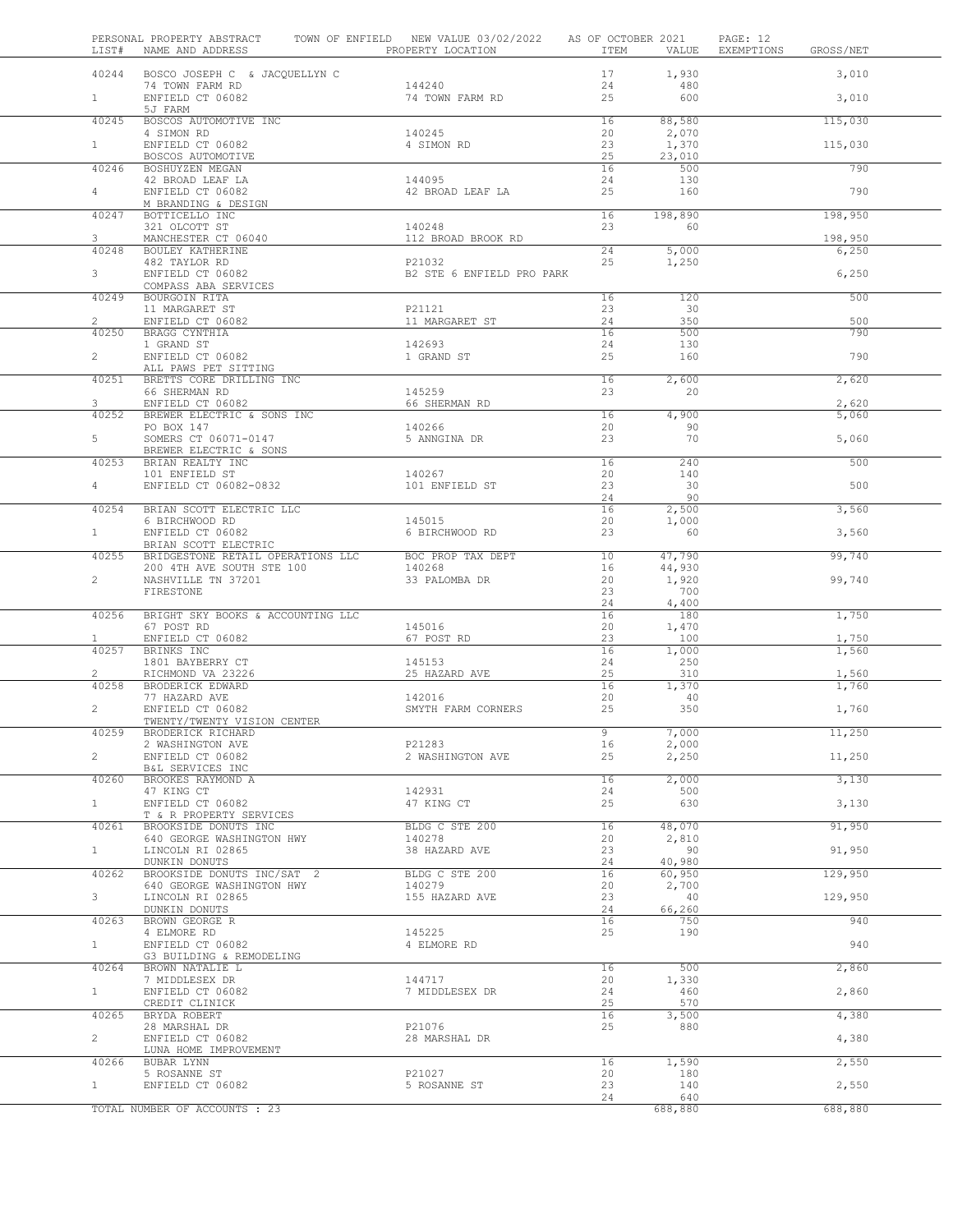PERSONAL PROPERTY ABSTRACT TOWN OF ENFIELD NEW VALUE 03/02/2022 AS OF OCTOBER 2021

| LIST# | NAME AND ADDRESS | PROPERTY LOCATION | ITEM | VALUE | EXEMPTIONS | GROSS/NET |
|---|---|---|---|---|---|---|
| 40244 | BOSCO JOSEPH C & JACQUELLYN C | | 17 | 1,930 | | 3,010 |
| | 74 TOWN FARM RD | 144240 | 24 | 480 | | |
| 1 | ENFIELD CT 06082 | 74 TOWN FARM RD | 25 | 600 | | 3,010 |
| | 5J FARM | | | | | |
| 40245 | BOSCOS AUTOMOTIVE INC | | 16 | 88,580 | | 115,030 |
| | 4 SIMON RD | 140245 | 20 | 2,070 | | |
| 1 | ENFIELD CT 06082 | 4 SIMON RD | 23 | 1,370 | | 115,030 |
| | BOSCOS AUTOMOTIVE | | 25 | 23,010 | | |
| 40246 | BOSHUYZEN MEGAN | | 16 | 500 | | 790 |
| | 42 BROAD LEAF LA | 144095 | 24 | 130 | | |
| 4 | ENFIELD CT 06082 | 42 BROAD LEAF LA | 25 | 160 | | 790 |
| | M BRANDING & DESIGN | | | | | |
| 40247 | BOTTICELLO INC | | 16 | 198,890 | | 198,950 |
| | 321 OLCOTT ST | 140248 | 23 | 60 | | |
| 3 | MANCHESTER CT 06040 | 112 BROAD BROOK RD | | | | 198,950 |
| 40248 | BOULEY KATHERINE | | 24 | 5,000 | | 6,250 |
| | 482 TAYLOR RD | P21032 | 25 | 1,250 | | |
| 3 | ENFIELD CT 06082 | B2 STE 6 ENFIELD PRO PARK | | | | 6,250 |
| | COMPASS ABA SERVICES | | | | | |
| 40249 | BOURGOIN RITA | | 16 | 120 | | 500 |
| | 11 MARGARET ST | P21121 | 23 | 30 | | |
| 2 | ENFIELD CT 06082 | 11 MARGARET ST | 24 | 350 | | 500 |
| 40250 | BRAGG CYNTHIA | | 16 | 500 | | 790 |
| | 1 GRAND ST | 142693 | 24 | 130 | | |
| 2 | ENFIELD CT 06082 | 1 GRAND ST | 25 | 160 | | 790 |
| | ALL PAWS PET SITTING | | | | | |
| 40251 | BRETTS CORE DRILLING INC | | 16 | 2,600 | | 2,620 |
| | 66 SHERMAN RD | 145259 | 23 | 20 | | |
| 3 | ENFIELD CT 06082 | 66 SHERMAN RD | | | | 2,620 |
| 40252 | BREWER ELECTRIC & SONS INC | | 16 | 4,900 | | 5,060 |
| | PO BOX 147 | 140266 | 20 | 90 | | |
| 5 | SOMERS CT 06071-0147 | 5 ANNGINA DR | 23 | 70 | | 5,060 |
| | BREWER ELECTRIC & SONS | | | | | |
| 40253 | BRIAN REALTY INC | | 16 | 240 | | 500 |
| | 101 ENFIELD ST | 140267 | 20 | 140 | | |
| 4 | ENFIELD CT 06082-0832 | 101 ENFIELD ST | 23 | 30 | | 500 |
| | | | 24 | 90 | | |
| 40254 | BRIAN SCOTT ELECTRIC LLC | | 16 | 2,500 | | 3,560 |
| | 6 BIRCHWOOD RD | 145015 | 20 | 1,000 | | |
| 1 | ENFIELD CT 06082 | 6 BIRCHWOOD RD | 23 | 60 | | 3,560 |
| | BRIAN SCOTT ELECTRIC | | | | | |
| 40255 | BRIDGESTONE RETAIL OPERATIONS LLC | BOC PROP TAX DEPT | 10 | 47,790 | | 99,740 |
| | 200 4TH AVE SOUTH STE 100 | 140268 | 16 | 44,930 | | |
| 2 | NASHVILLE TN 37201 | 33 PALOMBA DR | 20 | 1,920 | | 99,740 |
| | FIRESTONE | | 23 | 700 | | |
| | | | 24 | 4,400 | | |
| 40256 | BRIGHT SKY BOOKS & ACCOUNTING LLC | | 16 | 180 | | 1,750 |
| | 67 POST RD | 145016 | 20 | 1,470 | | |
| 1 | ENFIELD CT 06082 | 67 POST RD | 23 | 100 | | 1,750 |
| 40257 | BRINKS INC | | 16 | 1,000 | | 1,560 |
| | 1801 BAYBERRY CT | 145153 | 24 | 250 | | |
| 2 | RICHMOND VA 23226 | 25 HAZARD AVE | 25 | 310 | | 1,560 |
| 40258 | BRODERICK EDWARD | | 16 | 1,370 | | 1,760 |
| | 77 HAZARD AVE | 142016 | 20 | 40 | | |
| 2 | ENFIELD CT 06082 | SMYTH FARM CORNERS | 25 | 350 | | 1,760 |
| | TWENTY/TWENTY VISION CENTER | | | | | |
| 40259 | BRODERICK RICHARD | | 9 | 7,000 | | 11,250 |
| | 2 WASHINGTON AVE | P21283 | 16 | 2,000 | | |
| 2 | ENFIELD CT 06082 | 2 WASHINGTON AVE | 25 | 2,250 | | 11,250 |
| | B&L SERVICES INC | | | | | |
| 40260 | BROOKES RAYMOND A | | 16 | 2,000 | | 3,130 |
| | 47 KING CT | 142931 | 24 | 500 | | |
| 1 | ENFIELD CT 06082 | 47 KING CT | 25 | 630 | | 3,130 |
| | T & R PROPERTY SERVICES | | | | | |
| 40261 | BROOKSIDE DONUTS INC | BLDG C STE 200 | 16 | 48,070 | | 91,950 |
| | 640 GEORGE WASHINGTON HWY | 140278 | 20 | 2,810 | | |
| 1 | LINCOLN RI 02865 | 38 HAZARD AVE | 23 | 90 | | 91,950 |
| | DUNKIN DONUTS | | 24 | 40,980 | | |
| 40262 | BROOKSIDE DONUTS INC/SAT 2 | BLDG C STE 200 | 16 | 60,950 | | 129,950 |
| | 640 GEORGE WASHINGTON HWY | 140279 | 20 | 2,700 | | |
| 3 | LINCOLN RI 02865 | 155 HAZARD AVE | 23 | 40 | | 129,950 |
| | DUNKIN DONUTS | | 24 | 66,260 | | |
| 40263 | BROWN GEORGE R | | 16 | 750 | | 940 |
| | 4 ELMORE RD | 145225 | 25 | 190 | | |
| 1 | ENFIELD CT 06082 | 4 ELMORE RD | | | | 940 |
| | G3 BUILDING & REMODELING | | | | | |
| 40264 | BROWN NATALIE L | | 16 | 500 | | 2,860 |
| | 7 MIDDLESEX DR | 144717 | 20 | 1,330 | | |
| 1 | ENFIELD CT 06082 | 7 MIDDLESEX DR | 24 | 460 | | 2,860 |
| | CREDIT CLINICK | | 25 | 570 | | |
| 40265 | BRYDA ROBERT | | 16 | 3,500 | | 4,380 |
| | 28 MARSHAL DR | P21076 | 25 | 880 | | |
| 2 | ENFIELD CT 06082 | 28 MARSHAL DR | | | | 4,380 |
| | LUNA HOME IMPROVEMENT | | | | | |
| 40266 | BUBAR LYNN | | 16 | 1,590 | | 2,550 |
| | 5 ROSANNE ST | P21027 | 20 | 180 | | |
| 1 | ENFIELD CT 06082 | 5 ROSANNE ST | 23 | 140 | | 2,550 |
| | | | 24 | 640 | | |
| | TOTAL NUMBER OF ACCOUNTS : 23 | | | 688,880 | | 688,880 |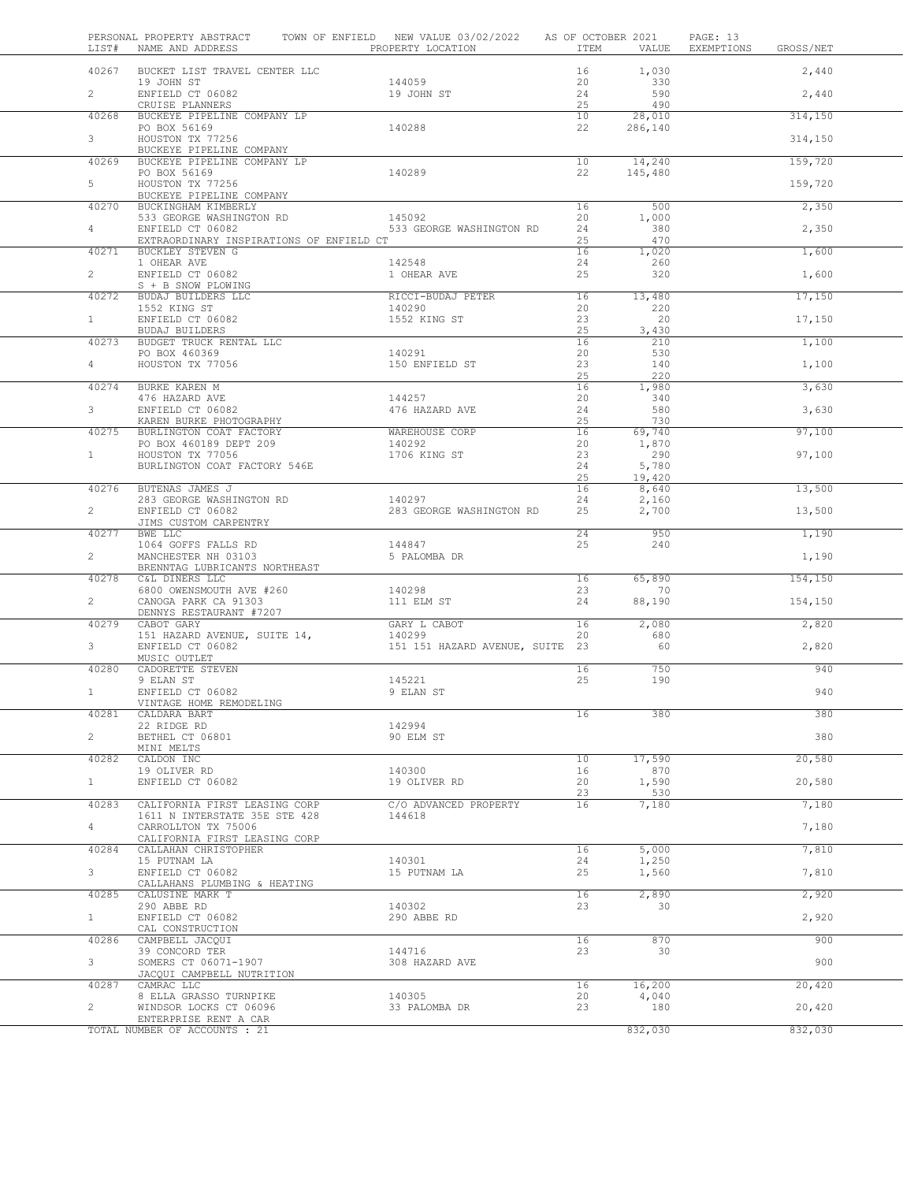PERSONAL PROPERTY ABSTRACT TOWN OF ENFIELD NEW VALUE 03/02/2022 AS OF OCTOBER 2021 PAGE: 13

| LIST# | NAME AND ADDRESS | PROPERTY LOCATION | ITEM | VALUE | EXEMPTIONS | GROSS/NET |
|---|---|---|---|---|---|---|
| 40267 | BUCKET LIST TRAVEL CENTER LLC | | 16 | 1,030 | | 2,440 |
| | 19 JOHN ST | 144059 | 20 | 330 | | |
| 2 | ENFIELD CT 06082 | 19 JOHN ST | 24 | 590 | | 2,440 |
| | CRUISE PLANNERS | | 25 | 490 | | |
| 40268 | BUCKEYE PIPELINE COMPANY LP | | 10 | 28,010 | | 314,150 |
| | PO BOX 56169 | 140288 | 22 | 286,140 | | |
| 3 | HOUSTON TX 77256 | | | | | 314,150 |
| | BUCKEYE PIPELINE COMPANY | | | | | |
| 40269 | BUCKEYE PIPELINE COMPANY LP | | 10 | 14,240 | | 159,720 |
| | PO BOX 56169 | 140289 | 22 | 145,480 | | |
| 5 | HOUSTON TX 77256 | | | | | 159,720 |
| | BUCKEYE PIPELINE COMPANY | | | | | |
| 40270 | BUCKINGHAM KIMBERLY | | 16 | 500 | | 2,350 |
| | 533 GEORGE WASHINGTON RD | 145092 | 20 | 1,000 | | |
| 4 | ENFIELD CT 06082 | 533 GEORGE WASHINGTON RD | 24 | 380 | | 2,350 |
| | EXTRAORDINARY INSPIRATIONS OF ENFIELD CT | | 25 | 470 | | |
| 40271 | BUCKLEY STEVEN G | | 16 | 1,020 | | 1,600 |
| | 1 OHEAR AVE | 142548 | 24 | 260 | | |
| 2 | ENFIELD CT 06082 | 1 OHEAR AVE | 25 | 320 | | 1,600 |
| | S + B SNOW PLOWING | | | | | |
| 40272 | BUDAJ BUILDERS LLC | RICCI-BUDAJ PETER | 16 | 13,480 | | 17,150 |
| | 1552 KING ST | 140290 | 20 | 220 | | |
| 1 | ENFIELD CT 06082 | 1552 KING ST | 23 | 20 | | 17,150 |
| | BUDAJ BUILDERS | | 25 | 3,430 | | |
| 40273 | BUDGET TRUCK RENTAL LLC | | 16 | 210 | | 1,100 |
| | PO BOX 460369 | 140291 | 20 | 530 | | |
| 4 | HOUSTON TX 77056 | 150 ENFIELD ST | 23 | 140 | | 1,100 |
| | | | 25 | 220 | | |
| 40274 | BURKE KAREN M | | 16 | 1,980 | | 3,630 |
| | 476 HAZARD AVE | 144257 | 20 | 340 | | |
| 3 | ENFIELD CT 06082 | 476 HAZARD AVE | 24 | 580 | | 3,630 |
| | KAREN BURKE PHOTOGRAPHY | | 25 | 730 | | |
| 40275 | BURLINGTON COAT FACTORY | WAREHOUSE CORP | 16 | 69,740 | | 97,100 |
| | PO BOX 460189 DEPT 209 | 140292 | 20 | 1,870 | | |
| 1 | HOUSTON TX 77056 | 1706 KING ST | 23 | 290 | | 97,100 |
| | BURLINGTON COAT FACTORY 546E | | 24 | 5,780 | | |
| | | | 25 | 19,420 | | |
| 40276 | BUTENAS JAMES J | | 16 | 8,640 | | 13,500 |
| | 283 GEORGE WASHINGTON RD | 140297 | 24 | 2,160 | | |
| 2 | ENFIELD CT 06082 | 283 GEORGE WASHINGTON RD | 25 | 2,700 | | 13,500 |
| | JIMS CUSTOM CARPENTRY | | | | | |
| 40277 | BWE LLC | | 24 | 950 | | 1,190 |
| | 1064 GOFFS FALLS RD | 144847 | 25 | 240 | | |
| 2 | MANCHESTER NH 03103 | 5 PALOMBA DR | | | | 1,190 |
| | BRENNTAG LUBRICANTS NORTHEAST | | | | | |
| 40278 | C&L DINERS LLC | | 16 | 65,890 | | 154,150 |
| | 6800 OWENSMOUTH AVE #260 | 140298 | 23 | 70 | | |
| 2 | CANOGA PARK CA 91303 | 111 ELM ST | 24 | 88,190 | | 154,150 |
| | DENNYS RESTAURANT #7207 | | | | | |
| 40279 | CABOT GARY | GARY L CABOT | 16 | 2,080 | | 2,820 |
| | 151 HAZARD AVENUE, SUITE 14, | 140299 | 20 | 680 | | |
| 3 | ENFIELD CT 06082 | 151 151 HAZARD AVENUE, SUITE | 23 | 60 | | 2,820 |
| | MUSIC OUTLET | | | | | |
| 40280 | CADORETTE STEVEN | | 16 | 750 | | 940 |
| | 9 ELAN ST | 145221 | 25 | 190 | | |
| 1 | ENFIELD CT 06082 | 9 ELAN ST | | | | 940 |
| | VINTAGE HOME REMODELING | | | | | |
| 40281 | CALDARA BART | | 16 | 380 | | 380 |
| | 22 RIDGE RD | 142994 | | | | |
| 2 | BETHEL CT 06801 | 90 ELM ST | | | | 380 |
| | MINI MELTS | | | | | |
| 40282 | CALDON INC | | 10 | 17,590 | | 20,580 |
| | 19 OLIVER RD | 140300 | 16 | 870 | | |
| 1 | ENFIELD CT 06082 | 19 OLIVER RD | 20 | 1,590 | | 20,580 |
| | | | 23 | 530 | | |
| 40283 | CALIFORNIA FIRST LEASING CORP | C/O ADVANCED PROPERTY | 16 | 7,180 | | 7,180 |
| | 1611 N INTERSTATE 35E STE 428 | 144618 | | | | |
| 4 | CARROLLTON TX 75006 | | | | | 7,180 |
| | CALIFORNIA FIRST LEASING CORP | | | | | |
| 40284 | CALLAHAN CHRISTOPHER | | 16 | 5,000 | | 7,810 |
| | 15 PUTNAM LA | 140301 | 24 | 1,250 | | |
| 3 | ENFIELD CT 06082 | 15 PUTNAM LA | 25 | 1,560 | | 7,810 |
| | CALLAHANS PLUMBING & HEATING | | | | | |
| 40285 | CALUSINE MARK T | | 16 | 2,890 | | 2,920 |
| | 290 ABBE RD | 140302 | 23 | 30 | | |
| 1 | ENFIELD CT 06082 | 290 ABBE RD | | | | 2,920 |
| | CAL CONSTRUCTION | | | | | |
| 40286 | CAMPBELL JACQUI | | 16 | 870 | | 900 |
| | 39 CONCORD TER | 144716 | 23 | 30 | | |
| 3 | SOMERS CT 06071-1907 | 308 HAZARD AVE | | | | 900 |
| | JACQUI CAMPBELL NUTRITION | | | | | |
| 40287 | CAMRAC LLC | | 16 | 16,200 | | 20,420 |
| | 8 ELLA GRASSO TURNPIKE | 140305 | 20 | 4,040 | | |
| 2 | WINDSOR LOCKS CT 06096 | 33 PALOMBA DR | 23 | 180 | | 20,420 |
| | ENTERPRISE RENT A CAR | | | | | |
| | TOTAL NUMBER OF ACCOUNTS : 21 | | | 832,030 | | 832,030 |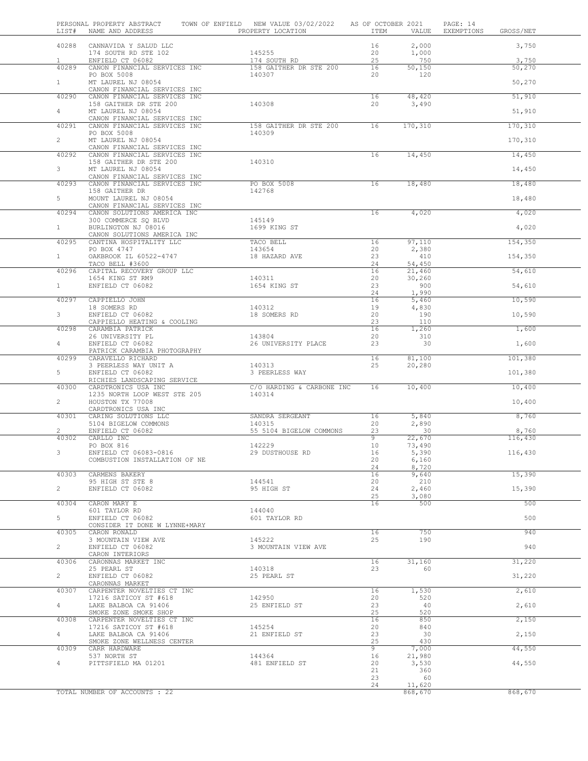PERSONAL PROPERTY ABSTRACT    TOWN OF ENFIELD   NEW VALUE 03/02/2022   AS OF OCTOBER 2021

| LIST# | NAME AND ADDRESS | PROPERTY LOCATION | ITEM | VALUE | EXEMPTIONS | GROSS/NET |
|---|---|---|---|---|---|---|
| 40288 | CANNAVIDA Y SALUD LLC | | 16 | 2,000 | | 3,750 |
| | 174 SOUTH RD STE 102 | 145255 | 20 | 1,000 | | |
| 1 | ENFIELD CT 06082 | 174 SOUTH RD | 25 | 750 | | 3,750 |
| 40289 | CANON FINANCIAL SERVICES INC | 158 GAITHER DR STE 200 | 16 | 50,150 | | 50,270 |
| | PO BOX 5008 | 140307 | 20 | 120 | | |
| 1 | MT LAUREL NJ 08054 | | | | | 50,270 |
| | CANON FINANCIAL SERVICES INC | | | | | |
| 40290 | CANON FINANCIAL SERVICES INC | | 16 | 48,420 | | 51,910 |
| | 158 GAITHER DR STE 200 | 140308 | 20 | 3,490 | | |
| 4 | MT LAUREL NJ 08054 | | | | | 51,910 |
| | CANON FINANCIAL SERVICES INC | | | | | |
| 40291 | CANON FINANCIAL SERVICES INC | 158 GAITHER DR STE 200 | 16 | 170,310 | | 170,310 |
| | PO BOX 5008 | 140309 | | | | |
| 2 | MT LAUREL NJ 08054 | | | | | 170,310 |
| | CANON FINANCIAL SERVICES INC | | | | | |
| 40292 | CANON FINANCIAL SERVICES INC | | 16 | 14,450 | | 14,450 |
| | 158 GAITHER DR STE 200 | 140310 | | | | |
| 3 | MT LAUREL NJ 08054 | | | | | 14,450 |
| | CANON FINANCIAL SERVICES INC | | | | | |
| 40293 | CANON FINANCIAL SERVICES INC | PO BOX 5008 | 16 | 18,480 | | 18,480 |
| | 158 GAITHER DR | 142768 | | | | |
| 5 | MOUNT LAUREL NJ 08054 | | | | | 18,480 |
| | CANON FINANCIAL SERVICES INC | | | | | |
| 40294 | CANON SOLUTIONS AMERICA INC | | 16 | 4,020 | | 4,020 |
| | 300 COMMERCE SQ BLVD | 145149 | | | | |
| 1 | BURLINGTON NJ 08016 | 1699 KING ST | | | | 4,020 |
| | CANON SOLUTIONS AMERICA INC | | | | | |
| 40295 | CANTINA HOSPITALITY LLC | TACO BELL | 16 | 97,110 | | 154,350 |
| | PO BOX 4747 | 143654 | 20 | 2,380 | | |
| 1 | OAKBROOK IL 60522-4747 | 18 HAZARD AVE | 23 | 410 | | 154,350 |
| | TACO BELL #3600 | | 24 | 54,450 | | |
| 40296 | CAPITAL RECOVERY GROUP LLC | | 16 | 21,460 | | 54,610 |
| | 1654 KING ST RM9 | 140311 | 20 | 30,260 | | |
| 1 | ENFIELD CT 06082 | 1654 KING ST | 23 | 900 | | 54,610 |
| | | | 24 | 1,990 | | |
| 40297 | CAPPIELLO JOHN | | 16 | 5,460 | | 10,590 |
| | 18 SOMERS RD | 140312 | 19 | 4,830 | | |
| 3 | ENFIELD CT 06082 | 18 SOMERS RD | 20 | 190 | | 10,590 |
| | CAPPIELLO HEATING & COOLING | | 23 | 110 | | |
| 40298 | CARAMBIA PATRICK | | 16 | 1,260 | | 1,600 |
| | 26 UNIVERSITY PL | 143804 | 20 | 310 | | |
| 4 | ENFIELD CT 06082 | 26 UNIVERSITY PLACE | 23 | 30 | | 1,600 |
| | PATRICK CARAMBIA PHOTOGRAPHY | | | | | |
| 40299 | CARAVELLO RICHARD | | 16 | 81,100 | | 101,380 |
| | 3 PEERLESS WAY UNIT A | 140313 | 25 | 20,280 | | |
| 5 | ENFIELD CT 06082 | 3 PEERLESS WAY | | | | 101,380 |
| | RICHIES LANDSCAPING SERVICE | | | | | |
| 40300 | CARDTRONICS USA INC | C/O HARDING & CARBONE INC | 16 | 10,400 | | 10,400 |
| | 1235 NORTH LOOP WEST STE 205 | 140314 | | | | |
| 2 | HOUSTON TX 77008 | | | | | 10,400 |
| | CARDTRONICS USA INC | | | | | |
| 40301 | CARING SOLUTIONS LLC | SANDRA SERGEANT | 16 | 5,840 | | 8,760 |
| | 5104 BIGELOW COMMONS | 140315 | 20 | 2,890 | | |
| 2 | ENFIELD CT 06082 | 55 5104 BIGELOW COMMONS | 23 | 30 | | 8,760 |
| 40302 | CARLLO INC | | 9 | 22,670 | | 116,430 |
| | PO BOX 816 | 142229 | 10 | 73,490 | | |
| 3 | ENFIELD CT 06083-0816 | 29 DUSTHOUSE RD | 16 | 5,390 | | 116,430 |
| | COMBUSTION INSTALLATION OF NE | | 20 | 6,160 | | |
| | | | 24 | 8,720 | | |
| 40303 | CARMENS BAKERY | | 16 | 9,640 | | 15,390 |
| | 95 HIGH ST STE 8 | 144541 | 20 | 210 | | |
| 2 | ENFIELD CT 06082 | 95 HIGH ST | 24 | 2,460 | | 15,390 |
| | | | 25 | 3,080 | | |
| 40304 | CARON MARY E | | 16 | 500 | | 500 |
| | 601 TAYLOR RD | 144040 | | | | |
| 5 | ENFIELD CT 06082 | 601 TAYLOR RD | | | | 500 |
| | CONSIDER IT DONE W LYNNE+MARY | | | | | |
| 40305 | CARON RONALD | | 16 | 750 | | 940 |
| | 3 MOUNTAIN VIEW AVE | 145222 | 25 | 190 | | |
| 2 | ENFIELD CT 06082 | 3 MOUNTAIN VIEW AVE | | | | 940 |
| | CARON INTERIORS | | | | | |
| 40306 | CARONNAS MARKET INC | | 16 | 31,160 | | 31,220 |
| | 25 PEARL ST | 140318 | 23 | 60 | | |
| 2 | ENFIELD CT 06082 | 25 PEARL ST | | | | 31,220 |
| | CARONNAS MARKET | | | | | |
| 40307 | CARPENTER NOVELTIES CT INC | | 16 | 1,530 | | 2,610 |
| | 17216 SATICOY ST #618 | 142950 | 20 | 520 | | |
| 4 | LAKE BALBOA CA 91406 | 25 ENFIELD ST | 23 | 40 | | 2,610 |
| | SMOKE ZONE SMOKE SHOP | | 25 | 520 | | |
| 40308 | CARPENTER NOVELTIES CT INC | | 16 | 850 | | 2,150 |
| | 17216 SATICOY ST #618 | 145254 | 20 | 840 | | |
| 4 | LAKE BALBOA CA 91406 | 21 ENFIELD ST | 23 | 30 | | 2,150 |
| | SMOKE ZONE WELLNESS CENTER | | 25 | 430 | | |
| 40309 | CARR HARDWARE | | 9 | 7,000 | | 44,550 |
| | 537 NORTH ST | 144364 | 16 | 21,980 | | |
| 4 | PITTSFIELD MA 01201 | 481 ENFIELD ST | 20 | 3,530 | | 44,550 |
| | | | 21 | 360 | | |
| | | | 23 | 60 | | |
| | | | 24 | 11,620 | | |
| | TOTAL NUMBER OF ACCOUNTS : 22 | | | 868,670 | | 868,670 |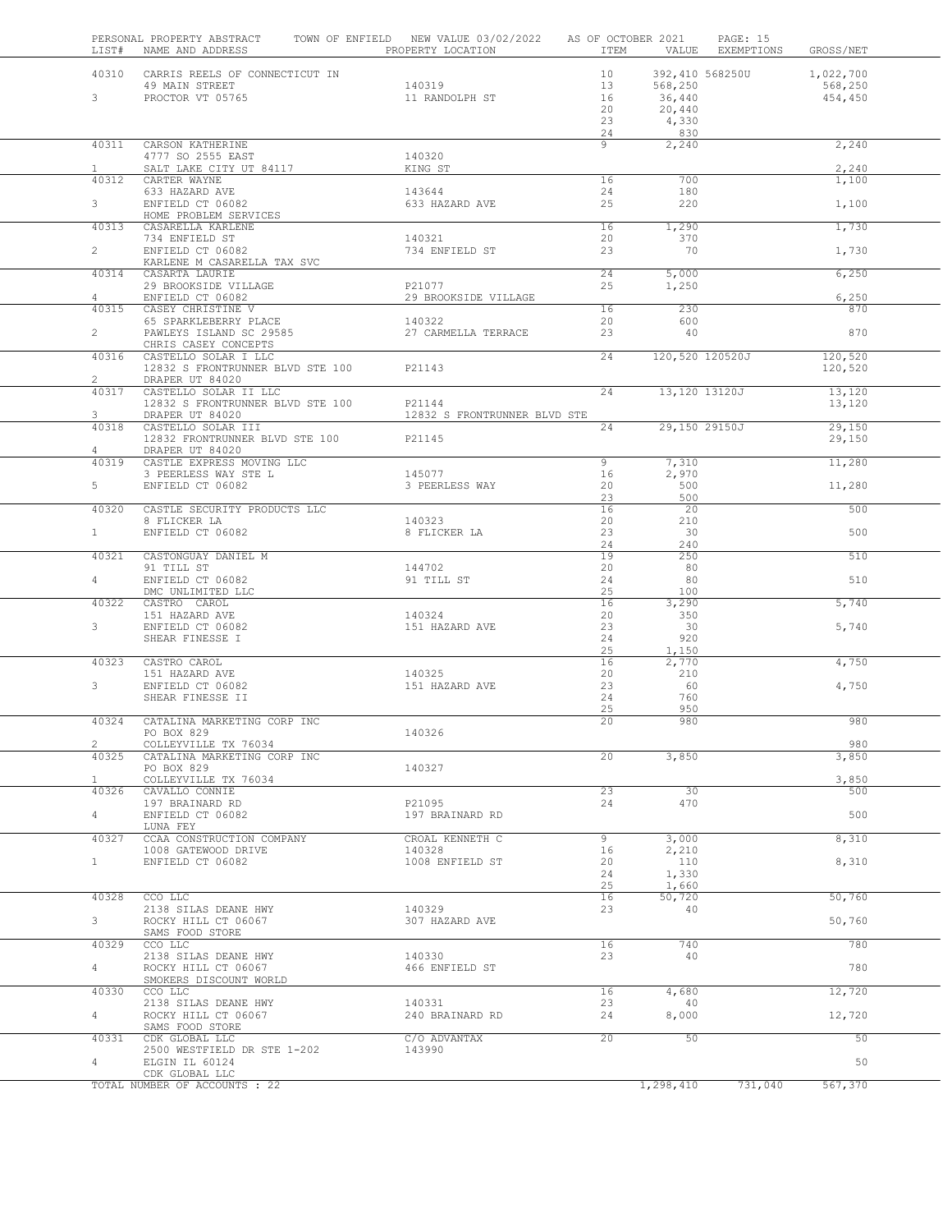PERSONAL PROPERTY ABSTRACT — TOWN OF ENFIELD — NEW VALUE 03/02/2022 — AS OF OCTOBER 2021

| LIST# | NAME AND ADDRESS | PROPERTY LOCATION | ITEM | VALUE | EXEMPTIONS | GROSS/NET |
|---|---|---|---|---|---|---|
| 40310 | CARRIS REELS OF CONNECTICUT IN | | 10 | 392,410 | 568250U | 1,022,700 |
| | 49 MAIN STREET | 140319 | 13 | 568,250 | | 568,250 |
| 3 | PROCTOR VT 05765 | 11 RANDOLPH ST | 16 | 36,440 | | 454,450 |
| | | | 20 | 20,440 | | |
| | | | 23 | 4,330 | | |
| | | | 24 | 830 | | |
| 40311 | CARSON KATHERINE | | 9 | 2,240 | | 2,240 |
| | 4777 SO 2555 EAST | 140320 | | | | |
| 1 | SALT LAKE CITY UT 84117 | KING ST | | | | 2,240 |
| 40312 | CARTER WAYNE | | 16 | 700 | | 1,100 |
| | 633 HAZARD AVE | 143644 | 24 | 180 | | |
| 3 | ENFIELD CT 06082 | 633 HAZARD AVE | 25 | 220 | | 1,100 |
| | HOME PROBLEM SERVICES | | | | | |
| 40313 | CASARELLA KARLENE | | 16 | 1,290 | | 1,730 |
| | 734 ENFIELD ST | 140321 | 20 | 370 | | |
| 2 | ENFIELD CT 06082 | 734 ENFIELD ST | 23 | 70 | | 1,730 |
| | KARLENE M CASARELLA TAX SVC | | | | | |
| 40314 | CASARTA LAURIE | | 24 | 5,000 | | 6,250 |
| | 29 BROOKSIDE VILLAGE | P21077 | 25 | 1,250 | | |
| 4 | ENFIELD CT 06082 | 29 BROOKSIDE VILLAGE | | | | 6,250 |
| 40315 | CASEY CHRISTINE V | | 16 | 230 | | 870 |
| | 65 SPARKLEBERRY PLACE | 140322 | 20 | 600 | | |
| 2 | PAWLEYS ISLAND SC 29585 | 27 CARMELLA TERRACE | 23 | 40 | | 870 |
| | CHRIS CASEY CONCEPTS | | | | | |
| 40316 | CASTELLO SOLAR I LLC | | 24 | 120,520 | 120520J | 120,520 |
| | 12832 S FRONTRUNNER BLVD STE 100 | P21143 | | | | 120,520 |
| 2 | DRAPER UT 84020 | | | | | |
| 40317 | CASTELLO SOLAR II LLC | | 24 | 13,120 | 13120J | 13,120 |
| | 12832 S FRONTRUNNER BLVD STE 100 | P21144 | | | | 13,120 |
| 3 | DRAPER UT 84020 | 12832 S FRONTRUNNER BLVD STE | | | | |
| 40318 | CASTELLO SOLAR III | | 24 | 29,150 | 29150J | 29,150 |
| | 12832 FRONTRUNNER BLVD STE 100 | P21145 | | | | 29,150 |
| 4 | DRAPER UT 84020 | | | | | |
| 40319 | CASTLE EXPRESS MOVING LLC | | 9 | 7,310 | | 11,280 |
| | 3 PEERLESS WAY STE L | 145077 | 16 | 2,970 | | |
| 5 | ENFIELD CT 06082 | 3 PEERLESS WAY | 20 | 500 | | 11,280 |
| | | | 23 | 500 | | |
| 40320 | CASTLE SECURITY PRODUCTS LLC | | 16 | 20 | | 500 |
| | 8 FLICKER LA | 140323 | 20 | 210 | | |
| 1 | ENFIELD CT 06082 | 8 FLICKER LA | 23 | 30 | | 500 |
| | | | 24 | 240 | | |
| 40321 | CASTONGUAY DANIEL M | | 19 | 250 | | 510 |
| | 91 TILL ST | 144702 | 20 | 80 | | |
| 4 | ENFIELD CT 06082 | 91 TILL ST | 24 | 80 | | 510 |
| | DMC UNLIMITED LLC | | 25 | 100 | | |
| 40322 | CASTRO CAROL | | 16 | 3,290 | | 5,740 |
| | 151 HAZARD AVE | 140324 | 20 | 350 | | |
| 3 | ENFIELD CT 06082 | 151 HAZARD AVE | 23 | 30 | | 5,740 |
| | SHEAR FINESSE I | | 24 | 920 | | |
| | | | 25 | 1,150 | | |
| 40323 | CASTRO CAROL | | 16 | 2,770 | | 4,750 |
| | 151 HAZARD AVE | 140325 | 20 | 210 | | |
| 3 | ENFIELD CT 06082 | 151 HAZARD AVE | 23 | 60 | | 4,750 |
| | SHEAR FINESSE II | | 24 | 760 | | |
| | | | 25 | 950 | | |
| 40324 | CATALINA MARKETING CORP INC | | 20 | 980 | | 980 |
| | PO BOX 829 | 140326 | | | | |
| 2 | COLLEYVILLE TX 76034 | | | | | 980 |
| 40325 | CATALINA MARKETING CORP INC | | 20 | 3,850 | | 3,850 |
| | PO BOX 829 | 140327 | | | | |
| 1 | COLLEYVILLE TX 76034 | | | | | 3,850 |
| 40326 | CAVALLO CONNIE | | 23 | 30 | | 500 |
| | 197 BRAINARD RD | P21095 | 24 | 470 | | |
| 4 | ENFIELD CT 06082 | 197 BRAINARD RD | | | | 500 |
| | LUNA FEY | | | | | |
| 40327 | CCAA CONSTRUCTION COMPANY | CROAL KENNETH C | 9 | 3,000 | | 8,310 |
| | 1008 GATEWOOD DRIVE | 140328 | 16 | 2,210 | | |
| 1 | ENFIELD CT 06082 | 1008 ENFIELD ST | 20 | 110 | | 8,310 |
| | | | 24 | 1,330 | | |
| | | | 25 | 1,660 | | |
| 40328 | CCO LLC | | 16 | 50,720 | | 50,760 |
| | 2138 SILAS DEANE HWY | 140329 | 23 | 40 | | |
| 3 | ROCKY HILL CT 06067 | 307 HAZARD AVE | | | | 50,760 |
| | SAMS FOOD STORE | | | | | |
| 40329 | CCO LLC | | 16 | 740 | | 780 |
| | 2138 SILAS DEANE HWY | 140330 | 23 | 40 | | |
| 4 | ROCKY HILL CT 06067 | 466 ENFIELD ST | | | | 780 |
| | SMOKERS DISCOUNT WORLD | | | | | |
| 40330 | CCO LLC | | 16 | 4,680 | | 12,720 |
| | 2138 SILAS DEANE HWY | 140331 | 23 | 40 | | |
| 4 | ROCKY HILL CT 06067 | 240 BRAINARD RD | 24 | 8,000 | | 12,720 |
| | SAMS FOOD STORE | | | | | |
| 40331 | CDK GLOBAL LLC | C/O ADVANTAX | 20 | 50 | | 50 |
| | 2500 WESTFIELD DR STE 1-202 | 143990 | | | | |
| 4 | ELGIN IL 60124 | | | | | 50 |
| | CDK GLOBAL LLC | | | | | |
| | TOTAL NUMBER OF ACCOUNTS : 22 | | | 1,298,410 | 731,040 | 567,370 |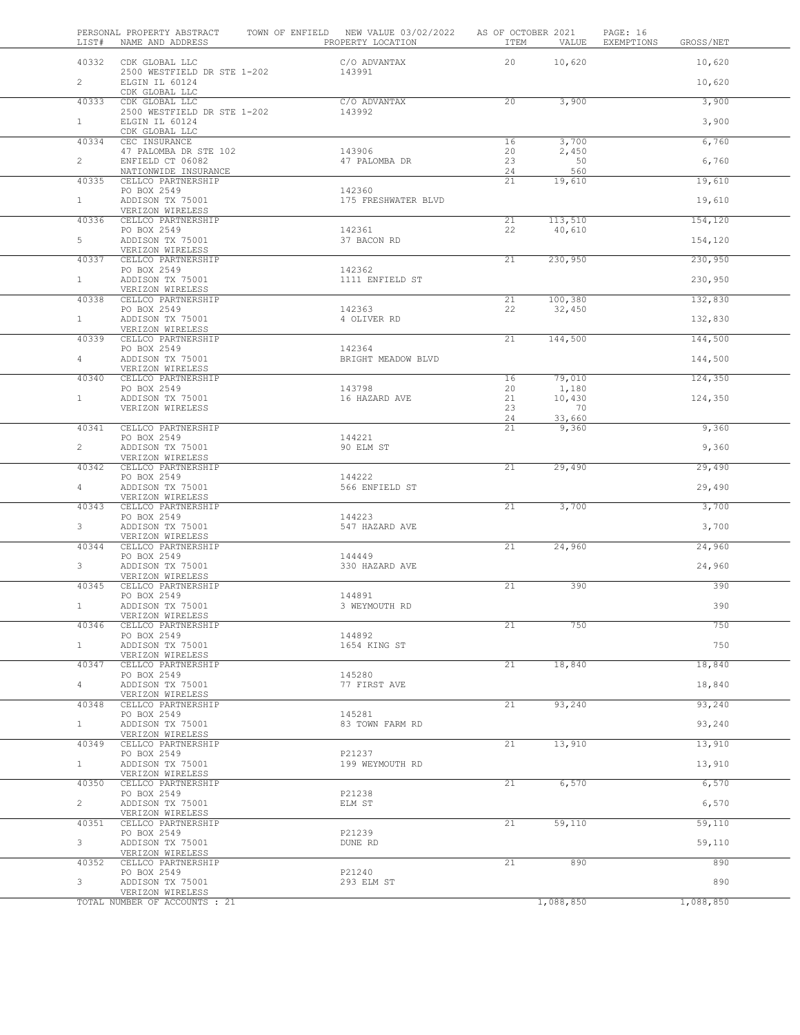PERSONAL PROPERTY ABSTRACT — TOWN OF ENFIELD — NEW VALUE 03/02/2022 — AS OF OCTOBER 2021

| LIST# | NAME AND ADDRESS | PROPERTY LOCATION | ITEM | VALUE | EXEMPTIONS | GROSS/NET |
|---|---|---|---|---|---|---|
| 40332 | CDK GLOBAL LLC | C/O ADVANTAX | 20 | 10,620 | | 10,620 |
| | 2500 WESTFIELD DR STE 1-202 | 143991 | | | | |
| 2 | ELGIN IL 60124 | | | | | 10,620 |
| | CDK GLOBAL LLC | | | | | |
| 40333 | CDK GLOBAL LLC | C/O ADVANTAX | 20 | 3,900 | | 3,900 |
| | 2500 WESTFIELD DR STE 1-202 | 143992 | | | | |
| 1 | ELGIN IL 60124 | | | | | 3,900 |
| | CDK GLOBAL LLC | | | | | |
| 40334 | CEC INSURANCE | | 16 | 3,700 | | 6,760 |
| | 47 PALOMBA DR STE 102 | 143906 | 20 | 2,450 | | |
| 2 | ENFIELD CT 06082 | 47 PALOMBA DR | 23 | 50 | | 6,760 |
| | NATIONWIDE INSURANCE | | 24 | 560 | | |
| 40335 | CELLCO PARTNERSHIP | | 21 | 19,610 | | 19,610 |
| | PO BOX 2549 | 142360 | | | | |
| 1 | ADDISON TX 75001 | 175 FRESHWATER BLVD | | | | 19,610 |
| | VERIZON WIRELESS | | | | | |
| 40336 | CELLCO PARTNERSHIP | | 21 | 113,510 | | 154,120 |
| | PO BOX 2549 | 142361 | 22 | 40,610 | | |
| 5 | ADDISON TX 75001 | 37 BACON RD | | | | 154,120 |
| | VERIZON WIRELESS | | | | | |
| 40337 | CELLCO PARTNERSHIP | | 21 | 230,950 | | 230,950 |
| | PO BOX 2549 | 142362 | | | | |
| 1 | ADDISON TX 75001 | 1111 ENFIELD ST | | | | 230,950 |
| | VERIZON WIRELESS | | | | | |
| 40338 | CELLCO PARTNERSHIP | | 21 | 100,380 | | 132,830 |
| | PO BOX 2549 | 142363 | 22 | 32,450 | | |
| 1 | ADDISON TX 75001 | 4 OLIVER RD | | | | 132,830 |
| | VERIZON WIRELESS | | | | | |
| 40339 | CELLCO PARTNERSHIP | | 21 | 144,500 | | 144,500 |
| | PO BOX 2549 | 142364 | | | | |
| 4 | ADDISON TX 75001 | BRIGHT MEADOW BLVD | | | | 144,500 |
| | VERIZON WIRELESS | | | | | |
| 40340 | CELLCO PARTNERSHIP | | 16 | 79,010 | | 124,350 |
| | PO BOX 2549 | 143798 | 20 | 1,180 | | |
| 1 | ADDISON TX 75001 | 16 HAZARD AVE | 21 | 10,430 | | 124,350 |
| | VERIZON WIRELESS | | 23 | 70 | | |
| | | | 24 | 33,660 | | |
| 40341 | CELLCO PARTNERSHIP | | 21 | 9,360 | | 9,360 |
| | PO BOX 2549 | 144221 | | | | |
| 2 | ADDISON TX 75001 | 90 ELM ST | | | | 9,360 |
| | VERIZON WIRELESS | | | | | |
| 40342 | CELLCO PARTNERSHIP | | 21 | 29,490 | | 29,490 |
| | PO BOX 2549 | 144222 | | | | |
| 4 | ADDISON TX 75001 | 566 ENFIELD ST | | | | 29,490 |
| | VERIZON WIRELESS | | | | | |
| 40343 | CELLCO PARTNERSHIP | | 21 | 3,700 | | 3,700 |
| | PO BOX 2549 | 144223 | | | | |
| 3 | ADDISON TX 75001 | 547 HAZARD AVE | | | | 3,700 |
| | VERIZON WIRELESS | | | | | |
| 40344 | CELLCO PARTNERSHIP | | 21 | 24,960 | | 24,960 |
| | PO BOX 2549 | 144449 | | | | |
| 3 | ADDISON TX 75001 | 330 HAZARD AVE | | | | 24,960 |
| | VERIZON WIRELESS | | | | | |
| 40345 | CELLCO PARTNERSHIP | | 21 | 390 | | 390 |
| | PO BOX 2549 | 144891 | | | | |
| 1 | ADDISON TX 75001 | 3 WEYMOUTH RD | | | | 390 |
| | VERIZON WIRELESS | | | | | |
| 40346 | CELLCO PARTNERSHIP | | 21 | 750 | | 750 |
| | PO BOX 2549 | 144892 | | | | |
| 1 | ADDISON TX 75001 | 1654 KING ST | | | | 750 |
| | VERIZON WIRELESS | | | | | |
| 40347 | CELLCO PARTNERSHIP | | 21 | 18,840 | | 18,840 |
| | PO BOX 2549 | 145280 | | | | |
| 4 | ADDISON TX 75001 | 77 FIRST AVE | | | | 18,840 |
| | VERIZON WIRELESS | | | | | |
| 40348 | CELLCO PARTNERSHIP | | 21 | 93,240 | | 93,240 |
| | PO BOX 2549 | 145281 | | | | |
| 1 | ADDISON TX 75001 | 83 TOWN FARM RD | | | | 93,240 |
| | VERIZON WIRELESS | | | | | |
| 40349 | CELLCO PARTNERSHIP | | 21 | 13,910 | | 13,910 |
| | PO BOX 2549 | P21237 | | | | |
| 1 | ADDISON TX 75001 | 199 WEYMOUTH RD | | | | 13,910 |
| | VERIZON WIRELESS | | | | | |
| 40350 | CELLCO PARTNERSHIP | | 21 | 6,570 | | 6,570 |
| | PO BOX 2549 | P21238 | | | | |
| 2 | ADDISON TX 75001 | ELM ST | | | | 6,570 |
| | VERIZON WIRELESS | | | | | |
| 40351 | CELLCO PARTNERSHIP | | 21 | 59,110 | | 59,110 |
| | PO BOX 2549 | P21239 | | | | |
| 3 | ADDISON TX 75001 | DUNE RD | | | | 59,110 |
| | VERIZON WIRELESS | | | | | |
| 40352 | CELLCO PARTNERSHIP | | 21 | 890 | | 890 |
| | PO BOX 2549 | P21240 | | | | |
| 3 | ADDISON TX 75001 | 293 ELM ST | | | | 890 |
| | VERIZON WIRELESS | | | | | |
| | TOTAL NUMBER OF ACCOUNTS : 21 | | | 1,088,850 | | 1,088,850 |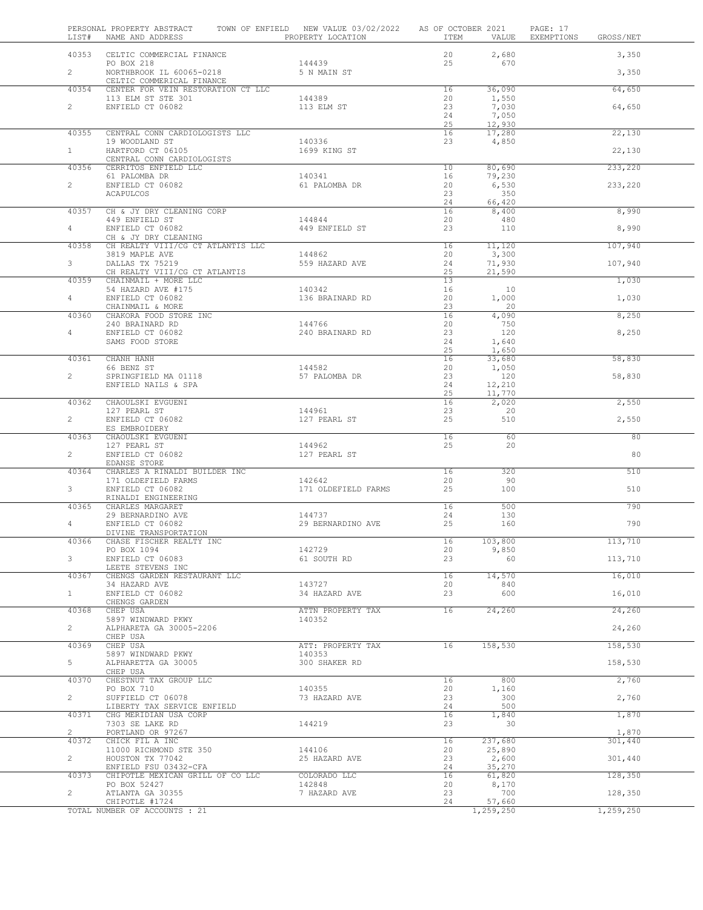PERSONAL PROPERTY ABSTRACT TOWN OF ENFIELD NEW VALUE 03/02/2022 AS OF OCTOBER 2021

| LIST# | NAME AND ADDRESS | PROPERTY LOCATION | ITEM | VALUE | EXEMPTIONS | GROSS/NET |
|---|---|---|---|---|---|---|
| 40353 | CELTIC COMMERCIAL FINANCE | | 20 | 2,680 | | 3,350 |
| | PO BOX 218 | 144439 | 25 | 670 | | |
| 2 | NORTHBROOK IL 60065-0218 | 5 N MAIN ST | | | | 3,350 |
| | CELTIC COMMERICAL FINANCE | | | | | |
| 40354 | CENTER FOR VEIN RESTORATION CT LLC | | 16 | 36,090 | | 64,650 |
| | 113 ELM ST STE 301 | 144389 | 20 | 1,550 | | |
| 2 | ENFIELD CT 06082 | 113 ELM ST | 23 | 7,030 | | 64,650 |
| | | | 24 | 7,050 | | |
| | | | 25 | 12,930 | | |
| 40355 | CENTRAL CONN CARDIOLOGISTS LLC | | 16 | 17,280 | | 22,130 |
| | 19 WOODLAND ST | 140336 | 23 | 4,850 | | |
| 1 | HARTFORD CT 06105 | 1699 KING ST | | | | 22,130 |
| | CENTRAL CONN CARDIOLOGISTS | | | | | |
| 40356 | CERRITOS ENFIELD LLC | | 10 | 80,690 | | 233,220 |
| | 61 PALOMBA DR | 140341 | 16 | 79,230 | | |
| 2 | ENFIELD CT 06082 | 61 PALOMBA DR | 20 | 6,530 | | 233,220 |
| | ACAPULCOS | | 23 | 350 | | |
| | | | 24 | 66,420 | | |
| 40357 | CH & JY DRY CLEANING CORP | | 16 | 8,400 | | 8,990 |
| | 449 ENFIELD ST | 144844 | 20 | 480 | | |
| 4 | ENFIELD CT 06082 | 449 ENFIELD ST | 23 | 110 | | 8,990 |
| | CH & JY DRY CLEANING | | | | | |
| 40358 | CH REALTY VIII/CG CT ATLANTIS LLC | | 16 | 11,120 | | 107,940 |
| | 3819 MAPLE AVE | 144862 | 20 | 3,300 | | |
| 3 | DALLAS TX 75219 | 559 HAZARD AVE | 24 | 71,930 | | 107,940 |
| | CH REALTY VIII/CG CT ATLANTIS | | 25 | 21,590 | | |
| 40359 | CHAINMAIL + MORE LLC | | 13 | | | 1,030 |
| | 54 HAZARD AVE #175 | 140342 | 16 | 10 | | |
| 4 | ENFIELD CT 06082 | 136 BRAINARD RD | 20 | 1,000 | | 1,030 |
| | CHAINMAIL & MORE | | 23 | 20 | | |
| 40360 | CHAKORA FOOD STORE INC | | 16 | 4,090 | | 8,250 |
| | 240 BRAINARD RD | 144766 | 20 | 750 | | |
| 4 | ENFIELD CT 06082 | 240 BRAINARD RD | 23 | 120 | | 8,250 |
| | SAMS FOOD STORE | | 24 | 1,640 | | |
| | | | 25 | 1,650 | | |
| 40361 | CHANH HANH | | 16 | 33,680 | | 58,830 |
| | 66 BENZ ST | 144582 | 20 | 1,050 | | |
| 2 | SPRINGFIELD MA 01118 | 57 PALOMBA DR | 23 | 120 | | 58,830 |
| | ENFIELD NAILS & SPA | | 24 | 12,210 | | |
| | | | 25 | 11,770 | | |
| 40362 | CHAOULSKI EVGUENI | | 16 | 2,020 | | 2,550 |
| | 127 PEARL ST | 144961 | 23 | 20 | | |
| 2 | ENFIELD CT 06082 | 127 PEARL ST | 25 | 510 | | 2,550 |
| | ES EMBROIDERY | | | | | |
| 40363 | CHAOULSKI EVGUENI | | 16 | 60 | | 80 |
| | 127 PEARL ST | 144962 | 25 | 20 | | |
| 2 | ENFIELD CT 06082 | 127 PEARL ST | | | | 80 |
| | EDANSE STORE | | | | | |
| 40364 | CHARLES A RINALDI BUILDER INC | | 16 | 320 | | 510 |
| | 171 OLDEFIELD FARMS | 142642 | 20 | 90 | | |
| 3 | ENFIELD CT 06082 | 171 OLDEFIELD FARMS | 25 | 100 | | 510 |
| | RINALDI ENGINEERING | | | | | |
| 40365 | CHARLES MARGARET | | 16 | 500 | | 790 |
| | 29 BERNARDINO AVE | 144737 | 24 | 130 | | |
| 4 | ENFIELD CT 06082 | 29 BERNARDINO AVE | 25 | 160 | | 790 |
| | DIVINE TRANSPORTATION | | | | | |
| 40366 | CHASE FISCHER REALTY INC | | 16 | 103,800 | | 113,710 |
| | PO BOX 1094 | 142729 | 20 | 9,850 | | |
| 3 | ENFIELD CT 06083 | 61 SOUTH RD | 23 | 60 | | 113,710 |
| | LEETE STEVENS INC | | | | | |
| 40367 | CHENGS GARDEN RESTAURANT LLC | | 16 | 14,570 | | 16,010 |
| | 34 HAZARD AVE | 143727 | 20 | 840 | | |
| 1 | ENFIELD CT 06082 | 34 HAZARD AVE | 23 | 600 | | 16,010 |
| | CHENGS GARDEN | | | | | |
| 40368 | CHEP USA | ATTN PROPERTY TAX | 16 | 24,260 | | 24,260 |
| | 5897 WINDWARD PKWY | 140352 | | | | |
| 2 | ALPHARETA GA 30005-2206 | | | | | 24,260 |
| | CHEP USA | | | | | |
| 40369 | CHEP USA | ATT: PROPERTY TAX | 16 | 158,530 | | 158,530 |
| | 5897 WINDWARD PKWY | 140353 | | | | |
| 5 | ALPHARETTA GA 30005 | 300 SHAKER RD | | | | 158,530 |
| | CHEP USA | | | | | |
| 40370 | CHESTNUT TAX GROUP LLC | | 16 | 800 | | 2,760 |
| | PO BOX 710 | 140355 | 20 | 1,160 | | |
| 2 | SUFFIELD CT 06078 | 73 HAZARD AVE | 23 | 300 | | 2,760 |
| | LIBERTY TAX SERVICE ENFIELD | | 24 | 500 | | |
| 40371 | CHG MERIDIAN USA CORP | | 16 | 1,840 | | 1,870 |
| | 7303 SE LAKE RD | 144219 | 23 | 30 | | |
| 2 | PORTLAND OR 97267 | | | | | 1,870 |
| 40372 | CHICK FIL A INC | | 16 | 237,680 | | 301,440 |
| | 11000 RICHMOND STE 350 | 144106 | 20 | 25,890 | | |
| 2 | HOUSTON TX 77042 | 25 HAZARD AVE | 23 | 2,600 | | 301,440 |
| | ENFIELD FSU 03432-CFA | | 24 | 35,270 | | |
| 40373 | CHIPOTLE MEXICAN GRILL OF CO LLC | COLORADO LLC | 16 | 61,820 | | 128,350 |
| | PO BOX 52427 | 142848 | 20 | 8,170 | | |
| 2 | ATLANTA GA 30355 | 7 HAZARD AVE | 23 | 700 | | 128,350 |
| | CHIPOTLE #1724 | | 24 | 57,660 | | |
| | TOTAL NUMBER OF ACCOUNTS : 21 | | | 1,259,250 | | 1,259,250 |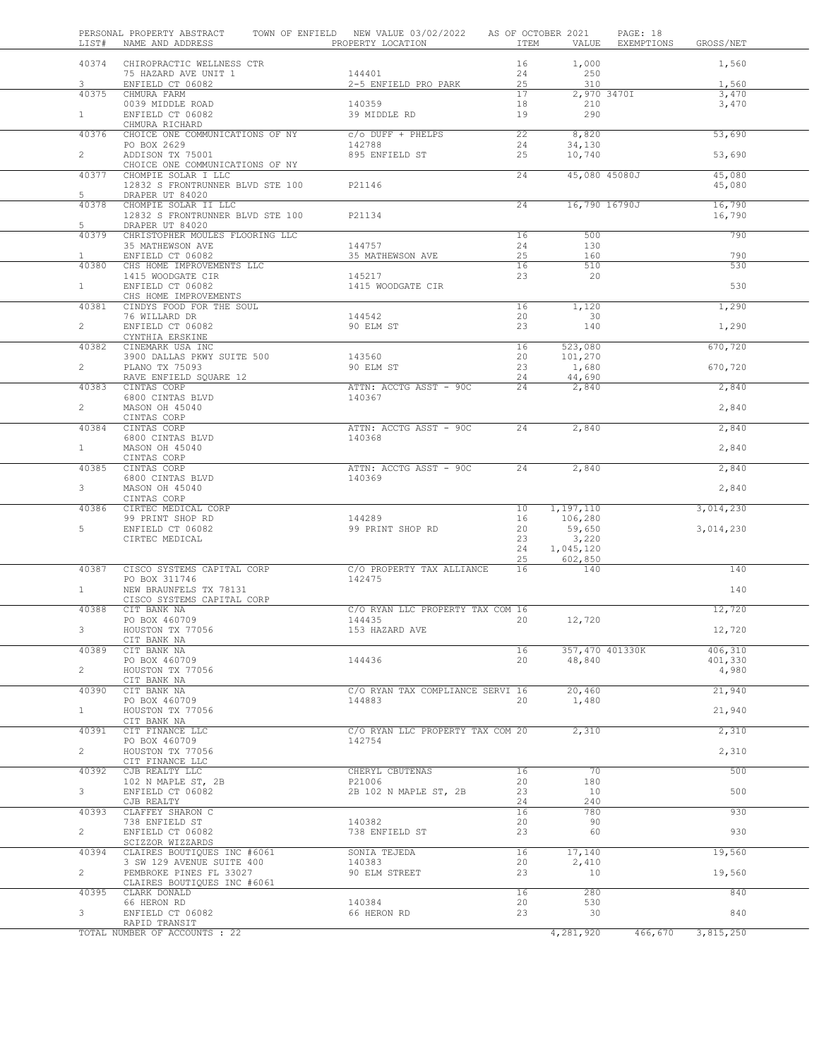PERSONAL PROPERTY ABSTRACT TOWN OF ENFIELD NEW VALUE 03/02/2022 AS OF OCTOBER 2021

| LIST# | NAME AND ADDRESS | PROPERTY LOCATION | ITEM | VALUE | EXEMPTIONS | GROSS/NET |
|---|---|---|---|---|---|---|
| 40374 | CHIROPRACTIC WELLNESS CTR | | 16 | 1,000 | | 1,560 |
| | 75 HAZARD AVE UNIT 1 | 144401 | 24 | 250 | | |
| 3 | ENFIELD CT 06082 | 2-5 ENFIELD PRO PARK | 25 | 310 | | 1,560 |
| 40375 | CHMURA FARM | | 17 | 2,970 | 3470I | 3,470 |
| | 0039 MIDDLE ROAD | 140359 | 18 | 210 | | 3,470 |
| 1 | ENFIELD CT 06082 | 39 MIDDLE RD | 19 | 290 | | |
| | CHMURA RICHARD | | | | | |
| 40376 | CHOICE ONE COMMUNICATIONS OF NY | c/o DUFF + PHELPS | 22 | 8,820 | | 53,690 |
| | PO BOX 2629 | 142788 | 24 | 34,130 | | |
| 2 | ADDISON TX 75001 | 895 ENFIELD ST | 25 | 10,740 | | 53,690 |
| | CHOICE ONE COMMUNICATIONS OF NY | | | | | |
| 40377 | CHOMPIE SOLAR I LLC | | 24 | 45,080 | 45080J | 45,080 |
| | 12832 S FRONTRUNNER BLVD STE 100 | P21146 | | | | 45,080 |
| 5 | DRAPER UT 84020 | | | | | |
| 40378 | CHOMPIE SOLAR II LLC | | 24 | 16,790 | 16790J | 16,790 |
| | 12832 S FRONTRUNNER BLVD STE 100 | P21134 | | | | 16,790 |
| 5 | DRAPER UT 84020 | | | | | |
| 40379 | CHRISTOPHER MOULES FLOORING LLC | | 16 | 500 | | 790 |
| | 35 MATHEWSON AVE | 144757 | 24 | 130 | | |
| 1 | ENFIELD CT 06082 | 35 MATHEWSON AVE | 25 | 160 | | 790 |
| 40380 | CHS HOME IMPROVEMENTS LLC | | 16 | 510 | | 530 |
| | 1415 WOODGATE CIR | 145217 | 23 | 20 | | |
| 1 | ENFIELD CT 06082 | 1415 WOODGATE CIR | | | | 530 |
| | CHS HOME IMPROVEMENTS | | | | | |
| 40381 | CINDYS FOOD FOR THE SOUL | | 16 | 1,120 | | 1,290 |
| | 76 WILLARD DR | 144542 | 20 | 30 | | |
| 2 | ENFIELD CT 06082 | 90 ELM ST | 23 | 140 | | 1,290 |
| | CYNTHIA ERSKINE | | | | | |
| 40382 | CINEMARK USA INC | | 16 | 523,080 | | 670,720 |
| | 3900 DALLAS PKWY SUITE 500 | 143560 | 20 | 101,270 | | |
| 2 | PLANO TX 75093 | 90 ELM ST | 23 | 1,680 | | 670,720 |
| | RAVE ENFIELD SQUARE 12 | | 24 | 44,690 | | |
| 40383 | CINTAS CORP | ATTN: ACCTG ASST - 90C | 24 | 2,840 | | 2,840 |
| | 6800 CINTAS BLVD | 140367 | | | | |
| 2 | MASON OH 45040 | | | | | 2,840 |
| | CINTAS CORP | | | | | |
| 40384 | CINTAS CORP | ATTN: ACCTG ASST - 90C | 24 | 2,840 | | 2,840 |
| | 6800 CINTAS BLVD | 140368 | | | | |
| 1 | MASON OH 45040 | | | | | 2,840 |
| | CINTAS CORP | | | | | |
| 40385 | CINTAS CORP | ATTN: ACCTG ASST - 90C | 24 | 2,840 | | 2,840 |
| | 6800 CINTAS BLVD | 140369 | | | | |
| 3 | MASON OH 45040 | | | | | 2,840 |
| | CINTAS CORP | | | | | |
| 40386 | CIRTEC MEDICAL CORP | | 10 | 1,197,110 | | 3,014,230 |
| | 99 PRINT SHOP RD | 144289 | 16 | 106,280 | | |
| 5 | ENFIELD CT 06082 | 99 PRINT SHOP RD | 20 | 59,650 | | 3,014,230 |
| | CIRTEC MEDICAL | | 23 | 3,220 | | |
| | | | 24 | 1,045,120 | | |
| | | | 25 | 602,850 | | |
| 40387 | CISCO SYSTEMS CAPITAL CORP | C/O PROPERTY TAX ALLIANCE | 16 | 140 | | 140 |
| | PO BOX 311746 | 142475 | | | | |
| 1 | NEW BRAUNFELS TX 78131 | | | | | 140 |
| | CISCO SYSTEMS CAPITAL CORP | | | | | |
| 40388 | CIT BANK NA | C/O RYAN LLC PROPERTY TAX COM | 16 | | | 12,720 |
| | PO BOX 460709 | 144435 | 20 | 12,720 | | |
| 3 | HOUSTON TX 77056 | 153 HAZARD AVE | | | | 12,720 |
| | CIT BANK NA | | | | | |
| 40389 | CIT BANK NA | | 16 | 357,470 | 401330K | 406,310 |
| | PO BOX 460709 | 144436 | 20 | 48,840 | | 401,330 |
| 2 | HOUSTON TX 77056 | | | | | 4,980 |
| | CIT BANK NA | | | | | |
| 40390 | CIT BANK NA | C/O RYAN TAX COMPLIANCE SERVI | 16 | 20,460 | | 21,940 |
| | PO BOX 460709 | 144883 | 20 | 1,480 | | |
| 1 | HOUSTON TX 77056 | | | | | 21,940 |
| | CIT BANK NA | | | | | |
| 40391 | CIT FINANCE LLC | C/O RYAN LLC PROPERTY TAX COM | 20 | 2,310 | | 2,310 |
| | PO BOX 460709 | 142754 | | | | |
| 2 | HOUSTON TX 77056 | | | | | 2,310 |
| | CIT FINANCE LLC | | | | | |
| 40392 | CJB REALTY LLC | CHERYL CBUTENAS | 16 | 70 | | 500 |
| | 102 N MAPLE ST, 2B | P21006 | 20 | 180 | | |
| 3 | ENFIELD CT 06082 | 2B 102 N MAPLE ST, 2B | 23 | 10 | | 500 |
| | CJB REALTY | | 24 | 240 | | |
| 40393 | CLAFFEY SHARON C | | 16 | 780 | | 930 |
| | 738 ENFIELD ST | 140382 | 20 | 90 | | |
| 2 | ENFIELD CT 06082 | 738 ENFIELD ST | 23 | 60 | | 930 |
| | SCIZZOR WIZZARDS | | | | | |
| 40394 | CLAIRES BOUTIQUES INC #6061 | SONIA TEJEDA | 16 | 17,140 | | 19,560 |
| | 3 SW 129 AVENUE SUITE 400 | 140383 | 20 | 2,410 | | |
| 2 | PEMBROKE PINES FL 33027 | 90 ELM STREET | 23 | 10 | | 19,560 |
| | CLAIRES BOUTIQUES INC #6061 | | | | | |
| 40395 | CLARK DONALD | | 16 | 280 | | 840 |
| | 66 HERON RD | 140384 | 20 | 530 | | |
| 3 | ENFIELD CT 06082 | 66 HERON RD | 23 | 30 | | 840 |
| | RAPID TRANSIT | | | | | |
| | TOTAL NUMBER OF ACCOUNTS : 22 | | | 4,281,920 | 466,670 | 3,815,250 |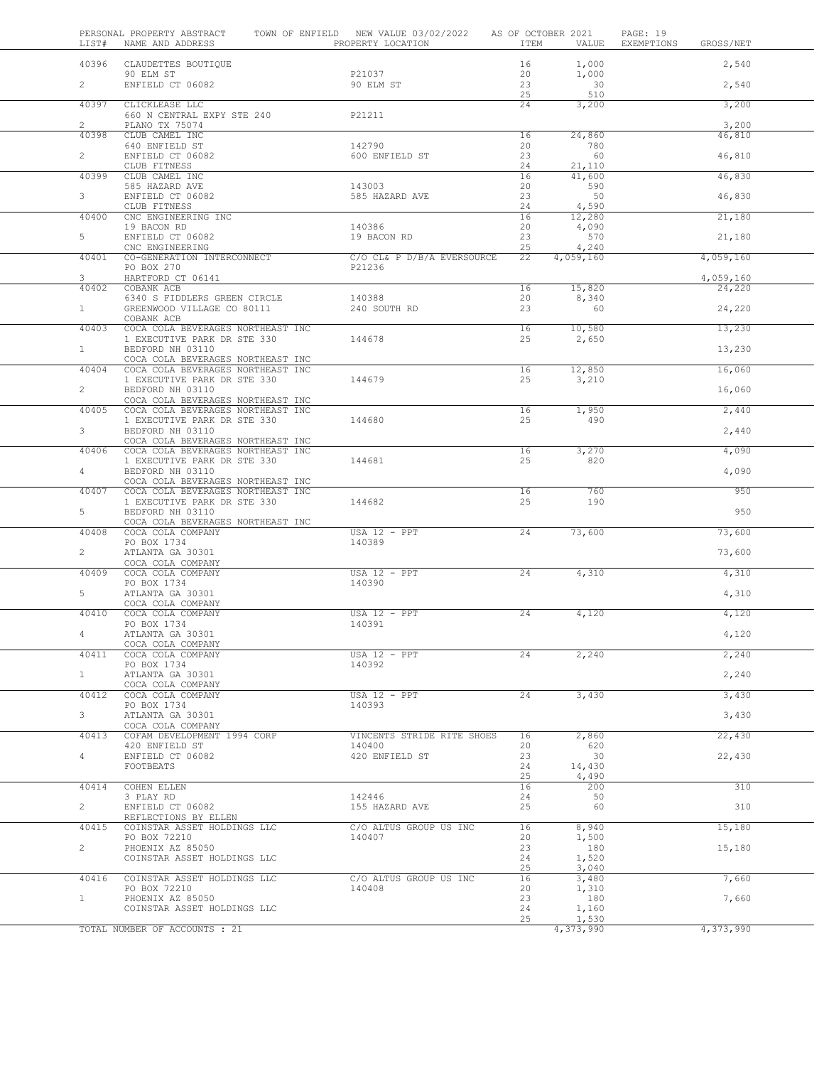PERSONAL PROPERTY ABSTRACT TOWN OF ENFIELD NEW VALUE 03/02/2022 AS OF OCTOBER 2021

| LIST# | NAME AND ADDRESS | PROPERTY LOCATION | ITEM | VALUE | EXEMPTIONS | GROSS/NET |
|---|---|---|---|---|---|---|
| 40396 | CLAUDETTES BOUTIQUE | | 16 | 1,000 | | 2,540 |
| | 90 ELM ST | P21037 | 20 | 1,000 | | |
| 2 | ENFIELD CT 06082 | 90 ELM ST | 23 | 30 | | 2,540 |
| | | | 25 | 510 | | |
| 40397 | CLICKLEASE LLC | | 24 | 3,200 | | 3,200 |
| | 660 N CENTRAL EXPY STE 240 | P21211 | | | | |
| 2 | PLANO TX 75074 | | | | | 3,200 |
| 40398 | CLUB CAMEL INC | | 16 | 24,860 | | 46,810 |
| | 640 ENFIELD ST | 142790 | 20 | 780 | | |
| 2 | ENFIELD CT 06082 | 600 ENFIELD ST | 23 | 60 | | 46,810 |
| | CLUB FITNESS | | 24 | 21,110 | | |
| 40399 | CLUB CAMEL INC | | 16 | 41,600 | | 46,830 |
| | 585 HAZARD AVE | 143003 | 20 | 590 | | |
| 3 | ENFIELD CT 06082 | 585 HAZARD AVE | 23 | 50 | | 46,830 |
| | CLUB FITNESS | | 24 | 4,590 | | |
| 40400 | CNC ENGINEERING INC | | 16 | 12,280 | | 21,180 |
| | 19 BACON RD | 140386 | 20 | 4,090 | | |
| 5 | ENFIELD CT 06082 | 19 BACON RD | 23 | 570 | | 21,180 |
| | CNC ENGINEERING | | 25 | 4,240 | | |
| 40401 | CO-GENERATION INTERCONNECT | C/O CL& P D/B/A EVERSOURCE | 22 | 4,059,160 | | 4,059,160 |
| | PO BOX 270 | P21236 | | | | |
| 3 | HARTFORD CT 06141 | | | | | 4,059,160 |
| 40402 | COBANK ACB | | 16 | 15,820 | | 24,220 |
| | 6340 S FIDDLERS GREEN CIRCLE | 140388 | 20 | 8,340 | | |
| 1 | GREENWOOD VILLAGE CO 80111 | 240 SOUTH RD | 23 | 60 | | 24,220 |
| | COBANK ACB | | | | | |
| 40403 | COCA COLA BEVERAGES NORTHEAST INC | | 16 | 10,580 | | 13,230 |
| | 1 EXECUTIVE PARK DR STE 330 | 144678 | 25 | 2,650 | | |
| 1 | BEDFORD NH 03110 | | | | | 13,230 |
| | COCA COLA BEVERAGES NORTHEAST INC | | | | | |
| 40404 | COCA COLA BEVERAGES NORTHEAST INC | | 16 | 12,850 | | 16,060 |
| | 1 EXECUTIVE PARK DR STE 330 | 144679 | 25 | 3,210 | | |
| 2 | BEDFORD NH 03110 | | | | | 16,060 |
| | COCA COLA BEVERAGES NORTHEAST INC | | | | | |
| 40405 | COCA COLA BEVERAGES NORTHEAST INC | | 16 | 1,950 | | 2,440 |
| | 1 EXECUTIVE PARK DR STE 330 | 144680 | 25 | 490 | | |
| 3 | BEDFORD NH 03110 | | | | | 2,440 |
| | COCA COLA BEVERAGES NORTHEAST INC | | | | | |
| 40406 | COCA COLA BEVERAGES NORTHEAST INC | | 16 | 3,270 | | 4,090 |
| | 1 EXECUTIVE PARK DR STE 330 | 144681 | 25 | 820 | | |
| 4 | BEDFORD NH 03110 | | | | | 4,090 |
| | COCA COLA BEVERAGES NORTHEAST INC | | | | | |
| 40407 | COCA COLA BEVERAGES NORTHEAST INC | | 16 | 760 | | 950 |
| | 1 EXECUTIVE PARK DR STE 330 | 144682 | 25 | 190 | | |
| 5 | BEDFORD NH 03110 | | | | | 950 |
| | COCA COLA BEVERAGES NORTHEAST INC | | | | | |
| 40408 | COCA COLA COMPANY | USA 12 - PPT | 24 | 73,600 | | 73,600 |
| | PO BOX 1734 | 140389 | | | | |
| 2 | ATLANTA GA 30301 | | | | | 73,600 |
| | COCA COLA COMPANY | | | | | |
| 40409 | COCA COLA COMPANY | USA 12 - PPT | 24 | 4,310 | | 4,310 |
| | PO BOX 1734 | 140390 | | | | |
| 5 | ATLANTA GA 30301 | | | | | 4,310 |
| | COCA COLA COMPANY | | | | | |
| 40410 | COCA COLA COMPANY | USA 12 - PPT | 24 | 4,120 | | 4,120 |
| | PO BOX 1734 | 140391 | | | | |
| 4 | ATLANTA GA 30301 | | | | | 4,120 |
| | COCA COLA COMPANY | | | | | |
| 40411 | COCA COLA COMPANY | USA 12 - PPT | 24 | 2,240 | | 2,240 |
| | PO BOX 1734 | 140392 | | | | |
| 1 | ATLANTA GA 30301 | | | | | 2,240 |
| | COCA COLA COMPANY | | | | | |
| 40412 | COCA COLA COMPANY | USA 12 - PPT | 24 | 3,430 | | 3,430 |
| | PO BOX 1734 | 140393 | | | | |
| 3 | ATLANTA GA 30301 | | | | | 3,430 |
| | COCA COLA COMPANY | | | | | |
| 40413 | COFAM DEVELOPMENT 1994 CORP | VINCENTS STRIDE RITE SHOES | 16 | 2,860 | | 22,430 |
| | 420 ENFIELD ST | 140400 | 20 | 620 | | |
| 4 | ENFIELD CT 06082 | 420 ENFIELD ST | 23 | 30 | | 22,430 |
| | FOOTBEATS | | 24 | 14,430 | | |
| | | | 25 | 4,490 | | |
| 40414 | COHEN ELLEN | | 16 | 200 | | 310 |
| | 3 PLAY RD | 142446 | 24 | 50 | | |
| 2 | ENFIELD CT 06082 | 155 HAZARD AVE | 25 | 60 | | 310 |
| | REFLECTIONS BY ELLEN | | | | | |
| 40415 | COINSTAR ASSET HOLDINGS LLC | C/O ALTUS GROUP US INC | 16 | 8,940 | | 15,180 |
| | PO BOX 72210 | 140407 | 20 | 1,500 | | |
| 2 | PHOENIX AZ 85050 | | 23 | 180 | | 15,180 |
| | COINSTAR ASSET HOLDINGS LLC | | 24 | 1,520 | | |
| | | | 25 | 3,040 | | |
| 40416 | COINSTAR ASSET HOLDINGS LLC | C/O ALTUS GROUP US INC | 16 | 3,480 | | 7,660 |
| | PO BOX 72210 | 140408 | 20 | 1,310 | | |
| 1 | PHOENIX AZ 85050 | | 23 | 180 | | 7,660 |
| | COINSTAR ASSET HOLDINGS LLC | | 24 | 1,160 | | |
| | | | 25 | 1,530 | | |
| | TOTAL NUMBER OF ACCOUNTS : 21 | | | 4,373,990 | | 4,373,990 |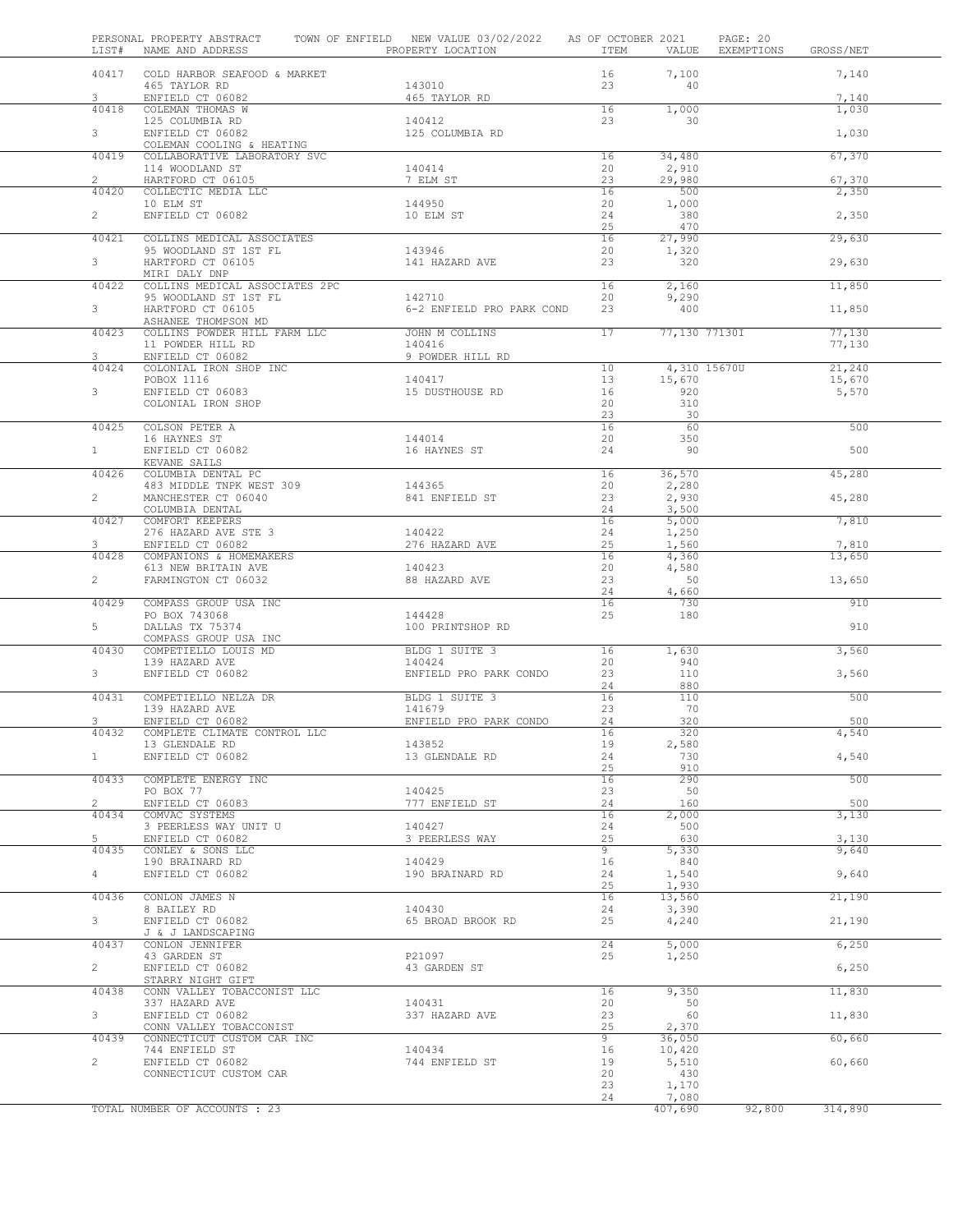PERSONAL PROPERTY ABSTRACT — TOWN OF ENFIELD — NEW VALUE 03/02/2022 — AS OF OCTOBER 2021

| LIST# | NAME AND ADDRESS | PROPERTY LOCATION | ITEM | VALUE | EXEMPTIONS | GROSS/NET |
|---|---|---|---|---|---|---|
| 40417 | COLD HARBOR SEAFOOD & MARKET | | 16 | 7,100 | | 7,140 |
| | 465 TAYLOR RD | 143010 | 23 | 40 | | |
| 3 | ENFIELD CT 06082 | 465 TAYLOR RD | | | | 7,140 |
| 40418 | COLEMAN THOMAS W | | 16 | 1,000 | | 1,030 |
| | 125 COLUMBIA RD | 140412 | 23 | 30 | | |
| 3 | ENFIELD CT 06082 | 125 COLUMBIA RD | | | | 1,030 |
| | COLEMAN COOLING & HEATING | | | | | |
| 40419 | COLLABORATIVE LABORATORY SVC | | 16 | 34,480 | | 67,370 |
| | 114 WOODLAND ST | 140414 | 20 | 2,910 | | |
| 2 | HARTFORD CT 06105 | 7 ELM ST | 23 | 29,980 | | 67,370 |
| 40420 | COLLECTIC MEDIA LLC | | 16 | 500 | | 2,350 |
| | 10 ELM ST | 144950 | 20 | 1,000 | | |
| 2 | ENFIELD CT 06082 | 10 ELM ST | 24 | 380 | | 2,350 |
| | | | 25 | 470 | | |
| 40421 | COLLINS MEDICAL ASSOCIATES | | 16 | 27,990 | | 29,630 |
| | 95 WOODLAND ST 1ST FL | 143946 | 20 | 1,320 | | |
| 3 | HARTFORD CT 06105 | 141 HAZARD AVE | 23 | 320 | | 29,630 |
| | MIRI DALY DNP | | | | | |
| 40422 | COLLINS MEDICAL ASSOCIATES 2PC | | 16 | 2,160 | | 11,850 |
| | 95 WOODLAND ST 1ST FL | 142710 | 20 | 9,290 | | |
| 3 | HARTFORD CT 06105 | 6-2 ENFIELD PRO PARK COND | 23 | 400 | | 11,850 |
| | ASHANEE THOMPSON MD | | | | | |
| 40423 | COLLINS POWDER HILL FARM LLC | JOHN M COLLINS | 17 | 77,130 | 77130I | 77,130 |
| | 11 POWDER HILL RD | 140416 | | | | 77,130 |
| 3 | ENFIELD CT 06082 | 9 POWDER HILL RD | | | | |
| 40424 | COLONIAL IRON SHOP INC | | 10 | 4,310 | 15670U | 21,240 |
| | POBOX 1116 | 140417 | 13 | 15,670 | | 15,670 |
| 3 | ENFIELD CT 06083 | 15 DUSTHOUSE RD | 16 | 920 | | 5,570 |
| | COLONIAL IRON SHOP | | 20 | 310 | | |
| | | | 23 | 30 | | |
| 40425 | COLSON PETER A | | 16 | 60 | | 500 |
| | 16 HAYNES ST | 144014 | 20 | 350 | | |
| 1 | ENFIELD CT 06082 | 16 HAYNES ST | 24 | 90 | | 500 |
| | KEVANE SAILS | | | | | |
| 40426 | COLUMBIA DENTAL PC | | 16 | 36,570 | | 45,280 |
| | 483 MIDDLE TNPK WEST 309 | 144365 | 20 | 2,280 | | |
| 2 | MANCHESTER CT 06040 | 841 ENFIELD ST | 23 | 2,930 | | 45,280 |
| | COLUMBIA DENTAL | | 24 | 3,500 | | |
| 40427 | COMFORT KEEPERS | | 16 | 5,000 | | 7,810 |
| | 276 HAZARD AVE STE 3 | 140422 | 24 | 1,250 | | |
| 3 | ENFIELD CT 06082 | 276 HAZARD AVE | 25 | 1,560 | | 7,810 |
| 40428 | COMPANIONS & HOMEMAKERS | | 16 | 4,360 | | 13,650 |
| | 613 NEW BRITAIN AVE | 140423 | 20 | 4,580 | | |
| 2 | FARMINGTON CT 06032 | 88 HAZARD AVE | 23 | 50 | | 13,650 |
| | | | 24 | 4,660 | | |
| 40429 | COMPASS GROUP USA INC | | 16 | 730 | | 910 |
| | PO BOX 743068 | 144428 | 25 | 180 | | |
| 5 | DALLAS TX 75374 | 100 PRINTSHOP RD | | | | 910 |
| | COMPASS GROUP USA INC | | | | | |
| 40430 | COMPETIELLO LOUIS MD | BLDG 1 SUITE 3 | 16 | 1,630 | | 3,560 |
| | 139 HAZARD AVE | 140424 | 20 | 940 | | |
| 3 | ENFIELD CT 06082 | ENFIELD PRO PARK CONDO | 23 | 110 | | 3,560 |
| | | | 24 | 880 | | |
| 40431 | COMPETIELLO NELZA DR | BLDG 1 SUITE 3 | 16 | 110 | | 500 |
| | 139 HAZARD AVE | 141679 | 23 | 70 | | |
| 3 | ENFIELD CT 06082 | ENFIELD PRO PARK CONDO | 24 | 320 | | 500 |
| 40432 | COMPLETE CLIMATE CONTROL LLC | | 16 | 320 | | 4,540 |
| | 13 GLENDALE RD | 143852 | 19 | 2,580 | | |
| 1 | ENFIELD CT 06082 | 13 GLENDALE RD | 24 | 730 | | 4,540 |
| | | | 25 | 910 | | |
| 40433 | COMPLETE ENERGY INC | | 16 | 290 | | 500 |
| | PO BOX 77 | 140425 | 23 | 50 | | |
| 2 | ENFIELD CT 06083 | 777 ENFIELD ST | 24 | 160 | | 500 |
| 40434 | COMVAC SYSTEMS | | 16 | 2,000 | | 3,130 |
| | 3 PEERLESS WAY UNIT U | 140427 | 24 | 500 | | |
| 5 | ENFIELD CT 06082 | 3 PEERLESS WAY | 25 | 630 | | 3,130 |
| 40435 | CONLEY & SONS LLC | | 9 | 5,330 | | 9,640 |
| | 190 BRAINARD RD | 140429 | 16 | 840 | | |
| 4 | ENFIELD CT 06082 | 190 BRAINARD RD | 24 | 1,540 | | 9,640 |
| | | | 25 | 1,930 | | |
| 40436 | CONLON JAMES N | | 16 | 13,560 | | 21,190 |
| | 8 BAILEY RD | 140430 | 24 | 3,390 | | |
| 3 | ENFIELD CT 06082 | 65 BROAD BROOK RD | 25 | 4,240 | | 21,190 |
| | J & J LANDSCAPING | | | | | |
| 40437 | CONLON JENNIFER | | 24 | 5,000 | | 6,250 |
| | 43 GARDEN ST | P21097 | 25 | 1,250 | | |
| 2 | ENFIELD CT 06082 | 43 GARDEN ST | | | | 6,250 |
| | STARRY NIGHT GIFT | | | | | |
| 40438 | CONN VALLEY TOBACCONIST LLC | | 16 | 9,350 | | 11,830 |
| | 337 HAZARD AVE | 140431 | 20 | 50 | | |
| 3 | ENFIELD CT 06082 | 337 HAZARD AVE | 23 | 60 | | 11,830 |
| | CONN VALLEY TOBACCONIST | | 25 | 2,370 | | |
| 40439 | CONNECTICUT CUSTOM CAR INC | | 9 | 36,050 | | 60,660 |
| | 744 ENFIELD ST | 140434 | 16 | 10,420 | | |
| 2 | ENFIELD CT 06082 | 744 ENFIELD ST | 19 | 5,510 | | 60,660 |
| | CONNECTICUT CUSTOM CAR | | 20 | 430 | | |
| | | | 23 | 1,170 | | |
| | | | 24 | 7,080 | | |
| | TOTAL NUMBER OF ACCOUNTS : 23 | | | 407,690 | 92,800 | 314,890 |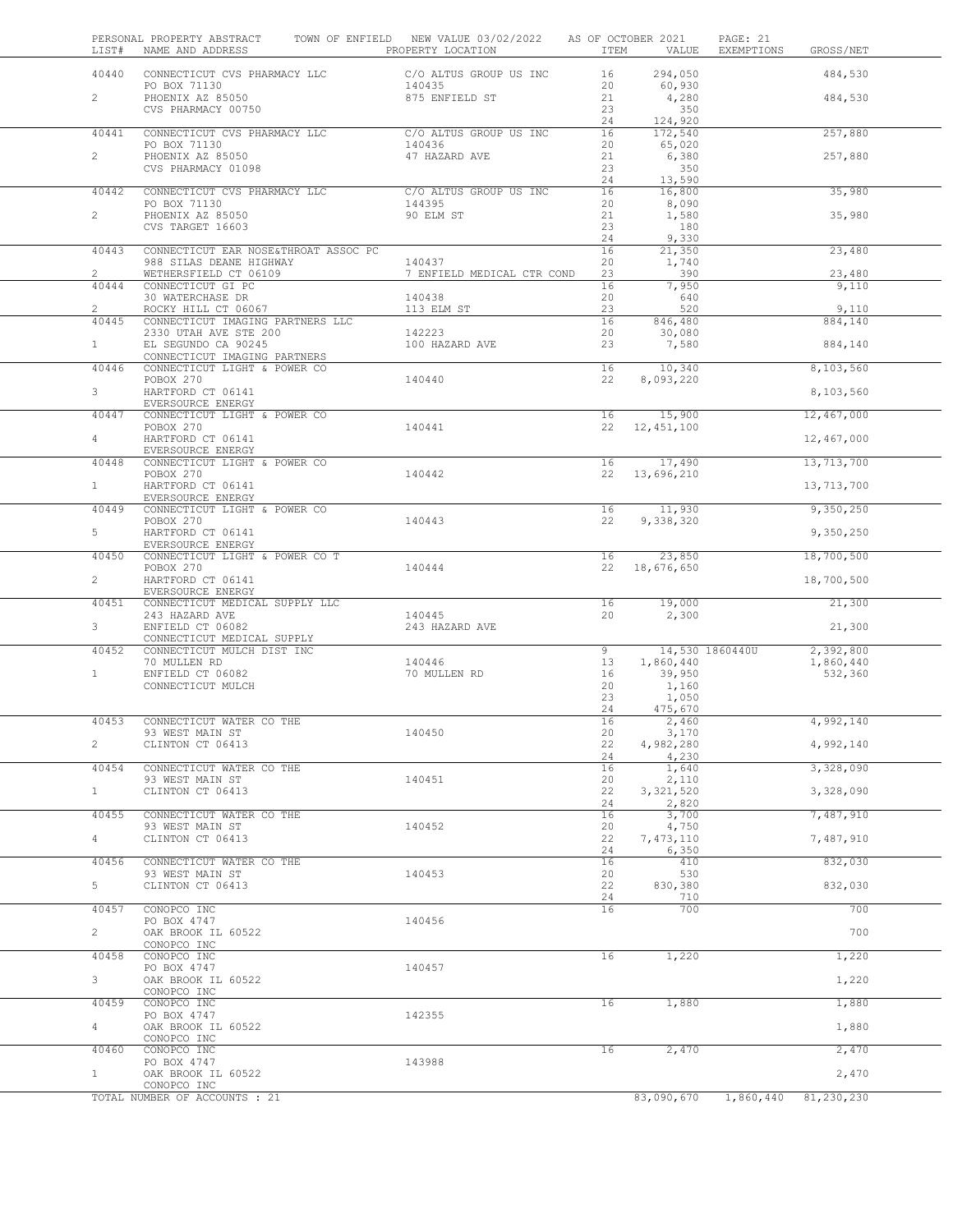PERSONAL PROPERTY ABSTRACT TOWN OF ENFIELD NEW VALUE 03/02/2022 AS OF OCTOBER 2021

| LIST# | NAME AND ADDRESS | PROPERTY LOCATION | ITEM | VALUE | EXEMPTIONS | GROSS/NET |
|---|---|---|---|---|---|---|
| 40440 | CONNECTICUT CVS PHARMACY LLC | C/O ALTUS GROUP US INC | 16 | 294,050 | | 484,530 |
| | PO BOX 71130 | 140435 | 20 | 60,930 | | |
| 2 | PHOENIX AZ 85050 | 875 ENFIELD ST | 21 | 4,280 | | 484,530 |
| | CVS PHARMACY 00750 | | 23 | 350 | | |
| | | | 24 | 124,920 | | |
| 40441 | CONNECTICUT CVS PHARMACY LLC | C/O ALTUS GROUP US INC | 16 | 172,540 | | 257,880 |
| | PO BOX 71130 | 140436 | 20 | 65,020 | | |
| 2 | PHOENIX AZ 85050 | 47 HAZARD AVE | 21 | 6,380 | | 257,880 |
| | CVS PHARMACY 01098 | | 23 | 350 | | |
| | | | 24 | 13,590 | | |
| 40442 | CONNECTICUT CVS PHARMACY LLC | C/O ALTUS GROUP US INC | 16 | 16,800 | | 35,980 |
| | PO BOX 71130 | 144395 | 20 | 8,090 | | |
| 2 | PHOENIX AZ 85050 | 90 ELM ST | 21 | 1,580 | | 35,980 |
| | CVS TARGET 16603 | | 23 | 180 | | |
| | | | 24 | 9,330 | | |
| 40443 | CONNECTICUT EAR NOSE&THROAT ASSOC PC | | 16 | 21,350 | | 23,480 |
| | 988 SILAS DEANE HIGHWAY | 140437 | 20 | 1,740 | | |
| 2 | WETHERSFIELD CT 06109 | 7 ENFIELD MEDICAL CTR COND | 23 | 390 | | 23,480 |
| 40444 | CONNECTICUT GI PC | | 16 | 7,950 | | 9,110 |
| | 30 WATERCHASE DR | 140438 | 20 | 640 | | |
| 2 | ROCKY HILL CT 06067 | 113 ELM ST | 23 | 520 | | 9,110 |
| 40445 | CONNECTICUT IMAGING PARTNERS LLC | | 16 | 846,480 | | 884,140 |
| | 2330 UTAH AVE STE 200 | 142223 | 20 | 30,080 | | |
| 1 | EL SEGUNDO CA 90245 | 100 HAZARD AVE | 23 | 7,580 | | 884,140 |
| | CONNECTICUT IMAGING PARTNERS | | | | | |
| 40446 | CONNECTICUT LIGHT & POWER CO | | 16 | 10,340 | | 8,103,560 |
| | POBOX 270 | 140440 | 22 | 8,093,220 | | |
| 3 | HARTFORD CT 06141 | | | | | 8,103,560 |
| | EVERSOURCE ENERGY | | | | | |
| 40447 | CONNECTICUT LIGHT & POWER CO | | 16 | 15,900 | | 12,467,000 |
| | POBOX 270 | 140441 | 22 | 12,451,100 | | |
| 4 | HARTFORD CT 06141 | | | | | 12,467,000 |
| | EVERSOURCE ENERGY | | | | | |
| 40448 | CONNECTICUT LIGHT & POWER CO | | 16 | 17,490 | | 13,713,700 |
| | POBOX 270 | 140442 | 22 | 13,696,210 | | |
| 1 | HARTFORD CT 06141 | | | | | 13,713,700 |
| | EVERSOURCE ENERGY | | | | | |
| 40449 | CONNECTICUT LIGHT & POWER CO | | 16 | 11,930 | | 9,350,250 |
| | POBOX 270 | 140443 | 22 | 9,338,320 | | |
| 5 | HARTFORD CT 06141 | | | | | 9,350,250 |
| | EVERSOURCE ENERGY | | | | | |
| 40450 | CONNECTICUT LIGHT & POWER CO T | | 16 | 23,850 | | 18,700,500 |
| | POBOX 270 | 140444 | 22 | 18,676,650 | | |
| 2 | HARTFORD CT 06141 | | | | | 18,700,500 |
| | EVERSOURCE ENERGY | | | | | |
| 40451 | CONNECTICUT MEDICAL SUPPLY LLC | | 16 | 19,000 | | 21,300 |
| | 243 HAZARD AVE | 140445 | 20 | 2,300 | | |
| 3 | ENFIELD CT 06082 | 243 HAZARD AVE | | | | 21,300 |
| | CONNECTICUT MEDICAL SUPPLY | | | | | |
| 40452 | CONNECTICUT MULCH DIST INC | | 9 | 14,530 | 1860440U | 2,392,800 |
| | 70 MULLEN RD | 140446 | 13 | 1,860,440 | | 1,860,440 |
| 1 | ENFIELD CT 06082 | 70 MULLEN RD | 16 | 39,950 | | 532,360 |
| | CONNECTICUT MULCH | | 20 | 1,160 | | |
| | | | 23 | 1,050 | | |
| | | | 24 | 475,670 | | |
| 40453 | CONNECTICUT WATER CO THE | | 16 | 2,460 | | 4,992,140 |
| | 93 WEST MAIN ST | 140450 | 20 | 3,170 | | |
| 2 | CLINTON CT 06413 | | 22 | 4,982,280 | | 4,992,140 |
| | | | 24 | 4,230 | | |
| 40454 | CONNECTICUT WATER CO THE | | 16 | 1,640 | | 3,328,090 |
| | 93 WEST MAIN ST | 140451 | 20 | 2,110 | | |
| 1 | CLINTON CT 06413 | | 22 | 3,321,520 | | 3,328,090 |
| | | | 24 | 2,820 | | |
| 40455 | CONNECTICUT WATER CO THE | | 16 | 3,700 | | 7,487,910 |
| | 93 WEST MAIN ST | 140452 | 20 | 4,750 | | |
| 4 | CLINTON CT 06413 | | 22 | 7,473,110 | | 7,487,910 |
| | | | 24 | 6,350 | | |
| 40456 | CONNECTICUT WATER CO THE | | 16 | 410 | | 832,030 |
| | 93 WEST MAIN ST | 140453 | 20 | 530 | | |
| 5 | CLINTON CT 06413 | | 22 | 830,380 | | 832,030 |
| | | | 24 | 710 | | |
| 40457 | CONOPCO INC | | 16 | 700 | | 700 |
| | PO BOX 4747 | 140456 | | | | |
| 2 | OAK BROOK IL 60522 | | | | | 700 |
| | CONOPCO INC | | | | | |
| 40458 | CONOPCO INC | | 16 | 1,220 | | 1,220 |
| | PO BOX 4747 | 140457 | | | | |
| 3 | OAK BROOK IL 60522 | | | | | 1,220 |
| | CONOPCO INC | | | | | |
| 40459 | CONOPCO INC | | 16 | 1,880 | | 1,880 |
| | PO BOX 4747 | 142355 | | | | |
| 4 | OAK BROOK IL 60522 | | | | | 1,880 |
| | CONOPCO INC | | | | | |
| 40460 | CONOPCO INC | | 16 | 2,470 | | 2,470 |
| | PO BOX 4747 | 143988 | | | | |
| 1 | OAK BROOK IL 60522 | | | | | 2,470 |
| | CONOPCO INC | | | | | |
| | TOTAL NUMBER OF ACCOUNTS : 21 | | | 83,090,670 | 1,860,440 | 81,230,230 |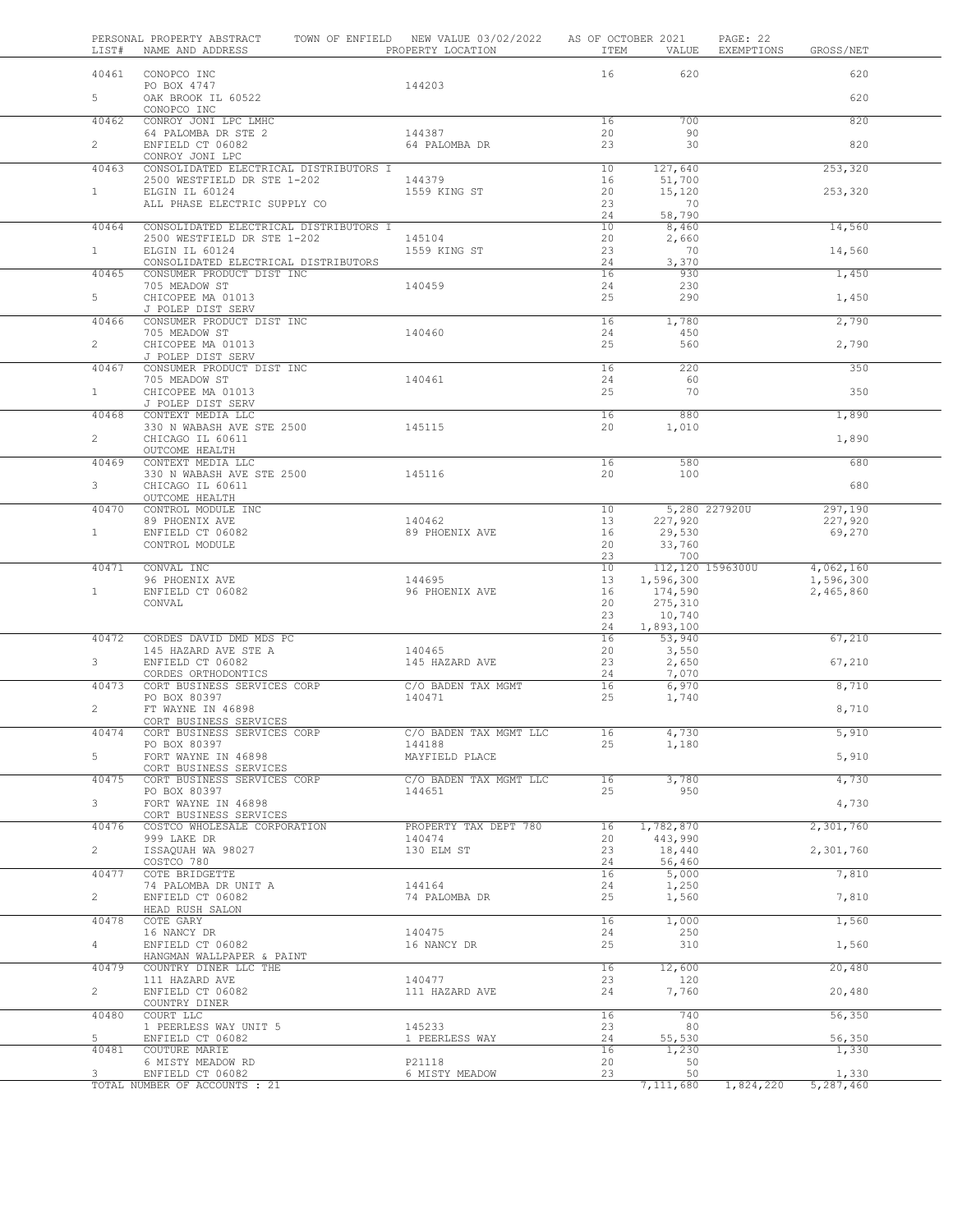PERSONAL PROPERTY ABSTRACT — TOWN OF ENFIELD — NEW VALUE 03/02/2022 — AS OF OCTOBER 2021

| LIST# | NAME AND ADDRESS | PROPERTY LOCATION | ITEM | VALUE | EXEMPTIONS | GROSS/NET |
|---|---|---|---|---|---|---|
| 40461 | CONOPCO INC | | 16 | 620 | | 620 |
| | PO BOX 4747 | 144203 | | | | |
| 5 | OAK BROOK IL 60522 | | | | | 620 |
| | CONOPCO INC | | | | | |
| 40462 | CONROY JONI LPC LMHC | | 16 | 700 | | 820 |
| | 64 PALOMBA DR STE 2 | 144387 | 20 | 90 | | |
| 2 | ENFIELD CT 06082 | 64 PALOMBA DR | 23 | 30 | | 820 |
| | CONROY JONI LPC | | | | | |
| 40463 | CONSOLIDATED ELECTRICAL DISTRIBUTORS I | | 10 | 127,640 | | 253,320 |
| | 2500 WESTFIELD DR STE 1-202 | 144379 | 16 | 51,700 | | |
| 1 | ELGIN IL 60124 | 1559 KING ST | 20 | 15,120 | | 253,320 |
| | ALL PHASE ELECTRIC SUPPLY CO | | 23 | 70 | | |
| | | | 24 | 58,790 | | |
| 40464 | CONSOLIDATED ELECTRICAL DISTRIBUTORS I | | 10 | 8,460 | | 14,560 |
| | 2500 WESTFIELD DR STE 1-202 | 145104 | 20 | 2,660 | | |
| 1 | ELGIN IL 60124 | 1559 KING ST | 23 | 70 | | 14,560 |
| | CONSOLIDATED ELECTRICAL DISTRIBUTORS | | 24 | 3,370 | | |
| 40465 | CONSUMER PRODUCT DIST INC | | 16 | 930 | | 1,450 |
| | 705 MEADOW ST | 140459 | 24 | 230 | | |
| 5 | CHICOPEE MA 01013 | | 25 | 290 | | 1,450 |
| | J POLEP DIST SERV | | | | | |
| 40466 | CONSUMER PRODUCT DIST INC | | 16 | 1,780 | | 2,790 |
| | 705 MEADOW ST | 140460 | 24 | 450 | | |
| 2 | CHICOPEE MA 01013 | | 25 | 560 | | 2,790 |
| | J POLEP DIST SERV | | | | | |
| 40467 | CONSUMER PRODUCT DIST INC | | 16 | 220 | | 350 |
| | 705 MEADOW ST | 140461 | 24 | 60 | | |
| 1 | CHICOPEE MA 01013 | | 25 | 70 | | 350 |
| | J POLEP DIST SERV | | | | | |
| 40468 | CONTEXT MEDIA LLC | | 16 | 880 | | 1,890 |
| | 330 N WABASH AVE STE 2500 | 145115 | 20 | 1,010 | | |
| 2 | CHICAGO IL 60611 | | | | | 1,890 |
| | OUTCOME HEALTH | | | | | |
| 40469 | CONTEXT MEDIA LLC | | 16 | 580 | | 680 |
| | 330 N WABASH AVE STE 2500 | 145116 | 20 | 100 | | |
| 3 | CHICAGO IL 60611 | | | | | 680 |
| | OUTCOME HEALTH | | | | | |
| 40470 | CONTROL MODULE INC | | 10 | 5,280 | 227920U | 297,190 |
| | 89 PHOENIX AVE | 140462 | 13 | 227,920 | | 227,920 |
| 1 | ENFIELD CT 06082 | 89 PHOENIX AVE | 16 | 29,530 | | 69,270 |
| | CONTROL MODULE | | 20 | 33,760 | | |
| | | | 23 | 700 | | |
| 40471 | CONVAL INC | | 10 | 112,120 | 1596300U | 4,062,160 |
| | 96 PHOENIX AVE | 144695 | 13 | 1,596,300 | | 1,596,300 |
| 1 | ENFIELD CT 06082 | 96 PHOENIX AVE | 16 | 174,590 | | 2,465,860 |
| | CONVAL | | 20 | 275,310 | | |
| | | | 23 | 10,740 | | |
| | | | 24 | 1,893,100 | | |
| 40472 | CORDES DAVID DMD MDS PC | | 16 | 53,940 | | 67,210 |
| | 145 HAZARD AVE STE A | 140465 | 20 | 3,550 | | |
| 3 | ENFIELD CT 06082 | 145 HAZARD AVE | 23 | 2,650 | | 67,210 |
| | CORDES ORTHODONTICS | | 24 | 7,070 | | |
| 40473 | CORT BUSINESS SERVICES CORP | C/O BADEN TAX MGMT | 16 | 6,970 | | 8,710 |
| | PO BOX 80397 | 140471 | 25 | 1,740 | | |
| 2 | FT WAYNE IN 46898 | | | | | 8,710 |
| | CORT BUSINESS SERVICES | | | | | |
| 40474 | CORT BUSINESS SERVICES CORP | C/O BADEN TAX MGMT LLC | 16 | 4,730 | | 5,910 |
| | PO BOX 80397 | 144188 | 25 | 1,180 | | |
| 5 | FORT WAYNE IN 46898 | MAYFIELD PLACE | | | | 5,910 |
| | CORT BUSINESS SERVICES | | | | | |
| 40475 | CORT BUSINESS SERVICES CORP | C/O BADEN TAX MGMT LLC | 16 | 3,780 | | 4,730 |
| | PO BOX 80397 | 144651 | 25 | 950 | | |
| 3 | FORT WAYNE IN 46898 | | | | | 4,730 |
| | CORT BUSINESS SERVICES | | | | | |
| 40476 | COSTCO WHOLESALE CORPORATION | PROPERTY TAX DEPT 780 | 16 | 1,782,870 | | 2,301,760 |
| | 999 LAKE DR | 140474 | 20 | 443,990 | | |
| 2 | ISSAQUAH WA 98027 | 130 ELM ST | 23 | 18,440 | | 2,301,760 |
| | COSTCO 780 | | 24 | 56,460 | | |
| 40477 | COTE BRIDGETTE | | 16 | 5,000 | | 7,810 |
| | 74 PALOMBA DR UNIT A | 144164 | 24 | 1,250 | | |
| 2 | ENFIELD CT 06082 | 74 PALOMBA DR | 25 | 1,560 | | 7,810 |
| | HEAD RUSH SALON | | | | | |
| 40478 | COTE GARY | | 16 | 1,000 | | 1,560 |
| | 16 NANCY DR | 140475 | 24 | 250 | | |
| 4 | ENFIELD CT 06082 | 16 NANCY DR | 25 | 310 | | 1,560 |
| | HANGMAN WALLPAPER & PAINT | | | | | |
| 40479 | COUNTRY DINER LLC THE | | 16 | 12,600 | | 20,480 |
| | 111 HAZARD AVE | 140477 | 23 | 120 | | |
| 2 | ENFIELD CT 06082 | 111 HAZARD AVE | 24 | 7,760 | | 20,480 |
| | COUNTRY DINER | | | | | |
| 40480 | COURT LLC | | 16 | 740 | | 56,350 |
| | 1 PEERLESS WAY UNIT 5 | 145233 | 23 | 80 | | |
| 5 | ENFIELD CT 06082 | 1 PEERLESS WAY | 24 | 55,530 | | 56,350 |
| 40481 | COUTURE MARIE | | 16 | 1,230 | | 1,330 |
| | 6 MISTY MEADOW RD | P21118 | 20 | 50 | | |
| 3 | ENFIELD CT 06082 | 6 MISTY MEADOW | 23 | 50 | | 1,330 |
| | TOTAL NUMBER OF ACCOUNTS : 21 | | | 7,111,680 | 1,824,220 | 5,287,460 |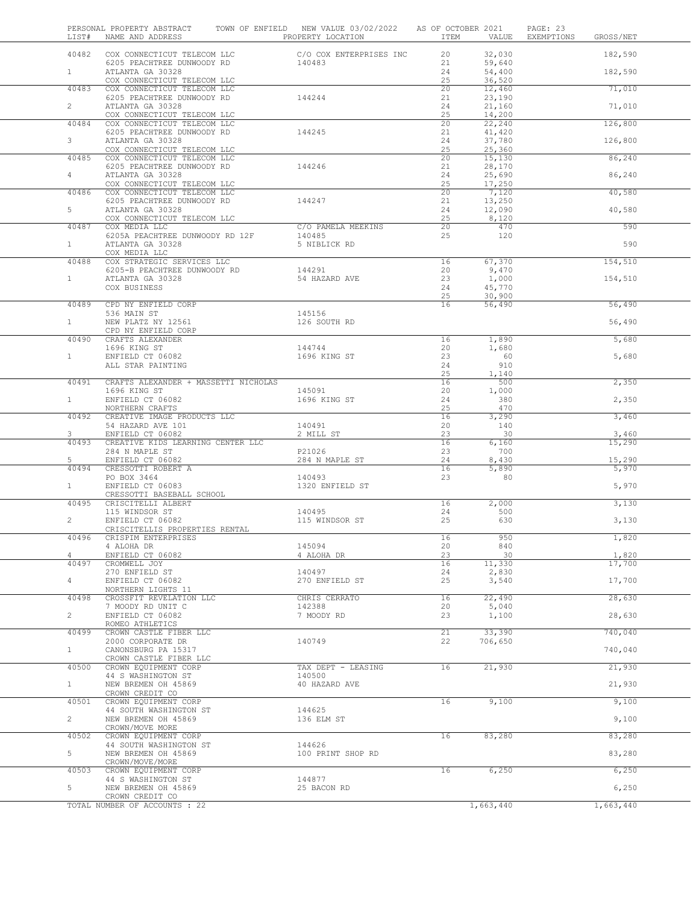PERSONAL PROPERTY ABSTRACT TOWN OF ENFIELD NEW VALUE 03/02/2022 AS OF OCTOBER 2021

| LIST# | NAME AND ADDRESS | PROPERTY LOCATION | ITEM | VALUE | EXEMPTIONS | GROSS/NET |
|---|---|---|---|---|---|---|
| 40482 | COX CONNECTICUT TELECOM LLC | C/O COX ENTERPRISES INC | 20 | 32,030 | | 182,590 |
| | 6205 PEACHTREE DUNWOODY RD | 140483 | 21 | 59,640 | | |
| 1 | ATLANTA GA 30328 | | 24 | 54,400 | | 182,590 |
| | COX CONNECTICUT TELECOM LLC | | 25 | 36,520 | | |
| 40483 | COX CONNECTICUT TELECOM LLC | | 20 | 12,460 | | 71,010 |
| | 6205 PEACHTREE DUNWOODY RD | 144244 | 21 | 23,190 | | |
| 2 | ATLANTA GA 30328 | | 24 | 21,160 | | 71,010 |
| | COX CONNECTICUT TELECOM LLC | | 25 | 14,200 | | |
| 40484 | COX CONNECTICUT TELECOM LLC | | 20 | 22,240 | | 126,800 |
| | 6205 PEACHTREE DUNWOODY RD | 144245 | 21 | 41,420 | | |
| 3 | ATLANTA GA 30328 | | 24 | 37,780 | | 126,800 |
| | COX CONNECTICUT TELECOM LLC | | 25 | 25,360 | | |
| 40485 | COX CONNECTICUT TELECOM LLC | | 20 | 15,130 | | 86,240 |
| | 6205 PEACHTREE DUNWOODY RD | 144246 | 21 | 28,170 | | |
| 4 | ATLANTA GA 30328 | | 24 | 25,690 | | 86,240 |
| | COX CONNECTICUT TELECOM LLC | | 25 | 17,250 | | |
| 40486 | COX CONNECTICUT TELECOM LLC | | 20 | 7,120 | | 40,580 |
| | 6205 PEACHTREE DUNWOODY RD | 144247 | 21 | 13,250 | | |
| 5 | ATLANTA GA 30328 | | 24 | 12,090 | | 40,580 |
| | COX CONNECTICUT TELECOM LLC | | 25 | 8,120 | | |
| 40487 | COX MEDIA LLC | C/O PAMELA MEEKINS | 20 | 470 | | 590 |
| | 6205A PEACHTREE DUNWOODY RD 12F | 140485 | 25 | 120 | | |
| 1 | ATLANTA GA 30328 | 5 NIBLICK RD | | | | 590 |
| | COX MEDIA LLC | | | | | |
| 40488 | COX STRATEGIC SERVICES LLC | | 16 | 67,370 | | 154,510 |
| | 6205-B PEACHTREE DUNWOODY RD | 144291 | 20 | 9,470 | | |
| 1 | ATLANTA GA 30328 | 54 HAZARD AVE | 23 | 1,000 | | 154,510 |
| | COX BUSINESS | | 24 | 45,770 | | |
| | | | 25 | 30,900 | | |
| 40489 | CPD NY ENFIELD CORP | | 16 | 56,490 | | 56,490 |
| | 536 MAIN ST | 145156 | | | | |
| 1 | NEW PLATZ NY 12561 | 126 SOUTH RD | | | | 56,490 |
| | CPD NY ENFIELD CORP | | | | | |
| 40490 | CRAFTS ALEXANDER | | 16 | 1,890 | | 5,680 |
| | 1696 KING ST | 144744 | 20 | 1,680 | | |
| 1 | ENFIELD CT 06082 | 1696 KING ST | 23 | 60 | | 5,680 |
| | ALL STAR PAINTING | | 24 | 910 | | |
| | | | 25 | 1,140 | | |
| 40491 | CRAFTS ALEXANDER + MASSETTI NICHOLAS | | 16 | 500 | | 2,350 |
| | 1696 KING ST | 145091 | 20 | 1,000 | | |
| 1 | ENFIELD CT 06082 | 1696 KING ST | 24 | 380 | | 2,350 |
| | NORTHERN CRAFTS | | 25 | 470 | | |
| 40492 | CREATIVE IMAGE PRODUCTS LLC | | 16 | 3,290 | | 3,460 |
| | 54 HAZARD AVE 101 | 140491 | 20 | 140 | | |
| 3 | ENFIELD CT 06082 | 2 MILL ST | 23 | 30 | | 3,460 |
| 40493 | CREATIVE KIDS LEARNING CENTER LLC | | 16 | 6,160 | | 15,290 |
| | 284 N MAPLE ST | P21026 | 23 | 700 | | |
| 5 | ENFIELD CT 06082 | 284 N MAPLE ST | 24 | 8,430 | | 15,290 |
| 40494 | CRESSOTTI ROBERT A | | 16 | 5,890 | | 5,970 |
| | PO BOX 3464 | 140493 | 23 | 80 | | |
| 1 | ENFIELD CT 06083 | 1320 ENFIELD ST | | | | 5,970 |
| | CRESSOTTI BASEBALL SCHOOL | | | | | |
| 40495 | CRISCITELLI ALBERT | | 16 | 2,000 | | 3,130 |
| | 115 WINDSOR ST | 140495 | 24 | 500 | | |
| 2 | ENFIELD CT 06082 | 115 WINDSOR ST | 25 | 630 | | 3,130 |
| | CRISCITELLIS PROPERTIES RENTAL | | | | | |
| 40496 | CRISPIM ENTERPRISES | | 16 | 950 | | 1,820 |
| | 4 ALOHA DR | 145094 | 20 | 840 | | |
| 4 | ENFIELD CT 06082 | 4 ALOHA DR | 23 | 30 | | 1,820 |
| 40497 | CROMWELL JOY | | 16 | 11,330 | | 17,700 |
| | 270 ENFIELD ST | 140497 | 24 | 2,830 | | |
| 4 | ENFIELD CT 06082 | 270 ENFIELD ST | 25 | 3,540 | | 17,700 |
| | NORTHERN LIGHTS 11 | | | | | |
| 40498 | CROSSFIT REVELATION LLC | CHRIS CERRATO | 16 | 22,490 | | 28,630 |
| | 7 MOODY RD UNIT C | 142388 | 20 | 5,040 | | |
| 2 | ENFIELD CT 06082 | 7 MOODY RD | 23 | 1,100 | | 28,630 |
| | ROMEO ATHLETICS | | | | | |
| 40499 | CROWN CASTLE FIBER LLC | | 21 | 33,390 | | 740,040 |
| | 2000 CORPORATE DR | 140749 | 22 | 706,650 | | |
| 1 | CANONSBURG PA 15317 | | | | | 740,040 |
| | CROWN CASTLE FIBER LLC | | | | | |
| 40500 | CROWN EQUIPMENT CORP | TAX DEPT - LEASING | 16 | 21,930 | | 21,930 |
| | 44 S WASHINGTON ST | 140500 | | | | |
| 1 | NEW BREMEN OH 45869 | 40 HAZARD AVE | | | | 21,930 |
| | CROWN CREDIT CO | | | | | |
| 40501 | CROWN EQUIPMENT CORP | | 16 | 9,100 | | 9,100 |
| | 44 SOUTH WASHINGTON ST | 144625 | | | | |
| 2 | NEW BREMEN OH 45869 | 136 ELM ST | | | | 9,100 |
| | CROWN/MOVE MORE | | | | | |
| 40502 | CROWN EQUIPMENT CORP | | 16 | 83,280 | | 83,280 |
| | 44 SOUTH WASHINGTON ST | 144626 | | | | |
| 5 | NEW BREMEN OH 45869 | 100 PRINT SHOP RD | | | | 83,280 |
| | CROWN/MOVE/MORE | | | | | |
| 40503 | CROWN EQUIPMENT CORP | | 16 | 6,250 | | 6,250 |
| | 44 S WASHINGTON ST | 144877 | | | | |
| 5 | NEW BREMEN OH 45869 | 25 BACON RD | | | | 6,250 |
| | CROWN CREDIT CO | | | | | |
| | TOTAL NUMBER OF ACCOUNTS : 22 | | | 1,663,440 | | 1,663,440 |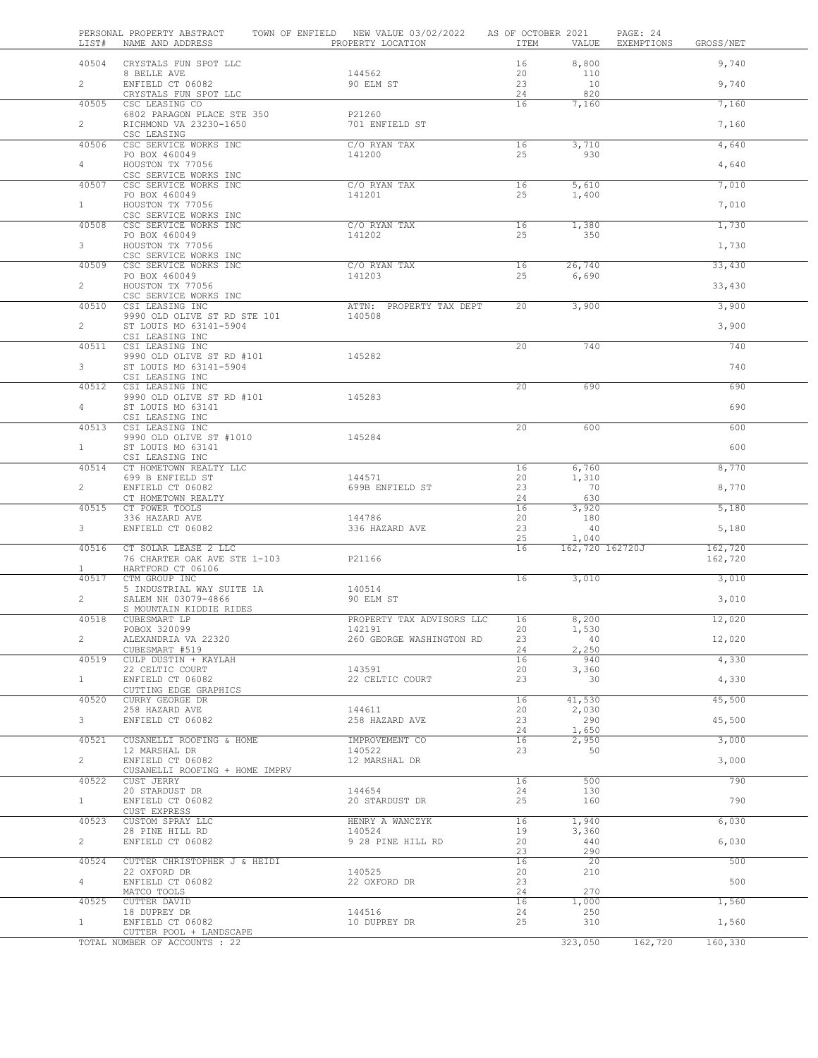PERSONAL PROPERTY ABSTRACT TOWN OF ENFIELD NEW VALUE 03/02/2022 AS OF OCTOBER 2021

| LIST# | NAME AND ADDRESS | PROPERTY LOCATION | ITEM | VALUE | EXEMPTIONS | GROSS/NET |
|---|---|---|---|---|---|---|
| 40504 | CRYSTALS FUN SPOT LLC | | 16 | 8,800 | | 9,740 |
| | 8 BELLE AVE | 144562 | 20 | 110 | | |
| 2 | ENFIELD CT 06082 | 90 ELM ST | 23 | 10 | | 9,740 |
| | CRYSTALS FUN SPOT LLC | | 24 | 820 | | |
| 40505 | CSC LEASING CO | | 16 | 7,160 | | 7,160 |
| | 6802 PARAGON PLACE STE 350 | P21260 | | | | |
| 2 | RICHMOND VA 23230-1650 | 701 ENFIELD ST | | | | 7,160 |
| | CSC LEASING | | | | | |
| 40506 | CSC SERVICE WORKS INC | C/O RYAN TAX | 16 | 3,710 | | 4,640 |
| | PO BOX 460049 | 141200 | 25 | 930 | | |
| 4 | HOUSTON TX 77056 | | | | | 4,640 |
| | CSC SERVICE WORKS INC | | | | | |
| 40507 | CSC SERVICE WORKS INC | C/O RYAN TAX | 16 | 5,610 | | 7,010 |
| | PO BOX 460049 | 141201 | 25 | 1,400 | | |
| 1 | HOUSTON TX 77056 | | | | | 7,010 |
| | CSC SERVICE WORKS INC | | | | | |
| 40508 | CSC SERVICE WORKS INC | C/O RYAN TAX | 16 | 1,380 | | 1,730 |
| | PO BOX 460049 | 141202 | 25 | 350 | | |
| 3 | HOUSTON TX 77056 | | | | | 1,730 |
| | CSC SERVICE WORKS INC | | | | | |
| 40509 | CSC SERVICE WORKS INC | C/O RYAN TAX | 16 | 26,740 | | 33,430 |
| | PO BOX 460049 | 141203 | 25 | 6,690 | | |
| 2 | HOUSTON TX 77056 | | | | | 33,430 |
| | CSC SERVICE WORKS INC | | | | | |
| 40510 | CSI LEASING INC | ATTN: PROPERTY TAX DEPT | 20 | 3,900 | | 3,900 |
| | 9990 OLD OLIVE ST RD STE 101 | 140508 | | | | |
| 2 | ST LOUIS MO 63141-5904 | | | | | 3,900 |
| | CSI LEASING INC | | | | | |
| 40511 | CSI LEASING INC | | 20 | 740 | | 740 |
| | 9990 OLD OLIVE ST RD #101 | 145282 | | | | |
| 3 | ST LOUIS MO 63141-5904 | | | | | 740 |
| | CSI LEASING INC | | | | | |
| 40512 | CSI LEASING INC | | 20 | 690 | | 690 |
| | 9990 OLD OLIVE ST RD #101 | 145283 | | | | |
| 4 | ST LOUIS MO 63141 | | | | | 690 |
| | CSI LEASING INC | | | | | |
| 40513 | CSI LEASING INC | | 20 | 600 | | 600 |
| | 9990 OLD OLIVE ST #1010 | 145284 | | | | |
| 1 | ST LOUIS MO 63141 | | | | | 600 |
| | CSI LEASING INC | | | | | |
| 40514 | CT HOMETOWN REALTY LLC | | 16 | 6,760 | | 8,770 |
| | 699 B ENFIELD ST | 144571 | 20 | 1,310 | | |
| 2 | ENFIELD CT 06082 | 699B ENFIELD ST | 23 | 70 | | 8,770 |
| | CT HOMETOWN REALTY | | 24 | 630 | | |
| 40515 | CT POWER TOOLS | | 16 | 3,920 | | 5,180 |
| | 336 HAZARD AVE | 144786 | 20 | 180 | | |
| 3 | ENFIELD CT 06082 | 336 HAZARD AVE | 23 | 40 | | 5,180 |
| | | | 25 | 1,040 | | |
| 40516 | CT SOLAR LEASE 2 LLC | | 16 | 162,720 | 162720J | 162,720 |
| | 76 CHARTER OAK AVE STE 1-103 | P21166 | | | | 162,720 |
| 1 | HARTFORD CT 06106 | | | | | |
| 40517 | CTM GROUP INC | | 16 | 3,010 | | 3,010 |
| | 5 INDUSTRIAL WAY SUITE 1A | 140514 | | | | |
| 2 | SALEM NH 03079-4866 | 90 ELM ST | | | | 3,010 |
| | S MOUNTAIN KIDDIE RIDES | | | | | |
| 40518 | CUBESMART LP | PROPERTY TAX ADVISORS LLC | 16 | 8,200 | | 12,020 |
| | POBOX 320099 | 142191 | 20 | 1,530 | | |
| 2 | ALEXANDRIA VA 22320 | 260 GEORGE WASHINGTON RD | 23 | 40 | | 12,020 |
| | CUBESMART #519 | | 24 | 2,250 | | |
| 40519 | CULP DUSTIN + KAYLAH | | 16 | 940 | | 4,330 |
| | 22 CELTIC COURT | 143591 | 20 | 3,360 | | |
| 1 | ENFIELD CT 06082 | 22 CELTIC COURT | 23 | 30 | | 4,330 |
| | CUTTING EDGE GRAPHICS | | | | | |
| 40520 | CURRY GEORGE DR | | 16 | 41,530 | | 45,500 |
| | 258 HAZARD AVE | 144611 | 20 | 2,030 | | |
| 3 | ENFIELD CT 06082 | 258 HAZARD AVE | 23 | 290 | | 45,500 |
| | | | 24 | 1,650 | | |
| 40521 | CUSANELLI ROOFING & HOME | IMPROVEMENT CO | 16 | 2,950 | | 3,000 |
| | 12 MARSHAL DR | 140522 | 23 | 50 | | |
| 2 | ENFIELD CT 06082 | 12 MARSHAL DR | | | | 3,000 |
| | CUSANELLI ROOFING + HOME IMPRV | | | | | |
| 40522 | CUST JERRY | | 16 | 500 | | 790 |
| | 20 STARDUST DR | 144654 | 24 | 130 | | |
| 1 | ENFIELD CT 06082 | 20 STARDUST DR | 25 | 160 | | 790 |
| | CUST EXPRESS | | | | | |
| 40523 | CUSTOM SPRAY LLC | HENRY A WANCZYK | 16 | 1,940 | | 6,030 |
| | 28 PINE HILL RD | 140524 | 19 | 3,360 | | |
| 2 | ENFIELD CT 06082 | 9 28 PINE HILL RD | 20 | 440 | | 6,030 |
| | | | 23 | 290 | | |
| 40524 | CUTTER CHRISTOPHER J & HEIDI | | 16 | 20 | | 500 |
| | 22 OXFORD DR | 140525 | 20 | 210 | | |
| 4 | ENFIELD CT 06082 | 22 OXFORD DR | 23 | | | 500 |
| | MATCO TOOLS | | 24 | 270 | | |
| 40525 | CUTTER DAVID | | 16 | 1,000 | | 1,560 |
| | 18 DUPREY DR | 144516 | 24 | 250 | | |
| 1 | ENFIELD CT 06082 | 10 DUPREY DR | 25 | 310 | | 1,560 |
| | CUTTER POOL + LANDSCAPE | | | | | |
| | TOTAL NUMBER OF ACCOUNTS : 22 | | | 323,050 | 162,720 | 160,330 |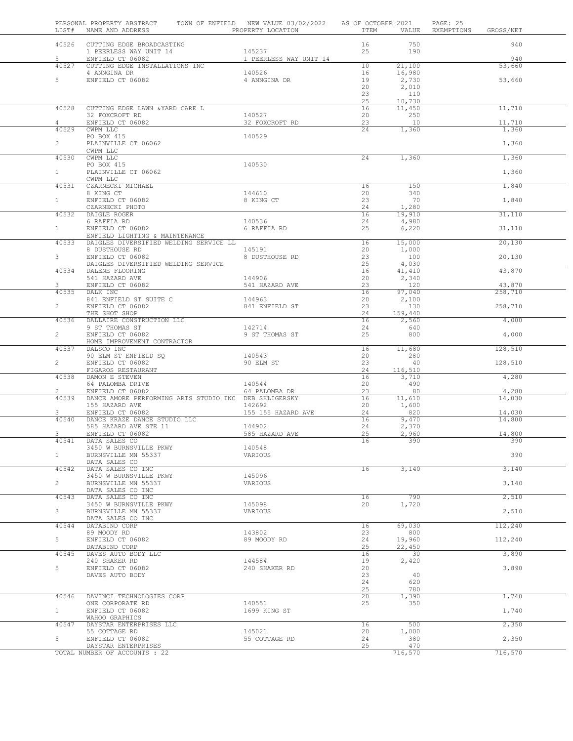PERSONAL PROPERTY ABSTRACT TOWN OF ENFIELD NEW VALUE 03/02/2022 AS OF OCTOBER 2021 PAGE: 25

| LIST# | NAME AND ADDRESS | PROPERTY LOCATION | ITEM | VALUE | EXEMPTIONS | GROSS/NET |
|---|---|---|---|---|---|---|
| 40526 | CUTTING EDGE BROADCASTING | | 16 | 750 | | 940 |
| | 1 PEERLESS WAY UNIT 14 | 145237 | 25 | 190 | | |
| 5 | ENFIELD CT 06082 | 1 PEERLESS WAY UNIT 14 | | | | 940 |
| 40527 | CUTTING EDGE INSTALLATIONS INC | | 10 | 21,100 | | 53,660 |
| | 4 ANNGINA DR | 140526 | 16 | 16,980 | | |
| 5 | ENFIELD CT 06082 | 4 ANNGINA DR | 19 | 2,730 | | 53,660 |
| | | | 20 | 2,010 | | |
| | | | 23 | 110 | | |
| | | | 25 | 10,730 | | |
| 40528 | CUTTING EDGE LAWN &YARD CARE L | | 16 | 11,450 | | 11,710 |
| | 32 FOXCROFT RD | 140527 | 20 | 250 | | |
| 4 | ENFIELD CT 06082 | 32 FOXCROFT RD | 23 | 10 | | 11,710 |
| 40529 | CWPM LLC | | 24 | 1,360 | | 1,360 |
| | PO BOX 415 | 140529 | | | | |
| 2 | PLAINVILLE CT 06062 | | | | | 1,360 |
| | CWPM LLC | | | | | |
| 40530 | CWPM LLC | | 24 | 1,360 | | 1,360 |
| | PO BOX 415 | 140530 | | | | |
| 1 | PLAINVILLE CT 06062 | | | | | 1,360 |
| | CWPM LLC | | | | | |
| 40531 | CZARNECKI MICHAEL | | 16 | 150 | | 1,840 |
| | 8 KING CT | 144610 | 20 | 340 | | |
| 1 | ENFIELD CT 06082 | 8 KING CT | 23 | 70 | | 1,840 |
| | CZARNECKI PHOTO | | 24 | 1,280 | | |
| 40532 | DAIGLE ROGER | | 16 | 19,910 | | 31,110 |
| | 6 RAFFIA RD | 140536 | 24 | 4,980 | | |
| 1 | ENFIELD CT 06082 | 6 RAFFIA RD | 25 | 6,220 | | 31,110 |
| | ENFIELD LIGHTING & MAINTENANCE | | | | | |
| 40533 | DAIGLES DIVERSIFIED WELDING SERVICE LL | | 16 | 15,000 | | 20,130 |
| | 8 DUSTHOUSE RD | 145191 | 20 | 1,000 | | |
| 3 | ENFIELD CT 06082 | 8 DUSTHOUSE RD | 23 | 100 | | 20,130 |
| | DAIGLES DIVERSIFIED WELDING SERVICE | | 25 | 4,030 | | |
| 40534 | DALENE FLOORING | | 16 | 41,410 | | 43,870 |
| | 541 HAZARD AVE | 144906 | 20 | 2,340 | | |
| 3 | ENFIELD CT 06082 | 541 HAZARD AVE | 23 | 120 | | 43,870 |
| 40535 | DALK INC | | 16 | 97,040 | | 258,710 |
| | 841 ENFIELD ST SUITE C | 144963 | 20 | 2,100 | | |
| 2 | ENFIELD CT 06082 | 841 ENFIELD ST | 23 | 130 | | 258,710 |
| | THE SHOT SHOP | | 24 | 159,440 | | |
| 40536 | DALLAIRE CONSTRUCTION LLC | | 16 | 2,560 | | 4,000 |
| | 9 ST THOMAS ST | 142714 | 24 | 640 | | |
| 2 | ENFIELD CT 06082 | 9 ST THOMAS ST | 25 | 800 | | 4,000 |
| | HOME IMPROVEMENT CONTRACTOR | | | | | |
| 40537 | DALSCO INC | | 16 | 11,680 | | 128,510 |
| | 90 ELM ST ENFIELD SQ | 140543 | 20 | 280 | | |
| 2 | ENFIELD CT 06082 | 90 ELM ST | 23 | 40 | | 128,510 |
| | FIGAROS RESTAURANT | | 24 | 116,510 | | |
| 40538 | DAMON E STEVEN | | 16 | 3,710 | | 4,280 |
| | 64 PALOMBA DRIVE | 140544 | 20 | 490 | | |
| 2 | ENFIELD CT 06082 | 64 PALOMBA DR | 23 | 80 | | 4,280 |
| 40539 | DANCE AMORE PERFORMING ARTS STUDIO INC DEB SHLIGERSKY | | 16 | 11,610 | | 14,030 |
| | 155 HAZARD AVE | 142692 | 20 | 1,600 | | |
| 3 | ENFIELD CT 06082 | 155 155 HAZARD AVE | 24 | 820 | | 14,030 |
| 40540 | DANCE KRAZE DANCE STUDIO LLC | | 16 | 9,470 | | 14,800 |
| | 585 HAZARD AVE STE 11 | 144902 | 24 | 2,370 | | |
| 3 | ENFIELD CT 06082 | 585 HAZARD AVE | 25 | 2,960 | | 14,800 |
| 40541 | DATA SALES CO | | 16 | 390 | | 390 |
| | 3450 W BURNSVILLE PKWY | 140548 | | | | |
| 1 | BURNSVILLE MN 55337 | VARIOUS | | | | 390 |
| | DATA SALES CO | | | | | |
| 40542 | DATA SALES CO INC | | 16 | 3,140 | | 3,140 |
| | 3450 W BURNSVILLE PKWY | 145096 | | | | |
| 2 | BURNSVILLE MN 55337 | VARIOUS | | | | 3,140 |
| | DATA SALES CO INC | | | | | |
| 40543 | DATA SALES CO INC | | 16 | 790 | | 2,510 |
| | 3450 W BURNSVILLE PKWY | 145098 | 20 | 1,720 | | |
| 3 | BURNSVILLE MN 55337 | VARIOUS | | | | 2,510 |
| | DATA SALES CO INC | | | | | |
| 40544 | DATABIND CORP | | 16 | 69,030 | | 112,240 |
| | 89 MOODY RD | 143802 | 23 | 800 | | |
| 5 | ENFIELD CT 06082 | 89 MOODY RD | 24 | 19,960 | | 112,240 |
| | DATABIND CORP | | 25 | 22,450 | | |
| 40545 | DAVES AUTO BODY LLC | | 16 | 30 | | 3,890 |
| | 240 SHAKER RD | 144584 | 19 | 2,420 | | |
| 5 | ENFIELD CT 06082 | 240 SHAKER RD | 20 | | | 3,890 |
| | DAVES AUTO BODY | | 23 | 40 | | |
| | | | 24 | 620 | | |
| | | | 25 | 780 | | |
| 40546 | DAVINCI TECHNOLOGIES CORP | | 20 | 1,390 | | 1,740 |
| | ONE CORPORATE RD | 140551 | 25 | 350 | | |
| 1 | ENFIELD CT 06082 | 1699 KING ST | | | | 1,740 |
| | WAHOO GRAPHICS | | | | | |
| 40547 | DAYSTAR ENTERPRISES LLC | | 16 | 500 | | 2,350 |
| | 55 COTTAGE RD | 145021 | 20 | 1,000 | | |
| 5 | ENFIELD CT 06082 | 55 COTTAGE RD | 24 | 380 | | 2,350 |
| | DAYSTAR ENTERPRISES | | 25 | 470 | | |
| | TOTAL NUMBER OF ACCOUNTS : 22 | | | 716,570 | | 716,570 |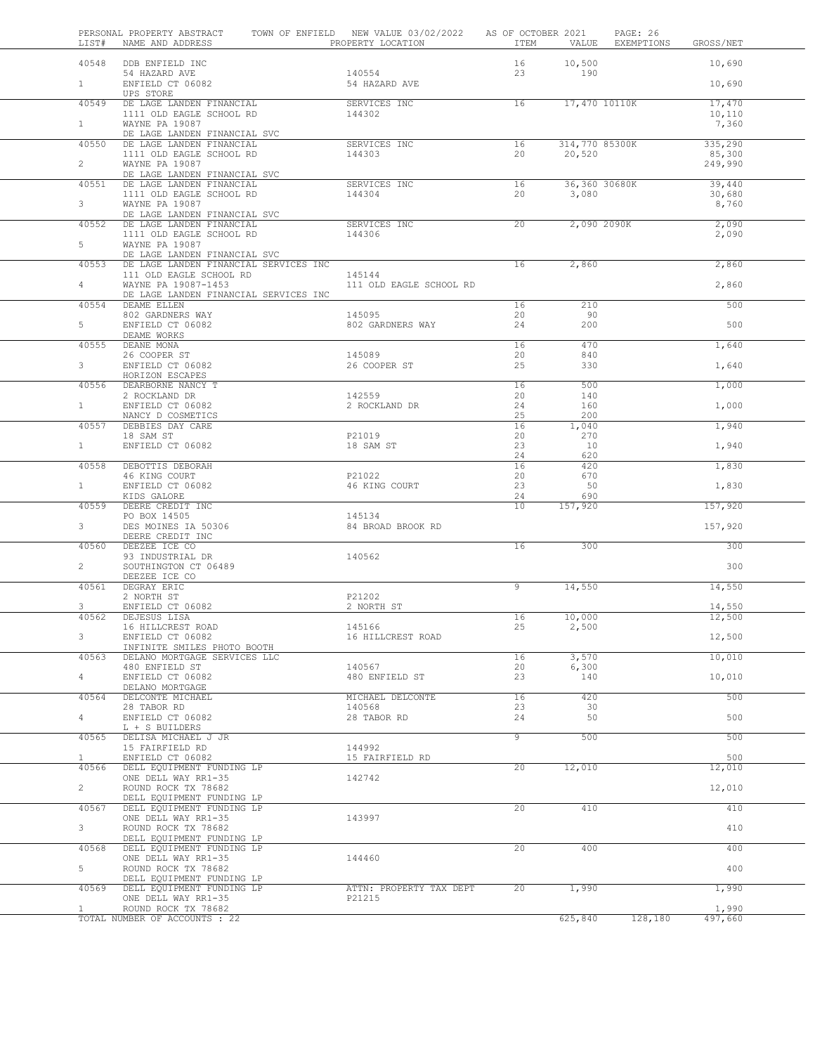PERSONAL PROPERTY ABSTRACT TOWN OF ENFIELD NEW VALUE 03/02/2022 AS OF OCTOBER 2021

| LIST# | NAME AND ADDRESS | PROPERTY LOCATION | ITEM | VALUE | EXEMPTIONS | GROSS/NET |
|---|---|---|---|---|---|---|
| 40548 | DDB ENFIELD INC | | 16 | 10,500 | | 10,690 |
| | 54 HAZARD AVE | 140554 | 23 | 190 | | |
| 1 | ENFIELD CT 06082 | 54 HAZARD AVE | | | | 10,690 |
| | UPS STORE | | | | | |
| 40549 | DE LAGE LANDEN FINANCIAL | SERVICES INC | 16 | 17,470 | 10110K | 17,470 |
| | 1111 OLD EAGLE SCHOOL RD | 144302 | | | | 10,110 |
| 1 | WAYNE PA 19087 | | | | | 7,360 |
| | DE LAGE LANDEN FINANCIAL SVC | | | | | |
| 40550 | DE LAGE LANDEN FINANCIAL | SERVICES INC | 16 | 314,770 | 85300K | 335,290 |
| | 1111 OLD EAGLE SCHOOL RD | 144303 | 20 | 20,520 | | 85,300 |
| 2 | WAYNE PA 19087 | | | | | 249,990 |
| | DE LAGE LANDEN FINANCIAL SVC | | | | | |
| 40551 | DE LAGE LANDEN FINANCIAL | SERVICES INC | 16 | 36,360 | 30680K | 39,440 |
| | 1111 OLD EAGLE SCHOOL RD | 144304 | 20 | 3,080 | | 30,680 |
| 3 | WAYNE PA 19087 | | | | | 8,760 |
| | DE LAGE LANDEN FINANCIAL SVC | | | | | |
| 40552 | DE LAGE LANDEN FINANCIAL | SERVICES INC | 20 | 2,090 | 2090K | 2,090 |
| | 1111 OLD EAGLE SCHOOL RD | 144306 | | | | 2,090 |
| 5 | WAYNE PA 19087 | | | | | |
| | DE LAGE LANDEN FINANCIAL SVC | | | | | |
| 40553 | DE LAGE LANDEN FINANCIAL SERVICES INC | | 16 | 2,860 | | 2,860 |
| | 111 OLD EAGLE SCHOOL RD | 145144 | | | | |
| 4 | WAYNE PA 19087-1453 | 111 OLD EAGLE SCHOOL RD | | | | 2,860 |
| | DE LAGE LANDEN FINANCIAL SERVICES INC | | | | | |
| 40554 | DEAME ELLEN | | 16 | 210 | | 500 |
| | 802 GARDNERS WAY | 145095 | 20 | 90 | | |
| 5 | ENFIELD CT 06082 | 802 GARDNERS WAY | 24 | 200 | | 500 |
| | DEAME WORKS | | | | | |
| 40555 | DEANE MONA | | 16 | 470 | | 1,640 |
| | 26 COOPER ST | 145089 | 20 | 840 | | |
| 3 | ENFIELD CT 06082 | 26 COOPER ST | 25 | 330 | | 1,640 |
| | HORIZON ESCAPES | | | | | |
| 40556 | DEARBORNE NANCY T | | 16 | 500 | | 1,000 |
| | 2 ROCKLAND DR | 142559 | 20 | 140 | | |
| 1 | ENFIELD CT 06082 | 2 ROCKLAND DR | 24 | 160 | | 1,000 |
| | NANCY D COSMETICS | | 25 | 200 | | |
| 40557 | DEBBIES DAY CARE | | 16 | 1,040 | | 1,940 |
| | 18 SAM ST | P21019 | 20 | 270 | | |
| 1 | ENFIELD CT 06082 | 18 SAM ST | 23 | 10 | | 1,940 |
| | | | 24 | 620 | | |
| 40558 | DEBOTTIS DEBORAH | | 16 | 420 | | 1,830 |
| | 46 KING COURT | P21022 | 20 | 670 | | |
| 1 | ENFIELD CT 06082 | 46 KING COURT | 23 | 50 | | 1,830 |
| | KIDS GALORE | | 24 | 690 | | |
| 40559 | DEERE CREDIT INC | | 10 | 157,920 | | 157,920 |
| | PO BOX 14505 | 145134 | | | | |
| 3 | DES MOINES IA 50306 | 84 BROAD BROOK RD | | | | 157,920 |
| | DEERE CREDIT INC | | | | | |
| 40560 | DEEZEE ICE CO | | 16 | 300 | | 300 |
| | 93 INDUSTRIAL DR | 140562 | | | | |
| 2 | SOUTHINGTON CT 06489 | | | | | 300 |
| | DEEZEE ICE CO | | | | | |
| 40561 | DEGRAY ERIC | | 9 | 14,550 | | 14,550 |
| | 2 NORTH ST | P21202 | | | | |
| 3 | ENFIELD CT 06082 | 2 NORTH ST | | | | 14,550 |
| 40562 | DEJESUS LISA | | 16 | 10,000 | | 12,500 |
| | 16 HILLCREST ROAD | 145166 | 25 | 2,500 | | |
| 3 | ENFIELD CT 06082 | 16 HILLCREST ROAD | | | | 12,500 |
| | INFINITE SMILES PHOTO BOOTH | | | | | |
| 40563 | DELANO MORTGAGE SERVICES LLC | | 16 | 3,570 | | 10,010 |
| | 480 ENFIELD ST | 140567 | 20 | 6,300 | | |
| 4 | ENFIELD CT 06082 | 480 ENFIELD ST | 23 | 140 | | 10,010 |
| | DELANO MORTGAGE | | | | | |
| 40564 | DELCONTE MICHAEL | MICHAEL DELCONTE | 16 | 420 | | 500 |
| | 28 TABOR RD | 140568 | 23 | 30 | | |
| 4 | ENFIELD CT 06082 | 28 TABOR RD | 24 | 50 | | 500 |
| | L + S BUILDERS | | | | | |
| 40565 | DELISA MICHAEL J JR | | 9 | 500 | | 500 |
| | 15 FAIRFIELD RD | 144992 | | | | |
| 1 | ENFIELD CT 06082 | 15 FAIRFIELD RD | | | | 500 |
| 40566 | DELL EQUIPMENT FUNDING LP | | 20 | 12,010 | | 12,010 |
| | ONE DELL WAY RR1-35 | 142742 | | | | |
| 2 | ROUND ROCK TX 78682 | | | | | 12,010 |
| | DELL EQUIPMENT FUNDING LP | | | | | |
| 40567 | DELL EQUIPMENT FUNDING LP | | 20 | 410 | | 410 |
| | ONE DELL WAY RR1-35 | 143997 | | | | |
| 3 | ROUND ROCK TX 78682 | | | | | 410 |
| | DELL EQUIPMENT FUNDING LP | | | | | |
| 40568 | DELL EQUIPMENT FUNDING LP | | 20 | 400 | | 400 |
| | ONE DELL WAY RR1-35 | 144460 | | | | |
| 5 | ROUND ROCK TX 78682 | | | | | 400 |
| | DELL EQUIPMENT FUNDING LP | | | | | |
| 40569 | DELL EQUIPMENT FUNDING LP | ATTN: PROPERTY TAX DEPT | 20 | 1,990 | | 1,990 |
| | ONE DELL WAY RR1-35 | P21215 | | | | |
| 1 | ROUND ROCK TX 78682 | | | | | 1,990 |
| | TOTAL NUMBER OF ACCOUNTS : 22 | | | 625,840 | 128,180 | 497,660 |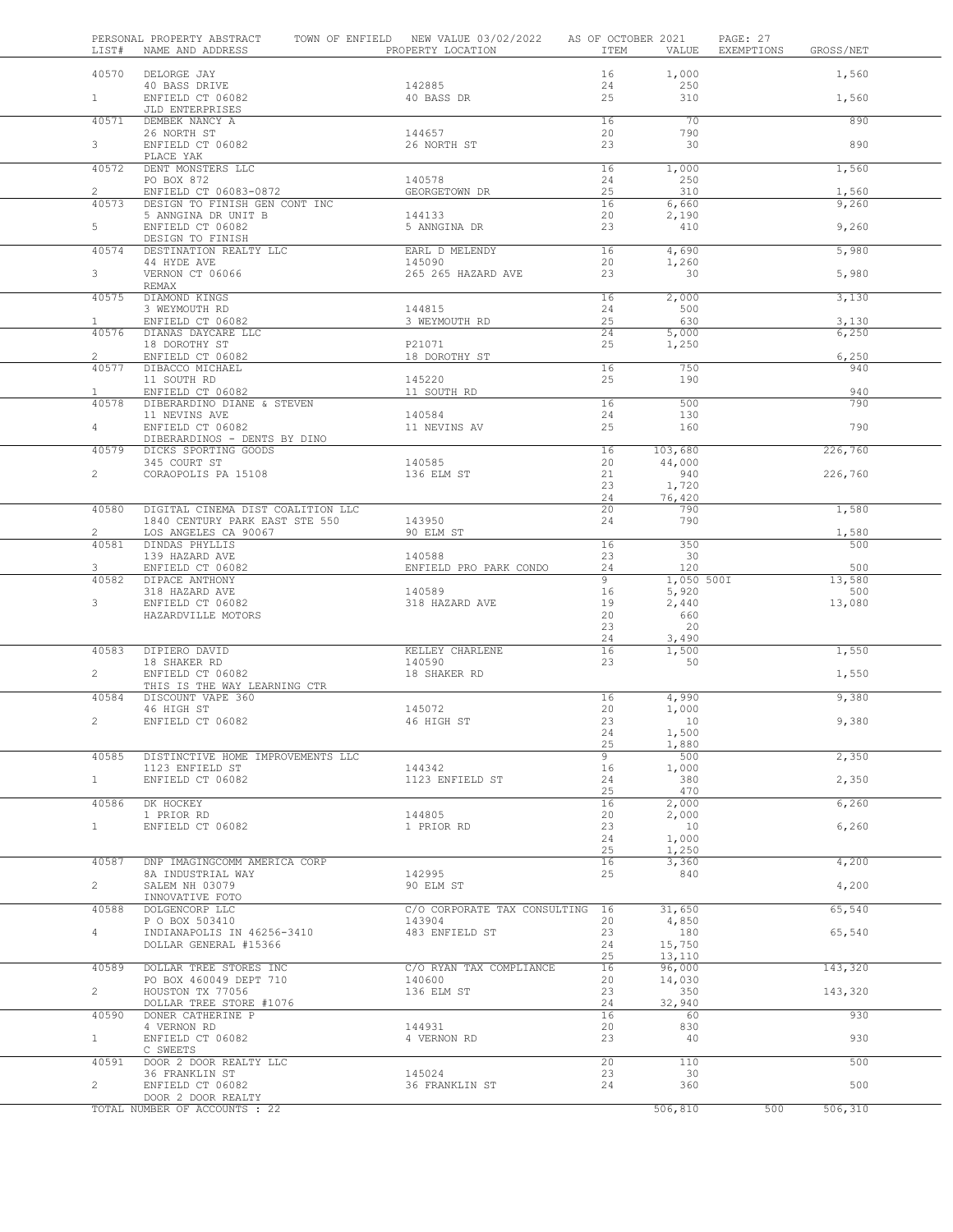PERSONAL PROPERTY ABSTRACT TOWN OF ENFIELD NEW VALUE 03/02/2022 AS OF OCTOBER 2021

| LIST# | NAME AND ADDRESS | PROPERTY LOCATION | ITEM | VALUE | EXEMPTIONS | GROSS/NET |
|---|---|---|---|---|---|---|
| 40570 | DELORGE JAY | | 16 | 1,000 | | 1,560 |
| | 40 BASS DRIVE | 142885 | 24 | 250 | | |
| 1 | ENFIELD CT 06082 | 40 BASS DR | 25 | 310 | | 1,560 |
| | JLD ENTERPRISES | | | | | |
| 40571 | DEMBEK NANCY A | | 16 | 70 | | 890 |
| | 26 NORTH ST | 144657 | 20 | 790 | | |
| 3 | ENFIELD CT 06082 | 26 NORTH ST | 23 | 30 | | 890 |
| | PLACE YAK | | | | | |
| 40572 | DENT MONSTERS LLC | | 16 | 1,000 | | 1,560 |
| | PO BOX 872 | 140578 | 24 | 250 | | |
| 2 | ENFIELD CT 06083-0872 | GEORGETOWN DR | 25 | 310 | | 1,560 |
| 40573 | DESIGN TO FINISH GEN CONT INC | | 16 | 6,660 | | 9,260 |
| | 5 ANNGINA DR UNIT B | 144133 | 20 | 2,190 | | |
| 5 | ENFIELD CT 06082 | 5 ANNGINA DR | 23 | 410 | | 9,260 |
| | DESIGN TO FINISH | | | | | |
| 40574 | DESTINATION REALTY LLC | EARL D MELENDY | 16 | 4,690 | | 5,980 |
| | 44 HYDE AVE | 145090 | 20 | 1,260 | | |
| 3 | VERNON CT 06066 | 265 265 HAZARD AVE | 23 | 30 | | 5,980 |
| | REMAX | | | | | |
| 40575 | DIAMOND KINGS | | 16 | 2,000 | | 3,130 |
| | 3 WEYMOUTH RD | 144815 | 24 | 500 | | |
| 1 | ENFIELD CT 06082 | 3 WEYMOUTH RD | 25 | 630 | | 3,130 |
| 40576 | DIANAS DAYCARE LLC | | 24 | 5,000 | | 6,250 |
| | 18 DOROTHY ST | P21071 | 25 | 1,250 | | |
| 2 | ENFIELD CT 06082 | 18 DOROTHY ST | | | | 6,250 |
| 40577 | DIBACCO MICHAEL | | 16 | 750 | | 940 |
| | 11 SOUTH RD | 145220 | 25 | 190 | | |
| 1 | ENFIELD CT 06082 | 11 SOUTH RD | | | | 940 |
| 40578 | DIBERARDINO DIANE & STEVEN | | 16 | 500 | | 790 |
| | 11 NEVINS AVE | 140584 | 24 | 130 | | |
| 4 | ENFIELD CT 06082 | 11 NEVINS AV | 25 | 160 | | 790 |
| | DIBERARDINOS - DENTS BY DINO | | | | | |
| 40579 | DICKS SPORTING GOODS | | 16 | 103,680 | | 226,760 |
| | 345 COURT ST | 140585 | 20 | 44,000 | | |
| 2 | CORAOPOLIS PA 15108 | 136 ELM ST | 21 | 940 | | 226,760 |
| | | | 23 | 1,720 | | |
| | | | 24 | 76,420 | | |
| 40580 | DIGITAL CINEMA DIST COALITION LLC | | 20 | 790 | | 1,580 |
| | 1840 CENTURY PARK EAST STE 550 | 143950 | 24 | 790 | | |
| 2 | LOS ANGELES CA 90067 | 90 ELM ST | | | | 1,580 |
| 40581 | DINDAS PHYLLIS | | 16 | 350 | | 500 |
| | 139 HAZARD AVE | 140588 | 23 | 30 | | |
| 3 | ENFIELD CT 06082 | ENFIELD PRO PARK CONDO | 24 | 120 | | 500 |
| 40582 | DIPACE ANTHONY | | 9 | 1,050 | 500I | 13,580 |
| | 318 HAZARD AVE | 140589 | 16 | 5,920 | | 500 |
| 3 | ENFIELD CT 06082 | 318 HAZARD AVE | 19 | 2,440 | | 13,080 |
| | HAZARDVILLE MOTORS | | 20 | 660 | | |
| | | | 23 | 20 | | |
| | | | 24 | 3,490 | | |
| 40583 | DIPIERO DAVID | KELLEY CHARLENE | 16 | 1,500 | | 1,550 |
| | 18 SHAKER RD | 140590 | 23 | 50 | | |
| 2 | ENFIELD CT 06082 | 18 SHAKER RD | | | | 1,550 |
| | THIS IS THE WAY LEARNING CTR | | | | | |
| 40584 | DISCOUNT VAPE 360 | | 16 | 4,990 | | 9,380 |
| | 46 HIGH ST | 145072 | 20 | 1,000 | | |
| 2 | ENFIELD CT 06082 | 46 HIGH ST | 23 | 10 | | 9,380 |
| | | | 24 | 1,500 | | |
| | | | 25 | 1,880 | | |
| 40585 | DISTINCTIVE HOME IMPROVEMENTS LLC | | 9 | 500 | | 2,350 |
| | 1123 ENFIELD ST | 144342 | 16 | 1,000 | | |
| 1 | ENFIELD CT 06082 | 1123 ENFIELD ST | 24 | 380 | | 2,350 |
| | | | 25 | 470 | | |
| 40586 | DK HOCKEY | | 16 | 2,000 | | 6,260 |
| | 1 PRIOR RD | 144805 | 20 | 2,000 | | |
| 1 | ENFIELD CT 06082 | 1 PRIOR RD | 23 | 10 | | 6,260 |
| | | | 24 | 1,000 | | |
| | | | 25 | 1,250 | | |
| 40587 | DNP IMAGINGCOMM AMERICA CORP | | 16 | 3,360 | | 4,200 |
| | 8A INDUSTRIAL WAY | 142995 | 25 | 840 | | |
| 2 | SALEM NH 03079 | 90 ELM ST | | | | 4,200 |
| | INNOVATIVE FOTO | | | | | |
| 40588 | DOLGENCORP LLC | C/O CORPORATE TAX CONSULTING | 16 | 31,650 | | 65,540 |
| | P O BOX 503410 | 143904 | 20 | 4,850 | | |
| 4 | INDIANAPOLIS IN 46256-3410 | 483 ENFIELD ST | 23 | 180 | | 65,540 |
| | DOLLAR GENERAL #15366 | | 24 | 15,750 | | |
| | | | 25 | 13,110 | | |
| 40589 | DOLLAR TREE STORES INC | C/O RYAN TAX COMPLIANCE | 16 | 96,000 | | 143,320 |
| | PO BOX 460049 DEPT 710 | 140600 | 20 | 14,030 | | |
| 2 | HOUSTON TX 77056 | 136 ELM ST | 23 | 350 | | 143,320 |
| | DOLLAR TREE STORE #1076 | | 24 | 32,940 | | |
| 40590 | DONER CATHERINE P | | 16 | 60 | | 930 |
| | 4 VERNON RD | 144931 | 20 | 830 | | |
| 1 | ENFIELD CT 06082 | 4 VERNON RD | 23 | 40 | | 930 |
| | C SWEETS | | | | | |
| 40591 | DOOR 2 DOOR REALTY LLC | | 20 | 110 | | 500 |
| | 36 FRANKLIN ST | 145024 | 23 | 30 | | |
| 2 | ENFIELD CT 06082 | 36 FRANKLIN ST | 24 | 360 | | 500 |
| | DOOR 2 DOOR REALTY | | | | | |
| | TOTAL NUMBER OF ACCOUNTS : 22 | | | 506,810 | 500 | 506,310 |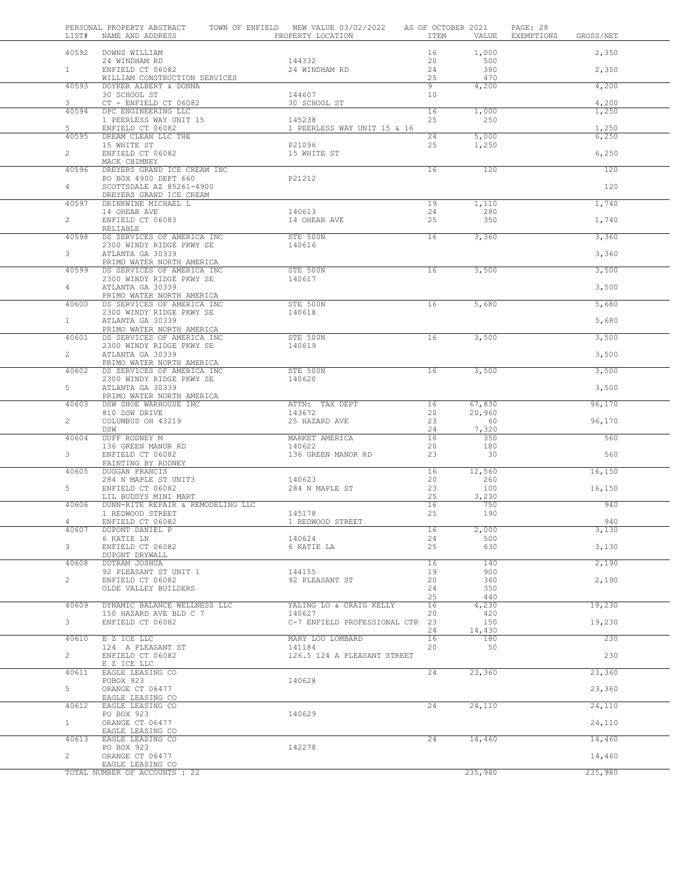PERSONAL PROPERTY ABSTRACT  TOWN OF ENFIELD  NEW VALUE 03/02/2022  AS OF OCTOBER 2021

| LIST# | NAME AND ADDRESS | PROPERTY LOCATION | ITEM | VALUE | EXEMPTIONS | GROSS/NET |
|---|---|---|---|---|---|---|
| 40592 | DOWNS WILLIAM | | 16 | 1,000 | | 2,350 |
| | 24 WINDHAM RD | 144332 | 20 | 500 | | |
| 1 | ENFIELD CT 06082 | 24 WINDHAM RD | 24 | 380 | | 2,350 |
| | WILLIAM CONSTRUCTION SERVICES | | 25 | 470 | | |
| 40593 | DOYKER ALBERT & DONNA | | 9 | 4,200 | | 4,200 |
| | 30 SCHOOL ST | 144607 | 10 | | | |
| 3 | CT - ENFIELD CT 06082 | 30 SCHOOL ST | | | | 4,200 |
| 40594 | DPC ENGINEERING LLC | | 16 | 1,000 | | 1,250 |
| | 1 PEERLESS WAY UNIT 15 | 145238 | 25 | 250 | | |
| 5 | ENFIELD CT 06082 | 1 PEERLESS WAY UNIT 15 & 16 | | | | 1,250 |
| 40595 | DREAM CLEAN LLC THE | | 24 | 5,000 | | 6,250 |
| | 15 WHITE ST | P21096 | 25 | 1,250 | | |
| 2 | ENFIELD CT 06082 | 15 WHITE ST | | | | 6,250 |
| | MACK CHIMNEY | | | | | |
| 40596 | DREYERS GRAND ICE CREAM INC | | 16 | 120 | | 120 |
| | PO BOX 4900 DEPT 660 | P21212 | | | | |
| 4 | SCOTTSDALE AZ 85261-4900 | | | | | 120 |
| | DREYERS GRAND ICE CREAM | | | | | |
| 40597 | DRINKWINE MICHAEL L | | 19 | 1,110 | | 1,740 |
| | 14 OHEAR AVE | 140613 | 24 | 280 | | |
| 2 | ENFIELD CT 06083 | 14 OHEAR AVE | 25 | 350 | | 1,740 |
| | RELIABLE | | | | | |
| 40598 | DS SERVICES OF AMERICA INC | STE 500N | 16 | 3,360 | | 3,360 |
| | 2300 WINDY RIDGE PKWY SE | 140616 | | | | |
| 3 | ATLANTA GA 30339 | | | | | 3,360 |
| | PRIMO WATER NORTH AMERICA | | | | | |
| 40599 | DS SERVICES OF AMERICA INC | STE 500N | 16 | 3,500 | | 3,500 |
| | 2300 WINDY RIDGE PKWY SE | 140617 | | | | |
| 4 | ATLANTA GA 30339 | | | | | 3,500 |
| | PRIMO WATER NORTH AMERICA | | | | | |
| 40600 | DS SERVICES OF AMERICA INC | STE 500N | 16 | 5,680 | | 5,680 |
| | 2300 WINDY RIDGE PKWY SE | 140618 | | | | |
| 1 | ATLANTA GA 30339 | | | | | 5,680 |
| | PRIMO WATER NORTH AMERICA | | | | | |
| 40601 | DS SERVICES OF AMERICA INC | STE 500N | 16 | 3,500 | | 3,500 |
| | 2300 WINDY RIDGE PKWY SE | 140619 | | | | |
| 2 | ATLANTA GA 30339 | | | | | 3,500 |
| | PRIMO WATER NORTH AMERICA | | | | | |
| 40602 | DS SERVICES OF AMERICA INC | STE 500N | 16 | 3,500 | | 3,500 |
| | 2300 WINDY RIDGE PKWY SE | 140620 | | | | |
| 5 | ATLANTA GA 30339 | | | | | 3,500 |
| | PRIMO WATER NORTH AMERICA | | | | | |
| 40603 | DSW SHOE WARHOUSE INC | ATTN: TAX DEPT | 16 | 67,830 | | 96,170 |
| | 810 DSW DRIVE | 143672 | 20 | 20,960 | | |
| 2 | COLUMBUS OH 43219 | 25 HAZARD AVE | 23 | 60 | | 96,170 |
| | DSW | | 24 | 7,320 | | |
| 40604 | DUFF RODNEY M | MARKET AMERICA | 16 | 350 | | 560 |
| | 136 GREEN MANOR RD | 140622 | 20 | 180 | | |
| 3 | ENFIELD CT 06082 | 136 GREEN MANOR RD | 23 | 30 | | 560 |
| | PAINTING BY RODNEY | | | | | |
| 40605 | DUGGAN FRANCIS | | 16 | 12,560 | | 16,150 |
| | 284 N MAPLE ST UNIT3 | 140623 | 20 | 260 | | |
| 5 | ENFIELD CT 06082 | 284 N MAPLE ST | 23 | 100 | | 16,150 |
| | LIL BUDDYS MINI MART | | 25 | 3,230 | | |
| 40606 | DUNN-RITE REPAIR & REMODELING LLC | | 16 | 750 | | 940 |
| | 1 REDWOOD STREET | 145178 | 25 | 190 | | |
| 4 | ENFIELD CT 06082 | 1 REDWOOD STREET | | | | 940 |
| 40607 | DUPONT DANIEL P | | 16 | 2,000 | | 3,130 |
| | 6 KATIE LN | 140624 | 24 | 500 | | |
| 3 | ENFIELD CT 06082 | 6 KATIE LA | 25 | 630 | | 3,130 |
| | DUPONT DRYWALL | | | | | |
| 40608 | DUTRAM JOSHUA | | 16 | 140 | | 2,190 |
| | 92 PLEASANT ST UNIT 1 | 144155 | 19 | 900 | | |
| 2 | ENFIELD CT 06082 | 92 PLEASANT ST | 20 | 360 | | 2,190 |
| | OLDE VALLEY BUILDERS | | 24 | 350 | | |
| | | | 25 | 440 | | |
| 40609 | DYNAMIC BALANCE WELLNESS LLC | YALING LO & CRAIG KELLY | 16 | 4,230 | | 19,230 |
| | 150 HAZARD AVE BLD C 7 | 140627 | 20 | 420 | | |
| 3 | ENFIELD CT 06082 | C-7 ENFIELD PROFESSIONAL CTR | 23 | 150 | | 19,230 |
| | | | 24 | 14,430 | | |
| 40610 | E Z ICE LLC | MARY LOU LOMBARD | 16 | 180 | | 230 |
| | 124 A PLEASANT ST | 141184 | 20 | 50 | | |
| 2 | ENFIELD CT 06082 | 126.5 124 A PLEASANT STREET | | | | 230 |
| | E Z ICE LLC | | | | | |
| 40611 | EAGLE LEASING CO | | 24 | 23,360 | | 23,360 |
| | POBOX 923 | 140628 | | | | |
| 5 | ORANGE CT 06477 | | | | | 23,360 |
| | EAGLE LEASING CO | | | | | |
| 40612 | EAGLE LEASING CO | | 24 | 24,110 | | 24,110 |
| | PO BOX 923 | 140629 | | | | |
| 1 | ORANGE CT 06477 | | | | | 24,110 |
| | EAGLE LEASING CO | | | | | |
| 40613 | EAGLE LEASING CO | | 24 | 14,460 | | 14,460 |
| | PO BOX 923 | 142278 | | | | |
| 2 | ORANGE CT 06477 | | | | | 14,460 |
| | EAGLE LEASING CO | | | | | |
| | TOTAL NUMBER OF ACCOUNTS : 22 | | | 235,980 | | 235,980 |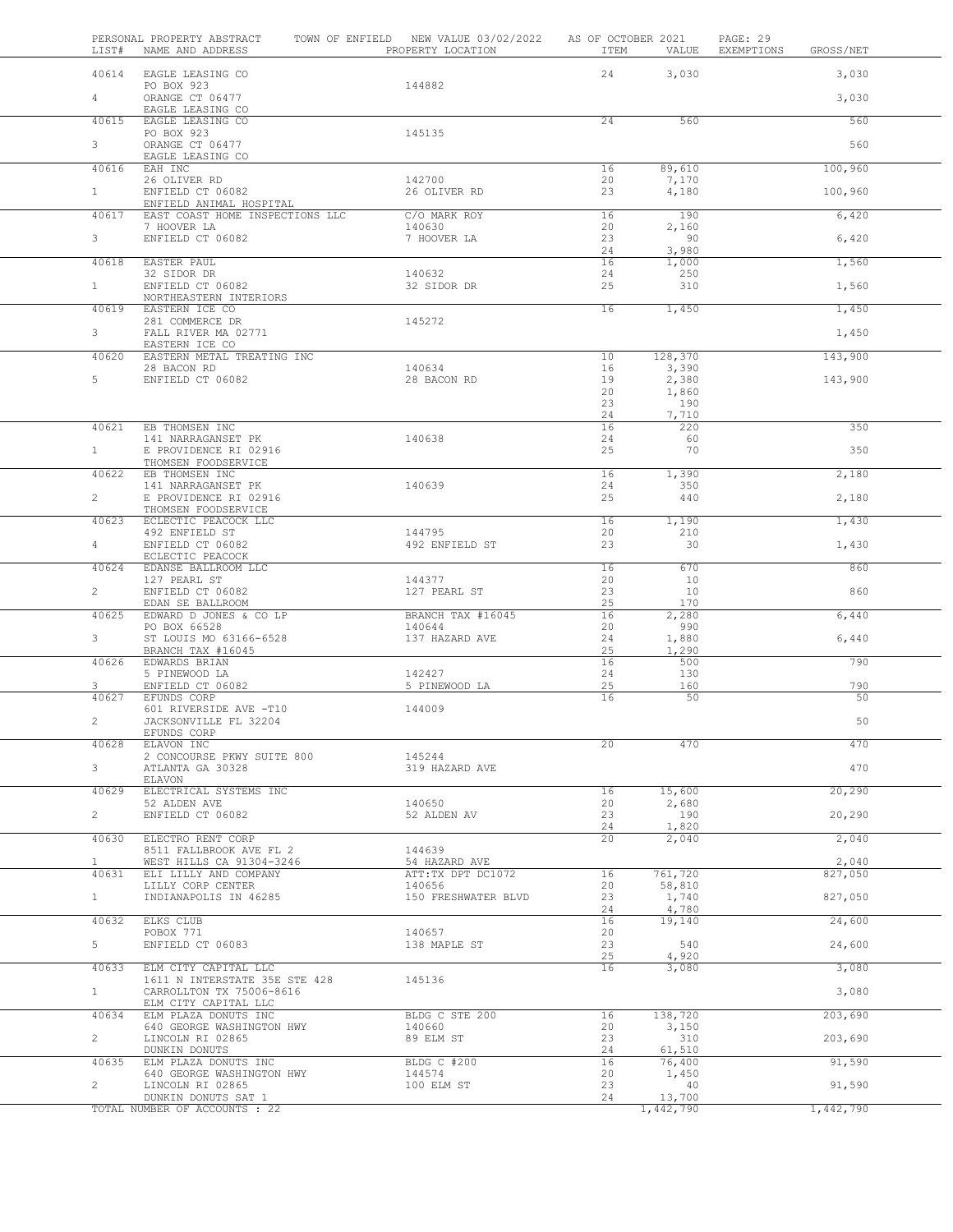PERSONAL PROPERTY ABSTRACT — TOWN OF ENFIELD — NEW VALUE 03/02/2022 — AS OF OCTOBER 2021

| LIST# | NAME AND ADDRESS | PROPERTY LOCATION | ITEM | VALUE | EXEMPTIONS | GROSS/NET |
|---|---|---|---|---|---|---|
| 40614 | EAGLE LEASING CO | | 24 | 3,030 | | 3,030 |
| | PO BOX 923 | 144882 | | | | |
| 4 | ORANGE CT 06477 | | | | | 3,030 |
| | EAGLE LEASING CO | | | | | |
| 40615 | EAGLE LEASING CO | | 24 | 560 | | 560 |
| | PO BOX 923 | 145135 | | | | |
| 3 | ORANGE CT 06477 | | | | | 560 |
| | EAGLE LEASING CO | | | | | |
| 40616 | EAH INC | | 16 | 89,610 | | 100,960 |
| | 26 OLIVER RD | 142700 | 20 | 7,170 | | |
| 1 | ENFIELD CT 06082 | 26 OLIVER RD | 23 | 4,180 | | 100,960 |
| | ENFIELD ANIMAL HOSPITAL | | | | | |
| 40617 | EAST COAST HOME INSPECTIONS LLC | C/O MARK ROY | 16 | 190 | | 6,420 |
| | 7 HOOVER LA | 140630 | 20 | 2,160 | | |
| 3 | ENFIELD CT 06082 | 7 HOOVER LA | 23 | 90 | | 6,420 |
| | | | 24 | 3,980 | | |
| 40618 | EASTER PAUL | | 16 | 1,000 | | 1,560 |
| | 32 SIDOR DR | 140632 | 24 | 250 | | |
| 1 | ENFIELD CT 06082 | 32 SIDOR DR | 25 | 310 | | 1,560 |
| | NORTHEASTERN INTERIORS | | | | | |
| 40619 | EASTERN ICE CO | | 16 | 1,450 | | 1,450 |
| | 281 COMMERCE DR | 145272 | | | | |
| 3 | FALL RIVER MA 02771 | | | | | 1,450 |
| | EASTERN ICE CO | | | | | |
| 40620 | EASTERN METAL TREATING INC | | 10 | 128,370 | | 143,900 |
| | 28 BACON RD | 140634 | 16 | 3,390 | | |
| 5 | ENFIELD CT 06082 | 28 BACON RD | 19 | 2,380 | | 143,900 |
| | | | 20 | 1,860 | | |
| | | | 23 | 190 | | |
| | | | 24 | 7,710 | | |
| 40621 | EB THOMSEN INC | | 16 | 220 | | 350 |
| | 141 NARRAGANSET PK | 140638 | 24 | 60 | | |
| 1 | E PROVIDENCE RI 02916 | | 25 | 70 | | 350 |
| | THOMSEN FOODSERVICE | | | | | |
| 40622 | EB THOMSEN INC | | 16 | 1,390 | | 2,180 |
| | 141 NARRAGANSET PK | 140639 | 24 | 350 | | |
| 2 | E PROVIDENCE RI 02916 | | 25 | 440 | | 2,180 |
| | THOMSEN FOODSERVICE | | | | | |
| 40623 | ECLECTIC PEACOCK LLC | | 16 | 1,190 | | 1,430 |
| | 492 ENFIELD ST | 144795 | 20 | 210 | | |
| 4 | ENFIELD CT 06082 | 492 ENFIELD ST | 23 | 30 | | 1,430 |
| | ECLECTIC PEACOCK | | | | | |
| 40624 | EDANSE BALLROOM LLC | | 16 | 670 | | 860 |
| | 127 PEARL ST | 144377 | 20 | 10 | | |
| 2 | ENFIELD CT 06082 | 127 PEARL ST | 23 | 10 | | 860 |
| | EDAN SE BALLROOM | | 25 | 170 | | |
| 40625 | EDWARD D JONES & CO LP | BRANCH TAX #16045 | 16 | 2,280 | | 6,440 |
| | PO BOX 66528 | 140644 | 20 | 990 | | |
| 3 | ST LOUIS MO 63166-6528 | 137 HAZARD AVE | 24 | 1,880 | | 6,440 |
| | BRANCH TAX #16045 | | 25 | 1,290 | | |
| 40626 | EDWARDS BRIAN | | 16 | 500 | | 790 |
| | 5 PINEWOOD LA | 142427 | 24 | 130 | | |
| 3 | ENFIELD CT 06082 | 5 PINEWOOD LA | 25 | 160 | | 790 |
| 40627 | EFUNDS CORP | | 16 | 50 | | 50 |
| | 601 RIVERSIDE AVE -T10 | 144009 | | | | |
| 2 | JACKSONVILLE FL 32204 | | | | | 50 |
| | EFUNDS CORP | | | | | |
| 40628 | ELAVON INC | | 20 | 470 | | 470 |
| | 2 CONCOURSE PKWY SUITE 800 | 145244 | | | | |
| 3 | ATLANTA GA 30328 | 319 HAZARD AVE | | | | 470 |
| | ELAVON | | | | | |
| 40629 | ELECTRICAL SYSTEMS INC | | 16 | 15,600 | | 20,290 |
| | 52 ALDEN AVE | 140650 | 20 | 2,680 | | |
| 2 | ENFIELD CT 06082 | 52 ALDEN AV | 23 | 190 | | 20,290 |
| | | | 24 | 1,820 | | |
| 40630 | ELECTRO RENT CORP | | 20 | 2,040 | | 2,040 |
| | 8511 FALLBROOK AVE FL 2 | 144639 | | | | |
| 1 | WEST HILLS CA 91304-3246 | 54 HAZARD AVE | | | | 2,040 |
| 40631 | ELI LILLY AND COMPANY | ATT:TX DPT DC1072 | 16 | 761,720 | | 827,050 |
| | LILLY CORP CENTER | 140656 | 20 | 58,810 | | |
| 1 | INDIANAPOLIS IN 46285 | 150 FRESHWATER BLVD | 23 | 1,740 | | 827,050 |
| | | | 24 | 4,780 | | |
| 40632 | ELKS CLUB | | 16 | 19,140 | | 24,600 |
| | POBOX 771 | 140657 | 20 | | | |
| 5 | ENFIELD CT 06083 | 138 MAPLE ST | 23 | 540 | | 24,600 |
| | | | 25 | 4,920 | | |
| 40633 | ELM CITY CAPITAL LLC | | 16 | 3,080 | | 3,080 |
| | 1611 N INTERSTATE 35E STE 428 | 145136 | | | | |
| 1 | CARROLLTON TX 75006-8616 | | | | | 3,080 |
| | ELM CITY CAPITAL LLC | | | | | |
| 40634 | ELM PLAZA DONUTS INC | BLDG C STE 200 | 16 | 138,720 | | 203,690 |
| | 640 GEORGE WASHINGTON HWY | 140660 | 20 | 3,150 | | |
| 2 | LINCOLN RI 02865 | 89 ELM ST | 23 | 310 | | 203,690 |
| | DUNKIN DONUTS | | 24 | 61,510 | | |
| 40635 | ELM PLAZA DONUTS INC | BLDG C #200 | 16 | 76,400 | | 91,590 |
| | 640 GEORGE WASHINGTON HWY | 144574 | 20 | 1,450 | | |
| 2 | LINCOLN RI 02865 | 100 ELM ST | 23 | 40 | | 91,590 |
| | DUNKIN DONUTS SAT 1 | | 24 | 13,700 | | |
| | TOTAL NUMBER OF ACCOUNTS : 22 | | | 1,442,790 | | 1,442,790 |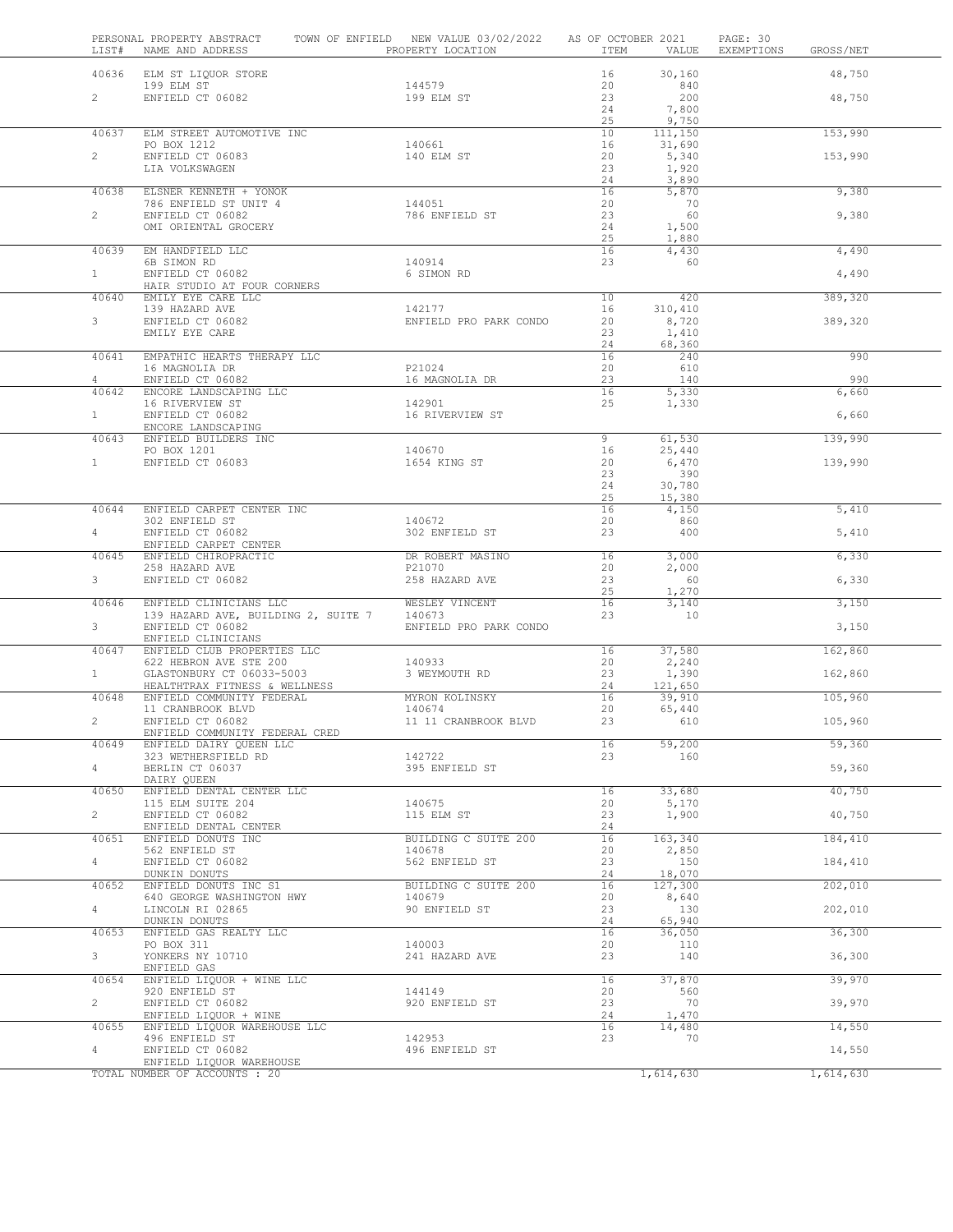PERSONAL PROPERTY ABSTRACT — TOWN OF ENFIELD — NEW VALUE 03/02/2022 — AS OF OCTOBER 2021

| LIST# | NAME AND ADDRESS | PROPERTY LOCATION | ITEM | VALUE | EXEMPTIONS | GROSS/NET |
|---|---|---|---|---|---|---|
| 40636 | ELM ST LIQUOR STORE | | 16 | 30,160 | | 48,750 |
| | 199 ELM ST | 144579 | 20 | 840 | | |
| 2 | ENFIELD CT 06082 | 199 ELM ST | 23 | 200 | | 48,750 |
| | | | 24 | 7,800 | | |
| | | | 25 | 9,750 | | |
| 40637 | ELM STREET AUTOMOTIVE INC | | 10 | 111,150 | | 153,990 |
| | PO BOX 1212 | 140661 | 16 | 31,690 | | |
| 2 | ENFIELD CT 06083 | 140 ELM ST | 20 | 5,340 | | 153,990 |
| | LIA VOLKSWAGEN | | 23 | 1,920 | | |
| | | | 24 | 3,890 | | |
| 40638 | ELSNER KENNETH + YONOK | | 16 | 5,870 | | 9,380 |
| | 786 ENFIELD ST UNIT 4 | 144051 | 20 | 70 | | |
| 2 | ENFIELD CT 06082 | 786 ENFIELD ST | 23 | 60 | | 9,380 |
| | OMI ORIENTAL GROCERY | | 24 | 1,500 | | |
| | | | 25 | 1,880 | | |
| 40639 | EM HANDFIELD LLC | | 16 | 4,430 | | 4,490 |
| | 6B SIMON RD | 140914 | 23 | 60 | | |
| 1 | ENFIELD CT 06082 | 6 SIMON RD | | | | 4,490 |
| | HAIR STUDIO AT FOUR CORNERS | | | | | |
| 40640 | EMILY EYE CARE LLC | | 10 | 420 | | 389,320 |
| | 139 HAZARD AVE | 142177 | 16 | 310,410 | | |
| 3 | ENFIELD CT 06082 | ENFIELD PRO PARK CONDO | 20 | 8,720 | | 389,320 |
| | EMILY EYE CARE | | 23 | 1,410 | | |
| | | | 24 | 68,360 | | |
| 40641 | EMPATHIC HEARTS THERAPY LLC | | 16 | 240 | | 990 |
| | 16 MAGNOLIA DR | P21024 | 20 | 610 | | |
| 4 | ENFIELD CT 06082 | 16 MAGNOLIA DR | 23 | 140 | | 990 |
| 40642 | ENCORE LANDSCAPING LLC | | 16 | 5,330 | | 6,660 |
| | 16 RIVERVIEW ST | 142901 | 25 | 1,330 | | |
| 1 | ENFIELD CT 06082 | 16 RIVERVIEW ST | | | | 6,660 |
| | ENCORE LANDSCAPING | | | | | |
| 40643 | ENFIELD BUILDERS INC | | 9 | 61,530 | | 139,990 |
| | PO BOX 1201 | 140670 | 16 | 25,440 | | |
| 1 | ENFIELD CT 06083 | 1654 KING ST | 20 | 6,470 | | 139,990 |
| | | | 23 | 390 | | |
| | | | 24 | 30,780 | | |
| | | | 25 | 15,380 | | |
| 40644 | ENFIELD CARPET CENTER INC | | 16 | 4,150 | | 5,410 |
| | 302 ENFIELD ST | 140672 | 20 | 860 | | |
| 4 | ENFIELD CT 06082 | 302 ENFIELD ST | 23 | 400 | | 5,410 |
| | ENFIELD CARPET CENTER | | | | | |
| 40645 | ENFIELD CHIROPRACTIC | DR ROBERT MASINO | 16 | 3,000 | | 6,330 |
| | 258 HAZARD AVE | P21070 | 20 | 2,000 | | |
| 3 | ENFIELD CT 06082 | 258 HAZARD AVE | 23 | 60 | | 6,330 |
| | | | 25 | 1,270 | | |
| 40646 | ENFIELD CLINICIANS LLC | WESLEY VINCENT | 16 | 3,140 | | 3,150 |
| | 139 HAZARD AVE, BUILDING 2, SUITE 7 | 140673 | 23 | 10 | | |
| 3 | ENFIELD CT 06082 | ENFIELD PRO PARK CONDO | | | | 3,150 |
| | ENFIELD CLINICIANS | | | | | |
| 40647 | ENFIELD CLUB PROPERTIES LLC | | 16 | 37,580 | | 162,860 |
| | 622 HEBRON AVE STE 200 | 140933 | 20 | 2,240 | | |
| 1 | GLASTONBURY CT 06033-5003 | 3 WEYMOUTH RD | 23 | 1,390 | | 162,860 |
| | HEALTHTRAX FITNESS & WELLNESS | | 24 | 121,650 | | |
| 40648 | ENFIELD COMMUNITY FEDERAL | MYRON KOLINSKY | 16 | 39,910 | | 105,960 |
| | 11 CRANBROOK BLVD | 140674 | 20 | 65,440 | | |
| 2 | ENFIELD CT 06082 | 11 11 CRANBROOK BLVD | 23 | 610 | | 105,960 |
| | ENFIELD COMMUNITY FEDERAL CRED | | | | | |
| 40649 | ENFIELD DAIRY QUEEN LLC | | 16 | 59,200 | | 59,360 |
| | 323 WETHERSFIELD RD | 142722 | 23 | 160 | | |
| 4 | BERLIN CT 06037 | 395 ENFIELD ST | | | | 59,360 |
| | DAIRY QUEEN | | | | | |
| 40650 | ENFIELD DENTAL CENTER LLC | | 16 | 33,680 | | 40,750 |
| | 115 ELM SUITE 204 | 140675 | 20 | 5,170 | | |
| 2 | ENFIELD CT 06082 | 115 ELM ST | 23 | 1,900 | | 40,750 |
| | ENFIELD DENTAL CENTER | | 24 | | | |
| 40651 | ENFIELD DONUTS INC | BUILDING C SUITE 200 | 16 | 163,340 | | 184,410 |
| | 562 ENFIELD ST | 140678 | 20 | 2,850 | | |
| 4 | ENFIELD CT 06082 | 562 ENFIELD ST | 23 | 150 | | 184,410 |
| | DUNKIN DONUTS | | 24 | 18,070 | | |
| 40652 | ENFIELD DONUTS INC S1 | BUILDING C SUITE 200 | 16 | 127,300 | | 202,010 |
| | 640 GEORGE WASHINGTON HWY | 140679 | 20 | 8,640 | | |
| 4 | LINCOLN RI 02865 | 90 ENFIELD ST | 23 | 130 | | 202,010 |
| | DUNKIN DONUTS | | 24 | 65,940 | | |
| 40653 | ENFIELD GAS REALTY LLC | | 16 | 36,050 | | 36,300 |
| | PO BOX 311 | 140003 | 20 | 110 | | |
| 3 | YONKERS NY 10710 | 241 HAZARD AVE | 23 | 140 | | 36,300 |
| | ENFIELD GAS | | | | | |
| 40654 | ENFIELD LIQUOR + WINE LLC | | 16 | 37,870 | | 39,970 |
| | 920 ENFIELD ST | 144149 | 20 | 560 | | |
| 2 | ENFIELD CT 06082 | 920 ENFIELD ST | 23 | 70 | | 39,970 |
| | ENFIELD LIQUOR + WINE | | 24 | 1,470 | | |
| 40655 | ENFIELD LIQUOR WAREHOUSE LLC | | 16 | 14,480 | | 14,550 |
| | 496 ENFIELD ST | 142953 | 23 | 70 | | |
| 4 | ENFIELD CT 06082 | 496 ENFIELD ST | | | | 14,550 |
| | ENFIELD LIQUOR WAREHOUSE | | | | | |
| | TOTAL NUMBER OF ACCOUNTS : 20 | | | 1,614,630 | | 1,614,630 |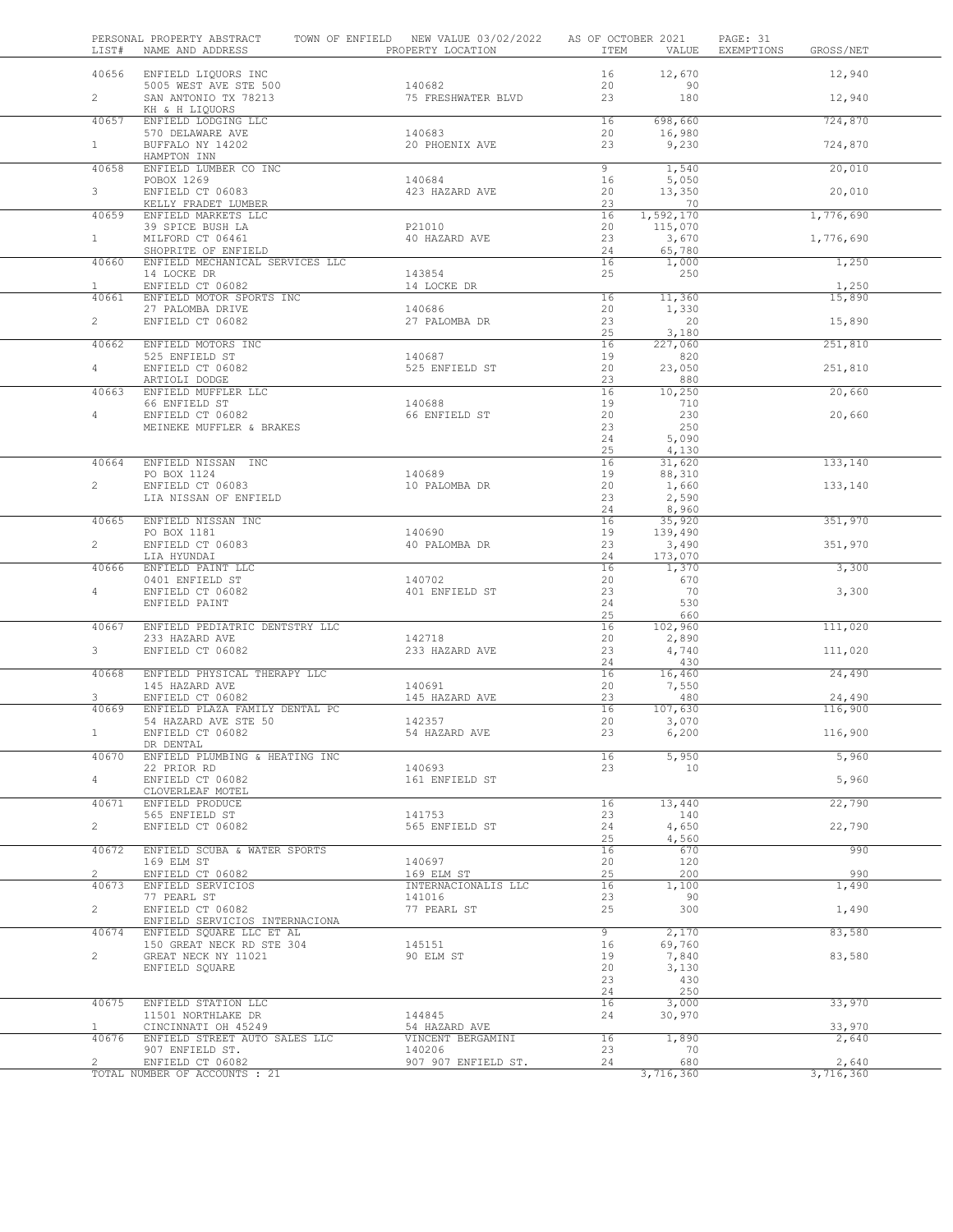PERSONAL PROPERTY ABSTRACT TOWN OF ENFIELD NEW VALUE 03/02/2022 AS OF OCTOBER 2021

| LIST# | NAME AND ADDRESS | PROPERTY LOCATION | ITEM | VALUE | EXEMPTIONS | GROSS/NET |
|---|---|---|---|---|---|---|
| 40656 | ENFIELD LIQUORS INC | | 16 | 12,670 | | 12,940 |
| | 5005 WEST AVE STE 500 | 140682 | 20 | 90 | | |
| 2 | SAN ANTONIO TX 78213 | 75 FRESHWATER BLVD | 23 | 180 | | 12,940 |
| | KH & H LIQUORS | | | | | |
| 40657 | ENFIELD LODGING LLC | | 16 | 698,660 | | 724,870 |
| | 570 DELAWARE AVE | 140683 | 20 | 16,980 | | |
| 1 | BUFFALO NY 14202 | 20 PHOENIX AVE | 23 | 9,230 | | 724,870 |
| | HAMPTON INN | | | | | |
| 40658 | ENFIELD LUMBER CO INC | | 9 | 1,540 | | 20,010 |
| | POBOX 1269 | 140684 | 16 | 5,050 | | |
| 3 | ENFIELD CT 06083 | 423 HAZARD AVE | 20 | 13,350 | | 20,010 |
| | KELLY FRADET LUMBER | | 23 | 70 | | |
| 40659 | ENFIELD MARKETS LLC | | 16 | 1,592,170 | | 1,776,690 |
| | 39 SPICE BUSH LA | P21010 | 20 | 115,070 | | |
| 1 | MILFORD CT 06461 | 40 HAZARD AVE | 23 | 3,670 | | 1,776,690 |
| | SHOPRITE OF ENFIELD | | 24 | 65,780 | | |
| 40660 | ENFIELD MECHANICAL SERVICES LLC | | 16 | 1,000 | | 1,250 |
| | 14 LOCKE DR | 143854 | 25 | 250 | | |
| 1 | ENFIELD CT 06082 | 14 LOCKE DR | | | | 1,250 |
| 40661 | ENFIELD MOTOR SPORTS INC | | 16 | 11,360 | | 15,890 |
| | 27 PALOMBA DRIVE | 140686 | 20 | 1,330 | | |
| 2 | ENFIELD CT 06082 | 27 PALOMBA DR | 23 | 20 | | 15,890 |
| | | | 25 | 3,180 | | |
| 40662 | ENFIELD MOTORS INC | | 16 | 227,060 | | 251,810 |
| | 525 ENFIELD ST | 140687 | 19 | 820 | | |
| 4 | ENFIELD CT 06082 | 525 ENFIELD ST | 20 | 23,050 | | 251,810 |
| | ARTIOLI DODGE | | 23 | 880 | | |
| 40663 | ENFIELD MUFFLER LLC | | 16 | 10,250 | | 20,660 |
| | 66 ENFIELD ST | 140688 | 19 | 710 | | |
| 4 | ENFIELD CT 06082 | 66 ENFIELD ST | 20 | 230 | | 20,660 |
| | MEINEKE MUFFLER & BRAKES | | 23 | 250 | | |
| | | | 24 | 5,090 | | |
| | | | 25 | 4,130 | | |
| 40664 | ENFIELD NISSAN INC | | 16 | 31,620 | | 133,140 |
| | PO BOX 1124 | 140689 | 19 | 88,310 | | |
| 2 | ENFIELD CT 06083 | 10 PALOMBA DR | 20 | 1,660 | | 133,140 |
| | LIA NISSAN OF ENFIELD | | 23 | 2,590 | | |
| | | | 24 | 8,960 | | |
| 40665 | ENFIELD NISSAN INC | | 16 | 35,920 | | 351,970 |
| | PO BOX 1181 | 140690 | 19 | 139,490 | | |
| 2 | ENFIELD CT 06083 | 40 PALOMBA DR | 23 | 3,490 | | 351,970 |
| | LIA HYUNDAI | | 24 | 173,070 | | |
| 40666 | ENFIELD PAINT LLC | | 16 | 1,370 | | 3,300 |
| | 0401 ENFIELD ST | 140702 | 20 | 670 | | |
| 4 | ENFIELD CT 06082 | 401 ENFIELD ST | 23 | 70 | | 3,300 |
| | ENFIELD PAINT | | 24 | 530 | | |
| | | | 25 | 660 | | |
| 40667 | ENFIELD PEDIATRIC DENTSTRY LLC | | 16 | 102,960 | | 111,020 |
| | 233 HAZARD AVE | 142718 | 20 | 2,890 | | |
| 3 | ENFIELD CT 06082 | 233 HAZARD AVE | 23 | 4,740 | | 111,020 |
| | | | 24 | 430 | | |
| 40668 | ENFIELD PHYSICAL THERAPY LLC | | 16 | 16,460 | | 24,490 |
| | 145 HAZARD AVE | 140691 | 20 | 7,550 | | |
| 3 | ENFIELD CT 06082 | 145 HAZARD AVE | 23 | 480 | | 24,490 |
| 40669 | ENFIELD PLAZA FAMILY DENTAL PC | | 16 | 107,630 | | 116,900 |
| | 54 HAZARD AVE STE 50 | 142357 | 20 | 3,070 | | |
| 1 | ENFIELD CT 06082 | 54 HAZARD AVE | 23 | 6,200 | | 116,900 |
| | DR DENTAL | | | | | |
| 40670 | ENFIELD PLUMBING & HEATING INC | | 16 | 5,950 | | 5,960 |
| | 22 PRIOR RD | 140693 | 23 | 10 | | |
| 4 | ENFIELD CT 06082 | 161 ENFIELD ST | | | | 5,960 |
| | CLOVERLEAF MOTEL | | | | | |
| 40671 | ENFIELD PRODUCE | | 16 | 13,440 | | 22,790 |
| | 565 ENFIELD ST | 141753 | 23 | 140 | | |
| 2 | ENFIELD CT 06082 | 565 ENFIELD ST | 24 | 4,650 | | 22,790 |
| | | | 25 | 4,560 | | |
| 40672 | ENFIELD SCUBA & WATER SPORTS | | 16 | 670 | | 990 |
| | 169 ELM ST | 140697 | 20 | 120 | | |
| 2 | ENFIELD CT 06082 | 169 ELM ST | 25 | 200 | | 990 |
| 40673 | ENFIELD SERVICIOS | INTERNACIONALIS LLC | 16 | 1,100 | | 1,490 |
| | 77 PEARL ST | 141016 | 23 | 90 | | |
| 2 | ENFIELD CT 06082 | 77 PEARL ST | 25 | 300 | | 1,490 |
| | ENFIELD SERVICIOS INTERNACIONA | | | | | |
| 40674 | ENFIELD SQUARE LLC ET AL | | 9 | 2,170 | | 83,580 |
| | 150 GREAT NECK RD STE 304 | 145151 | 16 | 69,760 | | |
| 2 | GREAT NECK NY 11021 | 90 ELM ST | 19 | 7,840 | | 83,580 |
| | ENFIELD SQUARE | | 20 | 3,130 | | |
| | | | 23 | 430 | | |
| | | | 24 | 250 | | |
| 40675 | ENFIELD STATION LLC | | 16 | 3,000 | | 33,970 |
| | 11501 NORTHLAKE DR | 144845 | 24 | 30,970 | | |
| 1 | CINCINNATI OH 45249 | 54 HAZARD AVE | | | | 33,970 |
| 40676 | ENFIELD STREET AUTO SALES LLC | VINCENT BERGAMINI | 16 | 1,890 | | 2,640 |
| | 907 ENFIELD ST. | 140206 | 23 | 70 | | |
| 2 | ENFIELD CT 06082 | 907 907 ENFIELD ST. | 24 | 680 | | 2,640 |
| | TOTAL NUMBER OF ACCOUNTS : 21 | | | 3,716,360 | | 3,716,360 |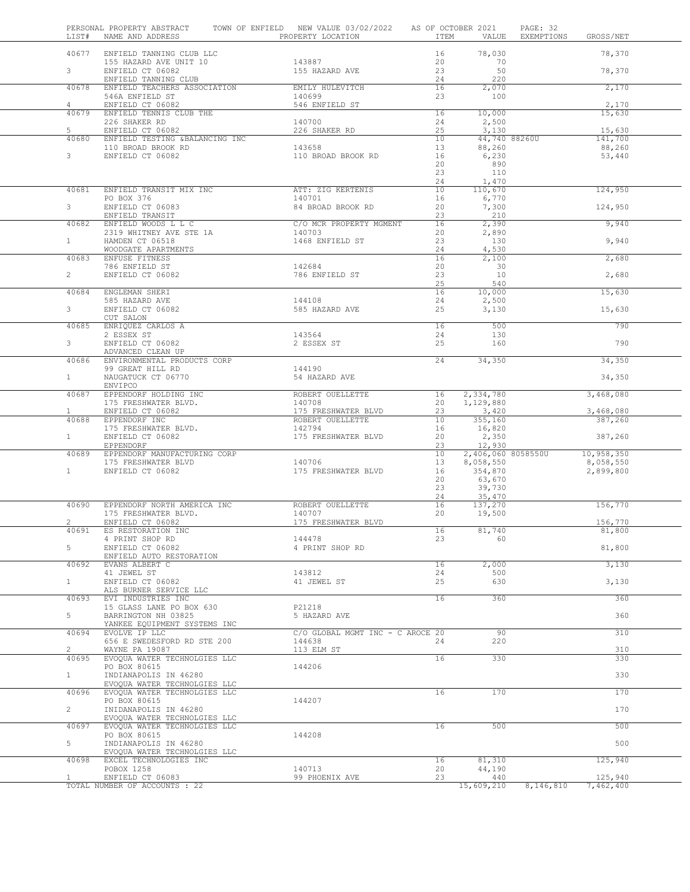PERSONAL PROPERTY ABSTRACT TOWN OF ENFIELD NEW VALUE 03/02/2022 AS OF OCTOBER 2021

| LIST# | NAME AND ADDRESS | PROPERTY LOCATION | ITEM | VALUE | EXEMPTIONS | GROSS/NET |
|---|---|---|---|---|---|---|
| 40677 | ENFIELD TANNING CLUB LLC | | 16 | 78,030 | | 78,370 |
| | 155 HAZARD AVE UNIT 10 | 143887 | 20 | 70 | | |
| 3 | ENFIELD CT 06082 | 155 HAZARD AVE | 23 | 50 | | 78,370 |
| | ENFIELD TANNING CLUB | | 24 | 220 | | |
| 40678 | ENFIELD TEACHERS ASSOCIATION | EMILY HULEVITCH | 16 | 2,070 | | 2,170 |
| | 546A ENFIELD ST | 140699 | 23 | 100 | | |
| 4 | ENFIELD CT 06082 | 546 ENFIELD ST | | | | 2,170 |
| 40679 | ENFIELD TENNIS CLUB THE | | 16 | 10,000 | | 15,630 |
| | 226 SHAKER RD | 140700 | 24 | 2,500 | | |
| 5 | ENFIELD CT 06082 | 226 SHAKER RD | 25 | 3,130 | | 15,630 |
| 40680 | ENFIELD TESTING &BALANCING INC | | 10 | 44,740 | 88260U | 141,700 |
| | 110 BROAD BROOK RD | 143658 | 13 | 88,260 | | 88,260 |
| 3 | ENFIELD CT 06082 | 110 BROAD BROOK RD | 16 | 6,230 | | 53,440 |
| | | | 20 | 890 | | |
| | | | 23 | 110 | | |
| | | | 24 | 1,470 | | |
| 40681 | ENFIELD TRANSIT MIX INC | ATT: ZIG KERTENIS | 10 | 110,670 | | 124,950 |
| | PO BOX 376 | 140701 | 16 | 6,770 | | |
| 3 | ENFIELD CT 06083 | 84 BROAD BROOK RD | 20 | 7,300 | | 124,950 |
| | ENFIELD TRANSIT | | 23 | 210 | | |
| 40682 | ENFIELD WOODS L L C | C/O MCR PROPERTY MGMENT | 16 | 2,390 | | 9,940 |
| | 2319 WHITNEY AVE STE 1A | 140703 | 20 | 2,890 | | |
| 1 | HAMDEN CT 06518 | 1468 ENFIELD ST | 23 | 130 | | 9,940 |
| | WOODGATE APARTMENTS | | 24 | 4,530 | | |
| 40683 | ENFUSE FITNESS | | 16 | 2,100 | | 2,680 |
| | 786 ENFIELD ST | 142684 | 20 | 30 | | |
| 2 | ENFIELD CT 06082 | 786 ENFIELD ST | 23 | 10 | | 2,680 |
| | | | 25 | 540 | | |
| 40684 | ENGLEMAN SHERI | | 16 | 10,000 | | 15,630 |
| | 585 HAZARD AVE | 144108 | 24 | 2,500 | | |
| 3 | ENFIELD CT 06082 | 585 HAZARD AVE | 25 | 3,130 | | 15,630 |
| | CUT SALON | | | | | |
| 40685 | ENRIQUEZ CARLOS A | | 16 | 500 | | 790 |
| | 2 ESSEX ST | 143564 | 24 | 130 | | |
| 3 | ENFIELD CT 06082 | 2 ESSEX ST | 25 | 160 | | 790 |
| | ADVANCED CLEAN UP | | | | | |
| 40686 | ENVIRONMENTAL PRODUCTS CORP | | 24 | 34,350 | | 34,350 |
| | 99 GREAT HILL RD | 144190 | | | | |
| 1 | NAUGATUCK CT 06770 | 54 HAZARD AVE | | | | 34,350 |
| | ENVIPCO | | | | | |
| 40687 | EPPENDORF HOLDING INC | ROBERT OUELLETTE | 16 | 2,334,780 | | 3,468,080 |
| | 175 FRESHWATER BLVD. | 140708 | 20 | 1,129,880 | | |
| 1 | ENFIELD CT 06082 | 175 FRESHWATER BLVD | 23 | 3,420 | | 3,468,080 |
| 40688 | EPPENDORF INC | ROBERT OUELLETTE | 10 | 355,160 | | 387,260 |
| | 175 FRESHWATER BLVD. | 142794 | 16 | 16,820 | | |
| 1 | ENFIELD CT 06082 | 175 FRESHWATER BLVD | 20 | 2,350 | | 387,260 |
| | EPPENDORF | | 23 | 12,930 | | |
| 40689 | EPPENDORF MANUFACTURING CORP | | 10 | 2,406,060 | 8058550U | 10,958,350 |
| | 175 FRESHWATER BLVD | 140706 | 13 | 8,058,550 | | 8,058,550 |
| 1 | ENFIELD CT 06082 | 175 FRESHWATER BLVD | 16 | 354,870 | | 2,899,800 |
| | | | 20 | 63,670 | | |
| | | | 23 | 39,730 | | |
| | | | 24 | 35,470 | | |
| 40690 | EPPENDORF NORTH AMERICA INC | ROBERT OUELLETTE | 16 | 137,270 | | 156,770 |
| | 175 FRESHWATER BLVD. | 140707 | 20 | 19,500 | | |
| 2 | ENFIELD CT 06082 | 175 FRESHWATER BLVD | | | | 156,770 |
| 40691 | ES RESTORATION INC | | 16 | 81,740 | | 81,800 |
| | 4 PRINT SHOP RD | 144478 | 23 | 60 | | |
| 5 | ENFIELD CT 06082 | 4 PRINT SHOP RD | | | | 81,800 |
| | ENFIELD AUTO RESTORATION | | | | | |
| 40692 | EVANS ALBERT C | | 16 | 2,000 | | 3,130 |
| | 41 JEWEL ST | 143812 | 24 | 500 | | |
| 1 | ENFIELD CT 06082 | 41 JEWEL ST | 25 | 630 | | 3,130 |
| | ALS BURNER SERVICE LLC | | | | | |
| 40693 | EVI INDUSTRIES INC | | 16 | 360 | | 360 |
| | 15 GLASS LANE PO BOX 630 | P21218 | | | | |
| 5 | BARRINGTON NH 03825 | 5 HAZARD AVE | | | | 360 |
| | YANKEE EQUIPMENT SYSTEMS INC | | | | | |
| 40694 | EVOLVE IP LLC | C/O GLOBAL MGMT INC - C AROCE | 20 | 90 | | 310 |
| | 656 E SWEDESFORD RD STE 200 | 144638 | 24 | 220 | | |
| 2 | WAYNE PA 19087 | 113 ELM ST | | | | 310 |
| 40695 | EVOQUA WATER TECHNOLGIES LLC | | 16 | 330 | | 330 |
| | PO BOX 80615 | 144206 | | | | |
| 1 | INDIANAPOLIS IN 46280 | | | | | 330 |
| | EVOQUA WATER TECHNOLGIES LLC | | | | | |
| 40696 | EVOQUA WATER TECHNOLGIES LLC | | 16 | 170 | | 170 |
| | PO BOX 80615 | 144207 | | | | |
| 2 | INIDANAPOLIS IN 46280 | | | | | 170 |
| | EVOQUA WATER TECHNOLGIES LLC | | | | | |
| 40697 | EVOQUA WATER TECHNOLGIES LLC | | 16 | 500 | | 500 |
| | PO BOX 80615 | 144208 | | | | |
| 5 | INDIANAPOLIS IN 46280 | | | | | 500 |
| | EVOQUA WATER TECHNOLGIES LLC | | | | | |
| 40698 | EXCEL TECHNOLOGIES INC | | 16 | 81,310 | | 125,940 |
| | POBOX 1258 | 140713 | 20 | 44,190 | | |
| 1 | ENFIELD CT 06083 | 99 PHOENIX AVE | 23 | 440 | | 125,940 |
| | TOTAL NUMBER OF ACCOUNTS : 22 | | | 15,609,210 | 8,146,810 | 7,462,400 |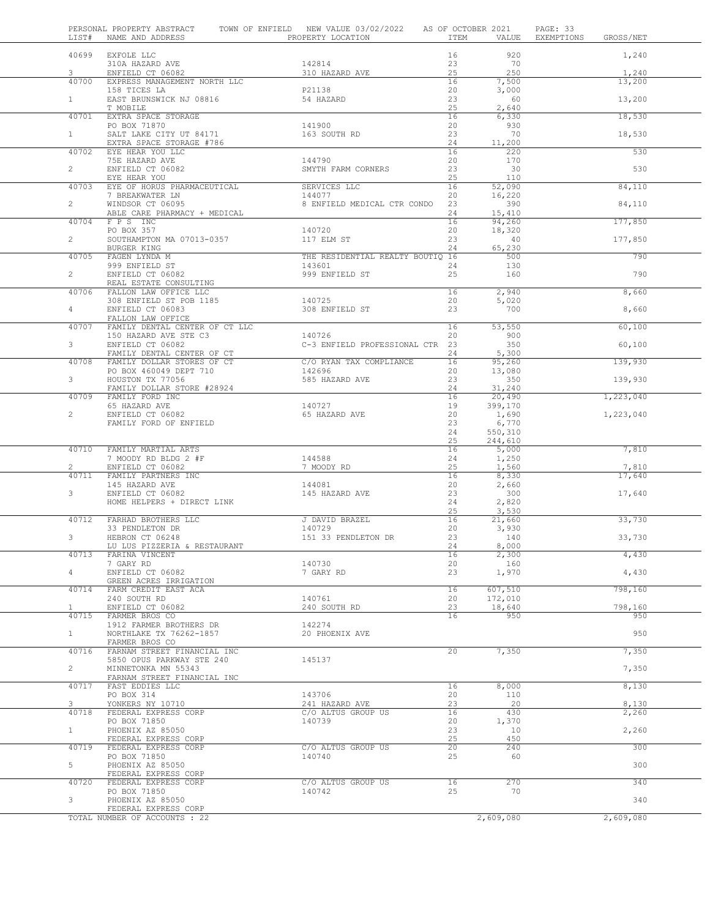PERSONAL PROPERTY ABSTRACT TOWN OF ENFIELD NEW VALUE 03/02/2022 AS OF OCTOBER 2021

| LIST# | NAME AND ADDRESS | PROPERTY LOCATION | ITEM | VALUE | EXEMPTIONS | GROSS/NET |
|---|---|---|---|---|---|---|
| 40699 | EXFOLE LLC | | 16 | 920 | | 1,240 |
| | 310A HAZARD AVE | 142814 | 23 | 70 | | |
| 3 | ENFIELD CT 06082 | 310 HAZARD AVE | 25 | 250 | | 1,240 |
| 40700 | EXPRESS MANAGEMENT NORTH LLC | | 16 | 7,500 | | 13,200 |
| | 158 TICES LA | P21138 | 20 | 3,000 | | |
| 1 | EAST BRUNSWICK NJ 08816 | 54 HAZARD | 23 | 60 | | 13,200 |
| | T MOBILE | | 25 | 2,640 | | |
| 40701 | EXTRA SPACE STORAGE | | 16 | 6,330 | | 18,530 |
| | PO BOX 71870 | 141900 | 20 | 930 | | |
| 1 | SALT LAKE CITY UT 84171 | 163 SOUTH RD | 23 | 70 | | 18,530 |
| | EXTRA SPACE STORAGE #786 | | 24 | 11,200 | | |
| 40702 | EYE HEAR YOU LLC | | 16 | 220 | | 530 |
| | 75E HAZARD AVE | 144790 | 20 | 170 | | |
| 2 | ENFIELD CT 06082 | SMYTH FARM CORNERS | 23 | 30 | | 530 |
| | EYE HEAR YOU | | 25 | 110 | | |
| 40703 | EYE OF HORUS PHARMACEUTICAL | SERVICES LLC | 16 | 52,090 | | 84,110 |
| | 7 BREAKWATER LN | 144077 | 20 | 16,220 | | |
| 2 | WINDSOR CT 06095 | 8 ENFIELD MEDICAL CTR CONDO | 23 | 390 | | 84,110 |
| | ABLE CARE PHARMACY + MEDICAL | | 24 | 15,410 | | |
| 40704 | F P S INC | | 16 | 94,260 | | 177,850 |
| | PO BOX 357 | 140720 | 20 | 18,320 | | |
| 2 | SOUTHAMPTON MA 07013-0357 | 117 ELM ST | 23 | 40 | | 177,850 |
| | BURGER KING | | 24 | 65,230 | | |
| 40705 | FAGEN LYNDA M | THE RESIDENTIAL REALTY BOUTIQ | 16 | 500 | | 790 |
| | 999 ENFIELD ST | 143601 | 24 | 130 | | |
| 2 | ENFIELD CT 06082 | 999 ENFIELD ST | 25 | 160 | | 790 |
| | REAL ESTATE CONSULTING | | | | | |
| 40706 | FALLON LAW OFFICE LLC | | 16 | 2,940 | | 8,660 |
| | 308 ENFIELD ST POB 1185 | 140725 | 20 | 5,020 | | |
| 4 | ENFIELD CT 06083 | 308 ENFIELD ST | 23 | 700 | | 8,660 |
| | FALLON LAW OFFICE | | | | | |
| 40707 | FAMILY DENTAL CENTER OF CT LLC | | 16 | 53,550 | | 60,100 |
| | 150 HAZARD AVE STE C3 | 140726 | 20 | 900 | | |
| 3 | ENFIELD CT 06082 | C-3 ENFIELD PROFESSIONAL CTR | 23 | 350 | | 60,100 |
| | FAMILY DENTAL CENTER OF CT | | 24 | 5,300 | | |
| 40708 | FAMILY DOLLAR STORES OF CT | C/O RYAN TAX COMPLIANCE | 16 | 95,260 | | 139,930 |
| | PO BOX 460049 DEPT 710 | 142696 | 20 | 13,080 | | |
| 3 | HOUSTON TX 77056 | 585 HAZARD AVE | 23 | 350 | | 139,930 |
| | FAMILY DOLLAR STORE #28924 | | 24 | 31,240 | | |
| 40709 | FAMILY FORD INC | | 16 | 20,490 | | 1,223,040 |
| | 65 HAZARD AVE | 140727 | 19 | 399,170 | | |
| 2 | ENFIELD CT 06082 | 65 HAZARD AVE | 20 | 1,690 | | 1,223,040 |
| | FAMILY FORD OF ENFIELD | | 23 | 6,770 | | |
| | | | 24 | 550,310 | | |
| | | | 25 | 244,610 | | |
| 40710 | FAMILY MARTIAL ARTS | | 16 | 5,000 | | 7,810 |
| | 7 MOODY RD BLDG 2 #F | 144588 | 24 | 1,250 | | |
| 2 | ENFIELD CT 06082 | 7 MOODY RD | 25 | 1,560 | | 7,810 |
| 40711 | FAMILY PARTNERS INC | | 16 | 8,330 | | 17,640 |
| | 145 HAZARD AVE | 144081 | 20 | 2,660 | | |
| 3 | ENFIELD CT 06082 | 145 HAZARD AVE | 23 | 300 | | 17,640 |
| | HOME HELPERS + DIRECT LINK | | 24 | 2,820 | | |
| | | | 25 | 3,530 | | |
| 40712 | FARHAD BROTHERS LLC | J DAVID BRAZEL | 16 | 21,660 | | 33,730 |
| | 33 PENDLETON DR | 140729 | 20 | 3,930 | | |
| 3 | HEBRON CT 06248 | 151 33 PENDLETON DR | 23 | 140 | | 33,730 |
| | LU LUS PIZZERIA & RESTAURANT | | 24 | 8,000 | | |
| 40713 | FARINA VINCENT | | 16 | 2,300 | | 4,430 |
| | 7 GARY RD | 140730 | 20 | 160 | | |
| 4 | ENFIELD CT 06082 | 7 GARY RD | 23 | 1,970 | | 4,430 |
| | GREEN ACRES IRRIGATION | | | | | |
| 40714 | FARM CREDIT EAST ACA | | 16 | 607,510 | | 798,160 |
| | 240 SOUTH RD | 140761 | 20 | 172,010 | | |
| 1 | ENFIELD CT 06082 | 240 SOUTH RD | 23 | 18,640 | | 798,160 |
| 40715 | FARMER BROS CO | | 16 | 950 | | 950 |
| | 1912 FARMER BROTHERS DR | 142274 | | | | |
| 1 | NORTHLAKE TX 76262-1857 | 20 PHOENIX AVE | | | | 950 |
| | FARMER BROS CO | | | | | |
| 40716 | FARNAM STREET FINANCIAL INC | | 20 | 7,350 | | 7,350 |
| | 5850 OPUS PARKWAY STE 240 | 145137 | | | | |
| 2 | MINNETONKA MN 55343 | | | | | 7,350 |
| | FARNAM STREET FINANCIAL INC | | | | | |
| 40717 | FAST EDDIES LLC | | 16 | 8,000 | | 8,130 |
| | PO BOX 314 | 143706 | 20 | 110 | | |
| 3 | YONKERS NY 10710 | 241 HAZARD AVE | 23 | 20 | | 8,130 |
| 40718 | FEDERAL EXPRESS CORP | C/O ALTUS GROUP US | 16 | 430 | | 2,260 |
| | PO BOX 71850 | 140739 | 20 | 1,370 | | |
| 1 | PHOENIX AZ 85050 | | 23 | 10 | | 2,260 |
| | FEDERAL EXPRESS CORP | | 25 | 450 | | |
| 40719 | FEDERAL EXPRESS CORP | C/O ALTUS GROUP US | 20 | 240 | | 300 |
| | PO BOX 71850 | 140740 | 25 | 60 | | |
| 5 | PHOENIX AZ 85050 | | | | | 300 |
| | FEDERAL EXPRESS CORP | | | | | |
| 40720 | FEDERAL EXPRESS CORP | C/O ALTUS GROUP US | 16 | 270 | | 340 |
| | PO BOX 71850 | 140742 | 25 | 70 | | |
| 3 | PHOENIX AZ 85050 | | | | | 340 |
| | FEDERAL EXPRESS CORP | | | | | |
| | TOTAL NUMBER OF ACCOUNTS : 22 | | | 2,609,080 | | 2,609,080 |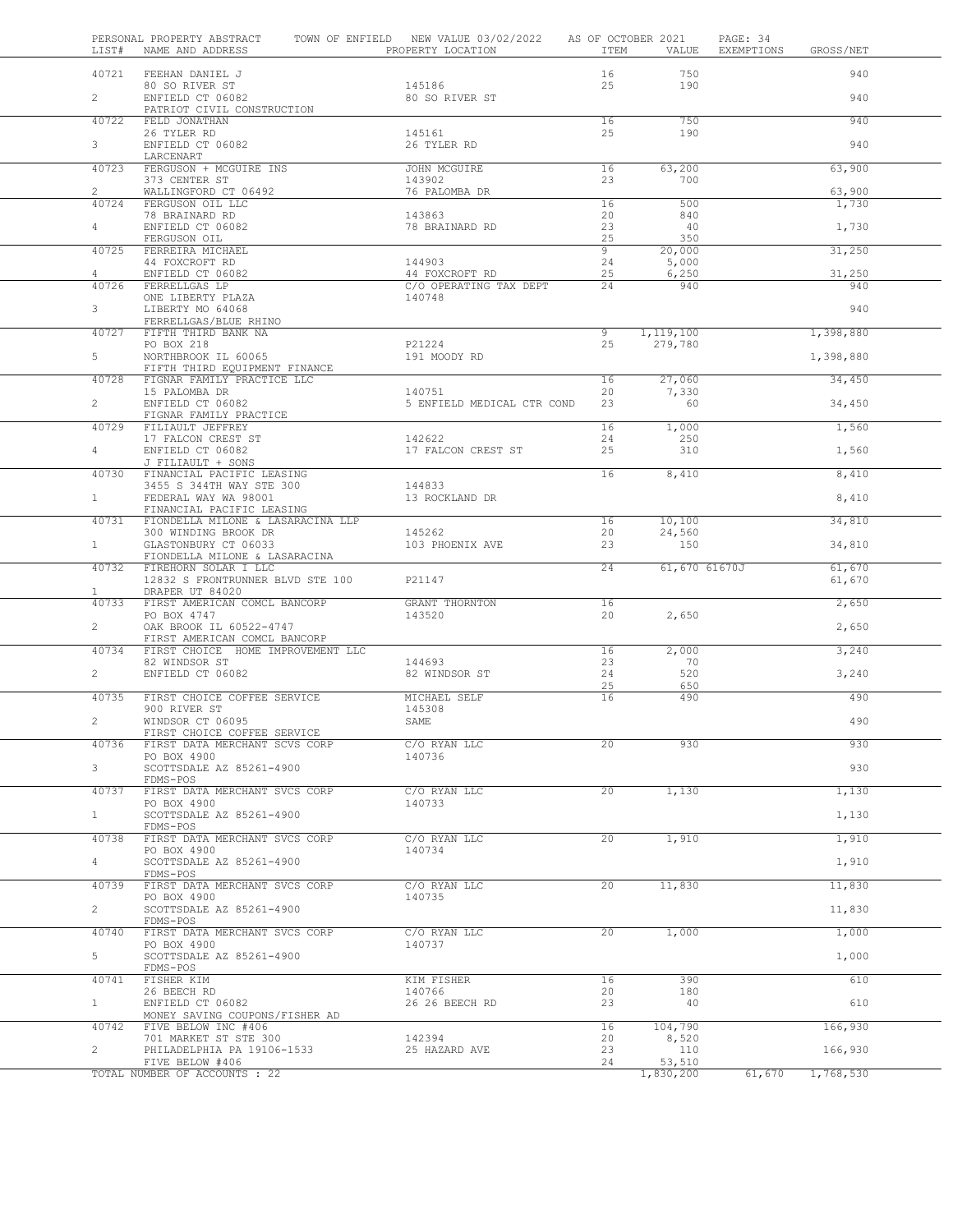PERSONAL PROPERTY ABSTRACT    TOWN OF ENFIELD    NEW VALUE 03/02/2022    AS OF OCTOBER 2021

| LIST# | NAME AND ADDRESS | PROPERTY LOCATION | ITEM | VALUE | EXEMPTIONS | GROSS/NET |
|---|---|---|---|---|---|---|
| 40721 | FEEHAN DANIEL J | | 16 | 750 | | 940 |
| | 80 SO RIVER ST | 145186 | 25 | 190 | | |
| 2 | ENFIELD CT 06082 | 80 SO RIVER ST | | | | 940 |
| | PATRIOT CIVIL CONSTRUCTION | | | | | |
| 40722 | FELD JONATHAN | | 16 | 750 | | 940 |
| | 26 TYLER RD | 145161 | 25 | 190 | | |
| 3 | ENFIELD CT 06082 | 26 TYLER RD | | | | 940 |
| | LARCENART | | | | | |
| 40723 | FERGUSON + MCGUIRE INS | JOHN MCGUIRE | 16 | 63,200 | | 63,900 |
| | 373 CENTER ST | 143902 | 23 | 700 | | |
| 2 | WALLINGFORD CT 06492 | 76 PALOMBA DR | | | | 63,900 |
| 40724 | FERGUSON OIL LLC | | 16 | 500 | | 1,730 |
| | 78 BRAINARD RD | 143863 | 20 | 840 | | |
| 4 | ENFIELD CT 06082 | 78 BRAINARD RD | 23 | 40 | | 1,730 |
| | FERGUSON OIL | | 25 | 350 | | |
| 40725 | FERREIRA MICHAEL | | 9 | 20,000 | | 31,250 |
| | 44 FOXCROFT RD | 144903 | 24 | 5,000 | | |
| 4 | ENFIELD CT 06082 | 44 FOXCROFT RD | 25 | 6,250 | | 31,250 |
| 40726 | FERRELLGAS LP | C/O OPERATING TAX DEPT | 24 | 940 | | 940 |
| | ONE LIBERTY PLAZA | 140748 | | | | |
| 3 | LIBERTY MO 64068 | | | | | 940 |
| | FERRELLGAS/BLUE RHINO | | | | | |
| 40727 | FIFTH THIRD BANK NA | | 9 | 1,119,100 | | 1,398,880 |
| | PO BOX 218 | P21224 | 25 | 279,780 | | |
| 5 | NORTHBROOK IL 60065 | 191 MOODY RD | | | | 1,398,880 |
| | FIFTH THIRD EQUIPMENT FINANCE | | | | | |
| 40728 | FIGNAR FAMILY PRACTICE LLC | | 16 | 27,060 | | 34,450 |
| | 15 PALOMBA DR | 140751 | 20 | 7,330 | | |
| 2 | ENFIELD CT 06082 | 5 ENFIELD MEDICAL CTR COND | 23 | 60 | | 34,450 |
| | FIGNAR FAMILY PRACTICE | | | | | |
| 40729 | FILIAULT JEFFREY | | 16 | 1,000 | | 1,560 |
| | 17 FALCON CREST ST | 142622 | 24 | 250 | | |
| 4 | ENFIELD CT 06082 | 17 FALCON CREST ST | 25 | 310 | | 1,560 |
| | J FILIAULT + SONS | | | | | |
| 40730 | FINANCIAL PACIFIC LEASING | | 16 | 8,410 | | 8,410 |
| | 3455 S 344TH WAY STE 300 | 144833 | | | | |
| 1 | FEDERAL WAY WA 98001 | 13 ROCKLAND DR | | | | 8,410 |
| | FINANCIAL PACIFIC LEASING | | | | | |
| 40731 | FIONDELLA MILONE & LASARACINA LLP | | 16 | 10,100 | | 34,810 |
| | 300 WINDING BROOK DR | 145262 | 20 | 24,560 | | |
| 1 | GLASTONBURY CT 06033 | 103 PHOENIX AVE | 23 | 150 | | 34,810 |
| | FIONDELLA MILONE & LASARACINA | | | | | |
| 40732 | FIREHORN SOLAR I LLC | | 24 | 61,670 | 61670J | 61,670 |
| | 12832 S FRONTRUNNER BLVD STE 100 | P21147 | | | | |
| 1 | DRAPER UT 84020 | | | | | 61,670 |
| 40733 | FIRST AMERICAN COMCL BANCORP | GRANT THORNTON | 16 | | | 2,650 |
| | PO BOX 4747 | 143520 | 20 | 2,650 | | |
| 2 | OAK BROOK IL 60522-4747 | | | | | 2,650 |
| | FIRST AMERICAN COMCL BANCORP | | | | | |
| 40734 | FIRST CHOICE HOME IMPROVEMENT LLC | | 16 | 2,000 | | 3,240 |
| | 82 WINDSOR ST | 144693 | 23 | 70 | | |
| 2 | ENFIELD CT 06082 | 82 WINDSOR ST | 24 | 520 | | 3,240 |
| | | | 25 | 650 | | |
| 40735 | FIRST CHOICE COFFEE SERVICE | MICHAEL SELF | 16 | 490 | | 490 |
| | 900 RIVER ST | 145308 | | | | |
| 2 | WINDSOR CT 06095 | SAME | | | | 490 |
| | FIRST CHOICE COFFEE SERVICE | | | | | |
| 40736 | FIRST DATA MERCHANT SCVS CORP | C/O RYAN LLC | 20 | 930 | | 930 |
| | PO BOX 4900 | 140736 | | | | |
| 3 | SCOTTSDALE AZ 85261-4900 | | | | | 930 |
| | FDMS-POS | | | | | |
| 40737 | FIRST DATA MERCHANT SVCS CORP | C/O RYAN LLC | 20 | 1,130 | | 1,130 |
| | PO BOX 4900 | 140733 | | | | |
| 1 | SCOTTSDALE AZ 85261-4900 | | | | | 1,130 |
| | FDMS-POS | | | | | |
| 40738 | FIRST DATA MERCHANT SVCS CORP | C/O RYAN LLC | 20 | 1,910 | | 1,910 |
| | PO BOX 4900 | 140734 | | | | |
| 4 | SCOTTSDALE AZ 85261-4900 | | | | | 1,910 |
| | FDMS-POS | | | | | |
| 40739 | FIRST DATA MERCHANT SVCS CORP | C/O RYAN LLC | 20 | 11,830 | | 11,830 |
| | PO BOX 4900 | 140735 | | | | |
| 2 | SCOTTSDALE AZ 85261-4900 | | | | | 11,830 |
| | FDMS-POS | | | | | |
| 40740 | FIRST DATA MERCHANT SVCS CORP | C/O RYAN LLC | 20 | 1,000 | | 1,000 |
| | PO BOX 4900 | 140737 | | | | |
| 5 | SCOTTSDALE AZ 85261-4900 | | | | | 1,000 |
| | FDMS-POS | | | | | |
| 40741 | FISHER KIM | KIM FISHER | 16 | 390 | | 610 |
| | 26 BEECH RD | 140766 | 20 | 180 | | |
| 1 | ENFIELD CT 06082 | 26 26 BEECH RD | 23 | 40 | | 610 |
| | MONEY SAVING COUPONS/FISHER AD | | | | | |
| 40742 | FIVE BELOW INC #406 | | 16 | 104,790 | | 166,930 |
| | 701 MARKET ST STE 300 | 142394 | 20 | 8,520 | | |
| 2 | PHILADELPHIA PA 19106-1533 | 25 HAZARD AVE | 23 | 110 | | 166,930 |
| | FIVE BELOW #406 | | 24 | 53,510 | | |
| | TOTAL NUMBER OF ACCOUNTS : 22 | | | 1,830,200 | 61,670 | 1,768,530 |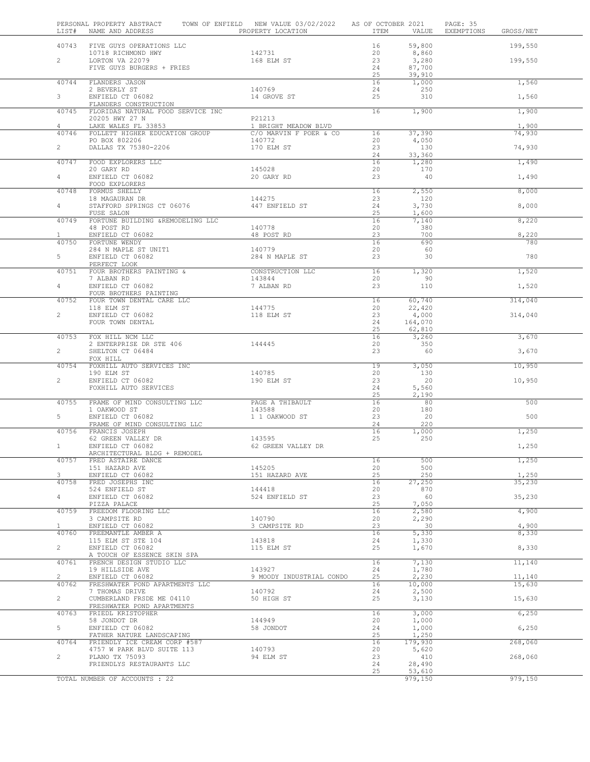PERSONAL PROPERTY ABSTRACT — TOWN OF ENFIELD — NEW VALUE 03/02/2022 — AS OF OCTOBER 2021

| LIST# | NAME AND ADDRESS | PROPERTY LOCATION | ITEM | VALUE | EXEMPTIONS | GROSS/NET |
|---|---|---|---|---|---|---|
| 40743 | FIVE GUYS OPERATIONS LLC | | 16 | 59,800 | | 199,550 |
| | 10718 RICHMOND HWY | 142731 | 20 | 8,860 | | |
| 2 | LORTON VA 22079 | 168 ELM ST | 23 | 3,280 | | 199,550 |
| | FIVE GUYS BURGERS + FRIES | | 24 | 87,700 | | |
| | | | 25 | 39,910 | | |
| 40744 | FLANDERS JASON | | 16 | 1,000 | | 1,560 |
| | 2 BEVERLY ST | 140769 | 24 | 250 | | |
| 3 | ENFIELD CT 06082 | 14 GROVE ST | 25 | 310 | | 1,560 |
| | FLANDERS CONSTRUCTION | | | | | |
| 40745 | FLORIDAS NATURAL FOOD SERVICE INC | | 16 | 1,900 | | 1,900 |
| | 20205 HWY 27 N | P21213 | | | | |
| 4 | LAKE WALES FL 33853 | 1 BRIGHT MEADOW BLVD | | | | 1,900 |
| 40746 | FOLLETT HIGHER EDUCATION GROUP | C/O MARVIN F POER & CO | 16 | 37,390 | | 74,930 |
| | PO BOX 802206 | 140772 | 20 | 4,050 | | |
| 2 | DALLAS TX 75380-2206 | 170 ELM ST | 23 | 130 | | 74,930 |
| | | | 24 | 33,360 | | |
| 40747 | FOOD EXPLORERS LLC | | 16 | 1,280 | | 1,490 |
| | 20 GARY RD | 145028 | 20 | 170 | | |
| 4 | ENFIELD CT 06082 | 20 GARY RD | 23 | 40 | | 1,490 |
| | FOOD EXPLORERS | | | | | |
| 40748 | FORMUS SHELLY | | 16 | 2,550 | | 8,000 |
| | 18 MAGAURAN DR | 144275 | 23 | 120 | | |
| 4 | STAFFORD SPRINGS CT 06076 | 447 ENFIELD ST | 24 | 3,730 | | 8,000 |
| | FUSE SALON | | 25 | 1,600 | | |
| 40749 | FORTUNE BUILDING &REMODELING LLC | | 16 | 7,140 | | 8,220 |
| | 48 POST RD | 140778 | 20 | 380 | | |
| 1 | ENFIELD CT 06082 | 48 POST RD | 23 | 700 | | 8,220 |
| 40750 | FORTUNE WENDY | | 16 | 690 | | 780 |
| | 284 N MAPLE ST UNIT1 | 140779 | 20 | 60 | | |
| 5 | ENFIELD CT 06082 | 284 N MAPLE ST | 23 | 30 | | 780 |
| | PERFECT LOOK | | | | | |
| 40751 | FOUR BROTHERS PAINTING & | CONSTRUCTION LLC | 16 | 1,320 | | 1,520 |
| | 7 ALBAN RD | 143844 | 20 | 90 | | |
| 4 | ENFIELD CT 06082 | 7 ALBAN RD | 23 | 110 | | 1,520 |
| | FOUR BROTHERS PAINTING | | | | | |
| 40752 | FOUR TOWN DENTAL CARE LLC | | 16 | 60,740 | | 314,040 |
| | 118 ELM ST | 144775 | 20 | 22,420 | | |
| 2 | ENFIELD CT 06082 | 118 ELM ST | 23 | 4,000 | | 314,040 |
| | FOUR TOWN DENTAL | | 24 | 164,070 | | |
| | | | 25 | 62,810 | | |
| 40753 | FOX HILL NCM LLC | | 16 | 3,260 | | 3,670 |
| | 2 ENTERPRISE DR STE 406 | 144445 | 20 | 350 | | |
| 2 | SHELTON CT 06484 | | 23 | 60 | | 3,670 |
| | FOX HILL | | | | | |
| 40754 | FOXHILL AUTO SERVICES INC | | 19 | 3,050 | | 10,950 |
| | 190 ELM ST | 140785 | 20 | 130 | | |
| 2 | ENFIELD CT 06082 | 190 ELM ST | 23 | 20 | | 10,950 |
| | FOXHILL AUTO SERVICES | | 24 | 5,560 | | |
| | | | 25 | 2,190 | | |
| 40755 | FRAME OF MIND CONSULTING LLC | PAGE A THIBAULT | 16 | 80 | | 500 |
| | 1 OAKWOOD ST | 143588 | 20 | 180 | | |
| 5 | ENFIELD CT 06082 | 1 1 OAKWOOD ST | 23 | 20 | | 500 |
| | FRAME OF MIND CONSULTING LLC | | 24 | 220 | | |
| 40756 | FRANCIS JOSEPH | | 16 | 1,000 | | 1,250 |
| | 62 GREEN VALLEY DR | 143595 | 25 | 250 | | |
| 1 | ENFIELD CT 06082 | 62 GREEN VALLEY DR | | | | 1,250 |
| | ARCHITECTURAL BLDG + REMODEL | | | | | |
| 40757 | FRED ASTAIRE DANCE | | 16 | 500 | | 1,250 |
| | 151 HAZARD AVE | 145205 | 20 | 500 | | |
| 3 | ENFIELD CT 06082 | 151 HAZARD AVE | 25 | 250 | | 1,250 |
| 40758 | FRED JOSEPHS INC | | 16 | 27,250 | | 35,230 |
| | 524 ENFIELD ST | 144418 | 20 | 870 | | |
| 4 | ENFIELD CT 06082 | 524 ENFIELD ST | 23 | 60 | | 35,230 |
| | PIZZA PALACE | | 25 | 7,050 | | |
| 40759 | FREEDOM FLOORING LLC | | 16 | 2,580 | | 4,900 |
| | 3 CAMPSITE RD | 140790 | 20 | 2,290 | | |
| 1 | ENFIELD CT 06082 | 3 CAMPSITE RD | 23 | 30 | | 4,900 |
| 40760 | FREEMANTLE AMBER A | | 16 | 5,330 | | 8,330 |
| | 115 ELM ST STE 104 | 143818 | 24 | 1,330 | | |
| 2 | ENFIELD CT 06082 | 115 ELM ST | 25 | 1,670 | | 8,330 |
| | A TOUCH OF ESSENCE SKIN SPA | | | | | |
| 40761 | FRENCH DESIGN STUDIO LLC | | 16 | 7,130 | | 11,140 |
| | 19 HILLSIDE AVE | 143927 | 24 | 1,780 | | |
| 2 | ENFIELD CT 06082 | 9 MOODY INDUSTRIAL CONDO | 25 | 2,230 | | 11,140 |
| 40762 | FRESHWATER POND APARTMENTS LLC | | 16 | 10,000 | | 15,630 |
| | 7 THOMAS DRIVE | 140792 | 24 | 2,500 | | |
| 2 | CUMBERLAND FRSDE ME 04110 | 50 HIGH ST | 25 | 3,130 | | 15,630 |
| | FRESHWATER POND APARTMENTS | | | | | |
| 40763 | FRIEDL KRISTOPHER | | 16 | 3,000 | | 6,250 |
| | 58 JONDOT DR | 144949 | 20 | 1,000 | | |
| 5 | ENFIELD CT 06082 | 58 JONDOT | 24 | 1,000 | | 6,250 |
| | FATHER NATURE LANDSCAPING | | 25 | 1,250 | | |
| 40764 | FRIENDLY ICE CREAM CORP #587 | | 16 | 179,930 | | 268,060 |
| | 4757 W PARK BLVD SUITE 113 | 140793 | 20 | 5,620 | | |
| 2 | PLANO TX 75093 | 94 ELM ST | 23 | 410 | | 268,060 |
| | FRIENDLYS RESTAURANTS LLC | | 24 | 28,490 | | |
| | | | 25 | 53,610 | | |
| | TOTAL NUMBER OF ACCOUNTS : 22 | | | 979,150 | | 979,150 |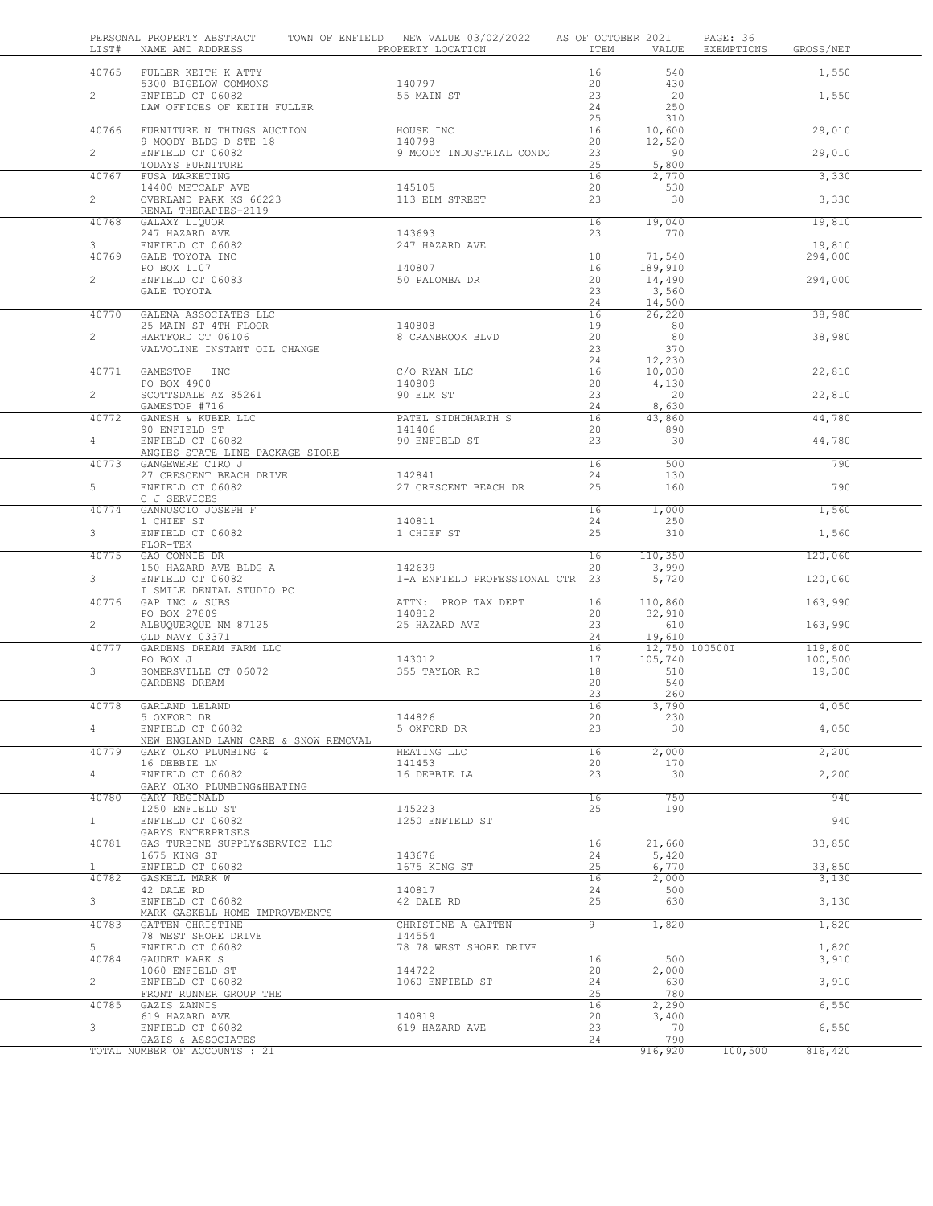PERSONAL PROPERTY ABSTRACT TOWN OF ENFIELD NEW VALUE 03/02/2022 AS OF OCTOBER 2021

| LIST# | NAME AND ADDRESS | PROPERTY LOCATION | ITEM | VALUE | EXEMPTIONS | GROSS/NET |
|---|---|---|---|---|---|---|
| 40765 | FULLER KEITH K ATTY | | 16 | 540 | | 1,550 |
| | 5300 BIGELOW COMMONS | 140797 | 20 | 430 | | |
| 2 | ENFIELD CT 06082 | 55 MAIN ST | 23 | 20 | | 1,550 |
| | LAW OFFICES OF KEITH FULLER | | 24 | 250 | | |
| | | | 25 | 310 | | |
| 40766 | FURNITURE N THINGS AUCTION | HOUSE INC | 16 | 10,600 | | 29,010 |
| | 9 MOODY BLDG D STE 18 | 140798 | 20 | 12,520 | | |
| 2 | ENFIELD CT 06082 | 9 MOODY INDUSTRIAL CONDO | 23 | 90 | | 29,010 |
| | TODAYS FURNITURE | | 25 | 5,800 | | |
| 40767 | FUSA MARKETING | | 16 | 2,770 | | 3,330 |
| | 14400 METCALF AVE | 145105 | 20 | 530 | | |
| 2 | OVERLAND PARK KS 66223 | 113 ELM STREET | 23 | 30 | | 3,330 |
| | RENAL THERAPIES-2119 | | | | | |
| 40768 | GALAXY LIQUOR | | 16 | 19,040 | | 19,810 |
| | 247 HAZARD AVE | 143693 | 23 | 770 | | |
| 3 | ENFIELD CT 06082 | 247 HAZARD AVE | | | | 19,810 |
| 40769 | GALE TOYOTA INC | | 10 | 71,540 | | 294,000 |
| | PO BOX 1107 | 140807 | 16 | 189,910 | | |
| 2 | ENFIELD CT 06083 | 50 PALOMBA DR | 20 | 14,490 | | 294,000 |
| | GALE TOYOTA | | 23 | 3,560 | | |
| | | | 24 | 14,500 | | |
| 40770 | GALENA ASSOCIATES LLC | | 16 | 26,220 | | 38,980 |
| | 25 MAIN ST 4TH FLOOR | 140808 | 19 | 80 | | |
| 2 | HARTFORD CT 06106 | 8 CRANBROOK BLVD | 20 | 80 | | 38,980 |
| | VALVOLINE INSTANT OIL CHANGE | | 23 | 370 | | |
| | | | 24 | 12,230 | | |
| 40771 | GAMESTOP INC | C/O RYAN LLC | 16 | 10,030 | | 22,810 |
| | PO BOX 4900 | 140809 | 20 | 4,130 | | |
| 2 | SCOTTSDALE AZ 85261 | 90 ELM ST | 23 | 20 | | 22,810 |
| | GAMESTOP #716 | | 24 | 8,630 | | |
| 40772 | GANESH & KUBER LLC | PATEL SIDHDHARTH S | 16 | 43,860 | | 44,780 |
| | 90 ENFIELD ST | 141406 | 20 | 890 | | |
| 4 | ENFIELD CT 06082 | 90 ENFIELD ST | 23 | 30 | | 44,780 |
| | ANGIES STATE LINE PACKAGE STORE | | | | | |
| 40773 | GANGEWERE CIRO J | | 16 | 500 | | 790 |
| | 27 CRESCENT BEACH DRIVE | 142841 | 24 | 130 | | |
| 5 | ENFIELD CT 06082 | 27 CRESCENT BEACH DR | 25 | 160 | | 790 |
| | C J SERVICES | | | | | |
| 40774 | GANNUSCIO JOSEPH F | | 16 | 1,000 | | 1,560 |
| | 1 CHIEF ST | 140811 | 24 | 250 | | |
| 3 | ENFIELD CT 06082 | 1 CHIEF ST | 25 | 310 | | 1,560 |
| | FLOR-TEK | | | | | |
| 40775 | GAO CONNIE DR | | 16 | 110,350 | | 120,060 |
| | 150 HAZARD AVE BLDG A | 142639 | 20 | 3,990 | | |
| 3 | ENFIELD CT 06082 | 1-A ENFIELD PROFESSIONAL CTR | 23 | 5,720 | | 120,060 |
| | I SMILE DENTAL STUDIO PC | | | | | |
| 40776 | GAP INC & SUBS | ATTN: PROP TAX DEPT | 16 | 110,860 | | 163,990 |
| | PO BOX 27809 | 140812 | 20 | 32,910 | | |
| 2 | ALBUQUERQUE NM 87125 | 25 HAZARD AVE | 23 | 610 | | 163,990 |
| | OLD NAVY 03371 | | 24 | 19,610 | | |
| 40777 | GARDENS DREAM FARM LLC | | 16 | 12,750 | 100500I | 119,800 |
| | PO BOX J | 143012 | 17 | 105,740 | | 100,500 |
| 3 | SOMERSVILLE CT 06072 | 355 TAYLOR RD | 18 | 510 | | 19,300 |
| | GARDENS DREAM | | 20 | 540 | | |
| | | | 23 | 260 | | |
| 40778 | GARLAND LELAND | | 16 | 3,790 | | 4,050 |
| | 5 OXFORD DR | 144826 | 20 | 230 | | |
| 4 | ENFIELD CT 06082 | 5 OXFORD DR | 23 | 30 | | 4,050 |
| | NEW ENGLAND LAWN CARE & SNOW REMOVAL | | | | | |
| 40779 | GARY OLKO PLUMBING & | HEATING LLC | 16 | 2,000 | | 2,200 |
| | 16 DEBBIE LN | 141453 | 20 | 170 | | |
| 4 | ENFIELD CT 06082 | 16 DEBBIE LA | 23 | 30 | | 2,200 |
| | GARY OLKO PLUMBING&HEATING | | | | | |
| 40780 | GARY REGINALD | | 16 | 750 | | 940 |
| | 1250 ENFIELD ST | 145223 | 25 | 190 | | |
| 1 | ENFIELD CT 06082 | 1250 ENFIELD ST | | | | 940 |
| | GARYS ENTERPRISES | | | | | |
| 40781 | GAS TURBINE SUPPLY&SERVICE LLC | | 16 | 21,660 | | 33,850 |
| | 1675 KING ST | 143676 | 24 | 5,420 | | |
| 1 | ENFIELD CT 06082 | 1675 KING ST | 25 | 6,770 | | 33,850 |
| 40782 | GASKELL MARK W | | 16 | 2,000 | | 3,130 |
| | 42 DALE RD | 140817 | 24 | 500 | | |
| 3 | ENFIELD CT 06082 | 42 DALE RD | 25 | 630 | | 3,130 |
| | MARK GASKELL HOME IMPROVEMENTS | | | | | |
| 40783 | GATTEN CHRISTINE | CHRISTINE A GATTEN | 9 | 1,820 | | 1,820 |
| | 78 WEST SHORE DRIVE | 144554 | | | | |
| 5 | ENFIELD CT 06082 | 78 78 WEST SHORE DRIVE | | | | 1,820 |
| 40784 | GAUDET MARK S | | 16 | 500 | | 3,910 |
| | 1060 ENFIELD ST | 144722 | 20 | 2,000 | | |
| 2 | ENFIELD CT 06082 | 1060 ENFIELD ST | 24 | 630 | | 3,910 |
| | FRONT RUNNER GROUP THE | | 25 | 780 | | |
| 40785 | GAZIS ZANNIS | | 16 | 2,290 | | 6,550 |
| | 619 HAZARD AVE | 140819 | 20 | 3,400 | | |
| 3 | ENFIELD CT 06082 | 619 HAZARD AVE | 23 | 70 | | 6,550 |
| | GAZIS & ASSOCIATES | | 24 | 790 | | |
| | TOTAL NUMBER OF ACCOUNTS : 21 | | | 916,920 | 100,500 | 816,420 |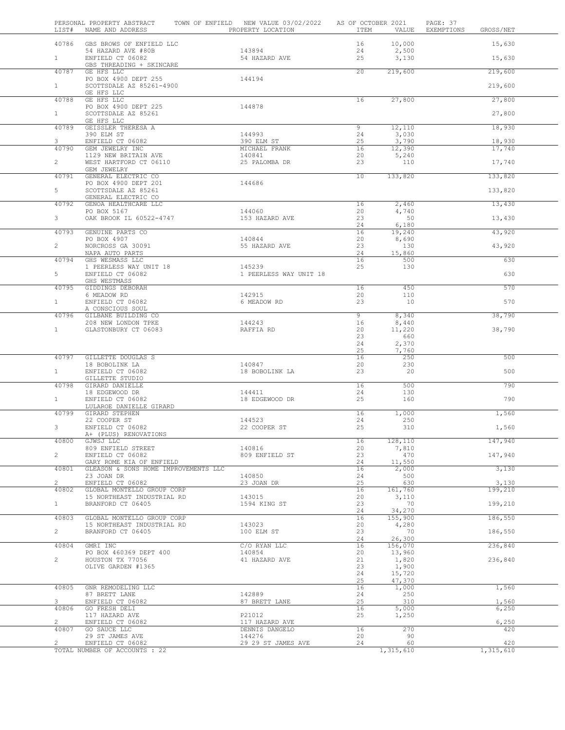PERSONAL PROPERTY ABSTRACT — TOWN OF ENFIELD — NEW VALUE 03/02/2022 — AS OF OCTOBER 2021

| LIST# | NAME AND ADDRESS | PROPERTY LOCATION | ITEM | VALUE | EXEMPTIONS | GROSS/NET |
|---|---|---|---|---|---|---|
| 40786 | GBS BROWS OF ENFIELD LLC | | 16 | 10,000 | | 15,630 |
| | 54 HAZARD AVE #80B | 143894 | 24 | 2,500 | | |
| 1 | ENFIELD CT 06082 | 54 HAZARD AVE | 25 | 3,130 | | 15,630 |
| | GBS THREADING + SKINCARE | | | | | |
| 40787 | GE HFS LLC | | 20 | 219,600 | | 219,600 |
| | PO BOX 4900 DEPT 255 | 144194 | | | | |
| 1 | SCOTTSDALE AZ 85261-4900 | | | | | 219,600 |
| | GE HFS LLC | | | | | |
| 40788 | GE HFS LLC | | 16 | 27,800 | | 27,800 |
| | PO BOX 4900 DEPT 225 | 144878 | | | | |
| 1 | SCOTTSDALE AZ 85261 | | | | | 27,800 |
| | GE HFS LLC | | | | | |
| 40789 | GEISSLER THERESA A | | 9 | 12,110 | | 18,930 |
| | 390 ELM ST | 144993 | 24 | 3,030 | | |
| 3 | ENFIELD CT 06082 | 390 ELM ST | 25 | 3,790 | | 18,930 |
| 40790 | GEM JEWELRY INC | MICHAEL FRANK | 16 | 12,390 | | 17,740 |
| | 1129 NEW BRITAIN AVE | 140841 | 20 | 5,240 | | |
| 2 | WEST HARTFORD CT 06110 | 25 PALOMBA DR | 23 | 110 | | 17,740 |
| | GEM JEWELRY | | | | | |
| 40791 | GENERAL ELECTRIC CO | | 10 | 133,820 | | 133,820 |
| | PO BOX 4900 DEPT 201 | 144686 | | | | |
| 5 | SCOTTSDALE AZ 85261 | | | | | 133,820 |
| | GENERAL ELECTRIC CO | | | | | |
| 40792 | GENOA HEALTHCARE LLC | | 16 | 2,460 | | 13,430 |
| | PO BOX 5167 | 144060 | 20 | 4,740 | | |
| 3 | OAK BROOK IL 60522-4747 | 153 HAZARD AVE | 23 | 50 | | 13,430 |
| | | | 24 | 6,180 | | |
| 40793 | GENUINE PARTS CO | | 16 | 19,240 | | 43,920 |
| | PO BOX 4907 | 140844 | 20 | 8,690 | | |
| 2 | NORCROSS GA 30091 | 55 HAZARD AVE | 23 | 130 | | 43,920 |
| | NAPA AUTO PARTS | | 24 | 15,860 | | |
| 40794 | GHS WESMASS LLC | | 16 | 500 | | 630 |
| | 1 PEERLESS WAY UNIT 18 | 145239 | 25 | 130 | | |
| 5 | ENFIELD CT 06082 | 1 PEERLESS WAY UNIT 18 | | | | 630 |
| | GHS WESTMASS | | | | | |
| 40795 | GIDDINGS DEBORAH | | 16 | 450 | | 570 |
| | 6 MEADOW RD | 142915 | 20 | 110 | | |
| 1 | ENFIELD CT 06082 | 6 MEADOW RD | 23 | 10 | | 570 |
| | A CONSCIOUS SOUL | | | | | |
| 40796 | GILBANE BUILDING CO | | 9 | 8,340 | | 38,790 |
| | 208 NEW LONDON TPKE | 144243 | 16 | 8,440 | | |
| 1 | GLASTONBURY CT 06083 | RAFFIA RD | 20 | 11,220 | | 38,790 |
| | | | 23 | 660 | | |
| | | | 24 | 2,370 | | |
| | | | 25 | 7,760 | | |
| 40797 | GILLETTE DOUGLAS S | | 16 | 250 | | 500 |
| | 18 BOBOLINK LA | 140847 | 20 | 230 | | |
| 1 | ENFIELD CT 06082 | 18 BOBOLINK LA | 23 | 20 | | 500 |
| | GILLETTE STUDIO | | | | | |
| 40798 | GIRARD DANIELLE | | 16 | 500 | | 790 |
| | 18 EDGEWOOD DR | 144411 | 24 | 130 | | |
| 1 | ENFIELD CT 06082 | 18 EDGEWOOD DR | 25 | 160 | | 790 |
| | LULAROE DANIELLE GIRARD | | | | | |
| 40799 | GIRARD STEPHEN | | 16 | 1,000 | | 1,560 |
| | 22 COOPER ST | 144523 | 24 | 250 | | |
| 3 | ENFIELD CT 06082 | 22 COOPER ST | 25 | 310 | | 1,560 |
| | A+ (PLUS) RENOVATIONS | | | | | |
| 40800 | GJWSJ LLC | | 16 | 128,110 | | 147,940 |
| | 809 ENFIELD STREET | 140816 | 20 | 7,810 | | |
| 2 | ENFIELD CT 06082 | 809 ENFIELD ST | 23 | 470 | | 147,940 |
| | GARY ROME KIA OF ENFIELD | | 24 | 11,550 | | |
| 40801 | GLEASON & SONS HOME IMPROVEMENTS LLC | | 16 | 2,000 | | 3,130 |
| | 23 JOAN DR | 140850 | 24 | 500 | | |
| 2 | ENFIELD CT 06082 | 23 JOAN DR | 25 | 630 | | 3,130 |
| 40802 | GLOBAL MONTELLO GROUP CORP | | 16 | 161,760 | | 199,210 |
| | 15 NORTHEAST INDUSTRIAL RD | 143015 | 20 | 3,110 | | |
| 1 | BRANFORD CT 06405 | 1594 KING ST | 23 | 70 | | 199,210 |
| | | | 24 | 34,270 | | |
| 40803 | GLOBAL MONTELLO GROUP CORP | | 16 | 155,900 | | 186,550 |
| | 15 NORTHEAST INDUSTRIAL RD | 143023 | 20 | 4,280 | | |
| 2 | BRANFORD CT 06405 | 100 ELM ST | 23 | 70 | | 186,550 |
| | | | 24 | 26,300 | | |
| 40804 | GMRI INC | C/O RYAN LLC | 16 | 156,070 | | 236,840 |
| | PO BOX 460369 DEPT 400 | 140854 | 20 | 13,960 | | |
| 2 | HOUSTON TX 77056 | 41 HAZARD AVE | 21 | 1,820 | | 236,840 |
| | OLIVE GARDEN #1365 | | 23 | 1,900 | | |
| | | | 24 | 15,720 | | |
| | | | 25 | 47,370 | | |
| 40805 | GNR REMODELING LLC | | 16 | 1,000 | | 1,560 |
| | 87 BRETT LANE | 142889 | 24 | 250 | | |
| 3 | ENFIELD CT 06082 | 87 BRETT LANE | 25 | 310 | | 1,560 |
| 40806 | GO FRESH DELI | | 16 | 5,000 | | 6,250 |
| | 117 HAZARD AVE | P21012 | 25 | 1,250 | | |
| 2 | ENFIELD CT 06082 | 117 HAZARD AVE | | | | 6,250 |
| 40807 | GO SAUCE LLC | DENNIS DANGELO | 16 | 270 | | 420 |
| | 29 ST JAMES AVE | 144276 | 20 | 90 | | |
| 2 | ENFIELD CT 06082 | 29 29 ST JAMES AVE | 24 | 60 | | 420 |
| | TOTAL NUMBER OF ACCOUNTS : 22 | | | 1,315,610 | | 1,315,610 |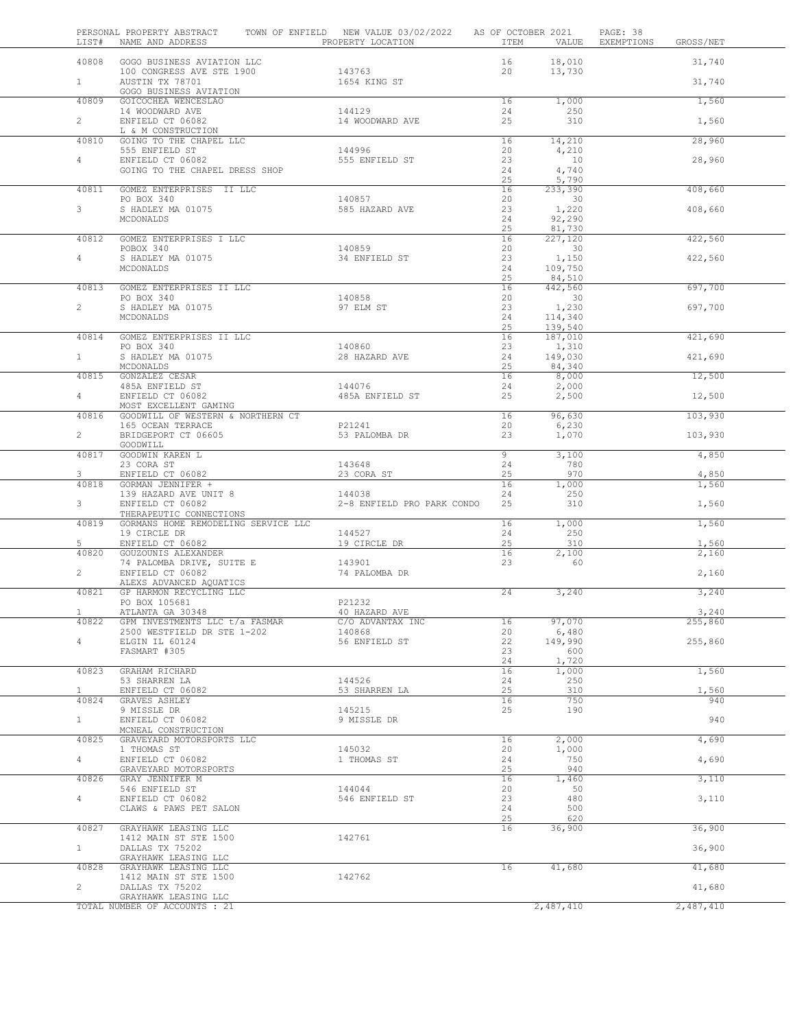PERSONAL PROPERTY ABSTRACT — TOWN OF ENFIELD — NEW VALUE 03/02/2022 — AS OF OCTOBER 2021

| LIST# | NAME AND ADDRESS | PROPERTY LOCATION | ITEM | VALUE | EXEMPTIONS | GROSS/NET |
|---|---|---|---|---|---|---|
| 40808 | GOGO BUSINESS AVIATION LLC | | 16 | 18,010 | | 31,740 |
| | 100 CONGRESS AVE STE 1900 | 143763 | 20 | 13,730 | | |
| 1 | AUSTIN TX 78701 | 1654 KING ST | | | | 31,740 |
| | GOGO BUSINESS AVIATION | | | | | |
| 40809 | GOICOCHEA WENCESLAO | | 16 | 1,000 | | 1,560 |
| | 14 WOODWARD AVE | 144129 | 24 | 250 | | |
| 2 | ENFIELD CT 06082 | 14 WOODWARD AVE | 25 | 310 | | 1,560 |
| | L & M CONSTRUCTION | | | | | |
| 40810 | GOING TO THE CHAPEL LLC | | 16 | 14,210 | | 28,960 |
| | 555 ENFIELD ST | 144996 | 20 | 4,210 | | |
| 4 | ENFIELD CT 06082 | 555 ENFIELD ST | 23 | 10 | | 28,960 |
| | GOING TO THE CHAPEL DRESS SHOP | | 24 | 4,740 | | |
| | | | 25 | 5,790 | | |
| 40811 | GOMEZ ENTERPRISES II LLC | | 16 | 233,390 | | 408,660 |
| | PO BOX 340 | 140857 | 20 | 30 | | |
| 3 | S HADLEY MA 01075 | 585 HAZARD AVE | 23 | 1,220 | | 408,660 |
| | MCDONALDS | | 24 | 92,290 | | |
| | | | 25 | 81,730 | | |
| 40812 | GOMEZ ENTERPRISES I LLC | | 16 | 227,120 | | 422,560 |
| | POBOX 340 | 140859 | 20 | 30 | | |
| 4 | S HADLEY MA 01075 | 34 ENFIELD ST | 23 | 1,150 | | 422,560 |
| | MCDONALDS | | 24 | 109,750 | | |
| | | | 25 | 84,510 | | |
| 40813 | GOMEZ ENTERPRISES II LLC | | 16 | 442,560 | | 697,700 |
| | PO BOX 340 | 140858 | 20 | 30 | | |
| 2 | S HADLEY MA 01075 | 97 ELM ST | 23 | 1,230 | | 697,700 |
| | MCDONALDS | | 24 | 114,340 | | |
| | | | 25 | 139,540 | | |
| 40814 | GOMEZ ENTERPRISES II LLC | | 16 | 187,010 | | 421,690 |
| | PO BOX 340 | 140860 | 23 | 1,310 | | |
| 1 | S HADLEY MA 01075 | 28 HAZARD AVE | 24 | 149,030 | | 421,690 |
| | MCDONALDS | | 25 | 84,340 | | |
| 40815 | GONZALEZ CESAR | | 16 | 8,000 | | 12,500 |
| | 485A ENFIELD ST | 144076 | 24 | 2,000 | | |
| 4 | ENFIELD CT 06082 | 485A ENFIELD ST | 25 | 2,500 | | 12,500 |
| | MOST EXCELLENT GAMING | | | | | |
| 40816 | GOODWILL OF WESTERN & NORTHERN CT | | 16 | 96,630 | | 103,930 |
| | 165 OCEAN TERRACE | P21241 | 20 | 6,230 | | |
| 2 | BRIDGEPORT CT 06605 | 53 PALOMBA DR | 23 | 1,070 | | 103,930 |
| | GOODWILL | | | | | |
| 40817 | GOODWIN KAREN L | | 9 | 3,100 | | 4,850 |
| | 23 CORA ST | 143648 | 24 | 780 | | |
| 3 | ENFIELD CT 06082 | 23 CORA ST | 25 | 970 | | 4,850 |
| 40818 | GORMAN JENNIFER + | | 16 | 1,000 | | 1,560 |
| | 139 HAZARD AVE UNIT 8 | 144038 | 24 | 250 | | |
| 3 | ENFIELD CT 06082 | 2-8 ENFIELD PRO PARK CONDO | 25 | 310 | | 1,560 |
| | THERAPEUTIC CONNECTIONS | | | | | |
| 40819 | GORMANS HOME REMODELING SERVICE LLC | | 16 | 1,000 | | 1,560 |
| | 19 CIRCLE DR | 144527 | 24 | 250 | | |
| 5 | ENFIELD CT 06082 | 19 CIRCLE DR | 25 | 310 | | 1,560 |
| 40820 | GOUZOUNIS ALEXANDER | | 16 | 2,100 | | 2,160 |
| | 74 PALOMBA DRIVE, SUITE E | 143901 | 23 | 60 | | |
| 2 | ENFIELD CT 06082 | 74 PALOMBA DR | | | | 2,160 |
| | ALEXS ADVANCED AQUATICS | | | | | |
| 40821 | GP HARMON RECYCLING LLC | | 24 | 3,240 | | 3,240 |
| | PO BOX 105681 | P21232 | | | | |
| 1 | ATLANTA GA 30348 | 40 HAZARD AVE | | | | 3,240 |
| 40822 | GPM INVESTMENTS LLC t/a FASMAR | C/O ADVANTAX INC | 16 | 97,070 | | 255,860 |
| | 2500 WESTFIELD DR STE 1-202 | 140868 | 20 | 6,480 | | |
| 4 | ELGIN IL 60124 | 56 ENFIELD ST | 22 | 149,990 | | 255,860 |
| | FASMART #305 | | 23 | 600 | | |
| | | | 24 | 1,720 | | |
| 40823 | GRAHAM RICHARD | | 16 | 1,000 | | 1,560 |
| | 53 SHARREN LA | 144526 | 24 | 250 | | |
| 1 | ENFIELD CT 06082 | 53 SHARREN LA | 25 | 310 | | 1,560 |
| 40824 | GRAVES ASHLEY | | 16 | 750 | | 940 |
| | 9 MISSLE DR | 145215 | 25 | 190 | | |
| 1 | ENFIELD CT 06082 | 9 MISSLE DR | | | | 940 |
| | MCNEAL CONSTRUCTION | | | | | |
| 40825 | GRAVEYARD MOTORSPORTS LLC | | 16 | 2,000 | | 4,690 |
| | 1 THOMAS ST | 145032 | 20 | 1,000 | | |
| 4 | ENFIELD CT 06082 | 1 THOMAS ST | 24 | 750 | | 4,690 |
| | GRAVEYARD MOTORSPORTS | | 25 | 940 | | |
| 40826 | GRAY JENNIFER M | | 16 | 1,460 | | 3,110 |
| | 546 ENFIELD ST | 144044 | 20 | 50 | | |
| 4 | ENFIELD CT 06082 | 546 ENFIELD ST | 23 | 480 | | 3,110 |
| | CLAWS & PAWS PET SALON | | 24 | 500 | | |
| | | | 25 | 620 | | |
| 40827 | GRAYHAWK LEASING LLC | | 16 | 36,900 | | 36,900 |
| | 1412 MAIN ST STE 1500 | 142761 | | | | |
| 1 | DALLAS TX 75202 | | | | | 36,900 |
| | GRAYHAWK LEASING LLC | | | | | |
| 40828 | GRAYHAWK LEASING LLC | | 16 | 41,680 | | 41,680 |
| | 1412 MAIN ST STE 1500 | 142762 | | | | |
| 2 | DALLAS TX 75202 | | | | | 41,680 |
| | GRAYHAWK LEASING LLC | | | | | |
| | TOTAL NUMBER OF ACCOUNTS : 21 | | | 2,487,410 | | 2,487,410 |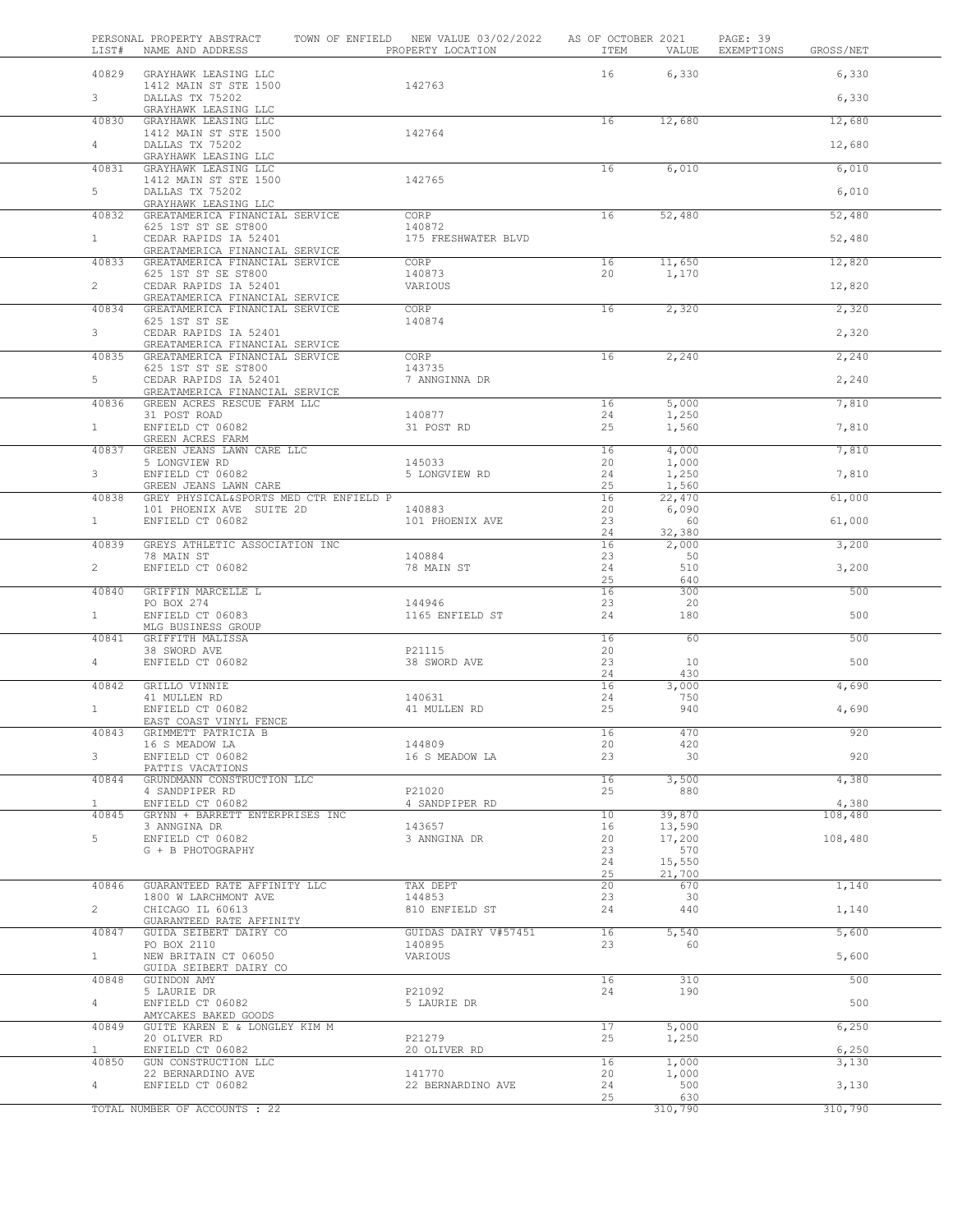PERSONAL PROPERTY ABSTRACT — TOWN OF ENFIELD — NEW VALUE 03/02/2022 — AS OF OCTOBER 2021 — PAGE: 39

| LIST# | NAME AND ADDRESS | PROPERTY LOCATION | ITEM | VALUE | EXEMPTIONS | GROSS/NET |
|---|---|---|---|---|---|---|
| 40829 | GRAYHAWK LEASING LLC | | 16 | 6,330 | | 6,330 |
| | 1412 MAIN ST STE 1500 | 142763 | | | | |
| 3 | DALLAS TX 75202 | | | | | 6,330 |
| | GRAYHAWK LEASING LLC | | | | | |
| 40830 | GRAYHAWK LEASING LLC | | 16 | 12,680 | | 12,680 |
| | 1412 MAIN ST STE 1500 | 142764 | | | | |
| 4 | DALLAS TX 75202 | | | | | 12,680 |
| | GRAYHAWK LEASING LLC | | | | | |
| 40831 | GRAYHAWK LEASING LLC | | 16 | 6,010 | | 6,010 |
| | 1412 MAIN ST STE 1500 | 142765 | | | | |
| 5 | DALLAS TX 75202 | | | | | 6,010 |
| | GRAYHAWK LEASING LLC | | | | | |
| 40832 | GREATAMERICA FINANCIAL SERVICE | CORP | 16 | 52,480 | | 52,480 |
| | 625 1ST ST SE ST800 | 140872 | | | | |
| 1 | CEDAR RAPIDS IA 52401 | 175 FRESHWATER BLVD | | | | 52,480 |
| | GREATAMERICA FINANCIAL SERVICE | | | | | |
| 40833 | GREATAMERICA FINANCIAL SERVICE | CORP | 16 | 11,650 | | 12,820 |
| | 625 1ST ST SE ST800 | 140873 | 20 | 1,170 | | |
| 2 | CEDAR RAPIDS IA 52401 | VARIOUS | | | | 12,820 |
| | GREATAMERICA FINANCIAL SERVICE | | | | | |
| 40834 | GREATAMERICA FINANCIAL SERVICE | CORP | 16 | 2,320 | | 2,320 |
| | 625 1ST ST SE | 140874 | | | | |
| 3 | CEDAR RAPIDS IA 52401 | | | | | 2,320 |
| | GREATAMERICA FINANCIAL SERVICE | | | | | |
| 40835 | GREATAMERICA FINANCIAL SERVICE | CORP | 16 | 2,240 | | 2,240 |
| | 625 1ST ST SE ST800 | 143735 | | | | |
| 5 | CEDAR RAPIDS IA 52401 | 7 ANNGINNA DR | | | | 2,240 |
| | GREATAMERICA FINANCIAL SERVICE | | | | | |
| 40836 | GREEN ACRES RESCUE FARM LLC | | 16 | 5,000 | | 7,810 |
| | 31 POST ROAD | 140877 | 24 | 1,250 | | |
| 1 | ENFIELD CT 06082 | 31 POST RD | 25 | 1,560 | | 7,810 |
| | GREEN ACRES FARM | | | | | |
| 40837 | GREEN JEANS LAWN CARE LLC | | 16 | 4,000 | | 7,810 |
| | 5 LONGVIEW RD | 145033 | 20 | 1,000 | | |
| 3 | ENFIELD CT 06082 | 5 LONGVIEW RD | 24 | 1,250 | | 7,810 |
| | GREEN JEANS LAWN CARE | | 25 | 1,560 | | |
| 40838 | GREY PHYSICAL&SPORTS MED CTR ENFIELD P | | 16 | 22,470 | | 61,000 |
| | 101 PHOENIX AVE SUITE 2D | 140883 | 20 | 6,090 | | |
| 1 | ENFIELD CT 06082 | 101 PHOENIX AVE | 23 | 60 | | 61,000 |
| | | | 24 | 32,380 | | |
| 40839 | GREYS ATHLETIC ASSOCIATION INC | | 16 | 2,000 | | 3,200 |
| | 78 MAIN ST | 140884 | 23 | 50 | | |
| 2 | ENFIELD CT 06082 | 78 MAIN ST | 24 | 510 | | 3,200 |
| | | | 25 | 640 | | |
| 40840 | GRIFFIN MARCELLE L | | 16 | 300 | | 500 |
| | PO BOX 274 | 144946 | 23 | 20 | | |
| 1 | ENFIELD CT 06083 | 1165 ENFIELD ST | 24 | 180 | | 500 |
| | MLG BUSINESS GROUP | | | | | |
| 40841 | GRIFFITH MALISSA | | 16 | 60 | | 500 |
| | 38 SWORD AVE | P21115 | 20 | | | |
| 4 | ENFIELD CT 06082 | 38 SWORD AVE | 23 | 10 | | 500 |
| | | | 24 | 430 | | |
| 40842 | GRILLO VINNIE | | 16 | 3,000 | | 4,690 |
| | 41 MULLEN RD | 140631 | 24 | 750 | | |
| 1 | ENFIELD CT 06082 | 41 MULLEN RD | 25 | 940 | | 4,690 |
| | EAST COAST VINYL FENCE | | | | | |
| 40843 | GRIMMETT PATRICIA B | | 16 | 470 | | 920 |
| | 16 S MEADOW LA | 144809 | 20 | 420 | | |
| 3 | ENFIELD CT 06082 | 16 S MEADOW LA | 23 | 30 | | 920 |
| | PATTIS VACATIONS | | | | | |
| 40844 | GRUNDMANN CONSTRUCTION LLC | | 16 | 3,500 | | 4,380 |
| | 4 SANDPIPER RD | P21020 | 25 | 880 | | |
| 1 | ENFIELD CT 06082 | 4 SANDPIPER RD | | | | 4,380 |
| 40845 | GRYNN + BARRETT ENTERPRISES INC | | 10 | 39,870 | | 108,480 |
| | 3 ANNGINA DR | 143657 | 16 | 13,590 | | |
| 5 | ENFIELD CT 06082 | 3 ANNGINA DR | 20 | 17,200 | | 108,480 |
| | G + B PHOTOGRAPHY | | 23 | 570 | | |
| | | | 24 | 15,550 | | |
| | | | 25 | 21,700 | | |
| 40846 | GUARANTEED RATE AFFINITY LLC | TAX DEPT | 20 | 670 | | 1,140 |
| | 1800 W LARCHMONT AVE | 144853 | 23 | 30 | | |
| 2 | CHICAGO IL 60613 | 810 ENFIELD ST | 24 | 440 | | 1,140 |
| | GUARANTEED RATE AFFINITY | | | | | |
| 40847 | GUIDA SEIBERT DAIRY CO | GUIDAS DAIRY V#57451 | 16 | 5,540 | | 5,600 |
| | PO BOX 2110 | 140895 | 23 | 60 | | |
| 1 | NEW BRITAIN CT 06050 | VARIOUS | | | | 5,600 |
| | GUIDA SEIBERT DAIRY CO | | | | | |
| 40848 | GUINDON AMY | | 16 | 310 | | 500 |
| | 5 LAURIE DR | P21092 | 24 | 190 | | |
| 4 | ENFIELD CT 06082 | 5 LAURIE DR | | | | 500 |
| | AMYCAKES BAKED GOODS | | | | | |
| 40849 | GUITE KAREN E & LONGLEY KIM M | | 17 | 5,000 | | 6,250 |
| | 20 OLIVER RD | P21279 | 25 | 1,250 | | |
| 1 | ENFIELD CT 06082 | 20 OLIVER RD | | | | 6,250 |
| 40850 | GUN CONSTRUCTION LLC | | 16 | 1,000 | | 3,130 |
| | 22 BERNARDINO AVE | 141770 | 20 | 1,000 | | |
| 4 | ENFIELD CT 06082 | 22 BERNARDINO AVE | 24 | 500 | | 3,130 |
| | | | 25 | 630 | | |
| | TOTAL NUMBER OF ACCOUNTS : 22 | | | 310,790 | | 310,790 |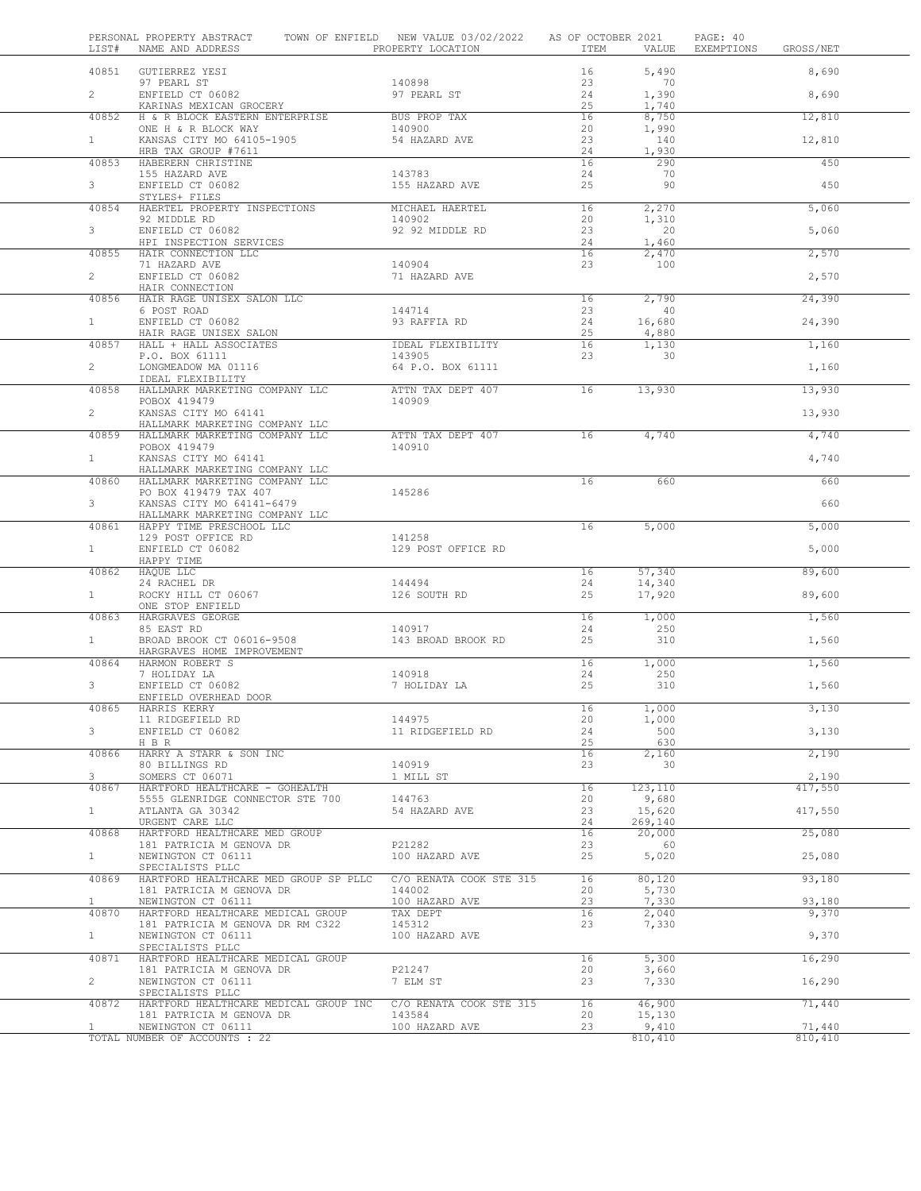PERSONAL PROPERTY ABSTRACT TOWN OF ENFIELD NEW VALUE 03/02/2022 AS OF OCTOBER 2021

| LIST# | NAME AND ADDRESS | PROPERTY LOCATION | ITEM | VALUE | EXEMPTIONS | GROSS/NET |
|---|---|---|---|---|---|---|
| 40851 | GUTIERREZ YESI | | 16 | 5,490 | | 8,690 |
| | 97 PEARL ST | 140898 | 23 | 70 | | |
| 2 | ENFIELD CT 06082 | 97 PEARL ST | 24 | 1,390 | | 8,690 |
| | KARINAS MEXICAN GROCERY | | 25 | 1,740 | | |
| 40852 | H & R BLOCK EASTERN ENTERPRISE | BUS PROP TAX | 16 | 8,750 | | 12,810 |
| | ONE H & R BLOCK WAY | 140900 | 20 | 1,990 | | |
| 1 | KANSAS CITY MO 64105-1905 | 54 HAZARD AVE | 23 | 140 | | 12,810 |
| | HRB TAX GROUP #7611 | | 24 | 1,930 | | |
| 40853 | HABERERN CHRISTINE | | 16 | 290 | | 450 |
| | 155 HAZARD AVE | 143783 | 24 | 70 | | |
| 3 | ENFIELD CT 06082 | 155 HAZARD AVE | 25 | 90 | | 450 |
| | STYLES+ FILES | | | | | |
| 40854 | HAERTEL PROPERTY INSPECTIONS | MICHAEL HAERTEL | 16 | 2,270 | | 5,060 |
| | 92 MIDDLE RD | 140902 | 20 | 1,310 | | |
| 3 | ENFIELD CT 06082 | 92 92 MIDDLE RD | 23 | 20 | | 5,060 |
| | HPI INSPECTION SERVICES | | 24 | 1,460 | | |
| 40855 | HAIR CONNECTION LLC | | 16 | 2,470 | | 2,570 |
| | 71 HAZARD AVE | 140904 | 23 | 100 | | |
| 2 | ENFIELD CT 06082 | 71 HAZARD AVE | | | | 2,570 |
| | HAIR CONNECTION | | | | | |
| 40856 | HAIR RAGE UNISEX SALON LLC | | 16 | 2,790 | | 24,390 |
| | 6 POST ROAD | 144714 | 23 | 40 | | |
| 1 | ENFIELD CT 06082 | 93 RAFFIA RD | 24 | 16,680 | | 24,390 |
| | HAIR RAGE UNISEX SALON | | 25 | 4,880 | | |
| 40857 | HALL + HALL ASSOCIATES | IDEAL FLEXIBILITY | 16 | 1,130 | | 1,160 |
| | P.O. BOX 61111 | 143905 | 23 | 30 | | |
| 2 | LONGMEADOW MA 01116 | 64 P.O. BOX 61111 | | | | 1,160 |
| | IDEAL FLEXIBILITY | | | | | |
| 40858 | HALLMARK MARKETING COMPANY LLC | ATTN TAX DEPT 407 | 16 | 13,930 | | 13,930 |
| | POBOX 419479 | 140909 | | | | |
| 2 | KANSAS CITY MO 64141 | | | | | 13,930 |
| | HALLMARK MARKETING COMPANY LLC | | | | | |
| 40859 | HALLMARK MARKETING COMPANY LLC | ATTN TAX DEPT 407 | 16 | 4,740 | | 4,740 |
| | POBOX 419479 | 140910 | | | | |
| 1 | KANSAS CITY MO 64141 | | | | | 4,740 |
| | HALLMARK MARKETING COMPANY LLC | | | | | |
| 40860 | HALLMARK MARKETING COMPANY LLC | | 16 | 660 | | 660 |
| | PO BOX 419479 TAX 407 | 145286 | | | | |
| 3 | KANSAS CITY MO 64141-6479 | | | | | 660 |
| | HALLMARK MARKETING COMPANY LLC | | | | | |
| 40861 | HAPPY TIME PRESCHOOL LLC | | 16 | 5,000 | | 5,000 |
| | 129 POST OFFICE RD | 141258 | | | | |
| 1 | ENFIELD CT 06082 | 129 POST OFFICE RD | | | | 5,000 |
| | HAPPY TIME | | | | | |
| 40862 | HAQUE LLC | | 16 | 57,340 | | 89,600 |
| | 24 RACHEL DR | 144494 | 24 | 14,340 | | |
| 1 | ROCKY HILL CT 06067 | 126 SOUTH RD | 25 | 17,920 | | 89,600 |
| | ONE STOP ENFIELD | | | | | |
| 40863 | HARGRAVES GEORGE | | 16 | 1,000 | | 1,560 |
| | 85 EAST RD | 140917 | 24 | 250 | | |
| 1 | BROAD BROOK CT 06016-9508 | 143 BROAD BROOK RD | 25 | 310 | | 1,560 |
| | HARGRAVES HOME IMPROVEMENT | | | | | |
| 40864 | HARMON ROBERT S | | 16 | 1,000 | | 1,560 |
| | 7 HOLIDAY LA | 140918 | 24 | 250 | | |
| 3 | ENFIELD CT 06082 | 7 HOLIDAY LA | 25 | 310 | | 1,560 |
| | ENFIELD OVERHEAD DOOR | | | | | |
| 40865 | HARRIS KERRY | | 16 | 1,000 | | 3,130 |
| | 11 RIDGEFIELD RD | 144975 | 20 | 1,000 | | |
| 3 | ENFIELD CT 06082 | 11 RIDGEFIELD RD | 24 | 500 | | 3,130 |
| | H B R | | 25 | 630 | | |
| 40866 | HARRY A STARR & SON INC | | 16 | 2,160 | | 2,190 |
| | 80 BILLINGS RD | 140919 | 23 | 30 | | |
| 3 | SOMERS CT 06071 | 1 MILL ST | | | | 2,190 |
| 40867 | HARTFORD HEALTHCARE - GOHEALTH | | 16 | 123,110 | | 417,550 |
| | 5555 GLENRIDGE CONNECTOR STE 700 | 144763 | 20 | 9,680 | | |
| 1 | ATLANTA GA 30342 | 54 HAZARD AVE | 23 | 15,620 | | 417,550 |
| | URGENT CARE LLC | | 24 | 269,140 | | |
| 40868 | HARTFORD HEALTHCARE MED GROUP | | 16 | 20,000 | | 25,080 |
| | 181 PATRICIA M GENOVA DR | P21282 | 23 | 60 | | |
| 1 | NEWINGTON CT 06111 | 100 HAZARD AVE | 25 | 5,020 | | 25,080 |
| | SPECIALISTS PLLC | | | | | |
| 40869 | HARTFORD HEALTHCARE MED GROUP SP PLLC | C/O RENATA COOK STE 315 | 16 | 80,120 | | 93,180 |
| | 181 PATRICIA M GENOVA DR | 144002 | 20 | 5,730 | | |
| 1 | NEWINGTON CT 06111 | 100 HAZARD AVE | 23 | 7,330 | | 93,180 |
| 40870 | HARTFORD HEALTHCARE MEDICAL GROUP | TAX DEPT | 16 | 2,040 | | 9,370 |
| | 181 PATRICIA M GENOVA DR RM C322 | 145312 | 23 | 7,330 | | |
| 1 | NEWINGTON CT 06111 | 100 HAZARD AVE | | | | 9,370 |
| | SPECIALISTS PLLC | | | | | |
| 40871 | HARTFORD HEALTHCARE MEDICAL GROUP | | 16 | 5,300 | | 16,290 |
| | 181 PATRICIA M GENOVA DR | P21247 | 20 | 3,660 | | |
| 2 | NEWINGTON CT 06111 | 7 ELM ST | 23 | 7,330 | | 16,290 |
| | SPECIALISTS PLLC | | | | | |
| 40872 | HARTFORD HEALTHCARE MEDICAL GROUP INC | C/O RENATA COOK STE 315 | 16 | 46,900 | | 71,440 |
| | 181 PATRICIA M GENOVA DR | 143584 | 20 | 15,130 | | |
| 1 | NEWINGTON CT 06111 | 100 HAZARD AVE | 23 | 9,410 | | 71,440 |
| | TOTAL NUMBER OF ACCOUNTS : 22 | | | 810,410 | | 810,410 |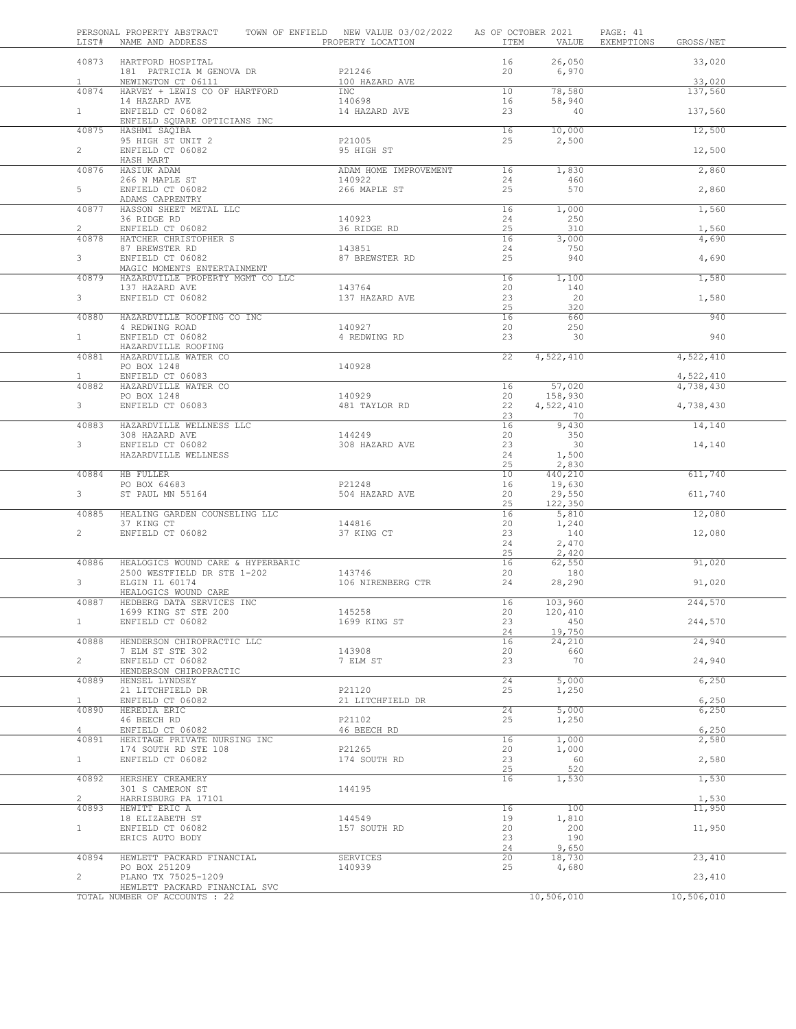PERSONAL PROPERTY ABSTRACT TOWN OF ENFIELD NEW VALUE 03/02/2022 AS OF OCTOBER 2021

| LIST# | NAME AND ADDRESS | PROPERTY LOCATION | ITEM | VALUE | EXEMPTIONS | GROSS/NET |
|---|---|---|---|---|---|---|
| 40873 | HARTFORD HOSPITAL | | 16 | 26,050 | | 33,020 |
| | 181 PATRICIA M GENOVA DR | P21246 | 20 | 6,970 | | |
| 1 | NEWINGTON CT 06111 | 100 HAZARD AVE | | | | 33,020 |
| 40874 | HARVEY + LEWIS CO OF HARTFORD | INC | 10 | 78,580 | | 137,560 |
| | 14 HAZARD AVE | 140698 | 16 | 58,940 | | |
| 1 | ENFIELD CT 06082 | 14 HAZARD AVE | 23 | 40 | | 137,560 |
| | ENFIELD SQUARE OPTICIANS INC | | | | | |
| 40875 | HASHMI SAQIBA | | 16 | 10,000 | | 12,500 |
| | 95 HIGH ST UNIT 2 | P21005 | 25 | 2,500 | | |
| 2 | ENFIELD CT 06082 | 95 HIGH ST | | | | 12,500 |
| | HASH MART | | | | | |
| 40876 | HASIUK ADAM | ADAM HOME IMPROVEMENT | 16 | 1,830 | | 2,860 |
| | 266 N MAPLE ST | 140922 | 24 | 460 | | |
| 5 | ENFIELD CT 06082 | 266 MAPLE ST | 25 | 570 | | 2,860 |
| | ADAMS CAPRENTRY | | | | | |
| 40877 | HASSON SHEET METAL LLC | | 16 | 1,000 | | 1,560 |
| | 36 RIDGE RD | 140923 | 24 | 250 | | |
| 2 | ENFIELD CT 06082 | 36 RIDGE RD | 25 | 310 | | 1,560 |
| 40878 | HATCHER CHRISTOPHER S | | 16 | 3,000 | | 4,690 |
| | 87 BREWSTER RD | 143851 | 24 | 750 | | |
| 3 | ENFIELD CT 06082 | 87 BREWSTER RD | 25 | 940 | | 4,690 |
| | MAGIC MOMENTS ENTERTAINMENT | | | | | |
| 40879 | HAZARDVILLE PROPERTY MGMT CO LLC | | 16 | 1,100 | | 1,580 |
| | 137 HAZARD AVE | 143764 | 20 | 140 | | |
| 3 | ENFIELD CT 06082 | 137 HAZARD AVE | 23 | 20 | | 1,580 |
| | | | 25 | 320 | | |
| 40880 | HAZARDVILLE ROOFING CO INC | | 16 | 660 | | 940 |
| | 4 REDWING ROAD | 140927 | 20 | 250 | | |
| 1 | ENFIELD CT 06082 | 4 REDWING RD | 23 | 30 | | 940 |
| | HAZARDVILLE ROOFING | | | | | |
| 40881 | HAZARDVILLE WATER CO | | 22 | 4,522,410 | | 4,522,410 |
| | PO BOX 1248 | 140928 | | | | |
| 1 | ENFIELD CT 06083 | | | | | 4,522,410 |
| 40882 | HAZARDVILLE WATER CO | | 16 | 57,020 | | 4,738,430 |
| | PO BOX 1248 | 140929 | 20 | 158,930 | | |
| 3 | ENFIELD CT 06083 | 481 TAYLOR RD | 22 | 4,522,410 | | 4,738,430 |
| | | | 23 | 70 | | |
| 40883 | HAZARDVILLE WELLNESS LLC | | 16 | 9,430 | | 14,140 |
| | 308 HAZARD AVE | 144249 | 20 | 350 | | |
| 3 | ENFIELD CT 06082 | 308 HAZARD AVE | 23 | 30 | | 14,140 |
| | HAZARDVILLE WELLNESS | | 24 | 1,500 | | |
| | | | 25 | 2,830 | | |
| 40884 | HB FULLER | | 10 | 440,210 | | 611,740 |
| | PO BOX 64683 | P21248 | 16 | 19,630 | | |
| 3 | ST PAUL MN 55164 | 504 HAZARD AVE | 20 | 29,550 | | 611,740 |
| | | | 25 | 122,350 | | |
| 40885 | HEALING GARDEN COUNSELING LLC | | 16 | 5,810 | | 12,080 |
| | 37 KING CT | 144816 | 20 | 1,240 | | |
| 2 | ENFIELD CT 06082 | 37 KING CT | 23 | 140 | | 12,080 |
| | | | 24 | 2,470 | | |
| | | | 25 | 2,420 | | |
| 40886 | HEALOGICS WOUND CARE & HYPERBARIC | | 16 | 62,550 | | 91,020 |
| | 2500 WESTFIELD DR STE 1-202 | 143746 | 20 | 180 | | |
| 3 | ELGIN IL 60174 | 106 NIRENBERG CTR | 24 | 28,290 | | 91,020 |
| | HEALOGICS WOUND CARE | | | | | |
| 40887 | HEDBERG DATA SERVICES INC | | 16 | 103,960 | | 244,570 |
| | 1699 KING ST STE 200 | 145258 | 20 | 120,410 | | |
| 1 | ENFIELD CT 06082 | 1699 KING ST | 23 | 450 | | 244,570 |
| | | | 24 | 19,750 | | |
| 40888 | HENDERSON CHIROPRACTIC LLC | | 16 | 24,210 | | 24,940 |
| | 7 ELM ST STE 302 | 143908 | 20 | 660 | | |
| 2 | ENFIELD CT 06082 | 7 ELM ST | 23 | 70 | | 24,940 |
| | HENDERSON CHIROPRACTIC | | | | | |
| 40889 | HENSEL LYNDSEY | | 24 | 5,000 | | 6,250 |
| | 21 LITCHFIELD DR | P21120 | 25 | 1,250 | | |
| 1 | ENFIELD CT 06082 | 21 LITCHFIELD DR | | | | 6,250 |
| 40890 | HEREDIA ERIC | | 24 | 5,000 | | 6,250 |
| | 46 BEECH RD | P21102 | 25 | 1,250 | | |
| 4 | ENFIELD CT 06082 | 46 BEECH RD | | | | 6,250 |
| 40891 | HERITAGE PRIVATE NURSING INC | | 16 | 1,000 | | 2,580 |
| | 174 SOUTH RD STE 108 | P21265 | 20 | 1,000 | | |
| 1 | ENFIELD CT 06082 | 174 SOUTH RD | 23 | 60 | | 2,580 |
| | | | 25 | 520 | | |
| 40892 | HERSHEY CREAMERY | | 16 | 1,530 | | 1,530 |
| | 301 S CAMERON ST | 144195 | | | | |
| 2 | HARRISBURG PA 17101 | | | | | 1,530 |
| 40893 | HEWITT ERIC A | | 16 | 100 | | 11,950 |
| | 18 ELIZABETH ST | 144549 | 19 | 1,810 | | |
| 1 | ENFIELD CT 06082 | 157 SOUTH RD | 20 | 200 | | 11,950 |
| | ERICS AUTO BODY | | 23 | 190 | | |
| | | | 24 | 9,650 | | |
| 40894 | HEWLETT PACKARD FINANCIAL | SERVICES | 20 | 18,730 | | 23,410 |
| | PO BOX 251209 | 140939 | 25 | 4,680 | | |
| 2 | PLANO TX 75025-1209 | | | | | 23,410 |
| | HEWLETT PACKARD FINANCIAL SVC | | | | | |
| | TOTAL NUMBER OF ACCOUNTS : 22 | | | 10,506,010 | | 10,506,010 |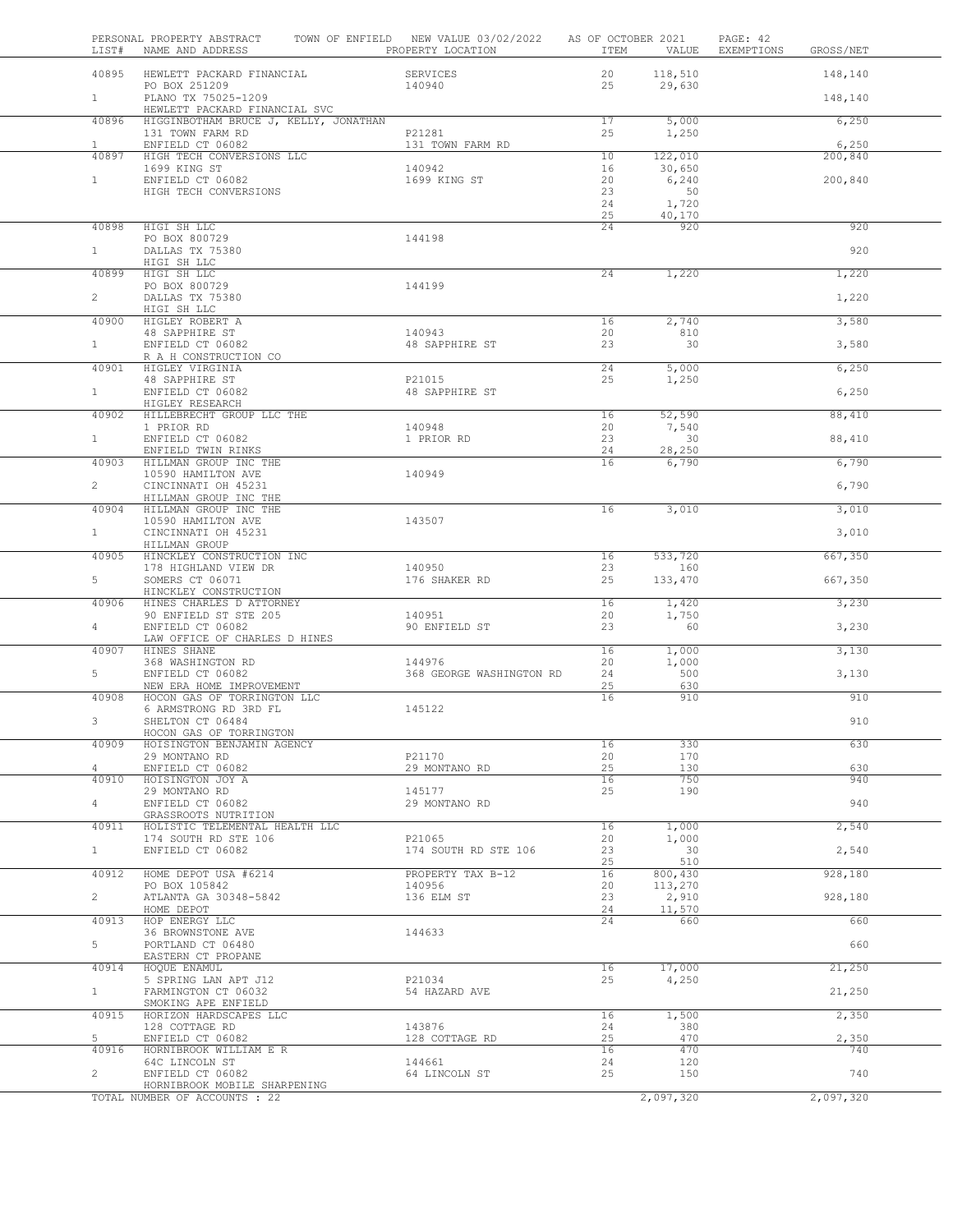PERSONAL PROPERTY ABSTRACT TOWN OF ENFIELD NEW VALUE 03/02/2022 AS OF OCTOBER 2021 PAGE: 42

| LIST# | NAME AND ADDRESS | PROPERTY LOCATION | ITEM | VALUE | EXEMPTIONS | GROSS/NET |
|---|---|---|---|---|---|---|
| 40895 | HEWLETT PACKARD FINANCIAL | SERVICES | 20 | 118,510 | | 148,140 |
| | PO BOX 251209 | 140940 | 25 | 29,630 | | |
| 1 | PLANO TX 75025-1209 | | | | | 148,140 |
| | HEWLETT PACKARD FINANCIAL SVC | | | | | |
| 40896 | HIGGINBOTHAM BRUCE J, KELLY, JONATHAN | | 17 | 5,000 | | 6,250 |
| | 131 TOWN FARM RD | P21281 | 25 | 1,250 | | |
| 1 | ENFIELD CT 06082 | 131 TOWN FARM RD | | | | 6,250 |
| 40897 | HIGH TECH CONVERSIONS LLC | | 10 | 122,010 | | 200,840 |
| | 1699 KING ST | 140942 | 16 | 30,650 | | |
| 1 | ENFIELD CT 06082 | 1699 KING ST | 20 | 6,240 | | 200,840 |
| | HIGH TECH CONVERSIONS | | 23 | 50 | | |
| | | | 24 | 1,720 | | |
| | | | 25 | 40,170 | | |
| 40898 | HIGI SH LLC | | 24 | 920 | | 920 |
| | PO BOX 800729 | 144198 | | | | |
| 1 | DALLAS TX 75380 | | | | | 920 |
| | HIGI SH LLC | | | | | |
| 40899 | HIGI SH LLC | | 24 | 1,220 | | 1,220 |
| | PO BOX 800729 | 144199 | | | | |
| 2 | DALLAS TX 75380 | | | | | 1,220 |
| | HIGI SH LLC | | | | | |
| 40900 | HIGLEY ROBERT A | | 16 | 2,740 | | 3,580 |
| | 48 SAPPHIRE ST | 140943 | 20 | 810 | | |
| 1 | ENFIELD CT 06082 | 48 SAPPHIRE ST | 23 | 30 | | 3,580 |
| | R A H CONSTRUCTION CO | | | | | |
| 40901 | HIGLEY VIRGINIA | | 24 | 5,000 | | 6,250 |
| | 48 SAPPHIRE ST | P21015 | 25 | 1,250 | | |
| 1 | ENFIELD CT 06082 | 48 SAPPHIRE ST | | | | 6,250 |
| | HIGLEY RESEARCH | | | | | |
| 40902 | HILLEBRECHT GROUP LLC THE | | 16 | 52,590 | | 88,410 |
| | 1 PRIOR RD | 140948 | 20 | 7,540 | | |
| 1 | ENFIELD CT 06082 | 1 PRIOR RD | 23 | 30 | | 88,410 |
| | ENFIELD TWIN RINKS | | 24 | 28,250 | | |
| 40903 | HILLMAN GROUP INC THE | | 16 | 6,790 | | 6,790 |
| | 10590 HAMILTON AVE | 140949 | | | | |
| 2 | CINCINNATI OH 45231 | | | | | 6,790 |
| | HILLMAN GROUP INC THE | | | | | |
| 40904 | HILLMAN GROUP INC THE | | 16 | 3,010 | | 3,010 |
| | 10590 HAMILTON AVE | 143507 | | | | |
| 1 | CINCINNATI OH 45231 | | | | | 3,010 |
| | HILLMAN GROUP | | | | | |
| 40905 | HINCKLEY CONSTRUCTION INC | | 16 | 533,720 | | 667,350 |
| | 178 HIGHLAND VIEW DR | 140950 | 23 | 160 | | |
| 5 | SOMERS CT 06071 | 176 SHAKER RD | 25 | 133,470 | | 667,350 |
| | HINCKLEY CONSTRUCTION | | | | | |
| 40906 | HINES CHARLES D ATTORNEY | | 16 | 1,420 | | 3,230 |
| | 90 ENFIELD ST STE 205 | 140951 | 20 | 1,750 | | |
| 4 | ENFIELD CT 06082 | 90 ENFIELD ST | 23 | 60 | | 3,230 |
| | LAW OFFICE OF CHARLES D HINES | | | | | |
| 40907 | HINES SHANE | | 16 | 1,000 | | 3,130 |
| | 368 WASHINGTON RD | 144976 | 20 | 1,000 | | |
| 5 | ENFIELD CT 06082 | 368 GEORGE WASHINGTON RD | 24 | 500 | | 3,130 |
| | NEW ERA HOME IMPROVEMENT | | 25 | 630 | | |
| 40908 | HOCON GAS OF TORRINGTON LLC | | 16 | 910 | | 910 |
| | 6 ARMSTRONG RD 3RD FL | 145122 | | | | |
| 3 | SHELTON CT 06484 | | | | | 910 |
| | HOCON GAS OF TORRINGTON | | | | | |
| 40909 | HOISINGTON BENJAMIN AGENCY | | 16 | 330 | | 630 |
| | 29 MONTANO RD | P21170 | 20 | 170 | | |
| 4 | ENFIELD CT 06082 | 29 MONTANO RD | 25 | 130 | | 630 |
| 40910 | HOISINGTON JOY A | | 16 | 750 | | 940 |
| | 29 MONTANO RD | 145177 | 25 | 190 | | |
| 4 | ENFIELD CT 06082 | 29 MONTANO RD | | | | 940 |
| | GRASSROOTS NUTRITION | | | | | |
| 40911 | HOLISTIC TELEMENTAL HEALTH LLC | | 16 | 1,000 | | 2,540 |
| | 174 SOUTH RD STE 106 | P21065 | 20 | 1,000 | | |
| 1 | ENFIELD CT 06082 | 174 SOUTH RD STE 106 | 23 | 30 | | 2,540 |
| | | | 25 | 510 | | |
| 40912 | HOME DEPOT USA #6214 | PROPERTY TAX B-12 | 16 | 800,430 | | 928,180 |
| | PO BOX 105842 | 140956 | 20 | 113,270 | | |
| 2 | ATLANTA GA 30348-5842 | 136 ELM ST | 23 | 2,910 | | 928,180 |
| | HOME DEPOT | | 24 | 11,570 | | |
| 40913 | HOP ENERGY LLC | | 24 | 660 | | 660 |
| | 36 BROWNSTONE AVE | 144633 | | | | |
| 5 | PORTLAND CT 06480 | | | | | 660 |
| | EASTERN CT PROPANE | | | | | |
| 40914 | HOQUE ENAMUL | | 16 | 17,000 | | 21,250 |
| | 5 SPRING LAN APT J12 | P21034 | 25 | 4,250 | | |
| 1 | FARMINGTON CT 06032 | 54 HAZARD AVE | | | | 21,250 |
| | SMOKING APE ENFIELD | | | | | |
| 40915 | HORIZON HARDSCAPES LLC | | 16 | 1,500 | | 2,350 |
| | 128 COTTAGE RD | 143876 | 24 | 380 | | |
| 5 | ENFIELD CT 06082 | 128 COTTAGE RD | 25 | 470 | | 2,350 |
| 40916 | HORNIBROOK WILLIAM E R | | 16 | 470 | | 740 |
| | 64C LINCOLN ST | 144661 | 24 | 120 | | |
| 2 | ENFIELD CT 06082 | 64 LINCOLN ST | 25 | 150 | | 740 |
| | HORNIBROOK MOBILE SHARPENING | | | | | |
| | TOTAL NUMBER OF ACCOUNTS : 22 | | | 2,097,320 | | 2,097,320 |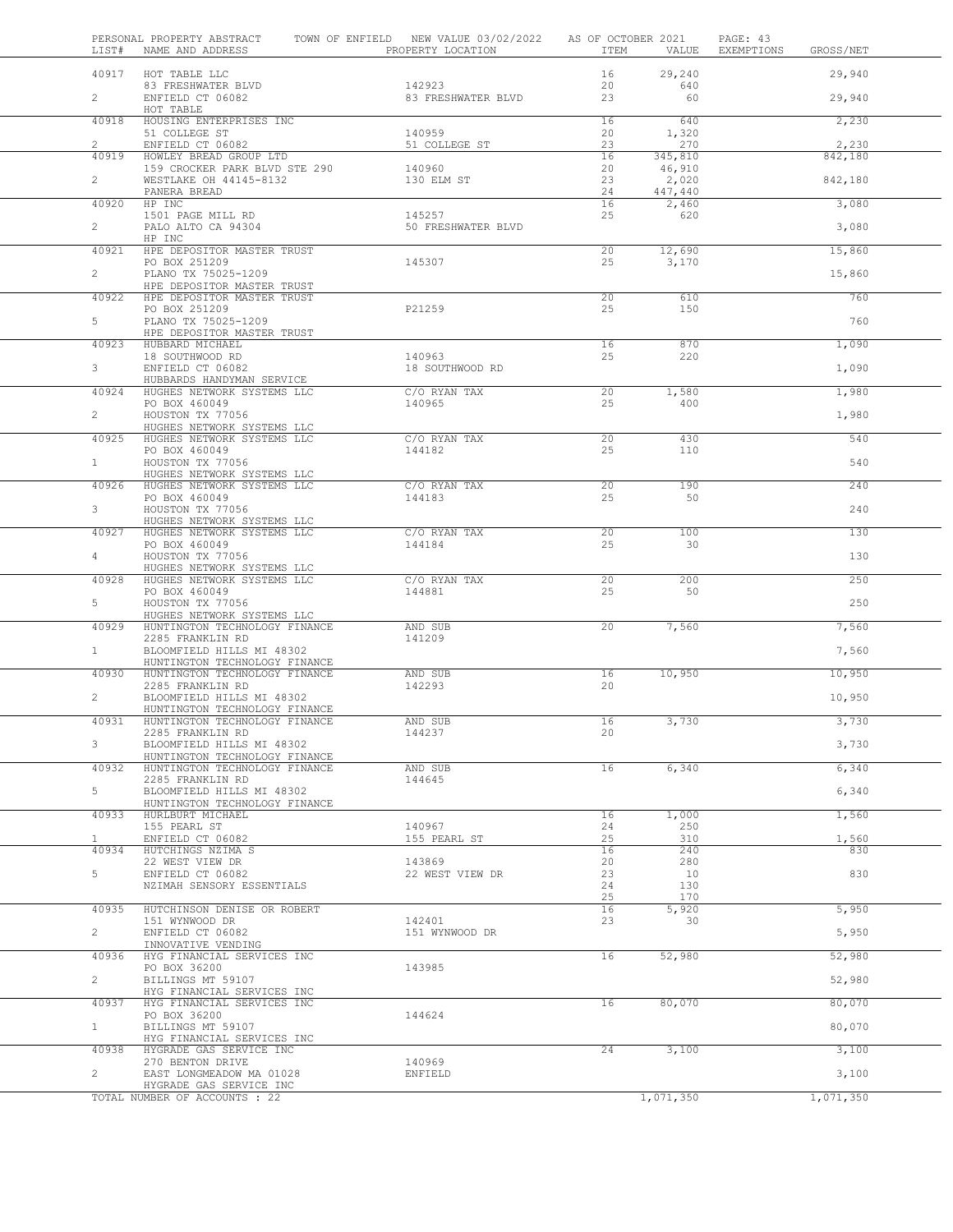PERSONAL PROPERTY ABSTRACT — TOWN OF ENFIELD — NEW VALUE 03/02/2022 — AS OF OCTOBER 2021

| LIST# | NAME AND ADDRESS | PROPERTY LOCATION | ITEM | VALUE | EXEMPTIONS | GROSS/NET |
|---|---|---|---|---|---|---|
| 40917 | HOT TABLE LLC | | 16 | 29,240 | | 29,940 |
| | 83 FRESHWATER BLVD | 142923 | 20 | 640 | | |
| 2 | ENFIELD CT 06082 | 83 FRESHWATER BLVD | 23 | 60 | | 29,940 |
| | HOT TABLE | | | | | |
| 40918 | HOUSING ENTERPRISES INC | | 16 | 640 | | 2,230 |
| | 51 COLLEGE ST | 140959 | 20 | 1,320 | | |
| 2 | ENFIELD CT 06082 | 51 COLLEGE ST | 23 | 270 | | 2,230 |
| 40919 | HOWLEY BREAD GROUP LTD | | 16 | 345,810 | | 842,180 |
| | 159 CROCKER PARK BLVD STE 290 | 140960 | 20 | 46,910 | | |
| 2 | WESTLAKE OH 44145-8132 | 130 ELM ST | 23 | 2,020 | | 842,180 |
| | PANERA BREAD | | 24 | 447,440 | | |
| 40920 | HP INC | | 16 | 2,460 | | 3,080 |
| | 1501 PAGE MILL RD | 145257 | 25 | 620 | | |
| 2 | PALO ALTO CA 94304 | 50 FRESHWATER BLVD | | | | 3,080 |
| | HP INC | | | | | |
| 40921 | HPE DEPOSITOR MASTER TRUST | | 20 | 12,690 | | 15,860 |
| | PO BOX 251209 | 145307 | 25 | 3,170 | | |
| 2 | PLANO TX 75025-1209 | | | | | 15,860 |
| | HPE DEPOSITOR MASTER TRUST | | | | | |
| 40922 | HPE DEPOSITOR MASTER TRUST | | 20 | 610 | | 760 |
| | PO BOX 251209 | P21259 | 25 | 150 | | |
| 5 | PLANO TX 75025-1209 | | | | | 760 |
| | HPE DEPOSITOR MASTER TRUST | | | | | |
| 40923 | HUBBARD MICHAEL | | 16 | 870 | | 1,090 |
| | 18 SOUTHWOOD RD | 140963 | 25 | 220 | | |
| 3 | ENFIELD CT 06082 | 18 SOUTHWOOD RD | | | | 1,090 |
| | HUBBARDS HANDYMAN SERVICE | | | | | |
| 40924 | HUGHES NETWORK SYSTEMS LLC | C/O RYAN TAX | 20 | 1,580 | | 1,980 |
| | PO BOX 460049 | 140965 | 25 | 400 | | |
| 2 | HOUSTON TX 77056 | | | | | 1,980 |
| | HUGHES NETWORK SYSTEMS LLC | | | | | |
| 40925 | HUGHES NETWORK SYSTEMS LLC | C/O RYAN TAX | 20 | 430 | | 540 |
| | PO BOX 460049 | 144182 | 25 | 110 | | |
| 1 | HOUSTON TX 77056 | | | | | 540 |
| | HUGHES NETWORK SYSTEMS LLC | | | | | |
| 40926 | HUGHES NETWORK SYSTEMS LLC | C/O RYAN TAX | 20 | 190 | | 240 |
| | PO BOX 460049 | 144183 | 25 | 50 | | |
| 3 | HOUSTON TX 77056 | | | | | 240 |
| | HUGHES NETWORK SYSTEMS LLC | | | | | |
| 40927 | HUGHES NETWORK SYSTEMS LLC | C/O RYAN TAX | 20 | 100 | | 130 |
| | PO BOX 460049 | 144184 | 25 | 30 | | |
| 4 | HOUSTON TX 77056 | | | | | 130 |
| | HUGHES NETWORK SYSTEMS LLC | | | | | |
| 40928 | HUGHES NETWORK SYSTEMS LLC | C/O RYAN TAX | 20 | 200 | | 250 |
| | PO BOX 460049 | 144881 | 25 | 50 | | |
| 5 | HOUSTON TX 77056 | | | | | 250 |
| | HUGHES NETWORK SYSTEMS LLC | | | | | |
| 40929 | HUNTINGTON TECHNOLOGY FINANCE | AND SUB | 20 | 7,560 | | 7,560 |
| | 2285 FRANKLIN RD | 141209 | | | | |
| 1 | BLOOMFIELD HILLS MI 48302 | | | | | 7,560 |
| | HUNTINGTON TECHNOLOGY FINANCE | | | | | |
| 40930 | HUNTINGTON TECHNOLOGY FINANCE | AND SUB | 16 | 10,950 | | 10,950 |
| | 2285 FRANKLIN RD | 142293 | 20 | | | |
| 2 | BLOOMFIELD HILLS MI 48302 | | | | | 10,950 |
| | HUNTINGTON TECHNOLOGY FINANCE | | | | | |
| 40931 | HUNTINGTON TECHNOLOGY FINANCE | AND SUB | 16 | 3,730 | | 3,730 |
| | 2285 FRANKLIN RD | 144237 | 20 | | | |
| 3 | BLOOMFIELD HILLS MI 48302 | | | | | 3,730 |
| | HUNTINGTON TECHNOLOGY FINANCE | | | | | |
| 40932 | HUNTINGTON TECHNOLOGY FINANCE | AND SUB | 16 | 6,340 | | 6,340 |
| | 2285 FRANKLIN RD | 144645 | | | | |
| 5 | BLOOMFIELD HILLS MI 48302 | | | | | 6,340 |
| | HUNTINGTON TECHNOLOGY FINANCE | | | | | |
| 40933 | HURLBURT MICHAEL | | 16 | 1,000 | | 1,560 |
| | 155 PEARL ST | 140967 | 24 | 250 | | |
| 1 | ENFIELD CT 06082 | 155 PEARL ST | 25 | 310 | | 1,560 |
| 40934 | HUTCHINGS NZIMA S | | 16 | 240 | | 830 |
| | 22 WEST VIEW DR | 143869 | 20 | 280 | | |
| 5 | ENFIELD CT 06082 | 22 WEST VIEW DR | 23 | 10 | | 830 |
| | NZIMAH SENSORY ESSENTIALS | | 24 | 130 | | |
| | | | 25 | 170 | | |
| 40935 | HUTCHINSON DENISE OR ROBERT | | 16 | 5,920 | | 5,950 |
| | 151 WYNWOOD DR | 142401 | 23 | 30 | | |
| 2 | ENFIELD CT 06082 | 151 WYNWOOD DR | | | | 5,950 |
| | INNOVATIVE VENDING | | | | | |
| 40936 | HYG FINANCIAL SERVICES INC | | 16 | 52,980 | | 52,980 |
| | PO BOX 36200 | 143985 | | | | |
| 2 | BILLINGS MT 59107 | | | | | 52,980 |
| | HYG FINANCIAL SERVICES INC | | | | | |
| 40937 | HYG FINANCIAL SERVICES INC | | 16 | 80,070 | | 80,070 |
| | PO BOX 36200 | 144624 | | | | |
| 1 | BILLINGS MT 59107 | | | | | 80,070 |
| | HYG FINANCIAL SERVICES INC | | | | | |
| 40938 | HYGRADE GAS SERVICE INC | | 24 | 3,100 | | 3,100 |
| | 270 BENTON DRIVE | 140969 | | | | |
| 2 | EAST LONGMEADOW MA 01028 | ENFIELD | | | | 3,100 |
| | HYGRADE GAS SERVICE INC | | | | | |
| | TOTAL NUMBER OF ACCOUNTS : 22 | | | 1,071,350 | | 1,071,350 |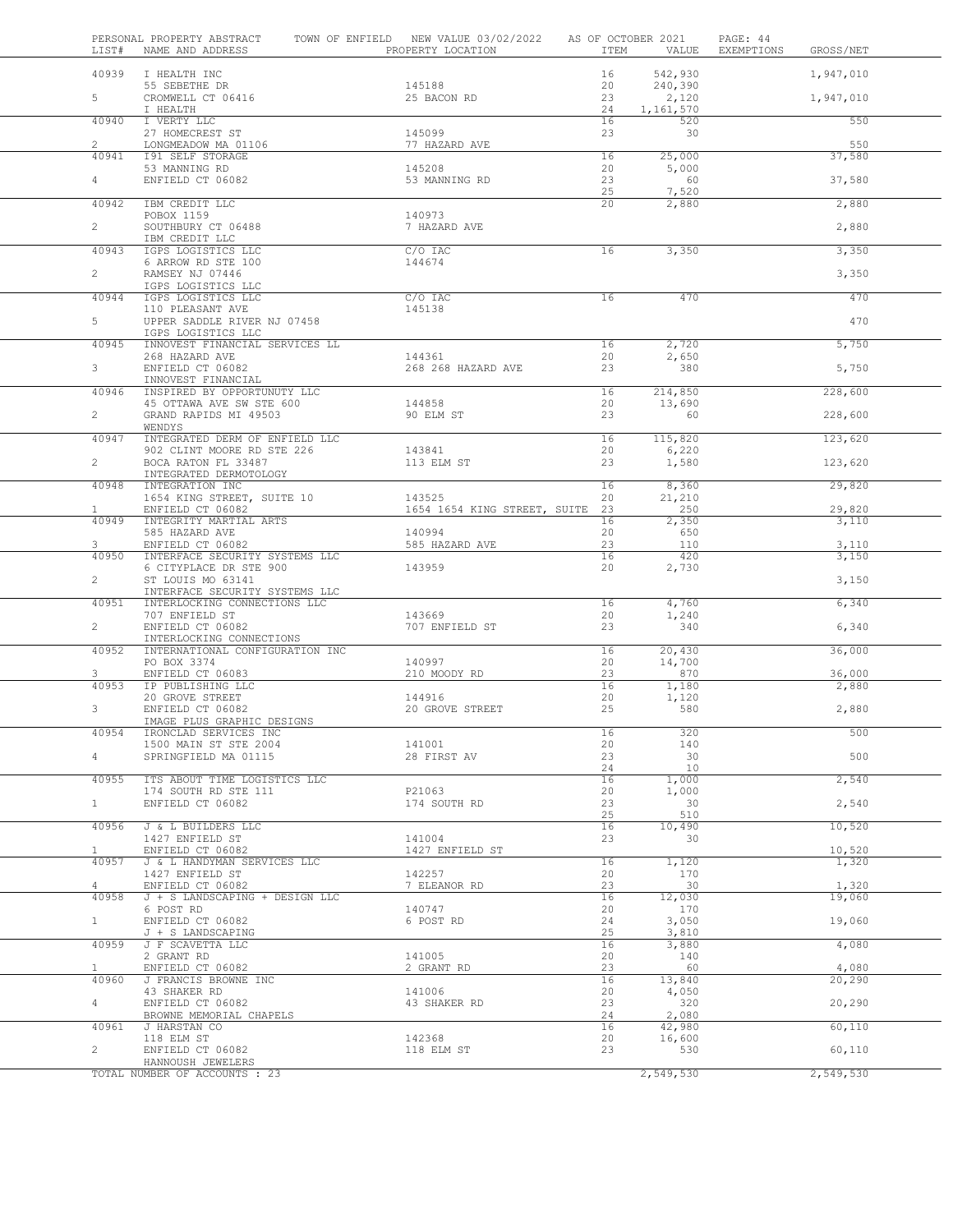PERSONAL PROPERTY ABSTRACT TOWN OF ENFIELD NEW VALUE 03/02/2022 AS OF OCTOBER 2021

| LIST# | NAME AND ADDRESS | PROPERTY LOCATION | ITEM | VALUE | EXEMPTIONS | GROSS/NET |
|---|---|---|---|---|---|---|
| 40939 | I HEALTH INC | | 16 | 542,930 | | 1,947,010 |
| | 55 SEBETHE DR | 145188 | 20 | 240,390 | | |
| 5 | CROMWELL CT 06416 | 25 BACON RD | 23 | 2,120 | | 1,947,010 |
| | I HEALTH | | 24 | 1,161,570 | | |
| 40940 | I VERTY LLC | | 16 | 520 | | 550 |
| | 27 HOMECREST ST | 145099 | 23 | 30 | | |
| 2 | LONGMEADOW MA 01106 | 77 HAZARD AVE | | | | 550 |
| 40941 | I91 SELF STORAGE | | 16 | 25,000 | | 37,580 |
| | 53 MANNING RD | 145208 | 20 | 5,000 | | |
| 4 | ENFIELD CT 06082 | 53 MANNING RD | 23 | 60 | | 37,580 |
| | | | 25 | 7,520 | | |
| 40942 | IBM CREDIT LLC | | 20 | 2,880 | | 2,880 |
| | POBOX 1159 | 140973 | | | | |
| 2 | SOUTHBURY CT 06488 | 7 HAZARD AVE | | | | 2,880 |
| | IBM CREDIT LLC | | | | | |
| 40943 | IGPS LOGISTICS LLC | C/O IAC | 16 | 3,350 | | 3,350 |
| | 6 ARROW RD STE 100 | 144674 | | | | |
| 2 | RAMSEY NJ 07446 | | | | | 3,350 |
| | IGPS LOGISTICS LLC | | | | | |
| 40944 | IGPS LOGISTICS LLC | C/O IAC | 16 | 470 | | 470 |
| | 110 PLEASANT AVE | 145138 | | | | |
| 5 | UPPER SADDLE RIVER NJ 07458 | | | | | 470 |
| | IGPS LOGISTICS LLC | | | | | |
| 40945 | INNOVEST FINANCIAL SERVICES LL | | 16 | 2,720 | | 5,750 |
| | 268 HAZARD AVE | 144361 | 20 | 2,650 | | |
| 3 | ENFIELD CT 06082 | 268 268 HAZARD AVE | 23 | 380 | | 5,750 |
| | INNOVEST FINANCIAL | | | | | |
| 40946 | INSPIRED BY OPPORTUNUTY LLC | | 16 | 214,850 | | 228,600 |
| | 45 OTTAWA AVE SW STE 600 | 144858 | 20 | 13,690 | | |
| 2 | GRAND RAPIDS MI 49503 | 90 ELM ST | 23 | 60 | | 228,600 |
| | WENDYS | | | | | |
| 40947 | INTEGRATED DERM OF ENFIELD LLC | | 16 | 115,820 | | 123,620 |
| | 902 CLINT MOORE RD STE 226 | 143841 | 20 | 6,220 | | |
| 2 | BOCA RATON FL 33487 | 113 ELM ST | 23 | 1,580 | | 123,620 |
| | INTEGRATED DERMOTOLOGY | | | | | |
| 40948 | INTEGRATION INC | | 16 | 8,360 | | 29,820 |
| | 1654 KING STREET, SUITE 10 | 143525 | 20 | 21,210 | | |
| 1 | ENFIELD CT 06082 | 1654 1654 KING STREET, SUITE | 23 | 250 | | 29,820 |
| 40949 | INTEGRITY MARTIAL ARTS | | 16 | 2,350 | | 3,110 |
| | 585 HAZARD AVE | 140994 | 20 | 650 | | |
| 3 | ENFIELD CT 06082 | 585 HAZARD AVE | 23 | 110 | | 3,110 |
| 40950 | INTERFACE SECURITY SYSTEMS LLC | | 16 | 420 | | 3,150 |
| | 6 CITYPLACE DR STE 900 | 143959 | 20 | 2,730 | | |
| 2 | ST LOUIS MO 63141 | | | | | 3,150 |
| | INTERFACE SECURITY SYSTEMS LLC | | | | | |
| 40951 | INTERLOCKING CONNECTIONS LLC | | 16 | 4,760 | | 6,340 |
| | 707 ENFIELD ST | 143669 | 20 | 1,240 | | |
| 2 | ENFIELD CT 06082 | 707 ENFIELD ST | 23 | 340 | | 6,340 |
| | INTERLOCKING CONNECTIONS | | | | | |
| 40952 | INTERNATIONAL CONFIGURATION INC | | 16 | 20,430 | | 36,000 |
| | PO BOX 3374 | 140997 | 20 | 14,700 | | |
| 3 | ENFIELD CT 06083 | 210 MOODY RD | 23 | 870 | | 36,000 |
| 40953 | IP PUBLISHING LLC | | 16 | 1,180 | | 2,880 |
| | 20 GROVE STREET | 144916 | 20 | 1,120 | | |
| 3 | ENFIELD CT 06082 | 20 GROVE STREET | 25 | 580 | | 2,880 |
| | IMAGE PLUS GRAPHIC DESIGNS | | | | | |
| 40954 | IRONCLAD SERVICES INC | | 16 | 320 | | 500 |
| | 1500 MAIN ST STE 2004 | 141001 | 20 | 140 | | |
| 4 | SPRINGFIELD MA 01115 | 28 FIRST AV | 23 | 30 | | 500 |
| | | | 24 | 10 | | |
| 40955 | ITS ABOUT TIME LOGISTICS LLC | | 16 | 1,000 | | 2,540 |
| | 174 SOUTH RD STE 111 | P21063 | 20 | 1,000 | | |
| 1 | ENFIELD CT 06082 | 174 SOUTH RD | 23 | 30 | | 2,540 |
| | | | 25 | 510 | | |
| 40956 | J & L BUILDERS LLC | | 16 | 10,490 | | 10,520 |
| | 1427 ENFIELD ST | 141004 | 23 | 30 | | |
| 1 | ENFIELD CT 06082 | 1427 ENFIELD ST | | | | 10,520 |
| 40957 | J & L HANDYMAN SERVICES LLC | | 16 | 1,120 | | 1,320 |
| | 1427 ENFIELD ST | 142257 | 20 | 170 | | |
| 4 | ENFIELD CT 06082 | 7 ELEANOR RD | 23 | 30 | | 1,320 |
| 40958 | J + S LANDSCAPING + DESIGN LLC | | 16 | 12,030 | | 19,060 |
| | 6 POST RD | 140747 | 20 | 170 | | |
| 1 | ENFIELD CT 06082 | 6 POST RD | 24 | 3,050 | | 19,060 |
| | J + S LANDSCAPING | | 25 | 3,810 | | |
| 40959 | J F SCAVETTA LLC | | 16 | 3,880 | | 4,080 |
| | 2 GRANT RD | 141005 | 20 | 140 | | |
| 1 | ENFIELD CT 06082 | 2 GRANT RD | 23 | 60 | | 4,080 |
| 40960 | J FRANCIS BROWNE INC | | 16 | 13,840 | | 20,290 |
| | 43 SHAKER RD | 141006 | 20 | 4,050 | | |
| 4 | ENFIELD CT 06082 | 43 SHAKER RD | 23 | 320 | | 20,290 |
| | BROWNE MEMORIAL CHAPELS | | 24 | 2,080 | | |
| 40961 | J HARSTAN CO | | 16 | 42,980 | | 60,110 |
| | 118 ELM ST | 142368 | 20 | 16,600 | | |
| 2 | ENFIELD CT 06082 | 118 ELM ST | 23 | 530 | | 60,110 |
| | HANNOUSH JEWELERS | | | | | |
| | TOTAL NUMBER OF ACCOUNTS : 23 | | | 2,549,530 | | 2,549,530 |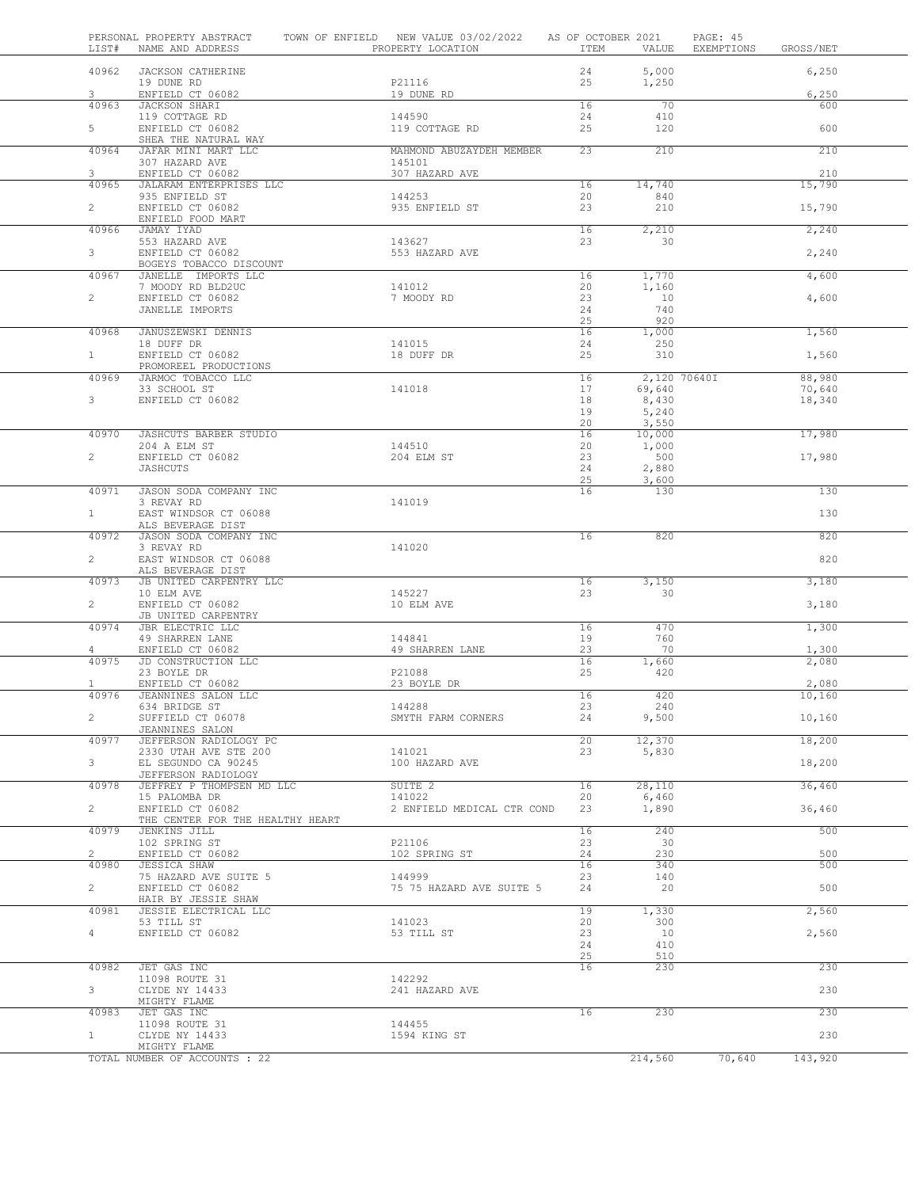PERSONAL PROPERTY ABSTRACT — TOWN OF ENFIELD — NEW VALUE 03/02/2022 — AS OF OCTOBER 2021

| LIST# | NAME AND ADDRESS | PROPERTY LOCATION | ITEM | VALUE | EXEMPTIONS | GROSS/NET |
|---|---|---|---|---|---|---|
| 40962 | JACKSON CATHERINE | | 24 | 5,000 | | 6,250 |
| | 19 DUNE RD | P21116 | 25 | 1,250 | | |
| 3 | ENFIELD CT 06082 | 19 DUNE RD | | | | 6,250 |
| 40963 | JACKSON SHARI | | 16 | 70 | | 600 |
| | 119 COTTAGE RD | 144590 | 24 | 410 | | |
| 5 | ENFIELD CT 06082 | 119 COTTAGE RD | 25 | 120 | | 600 |
| | SHEA THE NATURAL WAY | | | | | |
| 40964 | JAFAR MINI MART LLC | MAHMOND ABUZAYDEH MEMBER | 23 | 210 | | 210 |
| | 307 HAZARD AVE | 145101 | | | | |
| 3 | ENFIELD CT 06082 | 307 HAZARD AVE | | | | 210 |
| 40965 | JALARAM ENTERPRISES LLC | | 16 | 14,740 | | 15,790 |
| | 935 ENFIELD ST | 144253 | 20 | 840 | | |
| 2 | ENFIELD CT 06082 | 935 ENFIELD ST | 23 | 210 | | 15,790 |
| | ENFIELD FOOD MART | | | | | |
| 40966 | JAMAY IYAD | | 16 | 2,210 | | 2,240 |
| | 553 HAZARD AVE | 143627 | 23 | 30 | | |
| 3 | ENFIELD CT 06082 | 553 HAZARD AVE | | | | 2,240 |
| | BOGEYS TOBACCO DISCOUNT | | | | | |
| 40967 | JANELLE IMPORTS LLC | | 16 | 1,770 | | 4,600 |
| | 7 MOODY RD BLD2UC | 141012 | 20 | 1,160 | | |
| 2 | ENFIELD CT 06082 | 7 MOODY RD | 23 | 10 | | 4,600 |
| | JANELLE IMPORTS | | 24 | 740 | | |
| | | | 25 | 920 | | |
| 40968 | JANUSZEWSKI DENNIS | | 16 | 1,000 | | 1,560 |
| | 18 DUFF DR | 141015 | 24 | 250 | | |
| 1 | ENFIELD CT 06082 | 18 DUFF DR | 25 | 310 | | 1,560 |
| | PROMOREEL PRODUCTIONS | | | | | |
| 40969 | JARMOC TOBACCO LLC | | 16 | 2,120 | 70640I | 88,980 |
| | 33 SCHOOL ST | 141018 | 17 | 69,640 | | 70,640 |
| 3 | ENFIELD CT 06082 | | 18 | 8,430 | | 18,340 |
| | | | 19 | 5,240 | | |
| | | | 20 | 3,550 | | |
| 40970 | JASHCUTS BARBER STUDIO | | 16 | 10,000 | | 17,980 |
| | 204 A ELM ST | 144510 | 20 | 1,000 | | |
| 2 | ENFIELD CT 06082 | 204 ELM ST | 23 | 500 | | 17,980 |
| | JASHCUTS | | 24 | 2,880 | | |
| | | | 25 | 3,600 | | |
| 40971 | JASON SODA COMPANY INC | | 16 | 130 | | 130 |
| | 3 REVAY RD | 141019 | | | | |
| 1 | EAST WINDSOR CT 06088 | | | | | 130 |
| | ALS BEVERAGE DIST | | | | | |
| 40972 | JASON SODA COMPANY INC | | 16 | 820 | | 820 |
| | 3 REVAY RD | 141020 | | | | |
| 2 | EAST WINDSOR CT 06088 | | | | | 820 |
| | ALS BEVERAGE DIST | | | | | |
| 40973 | JB UNITED CARPENTRY LLC | | 16 | 3,150 | | 3,180 |
| | 10 ELM AVE | 145227 | 23 | 30 | | |
| 2 | ENFIELD CT 06082 | 10 ELM AVE | | | | 3,180 |
| | JB UNITED CARPENTRY | | | | | |
| 40974 | JBR ELECTRIC LLC | | 16 | 470 | | 1,300 |
| | 49 SHARREN LANE | 144841 | 19 | 760 | | |
| 4 | ENFIELD CT 06082 | 49 SHARREN LANE | 23 | 70 | | 1,300 |
| 40975 | JD CONSTRUCTION LLC | | 16 | 1,660 | | 2,080 |
| | 23 BOYLE DR | P21088 | 25 | 420 | | |
| 1 | ENFIELD CT 06082 | 23 BOYLE DR | | | | 2,080 |
| 40976 | JEANNINES SALON LLC | | 16 | 420 | | 10,160 |
| | 634 BRIDGE ST | 144288 | 23 | 240 | | |
| 2 | SUFFIELD CT 06078 | SMYTH FARM CORNERS | 24 | 9,500 | | 10,160 |
| | JEANNINES SALON | | | | | |
| 40977 | JEFFERSON RADIOLOGY PC | | 20 | 12,370 | | 18,200 |
| | 2330 UTAH AVE STE 200 | 141021 | 23 | 5,830 | | |
| 3 | EL SEGUNDO CA 90245 | 100 HAZARD AVE | | | | 18,200 |
| | JEFFERSON RADIOLOGY | | | | | |
| 40978 | JEFFREY P THOMPSEN MD LLC | SUITE 2 | 16 | 28,110 | | 36,460 |
| | 15 PALOMBA DR | 141022 | 20 | 6,460 | | |
| 2 | ENFIELD CT 06082 | 2 ENFIELD MEDICAL CTR COND | 23 | 1,890 | | 36,460 |
| | THE CENTER FOR THE HEALTHY HEART | | | | | |
| 40979 | JENKINS JILL | | 16 | 240 | | 500 |
| | 102 SPRING ST | P21106 | 23 | 30 | | |
| 2 | ENFIELD CT 06082 | 102 SPRING ST | 24 | 230 | | 500 |
| 40980 | JESSICA SHAW | | 16 | 340 | | 500 |
| | 75 HAZARD AVE SUITE 5 | 144999 | 23 | 140 | | |
| 2 | ENFIELD CT 06082 | 75 75 HAZARD AVE SUITE 5 | 24 | 20 | | 500 |
| | HAIR BY JESSIE SHAW | | | | | |
| 40981 | JESSIE ELECTRICAL LLC | | 19 | 1,330 | | 2,560 |
| | 53 TILL ST | 141023 | 20 | 300 | | |
| 4 | ENFIELD CT 06082 | 53 TILL ST | 23 | 10 | | 2,560 |
| | | | 24 | 410 | | |
| | | | 25 | 510 | | |
| 40982 | JET GAS INC | | 16 | 230 | | 230 |
| | 11098 ROUTE 31 | 142292 | | | | |
| 3 | CLYDE NY 14433 | 241 HAZARD AVE | | | | 230 |
| | MIGHTY FLAME | | | | | |
| 40983 | JET GAS INC | | 16 | 230 | | 230 |
| | 11098 ROUTE 31 | 144455 | | | | |
| 1 | CLYDE NY 14433 | 1594 KING ST | | | | 230 |
| | MIGHTY FLAME | | | | | |
| | TOTAL NUMBER OF ACCOUNTS : 22 | | | 214,560 | 70,640 | 143,920 |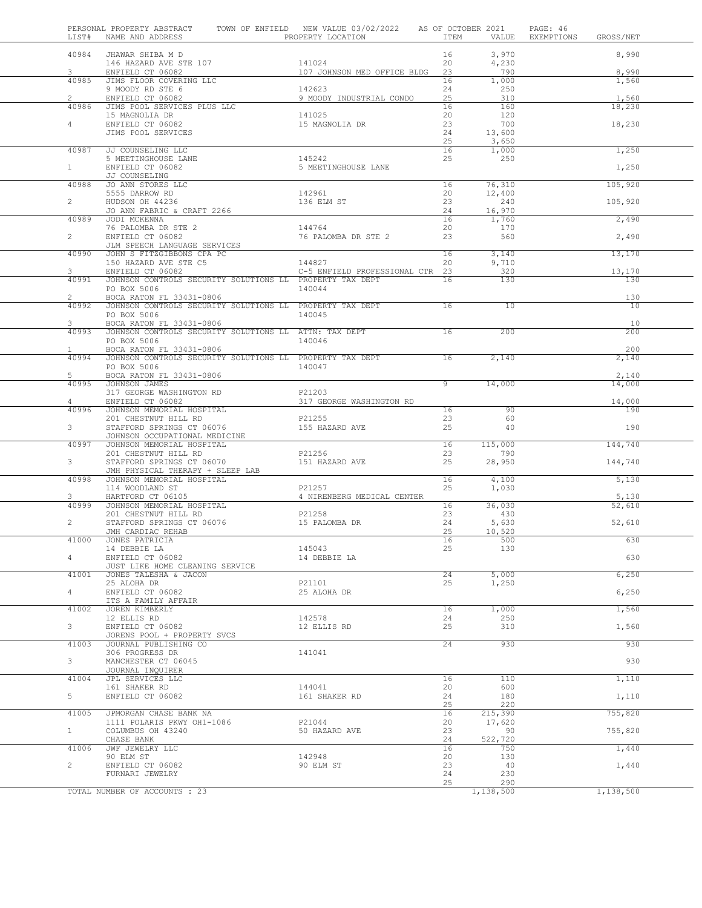PERSONAL PROPERTY ABSTRACT TOWN OF ENFIELD NEW VALUE 03/02/2022 AS OF OCTOBER 2021

| LIST# | NAME AND ADDRESS | PROPERTY LOCATION | ITEM | VALUE | EXEMPTIONS | GROSS/NET |
|---|---|---|---|---|---|---|
| 40984 | JHAWAR SHIBA M D | | 16 | 3,970 | | 8,990 |
| | 146 HAZARD AVE STE 107 | 141024 | 20 | 4,230 | | |
| 3 | ENFIELD CT 06082 | 107 JOHNSON MED OFFICE BLDG | 23 | 790 | | 8,990 |
| 40985 | JIMS FLOOR COVERING LLC | | 16 | 1,000 | | 1,560 |
| | 9 MOODY RD STE 6 | 142623 | 24 | 250 | | |
| 2 | ENFIELD CT 06082 | 9 MOODY INDUSTRIAL CONDO | 25 | 310 | | 1,560 |
| 40986 | JIMS POOL SERVICES PLUS LLC | | 16 | 160 | | 18,230 |
| | 15 MAGNOLIA DR | 141025 | 20 | 120 | | |
| 4 | ENFIELD CT 06082 | 15 MAGNOLIA DR | 23 | 700 | | 18,230 |
| | JIMS POOL SERVICES | | 24 | 13,600 | | |
| | | | 25 | 3,650 | | |
| 40987 | JJ COUNSELING LLC | | 16 | 1,000 | | 1,250 |
| | 5 MEETINGHOUSE LANE | 145242 | 25 | 250 | | |
| 1 | ENFIELD CT 06082 | 5 MEETINGHOUSE LANE | | | | 1,250 |
| | JJ COUNSELING | | | | | |
| 40988 | JO ANN STORES LLC | | 16 | 76,310 | | 105,920 |
| | 5555 DARROW RD | 142961 | 20 | 12,400 | | |
| 2 | HUDSON OH 44236 | 136 ELM ST | 23 | 240 | | 105,920 |
| | JO ANN FABRIC & CRAFT 2266 | | 24 | 16,970 | | |
| 40989 | JODI MCKENNA | | 16 | 1,760 | | 2,490 |
| | 76 PALOMBA DR STE 2 | 144764 | 20 | 170 | | |
| 2 | ENFIELD CT 06082 | 76 PALOMBA DR STE 2 | 23 | 560 | | 2,490 |
| | JLM SPEECH LANGUAGE SERVICES | | | | | |
| 40990 | JOHN S FITZGIBBONS CPA PC | | 16 | 3,140 | | 13,170 |
| | 150 HAZARD AVE STE C5 | 144827 | 20 | 9,710 | | |
| 3 | ENFIELD CT 06082 | C-5 ENFIELD PROFESSIONAL CTR | 23 | 320 | | 13,170 |
| 40991 | JOHNSON CONTROLS SECURITY SOLUTIONS LL | PROPERTY TAX DEPT | 16 | 130 | | 130 |
| | PO BOX 5006 | 140044 | | | | |
| 2 | BOCA RATON FL 33431-0806 | | | | | 130 |
| 40992 | JOHNSON CONTROLS SECURITY SOLUTIONS LL | PROPERTY TAX DEPT | 16 | 10 | | 10 |
| | PO BOX 5006 | 140045 | | | | |
| 3 | BOCA RATON FL 33431-0806 | | | | | 10 |
| 40993 | JOHNSON CONTROLS SECURITY SOLUTIONS LL | ATTN: TAX DEPT | 16 | 200 | | 200 |
| | PO BOX 5006 | 140046 | | | | |
| 1 | BOCA RATON FL 33431-0806 | | | | | 200 |
| 40994 | JOHNSON CONTROLS SECURITY SOLUTIONS LL | PROPERTY TAX DEPT | 16 | 2,140 | | 2,140 |
| | PO BOX 5006 | 140047 | | | | |
| 5 | BOCA RATON FL 33431-0806 | | | | | 2,140 |
| 40995 | JOHNSON JAMES | | 9 | 14,000 | | 14,000 |
| | 317 GEORGE WASHINGTON RD | P21203 | | | | |
| 4 | ENFIELD CT 06082 | 317 GEORGE WASHINGTON RD | | | | 14,000 |
| 40996 | JOHNSON MEMORIAL HOSPITAL | | 16 | 90 | | 190 |
| | 201 CHESTNUT HILL RD | P21255 | 23 | 60 | | |
| 3 | STAFFORD SPRINGS CT 06076 | 155 HAZARD AVE | 25 | 40 | | 190 |
| | JOHNSON OCCUPATIONAL MEDICINE | | | | | |
| 40997 | JOHNSON MEMORIAL HOSPITAL | | 16 | 115,000 | | 144,740 |
| | 201 CHESTNUT HILL RD | P21256 | 23 | 790 | | |
| 3 | STAFFORD SPRINGS CT 06070 | 151 HAZARD AVE | 25 | 28,950 | | 144,740 |
| | JMH PHYSICAL THERAPY + SLEEP LAB | | | | | |
| 40998 | JOHNSON MEMORIAL HOSPITAL | | 16 | 4,100 | | 5,130 |
| | 114 WOODLAND ST | P21257 | 25 | 1,030 | | |
| 3 | HARTFORD CT 06105 | 4 NIRENBERG MEDICAL CENTER | | | | 5,130 |
| 40999 | JOHNSON MEMORIAL HOSPITAL | | 16 | 36,030 | | 52,610 |
| | 201 CHESTNUT HILL RD | P21258 | 23 | 430 | | |
| 2 | STAFFORD SPRINGS CT 06076 | 15 PALOMBA DR | 24 | 5,630 | | 52,610 |
| | JMH CARDIAC REHAB | | 25 | 10,520 | | |
| 41000 | JONES PATRICIA | | 16 | 500 | | 630 |
| | 14 DEBBIE LA | 145043 | 25 | 130 | | |
| 4 | ENFIELD CT 06082 | 14 DEBBIE LA | | | | 630 |
| | JUST LIKE HOME CLEANING SERVICE | | | | | |
| 41001 | JONES TALESHA & JACON | | 24 | 5,000 | | 6,250 |
| | 25 ALOHA DR | P21101 | 25 | 1,250 | | |
| 4 | ENFIELD CT 06082 | 25 ALOHA DR | | | | 6,250 |
| | ITS A FAMILY AFFAIR | | | | | |
| 41002 | JOREN KIMBERLY | | 16 | 1,000 | | 1,560 |
| | 12 ELLIS RD | 142578 | 24 | 250 | | |
| 3 | ENFIELD CT 06082 | 12 ELLIS RD | 25 | 310 | | 1,560 |
| | JORENS POOL + PROPERTY SVCS | | | | | |
| 41003 | JOURNAL PUBLISHING CO | | 24 | 930 | | 930 |
| | 306 PROGRESS DR | 141041 | | | | |
| 3 | MANCHESTER CT 06045 | | | | | 930 |
| | JOURNAL INQUIRER | | | | | |
| 41004 | JPL SERVICES LLC | | 16 | 110 | | 1,110 |
| | 161 SHAKER RD | 144041 | 20 | 600 | | |
| 5 | ENFIELD CT 06082 | 161 SHAKER RD | 24 | 180 | | 1,110 |
| | | | 25 | 220 | | |
| 41005 | JPMORGAN CHASE BANK NA | | 16 | 215,390 | | 755,820 |
| | 1111 POLARIS PKWY OH1-1086 | P21044 | 20 | 17,620 | | |
| 1 | COLUMBUS OH 43240 | 50 HAZARD AVE | 23 | 90 | | 755,820 |
| | CHASE BANK | | 24 | 522,720 | | |
| 41006 | JWF JEWELRY LLC | | 16 | 750 | | 1,440 |
| | 90 ELM ST | 142948 | 20 | 130 | | |
| 2 | ENFIELD CT 06082 | 90 ELM ST | 23 | 40 | | 1,440 |
| | FURNARI JEWELRY | | 24 | 230 | | |
| | | | 25 | 290 | | |
| | TOTAL NUMBER OF ACCOUNTS : 23 | | | 1,138,500 | | 1,138,500 |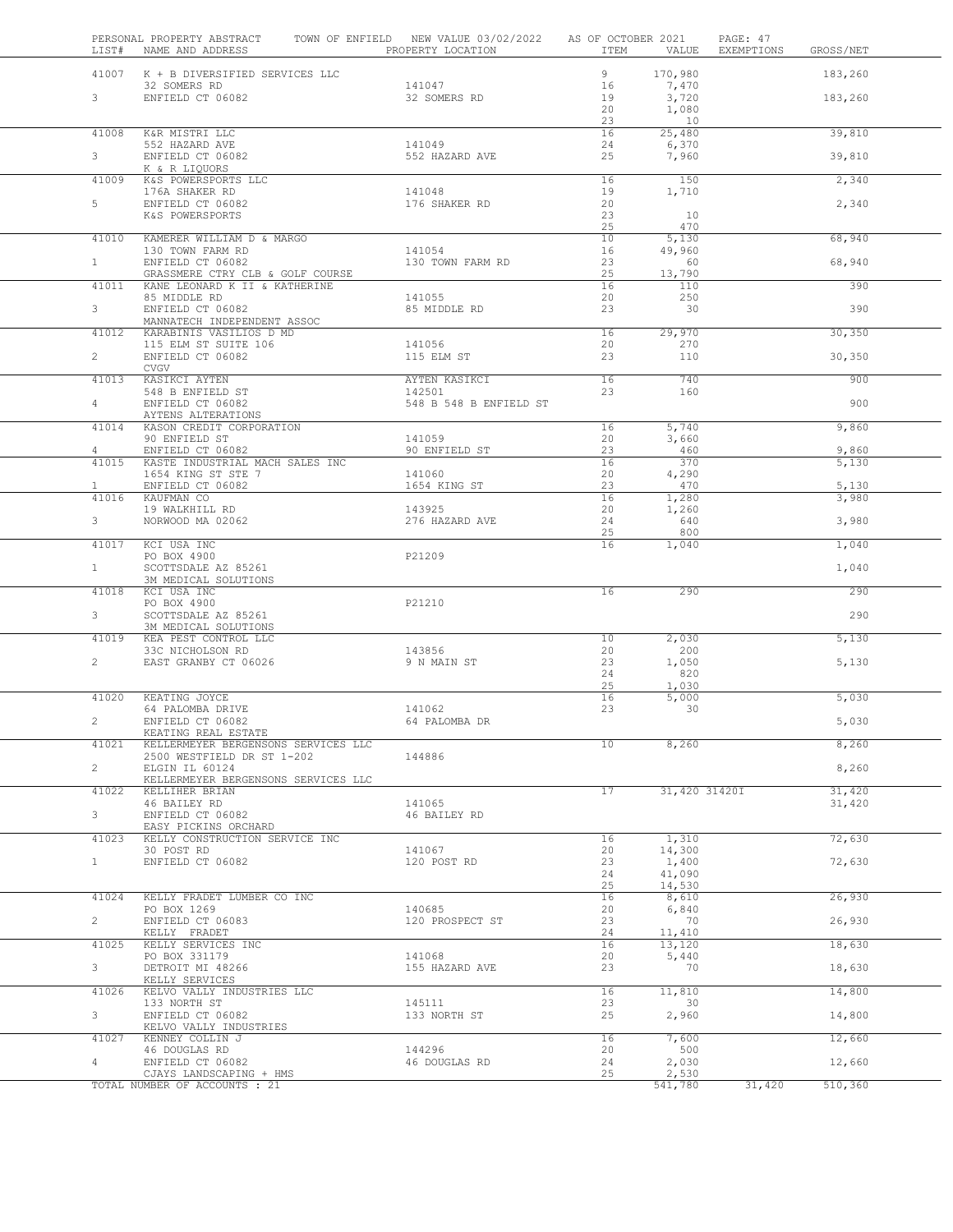PERSONAL PROPERTY ABSTRACT — TOWN OF ENFIELD — NEW VALUE 03/02/2022 — AS OF OCTOBER 2021

| LIST# | NAME AND ADDRESS | PROPERTY LOCATION | ITEM | VALUE | EXEMPTIONS | GROSS/NET |
|---|---|---|---|---|---|---|
| 41007 | K + B DIVERSIFIED SERVICES LLC | | 9 | 170,980 | | 183,260 |
| | 32 SOMERS RD | 141047 | 16 | 7,470 | | |
| 3 | ENFIELD CT 06082 | 32 SOMERS RD | 19 | 3,720 | | 183,260 |
| | | | 20 | 1,080 | | |
| | | | 23 | 10 | | |
| 41008 | K&R MISTRI LLC | | 16 | 25,480 | | 39,810 |
| | 552 HAZARD AVE | 141049 | 24 | 6,370 | | |
| 3 | ENFIELD CT 06082 | 552 HAZARD AVE | 25 | 7,960 | | 39,810 |
| | K & R LIQUORS | | | | | |
| 41009 | K&S POWERSPORTS LLC | | 16 | 150 | | 2,340 |
| | 176A SHAKER RD | 141048 | 19 | 1,710 | | |
| 5 | ENFIELD CT 06082 | 176 SHAKER RD | 20 | | | 2,340 |
| | K&S POWERSPORTS | | 23 | 10 | | |
| | | | 25 | 470 | | |
| 41010 | KAMERER WILLIAM D & MARGO | | 10 | 5,130 | | 68,940 |
| | 130 TOWN FARM RD | 141054 | 16 | 49,960 | | |
| 1 | ENFIELD CT 06082 | 130 TOWN FARM RD | 23 | 60 | | 68,940 |
| | GRASSMERE CTRY CLB & GOLF COURSE | | 25 | 13,790 | | |
| 41011 | KANE LEONARD K II & KATHERINE | | 16 | 110 | | 390 |
| | 85 MIDDLE RD | 141055 | 20 | 250 | | |
| 3 | ENFIELD CT 06082 | 85 MIDDLE RD | 23 | 30 | | 390 |
| | MANNATECH INDEPENDENT ASSOC | | | | | |
| 41012 | KARABINIS VASILIOS D MD | | 16 | 29,970 | | 30,350 |
| | 115 ELM ST SUITE 106 | 141056 | 20 | 270 | | |
| 2 | ENFIELD CT 06082 | 115 ELM ST | 23 | 110 | | 30,350 |
| | CVGV | | | | | |
| 41013 | KASIKCI AYTEN | AYTEN KASIKCI | 16 | 740 | | 900 |
| | 548 B ENFIELD ST | 142501 | 23 | 160 | | |
| 4 | ENFIELD CT 06082 | 548 B 548 B ENFIELD ST | | | | 900 |
| | AYTENS ALTERATIONS | | | | | |
| 41014 | KASON CREDIT CORPORATION | | 16 | 5,740 | | 9,860 |
| | 90 ENFIELD ST | 141059 | 20 | 3,660 | | |
| 4 | ENFIELD CT 06082 | 90 ENFIELD ST | 23 | 460 | | 9,860 |
| 41015 | KASTE INDUSTRIAL MACH SALES INC | | 16 | 370 | | 5,130 |
| | 1654 KING ST STE 7 | 141060 | 20 | 4,290 | | |
| 1 | ENFIELD CT 06082 | 1654 KING ST | 23 | 470 | | 5,130 |
| 41016 | KAUFMAN CO | | 16 | 1,280 | | 3,980 |
| | 19 WALKHILL RD | 143925 | 20 | 1,260 | | |
| 3 | NORWOOD MA 02062 | 276 HAZARD AVE | 24 | 640 | | 3,980 |
| | | | 25 | 800 | | |
| 41017 | KCI USA INC | | 16 | 1,040 | | 1,040 |
| | PO BOX 4900 | P21209 | | | | |
| 1 | SCOTTSDALE AZ 85261 | | | | | 1,040 |
| | 3M MEDICAL SOLUTIONS | | | | | |
| 41018 | KCI USA INC | | 16 | 290 | | 290 |
| | PO BOX 4900 | P21210 | | | | |
| 3 | SCOTTSDALE AZ 85261 | | | | | 290 |
| | 3M MEDICAL SOLUTIONS | | | | | |
| 41019 | KEA PEST CONTROL LLC | | 10 | 2,030 | | 5,130 |
| | 33C NICHOLSON RD | 143856 | 20 | 200 | | |
| 2 | EAST GRANBY CT 06026 | 9 N MAIN ST | 23 | 1,050 | | 5,130 |
| | | | 24 | 820 | | |
| | | | 25 | 1,030 | | |
| 41020 | KEATING JOYCE | | 16 | 5,000 | | 5,030 |
| | 64 PALOMBA DRIVE | 141062 | 23 | 30 | | |
| 2 | ENFIELD CT 06082 | 64 PALOMBA DR | | | | 5,030 |
| | KEATING REAL ESTATE | | | | | |
| 41021 | KELLERMEYER BERGENSONS SERVICES LLC | | 10 | 8,260 | | 8,260 |
| | 2500 WESTFIELD DR ST 1-202 | 144886 | | | | |
| 2 | ELGIN IL 60124 | | | | | 8,260 |
| | KELLERMEYER BERGENSONS SERVICES LLC | | | | | |
| 41022 | KELLIHER BRIAN | | 17 | 31,420 | 31420I | 31,420 |
| | 46 BAILEY RD | 141065 | | | | 31,420 |
| 3 | ENFIELD CT 06082 | 46 BAILEY RD | | | | |
| | EASY PICKINS ORCHARD | | | | | |
| 41023 | KELLY CONSTRUCTION SERVICE INC | | 16 | 1,310 | | 72,630 |
| | 30 POST RD | 141067 | 20 | 14,300 | | |
| 1 | ENFIELD CT 06082 | 120 POST RD | 23 | 1,400 | | 72,630 |
| | | | 24 | 41,090 | | |
| | | | 25 | 14,530 | | |
| 41024 | KELLY FRADET LUMBER CO INC | | 16 | 8,610 | | 26,930 |
| | PO BOX 1269 | 140685 | 20 | 6,840 | | |
| 2 | ENFIELD CT 06083 | 120 PROSPECT ST | 23 | 70 | | 26,930 |
| | KELLY FRADET | | 24 | 11,410 | | |
| 41025 | KELLY SERVICES INC | | 16 | 13,120 | | 18,630 |
| | PO BOX 331179 | 141068 | 20 | 5,440 | | |
| 3 | DETROIT MI 48266 | 155 HAZARD AVE | 23 | 70 | | 18,630 |
| | KELLY SERVICES | | | | | |
| 41026 | KELVO VALLY INDUSTRIES LLC | | 16 | 11,810 | | 14,800 |
| | 133 NORTH ST | 145111 | 23 | 30 | | |
| 3 | ENFIELD CT 06082 | 133 NORTH ST | 25 | 2,960 | | 14,800 |
| | KELVO VALLY INDUSTRIES | | | | | |
| 41027 | KENNEY COLLIN J | | 16 | 7,600 | | 12,660 |
| | 46 DOUGLAS RD | 144296 | 20 | 500 | | |
| 4 | ENFIELD CT 06082 | 46 DOUGLAS RD | 24 | 2,030 | | 12,660 |
| | CJAYS LANDSCAPING + HMS | | 25 | 2,530 | | |
| | TOTAL NUMBER OF ACCOUNTS : 21 | | | 541,780 | 31,420 | 510,360 |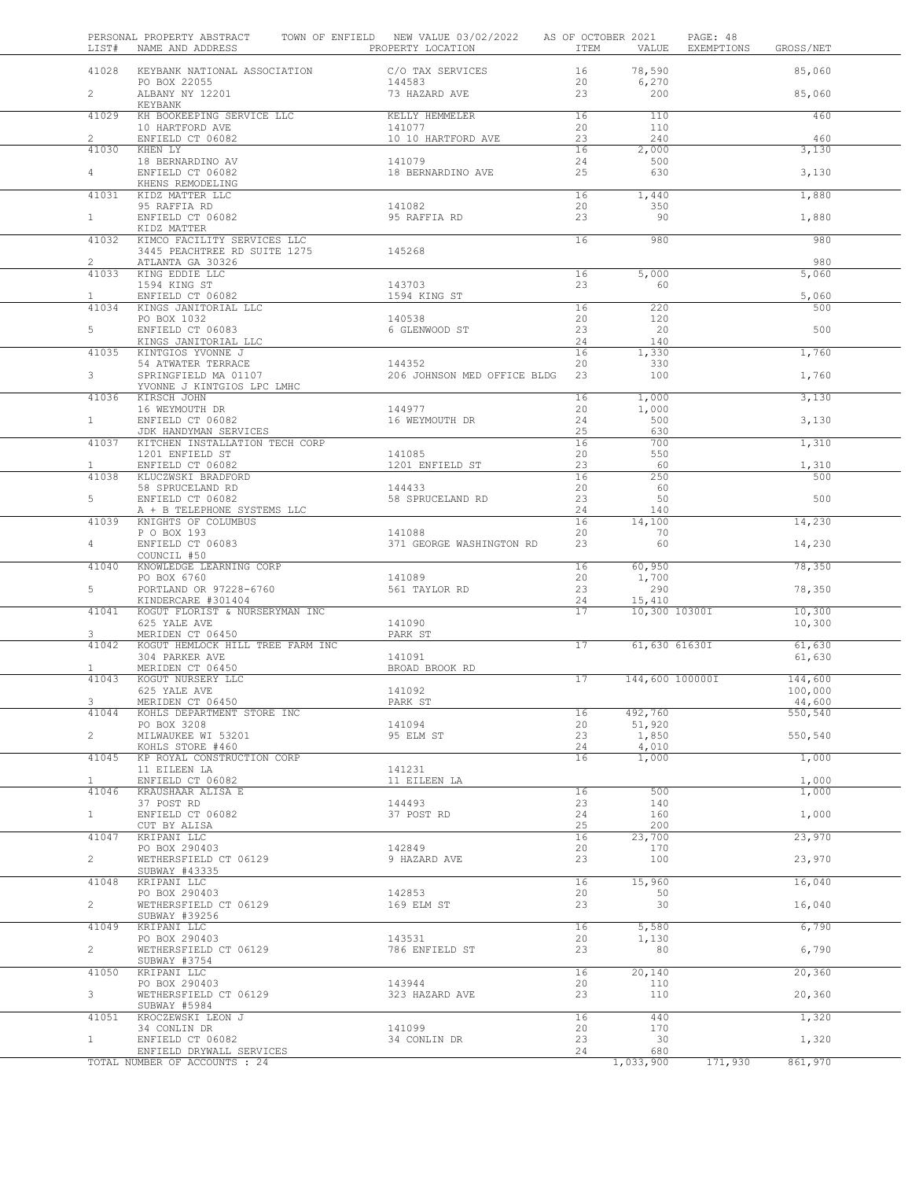PERSONAL PROPERTY ABSTRACT TOWN OF ENFIELD NEW VALUE 03/02/2022 AS OF OCTOBER 2021

| LIST# | NAME AND ADDRESS | PROPERTY LOCATION | ITEM | VALUE | EXEMPTIONS | GROSS/NET |
|---|---|---|---|---|---|---|
| 41028 | KEYBANK NATIONAL ASSOCIATION | C/O TAX SERVICES | 16 | 78,590 | | 85,060 |
| | PO BOX 22055 | 144583 | 20 | 6,270 | | |
| 2 | ALBANY NY 12201 | 73 HAZARD AVE | 23 | 200 | | 85,060 |
| | KEYBANK | | | | | |
| 41029 | KH BOOKEEPING SERVICE LLC | KELLY HEMMELER | 16 | 110 | | 460 |
| | 10 HARTFORD AVE | 141077 | 20 | 110 | | |
| 2 | ENFIELD CT 06082 | 10 10 HARTFORD AVE | 23 | 240 | | 460 |
| 41030 | KHEN LY | | 16 | 2,000 | | 3,130 |
| | 18 BERNARDINO AV | 141079 | 24 | 500 | | |
| 4 | ENFIELD CT 06082 | 18 BERNARDINO AVE | 25 | 630 | | 3,130 |
| | KHENS REMODELING | | | | | |
| 41031 | KIDZ MATTER LLC | | 16 | 1,440 | | 1,880 |
| | 95 RAFFIA RD | 141082 | 20 | 350 | | |
| 1 | ENFIELD CT 06082 | 95 RAFFIA RD | 23 | 90 | | 1,880 |
| | KIDZ MATTER | | | | | |
| 41032 | KIMCO FACILITY SERVICES LLC | | 16 | 980 | | 980 |
| | 3445 PEACHTREE RD SUITE 1275 | 145268 | | | | |
| 2 | ATLANTA GA 30326 | | | | | 980 |
| 41033 | KING EDDIE LLC | | 16 | 5,000 | | 5,060 |
| | 1594 KING ST | 143703 | 23 | 60 | | |
| 1 | ENFIELD CT 06082 | 1594 KING ST | | | | 5,060 |
| 41034 | KINGS JANITORIAL LLC | | 16 | 220 | | 500 |
| | PO BOX 1032 | 140538 | 20 | 120 | | |
| 5 | ENFIELD CT 06083 | 6 GLENWOOD ST | 23 | 20 | | 500 |
| | KINGS JANITORIAL LLC | | 24 | 140 | | |
| 41035 | KINTGIOS YVONNE J | | 16 | 1,330 | | 1,760 |
| | 54 ATWATER TERRACE | 144352 | 20 | 330 | | |
| 3 | SPRINGFIELD MA 01107 | 206 JOHNSON MED OFFICE BLDG | 23 | 100 | | 1,760 |
| | YVONNE J KINTGIOS LPC LMHC | | | | | |
| 41036 | KIRSCH JOHN | | 16 | 1,000 | | 3,130 |
| | 16 WEYMOUTH DR | 144977 | 20 | 1,000 | | |
| 1 | ENFIELD CT 06082 | 16 WEYMOUTH DR | 24 | 500 | | 3,130 |
| | JDK HANDYMAN SERVICES | | 25 | 630 | | |
| 41037 | KITCHEN INSTALLATION TECH CORP | | 16 | 700 | | 1,310 |
| | 1201 ENFIELD ST | 141085 | 20 | 550 | | |
| 1 | ENFIELD CT 06082 | 1201 ENFIELD ST | 23 | 60 | | 1,310 |
| 41038 | KLUCZWSKI BRADFORD | | 16 | 250 | | 500 |
| | 58 SPRUCELAND RD | 144433 | 20 | 60 | | |
| 5 | ENFIELD CT 06082 | 58 SPRUCELAND RD | 23 | 50 | | 500 |
| | A + B TELEPHONE SYSTEMS LLC | | 24 | 140 | | |
| 41039 | KNIGHTS OF COLUMBUS | | 16 | 14,100 | | 14,230 |
| | P O BOX 193 | 141088 | 20 | 70 | | |
| 4 | ENFIELD CT 06083 | 371 GEORGE WASHINGTON RD | 23 | 60 | | 14,230 |
| | COUNCIL #50 | | | | | |
| 41040 | KNOWLEDGE LEARNING CORP | | 16 | 60,950 | | 78,350 |
| | PO BOX 6760 | 141089 | 20 | 1,700 | | |
| 5 | PORTLAND OR 97228-6760 | 561 TAYLOR RD | 23 | 290 | | 78,350 |
| | KINDERCARE #301404 | | 24 | 15,410 | | |
| 41041 | KOGUT FLORIST & NURSERYMAN INC | | 17 | 10,300 | 10300I | 10,300 |
| | 625 YALE AVE | 141090 | | | | |
| 3 | MERIDEN CT 06450 | PARK ST | | | | 10,300 |
| 41042 | KOGUT HEMLOCK HILL TREE FARM INC | | 17 | 61,630 | 61630I | 61,630 |
| | 304 PARKER AVE | 141091 | | | | 61,630 |
| 1 | MERIDEN CT 06450 | BROAD BROOK RD | | | | |
| 41043 | KOGUT NURSERY LLC | | 17 | 144,600 | 100000I | 144,600 |
| | 625 YALE AVE | 141092 | | | | 100,000 |
| 3 | MERIDEN CT 06450 | PARK ST | | | | 44,600 |
| 41044 | KOHLS DEPARTMENT STORE INC | | 16 | 492,760 | | 550,540 |
| | PO BOX 3208 | 141094 | 20 | 51,920 | | |
| 2 | MILWAUKEE WI 53201 | 95 ELM ST | 23 | 1,850 | | 550,540 |
| | KOHLS STORE #460 | | 24 | 4,010 | | |
| 41045 | KP ROYAL CONSTRUCTION CORP | | 16 | 1,000 | | 1,000 |
| | 11 EILEEN LA | 141231 | | | | |
| 1 | ENFIELD CT 06082 | 11 EILEEN LA | | | | 1,000 |
| 41046 | KRAUSHAAR ALISA E | | 16 | 500 | | 1,000 |
| | 37 POST RD | 144493 | 23 | 140 | | |
| 1 | ENFIELD CT 06082 | 37 POST RD | 24 | 160 | | 1,000 |
| | CUT BY ALISA | | 25 | 200 | | |
| 41047 | KRIPANI LLC | | 16 | 23,700 | | 23,970 |
| | PO BOX 290403 | 142849 | 20 | 170 | | |
| 2 | WETHERSFIELD CT 06129 | 9 HAZARD AVE | 23 | 100 | | 23,970 |
| | SUBWAY #43335 | | | | | |
| 41048 | KRIPANI LLC | | 16 | 15,960 | | 16,040 |
| | PO BOX 290403 | 142853 | 20 | 50 | | |
| 2 | WETHERSFIELD CT 06129 | 169 ELM ST | 23 | 30 | | 16,040 |
| | SUBWAY #39256 | | | | | |
| 41049 | KRIPANI LLC | | 16 | 5,580 | | 6,790 |
| | PO BOX 290403 | 143531 | 20 | 1,130 | | |
| 2 | WETHERSFIELD CT 06129 | 786 ENFIELD ST | 23 | 80 | | 6,790 |
| | SUBWAY #3754 | | | | | |
| 41050 | KRIPANI LLC | | 16 | 20,140 | | 20,360 |
| | PO BOX 290403 | 143944 | 20 | 110 | | |
| 3 | WETHERSFIELD CT 06129 | 323 HAZARD AVE | 23 | 110 | | 20,360 |
| | SUBWAY #5984 | | | | | |
| 41051 | KROCZEWSKI LEON J | | 16 | 440 | | 1,320 |
| | 34 CONLIN DR | 141099 | 20 | 170 | | |
| 1 | ENFIELD CT 06082 | 34 CONLIN DR | 23 | 30 | | 1,320 |
| | ENFIELD DRYWALL SERVICES | | 24 | 680 | | |
| | TOTAL NUMBER OF ACCOUNTS : 24 | | | 1,033,900 | 171,930 | 861,970 |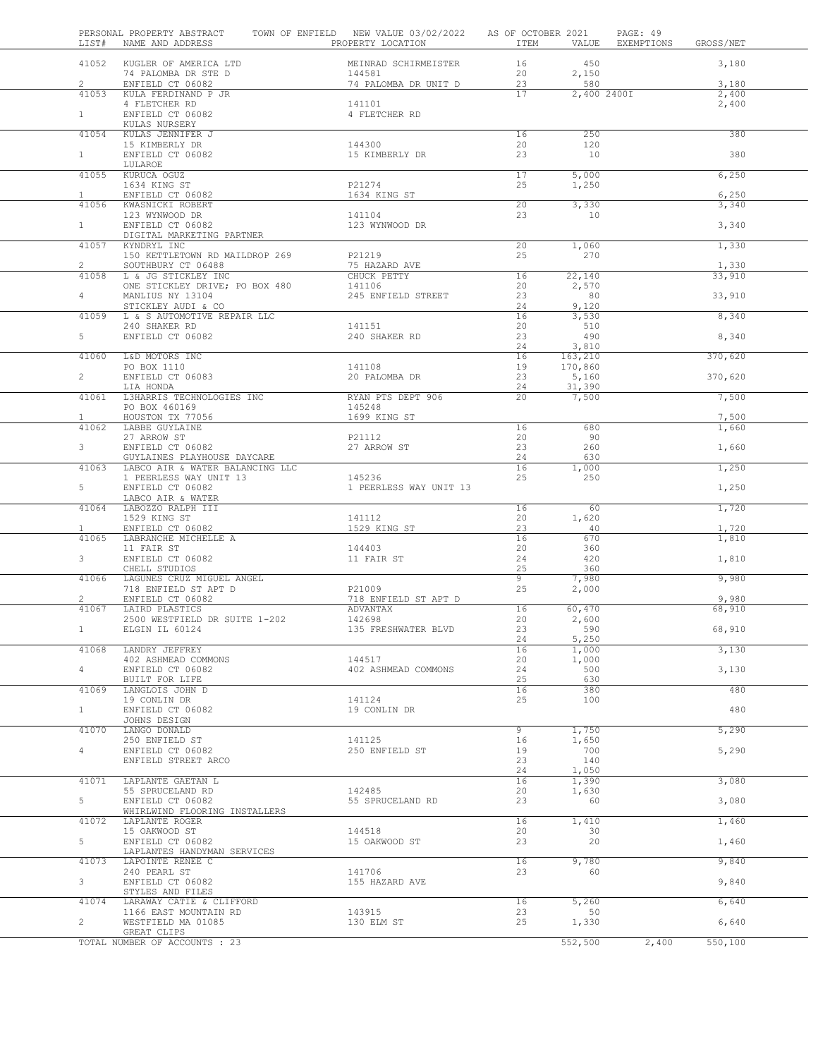PERSONAL PROPERTY ABSTRACT    TOWN OF ENFIELD    NEW VALUE 03/02/2022    AS OF OCTOBER 2021

| LIST# | NAME AND ADDRESS | PROPERTY LOCATION | ITEM | VALUE | EXEMPTIONS | GROSS/NET |
|---|---|---|---|---|---|---|
| 41052 | KUGLER OF AMERICA LTD | MEINRAD SCHIRMEISTER | 16 | 450 | | 3,180 |
| | 74 PALOMBA DR STE D | 144581 | 20 | 2,150 | | |
| 2 | ENFIELD CT 06082 | 74 PALOMBA DR UNIT D | 23 | 580 | | 3,180 |
| 41053 | KULA FERDINAND P JR | | 17 | 2,400 | 2400I | 2,400 |
| | 4 FLETCHER RD | 141101 | | | | |
| 1 | ENFIELD CT 06082 | 4 FLETCHER RD | | | | 2,400 |
| | KULAS NURSERY | | | | | |
| 41054 | KULAS JENNIFER J | | 16 | 250 | | 380 |
| | 15 KIMBERLY DR | 144300 | 20 | 120 | | |
| 1 | ENFIELD CT 06082 | 15 KIMBERLY DR | 23 | 10 | | 380 |
| | LULAROE | | | | | |
| 41055 | KURUCA OGUZ | | 17 | 5,000 | | 6,250 |
| | 1634 KING ST | P21274 | 25 | 1,250 | | |
| 1 | ENFIELD CT 06082 | 1634 KING ST | | | | 6,250 |
| 41056 | KWASNICKI ROBERT | | 20 | 3,330 | | 3,340 |
| | 123 WYNWOOD DR | 141104 | 23 | 10 | | |
| 1 | ENFIELD CT 06082 | 123 WYNWOOD DR | | | | 3,340 |
| | DIGITAL MARKETING PARTNER | | | | | |
| 41057 | KYNDRYL INC | | 20 | 1,060 | | 1,330 |
| | 150 KETTLETOWN RD MAILDROP 269 | P21219 | 25 | 270 | | |
| 2 | SOUTHBURY CT 06488 | 75 HAZARD AVE | | | | 1,330 |
| 41058 | L & JG STICKLEY INC | CHUCK PETTY | 16 | 22,140 | | 33,910 |
| | ONE STICKLEY DRIVE; PO BOX 480 | 141106 | 20 | 2,570 | | |
| 4 | MANLIUS NY 13104 | 245 ENFIELD STREET | 23 | 80 | | 33,910 |
| | STICKLEY AUDI & CO | | 24 | 9,120 | | |
| 41059 | L & S AUTOMOTIVE REPAIR LLC | | 16 | 3,530 | | 8,340 |
| | 240 SHAKER RD | 141151 | 20 | 510 | | |
| 5 | ENFIELD CT 06082 | 240 SHAKER RD | 23 | 490 | | 8,340 |
| | | | 24 | 3,810 | | |
| 41060 | L&D MOTORS INC | | 16 | 163,210 | | 370,620 |
| | PO BOX 1110 | 141108 | 19 | 170,860 | | |
| 2 | ENFIELD CT 06083 | 20 PALOMBA DR | 23 | 5,160 | | 370,620 |
| | LIA HONDA | | 24 | 31,390 | | |
| 41061 | L3HARRIS TECHNOLOGIES INC | RYAN PTS DEPT 906 | 20 | 7,500 | | 7,500 |
| | PO BOX 460169 | 145248 | | | | |
| 1 | HOUSTON TX 77056 | 1699 KING ST | | | | 7,500 |
| 41062 | LABBE GUYLAINE | | 16 | 680 | | 1,660 |
| | 27 ARROW ST | P21112 | 20 | 90 | | |
| 3 | ENFIELD CT 06082 | 27 ARROW ST | 23 | 260 | | 1,660 |
| | GUYLAINES PLAYHOUSE DAYCARE | | 24 | 630 | | |
| 41063 | LABCO AIR & WATER BALANCING LLC | | 16 | 1,000 | | 1,250 |
| | 1 PEERLESS WAY UNIT 13 | 145236 | 25 | 250 | | |
| 5 | ENFIELD CT 06082 | 1 PEERLESS WAY UNIT 13 | | | | 1,250 |
| | LABCO AIR & WATER | | | | | |
| 41064 | LABOZZO RALPH III | | 16 | 60 | | 1,720 |
| | 1529 KING ST | 141112 | 20 | 1,620 | | |
| 1 | ENFIELD CT 06082 | 1529 KING ST | 23 | 40 | | 1,720 |
| 41065 | LABRANCHE MICHELLE A | | 16 | 670 | | 1,810 |
| | 11 FAIR ST | 144403 | 20 | 360 | | |
| 3 | ENFIELD CT 06082 | 11 FAIR ST | 24 | 420 | | 1,810 |
| | CHELL STUDIOS | | 25 | 360 | | |
| 41066 | LAGUNES CRUZ MIGUEL ANGEL | | 9 | 7,980 | | 9,980 |
| | 718 ENFIELD ST APT D | P21009 | 25 | 2,000 | | |
| 2 | ENFIELD CT 06082 | 718 ENFIELD ST APT D | | | | 9,980 |
| 41067 | LAIRD PLASTICS | ADVANTAX | 16 | 60,470 | | 68,910 |
| | 2500 WESTFIELD DR SUITE 1-202 | 142698 | 20 | 2,600 | | |
| 1 | ELGIN IL 60124 | 135 FRESHWATER BLVD | 23 | 590 | | 68,910 |
| | | | 24 | 5,250 | | |
| 41068 | LANDRY JEFFREY | | 16 | 1,000 | | 3,130 |
| | 402 ASHMEAD COMMONS | 144517 | 20 | 1,000 | | |
| 4 | ENFIELD CT 06082 | 402 ASHMEAD COMMONS | 24 | 500 | | 3,130 |
| | BUILT FOR LIFE | | 25 | 630 | | |
| 41069 | LANGLOIS JOHN D | | 16 | 380 | | 480 |
| | 19 CONLIN DR | 141124 | 25 | 100 | | |
| 1 | ENFIELD CT 06082 | 19 CONLIN DR | | | | 480 |
| | JOHNS DESIGN | | | | | |
| 41070 | LANGO DONALD | | 9 | 1,750 | | 5,290 |
| | 250 ENFIELD ST | 141125 | 16 | 1,650 | | |
| 4 | ENFIELD CT 06082 | 250 ENFIELD ST | 19 | 700 | | 5,290 |
| | ENFIELD STREET ARCO | | 23 | 140 | | |
| | | | 24 | 1,050 | | |
| 41071 | LAPLANTE GAETAN L | | 16 | 1,390 | | 3,080 |
| | 55 SPRUCELAND RD | 142485 | 20 | 1,630 | | |
| 5 | ENFIELD CT 06082 | 55 SPRUCELAND RD | 23 | 60 | | 3,080 |
| | WHIRLWIND FLOORING INSTALLERS | | | | | |
| 41072 | LAPLANTE ROGER | | 16 | 1,410 | | 1,460 |
| | 15 OAKWOOD ST | 144518 | 20 | 30 | | |
| 5 | ENFIELD CT 06082 | 15 OAKWOOD ST | 23 | 20 | | 1,460 |
| | LAPLANTES HANDYMAN SERVICES | | | | | |
| 41073 | LAPOINTE RENEE C | | 16 | 9,780 | | 9,840 |
| | 240 PEARL ST | 141706 | 23 | 60 | | |
| 3 | ENFIELD CT 06082 | 155 HAZARD AVE | | | | 9,840 |
| | STYLES AND FILES | | | | | |
| 41074 | LARAWAY CATIE & CLIFFORD | | 16 | 5,260 | | 6,640 |
| | 1166 EAST MOUNTAIN RD | 143915 | 23 | 50 | | |
| 2 | WESTFIELD MA 01085 | 130 ELM ST | 25 | 1,330 | | 6,640 |
| | GREAT CLIPS | | | | | |
| | TOTAL NUMBER OF ACCOUNTS : 23 | | | 552,500 | 2,400 | 550,100 |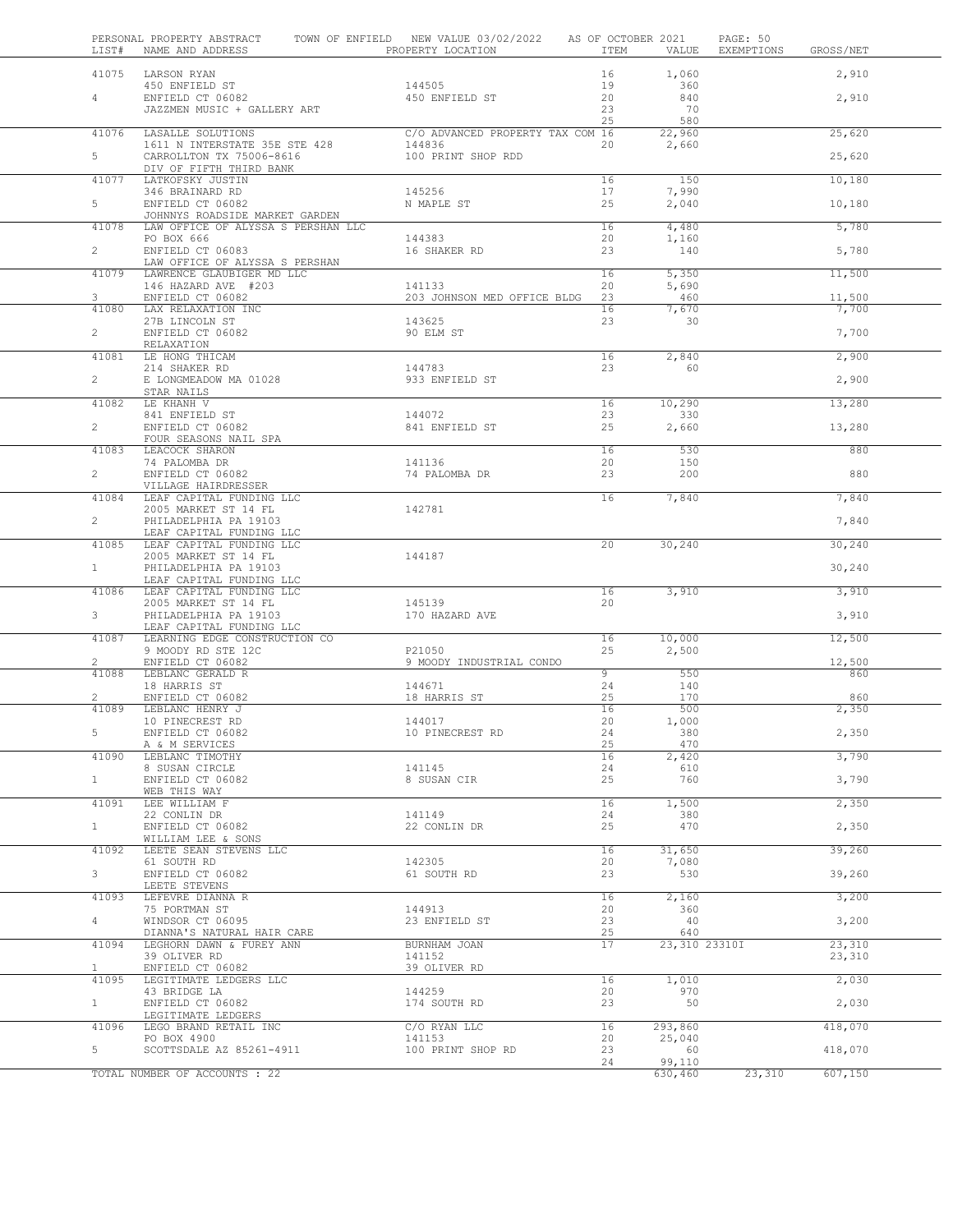PERSONAL PROPERTY ABSTRACT TOWN OF ENFIELD NEW VALUE 03/02/2022 AS OF OCTOBER 2021

| LIST# | NAME AND ADDRESS | PROPERTY LOCATION | ITEM | VALUE | EXEMPTIONS | GROSS/NET |
|---|---|---|---|---|---|---|
| 41075 | LARSON RYAN | | 16 | 1,060 | | 2,910 |
| | 450 ENFIELD ST | 144505 | 19 | 360 | | |
| 4 | ENFIELD CT 06082 | 450 ENFIELD ST | 20 | 840 | | 2,910 |
| | JAZZMEN MUSIC + GALLERY ART | | 23 | 70 | | |
| | | | 25 | 580 | | |
| 41076 | LASALLE SOLUTIONS | C/O ADVANCED PROPERTY TAX COM | 16 | 22,960 | | 25,620 |
| | 1611 N INTERSTATE 35E STE 428 | 144836 | 20 | 2,660 | | |
| 5 | CARROLLTON TX 75006-8616 | 100 PRINT SHOP RDD | | | | 25,620 |
| | DIV OF FIFTH THIRD BANK | | | | | |
| 41077 | LATKOFSKY JUSTIN | | 16 | 150 | | 10,180 |
| | 346 BRAINARD RD | 145256 | 17 | 7,990 | | |
| 5 | ENFIELD CT 06082 | N MAPLE ST | 25 | 2,040 | | 10,180 |
| | JOHNNYS ROADSIDE MARKET GARDEN | | | | | |
| 41078 | LAW OFFICE OF ALYSSA S PERSHAN LLC | | 16 | 4,480 | | 5,780 |
| | PO BOX 666 | 144383 | 20 | 1,160 | | |
| 2 | ENFIELD CT 06083 | 16 SHAKER RD | 23 | 140 | | 5,780 |
| | LAW OFFICE OF ALYSSA S PERSHAN | | | | | |
| 41079 | LAWRENCE GLAUBIGER MD LLC | | 16 | 5,350 | | 11,500 |
| | 146 HAZARD AVE #203 | 141133 | 20 | 5,690 | | |
| 3 | ENFIELD CT 06082 | 203 JOHNSON MED OFFICE BLDG | 23 | 460 | | 11,500 |
| 41080 | LAX RELAXATION INC | | 16 | 7,670 | | 7,700 |
| | 27B LINCOLN ST | 143625 | 23 | 30 | | |
| 2 | ENFIELD CT 06082 | 90 ELM ST | | | | 7,700 |
| | RELAXATION | | | | | |
| 41081 | LE HONG THICAM | | 16 | 2,840 | | 2,900 |
| | 214 SHAKER RD | 144783 | 23 | 60 | | |
| 2 | E LONGMEADOW MA 01028 | 933 ENFIELD ST | | | | 2,900 |
| | STAR NAILS | | | | | |
| 41082 | LE KHANH V | | 16 | 10,290 | | 13,280 |
| | 841 ENFIELD ST | 144072 | 23 | 330 | | |
| 2 | ENFIELD CT 06082 | 841 ENFIELD ST | 25 | 2,660 | | 13,280 |
| | FOUR SEASONS NAIL SPA | | | | | |
| 41083 | LEACOCK SHARON | | 16 | 530 | | 880 |
| | 74 PALOMBA DR | 141136 | 20 | 150 | | |
| 2 | ENFIELD CT 06082 | 74 PALOMBA DR | 23 | 200 | | 880 |
| | VILLAGE HAIRDRESSER | | | | | |
| 41084 | LEAF CAPITAL FUNDING LLC | | 16 | 7,840 | | 7,840 |
| | 2005 MARKET ST 14 FL | 142781 | | | | |
| 2 | PHILADELPHIA PA 19103 | | | | | 7,840 |
| | LEAF CAPITAL FUNDING LLC | | | | | |
| 41085 | LEAF CAPITAL FUNDING LLC | | 20 | 30,240 | | 30,240 |
| | 2005 MARKET ST 14 FL | 144187 | | | | |
| 1 | PHILADELPHIA PA 19103 | | | | | 30,240 |
| | LEAF CAPITAL FUNDING LLC | | | | | |
| 41086 | LEAF CAPITAL FUNDING LLC | | 16 | 3,910 | | 3,910 |
| | 2005 MARKET ST 14 FL | 145139 | 20 | | | |
| 3 | PHILADELPHIA PA 19103 | 170 HAZARD AVE | | | | 3,910 |
| | LEAF CAPITAL FUNDING LLC | | | | | |
| 41087 | LEARNING EDGE CONSTRUCTION CO | | 16 | 10,000 | | 12,500 |
| | 9 MOODY RD STE 12C | P21050 | 25 | 2,500 | | |
| 2 | ENFIELD CT 06082 | 9 MOODY INDUSTRIAL CONDO | | | | 12,500 |
| 41088 | LEBLANC GERALD R | | 9 | 550 | | 860 |
| | 18 HARRIS ST | 144671 | 24 | 140 | | |
| 2 | ENFIELD CT 06082 | 18 HARRIS ST | 25 | 170 | | 860 |
| 41089 | LEBLANC HENRY J | | 16 | 500 | | 2,350 |
| | 10 PINECREST RD | 144017 | 20 | 1,000 | | |
| 5 | ENFIELD CT 06082 | 10 PINECREST RD | 24 | 380 | | 2,350 |
| | A & M SERVICES | | 25 | 470 | | |
| 41090 | LEBLANC TIMOTHY | | 16 | 2,420 | | 3,790 |
| | 8 SUSAN CIRCLE | 141145 | 24 | 610 | | |
| 1 | ENFIELD CT 06082 | 8 SUSAN CIR | 25 | 760 | | 3,790 |
| | WEB THIS WAY | | | | | |
| 41091 | LEE WILLIAM F | | 16 | 1,500 | | 2,350 |
| | 22 CONLIN DR | 141149 | 24 | 380 | | |
| 1 | ENFIELD CT 06082 | 22 CONLIN DR | 25 | 470 | | 2,350 |
| | WILLIAM LEE & SONS | | | | | |
| 41092 | LEETE SEAN STEVENS LLC | | 16 | 31,650 | | 39,260 |
| | 61 SOUTH RD | 142305 | 20 | 7,080 | | |
| 3 | ENFIELD CT 06082 | 61 SOUTH RD | 23 | 530 | | 39,260 |
| | LEETE STEVENS | | | | | |
| 41093 | LEFEVRE DIANNA R | | 16 | 2,160 | | 3,200 |
| | 75 PORTMAN ST | 144913 | 20 | 360 | | |
| 4 | WINDSOR CT 06095 | 23 ENFIELD ST | 23 | 40 | | 3,200 |
| | DIANNA'S NATURAL HAIR CARE | | 25 | 640 | | |
| 41094 | LEGHORN DAWN & FUREY ANN | BURNHAM JOAN | 17 | 23,310 | 23310I | 23,310 |
| | 39 OLIVER RD | 141152 | | | | 23,310 |
| 1 | ENFIELD CT 06082 | 39 OLIVER RD | | | | |
| 41095 | LEGITIMATE LEDGERS LLC | | 16 | 1,010 | | 2,030 |
| | 43 BRIDGE LA | 144259 | 20 | 970 | | |
| 1 | ENFIELD CT 06082 | 174 SOUTH RD | 23 | 50 | | 2,030 |
| | LEGITIMATE LEDGERS | | | | | |
| 41096 | LEGO BRAND RETAIL INC | C/O RYAN LLC | 16 | 293,860 | | 418,070 |
| | PO BOX 4900 | 141153 | 20 | 25,040 | | |
| 5 | SCOTTSDALE AZ 85261-4911 | 100 PRINT SHOP RD | 23 | 60 | | 418,070 |
| | | | 24 | 99,110 | | |
| | TOTAL NUMBER OF ACCOUNTS : 22 | | | 630,460 | 23,310 | 607,150 |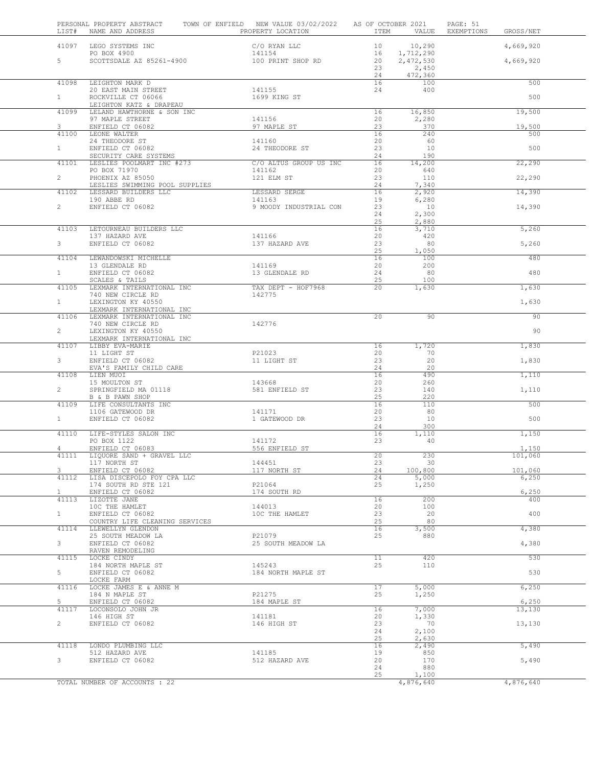PERSONAL PROPERTY ABSTRACT    TOWN OF ENFIELD    NEW VALUE 03/02/2022    AS OF OCTOBER 2021    PAGE: 51

| LIST# | NAME AND ADDRESS | PROPERTY LOCATION | ITEM | VALUE | EXEMPTIONS | GROSS/NET |
|---|---|---|---|---|---|---|
| 41097 | LEGO SYSTEMS INC | C/O RYAN LLC | 10 | 10,290 | | 4,669,920 |
| | PO BOX 4900 | 141154 | 16 | 1,712,290 | | |
| 5 | SCOTTSDALE AZ 85261-4900 | 100 PRINT SHOP RD | 20 | 2,472,530 | | 4,669,920 |
| | | | 23 | 2,450 | | |
| | | | 24 | 472,360 | | |
| 41098 | LEIGHTON MARK D | | 16 | 100 | | 500 |
| | 20 EAST MAIN STREET | 141155 | 24 | 400 | | |
| 1 | ROCKVILLE CT 06066 | 1699 KING ST | | | | 500 |
| | LEIGHTON KATZ & DRAPEAU | | | | | |
| 41099 | LELAND HAWTHORNE & SON INC | | 16 | 16,850 | | 19,500 |
| | 97 MAPLE STREET | 141156 | 20 | 2,280 | | |
| 3 | ENFIELD CT 06082 | 97 MAPLE ST | 23 | 370 | | 19,500 |
| 41100 | LEONE WALTER | | 16 | 240 | | 500 |
| | 24 THEODORE ST | 141160 | 20 | 60 | | |
| 1 | ENFIELD CT 06082 | 24 THEODORE ST | 23 | 10 | | 500 |
| | SECURITY CARE SYSTEMS | | 24 | 190 | | |
| 41101 | LESLIES POOLMART INC #273 | C/O ALTUS GROUP US INC | 16 | 14,200 | | 22,290 |
| | PO BOX 71970 | 141162 | 20 | 640 | | |
| 2 | PHOENIX AZ 85050 | 121 ELM ST | 23 | 110 | | 22,290 |
| | LESLIES SWIMMING POOL SUPPLIES | | 24 | 7,340 | | |
| 41102 | LESSARD BUILDERS LLC | LESSARD SERGE | 16 | 2,920 | | 14,390 |
| | 190 ABBE RD | 141163 | 19 | 6,280 | | |
| 2 | ENFIELD CT 06082 | 9 MOODY INDUSTRIAL CON | 23 | 10 | | 14,390 |
| | | | 24 | 2,300 | | |
| | | | 25 | 2,880 | | |
| 41103 | LETOURNEAU BUILDERS LLC | | 16 | 3,710 | | 5,260 |
| | 137 HAZARD AVE | 141166 | 20 | 420 | | |
| 3 | ENFIELD CT 06082 | 137 HAZARD AVE | 23 | 80 | | 5,260 |
| | | | 25 | 1,050 | | |
| 41104 | LEWANDOWSKI MICHELLE | | 16 | 100 | | 480 |
| | 13 GLENDALE RD | 141169 | 20 | 200 | | |
| 1 | ENFIELD CT 06082 | 13 GLENDALE RD | 24 | 80 | | 480 |
| | SCALES & TAILS | | 25 | 100 | | |
| 41105 | LEXMARK INTERNATIONAL INC | TAX DEPT - HOF7968 | 20 | 1,630 | | 1,630 |
| | 740 NEW CIRCLE RD | 142775 | | | | |
| 1 | LEXINGTON KY 40550 | | | | | 1,630 |
| | LEXMARK INTERNATIONAL INC | | | | | |
| 41106 | LEXMARK INTERNATIONAL INC | | 20 | 90 | | 90 |
| | 740 NEW CIRCLE RD | 142776 | | | | |
| 2 | LEXINGTON KY 40550 | | | | | 90 |
| | LEXMARK INTERNATIONAL INC | | | | | |
| 41107 | LIBBY EVA-MARIE | | 16 | 1,720 | | 1,830 |
| | 11 LIGHT ST | P21023 | 20 | 70 | | |
| 3 | ENFIELD CT 06082 | 11 LIGHT ST | 23 | 20 | | 1,830 |
| | EVA'S FAMILY CHILD CARE | | 24 | 20 | | |
| 41108 | LIEN MUOI | | 16 | 490 | | 1,110 |
| | 15 MOULTON ST | 143668 | 20 | 260 | | |
| 2 | SPRINGFIELD MA 01118 | 581 ENFIELD ST | 23 | 140 | | 1,110 |
| | B & B PAWN SHOP | | 25 | 220 | | |
| 41109 | LIFE CONSULTANTS INC | | 16 | 110 | | 500 |
| | 1106 GATEWOOD DR | 141171 | 20 | 80 | | |
| 1 | ENFIELD CT 06082 | 1 GATEWOOD DR | 23 | 10 | | 500 |
| | | | 24 | 300 | | |
| 41110 | LIFE-STYLES SALON INC | | 16 | 1,110 | | 1,150 |
| | PO BOX 1122 | 141172 | 23 | 40 | | |
| 4 | ENFIELD CT 06083 | 556 ENFIELD ST | | | | 1,150 |
| 41111 | LIQUORE SAND + GRAVEL LLC | | 20 | 230 | | 101,060 |
| | 117 NORTH ST | 144451 | 23 | 30 | | |
| 3 | ENFIELD CT 06082 | 117 NORTH ST | 24 | 100,800 | | 101,060 |
| 41112 | LISA DISCEPOLO FOY CPA LLC | | 24 | 5,000 | | 6,250 |
| | 174 SOUTH RD STE 121 | P21064 | 25 | 1,250 | | |
| 1 | ENFIELD CT 06082 | 174 SOUTH RD | | | | 6,250 |
| 41113 | LIZOTTE JANE | | 16 | 200 | | 400 |
| | 10C THE HAMLET | 144013 | 20 | 100 | | |
| 1 | ENFIELD CT 06082 | 10C THE HAMLET | 23 | 20 | | 400 |
| | COUNTRY LIFE CLEANING SERVICES | | 25 | 80 | | |
| 41114 | LLEWELLYN GLENDON | | 16 | 3,500 | | 4,380 |
| | 25 SOUTH MEADOW LA | P21079 | 25 | 880 | | |
| 3 | ENFIELD CT 06082 | 25 SOUTH MEADOW LA | | | | 4,380 |
| | RAVEN REMODELING | | | | | |
| 41115 | LOCKE CINDY | | 11 | 420 | | 530 |
| | 184 NORTH MAPLE ST | 145243 | 25 | 110 | | |
| 5 | ENFIELD CT 06082 | 184 NORTH MAPLE ST | | | | 530 |
| | LOCKE FARM | | | | | |
| 41116 | LOCKE JAMES E & ANNE M | | 17 | 5,000 | | 6,250 |
| | 184 N MAPLE ST | P21275 | 25 | 1,250 | | |
| 5 | ENFIELD CT 06082 | 184 MAPLE ST | | | | 6,250 |
| 41117 | LOCONSOLO JOHN JR | | 16 | 7,000 | | 13,130 |
| | 146 HIGH ST | 141181 | 20 | 1,330 | | |
| 2 | ENFIELD CT 06082 | 146 HIGH ST | 23 | 70 | | 13,130 |
| | | | 24 | 2,100 | | |
| | | | 25 | 2,630 | | |
| 41118 | LONDO PLUMBING LLC | | 16 | 2,490 | | 5,490 |
| | 512 HAZARD AVE | 141185 | 19 | 850 | | |
| 3 | ENFIELD CT 06082 | 512 HAZARD AVE | 20 | 170 | | 5,490 |
| | | | 24 | 880 | | |
| | | | 25 | 1,100 | | |
| | TOTAL NUMBER OF ACCOUNTS : 22 | | | 4,876,640 | | 4,876,640 |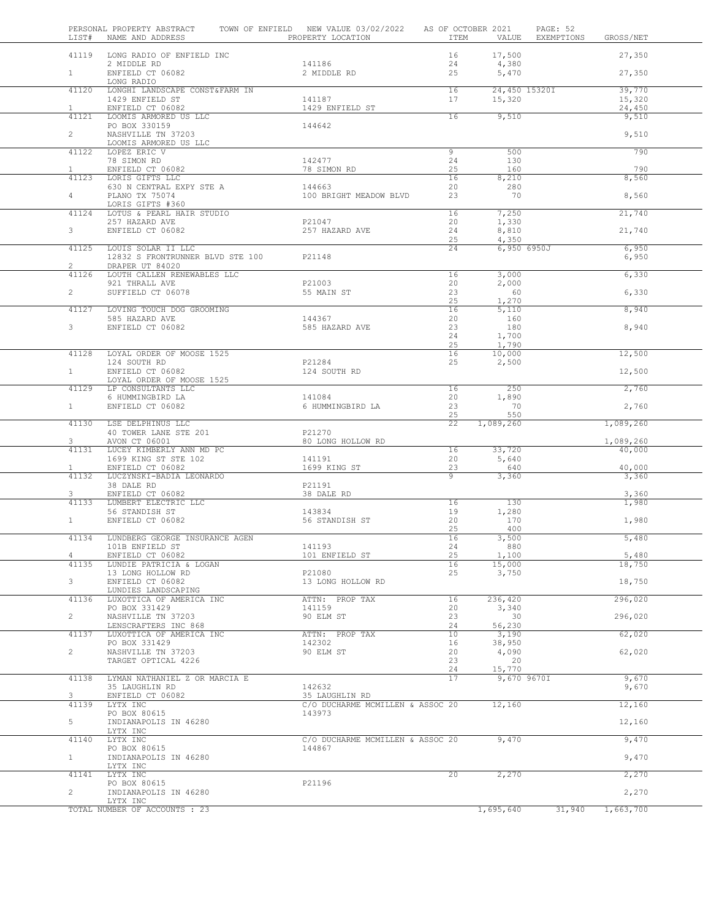PERSONAL PROPERTY ABSTRACT TOWN OF ENFIELD NEW VALUE 03/02/2022 AS OF OCTOBER 2021

| LIST# | NAME AND ADDRESS | PROPERTY LOCATION | ITEM | VALUE | EXEMPTIONS | GROSS/NET |
|---|---|---|---|---|---|---|
| 41119 | LONG RADIO OF ENFIELD INC | | 16 | 17,500 | | 27,350 |
| | 2 MIDDLE RD | 141186 | 24 | 4,380 | | |
| 1 | ENFIELD CT 06082 | 2 MIDDLE RD | 25 | 5,470 | | 27,350 |
| | LONG RADIO | | | | | |
| 41120 | LONGHI LANDSCAPE CONST&FARM IN | | 16 | 24,450 | 15320I | 39,770 |
| | 1429 ENFIELD ST | 141187 | 17 | 15,320 | | 15,320 |
| 1 | ENFIELD CT 06082 | 1429 ENFIELD ST | | | | 24,450 |
| 41121 | LOOMIS ARMORED US LLC | | 16 | 9,510 | | 9,510 |
| | PO BOX 330159 | 144642 | | | | |
| 2 | NASHVILLE TN 37203 | | | | | 9,510 |
| | LOOMIS ARMORED US LLC | | | | | |
| 41122 | LOPEZ ERIC V | | 9 | 500 | | 790 |
| | 78 SIMON RD | 142477 | 24 | 130 | | |
| 1 | ENFIELD CT 06082 | 78 SIMON RD | 25 | 160 | | 790 |
| 41123 | LORIS GIFTS LLC | | 16 | 8,210 | | 8,560 |
| | 630 N CENTRAL EXPY STE A | 144663 | 20 | 280 | | |
| 4 | PLANO TX 75074 | 100 BRIGHT MEADOW BLVD | 23 | 70 | | 8,560 |
| | LORIS GIFTS #360 | | | | | |
| 41124 | LOTUS & PEARL HAIR STUDIO | | 16 | 7,250 | | 21,740 |
| | 257 HAZARD AVE | P21047 | 20 | 1,330 | | |
| 3 | ENFIELD CT 06082 | 257 HAZARD AVE | 24 | 8,810 | | 21,740 |
| | | | 25 | 4,350 | | |
| 41125 | LOUIS SOLAR II LLC | | 24 | 6,950 | 6950J | 6,950 |
| | 12832 S FRONTRUNNER BLVD STE 100 | P21148 | | | | 6,950 |
| 2 | DRAPER UT 84020 | | | | | |
| 41126 | LOUTH CALLEN RENEWABLES LLC | | 16 | 3,000 | | 6,330 |
| | 921 THRALL AVE | P21003 | 20 | 2,000 | | |
| 2 | SUFFIELD CT 06078 | 55 MAIN ST | 23 | 60 | | 6,330 |
| | | | 25 | 1,270 | | |
| 41127 | LOVING TOUCH DOG GROOMING | | 16 | 5,110 | | 8,940 |
| | 585 HAZARD AVE | 144367 | 20 | 160 | | |
| 3 | ENFIELD CT 06082 | 585 HAZARD AVE | 23 | 180 | | 8,940 |
| | | | 24 | 1,700 | | |
| | | | 25 | 1,790 | | |
| 41128 | LOYAL ORDER OF MOOSE 1525 | | 16 | 10,000 | | 12,500 |
| | 124 SOUTH RD | P21284 | 25 | 2,500 | | |
| 1 | ENFIELD CT 06082 | 124 SOUTH RD | | | | 12,500 |
| | LOYAL ORDER OF MOOSE 1525 | | | | | |
| 41129 | LP CONSULTANTS LLC | | 16 | 250 | | 2,760 |
| | 6 HUMMINGBIRD LA | 141084 | 20 | 1,890 | | |
| 1 | ENFIELD CT 06082 | 6 HUMMINGBIRD LA | 23 | 70 | | 2,760 |
| | | | 25 | 550 | | |
| 41130 | LSE DELPHINUS LLC | | 22 | 1,089,260 | | 1,089,260 |
| | 40 TOWER LANE STE 201 | P21270 | | | | |
| 3 | AVON CT 06001 | 80 LONG HOLLOW RD | | | | 1,089,260 |
| 41131 | LUCEY KIMBERLY ANN MD PC | | 16 | 33,720 | | 40,000 |
| | 1699 KING ST STE 102 | 141191 | 20 | 5,640 | | |
| 1 | ENFIELD CT 06082 | 1699 KING ST | 23 | 640 | | 40,000 |
| 41132 | LUCZYNSKI-BADIA LEONARDO | | 9 | 3,360 | | 3,360 |
| | 38 DALE RD | P21191 | | | | |
| 3 | ENFIELD CT 06082 | 38 DALE RD | | | | 3,360 |
| 41133 | LUMBERT ELECTRIC LLC | | 16 | 130 | | 1,980 |
| | 56 STANDISH ST | 143834 | 19 | 1,280 | | |
| 1 | ENFIELD CT 06082 | 56 STANDISH ST | 20 | 170 | | 1,980 |
| | | | 25 | 400 | | |
| 41134 | LUNDBERG GEORGE INSURANCE AGEN | | 16 | 3,500 | | 5,480 |
| | 101B ENFIELD ST | 141193 | 24 | 880 | | |
| 4 | ENFIELD CT 06082 | 101 ENFIELD ST | 25 | 1,100 | | 5,480 |
| 41135 | LUNDIE PATRICIA & LOGAN | | 16 | 15,000 | | 18,750 |
| | 13 LONG HOLLOW RD | P21080 | 25 | 3,750 | | |
| 3 | ENFIELD CT 06082 | 13 LONG HOLLOW RD | | | | 18,750 |
| | LUNDIES LANDSCAPING | | | | | |
| 41136 | LUXOTTICA OF AMERICA INC | ATTN: PROP TAX | 16 | 236,420 | | 296,020 |
| | PO BOX 331429 | 141159 | 20 | 3,340 | | |
| 2 | NASHVILLE TN 37203 | 90 ELM ST | 23 | 30 | | 296,020 |
| | LENSCRAFTERS INC 868 | | 24 | 56,230 | | |
| 41137 | LUXOTTICA OF AMERICA INC | ATTN: PROP TAX | 10 | 3,190 | | 62,020 |
| | PO BOX 331429 | 142302 | 16 | 38,950 | | |
| 2 | NASHVILLE TN 37203 | 90 ELM ST | 20 | 4,090 | | 62,020 |
| | TARGET OPTICAL 4226 | | 23 | 20 | | |
| | | | 24 | 15,770 | | |
| 41138 | LYMAN NATHANIEL Z OR MARCIA E | | 17 | 9,670 | 9670I | 9,670 |
| | 35 LAUGHLIN RD | 142632 | | | | 9,670 |
| 3 | ENFIELD CT 06082 | 35 LAUGHLIN RD | | | | |
| 41139 | LYTX INC | C/O DUCHARME MCMILLEN & ASSOC | 20 | 12,160 | | 12,160 |
| | PO BOX 80615 | 143973 | | | | |
| 5 | INDIANAPOLIS IN 46280 | | | | | 12,160 |
| | LYTX INC | | | | | |
| 41140 | LYTX INC | C/O DUCHARME MCMILLEN & ASSOC | 20 | 9,470 | | 9,470 |
| | PO BOX 80615 | 144867 | | | | |
| 1 | INDIANAPOLIS IN 46280 | | | | | 9,470 |
| | LYTX INC | | | | | |
| 41141 | LYTX INC | | 20 | 2,270 | | 2,270 |
| | PO BOX 80615 | P21196 | | | | |
| 2 | INDIANAPOLIS IN 46280 | | | | | 2,270 |
| | LYTX INC | | | | | |
| | TOTAL NUMBER OF ACCOUNTS : 23 | | | 1,695,640 | 31,940 | 1,663,700 |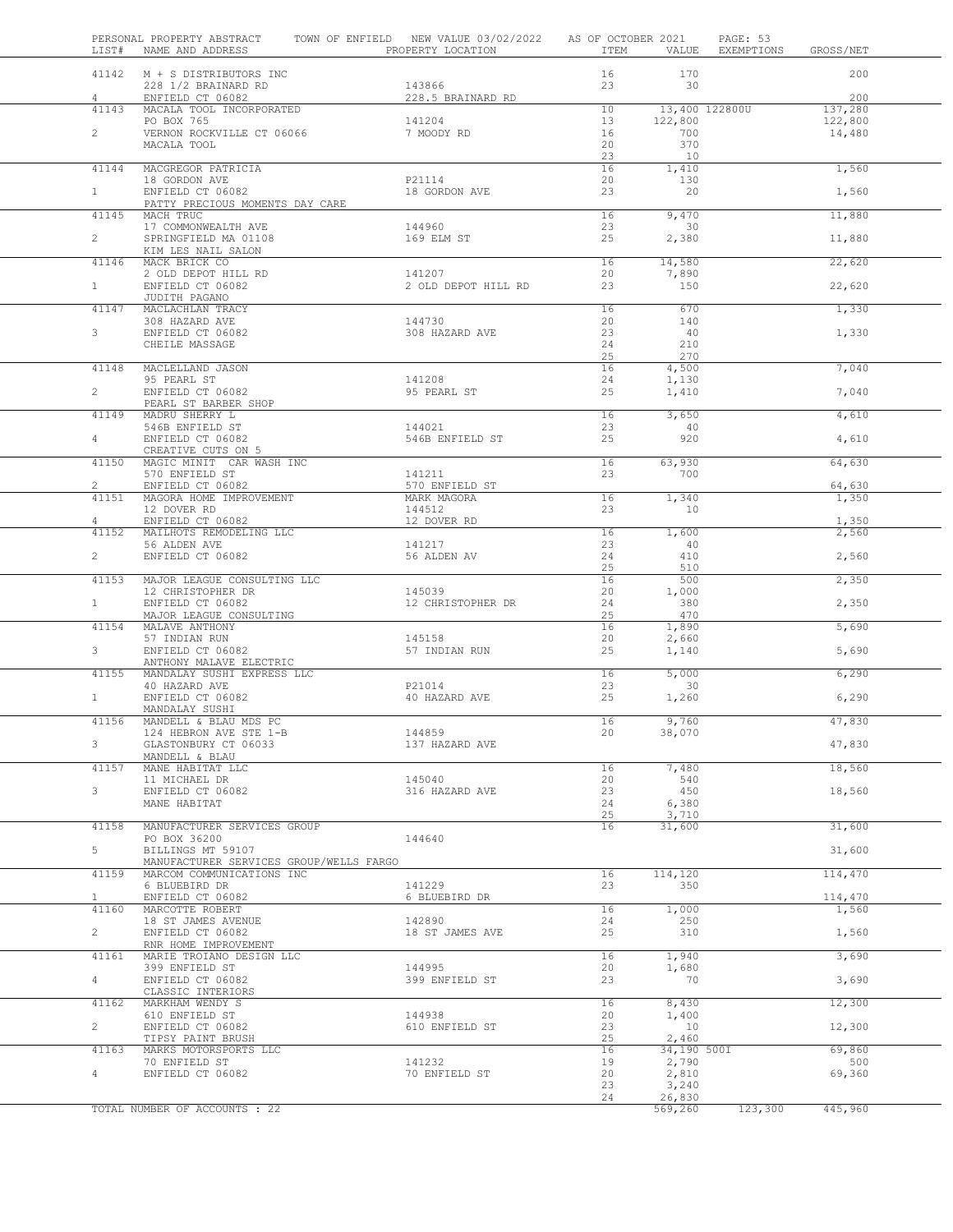PERSONAL PROPERTY ABSTRACT TOWN OF ENFIELD NEW VALUE 03/02/2022 AS OF OCTOBER 2021

| LIST# | NAME AND ADDRESS | PROPERTY LOCATION | ITEM | VALUE | EXEMPTIONS | GROSS/NET |
|---|---|---|---|---|---|---|
| 41142 | M + S DISTRIBUTORS INC | | 16 | 170 | | 200 |
| | 228 1/2 BRAINARD RD | 143866 | 23 | 30 | | |
| 4 | ENFIELD CT 06082 | 228.5 BRAINARD RD | | | | 200 |
| 41143 | MACALA TOOL INCORPORATED | | 10 | 13,400 | 122800U | 137,280 |
| | PO BOX 765 | 141204 | 13 | 122,800 | | 122,800 |
| 2 | VERNON ROCKVILLE CT 06066 | 7 MOODY RD | 16 | 700 | | 14,480 |
| | MACALA TOOL | | 20 | 370 | | |
| | | | 23 | 10 | | |
| 41144 | MACGREGOR PATRICIA | | 16 | 1,410 | | 1,560 |
| | 18 GORDON AVE | P21114 | 20 | 130 | | |
| 1 | ENFIELD CT 06082 | 18 GORDON AVE | 23 | 20 | | 1,560 |
| | PATTY PRECIOUS MOMENTS DAY CARE | | | | | |
| 41145 | MACH TRUC | | 16 | 9,470 | | 11,880 |
| | 17 COMMONWEALTH AVE | 144960 | 23 | 30 | | |
| 2 | SPRINGFIELD MA 01108 | 169 ELM ST | 25 | 2,380 | | 11,880 |
| | KIM LES NAIL SALON | | | | | |
| 41146 | MACK BRICK CO | | 16 | 14,580 | | 22,620 |
| | 2 OLD DEPOT HILL RD | 141207 | 20 | 7,890 | | |
| 1 | ENFIELD CT 06082 | 2 OLD DEPOT HILL RD | 23 | 150 | | 22,620 |
| | JUDITH PAGANO | | | | | |
| 41147 | MACLACHLAN TRACY | | 16 | 670 | | 1,330 |
| | 308 HAZARD AVE | 144730 | 20 | 140 | | |
| 3 | ENFIELD CT 06082 | 308 HAZARD AVE | 23 | 40 | | 1,330 |
| | CHEILE MASSAGE | | 24 | 210 | | |
| | | | 25 | 270 | | |
| 41148 | MACLELLAND JASON | | 16 | 4,500 | | 7,040 |
| | 95 PEARL ST | 141208 | 24 | 1,130 | | |
| 2 | ENFIELD CT 06082 | 95 PEARL ST | 25 | 1,410 | | 7,040 |
| | PEARL ST BARBER SHOP | | | | | |
| 41149 | MADRU SHERRY L | | 16 | 3,650 | | 4,610 |
| | 546B ENFIELD ST | 144021 | 23 | 40 | | |
| 4 | ENFIELD CT 06082 | 546B ENFIELD ST | 25 | 920 | | 4,610 |
| | CREATIVE CUTS ON 5 | | | | | |
| 41150 | MAGIC MINIT CAR WASH INC | | 16 | 63,930 | | 64,630 |
| | 570 ENFIELD ST | 141211 | 23 | 700 | | |
| 2 | ENFIELD CT 06082 | 570 ENFIELD ST | | | | 64,630 |
| 41151 | MAGORA HOME IMPROVEMENT | MARK MAGORA | 16 | 1,340 | | 1,350 |
| | 12 DOVER RD | 144512 | 23 | 10 | | |
| 4 | ENFIELD CT 06082 | 12 DOVER RD | | | | 1,350 |
| 41152 | MAILHOTS REMODELING LLC | | 16 | 1,600 | | 2,560 |
| | 56 ALDEN AVE | 141217 | 23 | 40 | | |
| 2 | ENFIELD CT 06082 | 56 ALDEN AV | 24 | 410 | | 2,560 |
| | | | 25 | 510 | | |
| 41153 | MAJOR LEAGUE CONSULTING LLC | | 16 | 500 | | 2,350 |
| | 12 CHRISTOPHER DR | 145039 | 20 | 1,000 | | |
| 1 | ENFIELD CT 06082 | 12 CHRISTOPHER DR | 24 | 380 | | 2,350 |
| | MAJOR LEAGUE CONSULTING | | 25 | 470 | | |
| 41154 | MALAVE ANTHONY | | 16 | 1,890 | | 5,690 |
| | 57 INDIAN RUN | 145158 | 20 | 2,660 | | |
| 3 | ENFIELD CT 06082 | 57 INDIAN RUN | 25 | 1,140 | | 5,690 |
| | ANTHONY MALAVE ELECTRIC | | | | | |
| 41155 | MANDALAY SUSHI EXPRESS LLC | | 16 | 5,000 | | 6,290 |
| | 40 HAZARD AVE | P21014 | 23 | 30 | | |
| 1 | ENFIELD CT 06082 | 40 HAZARD AVE | 25 | 1,260 | | 6,290 |
| | MANDALAY SUSHI | | | | | |
| 41156 | MANDELL & BLAU MDS PC | | 16 | 9,760 | | 47,830 |
| | 124 HEBRON AVE STE 1-B | 144859 | 20 | 38,070 | | |
| 3 | GLASTONBURY CT 06033 | 137 HAZARD AVE | | | | 47,830 |
| | MANDELL & BLAU | | | | | |
| 41157 | MANE HABITAT LLC | | 16 | 7,480 | | 18,560 |
| | 11 MICHAEL DR | 145040 | 20 | 540 | | |
| 3 | ENFIELD CT 06082 | 316 HAZARD AVE | 23 | 450 | | 18,560 |
| | MANE HABITAT | | 24 | 6,380 | | |
| | | | 25 | 3,710 | | |
| 41158 | MANUFACTURER SERVICES GROUP | | 16 | 31,600 | | 31,600 |
| | PO BOX 36200 | 144640 | | | | |
| 5 | BILLINGS MT 59107 | | | | | 31,600 |
| | MANUFACTURER SERVICES GROUP/WELLS FARGO | | | | | |
| 41159 | MARCOM COMMUNICATIONS INC | | 16 | 114,120 | | 114,470 |
| | 6 BLUEBIRD DR | 141229 | 23 | 350 | | |
| 1 | ENFIELD CT 06082 | 6 BLUEBIRD DR | | | | 114,470 |
| 41160 | MARCOTTE ROBERT | | 16 | 1,000 | | 1,560 |
| | 18 ST JAMES AVENUE | 142890 | 24 | 250 | | |
| 2 | ENFIELD CT 06082 | 18 ST JAMES AVE | 25 | 310 | | 1,560 |
| | RNR HOME IMPROVEMENT | | | | | |
| 41161 | MARIE TROIANO DESIGN LLC | | 16 | 1,940 | | 3,690 |
| | 399 ENFIELD ST | 144995 | 20 | 1,680 | | |
| 4 | ENFIELD CT 06082 | 399 ENFIELD ST | 23 | 70 | | 3,690 |
| | CLASSIC INTERIORS | | | | | |
| 41162 | MARKHAM WENDY S | | 16 | 8,430 | | 12,300 |
| | 610 ENFIELD ST | 144938 | 20 | 1,400 | | |
| 2 | ENFIELD CT 06082 | 610 ENFIELD ST | 23 | 10 | | 12,300 |
| | TIPSY PAINT BRUSH | | 25 | 2,460 | | |
| 41163 | MARKS MOTORSPORTS LLC | | 16 | 34,190 | 500I | 69,860 |
| | 70 ENFIELD ST | 141232 | 19 | 2,790 | | 500 |
| 4 | ENFIELD CT 06082 | 70 ENFIELD ST | 20 | 2,810 | | 69,360 |
| | | | 23 | 3,240 | | |
| | | | 24 | 26,830 | | |
| | TOTAL NUMBER OF ACCOUNTS : 22 | | | 569,260 | 123,300 | 445,960 |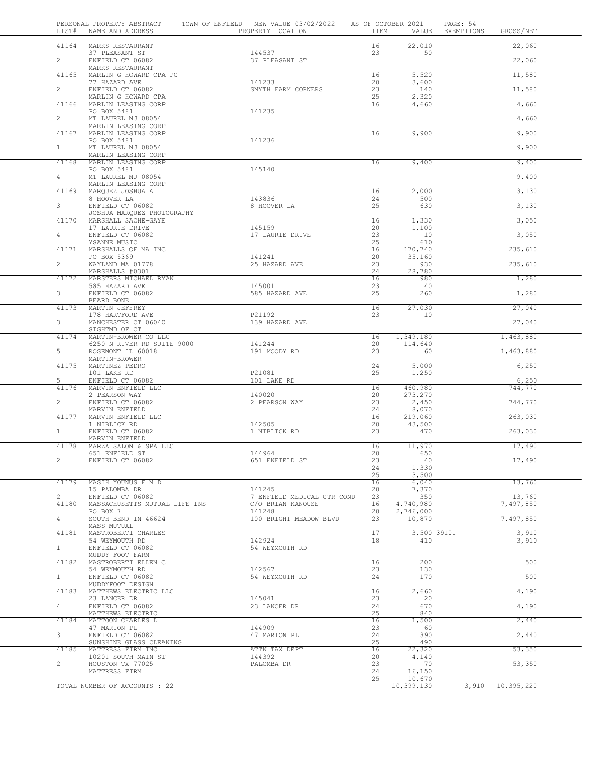PERSONAL PROPERTY ABSTRACT TOWN OF ENFIELD NEW VALUE 03/02/2022 AS OF OCTOBER 2021

| LIST# | NAME AND ADDRESS | PROPERTY LOCATION | ITEM | VALUE | EXEMPTIONS | GROSS/NET |
|---|---|---|---|---|---|---|
| 41164 | MARKS RESTAURANT | | 16 | 22,010 | | 22,060 |
| | 37 PLEASANT ST | 144537 | 23 | 50 | | |
| 2 | ENFIELD CT 06082 | 37 PLEASANT ST | | | | 22,060 |
| | MARKS RESTAURANT | | | | | |
| 41165 | MARLIN G HOWARD CPA PC | | 16 | 5,520 | | 11,580 |
| | 77 HAZARD AVE | 141233 | 20 | 3,600 | | |
| 2 | ENFIELD CT 06082 | SMYTH FARM CORNERS | 23 | 140 | | 11,580 |
| | MARLIN G HOWARD CPA | | 25 | 2,320 | | |
| 41166 | MARLIN LEASING CORP | | 16 | 4,660 | | 4,660 |
| | PO BOX 5481 | 141235 | | | | |
| 2 | MT LAUREL NJ 08054 | | | | | 4,660 |
| | MARLIN LEASING CORP | | | | | |
| 41167 | MARLIN LEASING CORP | | 16 | 9,900 | | 9,900 |
| | PO BOX 5481 | 141236 | | | | |
| 1 | MT LAUREL NJ 08054 | | | | | 9,900 |
| | MARLIN LEASING CORP | | | | | |
| 41168 | MARLIN LEASING CORP | | 16 | 9,400 | | 9,400 |
| | PO BOX 5481 | 145140 | | | | |
| 4 | MT LAUREL NJ 08054 | | | | | 9,400 |
| | MARLIN LEASING CORP | | | | | |
| 41169 | MARQUEZ JOSHUA A | | 16 | 2,000 | | 3,130 |
| | 8 HOOVER LA | 143836 | 24 | 500 | | |
| 3 | ENFIELD CT 06082 | 8 HOOVER LA | 25 | 630 | | 3,130 |
| | JOSHUA MARQUEZ PHOTOGRAPHY | | | | | |
| 41170 | MARSHALL SACHE-GAYE | | 16 | 1,330 | | 3,050 |
| | 17 LAURIE DRIVE | 145159 | 20 | 1,100 | | |
| 4 | ENFIELD CT 06082 | 17 LAURIE DRIVE | 23 | 10 | | 3,050 |
| | YSANNE MUSIC | | 25 | 610 | | |
| 41171 | MARSHALLS OF MA INC | | 16 | 170,740 | | 235,610 |
| | PO BOX 5369 | 141241 | 20 | 35,160 | | |
| 2 | WAYLAND MA 01778 | 25 HAZARD AVE | 23 | 930 | | 235,610 |
| | MARSHALLS #0301 | | 24 | 28,780 | | |
| 41172 | MARSTERS MICHAEL RYAN | | 16 | 980 | | 1,280 |
| | 585 HAZARD AVE | 145001 | 23 | 40 | | |
| 3 | ENFIELD CT 06082 | 585 HAZARD AVE | 25 | 260 | | 1,280 |
| | BEARD BONE | | | | | |
| 41173 | MARTIN JEFFREY | | 16 | 27,030 | | 27,040 |
| | 178 HARTFORD AVE | P21192 | 23 | 10 | | |
| 3 | MANCHESTER CT 06040 | 139 HAZARD AVE | | | | 27,040 |
| | SIGHTMD OF CT | | | | | |
| 41174 | MARTIN-BROWER CO LLC | | 16 | 1,349,180 | | 1,463,880 |
| | 6250 N RIVER RD SUITE 9000 | 141244 | 20 | 114,640 | | |
| 5 | ROSEMONT IL 60018 | 191 MOODY RD | 23 | 60 | | 1,463,880 |
| | MARTIN-BROWER | | | | | |
| 41175 | MARTINEZ PEDRO | | 24 | 5,000 | | 6,250 |
| | 101 LAKE RD | P21081 | 25 | 1,250 | | |
| 5 | ENFIELD CT 06082 | 101 LAKE RD | | | | 6,250 |
| 41176 | MARVIN ENFIELD LLC | | 16 | 460,980 | | 744,770 |
| | 2 PEARSON WAY | 140020 | 20 | 273,270 | | |
| 2 | ENFIELD CT 06082 | 2 PEARSON WAY | 23 | 2,450 | | 744,770 |
| | MARVIN ENFIELD | | 24 | 8,070 | | |
| 41177 | MARVIN ENFIELD LLC | | 16 | 219,060 | | 263,030 |
| | 1 NIBLICK RD | 142505 | 20 | 43,500 | | |
| 1 | ENFIELD CT 06082 | 1 NIBLICK RD | 23 | 470 | | 263,030 |
| | MARVIN ENFIELD | | | | | |
| 41178 | MARZA SALON & SPA LLC | | 16 | 11,970 | | 17,490 |
| | 651 ENFIELD ST | 144964 | 20 | 650 | | |
| 2 | ENFIELD CT 06082 | 651 ENFIELD ST | 23 | 40 | | 17,490 |
| | | | 24 | 1,330 | | |
| | | | 25 | 3,500 | | |
| 41179 | MASIH YOUNUS F M D | | 16 | 6,040 | | 13,760 |
| | 15 PALOMBA DR | 141245 | 20 | 7,370 | | |
| 2 | ENFIELD CT 06082 | 7 ENFIELD MEDICAL CTR COND | 23 | 350 | | 13,760 |
| 41180 | MASSACHUSETTS MUTUAL LIFE INS | C/O BRIAN KANOUSE | 16 | 4,740,980 | | 7,497,850 |
| | PO BOX 7 | 141248 | 20 | 2,746,000 | | |
| 4 | SOUTH BEND IN 46624 | 100 BRIGHT MEADOW BLVD | 23 | 10,870 | | 7,497,850 |
| | MASS MUTUAL | | | | | |
| 41181 | MASTROBERTI CHARLES | | 17 | 3,500 | 3910I | 3,910 |
| | 54 WEYMOUTH RD | 142924 | 18 | 410 | | 3,910 |
| 1 | ENFIELD CT 06082 | 54 WEYMOUTH RD | | | | |
| | MUDDY FOOT FARM | | | | | |
| 41182 | MASTROBERTI ELLEN C | | 16 | 200 | | 500 |
| | 54 WEYMOUTH RD | 142567 | 23 | 130 | | |
| 1 | ENFIELD CT 06082 | 54 WEYMOUTH RD | 24 | 170 | | 500 |
| | MUDDYFOOT DESIGN | | | | | |
| 41183 | MATTHEWS ELECTRIC LLC | | 16 | 2,660 | | 4,190 |
| | 23 LANCER DR | 145041 | 23 | 20 | | |
| 4 | ENFIELD CT 06082 | 23 LANCER DR | 24 | 670 | | 4,190 |
| | MATTHEWS ELECTRIC | | 25 | 840 | | |
| 41184 | MATTOON CHARLES L | | 16 | 1,500 | | 2,440 |
| | 47 MARION PL | 144909 | 23 | 60 | | |
| 3 | ENFIELD CT 06082 | 47 MARION PL | 24 | 390 | | 2,440 |
| | SUNSHINE GLASS CLEANING | | 25 | 490 | | |
| 41185 | MATTRESS FIRM INC | ATTN TAX DEPT | 16 | 22,320 | | 53,350 |
| | 10201 SOUTH MAIN ST | 144392 | 20 | 4,140 | | |
| 2 | HOUSTON TX 77025 | PALOMBA DR | 23 | 70 | | 53,350 |
| | MATTRESS FIRM | | 24 | 16,150 | | |
| | | | 25 | 10,670 | | |
| | TOTAL NUMBER OF ACCOUNTS : 22 | | | 10,399,130 | 3,910 | 10,395,220 |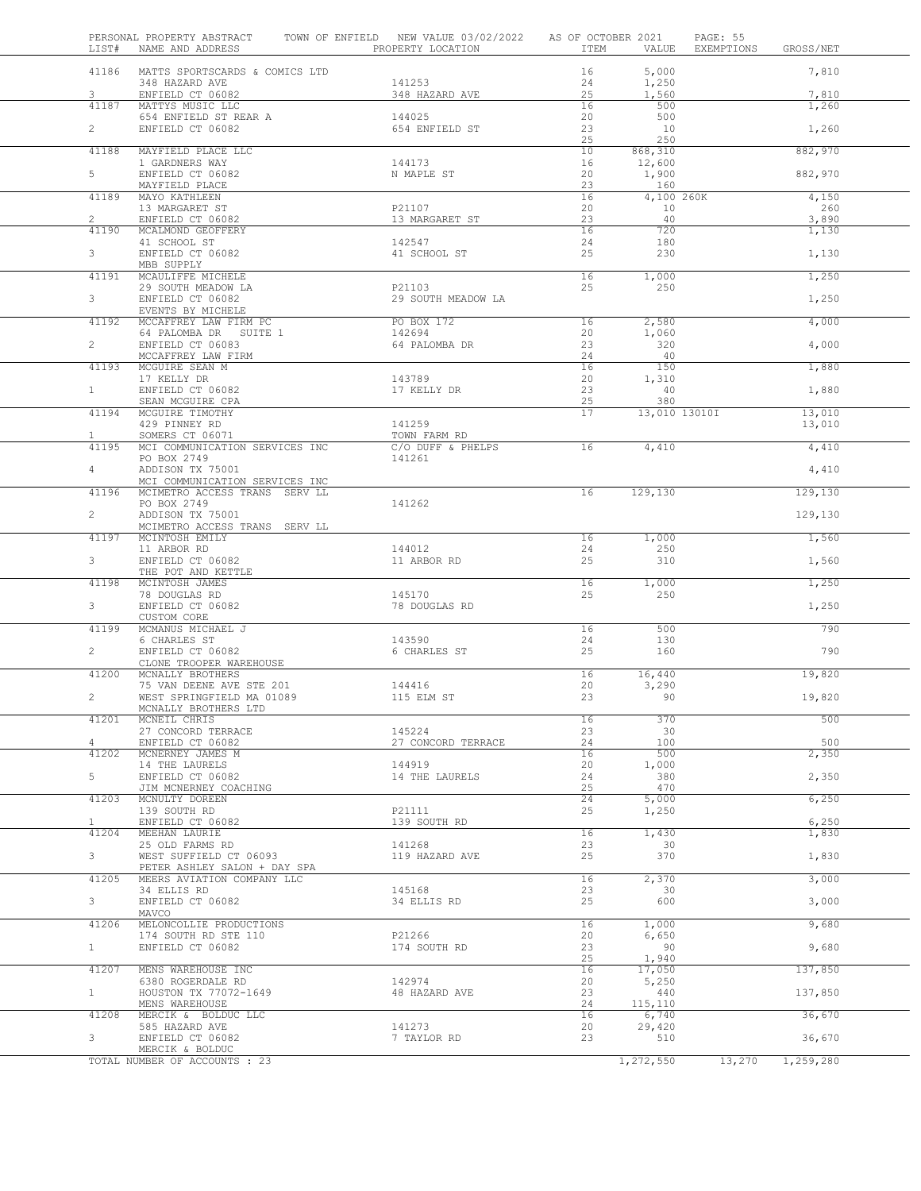PERSONAL PROPERTY ABSTRACT    TOWN OF ENFIELD    NEW VALUE 03/02/2022    AS OF OCTOBER 2021

| LIST# | NAME AND ADDRESS | PROPERTY LOCATION | ITEM | VALUE | EXEMPTIONS | GROSS/NET |
|---|---|---|---|---|---|---|
| 41186 | MATTS SPORTSCARDS & COMICS LTD | | 16 | 5,000 | | 7,810 |
| | 348 HAZARD AVE | 141253 | 24 | 1,250 | | |
| 3 | ENFIELD CT 06082 | 348 HAZARD AVE | 25 | 1,560 | | 7,810 |
| 41187 | MATTYS MUSIC LLC | | 16 | 500 | | 1,260 |
| | 654 ENFIELD ST REAR A | 144025 | 20 | 500 | | |
| 2 | ENFIELD CT 06082 | 654 ENFIELD ST | 23 | 10 | | 1,260 |
| | | | 25 | 250 | | |
| 41188 | MAYFIELD PLACE LLC | | 10 | 868,310 | | 882,970 |
| | 1 GARDNERS WAY | 144173 | 16 | 12,600 | | |
| 5 | ENFIELD CT 06082 | N MAPLE ST | 20 | 1,900 | | 882,970 |
| | MAYFIELD PLACE | | 23 | 160 | | |
| 41189 | MAYO KATHLEEN | | 16 | 4,100 | 260K | 4,150 |
| | 13 MARGARET ST | P21107 | 20 | 10 | | 260 |
| 2 | ENFIELD CT 06082 | 13 MARGARET ST | 23 | 40 | | 3,890 |
| 41190 | MCALMOND GEOFFERY | | 16 | 720 | | 1,130 |
| | 41 SCHOOL ST | 142547 | 24 | 180 | | |
| 3 | ENFIELD CT 06082 | 41 SCHOOL ST | 25 | 230 | | 1,130 |
| | MBB SUPPLY | | | | | |
| 41191 | MCAULIFFE MICHELE | | 16 | 1,000 | | 1,250 |
| | 29 SOUTH MEADOW LA | P21103 | 25 | 250 | | |
| 3 | ENFIELD CT 06082 | 29 SOUTH MEADOW LA | | | | 1,250 |
| | EVENTS BY MICHELE | | | | | |
| 41192 | MCCAFFREY LAW FIRM PC | PO BOX 172 | 16 | 2,580 | | 4,000 |
| | 64 PALOMBA DR SUITE 1 | 142694 | 20 | 1,060 | | |
| 2 | ENFIELD CT 06083 | 64 PALOMBA DR | 23 | 320 | | 4,000 |
| | MCCAFFREY LAW FIRM | | 24 | 40 | | |
| 41193 | MCGUIRE SEAN M | | 16 | 150 | | 1,880 |
| | 17 KELLY DR | 143789 | 20 | 1,310 | | |
| 1 | ENFIELD CT 06082 | 17 KELLY DR | 23 | 40 | | 1,880 |
| | SEAN MCGUIRE CPA | | 25 | 380 | | |
| 41194 | MCGUIRE TIMOTHY | | 17 | 13,010 | 13010I | 13,010 |
| | 429 PINNEY RD | 141259 | | | | 13,010 |
| 1 | SOMERS CT 06071 | TOWN FARM RD | | | | |
| 41195 | MCI COMMUNICATION SERVICES INC | C/O DUFF & PHELPS | 16 | 4,410 | | 4,410 |
| | PO BOX 2749 | 141261 | | | | |
| 4 | ADDISON TX 75001 | | | | | 4,410 |
| | MCI COMMUNICATION SERVICES INC | | | | | |
| 41196 | MCIMETRO ACCESS TRANS SERV LL | | 16 | 129,130 | | 129,130 |
| | PO BOX 2749 | 141262 | | | | |
| 2 | ADDISON TX 75001 | | | | | 129,130 |
| | MCIMETRO ACCESS TRANS SERV LL | | | | | |
| 41197 | MCINTOSH EMILY | | 16 | 1,000 | | 1,560 |
| | 11 ARBOR RD | 144012 | 24 | 250 | | |
| 3 | ENFIELD CT 06082 | 11 ARBOR RD | 25 | 310 | | 1,560 |
| | THE POT AND KETTLE | | | | | |
| 41198 | MCINTOSH JAMES | | 16 | 1,000 | | 1,250 |
| | 78 DOUGLAS RD | 145170 | 25 | 250 | | |
| 3 | ENFIELD CT 06082 | 78 DOUGLAS RD | | | | 1,250 |
| | CUSTOM CORE | | | | | |
| 41199 | MCMANUS MICHAEL J | | 16 | 500 | | 790 |
| | 6 CHARLES ST | 143590 | 24 | 130 | | |
| 2 | ENFIELD CT 06082 | 6 CHARLES ST | 25 | 160 | | 790 |
| | CLONE TROOPER WAREHOUSE | | | | | |
| 41200 | MCNALLY BROTHERS | | 16 | 16,440 | | 19,820 |
| | 75 VAN DEENE AVE STE 201 | 144416 | 20 | 3,290 | | |
| 2 | WEST SPRINGFIELD MA 01089 | 115 ELM ST | 23 | 90 | | 19,820 |
| | MCNALLY BROTHERS LTD | | | | | |
| 41201 | MCNEIL CHRIS | | 16 | 370 | | 500 |
| | 27 CONCORD TERRACE | 145224 | 23 | 30 | | |
| 4 | ENFIELD CT 06082 | 27 CONCORD TERRACE | 24 | 100 | | 500 |
| 41202 | MCNERNEY JAMES M | | 16 | 500 | | 2,350 |
| | 14 THE LAURELS | 144919 | 20 | 1,000 | | |
| 5 | ENFIELD CT 06082 | 14 THE LAURELS | 24 | 380 | | 2,350 |
| | JIM MCNERNEY COACHING | | 25 | 470 | | |
| 41203 | MCNULTY DOREEN | | 24 | 5,000 | | 6,250 |
| | 139 SOUTH RD | P21111 | 25 | 1,250 | | |
| 1 | ENFIELD CT 06082 | 139 SOUTH RD | | | | 6,250 |
| 41204 | MEEHAN LAURIE | | 16 | 1,430 | | 1,830 |
| | 25 OLD FARMS RD | 141268 | 23 | 30 | | |
| 3 | WEST SUFFIELD CT 06093 | 119 HAZARD AVE | 25 | 370 | | 1,830 |
| | PETER ASHLEY SALON + DAY SPA | | | | | |
| 41205 | MEERS AVIATION COMPANY LLC | | 16 | 2,370 | | 3,000 |
| | 34 ELLIS RD | 145168 | 23 | 30 | | |
| 3 | ENFIELD CT 06082 | 34 ELLIS RD | 25 | 600 | | 3,000 |
| | MAVCO | | | | | |
| 41206 | MELONCOLLIE PRODUCTIONS | | 16 | 1,000 | | 9,680 |
| | 174 SOUTH RD STE 110 | P21266 | 20 | 6,650 | | |
| 1 | ENFIELD CT 06082 | 174 SOUTH RD | 23 | 90 | | 9,680 |
| | | | 25 | 1,940 | | |
| 41207 | MENS WAREHOUSE INC | | 16 | 17,050 | | 137,850 |
| | 6380 ROGERDALE RD | 142974 | 20 | 5,250 | | |
| 1 | HOUSTON TX 77072-1649 | 48 HAZARD AVE | 23 | 440 | | 137,850 |
| | MENS WAREHOUSE | | 24 | 115,110 | | |
| 41208 | MERCIK & BOLDUC LLC | | 16 | 6,740 | | 36,670 |
| | 585 HAZARD AVE | 141273 | 20 | 29,420 | | |
| 3 | ENFIELD CT 06082 | 7 TAYLOR RD | 23 | 510 | | 36,670 |
| | MERCIK & BOLDUC | | | | | |
| | TOTAL NUMBER OF ACCOUNTS : 23 | | | 1,272,550 | 13,270 | 1,259,280 |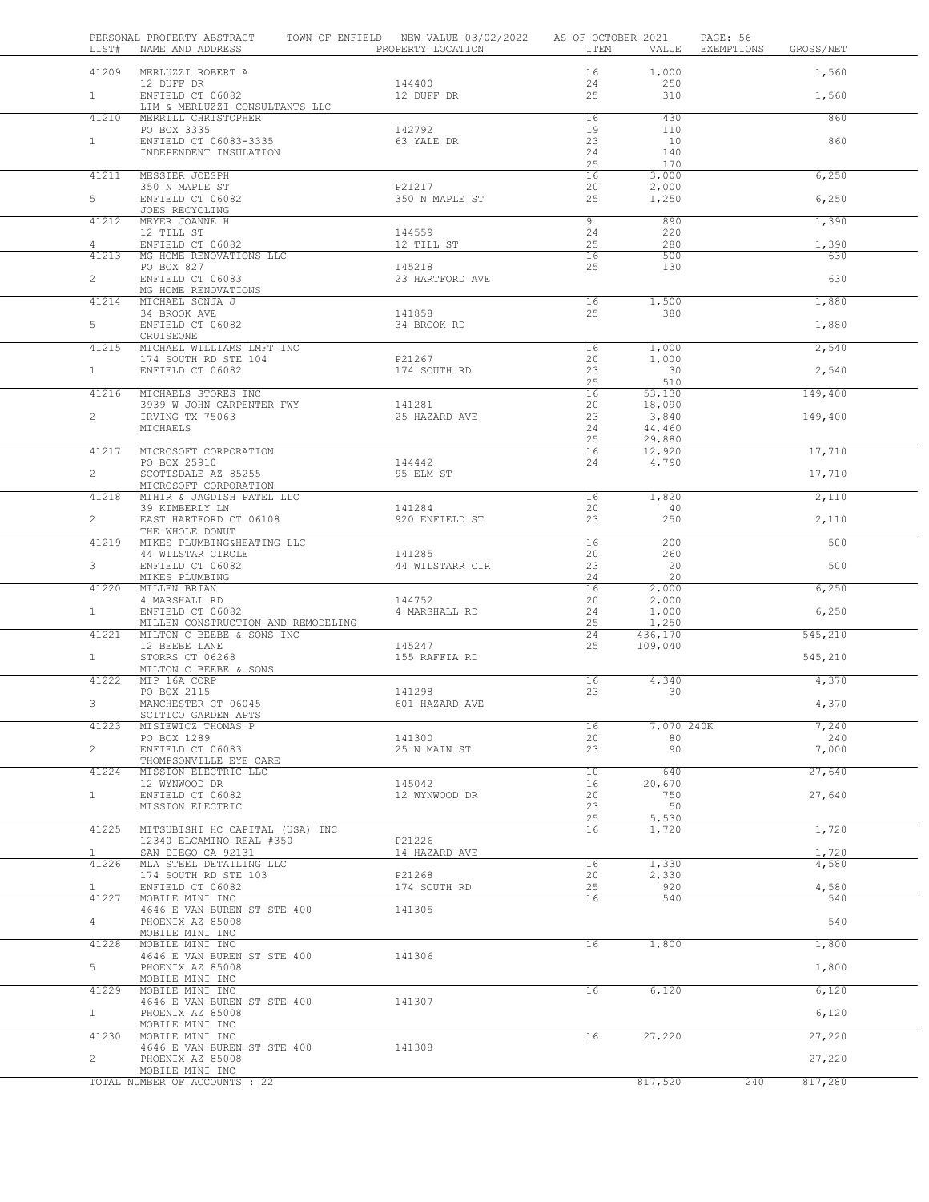PERSONAL PROPERTY ABSTRACT    TOWN OF ENFIELD    NEW VALUE 03/02/2022    AS OF OCTOBER 2021    PAGE: 56

| LIST# | NAME AND ADDRESS | PROPERTY LOCATION | ITEM | VALUE | EXEMPTIONS | GROSS/NET |
|---|---|---|---|---|---|---|
| 41209 | MERLUZZI ROBERT A | | 16 | 1,000 | | 1,560 |
| | 12 DUFF DR | 144400 | 24 | 250 | | |
| 1 | ENFIELD CT 06082 | 12 DUFF DR | 25 | 310 | | 1,560 |
| | LIM & MERLUZZI CONSULTANTS LLC | | | | | |
| 41210 | MERRILL CHRISTOPHER | | 16 | 430 | | 860 |
| | PO BOX 3335 | 142792 | 19 | 110 | | |
| 1 | ENFIELD CT 06083-3335 | 63 YALE DR | 23 | 10 | | 860 |
| | INDEPENDENT INSULATION | | 24 | 140 | | |
| | | | 25 | 170 | | |
| 41211 | MESSIER JOESPH | | 16 | 3,000 | | 6,250 |
| | 350 N MAPLE ST | P21217 | 20 | 2,000 | | |
| 5 | ENFIELD CT 06082 | 350 N MAPLE ST | 25 | 1,250 | | 6,250 |
| | JOES RECYCLING | | | | | |
| 41212 | MEYER JOANNE H | | 9 | 890 | | 1,390 |
| | 12 TILL ST | 144559 | 24 | 220 | | |
| 4 | ENFIELD CT 06082 | 12 TILL ST | 25 | 280 | | 1,390 |
| 41213 | MG HOME RENOVATIONS LLC | | 16 | 500 | | 630 |
| | PO BOX 827 | 145218 | 25 | 130 | | |
| 2 | ENFIELD CT 06083 | 23 HARTFORD AVE | | | | 630 |
| | MG HOME RENOVATIONS | | | | | |
| 41214 | MICHAEL SONJA J | | 16 | 1,500 | | 1,880 |
| | 34 BROOK AVE | 141858 | 25 | 380 | | |
| 5 | ENFIELD CT 06082 | 34 BROOK RD | | | | 1,880 |
| | CRUISEONE | | | | | |
| 41215 | MICHAEL WILLIAMS LMFT INC | | 16 | 1,000 | | 2,540 |
| | 174 SOUTH RD STE 104 | P21267 | 20 | 1,000 | | |
| 1 | ENFIELD CT 06082 | 174 SOUTH RD | 23 | 30 | | 2,540 |
| | | | 25 | 510 | | |
| 41216 | MICHAELS STORES INC | | 16 | 53,130 | | 149,400 |
| | 3939 W JOHN CARPENTER FWY | 141281 | 20 | 18,090 | | |
| 2 | IRVING TX 75063 | 25 HAZARD AVE | 23 | 3,840 | | 149,400 |
| | MICHAELS | | 24 | 44,460 | | |
| | | | 25 | 29,880 | | |
| 41217 | MICROSOFT CORPORATION | | 16 | 12,920 | | 17,710 |
| | PO BOX 25910 | 144442 | 24 | 4,790 | | |
| 2 | SCOTTSDALE AZ 85255 | 95 ELM ST | | | | 17,710 |
| | MICROSOFT CORPORATION | | | | | |
| 41218 | MIHIR & JAGDISH PATEL LLC | | 16 | 1,820 | | 2,110 |
| | 39 KIMBERLY LN | 141284 | 20 | 40 | | |
| 2 | EAST HARTFORD CT 06108 | 920 ENFIELD ST | 23 | 250 | | 2,110 |
| | THE WHOLE DONUT | | | | | |
| 41219 | MIKES PLUMBING&HEATING LLC | | 16 | 200 | | 500 |
| | 44 WILSTAR CIRCLE | 141285 | 20 | 260 | | |
| 3 | ENFIELD CT 06082 | 44 WILSTARR CIR | 23 | 20 | | 500 |
| | MIKES PLUMBING | | 24 | 20 | | |
| 41220 | MILLEN BRIAN | | 16 | 2,000 | | 6,250 |
| | 4 MARSHALL RD | 144752 | 20 | 2,000 | | |
| 1 | ENFIELD CT 06082 | 4 MARSHALL RD | 24 | 1,000 | | 6,250 |
| | MILLEN CONSTRUCTION AND REMODELING | | 25 | 1,250 | | |
| 41221 | MILTON C BEEBE & SONS INC | | 24 | 436,170 | | 545,210 |
| | 12 BEEBE LANE | 145247 | 25 | 109,040 | | |
| 1 | STORRS CT 06268 | 155 RAFFIA RD | | | | 545,210 |
| | MILTON C BEEBE & SONS | | | | | |
| 41222 | MIP 16A CORP | | 16 | 4,340 | | 4,370 |
| | PO BOX 2115 | 141298 | 23 | 30 | | |
| 3 | MANCHESTER CT 06045 | 601 HAZARD AVE | | | | 4,370 |
| | SCITICO GARDEN APTS | | | | | |
| 41223 | MISIEWICZ THOMAS P | | 16 | 7,070 | 240K | 7,240 |
| | PO BOX 1289 | 141300 | 20 | 80 | | 240 |
| 2 | ENFIELD CT 06083 | 25 N MAIN ST | 23 | 90 | | 7,000 |
| | THOMPSONVILLE EYE CARE | | | | | |
| 41224 | MISSION ELECTRIC LLC | | 10 | 640 | | 27,640 |
| | 12 WYNWOOD DR | 145042 | 16 | 20,670 | | |
| 1 | ENFIELD CT 06082 | 12 WYNWOOD DR | 20 | 750 | | 27,640 |
| | MISSION ELECTRIC | | 23 | 50 | | |
| | | | 25 | 5,530 | | |
| 41225 | MITSUBISHI HC CAPITAL (USA) INC | | 16 | 1,720 | | 1,720 |
| | 12340 ELCAMINO REAL #350 | P21226 | | | | |
| 1 | SAN DIEGO CA 92131 | 14 HAZARD AVE | | | | 1,720 |
| 41226 | MLA STEEL DETAILING LLC | | 16 | 1,330 | | 4,580 |
| | 174 SOUTH RD STE 103 | P21268 | 20 | 2,330 | | |
| 1 | ENFIELD CT 06082 | 174 SOUTH RD | 25 | 920 | | 4,580 |
| 41227 | MOBILE MINI INC | | 16 | 540 | | 540 |
| | 4646 E VAN BUREN ST STE 400 | 141305 | | | | |
| 4 | PHOENIX AZ 85008 | | | | | 540 |
| | MOBILE MINI INC | | | | | |
| 41228 | MOBILE MINI INC | | 16 | 1,800 | | 1,800 |
| | 4646 E VAN BUREN ST STE 400 | 141306 | | | | |
| 5 | PHOENIX AZ 85008 | | | | | 1,800 |
| | MOBILE MINI INC | | | | | |
| 41229 | MOBILE MINI INC | | 16 | 6,120 | | 6,120 |
| | 4646 E VAN BUREN ST STE 400 | 141307 | | | | |
| 1 | PHOENIX AZ 85008 | | | | | 6,120 |
| | MOBILE MINI INC | | | | | |
| 41230 | MOBILE MINI INC | | 16 | 27,220 | | 27,220 |
| | 4646 E VAN BUREN ST STE 400 | 141308 | | | | |
| 2 | PHOENIX AZ 85008 | | | | | 27,220 |
| | MOBILE MINI INC | | | | | |
| | TOTAL NUMBER OF ACCOUNTS : 22 | | | 817,520 | 240 | 817,280 |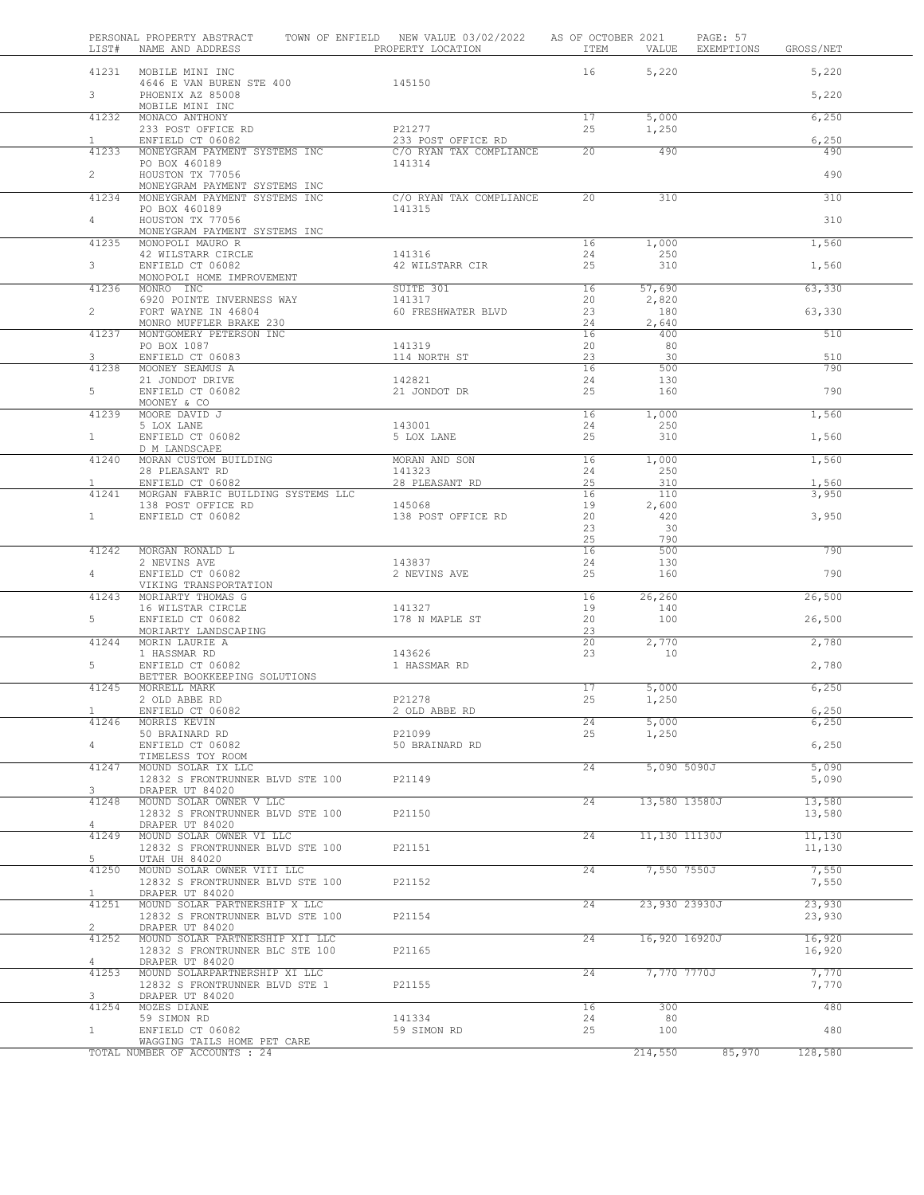PERSONAL PROPERTY ABSTRACT TOWN OF ENFIELD NEW VALUE 03/02/2022 AS OF OCTOBER 2021 PAGE: 57

| LIST# | NAME AND ADDRESS | PROPERTY LOCATION | ITEM | VALUE | EXEMPTIONS | GROSS/NET |
|---|---|---|---|---|---|---|
| 41231 | MOBILE MINI INC | | 16 | 5,220 | | 5,220 |
| | 4646 E VAN BUREN STE 400 | 145150 | | | | |
| 3 | PHOENIX AZ 85008 | | | | | 5,220 |
| | MOBILE MINI INC | | | | | |
| 41232 | MONACO ANTHONY | | 17 | 5,000 | | 6,250 |
| | 233 POST OFFICE RD | P21277 | 25 | 1,250 | | |
| 1 | ENFIELD CT 06082 | 233 POST OFFICE RD | | | | 6,250 |
| 41233 | MONEYGRAM PAYMENT SYSTEMS INC | C/O RYAN TAX COMPLIANCE | 20 | 490 | | 490 |
| | PO BOX 460189 | 141314 | | | | |
| 2 | HOUSTON TX 77056 | | | | | 490 |
| | MONEYGRAM PAYMENT SYSTEMS INC | | | | | |
| 41234 | MONEYGRAM PAYMENT SYSTEMS INC | C/O RYAN TAX COMPLIANCE | 20 | 310 | | 310 |
| | PO BOX 460189 | 141315 | | | | |
| 4 | HOUSTON TX 77056 | | | | | 310 |
| | MONEYGRAM PAYMENT SYSTEMS INC | | | | | |
| 41235 | MONOPOLI MAURO R | | 16 | 1,000 | | 1,560 |
| | 42 WILSTARR CIRCLE | 141316 | 24 | 250 | | |
| 3 | ENFIELD CT 06082 | 42 WILSTARR CIR | 25 | 310 | | 1,560 |
| | MONOPOLI HOME IMPROVEMENT | | | | | |
| 41236 | MONRO INC | SUITE 301 | 16 | 57,690 | | 63,330 |
| | 6920 POINTE INVERNESS WAY | 141317 | 20 | 2,820 | | |
| 2 | FORT WAYNE IN 46804 | 60 FRESHWATER BLVD | 23 | 180 | | 63,330 |
| | MONRO MUFFLER BRAKE 230 | | 24 | 2,640 | | |
| 41237 | MONTGOMERY PETERSON INC | | 16 | 400 | | 510 |
| | PO BOX 1087 | 141319 | 20 | 80 | | |
| 3 | ENFIELD CT 06083 | 114 NORTH ST | 23 | 30 | | 510 |
| 41238 | MOONEY SEAMUS A | | 16 | 500 | | 790 |
| | 21 JONDOT DRIVE | 142821 | 24 | 130 | | |
| 5 | ENFIELD CT 06082 | 21 JONDOT DR | 25 | 160 | | 790 |
| | MOONEY & CO | | | | | |
| 41239 | MOORE DAVID J | | 16 | 1,000 | | 1,560 |
| | 5 LOX LANE | 143001 | 24 | 250 | | |
| 1 | ENFIELD CT 06082 | 5 LOX LANE | 25 | 310 | | 1,560 |
| | D M LANDSCAPE | | | | | |
| 41240 | MORAN CUSTOM BUILDING | MORAN AND SON | 16 | 1,000 | | 1,560 |
| | 28 PLEASANT RD | 141323 | 24 | 250 | | |
| 1 | ENFIELD CT 06082 | 28 PLEASANT RD | 25 | 310 | | 1,560 |
| 41241 | MORGAN FABRIC BUILDING SYSTEMS LLC | | 16 | 110 | | 3,950 |
| | 138 POST OFFICE RD | 145068 | 19 | 2,600 | | |
| 1 | ENFIELD CT 06082 | 138 POST OFFICE RD | 20 | 420 | | 3,950 |
| | | | 23 | 30 | | |
| | | | 25 | 790 | | |
| 41242 | MORGAN RONALD L | | 16 | 500 | | 790 |
| | 2 NEVINS AVE | 143837 | 24 | 130 | | |
| 4 | ENFIELD CT 06082 | 2 NEVINS AVE | 25 | 160 | | 790 |
| | VIKING TRANSPORTATION | | | | | |
| 41243 | MORIARTY THOMAS G | | 16 | 26,260 | | 26,500 |
| | 16 WILSTAR CIRCLE | 141327 | 19 | 140 | | |
| 5 | ENFIELD CT 06082 | 178 N MAPLE ST | 20 | 100 | | 26,500 |
| | MORIARTY LANDSCAPING | | 23 | | | |
| 41244 | MORIN LAURIE A | | 20 | 2,770 | | 2,780 |
| | 1 HASSMAR RD | 143626 | 23 | 10 | | |
| 5 | ENFIELD CT 06082 | 1 HASSMAR RD | | | | 2,780 |
| | BETTER BOOKKEEPING SOLUTIONS | | | | | |
| 41245 | MORRELL MARK | | 17 | 5,000 | | 6,250 |
| | 2 OLD ABBE RD | P21278 | 25 | 1,250 | | |
| 1 | ENFIELD CT 06082 | 2 OLD ABBE RD | | | | 6,250 |
| 41246 | MORRIS KEVIN | | 24 | 5,000 | | 6,250 |
| | 50 BRAINARD RD | P21099 | 25 | 1,250 | | |
| 4 | ENFIELD CT 06082 | 50 BRAINARD RD | | | | 6,250 |
| | TIMELESS TOY ROOM | | | | | |
| 41247 | MOUND SOLAR IX LLC | | 24 | 5,090 | 5090J | 5,090 |
| | 12832 S FRONTRUNNER BLVD STE 100 | P21149 | | | | 5,090 |
| 3 | DRAPER UT 84020 | | | | | |
| 41248 | MOUND SOLAR OWNER V LLC | | 24 | 13,580 | 13580J | 13,580 |
| | 12832 S FRONTRUNNER BLVD STE 100 | P21150 | | | | 13,580 |
| 4 | DRAPER UT 84020 | | | | | |
| 41249 | MOUND SOLAR OWNER VI LLC | | 24 | 11,130 | 11130J | 11,130 |
| | 12832 S FRONTRUNNER BLVD STE 100 | P21151 | | | | 11,130 |
| 5 | UTAH UH 84020 | | | | | |
| 41250 | MOUND SOLAR OWNER VIII LLC | | 24 | 7,550 | 7550J | 7,550 |
| | 12832 S FRONTRUNNER BLVD STE 100 | P21152 | | | | 7,550 |
| 1 | DRAPER UT 84020 | | | | | |
| 41251 | MOUND SOLAR PARTNERSHIP X LLC | | 24 | 23,930 | 23930J | 23,930 |
| | 12832 S FRONTRUNNER BLVD STE 100 | P21154 | | | | 23,930 |
| 2 | DRAPER UT 84020 | | | | | |
| 41252 | MOUND SOLAR PARTNERSHIP XII LLC | | 24 | 16,920 | 16920J | 16,920 |
| | 12832 S FRONTRUNNER BLC STE 100 | P21165 | | | | 16,920 |
| 4 | DRAPER UT 84020 | | | | | |
| 41253 | MOUND SOLARPARTNERSHIP XI LLC | | 24 | 7,770 | 7770J | 7,770 |
| | 12832 S FRONTRUNNER BLVD STE 1 | P21155 | | | | 7,770 |
| 3 | DRAPER UT 84020 | | | | | |
| 41254 | MOZES DIANE | | 16 | 300 | | 480 |
| | 59 SIMON RD | 141334 | 24 | 80 | | |
| 1 | ENFIELD CT 06082 | 59 SIMON RD | 25 | 100 | | 480 |
| | WAGGING TAILS HOME PET CARE | | | | | |
| | TOTAL NUMBER OF ACCOUNTS : 24 | | | 214,550 | 85,970 | 128,580 |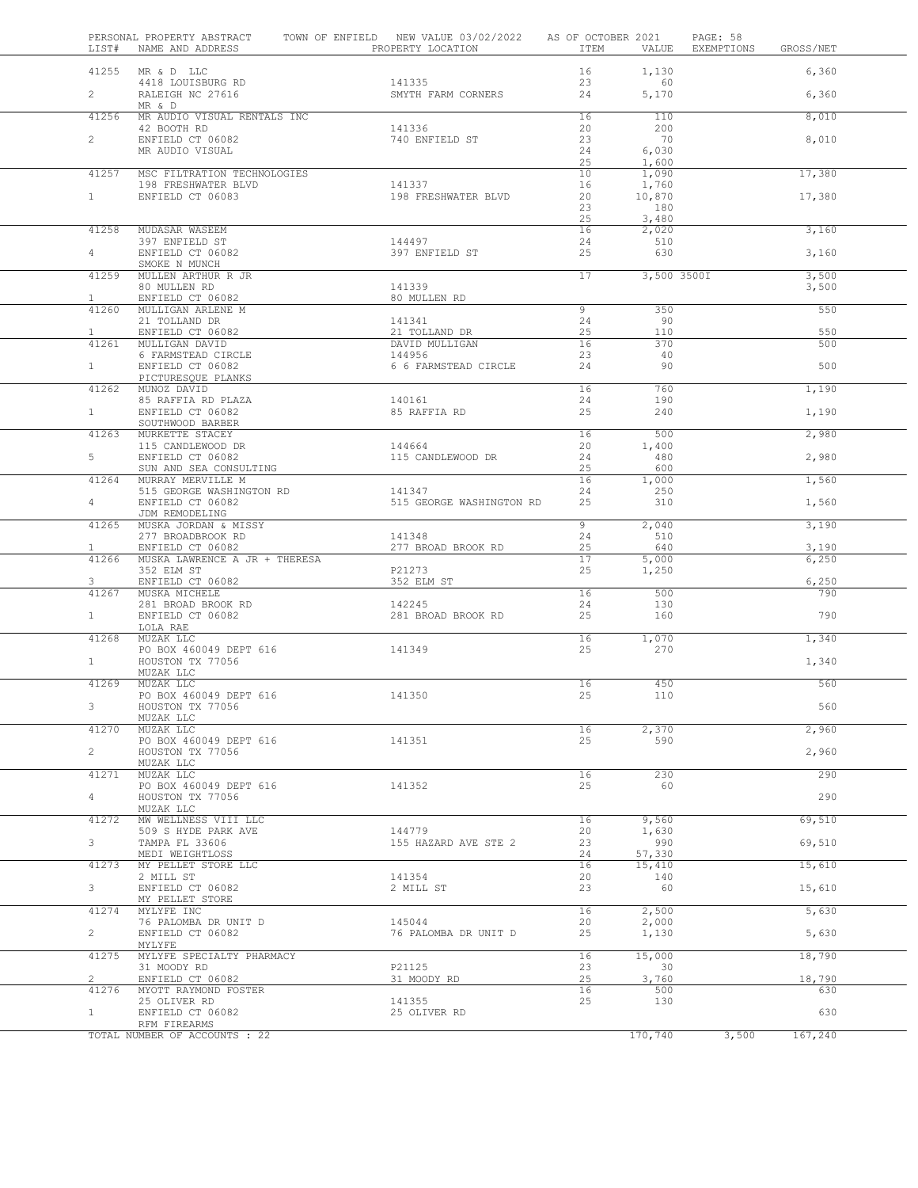PERSONAL PROPERTY ABSTRACT TOWN OF ENFIELD NEW VALUE 03/02/2022 AS OF OCTOBER 2021

| LIST# | NAME AND ADDRESS | PROPERTY LOCATION | ITEM | VALUE | EXEMPTIONS | GROSS/NET |
|---|---|---|---|---|---|---|
| 41255 | MR & D LLC | | 16 | 1,130 | | 6,360 |
| | 4418 LOUISBURG RD | 141335 | 23 | 60 | | |
| 2 | RALEIGH NC 27616 | SMYTH FARM CORNERS | 24 | 5,170 | | 6,360 |
| | MR & D | | | | | |
| 41256 | MR AUDIO VISUAL RENTALS INC | | 16 | 110 | | 8,010 |
| | 42 BOOTH RD | 141336 | 20 | 200 | | |
| 2 | ENFIELD CT 06082 | 740 ENFIELD ST | 23 | 70 | | 8,010 |
| | MR AUDIO VISUAL | | 24 | 6,030 | | |
| | | | 25 | 1,600 | | |
| 41257 | MSC FILTRATION TECHNOLOGIES | | 10 | 1,090 | | 17,380 |
| | 198 FRESHWATER BLVD | 141337 | 16 | 1,760 | | |
| 1 | ENFIELD CT 06083 | 198 FRESHWATER BLVD | 20 | 10,870 | | 17,380 |
| | | | 23 | 180 | | |
| | | | 25 | 3,480 | | |
| 41258 | MUDASAR WASEEM | | 16 | 2,020 | | 3,160 |
| | 397 ENFIELD ST | 144497 | 24 | 510 | | |
| 4 | ENFIELD CT 06082 | 397 ENFIELD ST | 25 | 630 | | 3,160 |
| | SMOKE N MUNCH | | | | | |
| 41259 | MULLEN ARTHUR R JR | | 17 | 3,500 | 3500I | 3,500 |
| | 80 MULLEN RD | 141339 | | | | 3,500 |
| 1 | ENFIELD CT 06082 | 80 MULLEN RD | | | | |
| 41260 | MULLIGAN ARLENE M | | 9 | 350 | | 550 |
| | 21 TOLLAND DR | 141341 | 24 | 90 | | |
| 1 | ENFIELD CT 06082 | 21 TOLLAND DR | 25 | 110 | | 550 |
| 41261 | MULLIGAN DAVID | DAVID MULLIGAN | 16 | 370 | | 500 |
| | 6 FARMSTEAD CIRCLE | 144956 | 23 | 40 | | |
| 1 | ENFIELD CT 06082 | 6 6 FARMSTEAD CIRCLE | 24 | 90 | | 500 |
| | PICTURESQUE PLANKS | | | | | |
| 41262 | MUNOZ DAVID | | 16 | 760 | | 1,190 |
| | 85 RAFFIA RD PLAZA | 140161 | 24 | 190 | | |
| 1 | ENFIELD CT 06082 | 85 RAFFIA RD | 25 | 240 | | 1,190 |
| | SOUTHWOOD BARBER | | | | | |
| 41263 | MURKETTE STACEY | | 16 | 500 | | 2,980 |
| | 115 CANDLEWOOD DR | 144664 | 20 | 1,400 | | |
| 5 | ENFIELD CT 06082 | 115 CANDLEWOOD DR | 24 | 480 | | 2,980 |
| | SUN AND SEA CONSULTING | | 25 | 600 | | |
| 41264 | MURRAY MERVILLE M | | 16 | 1,000 | | 1,560 |
| | 515 GEORGE WASHINGTON RD | 141347 | 24 | 250 | | |
| 4 | ENFIELD CT 06082 | 515 GEORGE WASHINGTON RD | 25 | 310 | | 1,560 |
| | JDM REMODELING | | | | | |
| 41265 | MUSKA JORDAN & MISSY | | 9 | 2,040 | | 3,190 |
| | 277 BROADBROOK RD | 141348 | 24 | 510 | | |
| 1 | ENFIELD CT 06082 | 277 BROAD BROOK RD | 25 | 640 | | 3,190 |
| 41266 | MUSKA LAWRENCE A JR + THERESA | | 17 | 5,000 | | 6,250 |
| | 352 ELM ST | P21273 | 25 | 1,250 | | |
| 3 | ENFIELD CT 06082 | 352 ELM ST | | | | 6,250 |
| 41267 | MUSKA MICHELE | | 16 | 500 | | 790 |
| | 281 BROAD BROOK RD | 142245 | 24 | 130 | | |
| 1 | ENFIELD CT 06082 | 281 BROAD BROOK RD | 25 | 160 | | 790 |
| | LOLA RAE | | | | | |
| 41268 | MUZAK LLC | | 16 | 1,070 | | 1,340 |
| | PO BOX 460049 DEPT 616 | 141349 | 25 | 270 | | |
| 1 | HOUSTON TX 77056 | | | | | 1,340 |
| | MUZAK LLC | | | | | |
| 41269 | MUZAK LLC | | 16 | 450 | | 560 |
| | PO BOX 460049 DEPT 616 | 141350 | 25 | 110 | | |
| 3 | HOUSTON TX 77056 | | | | | 560 |
| | MUZAK LLC | | | | | |
| 41270 | MUZAK LLC | | 16 | 2,370 | | 2,960 |
| | PO BOX 460049 DEPT 616 | 141351 | 25 | 590 | | |
| 2 | HOUSTON TX 77056 | | | | | 2,960 |
| | MUZAK LLC | | | | | |
| 41271 | MUZAK LLC | | 16 | 230 | | 290 |
| | PO BOX 460049 DEPT 616 | 141352 | 25 | 60 | | |
| 4 | HOUSTON TX 77056 | | | | | 290 |
| | MUZAK LLC | | | | | |
| 41272 | MW WELLNESS VIII LLC | | 16 | 9,560 | | 69,510 |
| | 509 S HYDE PARK AVE | 144779 | 20 | 1,630 | | |
| 3 | TAMPA FL 33606 | 155 HAZARD AVE STE 2 | 23 | 990 | | 69,510 |
| | MEDI WEIGHTLOSS | | 24 | 57,330 | | |
| 41273 | MY PELLET STORE LLC | | 16 | 15,410 | | 15,610 |
| | 2 MILL ST | 141354 | 20 | 140 | | |
| 3 | ENFIELD CT 06082 | 2 MILL ST | 23 | 60 | | 15,610 |
| | MY PELLET STORE | | | | | |
| 41274 | MYLYFE INC | | 16 | 2,500 | | 5,630 |
| | 76 PALOMBA DR UNIT D | 145044 | 20 | 2,000 | | |
| 2 | ENFIELD CT 06082 | 76 PALOMBA DR UNIT D | 25 | 1,130 | | 5,630 |
| | MYLYFE | | | | | |
| 41275 | MYLYFE SPECIALTY PHARMACY | | 16 | 15,000 | | 18,790 |
| | 31 MOODY RD | P21125 | 23 | 30 | | |
| 2 | ENFIELD CT 06082 | 31 MOODY RD | 25 | 3,760 | | 18,790 |
| 41276 | MYOTT RAYMOND FOSTER | | 16 | 500 | | 630 |
| | 25 OLIVER RD | 141355 | 25 | 130 | | |
| 1 | ENFIELD CT 06082 | 25 OLIVER RD | | | | 630 |
| | RFM FIREARMS | | | | | |
| | TOTAL NUMBER OF ACCOUNTS : 22 | | | 170,740 | 3,500 | 167,240 |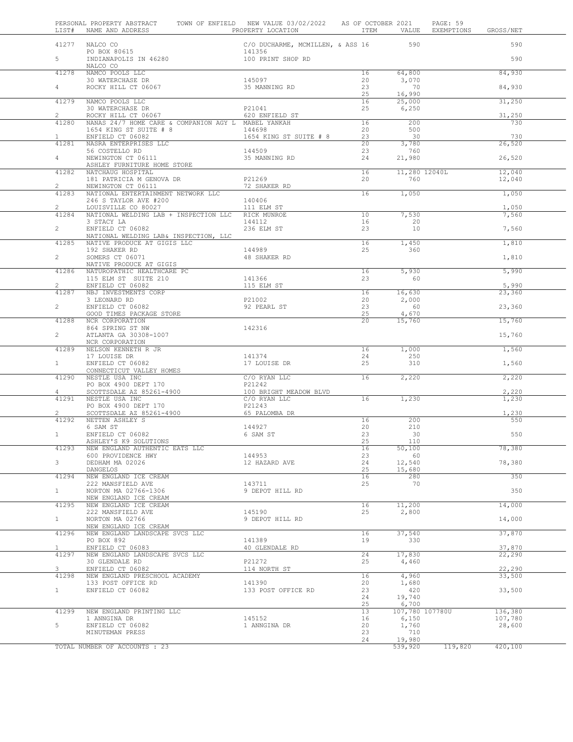PERSONAL PROPERTY ABSTRACT TOWN OF ENFIELD NEW VALUE 03/02/2022 AS OF OCTOBER 2021

| LIST# | NAME AND ADDRESS | PROPERTY LOCATION | ITEM | VALUE | EXEMPTIONS | GROSS/NET |
|---|---|---|---|---|---|---|
| 41277 | NALCO CO | C/O DUCHARME, MCMILLEN, & ASS | 16 | 590 | | 590 |
| | PO BOX 80615 | 141356 | | | | |
| 5 | INDIANAPOLIS IN 46280 | 100 PRINT SHOP RD | | | | 590 |
| | NALCO CO | | | | | |
| 41278 | NAMCO POOLS LLC | | 16 | 64,800 | | 84,930 |
| | 30 WATERCHASE DR | 145097 | 20 | 3,070 | | |
| 4 | ROCKY HILL CT 06067 | 35 MANNING RD | 23 | 70 | | 84,930 |
| | | | 25 | 16,990 | | |
| 41279 | NAMCO POOLS LLC | | 16 | 25,000 | | 31,250 |
| | 30 WATERCHASE DR | P21041 | 25 | 6,250 | | |
| 2 | ROCKY HILL CT 06067 | 620 ENFIELD ST | | | | 31,250 |
| 41280 | NANAS 24/7 HOME CARE & COMPANION AGY L | MABEL YANKAH | 16 | 200 | | 730 |
| | 1654 KING ST SUITE # 8 | 144698 | 20 | 500 | | |
| 1 | ENFIELD CT 06082 | 1654 KING ST SUITE # 8 | 23 | 30 | | 730 |
| 41281 | NASRA ENTERPRISES LLC | | 20 | 3,780 | | 26,520 |
| | 56 COSTELLO RD | 144509 | 23 | 760 | | |
| 4 | NEWINGTON CT 06111 | 35 MANNING RD | 24 | 21,980 | | 26,520 |
| | ASHLEY FURNITURE HOME STORE | | | | | |
| 41282 | NATCHAUG HOSPITAL | | 16 | 11,280 | 12040L | 12,040 |
| | 181 PATRICIA M GENOVA DR | P21269 | 20 | 760 | | 12,040 |
| 2 | NEWINGTON CT 06111 | 72 SHAKER RD | | | | |
| 41283 | NATIONAL ENTERTAINMENT NETWORK LLC | | 16 | 1,050 | | 1,050 |
| | 246 S TAYLOR AVE #200 | 140406 | | | | |
| 2 | LOUISVILLE CO 80027 | 111 ELM ST | | | | 1,050 |
| 41284 | NATIONAL WELDING LAB + INSPECTION LLC | RICK MUNROE | 10 | 7,530 | | 7,560 |
| | 3 STACY LA | 144112 | 16 | 20 | | |
| 2 | ENFIELD CT 06082 | 236 ELM ST | 23 | 10 | | 7,560 |
| | NATIONAL WELDING LAB& INSPECTION, LLC | | | | | |
| 41285 | NATIVE PRODUCE AT GIGIS LLC | | 16 | 1,450 | | 1,810 |
| | 192 SHAKER RD | 144989 | 25 | 360 | | |
| 2 | SOMERS CT 06071 | 48 SHAKER RD | | | | 1,810 |
| | NATIVE PRODUCE AT GIGIS | | | | | |
| 41286 | NATUROPATHIC HEALTHCARE PC | | 16 | 5,930 | | 5,990 |
| | 115 ELM ST SUITE 210 | 141366 | 23 | 60 | | |
| 2 | ENFIELD CT 06082 | 115 ELM ST | | | | 5,990 |
| 41287 | NBJ INVESTMENTS CORP | | 16 | 16,630 | | 23,360 |
| | 3 LEONARD RD | P21002 | 20 | 2,000 | | |
| 2 | ENFIELD CT 06082 | 92 PEARL ST | 23 | 60 | | 23,360 |
| | GOOD TIMES PACKAGE STORE | | 25 | 4,670 | | |
| 41288 | NCR CORPORATION | | 20 | 15,760 | | 15,760 |
| | 864 SPRING ST NW | 142316 | | | | |
| 2 | ATLANTA GA 30308-1007 | | | | | 15,760 |
| | NCR CORPORATION | | | | | |
| 41289 | NELSON KENNETH R JR | | 16 | 1,000 | | 1,560 |
| | 17 LOUISE DR | 141374 | 24 | 250 | | |
| 1 | ENFIELD CT 06082 | 17 LOUISE DR | 25 | 310 | | 1,560 |
| | CONNECTICUT VALLEY HOMES | | | | | |
| 41290 | NESTLE USA INC | C/O RYAN LLC | 16 | 2,220 | | 2,220 |
| | PO BOX 4900 DEPT 170 | P21242 | | | | |
| 4 | SCOTTSDALE AZ 85261-4900 | 100 BRIGHT MEADOW BLVD | | | | 2,220 |
| 41291 | NESTLE USA INC | C/O RYAN LLC | 16 | 1,230 | | 1,230 |
| | PO BOX 4900 DEPT 170 | P21243 | | | | |
| 2 | SCOTTSDALE AZ 85261-4900 | 65 PALOMBA DR | | | | 1,230 |
| 41292 | NETTEN ASHLEY S | | 16 | 200 | | 550 |
| | 6 SAM ST | 144927 | 20 | 210 | | |
| 1 | ENFIELD CT 06082 | 6 SAM ST | 23 | 30 | | 550 |
| | ASHLEY'S K9 SOLUTIONS | | 25 | 110 | | |
| 41293 | NEW ENGLAND AUTHENTIC EATS LLC | | 16 | 50,100 | | 78,380 |
| | 600 PROVIDENCE HWY | 144953 | 23 | 60 | | |
| 3 | DEDHAM MA 02026 | 12 HAZARD AVE | 24 | 12,540 | | 78,380 |
| | DANGELOS | | 25 | 15,680 | | |
| 41294 | NEW ENGLAND ICE CREAM | | 16 | 280 | | 350 |
| | 222 MANSFIELD AVE | 143711 | 25 | 70 | | |
| 1 | NORTON MA 02766-1306 | 9 DEPOT HILL RD | | | | 350 |
| | NEW ENGLAND ICE CREAM | | | | | |
| 41295 | NEW ENGLAND ICE CREAM | | 16 | 11,200 | | 14,000 |
| | 222 MANSFIELD AVE | 145190 | 25 | 2,800 | | |
| 1 | NORTON MA 02766 | 9 DEPOT HILL RD | | | | 14,000 |
| | NEW ENGLAND ICE CREAM | | | | | |
| 41296 | NEW ENGLAND LANDSCAPE SVCS LLC | | 16 | 37,540 | | 37,870 |
| | PO BOX 892 | 141389 | 19 | 330 | | |
| 1 | ENFIELD CT 06083 | 40 GLENDALE RD | | | | 37,870 |
| 41297 | NEW ENGLAND LANDSCAPE SVCS LLC | | 24 | 17,830 | | 22,290 |
| | 30 GLENDALE RD | P21272 | 25 | 4,460 | | |
| 3 | ENFIELD CT 06082 | 114 NORTH ST | | | | 22,290 |
| 41298 | NEW ENGLAND PRESCHOOL ACADEMY | | 16 | 4,960 | | 33,500 |
| | 133 POST OFFICE RD | 141390 | 20 | 1,680 | | |
| 1 | ENFIELD CT 06082 | 133 POST OFFICE RD | 23 | 420 | | 33,500 |
| | | | 24 | 19,740 | | |
| | | | 25 | 6,700 | | |
| 41299 | NEW ENGLAND PRINTING LLC | | 13 | 107,780 | 107780U | 136,380 |
| | 1 ANNGINA DR | 145152 | 16 | 6,150 | | 107,780 |
| 5 | ENFIELD CT 06082 | 1 ANNGINA DR | 20 | 1,760 | | 28,600 |
| | MINUTEMAN PRESS | | 23 | 710 | | |
| | | | 24 | 19,980 | | |
| | TOTAL NUMBER OF ACCOUNTS : 23 | | | 539,920 | 119,820 | 420,100 |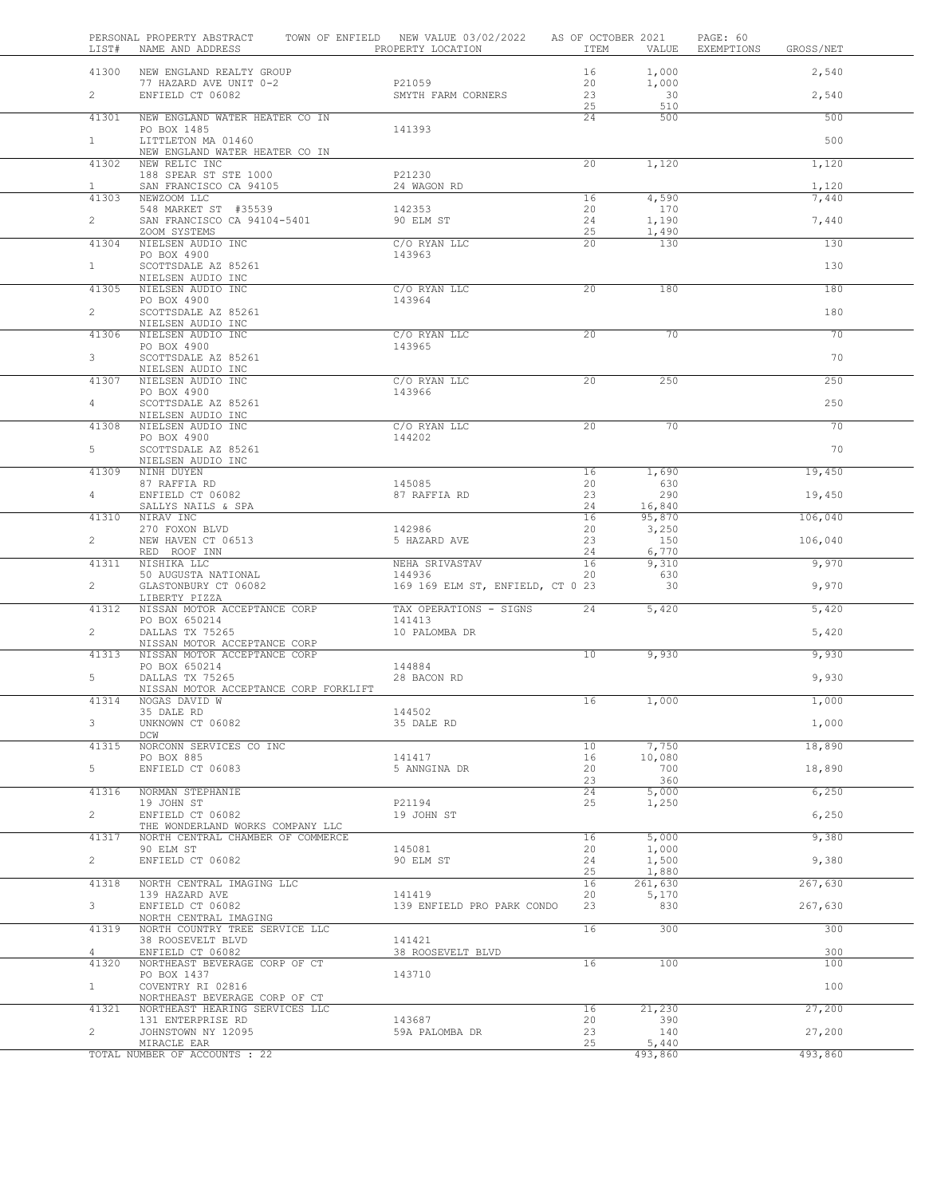PERSONAL PROPERTY ABSTRACT TOWN OF ENFIELD NEW VALUE 03/02/2022 AS OF OCTOBER 2021 PAGE: 60

| LIST# | NAME AND ADDRESS | PROPERTY LOCATION | ITEM | VALUE | EXEMPTIONS | GROSS/NET |
|---|---|---|---|---|---|---|
| 41300 | NEW ENGLAND REALTY GROUP | | 16 | 1,000 | | 2,540 |
| | 77 HAZARD AVE UNIT 0-2 | P21059 | 20 | 1,000 | | |
| 2 | ENFIELD CT 06082 | SMYTH FARM CORNERS | 23 | 30 | | 2,540 |
| | | | 25 | 510 | | |
| 41301 | NEW ENGLAND WATER HEATER CO IN | | 24 | 500 | | 500 |
| | PO BOX 1485 | 141393 | | | | |
| 1 | LITTLETON MA 01460 | | | | | 500 |
| | NEW ENGLAND WATER HEATER CO IN | | | | | |
| 41302 | NEW RELIC INC | | 20 | 1,120 | | 1,120 |
| | 188 SPEAR ST STE 1000 | P21230 | | | | |
| 1 | SAN FRANCISCO CA 94105 | 24 WAGON RD | | | | 1,120 |
| 41303 | NEWZOOM LLC | | 16 | 4,590 | | 7,440 |
| | 548 MARKET ST #35539 | 142353 | 20 | 170 | | |
| 2 | SAN FRANCISCO CA 94104-5401 | 90 ELM ST | 24 | 1,190 | | 7,440 |
| | ZOOM SYSTEMS | | 25 | 1,490 | | |
| 41304 | NIELSEN AUDIO INC | C/O RYAN LLC | 20 | 130 | | 130 |
| | PO BOX 4900 | 143963 | | | | |
| 1 | SCOTTSDALE AZ 85261 | | | | | 130 |
| | NIELSEN AUDIO INC | | | | | |
| 41305 | NIELSEN AUDIO INC | C/O RYAN LLC | 20 | 180 | | 180 |
| | PO BOX 4900 | 143964 | | | | |
| 2 | SCOTTSDALE AZ 85261 | | | | | 180 |
| | NIELSEN AUDIO INC | | | | | |
| 41306 | NIELSEN AUDIO INC | C/O RYAN LLC | 20 | 70 | | 70 |
| | PO BOX 4900 | 143965 | | | | |
| 3 | SCOTTSDALE AZ 85261 | | | | | 70 |
| | NIELSEN AUDIO INC | | | | | |
| 41307 | NIELSEN AUDIO INC | C/O RYAN LLC | 20 | 250 | | 250 |
| | PO BOX 4900 | 143966 | | | | |
| 4 | SCOTTSDALE AZ 85261 | | | | | 250 |
| | NIELSEN AUDIO INC | | | | | |
| 41308 | NIELSEN AUDIO INC | C/O RYAN LLC | 20 | 70 | | 70 |
| | PO BOX 4900 | 144202 | | | | |
| 5 | SCOTTSDALE AZ 85261 | | | | | 70 |
| | NIELSEN AUDIO INC | | | | | |
| 41309 | NINH DUYEN | | 16 | 1,690 | | 19,450 |
| | 87 RAFFIA RD | 145085 | 20 | 630 | | |
| 4 | ENFIELD CT 06082 | 87 RAFFIA RD | 23 | 290 | | 19,450 |
| | SALLYS NAILS & SPA | | 24 | 16,840 | | |
| 41310 | NIRAV INC | | 16 | 95,870 | | 106,040 |
| | 270 FOXON BLVD | 142986 | 20 | 3,250 | | |
| 2 | NEW HAVEN CT 06513 | 5 HAZARD AVE | 23 | 150 | | 106,040 |
| | RED ROOF INN | | 24 | 6,770 | | |
| 41311 | NISHIKA LLC | NEHA SRIVASTAV | 16 | 9,310 | | 9,970 |
| | 50 AUGUSTA NATIONAL | 144936 | 20 | 630 | | |
| 2 | GLASTONBURY CT 06082 | 169 169 ELM ST, ENFIELD, CT 0 | 23 | 30 | | 9,970 |
| | LIBERTY PIZZA | | | | | |
| 41312 | NISSAN MOTOR ACCEPTANCE CORP | TAX OPERATIONS - SIGNS | 24 | 5,420 | | 5,420 |
| | PO BOX 650214 | 141413 | | | | |
| 2 | DALLAS TX 75265 | 10 PALOMBA DR | | | | 5,420 |
| | NISSAN MOTOR ACCEPTANCE CORP | | | | | |
| 41313 | NISSAN MOTOR ACCEPTANCE CORP | | 10 | 9,930 | | 9,930 |
| | PO BOX 650214 | 144884 | | | | |
| 5 | DALLAS TX 75265 | 28 BACON RD | | | | 9,930 |
| | NISSAN MOTOR ACCEPTANCE CORP FORKLIFT | | | | | |
| 41314 | NOGAS DAVID W | | 16 | 1,000 | | 1,000 |
| | 35 DALE RD | 144502 | | | | |
| 3 | UNKNOWN CT 06082 | 35 DALE RD | | | | 1,000 |
| | DCW | | | | | |
| 41315 | NORCONN SERVICES CO INC | | 10 | 7,750 | | 18,890 |
| | PO BOX 885 | 141417 | 16 | 10,080 | | |
| 5 | ENFIELD CT 06083 | 5 ANNGINA DR | 20 | 700 | | 18,890 |
| | | | 23 | 360 | | |
| 41316 | NORMAN STEPHANIE | | 24 | 5,000 | | 6,250 |
| | 19 JOHN ST | P21194 | 25 | 1,250 | | |
| 2 | ENFIELD CT 06082 | 19 JOHN ST | | | | 6,250 |
| | THE WONDERLAND WORKS COMPANY LLC | | | | | |
| 41317 | NORTH CENTRAL CHAMBER OF COMMERCE | | 16 | 5,000 | | 9,380 |
| | 90 ELM ST | 145081 | 20 | 1,000 | | |
| 2 | ENFIELD CT 06082 | 90 ELM ST | 24 | 1,500 | | 9,380 |
| | | | 25 | 1,880 | | |
| 41318 | NORTH CENTRAL IMAGING LLC | | 16 | 261,630 | | 267,630 |
| | 139 HAZARD AVE | 141419 | 20 | 5,170 | | |
| 3 | ENFIELD CT 06082 | 139 ENFIELD PRO PARK CONDO | 23 | 830 | | 267,630 |
| | NORTH CENTRAL IMAGING | | | | | |
| 41319 | NORTH COUNTRY TREE SERVICE LLC | | 16 | 300 | | 300 |
| | 38 ROOSEVELT BLVD | 141421 | | | | |
| 4 | ENFIELD CT 06082 | 38 ROOSEVELT BLVD | | | | 300 |
| 41320 | NORTHEAST BEVERAGE CORP OF CT | | 16 | 100 | | 100 |
| | PO BOX 1437 | 143710 | | | | |
| 1 | COVENTRY RI 02816 | | | | | 100 |
| | NORTHEAST BEVERAGE CORP OF CT | | | | | |
| 41321 | NORTHEAST HEARING SERVICES LLC | | 16 | 21,230 | | 27,200 |
| | 131 ENTERPRISE RD | 143687 | 20 | 390 | | |
| 2 | JOHNSTOWN NY 12095 | 59A PALOMBA DR | 23 | 140 | | 27,200 |
| | MIRACLE EAR | | 25 | 5,440 | | |
| | TOTAL NUMBER OF ACCOUNTS : 22 | | | 493,860 | | 493,860 |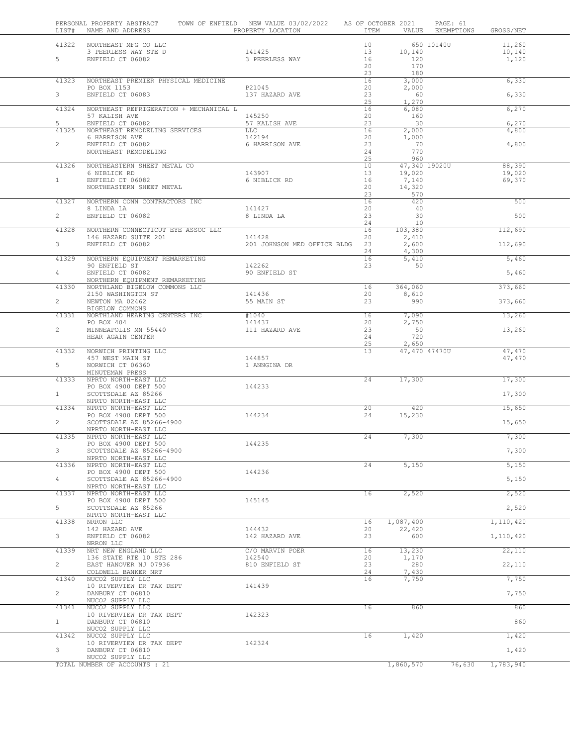PERSONAL PROPERTY ABSTRACT TOWN OF ENFIELD NEW VALUE 03/02/2022 AS OF OCTOBER 2021 PAGE: 61

| LIST# | NAME AND ADDRESS | PROPERTY LOCATION | ITEM | VALUE | EXEMPTIONS | GROSS/NET |
|---|---|---|---|---|---|---|
| 41322 | NORTHEAST MFG CO LLC | | 10 | 650 | 10140U | 11,260 |
| | 3 PEERLESS WAY STE D | 141425 | 13 | 10,140 | | 10,140 |
| 5 | ENFIELD CT 06082 | 3 PEERLESS WAY | 16 | 120 | | 1,120 |
| | | | 20 | 170 | | |
| | | | 23 | 180 | | |
| 41323 | NORTHEAST PREMIER PHYSICAL MEDICINE | | 16 | 3,000 | | 6,330 |
| | PO BOX 1153 | P21045 | 20 | 2,000 | | |
| 3 | ENFIELD CT 06083 | 137 HAZARD AVE | 23 | 60 | | 6,330 |
| | | | 25 | 1,270 | | |
| 41324 | NORTHEAST REFRIGERATION + MECHANICAL L | | 16 | 6,080 | | 6,270 |
| | 57 KALISH AVE | 145250 | 20 | 160 | | |
| 5 | ENFIELD CT 06082 | 57 KALISH AVE | 23 | 30 | | 6,270 |
| 41325 | NORTHEAST REMODELING SERVICES | LLC | 16 | 2,000 | | 4,800 |
| | 6 HARRISON AVE | 142194 | 20 | 1,000 | | |
| 2 | ENFIELD CT 06082 | 6 HARRISON AVE | 23 | 70 | | 4,800 |
| | NORTHEAST REMODELING | | 24 | 770 | | |
| | | | 25 | 960 | | |
| 41326 | NORTHEASTERN SHEET METAL CO | | 10 | 47,340 | 19020U | 88,390 |
| | 6 NIBLICK RD | 143907 | 13 | 19,020 | | 19,020 |
| 1 | ENFIELD CT 06082 | 6 NIBLICK RD | 16 | 7,140 | | 69,370 |
| | NORTHEASTERN SHEET METAL | | 20 | 14,320 | | |
| | | | 23 | 570 | | |
| 41327 | NORTHERN CONN CONTRACTORS INC | | 16 | 420 | | 500 |
| | 8 LINDA LA | 141427 | 20 | 40 | | |
| 2 | ENFIELD CT 06082 | 8 LINDA LA | 23 | 30 | | 500 |
| | | | 24 | 10 | | |
| 41328 | NORTHERN CONNECTICUT EYE ASSOC LLC | | 16 | 103,380 | | 112,690 |
| | 146 HAZARD SUITE 201 | 141428 | 20 | 2,410 | | |
| 3 | ENFIELD CT 06082 | 201 JOHNSON MED OFFICE BLDG | 23 | 2,600 | | 112,690 |
| | | | 24 | 4,300 | | |
| 41329 | NORTHERN EQUIPMENT REMARKETING | | 16 | 5,410 | | 5,460 |
| | 90 ENFIELD ST | 142262 | 23 | 50 | | |
| 4 | ENFIELD CT 06082 | 90 ENFIELD ST | | | | 5,460 |
| | NORTHERN EQUIPMENT REMARKETING | | | | | |
| 41330 | NORTHLAND BIGELOW COMMONS LLC | | 16 | 364,060 | | 373,660 |
| | 2150 WASHINGTON ST | 141436 | 20 | 8,610 | | |
| 2 | NEWTON MA 02462 | 55 MAIN ST | 23 | 990 | | 373,660 |
| | BIGELOW COMMONS | | | | | |
| 41331 | NORTHLAND HEARING CENTERS INC | #1040 | 16 | 7,090 | | 13,260 |
| | PO BOX 404 | 141437 | 20 | 2,750 | | |
| 2 | MINNEAPOLIS MN 55440 | 111 HAZARD AVE | 23 | 50 | | 13,260 |
| | HEAR AGAIN CENTER | | 24 | 720 | | |
| | | | 25 | 2,650 | | |
| 41332 | NORWICH PRINTING LLC | | 13 | 47,470 | 47470U | 47,470 |
| | 457 WEST MAIN ST | 144857 | | | | 47,470 |
| 5 | NORWICH CT 06360 | 1 ANNGINA DR | | | | |
| | MINUTEMAN PRESS | | | | | |
| 41333 | NPRTO NORTH-EAST LLC | | 24 | 17,300 | | 17,300 |
| | PO BOX 4900 DEPT 500 | 144233 | | | | |
| 1 | SCOTTSDALE AZ 85266 | | | | | 17,300 |
| | NPRTO NORTH-EAST LLC | | | | | |
| 41334 | NPRTO NORTH-EAST LLC | | 20 | 420 | | 15,650 |
| | PO BOX 4900 DEPT 500 | 144234 | 24 | 15,230 | | |
| 2 | SCOTTSDALE AZ 85266-4900 | | | | | 15,650 |
| | NPRTO NORTH-EAST LLC | | | | | |
| 41335 | NPRTO NORTH-EAST LLC | | 24 | 7,300 | | 7,300 |
| | PO BOX 4900 DEPT 500 | 144235 | | | | |
| 3 | SCOTTSDALE AZ 85266-4900 | | | | | 7,300 |
| | NPRTO NORTH-EAST LLC | | | | | |
| 41336 | NPRTO NORTH-EAST LLC | | 24 | 5,150 | | 5,150 |
| | PO BOX 4900 DEPT 500 | 144236 | | | | |
| 4 | SCOTTSDALE AZ 85266-4900 | | | | | 5,150 |
| | NPRTO NORTH-EAST LLC | | | | | |
| 41337 | NPRTO NORTH-EAST LLC | | 16 | 2,520 | | 2,520 |
| | PO BOX 4900 DEPT 500 | 145145 | | | | |
| 5 | SCOTTSDALE AZ 85266 | | | | | 2,520 |
| | NPRTO NORTH-EAST LLC | | | | | |
| 41338 | NRRON LLC | | 16 | 1,087,400 | | 1,110,420 |
| | 142 HAZARD AVE | 144432 | 20 | 22,420 | | |
| 3 | ENFIELD CT 06082 | 142 HAZARD AVE | 23 | 600 | | 1,110,420 |
| | NRRON LLC | | | | | |
| 41339 | NRT NEW ENGLAND LLC | C/O MARVIN POER | 16 | 13,230 | | 22,110 |
| | 136 STATE RTE 10 STE 286 | 142540 | 20 | 1,170 | | |
| 2 | EAST HANOVER NJ 07936 | 810 ENFIELD ST | 23 | 280 | | 22,110 |
| | COLDWELL BANKER NRT | | 24 | 7,430 | | |
| 41340 | NUCO2 SUPPLY LLC | | 16 | 7,750 | | 7,750 |
| | 10 RIVERVIEW DR TAX DEPT | 141439 | | | | |
| 2 | DANBURY CT 06810 | | | | | 7,750 |
| | NUCO2 SUPPLY LLC | | | | | |
| 41341 | NUCO2 SUPPLY LLC | | 16 | 860 | | 860 |
| | 10 RIVERVIEW DR TAX DEPT | 142323 | | | | |
| 1 | DANBURY CT 06810 | | | | | 860 |
| | NUCO2 SUPPLY LLC | | | | | |
| 41342 | NUCO2 SUPPLY LLC | | 16 | 1,420 | | 1,420 |
| | 10 RIVERVIEW DR TAX DEPT | 142324 | | | | |
| 3 | DANBURY CT 06810 | | | | | 1,420 |
| | NUCO2 SUPPLY LLC | | | | | |
| | TOTAL NUMBER OF ACCOUNTS : 21 | | | 1,860,570 | 76,630 | 1,783,940 |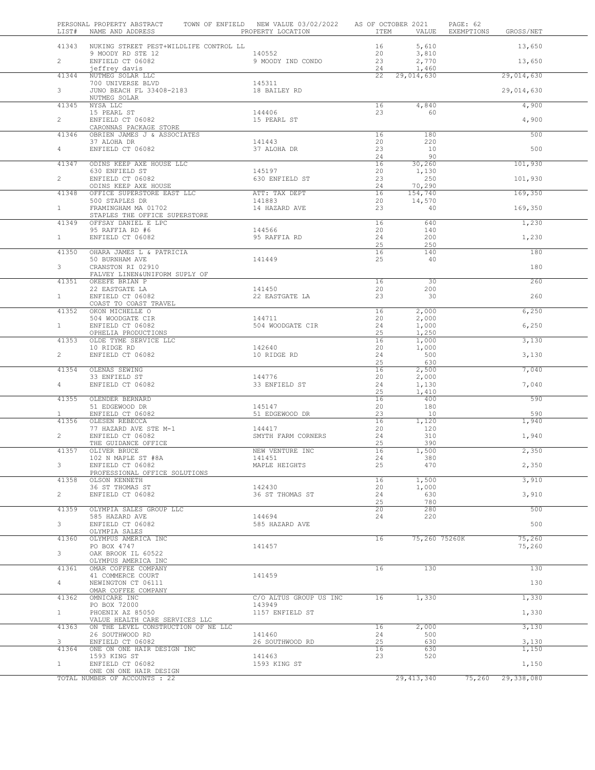PERSONAL PROPERTY ABSTRACT — TOWN OF ENFIELD — NEW VALUE 03/02/2022 — AS OF OCTOBER 2021

| LIST# | NAME AND ADDRESS | PROPERTY LOCATION | ITEM | VALUE | EXEMPTIONS | GROSS/NET |
|---|---|---|---|---|---|---|
| 41343 | NUKING STREET PEST+WILDLIFE CONTROL LL | | 16 | 5,610 | | 13,650 |
| | 9 MOODY RD STE 12 | 140552 | 20 | 3,810 | | |
| 2 | ENFIELD CT 06082 | 9 MOODY IND CONDO | 23 | 2,770 | | 13,650 |
| | jeffrey davis | | 24 | 1,460 | | |
| 41344 | NUTMEG SOLAR LLC | | 22 | 29,014,630 | | 29,014,630 |
| | 700 UNIVERSE BLVD | 145311 | | | | |
| 3 | JUNO BEACH FL 33408-2183 | 18 BAILEY RD | | | | 29,014,630 |
| | NUTMEG SOLAR | | | | | |
| 41345 | NYSA LLC | | 16 | 4,840 | | 4,900 |
| | 15 PEARL ST | 144406 | 23 | 60 | | |
| 2 | ENFIELD CT 06082 | 15 PEARL ST | | | | 4,900 |
| | CARONNAS PACKAGE STORE | | | | | |
| 41346 | OBRIEN JAMES J & ASSOCIATES | | 16 | 180 | | 500 |
| | 37 ALOHA DR | 141443 | 20 | 220 | | |
| 4 | ENFIELD CT 06082 | 37 ALOHA DR | 23 | 10 | | 500 |
| | | | 24 | 90 | | |
| 41347 | ODINS KEEP AXE HOUSE LLC | | 16 | 30,260 | | 101,930 |
| | 630 ENFIELD ST | 145197 | 20 | 1,130 | | |
| 2 | ENFIELD CT 06082 | 630 ENFIELD ST | 23 | 250 | | 101,930 |
| | ODINS KEEP AXE HOUSE | | 24 | 70,290 | | |
| 41348 | OFFICE SUPERSTORE EAST LLC | ATT: TAX DEPT | 16 | 154,740 | | 169,350 |
| | 500 STAPLES DR | 141883 | 20 | 14,570 | | |
| 1 | FRAMINGHAM MA 01702 | 14 HAZARD AVE | 23 | 40 | | 169,350 |
| | STAPLES THE OFFICE SUPERSTORE | | | | | |
| 41349 | OFFSAY DANIEL E LPC | | 16 | 640 | | 1,230 |
| | 95 RAFFIA RD #6 | 144566 | 20 | 140 | | |
| 1 | ENFIELD CT 06082 | 95 RAFFIA RD | 24 | 200 | | 1,230 |
| | | | 25 | 250 | | |
| 41350 | OHARA JAMES L & PATRICIA | | 16 | 140 | | 180 |
| | 50 BURNHAM AVE | 141449 | 25 | 40 | | |
| 3 | CRANSTON RI 02910 | | | | | 180 |
| | FALVEY LINEN&UNIFORM SUPLY OF | | | | | |
| 41351 | OKEEFE BRIAN P | | 16 | 30 | | 260 |
| | 22 EASTGATE LA | 141450 | 20 | 200 | | |
| 1 | ENFIELD CT 06082 | 22 EASTGATE LA | 23 | 30 | | 260 |
| | COAST TO COAST TRAVEL | | | | | |
| 41352 | OKON MICHELLE O | | 16 | 2,000 | | 6,250 |
| | 504 WOODGATE CIR | 144711 | 20 | 2,000 | | |
| 1 | ENFIELD CT 06082 | 504 WOODGATE CIR | 24 | 1,000 | | 6,250 |
| | OPHELIA PRODUCTIONS | | 25 | 1,250 | | |
| 41353 | OLDE TYME SERVICE LLC | | 16 | 1,000 | | 3,130 |
| | 10 RIDGE RD | 142640 | 20 | 1,000 | | |
| 2 | ENFIELD CT 06082 | 10 RIDGE RD | 24 | 500 | | 3,130 |
| | | | 25 | 630 | | |
| 41354 | OLENAS SEWING | | 16 | 2,500 | | 7,040 |
| | 33 ENFIELD ST | 144776 | 20 | 2,000 | | |
| 4 | ENFIELD CT 06082 | 33 ENFIELD ST | 24 | 1,130 | | 7,040 |
| | | | 25 | 1,410 | | |
| 41355 | OLENDER BERNARD | | 16 | 400 | | 590 |
| | 51 EDGEWOOD DR | 145147 | 20 | 180 | | |
| 1 | ENFIELD CT 06082 | 51 EDGEWOOD DR | 23 | 10 | | 590 |
| 41356 | OLESEN REBECCA | | 16 | 1,120 | | 1,940 |
| | 77 HAZARD AVE STE M-1 | 144417 | 20 | 120 | | |
| 2 | ENFIELD CT 06082 | SMYTH FARM CORNERS | 24 | 310 | | 1,940 |
| | THE GUIDANCE OFFICE | | 25 | 390 | | |
| 41357 | OLIVER BRUCE | NEW VENTURE INC | 16 | 1,500 | | 2,350 |
| | 102 N MAPLE ST #8A | 141451 | 24 | 380 | | |
| 3 | ENFIELD CT 06082 | MAPLE HEIGHTS | 25 | 470 | | 2,350 |
| | PROFESSIONAL OFFICE SOLUTIONS | | | | | |
| 41358 | OLSON KENNETH | | 16 | 1,500 | | 3,910 |
| | 36 ST THOMAS ST | 142430 | 20 | 1,000 | | |
| 2 | ENFIELD CT 06082 | 36 ST THOMAS ST | 24 | 630 | | 3,910 |
| | | | 25 | 780 | | |
| 41359 | OLYMPIA SALES GROUP LLC | | 20 | 280 | | 500 |
| | 585 HAZARD AVE | 144694 | 24 | 220 | | |
| 3 | ENFIELD CT 06082 | 585 HAZARD AVE | | | | 500 |
| | OLYMPIA SALES | | | | | |
| 41360 | OLYMPUS AMERICA INC | | 16 | 75,260 | 75260K | 75,260 |
| | PO BOX 4747 | 141457 | | | | 75,260 |
| 3 | OAK BROOK IL 60522 | | | | | |
| | OLYMPUS AMERICA INC | | | | | |
| 41361 | OMAR COFFEE COMPANY | | 16 | 130 | | 130 |
| | 41 COMMERCE COURT | 141459 | | | | |
| 4 | NEWINGTON CT 06111 | | | | | 130 |
| | OMAR COFFEE COMPANY | | | | | |
| 41362 | OMNICARE INC | C/O ALTUS GROUP US INC | 16 | 1,330 | | 1,330 |
| | PO BOX 72000 | 143949 | | | | |
| 1 | PHOENIX AZ 85050 | 1157 ENFIELD ST | | | | 1,330 |
| | VALUE HEALTH CARE SERVICES LLC | | | | | |
| 41363 | ON THE LEVEL CONSTRUCTION OF NE LLC | | 16 | 2,000 | | 3,130 |
| | 26 SOUTHWOOD RD | 141460 | 24 | 500 | | |
| 3 | ENFIELD CT 06082 | 26 SOUTHWOOD RD | 25 | 630 | | 3,130 |
| 41364 | ONE ON ONE HAIR DESIGN INC | | 16 | 630 | | 1,150 |
| | 1593 KING ST | 141463 | 23 | 520 | | |
| 1 | ENFIELD CT 06082 | 1593 KING ST | | | | 1,150 |
| | ONE ON ONE HAIR DESIGN | | | | | |
| | TOTAL NUMBER OF ACCOUNTS : 22 | | | 29,413,340 | 75,260 | 29,338,080 |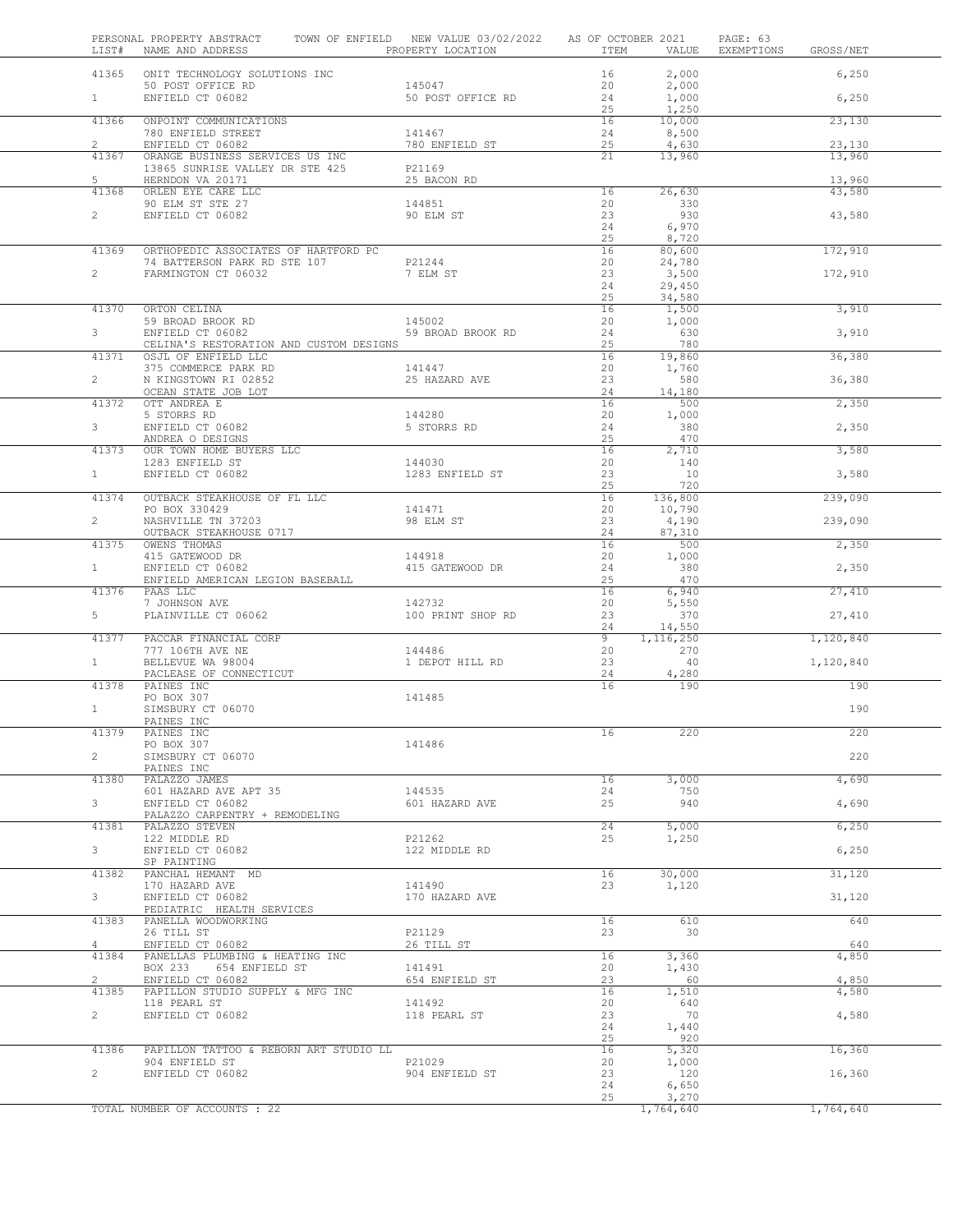PERSONAL PROPERTY ABSTRACT — TOWN OF ENFIELD — NEW VALUE 03/02/2022 — AS OF OCTOBER 2021

| LIST# | NAME AND ADDRESS | PROPERTY LOCATION | ITEM | VALUE | EXEMPTIONS | GROSS/NET |
|---|---|---|---|---|---|---|
| 41365 | ONIT TECHNOLOGY SOLUTIONS INC | | 16 | 2,000 | | 6,250 |
| | 50 POST OFFICE RD | 145047 | 20 | 2,000 | | |
| 1 | ENFIELD CT 06082 | 50 POST OFFICE RD | 24 | 1,000 | | 6,250 |
| | | | 25 | 1,250 | | |
| 41366 | ONPOINT COMMUNICATIONS | | 16 | 10,000 | | 23,130 |
| | 780 ENFIELD STREET | 141467 | 24 | 8,500 | | |
| 2 | ENFIELD CT 06082 | 780 ENFIELD ST | 25 | 4,630 | | 23,130 |
| 41367 | ORANGE BUSINESS SERVICES US INC | | 21 | 13,960 | | 13,960 |
| | 13865 SUNRISE VALLEY DR STE 425 | P21169 | | | | |
| 5 | HERNDON VA 20171 | 25 BACON RD | | | | 13,960 |
| 41368 | ORLEN EYE CARE LLC | | 16 | 26,630 | | 43,580 |
| | 90 ELM ST STE 27 | 144851 | 20 | 330 | | |
| 2 | ENFIELD CT 06082 | 90 ELM ST | 23 | 930 | | 43,580 |
| | | | 24 | 6,970 | | |
| | | | 25 | 8,720 | | |
| 41369 | ORTHOPEDIC ASSOCIATES OF HARTFORD PC | | 16 | 80,600 | | 172,910 |
| | 74 BATTERSON PARK RD STE 107 | P21244 | 20 | 24,780 | | |
| 2 | FARMINGTON CT 06032 | 7 ELM ST | 23 | 3,500 | | 172,910 |
| | | | 24 | 29,450 | | |
| | | | 25 | 34,580 | | |
| 41370 | ORTON CELINA | | 16 | 1,500 | | 3,910 |
| | 59 BROAD BROOK RD | 145002 | 20 | 1,000 | | |
| 3 | ENFIELD CT 06082 | 59 BROAD BROOK RD | 24 | 630 | | 3,910 |
| | CELINA'S RESTORATION AND CUSTOM DESIGNS | | 25 | 780 | | |
| 41371 | OSJL OF ENFIELD LLC | | 16 | 19,860 | | 36,380 |
| | 375 COMMERCE PARK RD | 141447 | 20 | 1,760 | | |
| 2 | N KINGSTOWN RI 02852 | 25 HAZARD AVE | 23 | 580 | | 36,380 |
| | OCEAN STATE JOB LOT | | 24 | 14,180 | | |
| 41372 | OTT ANDREA E | | 16 | 500 | | 2,350 |
| | 5 STORRS RD | 144280 | 20 | 1,000 | | |
| 3 | ENFIELD CT 06082 | 5 STORRS RD | 24 | 380 | | 2,350 |
| | ANDREA O DESIGNS | | 25 | 470 | | |
| 41373 | OUR TOWN HOME BUYERS LLC | | 16 | 2,710 | | 3,580 |
| | 1283 ENFIELD ST | 144030 | 20 | 140 | | |
| 1 | ENFIELD CT 06082 | 1283 ENFIELD ST | 23 | 10 | | 3,580 |
| | | | 25 | 720 | | |
| 41374 | OUTBACK STEAKHOUSE OF FL LLC | | 16 | 136,800 | | 239,090 |
| | PO BOX 330429 | 141471 | 20 | 10,790 | | |
| 2 | NASHVILLE TN 37203 | 98 ELM ST | 23 | 4,190 | | 239,090 |
| | OUTBACK STEAKHOUSE 0717 | | 24 | 87,310 | | |
| 41375 | OWENS THOMAS | | 16 | 500 | | 2,350 |
| | 415 GATEWOOD DR | 144918 | 20 | 1,000 | | |
| 1 | ENFIELD CT 06082 | 415 GATEWOOD DR | 24 | 380 | | 2,350 |
| | ENFIELD AMERICAN LEGION BASEBALL | | 25 | 470 | | |
| 41376 | PAAS LLC | | 16 | 6,940 | | 27,410 |
| | 7 JOHNSON AVE | 142732 | 20 | 5,550 | | |
| 5 | PLAINVILLE CT 06062 | 100 PRINT SHOP RD | 23 | 370 | | 27,410 |
| | | | 24 | 14,550 | | |
| 41377 | PACCAR FINANCIAL CORP | | 9 | 1,116,250 | | 1,120,840 |
| | 777 106TH AVE NE | 144486 | 20 | 270 | | |
| 1 | BELLEVUE WA 98004 | 1 DEPOT HILL RD | 23 | 40 | | 1,120,840 |
| | PACLEASE OF CONNECTICUT | | 24 | 4,280 | | |
| 41378 | PAINES INC | | 16 | 190 | | 190 |
| | PO BOX 307 | 141485 | | | | |
| 1 | SIMSBURY CT 06070 | | | | | 190 |
| | PAINES INC | | | | | |
| 41379 | PAINES INC | | 16 | 220 | | 220 |
| | PO BOX 307 | 141486 | | | | |
| 2 | SIMSBURY CT 06070 | | | | | 220 |
| | PAINES INC | | | | | |
| 41380 | PALAZZO JAMES | | 16 | 3,000 | | 4,690 |
| | 601 HAZARD AVE APT 35 | 144535 | 24 | 750 | | |
| 3 | ENFIELD CT 06082 | 601 HAZARD AVE | 25 | 940 | | 4,690 |
| | PALAZZO CARPENTRY + REMODELING | | | | | |
| 41381 | PALAZZO STEVEN | | 24 | 5,000 | | 6,250 |
| | 122 MIDDLE RD | P21262 | 25 | 1,250 | | |
| 3 | ENFIELD CT 06082 | 122 MIDDLE RD | | | | 6,250 |
| | SP PAINTING | | | | | |
| 41382 | PANCHAL HEMANT MD | | 16 | 30,000 | | 31,120 |
| | 170 HAZARD AVE | 141490 | 23 | 1,120 | | |
| 3 | ENFIELD CT 06082 | 170 HAZARD AVE | | | | 31,120 |
| | PEDIATRIC HEALTH SERVICES | | | | | |
| 41383 | PANELLA WOODWORKING | | 16 | 610 | | 640 |
| | 26 TILL ST | P21129 | 23 | 30 | | |
| 4 | ENFIELD CT 06082 | 26 TILL ST | | | | 640 |
| 41384 | PANELLAS PLUMBING & HEATING INC | | 16 | 3,360 | | 4,850 |
| | BOX 233 654 ENFIELD ST | 141491 | 20 | 1,430 | | |
| 2 | ENFIELD CT 06082 | 654 ENFIELD ST | 23 | 60 | | 4,850 |
| 41385 | PAPILLON STUDIO SUPPLY & MFG INC | | 16 | 1,510 | | 4,580 |
| | 118 PEARL ST | 141492 | 20 | 640 | | |
| 2 | ENFIELD CT 06082 | 118 PEARL ST | 23 | 70 | | 4,580 |
| | | | 24 | 1,440 | | |
| | | | 25 | 920 | | |
| 41386 | PAPILLON TATTOO & REBORN ART STUDIO LL | | 16 | 5,320 | | 16,360 |
| | 904 ENFIELD ST | P21029 | 20 | 1,000 | | |
| 2 | ENFIELD CT 06082 | 904 ENFIELD ST | 23 | 120 | | 16,360 |
| | | | 24 | 6,650 | | |
| | | | 25 | 3,270 | | |
| | TOTAL NUMBER OF ACCOUNTS : 22 | | | 1,764,640 | | 1,764,640 |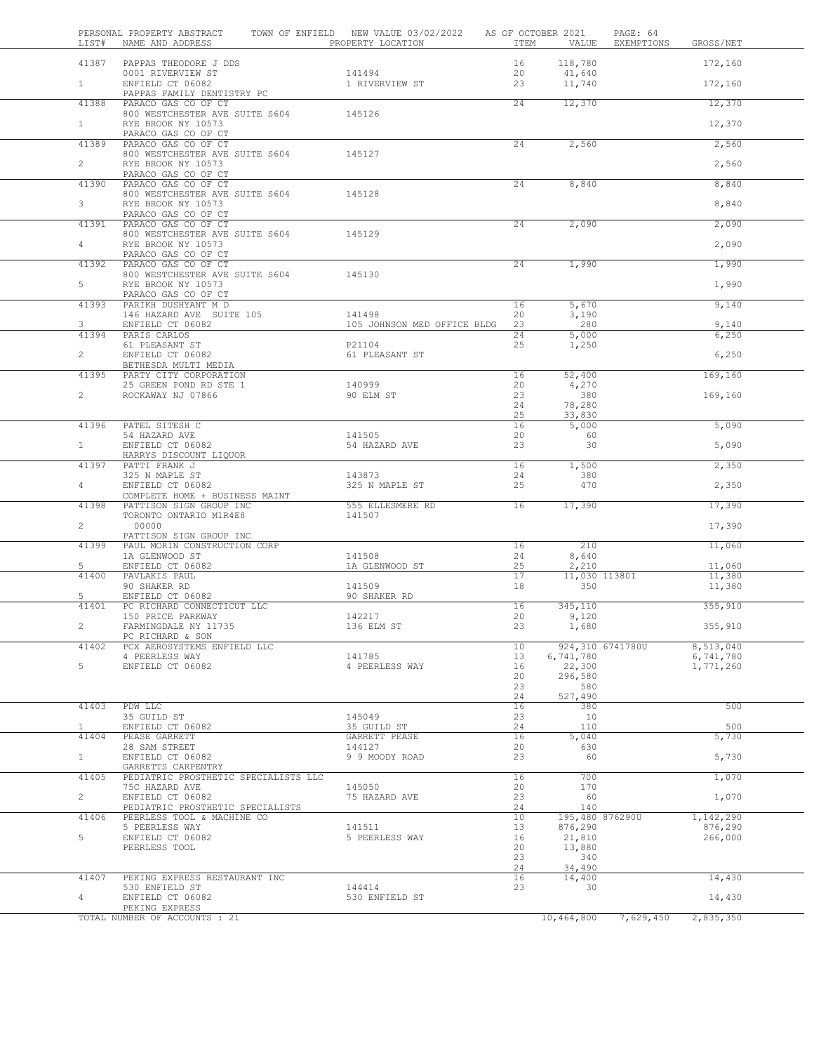PERSONAL PROPERTY ABSTRACT TOWN OF ENFIELD NEW VALUE 03/02/2022 AS OF OCTOBER 2021 PAGE: 64

| LIST# | NAME AND ADDRESS | PROPERTY LOCATION | ITEM | VALUE | EXEMPTIONS | GROSS/NET |
|---|---|---|---|---|---|---|
| 41387 | PAPPAS THEODORE J DDS | | 16 | 118,780 | | 172,160 |
| | 0001 RIVERVIEW ST | 141494 | 20 | 41,640 | | |
| 1 | ENFIELD CT 06082 | 1 RIVERVIEW ST | 23 | 11,740 | | 172,160 |
| | PAPPAS FAMILY DENTISTRY PC | | | | | |
| 41388 | PARACO GAS CO OF CT | | 24 | 12,370 | | 12,370 |
| | 800 WESTCHESTER AVE SUITE S604 | 145126 | | | | |
| 1 | RYE BROOK NY 10573 | | | | | 12,370 |
| | PARACO GAS CO OF CT | | | | | |
| 41389 | PARACO GAS CO OF CT | | 24 | 2,560 | | 2,560 |
| | 800 WESTCHESTER AVE SUITE S604 | 145127 | | | | |
| 2 | RYE BROOK NY 10573 | | | | | 2,560 |
| | PARACO GAS CO OF CT | | | | | |
| 41390 | PARACO GAS CO OF CT | | 24 | 8,840 | | 8,840 |
| | 800 WESTCHESTER AVE SUITE S604 | 145128 | | | | |
| 3 | RYE BROOK NY 10573 | | | | | 8,840 |
| | PARACO GAS CO OF CT | | | | | |
| 41391 | PARACO GAS CO OF CT | | 24 | 2,090 | | 2,090 |
| | 800 WESTCHESTER AVE SUITE S604 | 145129 | | | | |
| 4 | RYE BROOK NY 10573 | | | | | 2,090 |
| | PARACO GAS CO OF CT | | | | | |
| 41392 | PARACO GAS CO OF CT | | 24 | 1,990 | | 1,990 |
| | 800 WESTCHESTER AVE SUITE S604 | 145130 | | | | |
| 5 | RYE BROOK NY 10573 | | | | | 1,990 |
| | PARACO GAS CO OF CT | | | | | |
| 41393 | PARIKH DUSHYANT M D | | 16 | 5,670 | | 9,140 |
| | 146 HAZARD AVE SUITE 105 | 141498 | 20 | 3,190 | | |
| 3 | ENFIELD CT 06082 | 105 JOHNSON MED OFFICE BLDG | 23 | 280 | | 9,140 |
| 41394 | PARIS CARLOS | | 24 | 5,000 | | 6,250 |
| | 61 PLEASANT ST | P21104 | 25 | 1,250 | | |
| 2 | ENFIELD CT 06082 | 61 PLEASANT ST | | | | 6,250 |
| | BETHESDA MULTI MEDIA | | | | | |
| 41395 | PARTY CITY CORPORATION | | 16 | 52,400 | | 169,160 |
| | 25 GREEN POND RD STE 1 | 140999 | 20 | 4,270 | | |
| 2 | ROCKAWAY NJ 07866 | 90 ELM ST | 23 | 380 | | 169,160 |
| | | | 24 | 78,280 | | |
| | | | 25 | 33,830 | | |
| 41396 | PATEL SITESH C | | 16 | 5,000 | | 5,090 |
| | 54 HAZARD AVE | 141505 | 20 | 60 | | |
| 1 | ENFIELD CT 06082 | 54 HAZARD AVE | 23 | 30 | | 5,090 |
| | HARRYS DISCOUNT LIQUOR | | | | | |
| 41397 | PATTI FRANK J | | 16 | 1,500 | | 2,350 |
| | 325 N MAPLE ST | 143873 | 24 | 380 | | |
| 4 | ENFIELD CT 06082 | 325 N MAPLE ST | 25 | 470 | | 2,350 |
| | COMPLETE HOME + BUSINESS MAINT | | | | | |
| 41398 | PATTISON SIGN GROUP INC | 555 ELLESMERE RD | 16 | 17,390 | | 17,390 |
| | TORONTO ONTARIO M1R4E8 | 141507 | | | | |
| 2 | 00000 | | | | | 17,390 |
| | PATTISON SIGN GROUP INC | | | | | |
| 41399 | PAUL MORIN CONSTRUCTION CORP | | 16 | 210 | | 11,060 |
| | 1A GLENWOOD ST | 141508 | 24 | 8,640 | | |
| 5 | ENFIELD CT 06082 | 1A GLENWOOD ST | 25 | 2,210 | | 11,060 |
| 41400 | PAVLAKIS PAUL | | 17 | 11,030 | 11380I | 11,380 |
| | 90 SHAKER RD | 141509 | 18 | 350 | | 11,380 |
| 5 | ENFIELD CT 06082 | 90 SHAKER RD | | | | |
| 41401 | PC RICHARD CONNECTICUT LLC | | 16 | 345,110 | | 355,910 |
| | 150 PRICE PARKWAY | 142217 | 20 | 9,120 | | |
| 2 | FARMINGDALE NY 11735 | 136 ELM ST | 23 | 1,680 | | 355,910 |
| | PC RICHARD & SON | | | | | |
| 41402 | PCX AEROSYSTEMS ENFIELD LLC | | 10 | 924,310 | 6741780U | 8,513,040 |
| | 4 PEERLESS WAY | 141785 | 13 | 6,741,780 | | 6,741,780 |
| 5 | ENFIELD CT 06082 | 4 PEERLESS WAY | 16 | 22,300 | | 1,771,260 |
| | | | 20 | 296,580 | | |
| | | | 23 | 580 | | |
| | | | 24 | 527,490 | | |
| 41403 | PDW LLC | | 16 | 380 | | 500 |
| | 35 GUILD ST | 145049 | 23 | 10 | | |
| 1 | ENFIELD CT 06082 | 35 GUILD ST | 24 | 110 | | 500 |
| 41404 | PEASE GARRETT | GARRETT PEASE | 16 | 5,040 | | 5,730 |
| | 28 SAM STREET | 144127 | 20 | 630 | | |
| 1 | ENFIELD CT 06082 | 9 9 MOODY ROAD | 23 | 60 | | 5,730 |
| | GARRETTS CARPENTRY | | | | | |
| 41405 | PEDIATRIC PROSTHETIC SPECIALISTS LLC | | 16 | 700 | | 1,070 |
| | 75C HAZARD AVE | 145050 | 20 | 170 | | |
| 2 | ENFIELD CT 06082 | 75 HAZARD AVE | 23 | 60 | | 1,070 |
| | PEDIATRIC PROSTHETIC SPECIALISTS | | 24 | 140 | | |
| 41406 | PEERLESS TOOL & MACHINE CO | | 10 | 195,480 | 876290U | 1,142,290 |
| | 5 PEERLESS WAY | 141511 | 13 | 876,290 | | 876,290 |
| 5 | ENFIELD CT 06082 | 5 PEERLESS WAY | 16 | 21,810 | | 266,000 |
| | PEERLESS TOOL | | 20 | 13,880 | | |
| | | | 23 | 340 | | |
| | | | 24 | 34,490 | | |
| 41407 | PEKING EXPRESS RESTAURANT INC | | 16 | 14,400 | | 14,430 |
| | 530 ENFIELD ST | 144414 | 23 | 30 | | |
| 4 | ENFIELD CT 06082 | 530 ENFIELD ST | | | | 14,430 |
| | PEKING EXPRESS | | | | | |
| | TOTAL NUMBER OF ACCOUNTS : 21 | | | 10,464,800 | 7,629,450 | 2,835,350 |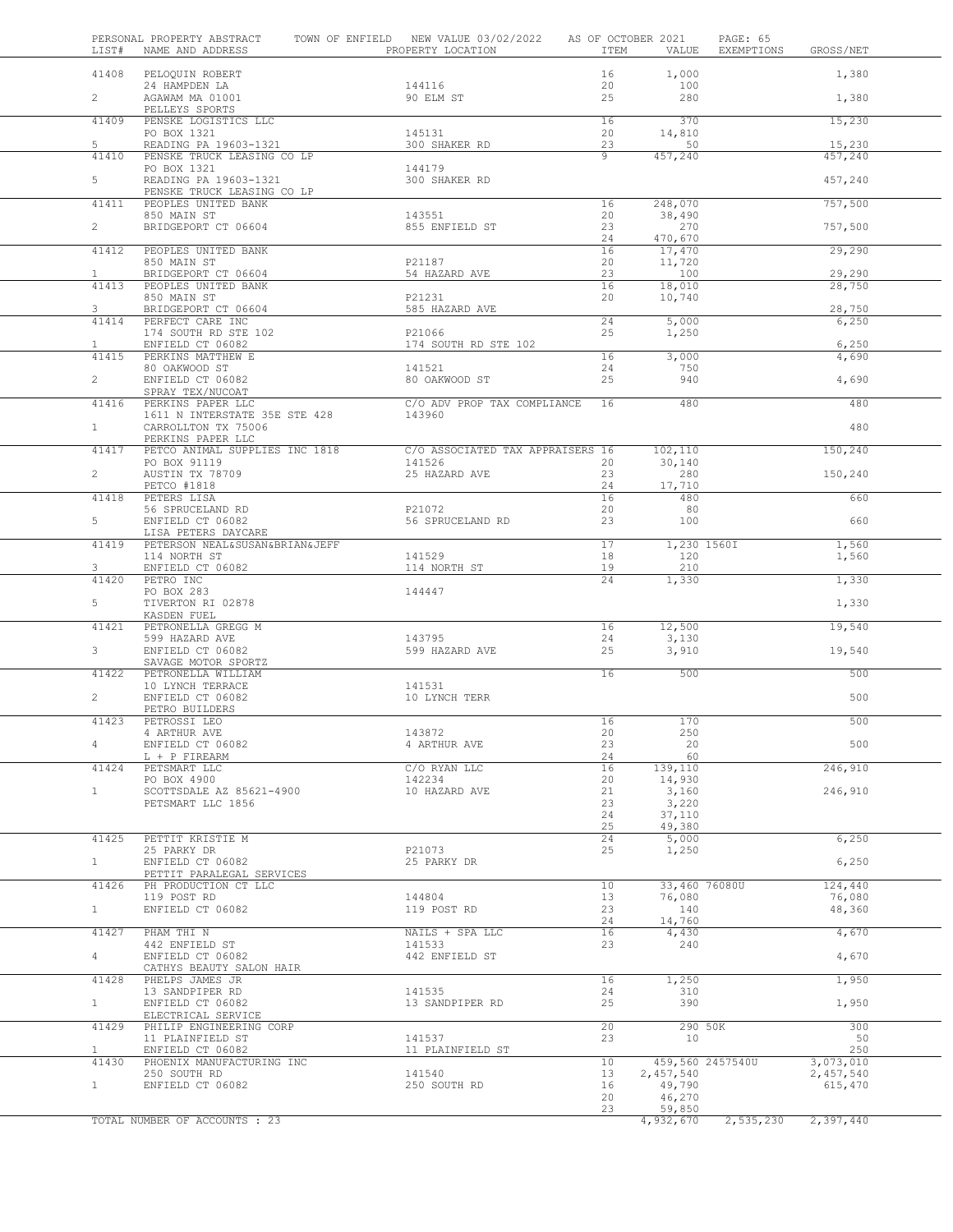PERSONAL PROPERTY ABSTRACT TOWN OF ENFIELD NEW VALUE 03/02/2022 AS OF OCTOBER 2021

| LIST# | NAME AND ADDRESS | PROPERTY LOCATION | ITEM | VALUE | EXEMPTIONS | GROSS/NET |
|---|---|---|---|---|---|---|
| 41408 | PELOQUIN ROBERT | | 16 | 1,000 | | 1,380 |
| | 24 HAMPDEN LA | 144116 | 20 | 100 | | |
| 2 | AGAWAM MA 01001 | 90 ELM ST | 25 | 280 | | 1,380 |
| | PELLEYS SPORTS | | | | | |
| 41409 | PENSKE LOGISTICS LLC | | 16 | 370 | | 15,230 |
| | PO BOX 1321 | 145131 | 20 | 14,810 | | |
| 5 | READING PA 19603-1321 | 300 SHAKER RD | 23 | 50 | | 15,230 |
| 41410 | PENSKE TRUCK LEASING CO LP | | 9 | 457,240 | | 457,240 |
| | PO BOX 1321 | 144179 | | | | |
| 5 | READING PA 19603-1321 | 300 SHAKER RD | | | | 457,240 |
| | PENSKE TRUCK LEASING CO LP | | | | | |
| 41411 | PEOPLES UNITED BANK | | 16 | 248,070 | | 757,500 |
| | 850 MAIN ST | 143551 | 20 | 38,490 | | |
| 2 | BRIDGEPORT CT 06604 | 855 ENFIELD ST | 23 | 270 | | 757,500 |
| | | | 24 | 470,670 | | |
| 41412 | PEOPLES UNITED BANK | | 16 | 17,470 | | 29,290 |
| | 850 MAIN ST | P21187 | 20 | 11,720 | | |
| 1 | BRIDGEPORT CT 06604 | 54 HAZARD AVE | 23 | 100 | | 29,290 |
| 41413 | PEOPLES UNITED BANK | | 16 | 18,010 | | 28,750 |
| | 850 MAIN ST | P21231 | 20 | 10,740 | | |
| 3 | BRIDGEPORT CT 06604 | 585 HAZARD AVE | | | | 28,750 |
| 41414 | PERFECT CARE INC | | 24 | 5,000 | | 6,250 |
| | 174 SOUTH RD STE 102 | P21066 | 25 | 1,250 | | |
| 1 | ENFIELD CT 06082 | 174 SOUTH RD STE 102 | | | | 6,250 |
| 41415 | PERKINS MATTHEW E | | 16 | 3,000 | | 4,690 |
| | 80 OAKWOOD ST | 141521 | 24 | 750 | | |
| 2 | ENFIELD CT 06082 | 80 OAKWOOD ST | 25 | 940 | | 4,690 |
| | SPRAY TEX/NUCOAT | | | | | |
| 41416 | PERKINS PAPER LLC | C/O ADV PROP TAX COMPLIANCE | 16 | 480 | | 480 |
| | 1611 N INTERSTATE 35E STE 428 | 143960 | | | | |
| 1 | CARROLLTON TX 75006 | | | | | 480 |
| | PERKINS PAPER LLC | | | | | |
| 41417 | PETCO ANIMAL SUPPLIES INC 1818 | C/O ASSOCIATED TAX APPRAISERS | 16 | 102,110 | | 150,240 |
| | PO BOX 91119 | 141526 | 20 | 30,140 | | |
| 2 | AUSTIN TX 78709 | 25 HAZARD AVE | 23 | 280 | | 150,240 |
| | PETCO #1818 | | 24 | 17,710 | | |
| 41418 | PETERS LISA | | 16 | 480 | | 660 |
| | 56 SPRUCELAND RD | P21072 | 20 | 80 | | |
| 5 | ENFIELD CT 06082 | 56 SPRUCELAND RD | 23 | 100 | | 660 |
| | LISA PETERS DAYCARE | | | | | |
| 41419 | PETERSON NEAL&SUSAN&BRIAN&JEFF | | 17 | 1,230 | 1560I | 1,560 |
| | 114 NORTH ST | 141529 | 18 | 120 | | 1,560 |
| 3 | ENFIELD CT 06082 | 114 NORTH ST | 19 | 210 | | |
| 41420 | PETRO INC | | 24 | 1,330 | | 1,330 |
| | PO BOX 283 | 144447 | | | | |
| 5 | TIVERTON RI 02878 | | | | | 1,330 |
| | KASDEN FUEL | | | | | |
| 41421 | PETRONELLA GREGG M | | 16 | 12,500 | | 19,540 |
| | 599 HAZARD AVE | 143795 | 24 | 3,130 | | |
| 3 | ENFIELD CT 06082 | 599 HAZARD AVE | 25 | 3,910 | | 19,540 |
| | SAVAGE MOTOR SPORTZ | | | | | |
| 41422 | PETRONELLA WILLIAM | | 16 | 500 | | 500 |
| | 10 LYNCH TERRACE | 141531 | | | | |
| 2 | ENFIELD CT 06082 | 10 LYNCH TERR | | | | 500 |
| | PETRO BUILDERS | | | | | |
| 41423 | PETROSSI LEO | | 16 | 170 | | 500 |
| | 4 ARTHUR AVE | 143872 | 20 | 250 | | |
| 4 | ENFIELD CT 06082 | 4 ARTHUR AVE | 23 | 20 | | 500 |
| | L + P FIREARM | | 24 | 60 | | |
| 41424 | PETSMART LLC | C/O RYAN LLC | 16 | 139,110 | | 246,910 |
| | PO BOX 4900 | 142234 | 20 | 14,930 | | |
| 1 | SCOTTSDALE AZ 85621-4900 | 10 HAZARD AVE | 21 | 3,160 | | 246,910 |
| | PETSMART LLC 1856 | | 23 | 3,220 | | |
| | | | 24 | 37,110 | | |
| | | | 25 | 49,380 | | |
| 41425 | PETTIT KRISTIE M | | 24 | 5,000 | | 6,250 |
| | 25 PARKY DR | P21073 | 25 | 1,250 | | |
| 1 | ENFIELD CT 06082 | 25 PARKY DR | | | | 6,250 |
| | PETTIT PARALEGAL SERVICES | | | | | |
| 41426 | PH PRODUCTION CT LLC | | 10 | 33,460 | 76080U | 124,440 |
| | 119 POST RD | 144804 | 13 | 76,080 | | 76,080 |
| 1 | ENFIELD CT 06082 | 119 POST RD | 23 | 140 | | 48,360 |
| | | | 24 | 14,760 | | |
| 41427 | PHAM THI N | NAILS + SPA LLC | 16 | 4,430 | | 4,670 |
| | 442 ENFIELD ST | 141533 | 23 | 240 | | |
| 4 | ENFIELD CT 06082 | 442 ENFIELD ST | | | | 4,670 |
| | CATHYS BEAUTY SALON HAIR | | | | | |
| 41428 | PHELPS JAMES JR | | 16 | 1,250 | | 1,950 |
| | 13 SANDPIPER RD | 141535 | 24 | 310 | | |
| 1 | ENFIELD CT 06082 | 13 SANDPIPER RD | 25 | 390 | | 1,950 |
| | ELECTRICAL SERVICE | | | | | |
| 41429 | PHILIP ENGINEERING CORP | | 20 | 290 | 50K | 300 |
| | 11 PLAINFIELD ST | 141537 | 23 | 10 | | 50 |
| 1 | ENFIELD CT 06082 | 11 PLAINFIELD ST | | | | 250 |
| 41430 | PHOENIX MANUFACTURING INC | | 10 | 459,560 | 2457540U | 3,073,010 |
| | 250 SOUTH RD | 141540 | 13 | 2,457,540 | | 2,457,540 |
| 1 | ENFIELD CT 06082 | 250 SOUTH RD | 16 | 49,790 | | 615,470 |
| | | | 20 | 46,270 | | |
| | | | 23 | 59,850 | | |
| | TOTAL NUMBER OF ACCOUNTS : 23 | | | 4,932,670 | 2,535,230 | 2,397,440 |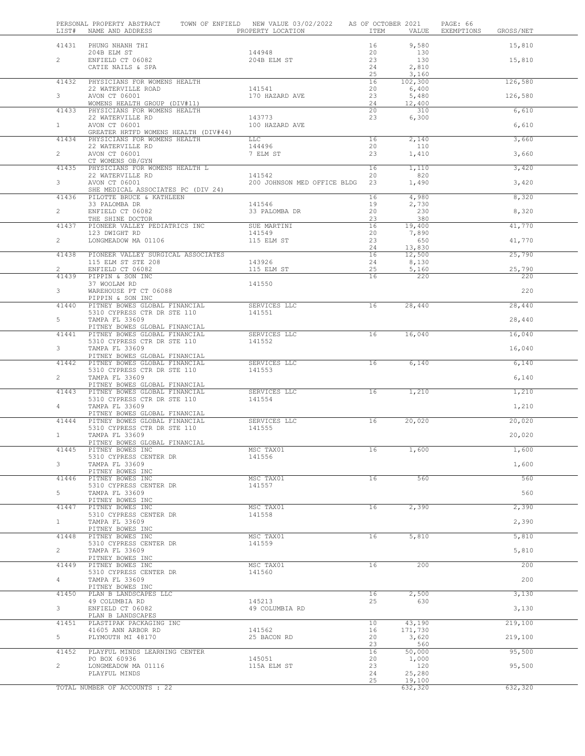PERSONAL PROPERTY ABSTRACT — TOWN OF ENFIELD — NEW VALUE 03/02/2022 — AS OF OCTOBER 2021

| LIST# | NAME AND ADDRESS | PROPERTY LOCATION | ITEM | VALUE | EXEMPTIONS | GROSS/NET |
|---|---|---|---|---|---|---|
| 41431 | PHUNG NHANH THI | | 16 | 9,580 | | 15,810 |
| | 204B ELM ST | 144948 | 20 | 130 | | |
| 2 | ENFIELD CT 06082 | 204B ELM ST | 23 | 130 | | 15,810 |
| | CATIE NAILS & SPA | | 24 | 2,810 | | |
| | | | 25 | 3,160 | | |
| 41432 | PHYSICIANS FOR WOMENS HEALTH | | 16 | 102,300 | | 126,580 |
| | 22 WATERVILLE ROAD | 141541 | 20 | 6,400 | | |
| 3 | AVON CT 06001 | 170 HAZARD AVE | 23 | 5,480 | | 126,580 |
| | WOMENS HEALTH GROUP (DIV#11) | | 24 | 12,400 | | |
| 41433 | PHYSICIANS FOR WOMENS HEALTH | | 20 | 310 | | 6,610 |
| | 22 WATERVILLE RD | 143773 | 23 | 6,300 | | |
| 1 | AVON CT 06001 | 100 HAZARD AVE | | | | 6,610 |
| | GREATER HRTFD WOMENS HEALTH (DIV#44) | | | | | |
| 41434 | PHYSICIANS FOR WOMENS HEALTH | LLC | 16 | 2,140 | | 3,660 |
| | 22 WATERVILLE RD | 144496 | 20 | 110 | | |
| 2 | AVON CT 06001 | 7 ELM ST | 23 | 1,410 | | 3,660 |
| | CT WOMENS OB/GYN | | | | | |
| 41435 | PHYSICIANS FOR WOMENS HEALTH L | | 16 | 1,110 | | 3,420 |
| | 22 WATERVILLE RD | 141542 | 20 | 820 | | |
| 3 | AVON CT 06001 | 200 JOHNSON MED OFFICE BLDG | 23 | 1,490 | | 3,420 |
| | SHE MEDICAL ASSOCIATES PC (DIV 24) | | | | | |
| 41436 | PILOTTE BRUCE & KATHLEEN | | 16 | 4,980 | | 8,320 |
| | 33 PALOMBA DR | 141546 | 19 | 2,730 | | |
| 2 | ENFIELD CT 06082 | 33 PALOMBA DR | 20 | 230 | | 8,320 |
| | THE SHINE DOCTOR | | 23 | 380 | | |
| 41437 | PIONEER VALLEY PEDIATRICS INC | SUE MARTINI | 16 | 19,400 | | 41,770 |
| | 123 DWIGHT RD | 141549 | 20 | 7,890 | | |
| 2 | LONGMEADOW MA 01106 | 115 ELM ST | 23 | 650 | | 41,770 |
| | | | 24 | 13,830 | | |
| 41438 | PIONEER VALLEY SURGICAL ASSOCIATES | | 16 | 12,500 | | 25,790 |
| | 115 ELM ST STE 208 | 143926 | 24 | 8,130 | | |
| 2 | ENFIELD CT 06082 | 115 ELM ST | 25 | 5,160 | | 25,790 |
| 41439 | PIPPIN & SON INC | | 16 | 220 | | 220 |
| | 37 WOOLAM RD | 141550 | | | | |
| 3 | WAREHOUSE PT CT 06088 | | | | | 220 |
| | PIPPIN & SON INC | | | | | |
| 41440 | PITNEY BOWES GLOBAL FINANCIAL | SERVICES LLC | 16 | 28,440 | | 28,440 |
| | 5310 CYPRESS CTR DR STE 110 | 141551 | | | | |
| 5 | TAMPA FL 33609 | | | | | 28,440 |
| | PITNEY BOWES GLOBAL FINANCIAL | | | | | |
| 41441 | PITNEY BOWES GLOBAL FINANCIAL | SERVICES LLC | 16 | 16,040 | | 16,040 |
| | 5310 CYPRESS CTR DR STE 110 | 141552 | | | | |
| 3 | TAMPA FL 33609 | | | | | 16,040 |
| | PITNEY BOWES GLOBAL FINANCIAL | | | | | |
| 41442 | PITNEY BOWES GLOBAL FINANCIAL | SERVICES LLC | 16 | 6,140 | | 6,140 |
| | 5310 CYPRESS CTR DR STE 110 | 141553 | | | | |
| 2 | TAMPA FL 33609 | | | | | 6,140 |
| | PITNEY BOWES GLOBAL FINANCIAL | | | | | |
| 41443 | PITNEY BOWES GLOBAL FINANCIAL | SERVICES LLC | 16 | 1,210 | | 1,210 |
| | 5310 CYPRESS CTR DR STE 110 | 141554 | | | | |
| 4 | TAMPA FL 33609 | | | | | 1,210 |
| | PITNEY BOWES GLOBAL FINANCIAL | | | | | |
| 41444 | PITNEY BOWES GLOBAL FINANCIAL | SERVICES LLC | 16 | 20,020 | | 20,020 |
| | 5310 CYPRESS CTR DR STE 110 | 141555 | | | | |
| 1 | TAMPA FL 33609 | | | | | 20,020 |
| | PITNEY BOWES GLOBAL FINANCIAL | | | | | |
| 41445 | PITNEY BOWES INC | MSC TAX01 | 16 | 1,600 | | 1,600 |
| | 5310 CYPRESS CENTER DR | 141556 | | | | |
| 3 | TAMPA FL 33609 | | | | | 1,600 |
| | PITNEY BOWES INC | | | | | |
| 41446 | PITNEY BOWES INC | MSC TAX01 | 16 | 560 | | 560 |
| | 5310 CYPRESS CENTER DR | 141557 | | | | |
| 5 | TAMPA FL 33609 | | | | | 560 |
| | PITNEY BOWES INC | | | | | |
| 41447 | PITNEY BOWES INC | MSC TAX01 | 16 | 2,390 | | 2,390 |
| | 5310 CYPRESS CENTER DR | 141558 | | | | |
| 1 | TAMPA FL 33609 | | | | | 2,390 |
| | PITNEY BOWES INC | | | | | |
| 41448 | PITNEY BOWES INC | MSC TAX01 | 16 | 5,810 | | 5,810 |
| | 5310 CYPRESS CENTER DR | 141559 | | | | |
| 2 | TAMPA FL 33609 | | | | | 5,810 |
| | PITNEY BOWES INC | | | | | |
| 41449 | PITNEY BOWES INC | MSC TAX01 | 16 | 200 | | 200 |
| | 5310 CYPRESS CENTER DR | 141560 | | | | |
| 4 | TAMPA FL 33609 | | | | | 200 |
| | PITNEY BOWES INC | | | | | |
| 41450 | PLAN B LANDSCAPES LLC | | 16 | 2,500 | | 3,130 |
| | 49 COLUMBIA RD | 145213 | 25 | 630 | | |
| 3 | ENFIELD CT 06082 | 49 COLUMBIA RD | | | | 3,130 |
| | PLAN B LANDSCAPES | | | | | |
| 41451 | PLASTIPAK PACKAGING INC | | 10 | 43,190 | | 219,100 |
| | 41605 ANN ARBOR RD | 141562 | 16 | 171,730 | | |
| 5 | PLYMOUTH MI 48170 | 25 BACON RD | 20 | 3,620 | | 219,100 |
| | | | 23 | 560 | | |
| 41452 | PLAYFUL MINDS LEARNING CENTER | | 16 | 50,000 | | 95,500 |
| | PO BOX 60936 | 145051 | 20 | 1,000 | | |
| 2 | LONGMEADOW MA 01116 | 115A ELM ST | 23 | 120 | | 95,500 |
| | PLAYFUL MINDS | | 24 | 25,280 | | |
| | | | 25 | 19,100 | | |
| | TOTAL NUMBER OF ACCOUNTS : 22 | | | 632,320 | | 632,320 |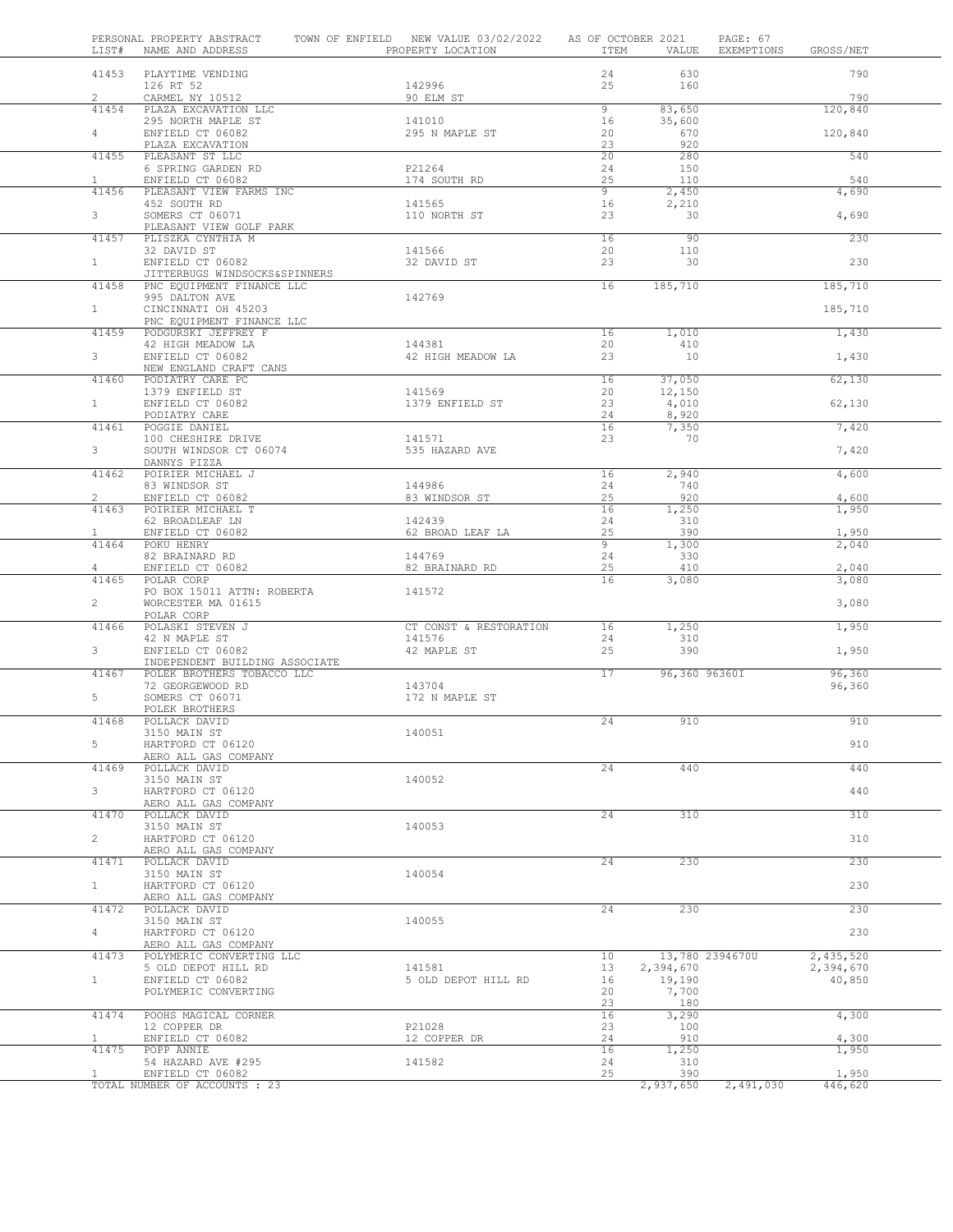PERSONAL PROPERTY ABSTRACT — TOWN OF ENFIELD — NEW VALUE 03/02/2022 — AS OF OCTOBER 2021

| LIST# | NAME AND ADDRESS | PROPERTY LOCATION | ITEM | VALUE | EXEMPTIONS | GROSS/NET |
|---|---|---|---|---|---|---|
| 41453 | PLAYTIME VENDING | | 24 | 630 | | 790 |
| | 126 RT 52 | 142996 | 25 | 160 | | |
| 2 | CARMEL NY 10512 | 90 ELM ST | | | | 790 |
| 41454 | PLAZA EXCAVATION LLC | | 9 | 83,650 | | 120,840 |
| | 295 NORTH MAPLE ST | 141010 | 16 | 35,600 | | |
| 4 | ENFIELD CT 06082 | 295 N MAPLE ST | 20 | 670 | | 120,840 |
| | PLAZA EXCAVATION | | 23 | 920 | | |
| 41455 | PLEASANT ST LLC | | 20 | 280 | | 540 |
| | 6 SPRING GARDEN RD | P21264 | 24 | 150 | | |
| 1 | ENFIELD CT 06082 | 174 SOUTH RD | 25 | 110 | | 540 |
| 41456 | PLEASANT VIEW FARMS INC | | 9 | 2,450 | | 4,690 |
| | 452 SOUTH RD | 141565 | 16 | 2,210 | | |
| 3 | SOMERS CT 06071 | 110 NORTH ST | 23 | 30 | | 4,690 |
| | PLEASANT VIEW GOLF PARK | | | | | |
| 41457 | PLISZKA CYNTHIA M | | 16 | 90 | | 230 |
| | 32 DAVID ST | 141566 | 20 | 110 | | |
| 1 | ENFIELD CT 06082 | 32 DAVID ST | 23 | 30 | | 230 |
| | JITTERBUGS WINDSOCKS&SPINNERS | | | | | |
| 41458 | PNC EQUIPMENT FINANCE LLC | | 16 | 185,710 | | 185,710 |
| | 995 DALTON AVE | 142769 | | | | |
| 1 | CINCINNATI OH 45203 | | | | | 185,710 |
| | PNC EQUIPMENT FINANCE LLC | | | | | |
| 41459 | PODGURSKI JEFFREY F | | 16 | 1,010 | | 1,430 |
| | 42 HIGH MEADOW LA | 144381 | 20 | 410 | | |
| 3 | ENFIELD CT 06082 | 42 HIGH MEADOW LA | 23 | 10 | | 1,430 |
| | NEW ENGLAND CRAFT CANS | | | | | |
| 41460 | PODIATRY CARE PC | | 16 | 37,050 | | 62,130 |
| | 1379 ENFIELD ST | 141569 | 20 | 12,150 | | |
| 1 | ENFIELD CT 06082 | 1379 ENFIELD ST | 23 | 4,010 | | 62,130 |
| | PODIATRY CARE | | 24 | 8,920 | | |
| 41461 | POGGIE DANIEL | | 16 | 7,350 | | 7,420 |
| | 100 CHESHIRE DRIVE | 141571 | 23 | 70 | | |
| 3 | SOUTH WINDSOR CT 06074 | 535 HAZARD AVE | | | | 7,420 |
| | DANNYS PIZZA | | | | | |
| 41462 | POIRIER MICHAEL J | | 16 | 2,940 | | 4,600 |
| | 83 WINDSOR ST | 144986 | 24 | 740 | | |
| 2 | ENFIELD CT 06082 | 83 WINDSOR ST | 25 | 920 | | 4,600 |
| 41463 | POIRIER MICHAEL T | | 16 | 1,250 | | 1,950 |
| | 62 BROADLEAF LN | 142439 | 24 | 310 | | |
| 1 | ENFIELD CT 06082 | 62 BROAD LEAF LA | 25 | 390 | | 1,950 |
| 41464 | POKU HENRY | | 9 | 1,300 | | 2,040 |
| | 82 BRAINARD RD | 144769 | 24 | 330 | | |
| 4 | ENFIELD CT 06082 | 82 BRAINARD RD | 25 | 410 | | 2,040 |
| 41465 | POLAR CORP | | 16 | 3,080 | | 3,080 |
| | PO BOX 15011 ATTN: ROBERTA | 141572 | | | | |
| 2 | WORCESTER MA 01615 | | | | | 3,080 |
| | POLAR CORP | | | | | |
| 41466 | POLASKI STEVEN J | CT CONST & RESTORATION | 16 | 1,250 | | 1,950 |
| | 42 N MAPLE ST | 141576 | 24 | 310 | | |
| 3 | ENFIELD CT 06082 | 42 MAPLE ST | 25 | 390 | | 1,950 |
| | INDEPENDENT BUILDING ASSOCIATE | | | | | |
| 41467 | POLEK BROTHERS TOBACCO LLC | | 17 | 96,360 | 96360I | 96,360 |
| | 72 GEORGEWOOD RD | 143704 | | | | 96,360 |
| 5 | SOMERS CT 06071 | 172 N MAPLE ST | | | | |
| | POLEK BROTHERS | | | | | |
| 41468 | POLLACK DAVID | | 24 | 910 | | 910 |
| | 3150 MAIN ST | 140051 | | | | |
| 5 | HARTFORD CT 06120 | | | | | 910 |
| | AERO ALL GAS COMPANY | | | | | |
| 41469 | POLLACK DAVID | | 24 | 440 | | 440 |
| | 3150 MAIN ST | 140052 | | | | |
| 3 | HARTFORD CT 06120 | | | | | 440 |
| | AERO ALL GAS COMPANY | | | | | |
| 41470 | POLLACK DAVID | | 24 | 310 | | 310 |
| | 3150 MAIN ST | 140053 | | | | |
| 2 | HARTFORD CT 06120 | | | | | 310 |
| | AERO ALL GAS COMPANY | | | | | |
| 41471 | POLLACK DAVID | | 24 | 230 | | 230 |
| | 3150 MAIN ST | 140054 | | | | |
| 1 | HARTFORD CT 06120 | | | | | 230 |
| | AERO ALL GAS COMPANY | | | | | |
| 41472 | POLLACK DAVID | | 24 | 230 | | 230 |
| | 3150 MAIN ST | 140055 | | | | |
| 4 | HARTFORD CT 06120 | | | | | 230 |
| | AERO ALL GAS COMPANY | | | | | |
| 41473 | POLYMERIC CONVERTING LLC | | 10 | 13,780 | 2394670U | 2,435,520 |
| | 5 OLD DEPOT HILL RD | 141581 | 13 | 2,394,670 | | 2,394,670 |
| 1 | ENFIELD CT 06082 | 5 OLD DEPOT HILL RD | 16 | 19,190 | | 40,850 |
| | POLYMERIC CONVERTING | | 20 | 7,700 | | |
| | | | 23 | 180 | | |
| 41474 | POOHS MAGICAL CORNER | | 16 | 3,290 | | 4,300 |
| | 12 COPPER DR | P21028 | 23 | 100 | | |
| 1 | ENFIELD CT 06082 | 12 COPPER DR | 24 | 910 | | 4,300 |
| 41475 | POPP ANNIE | | 16 | 1,250 | | 1,950 |
| | 54 HAZARD AVE #295 | 141582 | 24 | 310 | | |
| 1 | ENFIELD CT 06082 | | 25 | 390 | | 1,950 |
| | TOTAL NUMBER OF ACCOUNTS : 23 | | | 2,937,650 | 2,491,030 | 446,620 |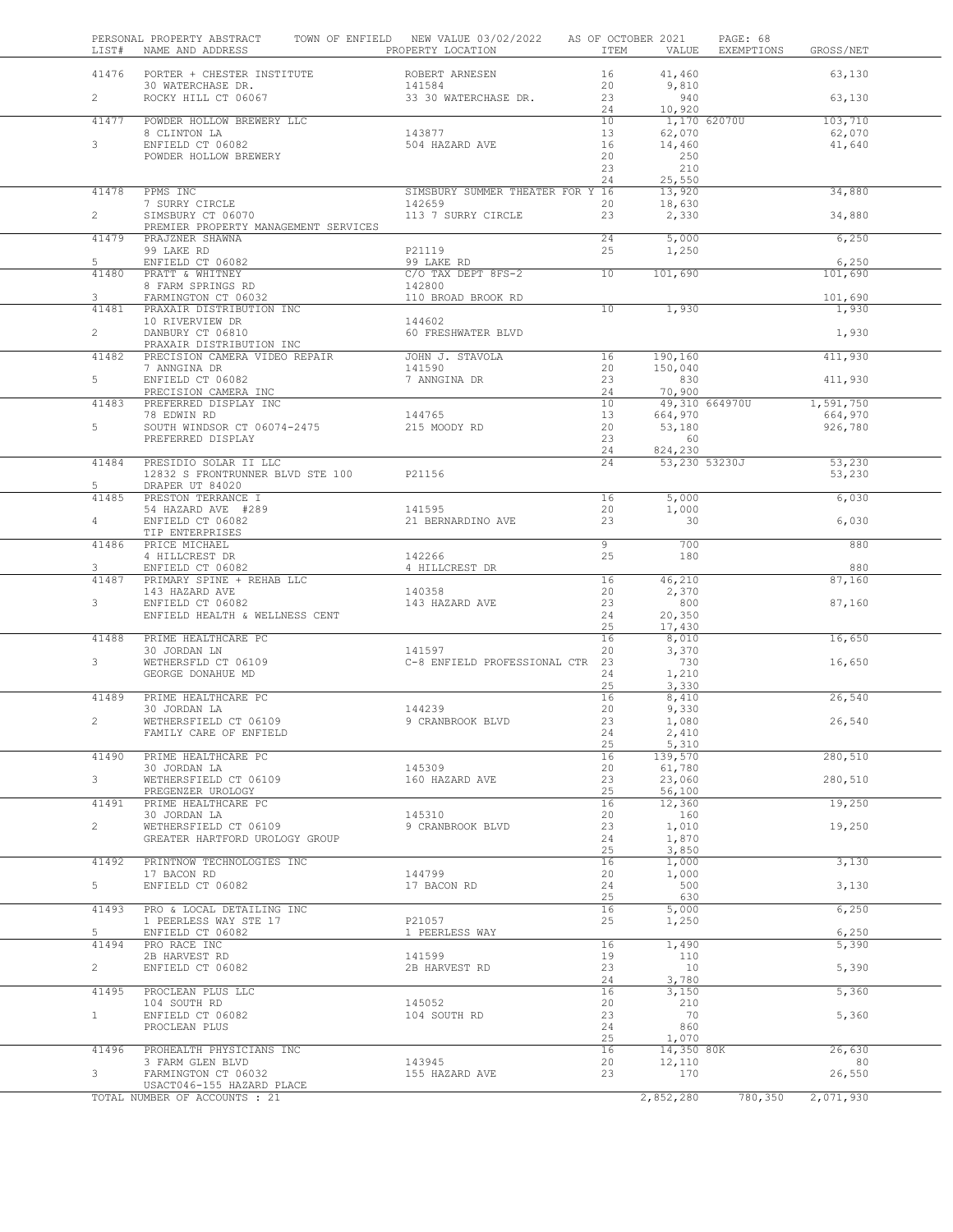PERSONAL PROPERTY ABSTRACT TOWN OF ENFIELD NEW VALUE 03/02/2022 AS OF OCTOBER 2021

| LIST# | NAME AND ADDRESS | PROPERTY LOCATION | ITEM | VALUE | EXEMPTIONS | GROSS/NET |
|---|---|---|---|---|---|---|
| 41476 | PORTER + CHESTER INSTITUTE | ROBERT ARNESEN | 16 | 41,460 | | 63,130 |
| | 30 WATERCHASE DR. | 141584 | 20 | 9,810 | | |
| 2 | ROCKY HILL CT 06067 | 33 30 WATERCHASE DR. | 23 | 940 | | 63,130 |
| | | | 24 | 10,920 | | |
| 41477 | POWDER HOLLOW BREWERY LLC | | 10 | 1,170 | 62070U | 103,710 |
| | 8 CLINTON LA | 143877 | 13 | 62,070 | | 62,070 |
| 3 | ENFIELD CT 06082 | 504 HAZARD AVE | 16 | 14,460 | | 41,640 |
| | POWDER HOLLOW BREWERY | | 20 | 250 | | |
| | | | 23 | 210 | | |
| | | | 24 | 25,550 | | |
| 41478 | PPMS INC | SIMSBURY SUMMER THEATER FOR Y | 16 | 13,920 | | 34,880 |
| | 7 SURRY CIRCLE | 142659 | 20 | 18,630 | | |
| 2 | SIMSBURY CT 06070 | 113 7 SURRY CIRCLE | 23 | 2,330 | | 34,880 |
| | PREMIER PROPERTY MANAGEMENT SERVICES | | | | | |
| 41479 | PRAJZNER SHAWNA | | 24 | 5,000 | | 6,250 |
| | 99 LAKE RD | P21119 | 25 | 1,250 | | |
| 5 | ENFIELD CT 06082 | 99 LAKE RD | | | | 6,250 |
| 41480 | PRATT & WHITNEY | C/O TAX DEPT 8FS-2 | 10 | 101,690 | | 101,690 |
| | 8 FARM SPRINGS RD | 142800 | | | | |
| 3 | FARMINGTON CT 06032 | 110 BROAD BROOK RD | | | | 101,690 |
| 41481 | PRAXAIR DISTRIBUTION INC | | 10 | 1,930 | | 1,930 |
| | 10 RIVERVIEW DR | 144602 | | | | |
| 2 | DANBURY CT 06810 | 60 FRESHWATER BLVD | | | | 1,930 |
| | PRAXAIR DISTRIBUTION INC | | | | | |
| 41482 | PRECISION CAMERA VIDEO REPAIR | JOHN J. STAVOLA | 16 | 190,160 | | 411,930 |
| | 7 ANNGINA DR | 141590 | 20 | 150,040 | | |
| 5 | ENFIELD CT 06082 | 7 ANNGINA DR | 23 | 830 | | 411,930 |
| | PRECISION CAMERA INC | | 24 | 70,900 | | |
| 41483 | PREFERRED DISPLAY INC | | 10 | 49,310 | 664970U | 1,591,750 |
| | 78 EDWIN RD | 144765 | 13 | 664,970 | | 664,970 |
| 5 | SOUTH WINDSOR CT 06074-2475 | 215 MOODY RD | 20 | 53,180 | | 926,780 |
| | PREFERRED DISPLAY | | 23 | 60 | | |
| | | | 24 | 824,230 | | |
| 41484 | PRESIDIO SOLAR II LLC | | 24 | 53,230 | 53230J | 53,230 |
| | 12832 S FRONTRUNNER BLVD STE 100 | P21156 | | | | 53,230 |
| 5 | DRAPER UT 84020 | | | | | |
| 41485 | PRESTON TERRANCE I | | 16 | 5,000 | | 6,030 |
| | 54 HAZARD AVE #289 | 141595 | 20 | 1,000 | | |
| 4 | ENFIELD CT 06082 | 21 BERNARDINO AVE | 23 | 30 | | 6,030 |
| | TIP ENTERPRISES | | | | | |
| 41486 | PRICE MICHAEL | | 9 | 700 | | 880 |
| | 4 HILLCREST DR | 142266 | 25 | 180 | | |
| 3 | ENFIELD CT 06082 | 4 HILLCREST DR | | | | 880 |
| 41487 | PRIMARY SPINE + REHAB LLC | | 16 | 46,210 | | 87,160 |
| | 143 HAZARD AVE | 140358 | 20 | 2,370 | | |
| 3 | ENFIELD CT 06082 | 143 HAZARD AVE | 23 | 800 | | 87,160 |
| | ENFIELD HEALTH & WELLNESS CENT | | 24 | 20,350 | | |
| | | | 25 | 17,430 | | |
| 41488 | PRIME HEALTHCARE PC | | 16 | 8,010 | | 16,650 |
| | 30 JORDAN LN | 141597 | 20 | 3,370 | | |
| 3 | WETHERSFLD CT 06109 | C-8 ENFIELD PROFESSIONAL CTR | 23 | 730 | | 16,650 |
| | GEORGE DONAHUE MD | | 24 | 1,210 | | |
| | | | 25 | 3,330 | | |
| 41489 | PRIME HEALTHCARE PC | | 16 | 8,410 | | 26,540 |
| | 30 JORDAN LA | 144239 | 20 | 9,330 | | |
| 2 | WETHERSFIELD CT 06109 | 9 CRANBROOK BLVD | 23 | 1,080 | | 26,540 |
| | FAMILY CARE OF ENFIELD | | 24 | 2,410 | | |
| | | | 25 | 5,310 | | |
| 41490 | PRIME HEALTHCARE PC | | 16 | 139,570 | | 280,510 |
| | 30 JORDAN LA | 145309 | 20 | 61,780 | | |
| 3 | WETHERSFIELD CT 06109 | 160 HAZARD AVE | 23 | 23,060 | | 280,510 |
| | PREGENZER UROLOGY | | 25 | 56,100 | | |
| 41491 | PRIME HEALTHCARE PC | | 16 | 12,360 | | 19,250 |
| | 30 JORDAN LA | 145310 | 20 | 160 | | |
| 2 | WETHERSFIELD CT 06109 | 9 CRANBROOK BLVD | 23 | 1,010 | | 19,250 |
| | GREATER HARTFORD UROLOGY GROUP | | 24 | 1,870 | | |
| | | | 25 | 3,850 | | |
| 41492 | PRINTNOW TECHNOLOGIES INC | | 16 | 1,000 | | 3,130 |
| | 17 BACON RD | 144799 | 20 | 1,000 | | |
| 5 | ENFIELD CT 06082 | 17 BACON RD | 24 | 500 | | 3,130 |
| | | | 25 | 630 | | |
| 41493 | PRO & LOCAL DETAILING INC | | 16 | 5,000 | | 6,250 |
| | 1 PEERLESS WAY STE 17 | P21057 | 25 | 1,250 | | |
| 5 | ENFIELD CT 06082 | 1 PEERLESS WAY | | | | 6,250 |
| 41494 | PRO RACE INC | | 16 | 1,490 | | 5,390 |
| | 2B HARVEST RD | 141599 | 19 | 110 | | |
| 2 | ENFIELD CT 06082 | 2B HARVEST RD | 23 | 10 | | 5,390 |
| | | | 24 | 3,780 | | |
| 41495 | PROCLEAN PLUS LLC | | 16 | 3,150 | | 5,360 |
| | 104 SOUTH RD | 145052 | 20 | 210 | | |
| 1 | ENFIELD CT 06082 | 104 SOUTH RD | 23 | 70 | | 5,360 |
| | PROCLEAN PLUS | | 24 | 860 | | |
| | | | 25 | 1,070 | | |
| 41496 | PROHEALTH PHYSICIANS INC | | 16 | 14,350 | 80K | 26,630 |
| | 3 FARM GLEN BLVD | 143945 | 20 | 12,110 | | 80 |
| 3 | FARMINGTON CT 06032 | 155 HAZARD AVE | 23 | 170 | | 26,550 |
| | USACT046-155 HAZARD PLACE | | | | | |
| | TOTAL NUMBER OF ACCOUNTS : 21 | | | 2,852,280 | 780,350 | 2,071,930 |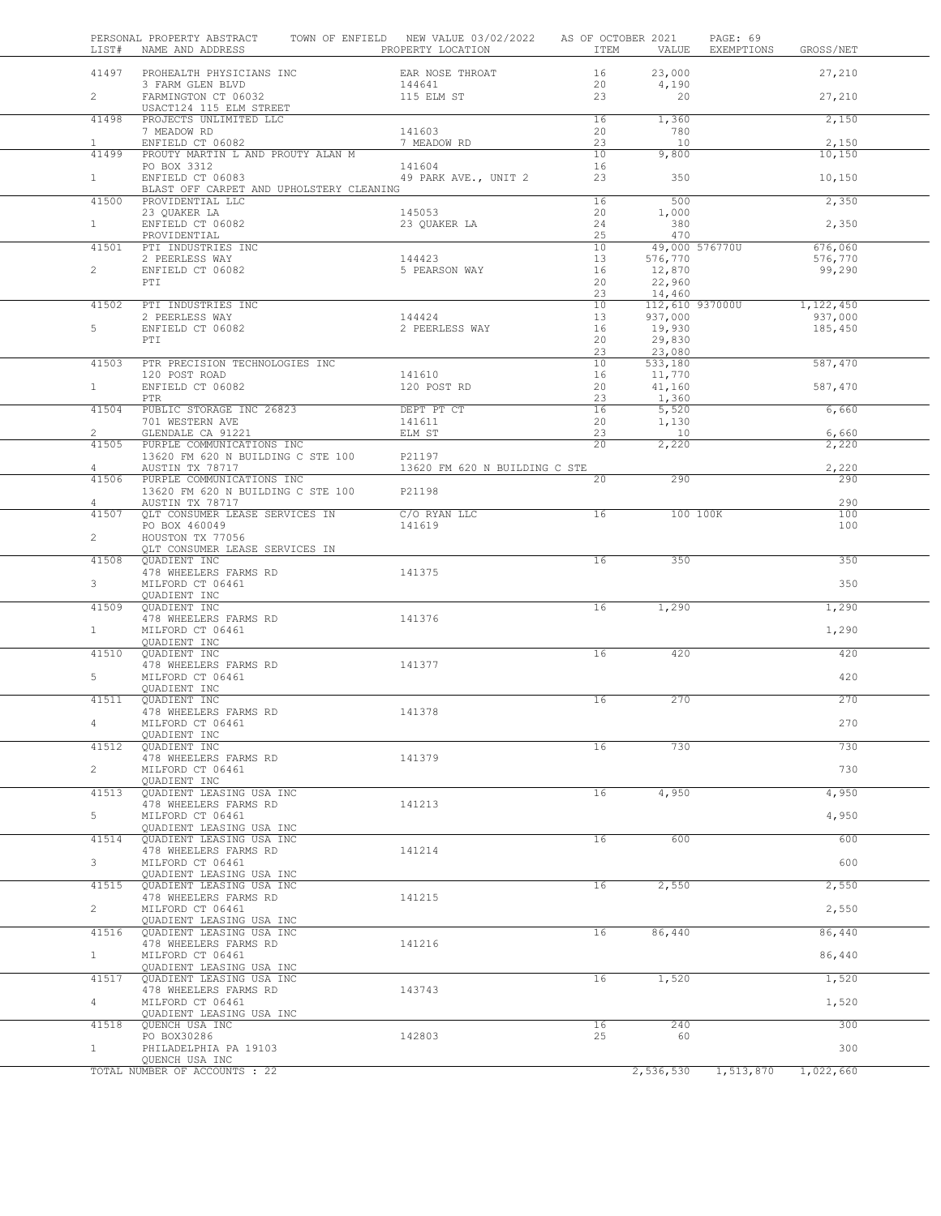PERSONAL PROPERTY ABSTRACT    TOWN OF ENFIELD    NEW VALUE 03/02/2022    AS OF OCTOBER 2021    PAGE: 69

| LIST# | NAME AND ADDRESS | PROPERTY LOCATION | ITEM | VALUE | EXEMPTIONS | GROSS/NET |
|---|---|---|---|---|---|---|
| 41497 | PROHEALTH PHYSICIANS INC | EAR NOSE THROAT | 16 | 23,000 | | 27,210 |
| | 3 FARM GLEN BLVD | 144641 | 20 | 4,190 | | |
| 2 | FARMINGTON CT 06032 | 115 ELM ST | 23 | 20 | | 27,210 |
| | USACT124 115 ELM STREET | | | | | |
| 41498 | PROJECTS UNLIMITED LLC | | 16 | 1,360 | | 2,150 |
| | 7 MEADOW RD | 141603 | 20 | 780 | | |
| 1 | ENFIELD CT 06082 | 7 MEADOW RD | 23 | 10 | | 2,150 |
| 41499 | PROUTY MARTIN L AND PROUTY ALAN M | | 10 | 9,800 | | 10,150 |
| | PO BOX 3312 | 141604 | 16 | | | |
| 1 | ENFIELD CT 06083 | 49 PARK AVE., UNIT 2 | 23 | 350 | | 10,150 |
| | BLAST OFF CARPET AND UPHOLSTERY CLEANING | | | | | |
| 41500 | PROVIDENTIAL LLC | | 16 | 500 | | 2,350 |
| | 23 QUAKER LA | 145053 | 20 | 1,000 | | |
| 1 | ENFIELD CT 06082 | 23 QUAKER LA | 24 | 380 | | 2,350 |
| | PROVIDENTIAL | | 25 | 470 | | |
| 41501 | PTI INDUSTRIES INC | | 10 | 49,000 | 576770U | 676,060 |
| | 2 PEERLESS WAY | 144423 | 13 | 576,770 | | 576,770 |
| 2 | ENFIELD CT 06082 | 5 PEARSON WAY | 16 | 12,870 | | 99,290 |
| | PTI | | 20 | 22,960 | | |
| | | | 23 | 14,460 | | |
| 41502 | PTI INDUSTRIES INC | | 10 | 112,610 | 937000U | 1,122,450 |
| | 2 PEERLESS WAY | 144424 | 13 | 937,000 | | 937,000 |
| 5 | ENFIELD CT 06082 | 2 PEERLESS WAY | 16 | 19,930 | | 185,450 |
| | PTI | | 20 | 29,830 | | |
| | | | 23 | 23,080 | | |
| 41503 | PTR PRECISION TECHNOLOGIES INC | | 10 | 533,180 | | 587,470 |
| | 120 POST ROAD | 141610 | 16 | 11,770 | | |
| 1 | ENFIELD CT 06082 | 120 POST RD | 20 | 41,160 | | 587,470 |
| | PTR | | 23 | 1,360 | | |
| 41504 | PUBLIC STORAGE INC 26823 | DEPT PT CT | 16 | 5,520 | | 6,660 |
| | 701 WESTERN AVE | 141611 | 20 | 1,130 | | |
| 2 | GLENDALE CA 91221 | ELM ST | 23 | 10 | | 6,660 |
| 41505 | PURPLE COMMUNICATIONS INC | | 20 | 2,220 | | 2,220 |
| | 13620 FM 620 N BUILDING C STE 100 | P21197 | | | | |
| 4 | AUSTIN TX 78717 | 13620 FM 620 N BUILDING C STE | | | | 2,220 |
| 41506 | PURPLE COMMUNICATIONS INC | | 20 | 290 | | 290 |
| | 13620 FM 620 N BUILDING C STE 100 | P21198 | | | | |
| 4 | AUSTIN TX 78717 | | | | | 290 |
| 41507 | QLT CONSUMER LEASE SERVICES IN | C/O RYAN LLC | 16 | 100 | 100K | 100 |
| | PO BOX 460049 | 141619 | | | | 100 |
| 2 | HOUSTON TX 77056 | | | | | |
| | QLT CONSUMER LEASE SERVICES IN | | | | | |
| 41508 | QUADIENT INC | | 16 | 350 | | 350 |
| | 478 WHEELERS FARMS RD | 141375 | | | | |
| 3 | MILFORD CT 06461 | | | | | 350 |
| | QUADIENT INC | | | | | |
| 41509 | QUADIENT INC | | 16 | 1,290 | | 1,290 |
| | 478 WHEELERS FARMS RD | 141376 | | | | |
| 1 | MILFORD CT 06461 | | | | | 1,290 |
| | QUADIENT INC | | | | | |
| 41510 | QUADIENT INC | | 16 | 420 | | 420 |
| | 478 WHEELERS FARMS RD | 141377 | | | | |
| 5 | MILFORD CT 06461 | | | | | 420 |
| | QUADIENT INC | | | | | |
| 41511 | QUADIENT INC | | 16 | 270 | | 270 |
| | 478 WHEELERS FARMS RD | 141378 | | | | |
| 4 | MILFORD CT 06461 | | | | | 270 |
| | QUADIENT INC | | | | | |
| 41512 | QUADIENT INC | | 16 | 730 | | 730 |
| | 478 WHEELERS FARMS RD | 141379 | | | | |
| 2 | MILFORD CT 06461 | | | | | 730 |
| | QUADIENT INC | | | | | |
| 41513 | QUADIENT LEASING USA INC | | 16 | 4,950 | | 4,950 |
| | 478 WHEELERS FARMS RD | 141213 | | | | |
| 5 | MILFORD CT 06461 | | | | | 4,950 |
| | QUADIENT LEASING USA INC | | | | | |
| 41514 | QUADIENT LEASING USA INC | | 16 | 600 | | 600 |
| | 478 WHEELERS FARMS RD | 141214 | | | | |
| 3 | MILFORD CT 06461 | | | | | 600 |
| | QUADIENT LEASING USA INC | | | | | |
| 41515 | QUADIENT LEASING USA INC | | 16 | 2,550 | | 2,550 |
| | 478 WHEELERS FARMS RD | 141215 | | | | |
| 2 | MILFORD CT 06461 | | | | | 2,550 |
| | QUADIENT LEASING USA INC | | | | | |
| 41516 | QUADIENT LEASING USA INC | | 16 | 86,440 | | 86,440 |
| | 478 WHEELERS FARMS RD | 141216 | | | | |
| 1 | MILFORD CT 06461 | | | | | 86,440 |
| | QUADIENT LEASING USA INC | | | | | |
| 41517 | QUADIENT LEASING USA INC | | 16 | 1,520 | | 1,520 |
| | 478 WHEELERS FARMS RD | 143743 | | | | |
| 4 | MILFORD CT 06461 | | | | | 1,520 |
| | QUADIENT LEASING USA INC | | | | | |
| 41518 | QUENCH USA INC | | 16 | 240 | | 300 |
| | PO BOX30286 | 142803 | 25 | 60 | | |
| 1 | PHILADELPHIA PA 19103 | | | | | 300 |
| | QUENCH USA INC | | | | | |
| | TOTAL NUMBER OF ACCOUNTS : 22 | | | 2,536,530 | 1,513,870 | 1,022,660 |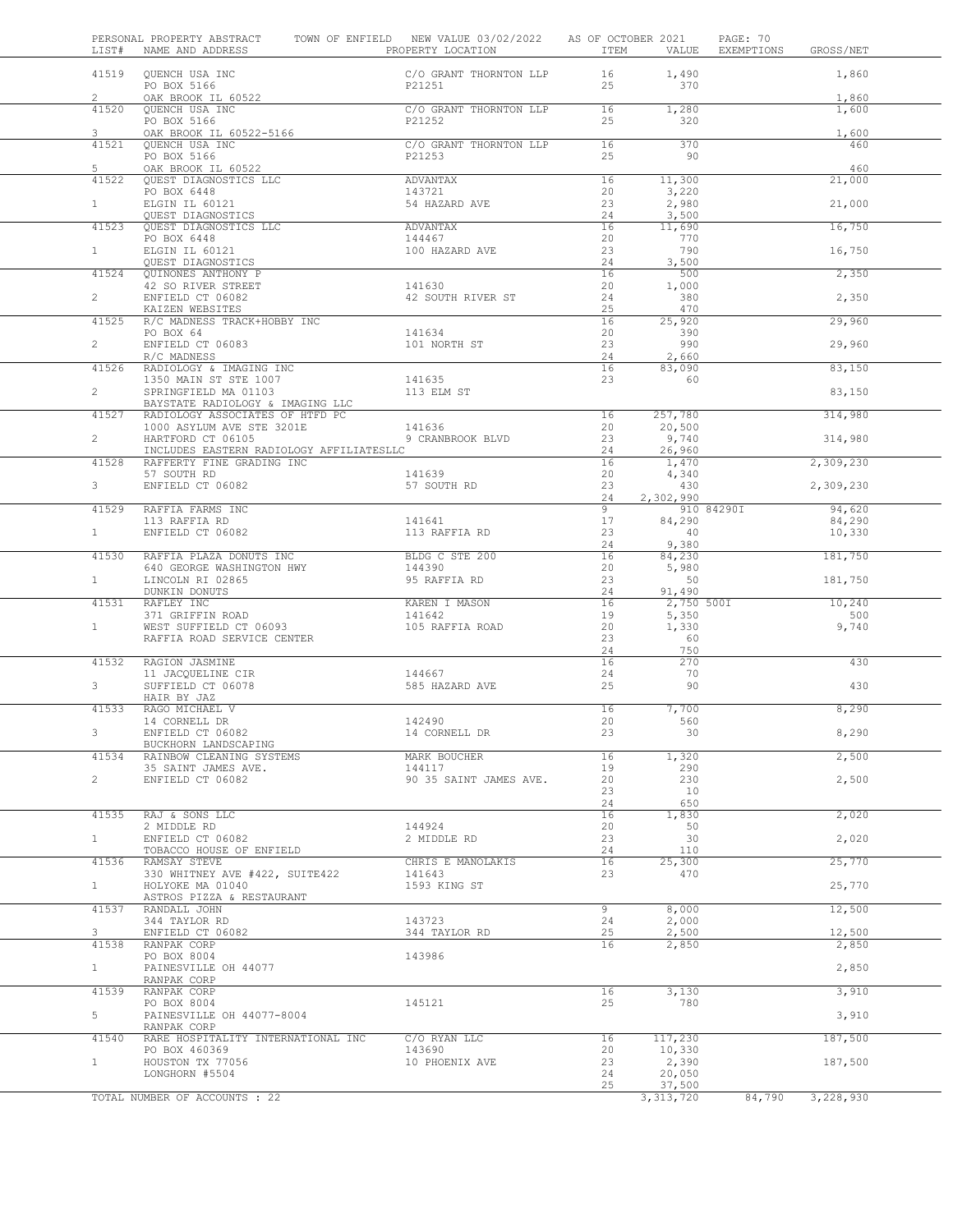PERSONAL PROPERTY ABSTRACT TOWN OF ENFIELD NEW VALUE 03/02/2022 AS OF OCTOBER 2021

| LIST# | NAME AND ADDRESS | PROPERTY LOCATION | ITEM | VALUE | EXEMPTIONS | GROSS/NET |
|---|---|---|---|---|---|---|
| 41519 | QUENCH USA INC | C/O GRANT THORNTON LLP | 16 | 1,490 | | 1,860 |
| | PO BOX 5166 | P21251 | 25 | 370 | | |
| 2 | OAK BROOK IL 60522 | | | | | 1,860 |
| 41520 | QUENCH USA INC | C/O GRANT THORNTON LLP | 16 | 1,280 | | 1,600 |
| | PO BOX 5166 | P21252 | 25 | 320 | | |
| 3 | OAK BROOK IL 60522-5166 | | | | | 1,600 |
| 41521 | QUENCH USA INC | C/O GRANT THORNTON LLP | 16 | 370 | | 460 |
| | PO BOX 5166 | P21253 | 25 | 90 | | |
| 5 | OAK BROOK IL 60522 | | | | | 460 |
| 41522 | QUEST DIAGNOSTICS LLC | ADVANTAX | 16 | 11,300 | | 21,000 |
| | PO BOX 6448 | 143721 | 20 | 3,220 | | |
| 1 | ELGIN IL 60121 | 54 HAZARD AVE | 23 | 2,980 | | 21,000 |
| | QUEST DIAGNOSTICS | | 24 | 3,500 | | |
| 41523 | QUEST DIAGNOSTICS LLC | ADVANTAX | 16 | 11,690 | | 16,750 |
| | PO BOX 6448 | 144467 | 20 | 770 | | |
| 1 | ELGIN IL 60121 | 100 HAZARD AVE | 23 | 790 | | 16,750 |
| | QUEST DIAGNOSTICS | | 24 | 3,500 | | |
| 41524 | QUINONES ANTHONY P | | 16 | 500 | | 2,350 |
| | 42 SO RIVER STREET | 141630 | 20 | 1,000 | | |
| 2 | ENFIELD CT 06082 | 42 SOUTH RIVER ST | 24 | 380 | | 2,350 |
| | KAIZEN WEBSITES | | 25 | 470 | | |
| 41525 | R/C MADNESS TRACK+HOBBY INC | | 16 | 25,920 | | 29,960 |
| | PO BOX 64 | 141634 | 20 | 390 | | |
| 2 | ENFIELD CT 06083 | 101 NORTH ST | 23 | 990 | | 29,960 |
| | R/C MADNESS | | 24 | 2,660 | | |
| 41526 | RADIOLOGY & IMAGING INC | | 16 | 83,090 | | 83,150 |
| | 1350 MAIN ST STE 1007 | 141635 | 23 | 60 | | |
| 2 | SPRINGFIELD MA 01103 | 113 ELM ST | | | | 83,150 |
| | BAYSTATE RADIOLOGY & IMAGING LLC | | | | | |
| 41527 | RADIOLOGY ASSOCIATES OF HTFD PC | | 16 | 257,780 | | 314,980 |
| | 1000 ASYLUM AVE STE 3201E | 141636 | 20 | 20,500 | | |
| 2 | HARTFORD CT 06105 | 9 CRANBROOK BLVD | 23 | 9,740 | | 314,980 |
| | INCLUDES EASTERN RADIOLOGY AFFILIATESLLC | | 24 | 26,960 | | |
| 41528 | RAFFERTY FINE GRADING INC | | 16 | 1,470 | | 2,309,230 |
| | 57 SOUTH RD | 141639 | 20 | 4,340 | | |
| 3 | ENFIELD CT 06082 | 57 SOUTH RD | 23 | 430 | | 2,309,230 |
| | | | 24 | 2,302,990 | | |
| 41529 | RAFFIA FARMS INC | | 9 | 910 | 84290I | 94,620 |
| | 113 RAFFIA RD | 141641 | 17 | 84,290 | | 84,290 |
| 1 | ENFIELD CT 06082 | 113 RAFFIA RD | 23 | 40 | | 10,330 |
| | | | 24 | 9,380 | | |
| 41530 | RAFFIA PLAZA DONUTS INC | BLDG C STE 200 | 16 | 84,230 | | 181,750 |
| | 640 GEORGE WASHINGTON HWY | 144390 | 20 | 5,980 | | |
| 1 | LINCOLN RI 02865 | 95 RAFFIA RD | 23 | 50 | | 181,750 |
| | DUNKIN DONUTS | | 24 | 91,490 | | |
| 41531 | RAFLEY INC | KAREN I MASON | 16 | 2,750 | 500I | 10,240 |
| | 371 GRIFFIN ROAD | 141642 | 19 | 5,350 | | 500 |
| 1 | WEST SUFFIELD CT 06093 | 105 RAFFIA ROAD | 20 | 1,330 | | 9,740 |
| | RAFFIA ROAD SERVICE CENTER | | 23 | 60 | | |
| | | | 24 | 750 | | |
| 41532 | RAGION JASMINE | | 16 | 270 | | 430 |
| | 11 JACQUELINE CIR | 144667 | 24 | 70 | | |
| 3 | SUFFIELD CT 06078 | 585 HAZARD AVE | 25 | 90 | | 430 |
| | HAIR BY JAZ | | | | | |
| 41533 | RAGO MICHAEL V | | 16 | 7,700 | | 8,290 |
| | 14 CORNELL DR | 142490 | 20 | 560 | | |
| 3 | ENFIELD CT 06082 | 14 CORNELL DR | 23 | 30 | | 8,290 |
| | BUCKHORN LANDSCAPING | | | | | |
| 41534 | RAINBOW CLEANING SYSTEMS | MARK BOUCHER | 16 | 1,320 | | 2,500 |
| | 35 SAINT JAMES AVE. | 144117 | 19 | 290 | | |
| 2 | ENFIELD CT 06082 | 90 35 SAINT JAMES AVE. | 20 | 230 | | 2,500 |
| | | | 23 | 10 | | |
| | | | 24 | 650 | | |
| 41535 | RAJ & SONS LLC | | 16 | 1,830 | | 2,020 |
| | 2 MIDDLE RD | 144924 | 20 | 50 | | |
| 1 | ENFIELD CT 06082 | 2 MIDDLE RD | 23 | 30 | | 2,020 |
| | TOBACCO HOUSE OF ENFIELD | | 24 | 110 | | |
| 41536 | RAMSAY STEVE | CHRIS E MANOLAKIS | 16 | 25,300 | | 25,770 |
| | 330 WHITNEY AVE #422, SUITE422 | 141643 | 23 | 470 | | |
| 1 | HOLYOKE MA 01040 | 1593 KING ST | | | | 25,770 |
| | ASTROS PIZZA & RESTAURANT | | | | | |
| 41537 | RANDALL JOHN | | 9 | 8,000 | | 12,500 |
| | 344 TAYLOR RD | 143723 | 24 | 2,000 | | |
| 3 | ENFIELD CT 06082 | 344 TAYLOR RD | 25 | 2,500 | | 12,500 |
| 41538 | RANPAK CORP | | 16 | 2,850 | | 2,850 |
| | PO BOX 8004 | 143986 | | | | |
| 1 | PAINESVILLE OH 44077 | | | | | 2,850 |
| | RANPAK CORP | | | | | |
| 41539 | RANPAK CORP | | 16 | 3,130 | | 3,910 |
| | PO BOX 8004 | 145121 | 25 | 780 | | |
| 5 | PAINESVILLE OH 44077-8004 | | | | | 3,910 |
| | RANPAK CORP | | | | | |
| 41540 | RARE HOSPITALITY INTERNATIONAL INC | C/O RYAN LLC | 16 | 117,230 | | 187,500 |
| | PO BOX 460369 | 143690 | 20 | 10,330 | | |
| 1 | HOUSTON TX 77056 | 10 PHOENIX AVE | 23 | 2,390 | | 187,500 |
| | LONGHORN #5504 | | 24 | 20,050 | | |
| | | | 25 | 37,500 | | |
| | TOTAL NUMBER OF ACCOUNTS : 22 | | | 3,313,720 | 84,790 | 3,228,930 |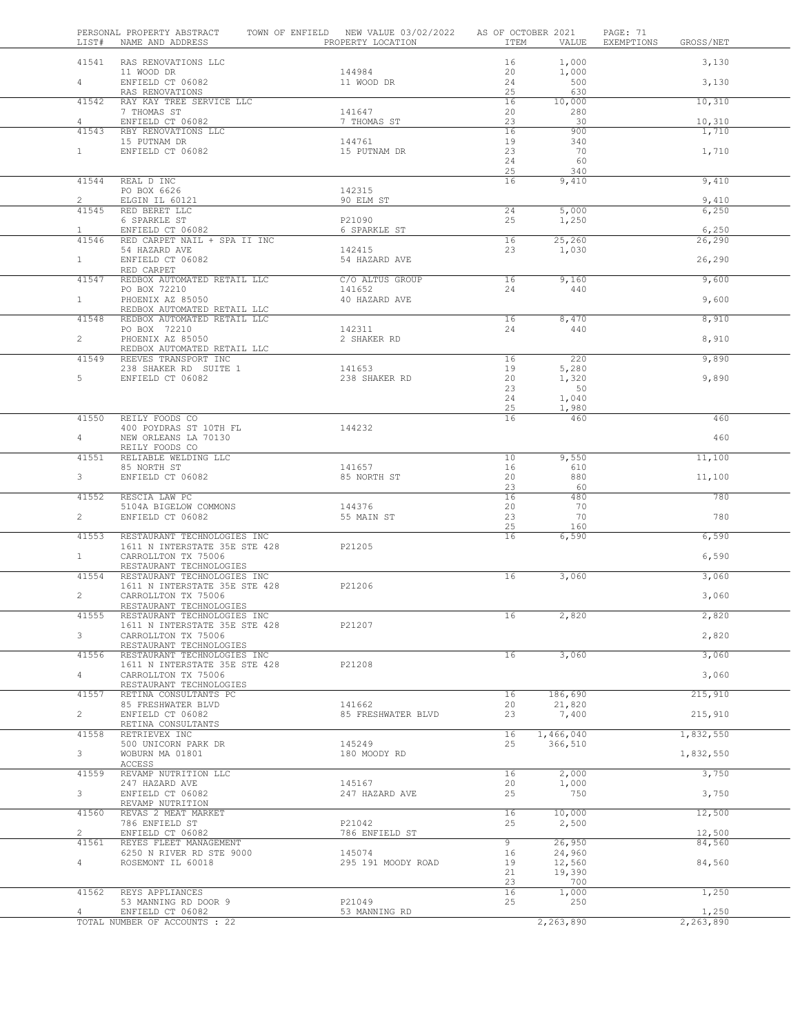PERSONAL PROPERTY ABSTRACT   TOWN OF ENFIELD   NEW VALUE 03/02/2022   AS OF OCTOBER 2021

| LIST# | NAME AND ADDRESS | PROPERTY LOCATION | ITEM | VALUE | EXEMPTIONS | GROSS/NET |
|---|---|---|---|---|---|---|
| 41541 | RAS RENOVATIONS LLC | | 16 | 1,000 | | 3,130 |
| | 11 WOOD DR | 144984 | 20 | 1,000 | | |
| 4 | ENFIELD CT 06082 | 11 WOOD DR | 24 | 500 | | 3,130 |
| | RAS RENOVATIONS | | 25 | 630 | | |
| 41542 | RAY KAY TREE SERVICE LLC | | 16 | 10,000 | | 10,310 |
| | 7 THOMAS ST | 141647 | 20 | 280 | | |
| 4 | ENFIELD CT 06082 | 7 THOMAS ST | 23 | 30 | | 10,310 |
| 41543 | RBY RENOVATIONS LLC | | 16 | 900 | | 1,710 |
| | 15 PUTNAM DR | 144761 | 19 | 340 | | |
| 1 | ENFIELD CT 06082 | 15 PUTNAM DR | 23 | 70 | | 1,710 |
| | | | 24 | 60 | | |
| | | | 25 | 340 | | |
| 41544 | REAL D INC | | 16 | 9,410 | | 9,410 |
| | PO BOX 6626 | 142315 | | | | |
| 2 | ELGIN IL 60121 | 90 ELM ST | | | | 9,410 |
| 41545 | RED BERET LLC | | 24 | 5,000 | | 6,250 |
| | 6 SPARKLE ST | P21090 | 25 | 1,250 | | |
| 1 | ENFIELD CT 06082 | 6 SPARKLE ST | | | | 6,250 |
| 41546 | RED CARPET NAIL + SPA II INC | | 16 | 25,260 | | 26,290 |
| | 54 HAZARD AVE | 142415 | 23 | 1,030 | | |
| 1 | ENFIELD CT 06082 | 54 HAZARD AVE | | | | 26,290 |
| | RED CARPET | | | | | |
| 41547 | REDBOX AUTOMATED RETAIL LLC | C/O ALTUS GROUP | 16 | 9,160 | | 9,600 |
| | PO BOX 72210 | 141652 | 24 | 440 | | |
| 1 | PHOENIX AZ 85050 | 40 HAZARD AVE | | | | 9,600 |
| | REDBOX AUTOMATED RETAIL LLC | | | | | |
| 41548 | REDBOX AUTOMATED RETAIL LLC | | 16 | 8,470 | | 8,910 |
| | PO BOX 72210 | 142311 | 24 | 440 | | |
| 2 | PHOENIX AZ 85050 | 2 SHAKER RD | | | | 8,910 |
| | REDBOX AUTOMATED RETAIL LLC | | | | | |
| 41549 | REEVES TRANSPORT INC | | 16 | 220 | | 9,890 |
| | 238 SHAKER RD SUITE 1 | 141653 | 19 | 5,280 | | |
| 5 | ENFIELD CT 06082 | 238 SHAKER RD | 20 | 1,320 | | 9,890 |
| | | | 23 | 50 | | |
| | | | 24 | 1,040 | | |
| | | | 25 | 1,980 | | |
| 41550 | REILY FOODS CO | | 16 | 460 | | 460 |
| | 400 POYDRAS ST 10TH FL | 144232 | | | | |
| 4 | NEW ORLEANS LA 70130 | | | | | 460 |
| | REILY FOODS CO | | | | | |
| 41551 | RELIABLE WELDING LLC | | 10 | 9,550 | | 11,100 |
| | 85 NORTH ST | 141657 | 16 | 610 | | |
| 3 | ENFIELD CT 06082 | 85 NORTH ST | 20 | 880 | | 11,100 |
| | | | 23 | 60 | | |
| 41552 | RESCIA LAW PC | | 16 | 480 | | 780 |
| | 5104A BIGELOW COMMONS | 144376 | 20 | 70 | | |
| 2 | ENFIELD CT 06082 | 55 MAIN ST | 23 | 70 | | 780 |
| | | | 25 | 160 | | |
| 41553 | RESTAURANT TECHNOLOGIES INC | | 16 | 6,590 | | 6,590 |
| | 1611 N INTERSTATE 35E STE 428 | P21205 | | | | |
| 1 | CARROLLTON TX 75006 | | | | | 6,590 |
| | RESTAURANT TECHNOLOGIES | | | | | |
| 41554 | RESTAURANT TECHNOLOGIES INC | | 16 | 3,060 | | 3,060 |
| | 1611 N INTERSTATE 35E STE 428 | P21206 | | | | |
| 2 | CARROLLTON TX 75006 | | | | | 3,060 |
| | RESTAURANT TECHNOLOGIES | | | | | |
| 41555 | RESTAURANT TECHNOLOGIES INC | | 16 | 2,820 | | 2,820 |
| | 1611 N INTERSTATE 35E STE 428 | P21207 | | | | |
| 3 | CARROLLTON TX 75006 | | | | | 2,820 |
| | RESTAURANT TECHNOLOGIES | | | | | |
| 41556 | RESTAURANT TECHNOLOGIES INC | | 16 | 3,060 | | 3,060 |
| | 1611 N INTERSTATE 35E STE 428 | P21208 | | | | |
| 4 | CARROLLTON TX 75006 | | | | | 3,060 |
| | RESTAURANT TECHNOLOGIES | | | | | |
| 41557 | RETINA CONSULTANTS PC | | 16 | 186,690 | | 215,910 |
| | 85 FRESHWATER BLVD | 141662 | 20 | 21,820 | | |
| 2 | ENFIELD CT 06082 | 85 FRESHWATER BLVD | 23 | 7,400 | | 215,910 |
| | RETINA CONSULTANTS | | | | | |
| 41558 | RETRIEVEX INC | | 16 | 1,466,040 | | 1,832,550 |
| | 500 UNICORN PARK DR | 145249 | 25 | 366,510 | | |
| 3 | WOBURN MA 01801 | 180 MOODY RD | | | | 1,832,550 |
| | ACCESS | | | | | |
| 41559 | REVAMP NUTRITION LLC | | 16 | 2,000 | | 3,750 |
| | 247 HAZARD AVE | 145167 | 20 | 1,000 | | |
| 3 | ENFIELD CT 06082 | 247 HAZARD AVE | 25 | 750 | | 3,750 |
| | REVAMP NUTRITION | | | | | |
| 41560 | REVAS 2 MEAT MARKET | | 16 | 10,000 | | 12,500 |
| | 786 ENFIELD ST | P21042 | 25 | 2,500 | | |
| 2 | ENFIELD CT 06082 | 786 ENFIELD ST | | | | 12,500 |
| 41561 | REYES FLEET MANAGEMENT | | 9 | 26,950 | | 84,560 |
| | 6250 N RIVER RD STE 9000 | 145074 | 16 | 24,960 | | |
| 4 | ROSEMONT IL 60018 | 295 191 MOODY ROAD | 19 | 12,560 | | 84,560 |
| | | | 21 | 19,390 | | |
| | | | 23 | 700 | | |
| 41562 | REYS APPLIANCES | | 16 | 1,000 | | 1,250 |
| | 53 MANNING RD DOOR 9 | P21049 | 25 | 250 | | |
| 4 | ENFIELD CT 06082 | 53 MANNING RD | | | | 1,250 |
| | TOTAL NUMBER OF ACCOUNTS : 22 | | | 2,263,890 | | 2,263,890 |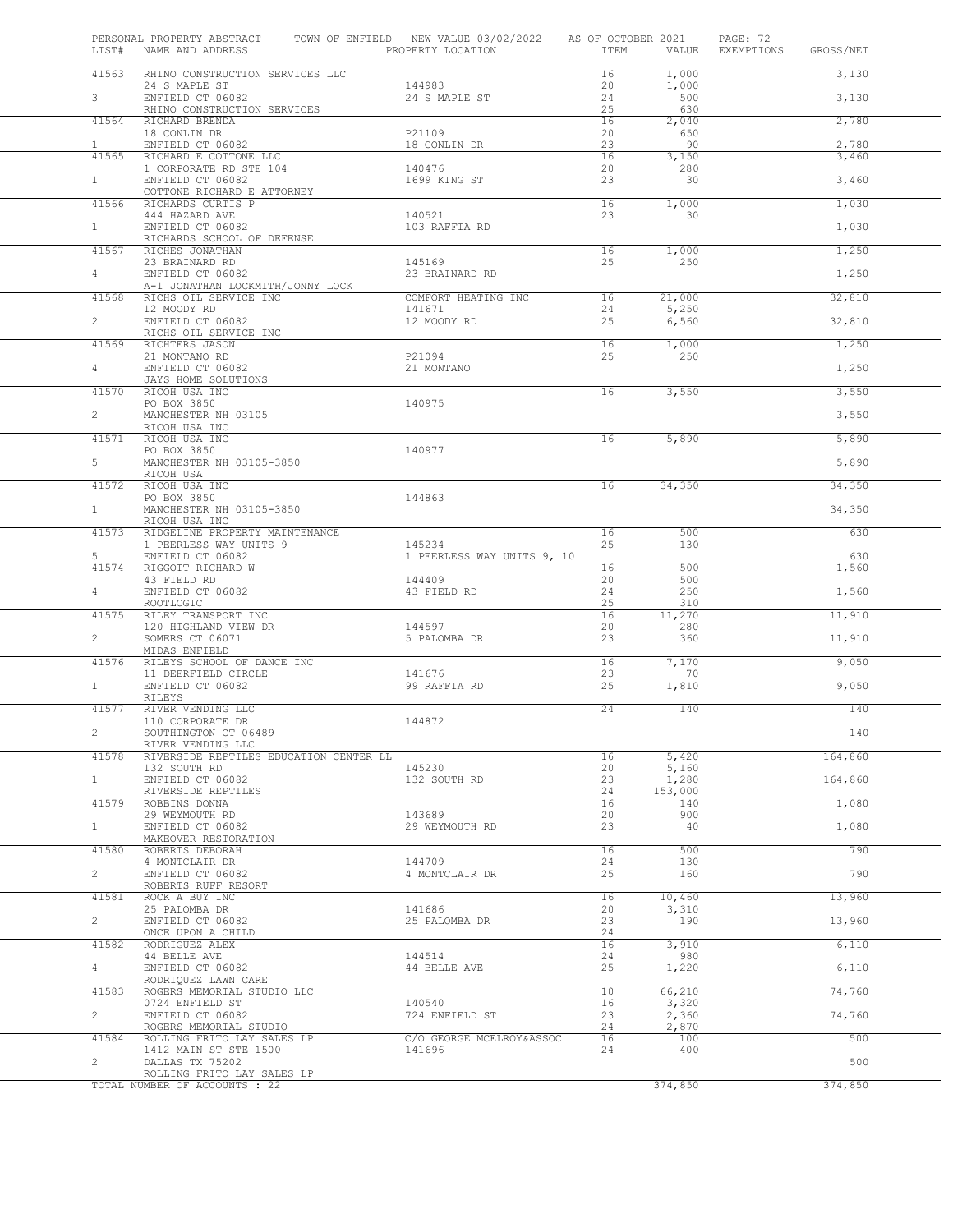PERSONAL PROPERTY ABSTRACT — TOWN OF ENFIELD — NEW VALUE 03/02/2022 — AS OF OCTOBER 2021

| LIST# | NAME AND ADDRESS | PROPERTY LOCATION | ITEM | VALUE | EXEMPTIONS | GROSS/NET |
|---|---|---|---|---|---|---|
| 41563 | RHINO CONSTRUCTION SERVICES LLC | | 16 | 1,000 | | 3,130 |
| | 24 S MAPLE ST | 144983 | 20 | 1,000 | | |
| 3 | ENFIELD CT 06082 | 24 S MAPLE ST | 24 | 500 | | 3,130 |
| | RHINO CONSTRUCTION SERVICES | | 25 | 630 | | |
| 41564 | RICHARD BRENDA | | 16 | 2,040 | | 2,780 |
| | 18 CONLIN DR | P21109 | 20 | 650 | | |
| 1 | ENFIELD CT 06082 | 18 CONLIN DR | 23 | 90 | | 2,780 |
| 41565 | RICHARD E COTTONE LLC | | 16 | 3,150 | | 3,460 |
| | 1 CORPORATE RD STE 104 | 140476 | 20 | 280 | | |
| 1 | ENFIELD CT 06082 | 1699 KING ST | 23 | 30 | | 3,460 |
| | COTTONE RICHARD E ATTORNEY | | | | | |
| 41566 | RICHARDS CURTIS P | | 16 | 1,000 | | 1,030 |
| | 444 HAZARD AVE | 140521 | 23 | 30 | | |
| 1 | ENFIELD CT 06082 | 103 RAFFIA RD | | | | 1,030 |
| | RICHARDS SCHOOL OF DEFENSE | | | | | |
| 41567 | RICHES JONATHAN | | 16 | 1,000 | | 1,250 |
| | 23 BRAINARD RD | 145169 | 25 | 250 | | |
| 4 | ENFIELD CT 06082 | 23 BRAINARD RD | | | | 1,250 |
| | A-1 JONATHAN LOCKMITH/JONNY LOCK | | | | | |
| 41568 | RICHS OIL SERVICE INC | COMFORT HEATING INC | 16 | 21,000 | | 32,810 |
| | 12 MOODY RD | 141671 | 24 | 5,250 | | |
| 2 | ENFIELD CT 06082 | 12 MOODY RD | 25 | 6,560 | | 32,810 |
| | RICHS OIL SERVICE INC | | | | | |
| 41569 | RICHTERS JASON | | 16 | 1,000 | | 1,250 |
| | 21 MONTANO RD | P21094 | 25 | 250 | | |
| 4 | ENFIELD CT 06082 | 21 MONTANO | | | | 1,250 |
| | JAYS HOME SOLUTIONS | | | | | |
| 41570 | RICOH USA INC | | 16 | 3,550 | | 3,550 |
| | PO BOX 3850 | 140975 | | | | |
| 2 | MANCHESTER NH 03105 | | | | | 3,550 |
| | RICOH USA INC | | | | | |
| 41571 | RICOH USA INC | | 16 | 5,890 | | 5,890 |
| | PO BOX 3850 | 140977 | | | | |
| 5 | MANCHESTER NH 03105-3850 | | | | | 5,890 |
| | RICOH USA | | | | | |
| 41572 | RICOH USA INC | | 16 | 34,350 | | 34,350 |
| | PO BOX 3850 | 144863 | | | | |
| 1 | MANCHESTER NH 03105-3850 | | | | | 34,350 |
| | RICOH USA INC | | | | | |
| 41573 | RIDGELINE PROPERTY MAINTENANCE | | 16 | 500 | | 630 |
| | 1 PEERLESS WAY UNITS 9 | 145234 | 25 | 130 | | |
| 5 | ENFIELD CT 06082 | 1 PEERLESS WAY UNITS 9, 10 | | | | 630 |
| 41574 | RIGGOTT RICHARD W | | 16 | 500 | | 1,560 |
| | 43 FIELD RD | 144409 | 20 | 500 | | |
| 4 | ENFIELD CT 06082 | 43 FIELD RD | 24 | 250 | | 1,560 |
| | ROOTLOGIC | | 25 | 310 | | |
| 41575 | RILEY TRANSPORT INC | | 16 | 11,270 | | 11,910 |
| | 120 HIGHLAND VIEW DR | 144597 | 20 | 280 | | |
| 2 | SOMERS CT 06071 | 5 PALOMBA DR | 23 | 360 | | 11,910 |
| | MIDAS ENFIELD | | | | | |
| 41576 | RILEYS SCHOOL OF DANCE INC | | 16 | 7,170 | | 9,050 |
| | 11 DEERFIELD CIRCLE | 141676 | 23 | 70 | | |
| 1 | ENFIELD CT 06082 | 99 RAFFIA RD | 25 | 1,810 | | 9,050 |
| | RILEYS | | | | | |
| 41577 | RIVER VENDING LLC | | 24 | 140 | | 140 |
| | 110 CORPORATE DR | 144872 | | | | |
| 2 | SOUTHINGTON CT 06489 | | | | | 140 |
| | RIVER VENDING LLC | | | | | |
| 41578 | RIVERSIDE REPTILES EDUCATION CENTER LL | | 16 | 5,420 | | 164,860 |
| | 132 SOUTH RD | 145230 | 20 | 5,160 | | |
| 1 | ENFIELD CT 06082 | 132 SOUTH RD | 23 | 1,280 | | 164,860 |
| | RIVERSIDE REPTILES | | 24 | 153,000 | | |
| 41579 | ROBBINS DONNA | | 16 | 140 | | 1,080 |
| | 29 WEYMOUTH RD | 143689 | 20 | 900 | | |
| 1 | ENFIELD CT 06082 | 29 WEYMOUTH RD | 23 | 40 | | 1,080 |
| | MAKEOVER RESTORATION | | | | | |
| 41580 | ROBERTS DEBORAH | | 16 | 500 | | 790 |
| | 4 MONTCLAIR DR | 144709 | 24 | 130 | | |
| 2 | ENFIELD CT 06082 | 4 MONTCLAIR DR | 25 | 160 | | 790 |
| | ROBERTS RUFF RESORT | | | | | |
| 41581 | ROCK A BUY INC | | 16 | 10,460 | | 13,960 |
| | 25 PALOMBA DR | 141686 | 20 | 3,310 | | |
| 2 | ENFIELD CT 06082 | 25 PALOMBA DR | 23 | 190 | | 13,960 |
| | ONCE UPON A CHILD | | 24 | | | |
| 41582 | RODRIGUEZ ALEX | | 16 | 3,910 | | 6,110 |
| | 44 BELLE AVE | 144514 | 24 | 980 | | |
| 4 | ENFIELD CT 06082 | 44 BELLE AVE | 25 | 1,220 | | 6,110 |
| | RODRIQUEZ LAWN CARE | | | | | |
| 41583 | ROGERS MEMORIAL STUDIO LLC | | 10 | 66,210 | | 74,760 |
| | 0724 ENFIELD ST | 140540 | 16 | 3,320 | | |
| 2 | ENFIELD CT 06082 | 724 ENFIELD ST | 23 | 2,360 | | 74,760 |
| | ROGERS MEMORIAL STUDIO | | 24 | 2,870 | | |
| 41584 | ROLLING FRITO LAY SALES LP | C/O GEORGE MCELROY&ASSOC | 16 | 100 | | 500 |
| | 1412 MAIN ST STE 1500 | 141696 | 24 | 400 | | |
| 2 | DALLAS TX 75202 | | | | | 500 |
| | ROLLING FRITO LAY SALES LP | | | | | |
| | TOTAL NUMBER OF ACCOUNTS : 22 | | | 374,850 | | 374,850 |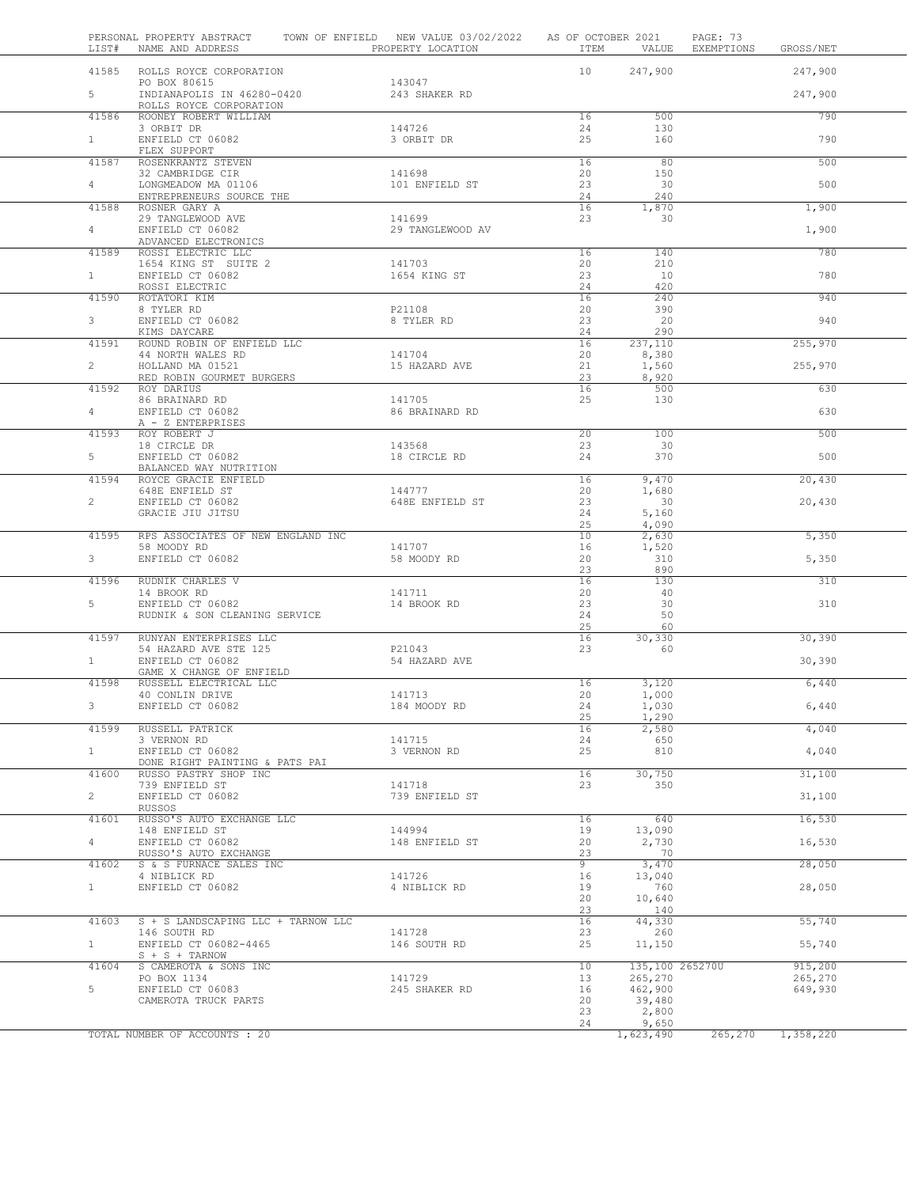PERSONAL PROPERTY ABSTRACT TOWN OF ENFIELD NEW VALUE 03/02/2022 AS OF OCTOBER 2021

| LIST# | NAME AND ADDRESS | PROPERTY LOCATION | ITEM | VALUE | EXEMPTIONS | GROSS/NET |
|---|---|---|---|---|---|---|
| 41585 | ROLLS ROYCE CORPORATION | | 10 | 247,900 | | 247,900 |
| | PO BOX 80615 | 143047 | | | | |
| 5 | INDIANAPOLIS IN 46280-0420 | 243 SHAKER RD | | | | 247,900 |
| | ROLLS ROYCE CORPORATION | | | | | |
| 41586 | ROONEY ROBERT WILLIAM | | 16 | 500 | | 790 |
| | 3 ORBIT DR | 144726 | 24 | 130 | | |
| 1 | ENFIELD CT 06082 | 3 ORBIT DR | 25 | 160 | | 790 |
| | FLEX SUPPORT | | | | | |
| 41587 | ROSENKRANTZ STEVEN | | 16 | 80 | | 500 |
| | 32 CAMBRIDGE CIR | 141698 | 20 | 150 | | |
| 4 | LONGMEADOW MA 01106 | 101 ENFIELD ST | 23 | 30 | | 500 |
| | ENTREPRENEURS SOURCE THE | | 24 | 240 | | |
| 41588 | ROSNER GARY A | | 16 | 1,870 | | 1,900 |
| | 29 TANGLEWOOD AVE | 141699 | 23 | 30 | | |
| 4 | ENFIELD CT 06082 | 29 TANGLEWOOD AV | | | | 1,900 |
| | ADVANCED ELECTRONICS | | | | | |
| 41589 | ROSSI ELECTRIC LLC | | 16 | 140 | | 780 |
| | 1654 KING ST SUITE 2 | 141703 | 20 | 210 | | |
| 1 | ENFIELD CT 06082 | 1654 KING ST | 23 | 10 | | 780 |
| | ROSSI ELECTRIC | | 24 | 420 | | |
| 41590 | ROTATORI KIM | | 16 | 240 | | 940 |
| | 8 TYLER RD | P21108 | 20 | 390 | | |
| 3 | ENFIELD CT 06082 | 8 TYLER RD | 23 | 20 | | 940 |
| | KIMS DAYCARE | | 24 | 290 | | |
| 41591 | ROUND ROBIN OF ENFIELD LLC | | 16 | 237,110 | | 255,970 |
| | 44 NORTH WALES RD | 141704 | 20 | 8,380 | | |
| 2 | HOLLAND MA 01521 | 15 HAZARD AVE | 21 | 1,560 | | 255,970 |
| | RED ROBIN GOURMET BURGERS | | 23 | 8,920 | | |
| 41592 | ROY DARIUS | | 16 | 500 | | 630 |
| | 86 BRAINARD RD | 141705 | 25 | 130 | | |
| 4 | ENFIELD CT 06082 | 86 BRAINARD RD | | | | 630 |
| | A - Z ENTERPRISES | | | | | |
| 41593 | ROY ROBERT J | | 20 | 100 | | 500 |
| | 18 CIRCLE DR | 143568 | 23 | 30 | | |
| 5 | ENFIELD CT 06082 | 18 CIRCLE RD | 24 | 370 | | 500 |
| | BALANCED WAY NUTRITION | | | | | |
| 41594 | ROYCE GRACIE ENFIELD | | 16 | 9,470 | | 20,430 |
| | 648E ENFIELD ST | 144777 | 20 | 1,680 | | |
| 2 | ENFIELD CT 06082 | 648E ENFIELD ST | 23 | 30 | | 20,430 |
| | GRACIE JIU JITSU | | 24 | 5,160 | | |
| | | | 25 | 4,090 | | |
| 41595 | RPS ASSOCIATES OF NEW ENGLAND INC | | 10 | 2,630 | | 5,350 |
| | 58 MOODY RD | 141707 | 16 | 1,520 | | |
| 3 | ENFIELD CT 06082 | 58 MOODY RD | 20 | 310 | | 5,350 |
| | | | 23 | 890 | | |
| 41596 | RUDNIK CHARLES V | | 16 | 130 | | 310 |
| | 14 BROOK RD | 141711 | 20 | 40 | | |
| 5 | ENFIELD CT 06082 | 14 BROOK RD | 23 | 30 | | 310 |
| | RUDNIK & SON CLEANING SERVICE | | 24 | 50 | | |
| | | | 25 | 60 | | |
| 41597 | RUNYAN ENTERPRISES LLC | | 16 | 30,330 | | 30,390 |
| | 54 HAZARD AVE STE 125 | P21043 | 23 | 60 | | |
| 1 | ENFIELD CT 06082 | 54 HAZARD AVE | | | | 30,390 |
| | GAME X CHANGE OF ENFIELD | | | | | |
| 41598 | RUSSELL ELECTRICAL LLC | | 16 | 3,120 | | 6,440 |
| | 40 CONLIN DRIVE | 141713 | 20 | 1,000 | | |
| 3 | ENFIELD CT 06082 | 184 MOODY RD | 24 | 1,030 | | 6,440 |
| | | | 25 | 1,290 | | |
| 41599 | RUSSELL PATRICK | | 16 | 2,580 | | 4,040 |
| | 3 VERNON RD | 141715 | 24 | 650 | | |
| 1 | ENFIELD CT 06082 | 3 VERNON RD | 25 | 810 | | 4,040 |
| | DONE RIGHT PAINTING & PATS PAI | | | | | |
| 41600 | RUSSO PASTRY SHOP INC | | 16 | 30,750 | | 31,100 |
| | 739 ENFIELD ST | 141718 | 23 | 350 | | |
| 2 | ENFIELD CT 06082 | 739 ENFIELD ST | | | | 31,100 |
| | RUSSOS | | | | | |
| 41601 | RUSSO'S AUTO EXCHANGE LLC | | 16 | 640 | | 16,530 |
| | 148 ENFIELD ST | 144994 | 19 | 13,090 | | |
| 4 | ENFIELD CT 06082 | 148 ENFIELD ST | 20 | 2,730 | | 16,530 |
| | RUSSO'S AUTO EXCHANGE | | 23 | 70 | | |
| 41602 | S & S FURNACE SALES INC | | 9 | 3,470 | | 28,050 |
| | 4 NIBLICK RD | 141726 | 16 | 13,040 | | |
| 1 | ENFIELD CT 06082 | 4 NIBLICK RD | 19 | 760 | | 28,050 |
| | | | 20 | 10,640 | | |
| | | | 23 | 140 | | |
| 41603 | S + S LANDSCAPING LLC + TARNOW LLC | | 16 | 44,330 | | 55,740 |
| | 146 SOUTH RD | 141728 | 23 | 260 | | |
| 1 | ENFIELD CT 06082-4465 | 146 SOUTH RD | 25 | 11,150 | | 55,740 |
| | S + S + TARNOW | | | | | |
| 41604 | S CAMEROTA & SONS INC | | 10 | 135,100 | 265270U | 915,200 |
| | PO BOX 1134 | 141729 | 13 | 265,270 | | 265,270 |
| 5 | ENFIELD CT 06083 | 245 SHAKER RD | 16 | 462,900 | | 649,930 |
| | CAMEROTA TRUCK PARTS | | 20 | 39,480 | | |
| | | | 23 | 2,800 | | |
| | | | 24 | 9,650 | | |
| | TOTAL NUMBER OF ACCOUNTS : 20 | | | 1,623,490 | 265,270 | 1,358,220 |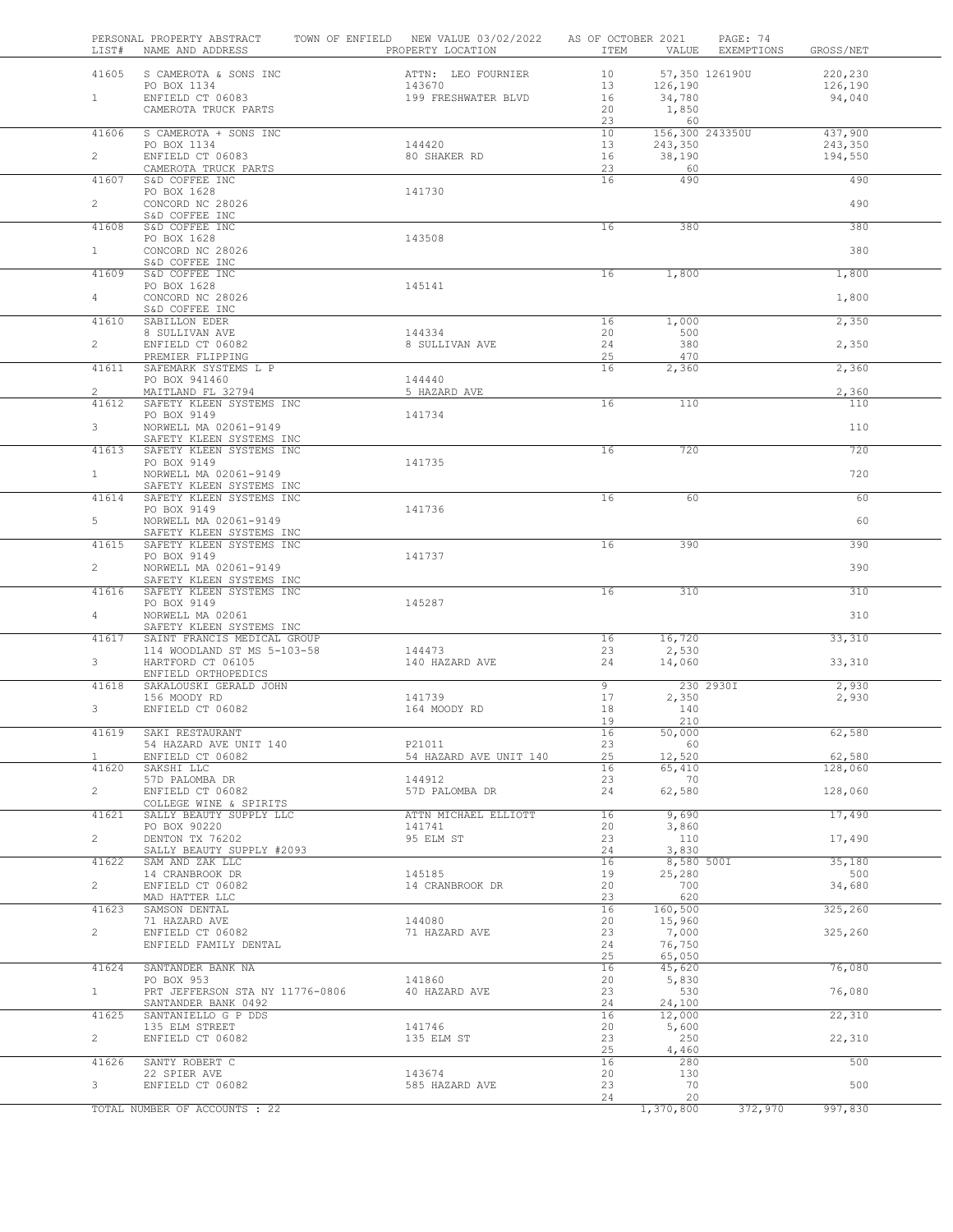PERSONAL PROPERTY ABSTRACT TOWN OF ENFIELD NEW VALUE 03/02/2022 AS OF OCTOBER 2021

| LIST# | NAME AND ADDRESS | PROPERTY LOCATION | ITEM | VALUE | EXEMPTIONS | GROSS/NET |
|---|---|---|---|---|---|---|
| 41605 | S CAMEROTA & SONS INC | ATTN: LEO FOURNIER | 10 | 57,350 | 126190U | 220,230 |
| | PO BOX 1134 | 143670 | 13 | 126,190 | | 126,190 |
| 1 | ENFIELD CT 06083 | 199 FRESHWATER BLVD | 16 | 34,780 | | 94,040 |
| | CAMEROTA TRUCK PARTS | | 20 | 1,850 | | |
| | | | 23 | 60 | | |
| 41606 | S CAMEROTA + SONS INC | | 10 | 156,300 | 243350U | 437,900 |
| | PO BOX 1134 | 144420 | 13 | 243,350 | | 243,350 |
| 2 | ENFIELD CT 06083 | 80 SHAKER RD | 16 | 38,190 | | 194,550 |
| | CAMEROTA TRUCK PARTS | | 23 | 60 | | |
| 41607 | S&D COFFEE INC | | 16 | 490 | | 490 |
| | PO BOX 1628 | 141730 | | | | |
| 2 | CONCORD NC 28026 | | | | | 490 |
| | S&D COFFEE INC | | | | | |
| 41608 | S&D COFFEE INC | | 16 | 380 | | 380 |
| | PO BOX 1628 | 143508 | | | | |
| 1 | CONCORD NC 28026 | | | | | 380 |
| | S&D COFFEE INC | | | | | |
| 41609 | S&D COFFEE INC | | 16 | 1,800 | | 1,800 |
| | PO BOX 1628 | 145141 | | | | |
| 4 | CONCORD NC 28026 | | | | | 1,800 |
| | S&D COFFEE INC | | | | | |
| 41610 | SABILLON EDER | | 16 | 1,000 | | 2,350 |
| | 8 SULLIVAN AVE | 144334 | 20 | 500 | | |
| 2 | ENFIELD CT 06082 | 8 SULLIVAN AVE | 24 | 380 | | 2,350 |
| | PREMIER FLIPPING | | 25 | 470 | | |
| 41611 | SAFEMARK SYSTEMS L P | | 16 | 2,360 | | 2,360 |
| | PO BOX 941460 | 144440 | | | | |
| 2 | MAITLAND FL 32794 | 5 HAZARD AVE | | | | 2,360 |
| 41612 | SAFETY KLEEN SYSTEMS INC | | 16 | 110 | | 110 |
| | PO BOX 9149 | 141734 | | | | |
| 3 | NORWELL MA 02061-9149 | | | | | 110 |
| | SAFETY KLEEN SYSTEMS INC | | | | | |
| 41613 | SAFETY KLEEN SYSTEMS INC | | 16 | 720 | | 720 |
| | PO BOX 9149 | 141735 | | | | |
| 1 | NORWELL MA 02061-9149 | | | | | 720 |
| | SAFETY KLEEN SYSTEMS INC | | | | | |
| 41614 | SAFETY KLEEN SYSTEMS INC | | 16 | 60 | | 60 |
| | PO BOX 9149 | 141736 | | | | |
| 5 | NORWELL MA 02061-9149 | | | | | 60 |
| | SAFETY KLEEN SYSTEMS INC | | | | | |
| 41615 | SAFETY KLEEN SYSTEMS INC | | 16 | 390 | | 390 |
| | PO BOX 9149 | 141737 | | | | |
| 2 | NORWELL MA 02061-9149 | | | | | 390 |
| | SAFETY KLEEN SYSTEMS INC | | | | | |
| 41616 | SAFETY KLEEN SYSTEMS INC | | 16 | 310 | | 310 |
| | PO BOX 9149 | 145287 | | | | |
| 4 | NORWELL MA 02061 | | | | | 310 |
| | SAFETY KLEEN SYSTEMS INC | | | | | |
| 41617 | SAINT FRANCIS MEDICAL GROUP | | 16 | 16,720 | | 33,310 |
| | 114 WOODLAND ST MS 5-103-58 | 144473 | 23 | 2,530 | | |
| 3 | HARTFORD CT 06105 | 140 HAZARD AVE | 24 | 14,060 | | 33,310 |
| | ENFIELD ORTHOPEDICS | | | | | |
| 41618 | SAKALOUSKI GERALD JOHN | | 9 | 230 | 2930I | 2,930 |
| | 156 MOODY RD | 141739 | 17 | 2,350 | | 2,930 |
| 3 | ENFIELD CT 06082 | 164 MOODY RD | 18 | 140 | | |
| | | | 19 | 210 | | |
| 41619 | SAKI RESTAURANT | | 16 | 50,000 | | 62,580 |
| | 54 HAZARD AVE UNIT 140 | P21011 | 23 | 60 | | |
| 1 | ENFIELD CT 06082 | 54 HAZARD AVE UNIT 140 | 25 | 12,520 | | 62,580 |
| 41620 | SAKSHI LLC | | 16 | 65,410 | | 128,060 |
| | 57D PALOMBA DR | 144912 | 23 | 70 | | |
| 2 | ENFIELD CT 06082 | 57D PALOMBA DR | 24 | 62,580 | | 128,060 |
| | COLLEGE WINE & SPIRITS | | | | | |
| 41621 | SALLY BEAUTY SUPPLY LLC | ATTN MICHAEL ELLIOTT | 16 | 9,690 | | 17,490 |
| | PO BOX 90220 | 141741 | 20 | 3,860 | | |
| 2 | DENTON TX 76202 | 95 ELM ST | 23 | 110 | | 17,490 |
| | SALLY BEAUTY SUPPLY #2093 | | 24 | 3,830 | | |
| 41622 | SAM AND ZAK LLC | | 16 | 8,580 | 500I | 35,180 |
| | 14 CRANBROOK DR | 145185 | 19 | 25,280 | | 500 |
| 2 | ENFIELD CT 06082 | 14 CRANBROOK DR | 20 | 700 | | 34,680 |
| | MAD HATTER LLC | | 23 | 620 | | |
| 41623 | SAMSON DENTAL | | 16 | 160,500 | | 325,260 |
| | 71 HAZARD AVE | 144080 | 20 | 15,960 | | |
| 2 | ENFIELD CT 06082 | 71 HAZARD AVE | 23 | 7,000 | | 325,260 |
| | ENFIELD FAMILY DENTAL | | 24 | 76,750 | | |
| | | | 25 | 65,050 | | |
| 41624 | SANTANDER BANK NA | | 16 | 45,620 | | 76,080 |
| | PO BOX 953 | 141860 | 20 | 5,830 | | |
| 1 | PRT JEFFERSON STA NY 11776-0806 | 40 HAZARD AVE | 23 | 530 | | 76,080 |
| | SANTANDER BANK 0492 | | 24 | 24,100 | | |
| 41625 | SANTANIELLO G P DDS | | 16 | 12,000 | | 22,310 |
| | 135 ELM STREET | 141746 | 20 | 5,600 | | |
| 2 | ENFIELD CT 06082 | 135 ELM ST | 23 | 250 | | 22,310 |
| | | | 25 | 4,460 | | |
| 41626 | SANTY ROBERT C | | 16 | 280 | | 500 |
| | 22 SPIER AVE | 143674 | 20 | 130 | | |
| 3 | ENFIELD CT 06082 | 585 HAZARD AVE | 23 | 70 | | 500 |
| | | | 24 | 20 | | |
| | TOTAL NUMBER OF ACCOUNTS : 22 | | | 1,370,800 | 372,970 | 997,830 |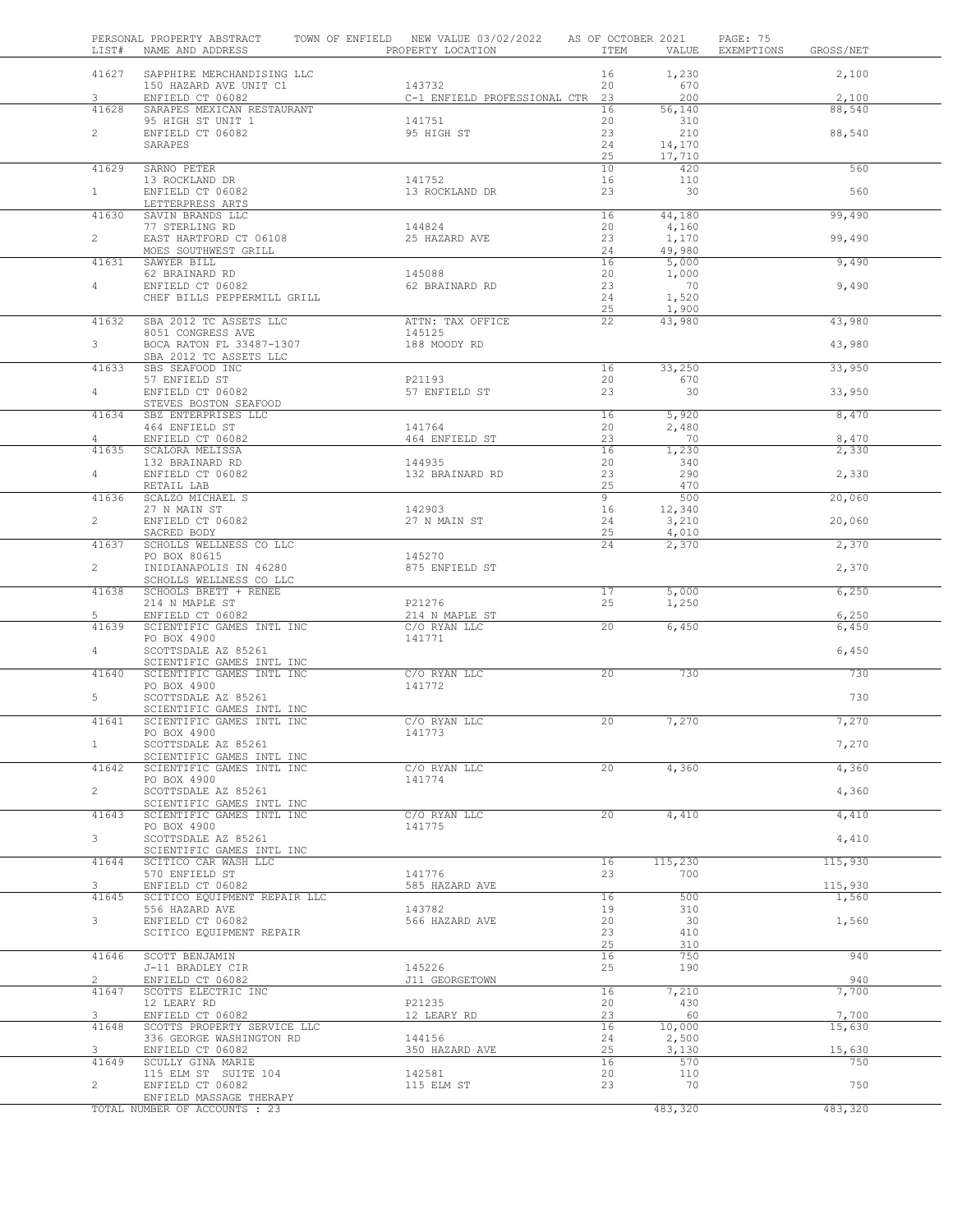PERSONAL PROPERTY ABSTRACT TOWN OF ENFIELD NEW VALUE 03/02/2022 AS OF OCTOBER 2021

| LIST# | NAME AND ADDRESS | PROPERTY LOCATION | ITEM | VALUE | EXEMPTIONS | GROSS/NET |
|---|---|---|---|---|---|---|
| 41627 | SAPPHIRE MERCHANDISING LLC | | 16 | 1,230 | | 2,100 |
| | 150 HAZARD AVE UNIT C1 | 143732 | 20 | 670 | | |
| 3 | ENFIELD CT 06082 | C-1 ENFIELD PROFESSIONAL CTR | 23 | 200 | | 2,100 |
| 41628 | SARAPES MEXICAN RESTAURANT | | 16 | 56,140 | | 88,540 |
| | 95 HIGH ST UNIT 1 | 141751 | 20 | 310 | | |
| 2 | ENFIELD CT 06082 | 95 HIGH ST | 23 | 210 | | 88,540 |
| | SARAPES | | 24 | 14,170 | | |
| | | | 25 | 17,710 | | |
| 41629 | SARNO PETER | | 10 | 420 | | 560 |
| | 13 ROCKLAND DR | 141752 | 16 | 110 | | |
| 1 | ENFIELD CT 06082 | 13 ROCKLAND DR | 23 | 30 | | 560 |
| | LETTERPRESS ARTS | | | | | |
| 41630 | SAVIN BRANDS LLC | | 16 | 44,180 | | 99,490 |
| | 77 STERLING RD | 144824 | 20 | 4,160 | | |
| 2 | EAST HARTFORD CT 06108 | 25 HAZARD AVE | 23 | 1,170 | | 99,490 |
| | MOES SOUTHWEST GRILL | | 24 | 49,980 | | |
| 41631 | SAWYER BILL | | 16 | 5,000 | | 9,490 |
| | 62 BRAINARD RD | 145088 | 20 | 1,000 | | |
| 4 | ENFIELD CT 06082 | 62 BRAINARD RD | 23 | 70 | | 9,490 |
| | CHEF BILLS PEPPERMILL GRILL | | 24 | 1,520 | | |
| | | | 25 | 1,900 | | |
| 41632 | SBA 2012 TC ASSETS LLC | ATTN: TAX OFFICE | 22 | 43,980 | | 43,980 |
| | 8051 CONGRESS AVE | 145125 | | | | |
| 3 | BOCA RATON FL 33487-1307 | 188 MOODY RD | | | | 43,980 |
| | SBA 2012 TC ASSETS LLC | | | | | |
| 41633 | SBS SEAFOOD INC | | 16 | 33,250 | | 33,950 |
| | 57 ENFIELD ST | P21193 | 20 | 670 | | |
| 4 | ENFIELD CT 06082 | 57 ENFIELD ST | 23 | 30 | | 33,950 |
| | STEVES BOSTON SEAFOOD | | | | | |
| 41634 | SBZ ENTERPRISES LLC | | 16 | 5,920 | | 8,470 |
| | 464 ENFIELD ST | 141764 | 20 | 2,480 | | |
| 4 | ENFIELD CT 06082 | 464 ENFIELD ST | 23 | 70 | | 8,470 |
| 41635 | SCALORA MELISSA | | 16 | 1,230 | | 2,330 |
| | 132 BRAINARD RD | 144935 | 20 | 340 | | |
| 4 | ENFIELD CT 06082 | 132 BRAINARD RD | 23 | 290 | | 2,330 |
| | RETAIL LAB | | 25 | 470 | | |
| 41636 | SCALZO MICHAEL S | | 9 | 500 | | 20,060 |
| | 27 N MAIN ST | 142903 | 16 | 12,340 | | |
| 2 | ENFIELD CT 06082 | 27 N MAIN ST | 24 | 3,210 | | 20,060 |
| | SACRED BODY | | 25 | 4,010 | | |
| 41637 | SCHOLLS WELLNESS CO LLC | | 24 | 2,370 | | 2,370 |
| | PO BOX 80615 | 145270 | | | | |
| 2 | INIDIANAPOLIS IN 46280 | 875 ENFIELD ST | | | | 2,370 |
| | SCHOLLS WELLNESS CO LLC | | | | | |
| 41638 | SCHOOLS BRETT + RENEE | | 17 | 5,000 | | 6,250 |
| | 214 N MAPLE ST | P21276 | 25 | 1,250 | | |
| 5 | ENFIELD CT 06082 | 214 N MAPLE ST | | | | 6,250 |
| 41639 | SCIENTIFIC GAMES INTL INC | C/O RYAN LLC | 20 | 6,450 | | 6,450 |
| | PO BOX 4900 | 141771 | | | | |
| 4 | SCOTTSDALE AZ 85261 | | | | | 6,450 |
| | SCIENTIFIC GAMES INTL INC | | | | | |
| 41640 | SCIENTIFIC GAMES INTL INC | C/O RYAN LLC | 20 | 730 | | 730 |
| | PO BOX 4900 | 141772 | | | | |
| 5 | SCOTTSDALE AZ 85261 | | | | | 730 |
| | SCIENTIFIC GAMES INTL INC | | | | | |
| 41641 | SCIENTIFIC GAMES INTL INC | C/O RYAN LLC | 20 | 7,270 | | 7,270 |
| | PO BOX 4900 | 141773 | | | | |
| 1 | SCOTTSDALE AZ 85261 | | | | | 7,270 |
| | SCIENTIFIC GAMES INTL INC | | | | | |
| 41642 | SCIENTIFIC GAMES INTL INC | C/O RYAN LLC | 20 | 4,360 | | 4,360 |
| | PO BOX 4900 | 141774 | | | | |
| 2 | SCOTTSDALE AZ 85261 | | | | | 4,360 |
| | SCIENTIFIC GAMES INTL INC | | | | | |
| 41643 | SCIENTIFIC GAMES INTL INC | C/O RYAN LLC | 20 | 4,410 | | 4,410 |
| | PO BOX 4900 | 141775 | | | | |
| 3 | SCOTTSDALE AZ 85261 | | | | | 4,410 |
| | SCIENTIFIC GAMES INTL INC | | | | | |
| 41644 | SCITICO CAR WASH LLC | | 16 | 115,230 | | 115,930 |
| | 570 ENFIELD ST | 141776 | 23 | 700 | | |
| 3 | ENFIELD CT 06082 | 585 HAZARD AVE | | | | 115,930 |
| 41645 | SCITICO EQUIPMENT REPAIR LLC | | 16 | 500 | | 1,560 |
| | 556 HAZARD AVE | 143782 | 19 | 310 | | |
| 3 | ENFIELD CT 06082 | 566 HAZARD AVE | 20 | 30 | | 1,560 |
| | SCITICO EQUIPMENT REPAIR | | 23 | 410 | | |
| | | | 25 | 310 | | |
| 41646 | SCOTT BENJAMIN | | 16 | 750 | | 940 |
| | J-11 BRADLEY CIR | 145226 | 25 | 190 | | |
| 2 | ENFIELD CT 06082 | J11 GEORGETOWN | | | | 940 |
| 41647 | SCOTTS ELECTRIC INC | | 16 | 7,210 | | 7,700 |
| | 12 LEARY RD | P21235 | 20 | 430 | | |
| 3 | ENFIELD CT 06082 | 12 LEARY RD | 23 | 60 | | 7,700 |
| 41648 | SCOTTS PROPERTY SERVICE LLC | | 16 | 10,000 | | 15,630 |
| | 336 GEORGE WASHINGTON RD | 144156 | 24 | 2,500 | | |
| 3 | ENFIELD CT 06082 | 350 HAZARD AVE | 25 | 3,130 | | 15,630 |
| 41649 | SCULLY GINA MARIE | | 16 | 570 | | 750 |
| | 115 ELM ST SUITE 104 | 142581 | 20 | 110 | | |
| 2 | ENFIELD CT 06082 | 115 ELM ST | 23 | 70 | | 750 |
| | ENFIELD MASSAGE THERAPY | | | | | |
| | TOTAL NUMBER OF ACCOUNTS : 23 | | | 483,320 | | 483,320 |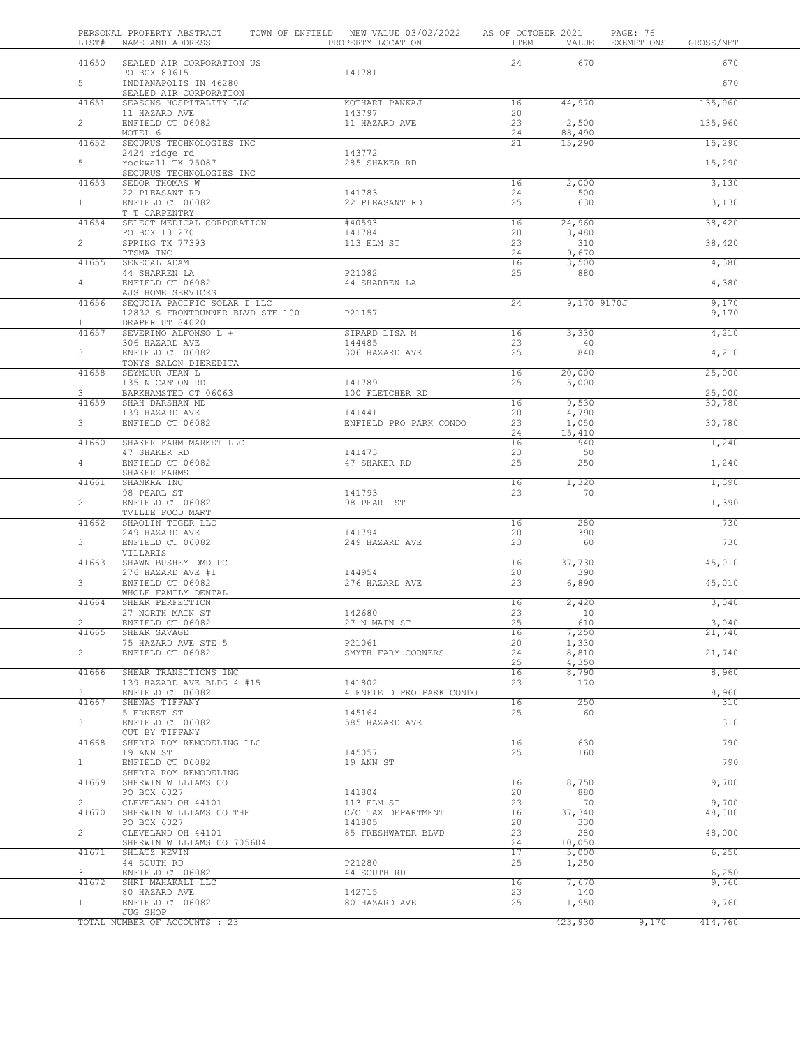PERSONAL PROPERTY ABSTRACT — TOWN OF ENFIELD — NEW VALUE 03/02/2022 — AS OF OCTOBER 2021 — PAGE: 76

| LIST# | NAME AND ADDRESS | PROPERTY LOCATION | ITEM | VALUE | EXEMPTIONS | GROSS/NET |
|---|---|---|---|---|---|---|
| 41650 | SEALED AIR CORPORATION US | | 24 | 670 | | 670 |
| | PO BOX 80615 | 141781 | | | | |
| 5 | INDIANAPOLIS IN 46280 | | | | | 670 |
| | SEALED AIR CORPORATION | | | | | |
| 41651 | SEASONS HOSPITALITY LLC | KOTHARI PANKAJ | 16 | 44,970 | | 135,960 |
| | 11 HAZARD AVE | 143797 | 20 | | | |
| 2 | ENFIELD CT 06082 | 11 HAZARD AVE | 23 | 2,500 | | 135,960 |
| | MOTEL 6 | | 24 | 88,490 | | |
| 41652 | SECURUS TECHNOLOGIES INC | | 21 | 15,290 | | 15,290 |
| | 2424 ridge rd | 143772 | | | | |
| 5 | rockwall TX 75087 | 285 SHAKER RD | | | | 15,290 |
| | SECURUS TECHNOLOGIES INC | | | | | |
| 41653 | SEDOR THOMAS W | | 16 | 2,000 | | 3,130 |
| | 22 PLEASANT RD | 141783 | 24 | 500 | | |
| 1 | ENFIELD CT 06082 | 22 PLEASANT RD | 25 | 630 | | 3,130 |
| | T T CARPENTRY | | | | | |
| 41654 | SELECT MEDICAL CORPORATION | #40593 | 16 | 24,960 | | 38,420 |
| | PO BOX 131270 | 141784 | 20 | 3,480 | | |
| 2 | SPRING TX 77393 | 113 ELM ST | 23 | 310 | | 38,420 |
| | PTSMA INC | | 24 | 9,670 | | |
| 41655 | SENECAL ADAM | | 16 | 3,500 | | 4,380 |
| | 44 SHARREN LA | P21082 | 25 | 880 | | |
| 4 | ENFIELD CT 06082 | 44 SHARREN LA | | | | 4,380 |
| | AJS HOME SERVICES | | | | | |
| 41656 | SEQUOIA PACIFIC SOLAR I LLC | | 24 | 9,170 | 9170J | 9,170 |
| | 12832 S FRONTRUNNER BLVD STE 100 | P21157 | | | | 9,170 |
| 1 | DRAPER UT 84020 | | | | | |
| 41657 | SEVERINO ALFONSO L + | SIRARD LISA M | 16 | 3,330 | | 4,210 |
| | 306 HAZARD AVE | 144485 | 23 | 40 | | |
| 3 | ENFIELD CT 06082 | 306 HAZARD AVE | 25 | 840 | | 4,210 |
| | TONYS SALON DIEREDITA | | | | | |
| 41658 | SEYMOUR JEAN L | | 16 | 20,000 | | 25,000 |
| | 135 N CANTON RD | 141789 | 25 | 5,000 | | |
| 3 | BARKHAMSTED CT 06063 | 100 FLETCHER RD | | | | 25,000 |
| 41659 | SHAH DARSHAN MD | | 16 | 9,530 | | 30,780 |
| | 139 HAZARD AVE | 141441 | 20 | 4,790 | | |
| 3 | ENFIELD CT 06082 | ENFIELD PRO PARK CONDO | 23 | 1,050 | | 30,780 |
| | | | 24 | 15,410 | | |
| 41660 | SHAKER FARM MARKET LLC | | 16 | 940 | | 1,240 |
| | 47 SHAKER RD | 141473 | 23 | 50 | | |
| 4 | ENFIELD CT 06082 | 47 SHAKER RD | 25 | 250 | | 1,240 |
| | SHAKER FARMS | | | | | |
| 41661 | SHANKRA INC | | 16 | 1,320 | | 1,390 |
| | 98 PEARL ST | 141793 | 23 | 70 | | |
| 2 | ENFIELD CT 06082 | 98 PEARL ST | | | | 1,390 |
| | TVILLE FOOD MART | | | | | |
| 41662 | SHAOLIN TIGER LLC | | 16 | 280 | | 730 |
| | 249 HAZARD AVE | 141794 | 20 | 390 | | |
| 3 | ENFIELD CT 06082 | 249 HAZARD AVE | 23 | 60 | | 730 |
| | VILLARIS | | | | | |
| 41663 | SHAWN BUSHEY DMD PC | | 16 | 37,730 | | 45,010 |
| | 276 HAZARD AVE #1 | 144954 | 20 | 390 | | |
| 3 | ENFIELD CT 06082 | 276 HAZARD AVE | 23 | 6,890 | | 45,010 |
| | WHOLE FAMILY DENTAL | | | | | |
| 41664 | SHEAR PERFECTION | | 16 | 2,420 | | 3,040 |
| | 27 NORTH MAIN ST | 142680 | 23 | 10 | | |
| 2 | ENFIELD CT 06082 | 27 N MAIN ST | 25 | 610 | | 3,040 |
| 41665 | SHEAR SAVAGE | | 16 | 7,250 | | 21,740 |
| | 75 HAZARD AVE STE 5 | P21061 | 20 | 1,330 | | |
| 2 | ENFIELD CT 06082 | SMYTH FARM CORNERS | 24 | 8,810 | | 21,740 |
| | | | 25 | 4,350 | | |
| 41666 | SHEAR TRANSITIONS INC | | 16 | 8,790 | | 8,960 |
| | 139 HAZARD AVE BLDG 4 #15 | 141802 | 23 | 170 | | |
| 3 | ENFIELD CT 06082 | 4 ENFIELD PRO PARK CONDO | | | | 8,960 |
| 41667 | SHENAS TIFFANY | | 16 | 250 | | 310 |
| | 5 ERNEST ST | 145164 | 25 | 60 | | |
| 3 | ENFIELD CT 06082 | 585 HAZARD AVE | | | | 310 |
| | CUT BY TIFFANY | | | | | |
| 41668 | SHERPA ROY REMODELING LLC | | 16 | 630 | | 790 |
| | 19 ANN ST | 145057 | 25 | 160 | | |
| 1 | ENFIELD CT 06082 | 19 ANN ST | | | | 790 |
| | SHERPA ROY REMODELING | | | | | |
| 41669 | SHERWIN WILLIAMS CO | | 16 | 8,750 | | 9,700 |
| | PO BOX 6027 | 141804 | 20 | 880 | | |
| 2 | CLEVELAND OH 44101 | 113 ELM ST | 23 | 70 | | 9,700 |
| 41670 | SHERWIN WILLIAMS CO THE | C/O TAX DEPARTMENT | 16 | 37,340 | | 48,000 |
| | PO BOX 6027 | 141805 | 20 | 330 | | |
| 2 | CLEVELAND OH 44101 | 85 FRESHWATER BLVD | 23 | 280 | | 48,000 |
| | SHERWIN WILLIAMS CO 705604 | | 24 | 10,050 | | |
| 41671 | SHLATZ KEVIN | | 17 | 5,000 | | 6,250 |
| | 44 SOUTH RD | P21280 | 25 | 1,250 | | |
| 3 | ENFIELD CT 06082 | 44 SOUTH RD | | | | 6,250 |
| 41672 | SHRI MAHAKALI LLC | | 16 | 7,670 | | 9,760 |
| | 80 HAZARD AVE | 142715 | 23 | 140 | | |
| 1 | ENFIELD CT 06082 | 80 HAZARD AVE | 25 | 1,950 | | 9,760 |
| | JUG SHOP | | | | | |
| | TOTAL NUMBER OF ACCOUNTS : 23 | | | 423,930 | 9,170 | 414,760 |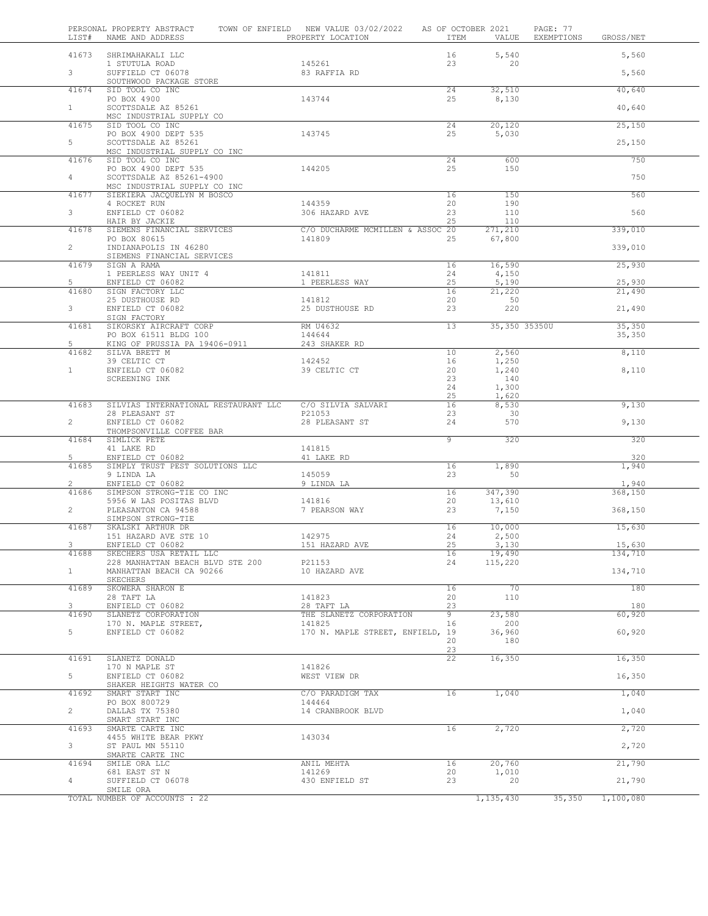PERSONAL PROPERTY ABSTRACT TOWN OF ENFIELD NEW VALUE 03/02/2022 AS OF OCTOBER 2021

| LIST# | NAME AND ADDRESS | PROPERTY LOCATION | ITEM | VALUE | EXEMPTIONS | GROSS/NET |
|---|---|---|---|---|---|---|
| 41673 | SHRIMAHAKALI LLC | | 16 | 5,540 | | 5,560 |
| | 1 STUTULA ROAD | 145261 | 23 | 20 | | |
| 3 | SUFFIELD CT 06078 | 83 RAFFIA RD | | | | 5,560 |
| | SOUTHWOOD PACKAGE STORE | | | | | |
| 41674 | SID TOOL CO INC | | 24 | 32,510 | | 40,640 |
| | PO BOX 4900 | 143744 | 25 | 8,130 | | |
| 1 | SCOTTSDALE AZ 85261 | | | | | 40,640 |
| | MSC INDUSTRIAL SUPPLY CO | | | | | |
| 41675 | SID TOOL CO INC | | 24 | 20,120 | | 25,150 |
| | PO BOX 4900 DEPT 535 | 143745 | 25 | 5,030 | | |
| 5 | SCOTTSDALE AZ 85261 | | | | | 25,150 |
| | MSC INDUSTRIAL SUPPLY CO INC | | | | | |
| 41676 | SID TOOL CO INC | | 24 | 600 | | 750 |
| | PO BOX 4900 DEPT 535 | 144205 | 25 | 150 | | |
| 4 | SCOTTSDALE AZ 85261-4900 | | | | | 750 |
| | MSC INDUSTRIAL SUPPLY CO INC | | | | | |
| 41677 | SIEKIERA JACQUELYN M BOSCO | | 16 | 150 | | 560 |
| | 4 ROCKET RUN | 144359 | 20 | 190 | | |
| 3 | ENFIELD CT 06082 | 306 HAZARD AVE | 23 | 110 | | 560 |
| | HAIR BY JACKIE | | 25 | 110 | | |
| 41678 | SIEMENS FINANCIAL SERVICES | C/O DUCHARME MCMILLEN & ASSOC | 20 | 271,210 | | 339,010 |
| | PO BOX 80615 | 141809 | 25 | 67,800 | | |
| 2 | INDIANAPOLIS IN 46280 | | | | | 339,010 |
| | SIEMENS FINANCIAL SERVICES | | | | | |
| 41679 | SIGN A RAMA | | 16 | 16,590 | | 25,930 |
| | 1 PEERLESS WAY UNIT 4 | 141811 | 24 | 4,150 | | |
| 5 | ENFIELD CT 06082 | 1 PEERLESS WAY | 25 | 5,190 | | 25,930 |
| 41680 | SIGN FACTORY LLC | | 16 | 21,220 | | 21,490 |
| | 25 DUSTHOUSE RD | 141812 | 20 | 50 | | |
| 3 | ENFIELD CT 06082 | 25 DUSTHOUSE RD | 23 | 220 | | 21,490 |
| | SIGN FACTORY | | | | | |
| 41681 | SIKORSKY AIRCRAFT CORP | RM U4632 | 13 | 35,350 | 35350U | 35,350 |
| | PO BOX 61511 BLDG 100 | 144644 | | | | 35,350 |
| 5 | KING OF PRUSSIA PA 19406-0911 | 243 SHAKER RD | | | | |
| 41682 | SILVA BRETT M | | 10 | 2,560 | | 8,110 |
| | 39 CELTIC CT | 142452 | 16 | 1,250 | | |
| 1 | ENFIELD CT 06082 | 39 CELTIC CT | 20 | 1,240 | | 8,110 |
| | SCREENING INK | | 23 | 140 | | |
| | | | 24 | 1,300 | | |
| | | | 25 | 1,620 | | |
| 41683 | SILVIAS INTERNATIONAL RESTAURANT LLC | C/O SILVIA SALVARI | 16 | 8,530 | | 9,130 |
| | 28 PLEASANT ST | P21053 | 23 | 30 | | |
| 2 | ENFIELD CT 06082 | 28 PLEASANT ST | 24 | 570 | | 9,130 |
| | THOMPSONVILLE COFFEE BAR | | | | | |
| 41684 | SIMLICK PETE | | 9 | 320 | | 320 |
| | 41 LAKE RD | 141815 | | | | |
| 5 | ENFIELD CT 06082 | 41 LAKE RD | | | | 320 |
| 41685 | SIMPLY TRUST PEST SOLUTIONS LLC | | 16 | 1,890 | | 1,940 |
| | 9 LINDA LA | 145059 | 23 | 50 | | |
| 2 | ENFIELD CT 06082 | 9 LINDA LA | | | | 1,940 |
| 41686 | SIMPSON STRONG-TIE CO INC | | 16 | 347,390 | | 368,150 |
| | 5956 W LAS POSITAS BLVD | 141816 | 20 | 13,610 | | |
| 2 | PLEASANTON CA 94588 | 7 PEARSON WAY | 23 | 7,150 | | 368,150 |
| | SIMPSON STRONG-TIE | | | | | |
| 41687 | SKALSKI ARTHUR DR | | 16 | 10,000 | | 15,630 |
| | 151 HAZARD AVE STE 10 | 142975 | 24 | 2,500 | | |
| 3 | ENFIELD CT 06082 | 151 HAZARD AVE | 25 | 3,130 | | 15,630 |
| 41688 | SKECHERS USA RETAIL LLC | | 16 | 19,490 | | 134,710 |
| | 228 MANHATTAN BEACH BLVD STE 200 | P21153 | 24 | 115,220 | | |
| 1 | MANHATTAN BEACH CA 90266 | 10 HAZARD AVE | | | | 134,710 |
| | SKECHERS | | | | | |
| 41689 | SKOWERA SHARON E | | 16 | 70 | | 180 |
| | 28 TAFT LA | 141823 | 20 | 110 | | |
| 3 | ENFIELD CT 06082 | 28 TAFT LA | 23 | | | 180 |
| 41690 | SLANETZ CORPORATION | THE SLANETZ CORPORATION | 9 | 23,580 | | 60,920 |
| | 170 N. MAPLE STREET, | 141825 | 16 | 200 | | |
| 5 | ENFIELD CT 06082 | 170 N. MAPLE STREET, ENFIELD, | 19 | 36,960 | | 60,920 |
| | | | 20 | 180 | | |
| | | | 23 | | | |
| 41691 | SLANETZ DONALD | | 22 | 16,350 | | 16,350 |
| | 170 N MAPLE ST | 141826 | | | | |
| 5 | ENFIELD CT 06082 | WEST VIEW DR | | | | 16,350 |
| | SHAKER HEIGHTS WATER CO | | | | | |
| 41692 | SMART START INC | C/O PARADIGM TAX | 16 | 1,040 | | 1,040 |
| | PO BOX 800729 | 144464 | | | | |
| 2 | DALLAS TX 75380 | 14 CRANBROOK BLVD | | | | 1,040 |
| | SMART START INC | | | | | |
| 41693 | SMARTE CARTE INC | | 16 | 2,720 | | 2,720 |
| | 4455 WHITE BEAR PKWY | 143034 | | | | |
| 3 | ST PAUL MN 55110 | | | | | 2,720 |
| | SMARTE CARTE INC | | | | | |
| 41694 | SMILE ORA LLC | ANIL MEHTA | 16 | 20,760 | | 21,790 |
| | 681 EAST ST N | 141269 | 20 | 1,010 | | |
| 4 | SUFFIELD CT 06078 | 430 ENFIELD ST | 23 | 20 | | 21,790 |
| | SMILE ORA | | | | | |
| | TOTAL NUMBER OF ACCOUNTS : 22 | | | 1,135,430 | 35,350 | 1,100,080 |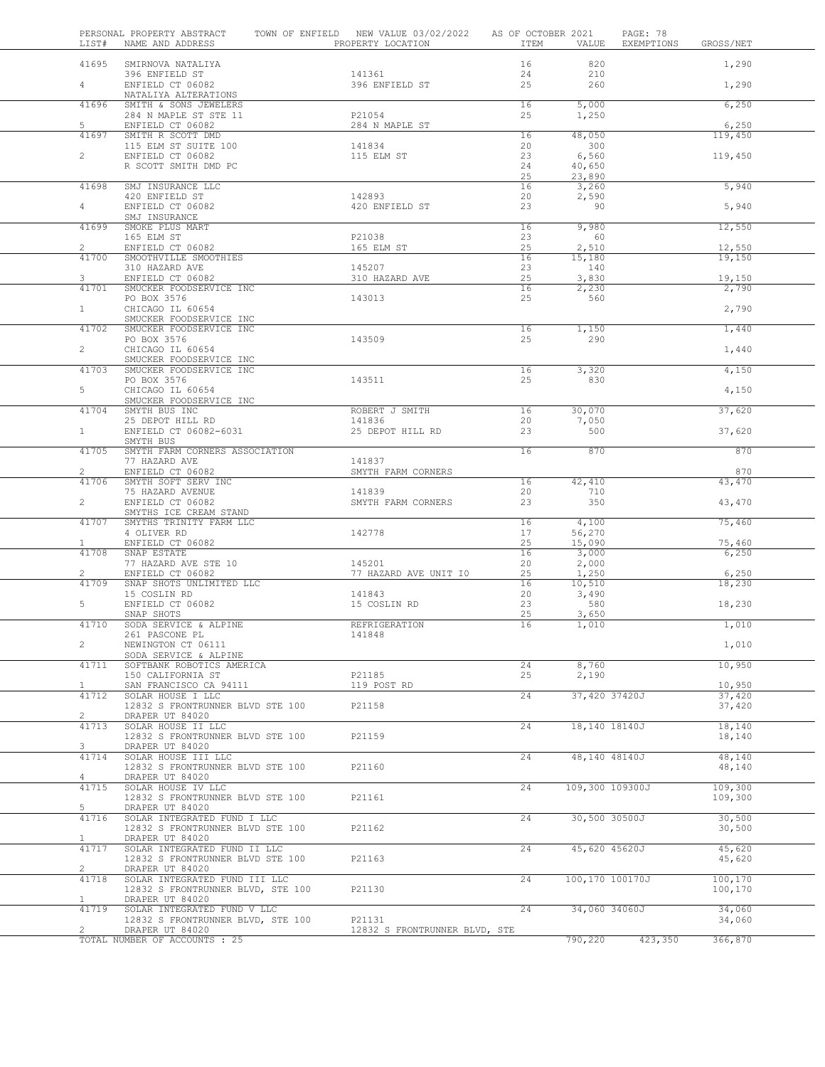PERSONAL PROPERTY ABSTRACT TOWN OF ENFIELD NEW VALUE 03/02/2022 AS OF OCTOBER 2021

| LIST# | NAME AND ADDRESS | PROPERTY LOCATION | ITEM | VALUE | EXEMPTIONS | GROSS/NET |
|---|---|---|---|---|---|---|
| 41695 | SMIRNOVA NATALIYA | | 16 | 820 | | 1,290 |
| | 396 ENFIELD ST | 141361 | 24 | 210 | | |
| 4 | ENFIELD CT 06082 | 396 ENFIELD ST | 25 | 260 | | 1,290 |
| | NATALIYA ALTERATIONS | | | | | |
| 41696 | SMITH & SONS JEWELERS | | 16 | 5,000 | | 6,250 |
| | 284 N MAPLE ST STE 11 | P21054 | 25 | 1,250 | | |
| 5 | ENFIELD CT 06082 | 284 N MAPLE ST | | | | 6,250 |
| 41697 | SMITH R SCOTT DMD | | 16 | 48,050 | | 119,450 |
| | 115 ELM ST SUITE 100 | 141834 | 20 | 300 | | |
| 2 | ENFIELD CT 06082 | 115 ELM ST | 23 | 6,560 | | 119,450 |
| | R SCOTT SMITH DMD PC | | 24 | 40,650 | | |
| | | | 25 | 23,890 | | |
| 41698 | SMJ INSURANCE LLC | | 16 | 3,260 | | 5,940 |
| | 420 ENFIELD ST | 142893 | 20 | 2,590 | | |
| 4 | ENFIELD CT 06082 | 420 ENFIELD ST | 23 | 90 | | 5,940 |
| | SMJ INSURANCE | | | | | |
| 41699 | SMOKE PLUS MART | | 16 | 9,980 | | 12,550 |
| | 165 ELM ST | P21038 | 23 | 60 | | |
| 2 | ENFIELD CT 06082 | 165 ELM ST | 25 | 2,510 | | 12,550 |
| 41700 | SMOOTHVILLE SMOOTHIES | | 16 | 15,180 | | 19,150 |
| | 310 HAZARD AVE | 145207 | 23 | 140 | | |
| 3 | ENFIELD CT 06082 | 310 HAZARD AVE | 25 | 3,830 | | 19,150 |
| 41701 | SMUCKER FOODSERVICE INC | | 16 | 2,230 | | 2,790 |
| | PO BOX 3576 | 143013 | 25 | 560 | | |
| 1 | CHICAGO IL 60654 | | | | | 2,790 |
| | SMUCKER FOODSERVICE INC | | | | | |
| 41702 | SMUCKER FOODSERVICE INC | | 16 | 1,150 | | 1,440 |
| | PO BOX 3576 | 143509 | 25 | 290 | | |
| 2 | CHICAGO IL 60654 | | | | | 1,440 |
| | SMUCKER FOODSERVICE INC | | | | | |
| 41703 | SMUCKER FOODSERVICE INC | | 16 | 3,320 | | 4,150 |
| | PO BOX 3576 | 143511 | 25 | 830 | | |
| 5 | CHICAGO IL 60654 | | | | | 4,150 |
| | SMUCKER FOODSERVICE INC | | | | | |
| 41704 | SMYTH BUS INC | ROBERT J SMITH | 16 | 30,070 | | 37,620 |
| | 25 DEPOT HILL RD | 141836 | 20 | 7,050 | | |
| 1 | ENFIELD CT 06082-6031 | 25 DEPOT HILL RD | 23 | 500 | | 37,620 |
| | SMYTH BUS | | | | | |
| 41705 | SMYTH FARM CORNERS ASSOCIATION | | 16 | 870 | | 870 |
| | 77 HAZARD AVE | 141837 | | | | |
| 2 | ENFIELD CT 06082 | SMYTH FARM CORNERS | | | | 870 |
| 41706 | SMYTH SOFT SERV INC | | 16 | 42,410 | | 43,470 |
| | 75 HAZARD AVENUE | 141839 | 20 | 710 | | |
| 2 | ENFIELD CT 06082 | SMYTH FARM CORNERS | 23 | 350 | | 43,470 |
| | SMYTHS ICE CREAM STAND | | | | | |
| 41707 | SMYTHS TRINITY FARM LLC | | 16 | 4,100 | | 75,460 |
| | 4 OLIVER RD | 142778 | 17 | 56,270 | | |
| 1 | ENFIELD CT 06082 | | 25 | 15,090 | | 75,460 |
| 41708 | SNAP ESTATE | | 16 | 3,000 | | 6,250 |
| | 77 HAZARD AVE STE 10 | 145201 | 20 | 2,000 | | |
| 2 | ENFIELD CT 06082 | 77 HAZARD AVE UNIT I0 | 25 | 1,250 | | 6,250 |
| 41709 | SNAP SHOTS UNLIMITED LLC | | 16 | 10,510 | | 18,230 |
| | 15 COSLIN RD | 141843 | 20 | 3,490 | | |
| 5 | ENFIELD CT 06082 | 15 COSLIN RD | 23 | 580 | | 18,230 |
| | SNAP SHOTS | | 25 | 3,650 | | |
| 41710 | SODA SERVICE & ALPINE | REFRIGERATION | 16 | 1,010 | | 1,010 |
| | 261 PASCONE PL | 141848 | | | | |
| 2 | NEWINGTON CT 06111 | | | | | 1,010 |
| | SODA SERVICE & ALPINE | | | | | |
| 41711 | SOFTBANK ROBOTICS AMERICA | | 24 | 8,760 | | 10,950 |
| | 150 CALIFORNIA ST | P21185 | 25 | 2,190 | | |
| 1 | SAN FRANCISCO CA 94111 | 119 POST RD | | | | 10,950 |
| 41712 | SOLAR HOUSE I LLC | | 24 | 37,420 | 37420J | 37,420 |
| | 12832 S FRONTRUNNER BLVD STE 100 | P21158 | | | | 37,420 |
| 2 | DRAPER UT 84020 | | | | | |
| 41713 | SOLAR HOUSE II LLC | | 24 | 18,140 | 18140J | 18,140 |
| | 12832 S FRONTRUNNER BLVD STE 100 | P21159 | | | | 18,140 |
| 3 | DRAPER UT 84020 | | | | | |
| 41714 | SOLAR HOUSE III LLC | | 24 | 48,140 | 48140J | 48,140 |
| | 12832 S FRONTRUNNER BLVD STE 100 | P21160 | | | | 48,140 |
| 4 | DRAPER UT 84020 | | | | | |
| 41715 | SOLAR HOUSE IV LLC | | 24 | 109,300 | 109300J | 109,300 |
| | 12832 S FRONTRUNNER BLVD STE 100 | P21161 | | | | 109,300 |
| 5 | DRAPER UT 84020 | | | | | |
| 41716 | SOLAR INTEGRATED FUND I LLC | | 24 | 30,500 | 30500J | 30,500 |
| | 12832 S FRONTRUNNER BLVD STE 100 | P21162 | | | | 30,500 |
| 1 | DRAPER UT 84020 | | | | | |
| 41717 | SOLAR INTEGRATED FUND II LLC | | 24 | 45,620 | 45620J | 45,620 |
| | 12832 S FRONTRUNNER BLVD STE 100 | P21163 | | | | 45,620 |
| 2 | DRAPER UT 84020 | | | | | |
| 41718 | SOLAR INTEGRATED FUND III LLC | | 24 | 100,170 | 100170J | 100,170 |
| | 12832 S FRONTRUNNER BLVD, STE 100 | P21130 | | | | 100,170 |
| 1 | DRAPER UT 84020 | | | | | |
| 41719 | SOLAR INTEGRATED FUND V LLC | | 24 | 34,060 | 34060J | 34,060 |
| | 12832 S FRONTRUNNER BLVD, STE 100 | P21131 | | | | 34,060 |
| 2 | DRAPER UT 84020 | 12832 S FRONTRUNNER BLVD, STE | | | | |
| | TOTAL NUMBER OF ACCOUNTS : 25 | | | 790,220 | 423,350 | 366,870 |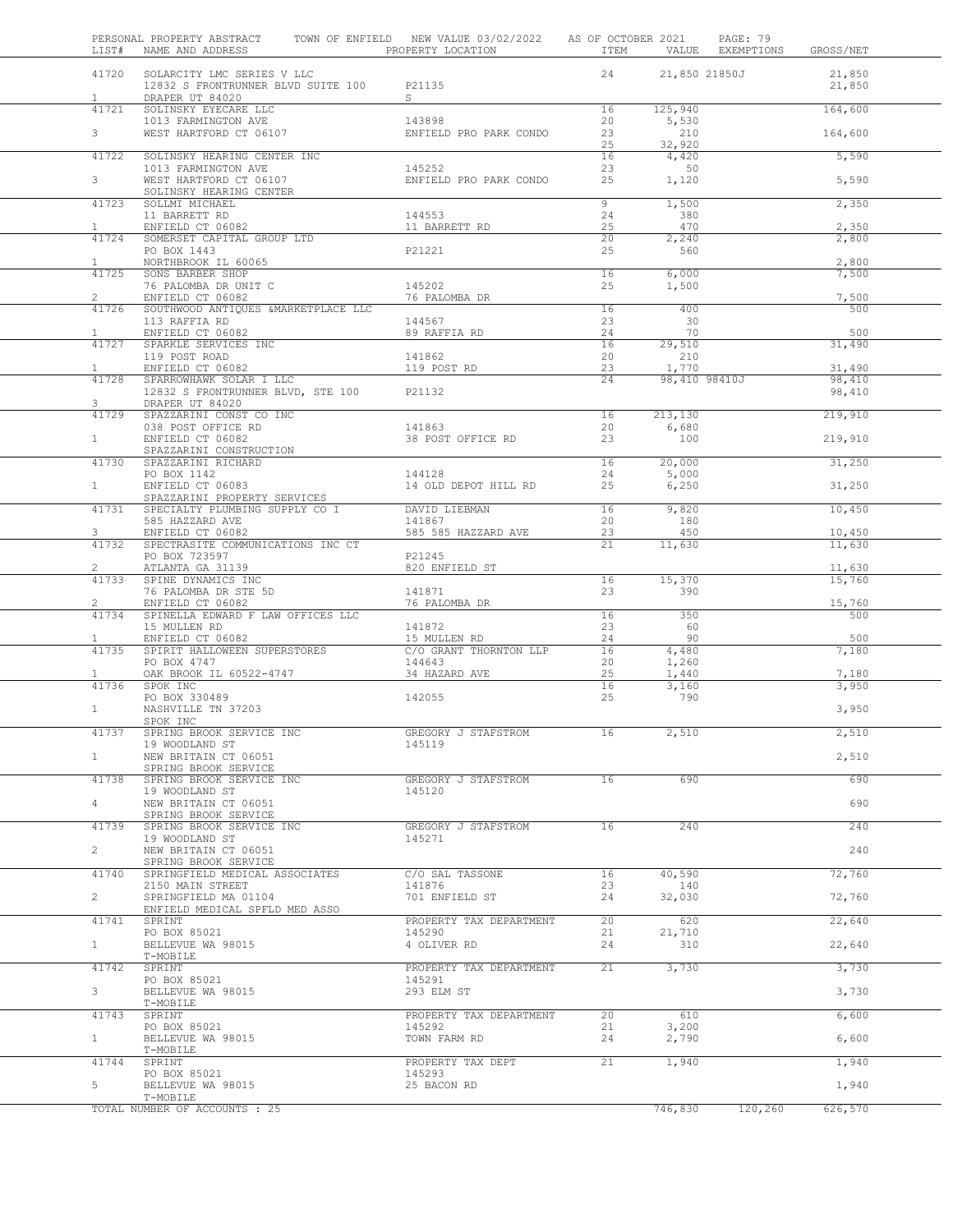PERSONAL PROPERTY ABSTRACT TOWN OF ENFIELD NEW VALUE 03/02/2022 AS OF OCTOBER 2021 PAGE: 79

| LIST# | NAME AND ADDRESS | PROPERTY LOCATION | ITEM | VALUE | EXEMPTIONS | GROSS/NET |
|---|---|---|---|---|---|---|
| 41720 | SOLARCITY LMC SERIES V LLC | | 24 | 21,850 | 21850J | 21,850 |
| | 12832 S FRONTRUNNER BLVD SUITE 100 | P21135 | | | | 21,850 |
| 1 | DRAPER UT 84020 | S | | | | |
| 41721 | SOLINSKY EYECARE LLC | | 16 | 125,940 | | 164,600 |
| | 1013 FARMINGTON AVE | 143898 | 20 | 5,530 | | |
| 3 | WEST HARTFORD CT 06107 | ENFIELD PRO PARK CONDO | 23 | 210 | | 164,600 |
| | | | 25 | 32,920 | | |
| 41722 | SOLINSKY HEARING CENTER INC | | 16 | 4,420 | | 5,590 |
| | 1013 FARMINGTON AVE | 145252 | 23 | 50 | | |
| 3 | WEST HARTFORD CT 06107 | ENFIELD PRO PARK CONDO | 25 | 1,120 | | 5,590 |
| | SOLINSKY HEARING CENTER | | | | | |
| 41723 | SOLLMI MICHAEL | | 9 | 1,500 | | 2,350 |
| | 11 BARRETT RD | 144553 | 24 | 380 | | |
| 1 | ENFIELD CT 06082 | 11 BARRETT RD | 25 | 470 | | 2,350 |
| 41724 | SOMERSET CAPITAL GROUP LTD | | 20 | 2,240 | | 2,800 |
| | PO BOX 1443 | P21221 | 25 | 560 | | |
| 1 | NORTHBROOK IL 60065 | | | | | 2,800 |
| 41725 | SONS BARBER SHOP | | 16 | 6,000 | | 7,500 |
| | 76 PALOMBA DR UNIT C | 145202 | 25 | 1,500 | | |
| 2 | ENFIELD CT 06082 | 76 PALOMBA DR | | | | 7,500 |
| 41726 | SOUTHWOOD ANTIQUES &MARKETPLACE LLC | | 16 | 400 | | 500 |
| | 113 RAFFIA RD | 144567 | 23 | 30 | | |
| 1 | ENFIELD CT 06082 | 89 RAFFIA RD | 24 | 70 | | 500 |
| 41727 | SPARKLE SERVICES INC | | 16 | 29,510 | | 31,490 |
| | 119 POST ROAD | 141862 | 20 | 210 | | |
| 1 | ENFIELD CT 06082 | 119 POST RD | 23 | 1,770 | | 31,490 |
| 41728 | SPARROWHAWK SOLAR I LLC | | 24 | 98,410 | 98410J | 98,410 |
| | 12832 S FRONTRUNNER BLVD, STE 100 | P21132 | | | | 98,410 |
| 3 | DRAPER UT 84020 | | | | | |
| 41729 | SPAZZARINI CONST CO INC | | 16 | 213,130 | | 219,910 |
| | 038 POST OFFICE RD | 141863 | 20 | 6,680 | | |
| 1 | ENFIELD CT 06082 | 38 POST OFFICE RD | 23 | 100 | | 219,910 |
| | SPAZZARINI CONSTRUCTION | | | | | |
| 41730 | SPAZZARINI RICHARD | | 16 | 20,000 | | 31,250 |
| | PO BOX 1142 | 144128 | 24 | 5,000 | | |
| 1 | ENFIELD CT 06083 | 14 OLD DEPOT HILL RD | 25 | 6,250 | | 31,250 |
| | SPAZZARINI PROPERTY SERVICES | | | | | |
| 41731 | SPECIALTY PLUMBING SUPPLY CO I | DAVID LIEBMAN | 16 | 9,820 | | 10,450 |
| | 585 HAZZARD AVE | 141867 | 20 | 180 | | |
| 3 | ENFIELD CT 06082 | 585 585 HAZZARD AVE | 23 | 450 | | 10,450 |
| 41732 | SPECTRASITE COMMUNICATIONS INC CT | | 21 | 11,630 | | 11,630 |
| | PO BOX 723597 | P21245 | | | | |
| 2 | ATLANTA GA 31139 | 820 ENFIELD ST | | | | 11,630 |
| 41733 | SPINE DYNAMICS INC | | 16 | 15,370 | | 15,760 |
| | 76 PALOMBA DR STE 5D | 141871 | 23 | 390 | | |
| 2 | ENFIELD CT 06082 | 76 PALOMBA DR | | | | 15,760 |
| 41734 | SPINELLA EDWARD F LAW OFFICES LLC | | 16 | 350 | | 500 |
| | 15 MULLEN RD | 141872 | 23 | 60 | | |
| 1 | ENFIELD CT 06082 | 15 MULLEN RD | 24 | 90 | | 500 |
| 41735 | SPIRIT HALLOWEEN SUPERSTORES | C/O GRANT THORNTON LLP | 16 | 4,480 | | 7,180 |
| | PO BOX 4747 | 144643 | 20 | 1,260 | | |
| 1 | OAK BROOK IL 60522-4747 | 34 HAZARD AVE | 25 | 1,440 | | 7,180 |
| 41736 | SPOK INC | | 16 | 3,160 | | 3,950 |
| | PO BOX 330489 | 142055 | 25 | 790 | | |
| 1 | NASHVILLE TN 37203 | | | | | 3,950 |
| | SPOK INC | | | | | |
| 41737 | SPRING BROOK SERVICE INC | GREGORY J STAFSTROM | 16 | 2,510 | | 2,510 |
| | 19 WOODLAND ST | 145119 | | | | |
| 1 | NEW BRITAIN CT 06051 | | | | | 2,510 |
| | SPRING BROOK SERVICE | | | | | |
| 41738 | SPRING BROOK SERVICE INC | GREGORY J STAFSTROM | 16 | 690 | | 690 |
| | 19 WOODLAND ST | 145120 | | | | |
| 4 | NEW BRITAIN CT 06051 | | | | | 690 |
| | SPRING BROOK SERVICE | | | | | |
| 41739 | SPRING BROOK SERVICE INC | GREGORY J STAFSTROM | 16 | 240 | | 240 |
| | 19 WOODLAND ST | 145271 | | | | |
| 2 | NEW BRITAIN CT 06051 | | | | | 240 |
| | SPRING BROOK SERVICE | | | | | |
| 41740 | SPRINGFIELD MEDICAL ASSOCIATES | C/O SAL TASSONE | 16 | 40,590 | | 72,760 |
| | 2150 MAIN STREET | 141876 | 23 | 140 | | |
| 2 | SPRINGFIELD MA 01104 | 701 ENFIELD ST | 24 | 32,030 | | 72,760 |
| | ENFIELD MEDICAL SPFLD MED ASSO | | | | | |
| 41741 | SPRINT | PROPERTY TAX DEPARTMENT | 20 | 620 | | 22,640 |
| | PO BOX 85021 | 145290 | 21 | 21,710 | | |
| 1 | BELLEVUE WA 98015 | 4 OLIVER RD | 24 | 310 | | 22,640 |
| | T-MOBILE | | | | | |
| 41742 | SPRINT | PROPERTY TAX DEPARTMENT | 21 | 3,730 | | 3,730 |
| | PO BOX 85021 | 145291 | | | | |
| 3 | BELLEVUE WA 98015 | 293 ELM ST | | | | 3,730 |
| | T-MOBILE | | | | | |
| 41743 | SPRINT | PROPERTY TAX DEPARTMENT | 20 | 610 | | 6,600 |
| | PO BOX 85021 | 145292 | 21 | 3,200 | | |
| 1 | BELLEVUE WA 98015 | TOWN FARM RD | 24 | 2,790 | | 6,600 |
| | T-MOBILE | | | | | |
| 41744 | SPRINT | PROPERTY TAX DEPT | 21 | 1,940 | | 1,940 |
| | PO BOX 85021 | 145293 | | | | |
| 5 | BELLEVUE WA 98015 | 25 BACON RD | | | | 1,940 |
| | T-MOBILE | | | | | |
| | TOTAL NUMBER OF ACCOUNTS : 25 | | | 746,830 | 120,260 | 626,570 |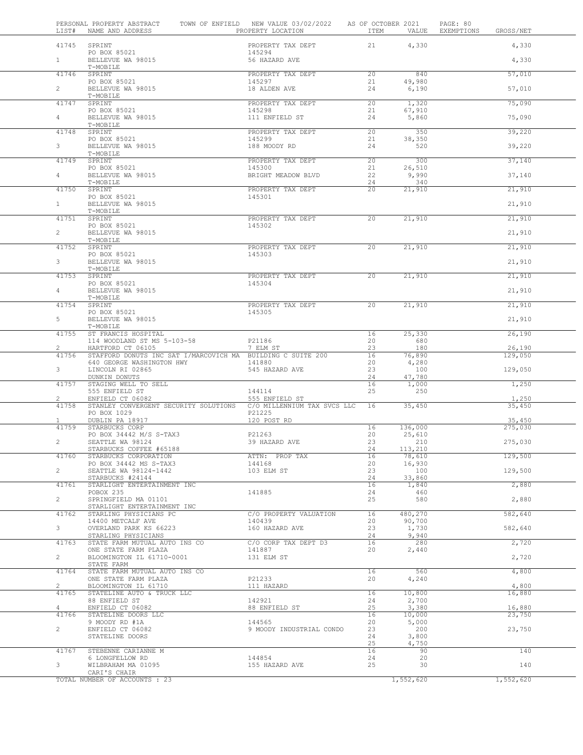PERSONAL PROPERTY ABSTRACT — TOWN OF ENFIELD — NEW VALUE 03/02/2022 — AS OF OCTOBER 2021 — PAGE: 80

| LIST# | NAME AND ADDRESS | PROPERTY LOCATION | ITEM | VALUE | EXEMPTIONS | GROSS/NET |
|---|---|---|---|---|---|---|
| 41745 | SPRINT | PROPERTY TAX DEPT | 21 | 4,330 | | 4,330 |
| | PO BOX 85021 | 145294 | | | | |
| 1 | BELLEVUE WA 98015 | 56 HAZARD AVE | | | | 4,330 |
| | T-MOBILE | | | | | |
| 41746 | SPRINT | PROPERTY TAX DEPT | 20 | 840 | | 57,010 |
| | PO BOX 85021 | 145297 | 21 | 49,980 | | |
| 2 | BELLEVUE WA 98015 | 18 ALDEN AVE | 24 | 6,190 | | 57,010 |
| | T-MOBILE | | | | | |
| 41747 | SPRINT | PROPERTY TAX DEPT | 20 | 1,320 | | 75,090 |
| | PO BOX 85021 | 145298 | 21 | 67,910 | | |
| 4 | BELLEVUE WA 98015 | 111 ENFIELD ST | 24 | 5,860 | | 75,090 |
| | T-MOBILE | | | | | |
| 41748 | SPRINT | PROPERTY TAX DEPT | 20 | 350 | | 39,220 |
| | PO BOX 85021 | 145299 | 21 | 38,350 | | |
| 3 | BELLEVUE WA 98015 | 188 MOODY RD | 24 | 520 | | 39,220 |
| | T-MOBILE | | | | | |
| 41749 | SPRINT | PROPERTY TAX DEPT | 20 | 300 | | 37,140 |
| | PO BOX 85021 | 145300 | 21 | 26,510 | | |
| 4 | BELLEVUE WA 98015 | BRIGHT MEADOW BLVD | 22 | 9,990 | | 37,140 |
| | T-MOBILE | | 24 | 340 | | |
| 41750 | SPRINT | PROPERTY TAX DEPT | 20 | 21,910 | | 21,910 |
| | PO BOX 85021 | 145301 | | | | |
| 1 | BELLEVUE WA 98015 | | | | | 21,910 |
| | T-MOBILE | | | | | |
| 41751 | SPRINT | PROPERTY TAX DEPT | 20 | 21,910 | | 21,910 |
| | PO BOX 85021 | 145302 | | | | |
| 2 | BELLEVUE WA 98015 | | | | | 21,910 |
| | T-MOBILE | | | | | |
| 41752 | SPRINT | PROPERTY TAX DEPT | 20 | 21,910 | | 21,910 |
| | PO BOX 85021 | 145303 | | | | |
| 3 | BELLEVUE WA 98015 | | | | | 21,910 |
| | T-MOBILE | | | | | |
| 41753 | SPRINT | PROPERTY TAX DEPT | 20 | 21,910 | | 21,910 |
| | PO BOX 85021 | 145304 | | | | |
| 4 | BELLEVUE WA 98015 | | | | | 21,910 |
| | T-MOBILE | | | | | |
| 41754 | SPRINT | PROPERTY TAX DEPT | 20 | 21,910 | | 21,910 |
| | PO BOX 85021 | 145305 | | | | |
| 5 | BELLEVUE WA 98015 | | | | | 21,910 |
| | T-MOBILE | | | | | |
| 41755 | ST FRANCIS HOSPITAL | | 16 | 25,330 | | 26,190 |
| | 114 WOODLAND ST MS 5-103-58 | P21186 | 20 | 680 | | |
| 2 | HARTFORD CT 06105 | 7 ELM ST | 23 | 180 | | 26,190 |
| 41756 | STAFFORD DONUTS INC SAT I/MARCOVICH MA | BUILDING C SUITE 200 | 16 | 76,890 | | 129,050 |
| | 640 GEORGE WASHINGTON HWY | 141880 | 20 | 4,280 | | |
| 3 | LINCOLN RI 02865 | 545 HAZARD AVE | 23 | 100 | | 129,050 |
| | DUNKIN DONUTS | | 24 | 47,780 | | |
| 41757 | STAGING WELL TO SELL | | 16 | 1,000 | | 1,250 |
| | 555 ENFIELD ST | 144114 | 25 | 250 | | |
| 2 | ENFIELD CT 06082 | 555 ENFIELD ST | | | | 1,250 |
| 41758 | STANLEY CONVERGENT SECURITY SOLUTIONS | C/O MILLENNIUM TAX SVCS LLC | 16 | 35,450 | | 35,450 |
| | PO BOX 1029 | P21225 | | | | |
| 1 | DUBLIN PA 18917 | 120 POST RD | | | | 35,450 |
| 41759 | STARBUCKS CORP | | 16 | 136,000 | | 275,030 |
| | PO BOX 34442 M/S S-TAX3 | P21263 | 20 | 25,610 | | |
| 2 | SEATTLE WA 98124 | 39 HAZARD AVE | 23 | 210 | | 275,030 |
| | STARBUCKS COFFEE #65188 | | 24 | 113,210 | | |
| 41760 | STARBUCKS CORPORATION | ATTN: PROP TAX | 16 | 78,610 | | 129,500 |
| | PO BOX 34442 MS S-TAX3 | 144168 | 20 | 16,930 | | |
| 2 | SEATTLE WA 98124-1442 | 103 ELM ST | 23 | 100 | | 129,500 |
| | STARBUCKS #24144 | | 24 | 33,860 | | |
| 41761 | STARLIGHT ENTERTAINMENT INC | | 16 | 1,840 | | 2,880 |
| | POBOX 235 | 141885 | 24 | 460 | | |
| 2 | SPRINGFIELD MA 01101 | | 25 | 580 | | 2,880 |
| | STARLIGHT ENTERTAINMENT INC | | | | | |
| 41762 | STARLING PHYSICIANS PC | C/O PROPERTY VALUATION | 16 | 480,270 | | 582,640 |
| | 14400 METCALF AVE | 140439 | 20 | 90,700 | | |
| 3 | OVERLAND PARK KS 66223 | 160 HAZARD AVE | 23 | 1,730 | | 582,640 |
| | STARLING PHYSICIANS | | 24 | 9,940 | | |
| 41763 | STATE FARM MUTUAL AUTO INS CO | C/O CORP TAX DEPT D3 | 16 | 280 | | 2,720 |
| | ONE STATE FARM PLAZA | 141887 | 20 | 2,440 | | |
| 2 | BLOOMINGTON IL 61710-0001 | 131 ELM ST | | | | 2,720 |
| | STATE FARM | | | | | |
| 41764 | STATE FARM MUTUAL AUTO INS CO | | 16 | 560 | | 4,800 |
| | ONE STATE FARM PLAZA | P21233 | 20 | 4,240 | | |
| 2 | BLOOMINGTON IL 61710 | 111 HAZARD | | | | 4,800 |
| 41765 | STATELINE AUTO & TRUCK LLC | | 16 | 10,800 | | 16,880 |
| | 88 ENFIELD ST | 142921 | 24 | 2,700 | | |
| 4 | ENFIELD CT 06082 | 88 ENFIELD ST | 25 | 3,380 | | 16,880 |
| 41766 | STATELINE DOORS LLC | | 16 | 10,000 | | 23,750 |
| | 9 MOODY RD #1A | 144565 | 20 | 5,000 | | |
| 2 | ENFIELD CT 06082 | 9 MOODY INDUSTRIAL CONDO | 23 | 200 | | 23,750 |
| | STATELINE DOORS | | 24 | 3,800 | | |
| | | | 25 | 4,750 | | |
| 41767 | STEBENNE CARIANNE M | | 16 | 90 | | 140 |
| | 6 LONGFELLOW RD | 144854 | 24 | 20 | | |
| 3 | WILBRAHAM MA 01095 | 155 HAZARD AVE | 25 | 30 | | 140 |
| | CARI'S CHAIR | | | | | |
| | TOTAL NUMBER OF ACCOUNTS : 23 | | | 1,552,620 | | 1,552,620 |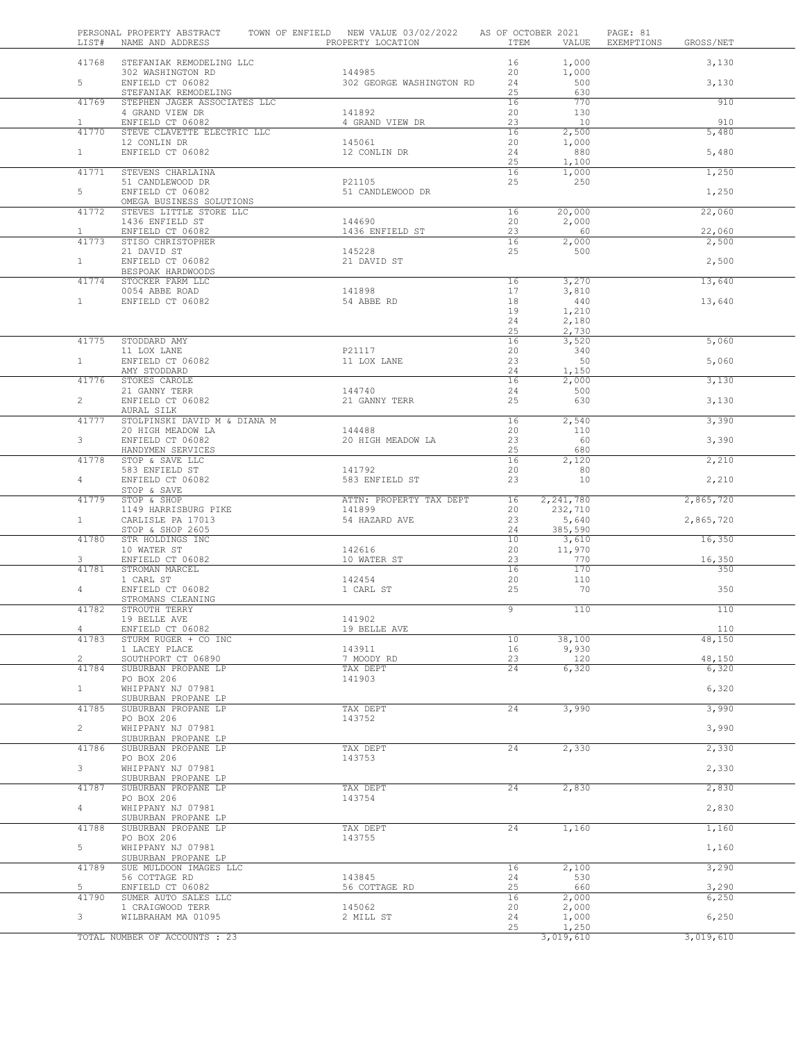PERSONAL PROPERTY ABSTRACT — TOWN OF ENFIELD — NEW VALUE 03/02/2022 — AS OF OCTOBER 2021 — PAGE: 81

| LIST# | NAME AND ADDRESS | PROPERTY LOCATION | ITEM | VALUE | EXEMPTIONS | GROSS/NET |
|---|---|---|---|---|---|---|
| 41768 | STEFANIAK REMODELING LLC | | 16 | 1,000 | | 3,130 |
| | 302 WASHINGTON RD | 144985 | 20 | 1,000 | | |
| 5 | ENFIELD CT 06082 | 302 GEORGE WASHINGTON RD | 24 | 500 | | 3,130 |
| | STEFANIAK REMODELING | | 25 | 630 | | |
| 41769 | STEPHEN JAGER ASSOCIATES LLC | | 16 | 770 | | 910 |
| | 4 GRAND VIEW DR | 141892 | 20 | 130 | | |
| 1 | ENFIELD CT 06082 | 4 GRAND VIEW DR | 23 | 10 | | 910 |
| 41770 | STEVE CLAVETTE ELECTRIC LLC | | 16 | 2,500 | | 5,480 |
| | 12 CONLIN DR | 145061 | 20 | 1,000 | | |
| 1 | ENFIELD CT 06082 | 12 CONLIN DR | 24 | 880 | | 5,480 |
| | | | 25 | 1,100 | | |
| 41771 | STEVENS CHARLAINA | | 16 | 1,000 | | 1,250 |
| | 51 CANDLEWOOD DR | P21105 | 25 | 250 | | |
| 5 | ENFIELD CT 06082 | 51 CANDLEWOOD DR | | | | 1,250 |
| | OMEGA BUSINESS SOLUTIONS | | | | | |
| 41772 | STEVES LITTLE STORE LLC | | 16 | 20,000 | | 22,060 |
| | 1436 ENFIELD ST | 144690 | 20 | 2,000 | | |
| 1 | ENFIELD CT 06082 | 1436 ENFIELD ST | 23 | 60 | | 22,060 |
| 41773 | STISO CHRISTOPHER | | 16 | 2,000 | | 2,500 |
| | 21 DAVID ST | 145228 | 25 | 500 | | |
| 1 | ENFIELD CT 06082 | 21 DAVID ST | | | | 2,500 |
| | BESPOAK HARDWOODS | | | | | |
| 41774 | STOCKER FARM LLC | | 16 | 3,270 | | 13,640 |
| | 0054 ABBE ROAD | 141898 | 17 | 3,810 | | |
| 1 | ENFIELD CT 06082 | 54 ABBE RD | 18 | 440 | | 13,640 |
| | | | 19 | 1,210 | | |
| | | | 24 | 2,180 | | |
| | | | 25 | 2,730 | | |
| 41775 | STODDARD AMY | | 16 | 3,520 | | 5,060 |
| | 11 LOX LANE | P21117 | 20 | 340 | | |
| 1 | ENFIELD CT 06082 | 11 LOX LANE | 23 | 50 | | 5,060 |
| | AMY STODDARD | | 24 | 1,150 | | |
| 41776 | STOKES CAROLE | | 16 | 2,000 | | 3,130 |
| | 21 GANNY TERR | 144740 | 24 | 500 | | |
| 2 | ENFIELD CT 06082 | 21 GANNY TERR | 25 | 630 | | 3,130 |
| | AURAL SILK | | | | | |
| 41777 | STOLPINSKI DAVID M & DIANA M | | 16 | 2,540 | | 3,390 |
| | 20 HIGH MEADOW LA | 144488 | 20 | 110 | | |
| 3 | ENFIELD CT 06082 | 20 HIGH MEADOW LA | 23 | 60 | | 3,390 |
| | HANDYMEN SERVICES | | 25 | 680 | | |
| 41778 | STOP & SAVE LLC | | 16 | 2,120 | | 2,210 |
| | 583 ENFIELD ST | 141792 | 20 | 80 | | |
| 4 | ENFIELD CT 06082 | 583 ENFIELD ST | 23 | 10 | | 2,210 |
| | STOP & SAVE | | | | | |
| 41779 | STOP & SHOP | ATTN: PROPERTY TAX DEPT | 16 | 2,241,780 | | 2,865,720 |
| | 1149 HARRISBURG PIKE | 141899 | 20 | 232,710 | | |
| 1 | CARLISLE PA 17013 | 54 HAZARD AVE | 23 | 5,640 | | 2,865,720 |
| | STOP & SHOP 2605 | | 24 | 385,590 | | |
| 41780 | STR HOLDINGS INC | | 10 | 3,610 | | 16,350 |
| | 10 WATER ST | 142616 | 20 | 11,970 | | |
| 3 | ENFIELD CT 06082 | 10 WATER ST | 23 | 770 | | 16,350 |
| 41781 | STROMAN MARCEL | | 16 | 170 | | 350 |
| | 1 CARL ST | 142454 | 20 | 110 | | |
| 4 | ENFIELD CT 06082 | 1 CARL ST | 25 | 70 | | 350 |
| | STROMANS CLEANING | | | | | |
| 41782 | STROUTH TERRY | | 9 | 110 | | 110 |
| | 19 BELLE AVE | 141902 | | | | |
| 4 | ENFIELD CT 06082 | 19 BELLE AVE | | | | 110 |
| 41783 | STURM RUGER + CO INC | | 10 | 38,100 | | 48,150 |
| | 1 LACEY PLACE | 143911 | 16 | 9,930 | | |
| 2 | SOUTHPORT CT 06890 | 7 MOODY RD | 23 | 120 | | 48,150 |
| 41784 | SUBURBAN PROPANE LP | TAX DEPT | 24 | 6,320 | | 6,320 |
| | PO BOX 206 | 141903 | | | | |
| 1 | WHIPPANY NJ 07981 | | | | | 6,320 |
| | SUBURBAN PROPANE LP | | | | | |
| 41785 | SUBURBAN PROPANE LP | TAX DEPT | 24 | 3,990 | | 3,990 |
| | PO BOX 206 | 143752 | | | | |
| 2 | WHIPPANY NJ 07981 | | | | | 3,990 |
| | SUBURBAN PROPANE LP | | | | | |
| 41786 | SUBURBAN PROPANE LP | TAX DEPT | 24 | 2,330 | | 2,330 |
| | PO BOX 206 | 143753 | | | | |
| 3 | WHIPPANY NJ 07981 | | | | | 2,330 |
| | SUBURBAN PROPANE LP | | | | | |
| 41787 | SUBURBAN PROPANE LP | TAX DEPT | 24 | 2,830 | | 2,830 |
| | PO BOX 206 | 143754 | | | | |
| 4 | WHIPPANY NJ 07981 | | | | | 2,830 |
| | SUBURBAN PROPANE LP | | | | | |
| 41788 | SUBURBAN PROPANE LP | TAX DEPT | 24 | 1,160 | | 1,160 |
| | PO BOX 206 | 143755 | | | | |
| 5 | WHIPPANY NJ 07981 | | | | | 1,160 |
| | SUBURBAN PROPANE LP | | | | | |
| 41789 | SUE MULDOON IMAGES LLC | | 16 | 2,100 | | 3,290 |
| | 56 COTTAGE RD | 143845 | 24 | 530 | | |
| 5 | ENFIELD CT 06082 | 56 COTTAGE RD | 25 | 660 | | 3,290 |
| 41790 | SUMER AUTO SALES LLC | | 16 | 2,000 | | 6,250 |
| | 1 CRAIGWOOD TERR | 145062 | 20 | 2,000 | | |
| 3 | WILBRAHAM MA 01095 | 2 MILL ST | 24 | 1,000 | | 6,250 |
| | | | 25 | 1,250 | | |
| | TOTAL NUMBER OF ACCOUNTS : 23 | | | 3,019,610 | | 3,019,610 |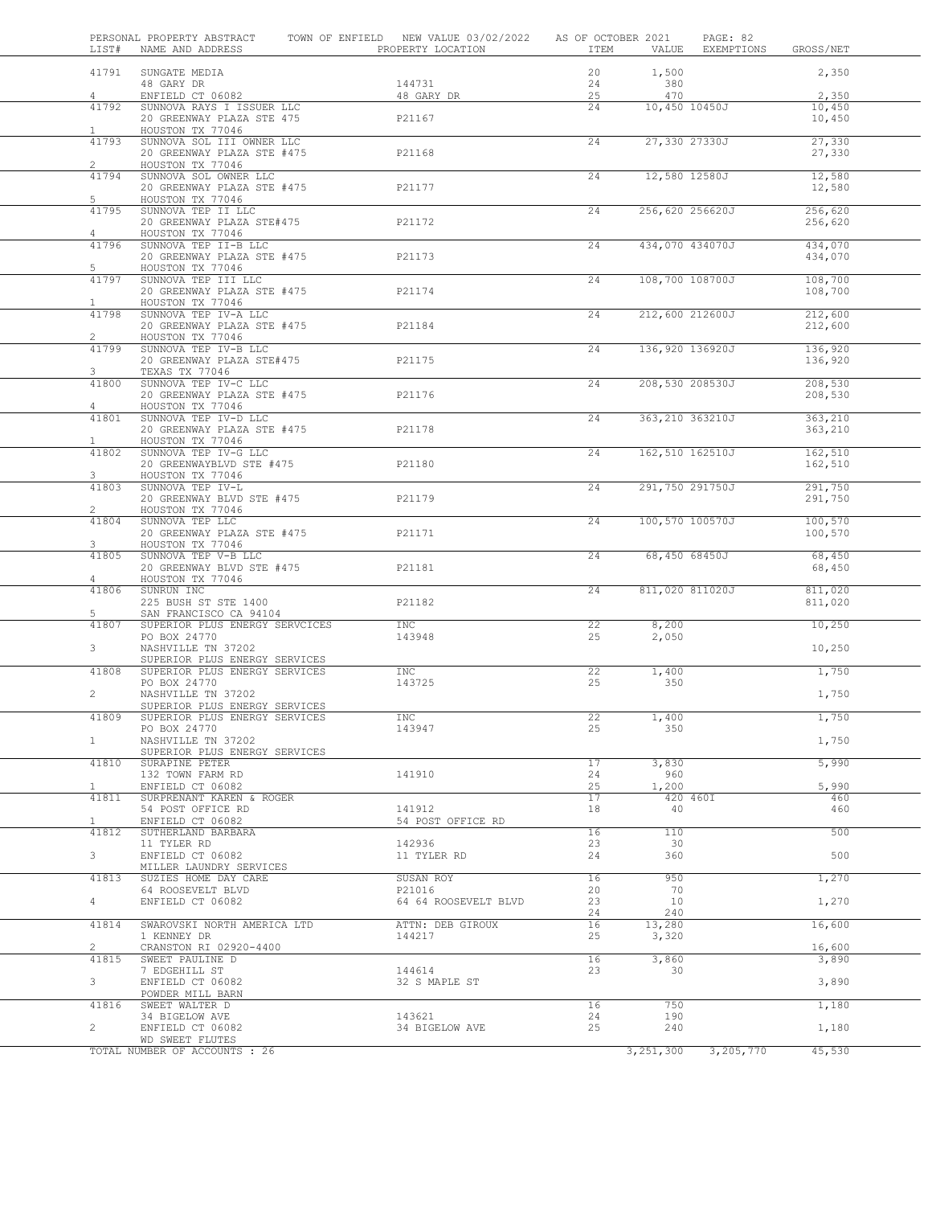PERSONAL PROPERTY ABSTRACT    TOWN OF ENFIELD  NEW VALUE 03/02/2022    AS OF OCTOBER 2021    PAGE: 82

| LIST# | NAME AND ADDRESS | PROPERTY LOCATION | ITEM | VALUE | EXEMPTIONS | GROSS/NET |
|---|---|---|---|---|---|---|
| 41791 | SUNGATE MEDIA | | 20 | 1,500 | | 2,350 |
| | 48 GARY DR | 144731 | 24 | 380 | | |
| 4 | ENFIELD CT 06082 | 48 GARY DR | 25 | 470 | | 2,350 |
| 41792 | SUNNOVA RAYS I ISSUER LLC | | 24 | 10,450 | 10450J | 10,450 |
| | 20 GREENWAY PLAZA STE 475 | P21167 | | | | 10,450 |
| 1 | HOUSTON TX 77046 | | | | | |
| 41793 | SUNNOVA SOL III OWNER LLC | | 24 | 27,330 | 27330J | 27,330 |
| | 20 GREENWAY PLAZA STE #475 | P21168 | | | | 27,330 |
| 2 | HOUSTON TX 77046 | | | | | |
| 41794 | SUNNOVA SOL OWNER LLC | | 24 | 12,580 | 12580J | 12,580 |
| | 20 GREENWAY PLAZA STE #475 | P21177 | | | | 12,580 |
| 5 | HOUSTON TX 77046 | | | | | |
| 41795 | SUNNOVA TEP II LLC | | 24 | 256,620 | 256620J | 256,620 |
| | 20 GREENWAY PLAZA STE#475 | P21172 | | | | 256,620 |
| 4 | HOUSTON TX 77046 | | | | | |
| 41796 | SUNNOVA TEP II-B LLC | | 24 | 434,070 | 434070J | 434,070 |
| | 20 GREENWAY PLAZA STE #475 | P21173 | | | | 434,070 |
| 5 | HOUSTON TX 77046 | | | | | |
| 41797 | SUNNOVA TEP III LLC | | 24 | 108,700 | 108700J | 108,700 |
| | 20 GREENWAY PLAZA STE #475 | P21174 | | | | 108,700 |
| 1 | HOUSTON TX 77046 | | | | | |
| 41798 | SUNNOVA TEP IV-A LLC | | 24 | 212,600 | 212600J | 212,600 |
| | 20 GREENWAY PLAZA STE #475 | P21184 | | | | 212,600 |
| 2 | HOUSTON TX 77046 | | | | | |
| 41799 | SUNNOVA TEP IV-B LLC | | 24 | 136,920 | 136920J | 136,920 |
| | 20 GREENWAY PLAZA STE#475 | P21175 | | | | 136,920 |
| 3 | TEXAS TX 77046 | | | | | |
| 41800 | SUNNOVA TEP IV-C LLC | | 24 | 208,530 | 208530J | 208,530 |
| | 20 GREENWAY PLAZA STE #475 | P21176 | | | | 208,530 |
| 4 | HOUSTON TX 77046 | | | | | |
| 41801 | SUNNOVA TEP IV-D LLC | | 24 | 363,210 | 363210J | 363,210 |
| | 20 GREENWAY PLAZA STE #475 | P21178 | | | | 363,210 |
| 1 | HOUSTON TX 77046 | | | | | |
| 41802 | SUNNOVA TEP IV-G LLC | | 24 | 162,510 | 162510J | 162,510 |
| | 20 GREENWAYBLVD STE #475 | P21180 | | | | 162,510 |
| 3 | HOUSTON TX 77046 | | | | | |
| 41803 | SUNNOVA TEP IV-L | | 24 | 291,750 | 291750J | 291,750 |
| | 20 GREENWAY BLVD STE #475 | P21179 | | | | 291,750 |
| 2 | HOUSTON TX 77046 | | | | | |
| 41804 | SUNNOVA TEP LLC | | 24 | 100,570 | 100570J | 100,570 |
| | 20 GREENWAY PLAZA STE #475 | P21171 | | | | 100,570 |
| 3 | HOUSTON TX 77046 | | | | | |
| 41805 | SUNNOVA TEP V-B LLC | | 24 | 68,450 | 68450J | 68,450 |
| | 20 GREENWAY BLVD STE #475 | P21181 | | | | 68,450 |
| 4 | HOUSTON TX 77046 | | | | | |
| 41806 | SUNRUN INC | | 24 | 811,020 | 811020J | 811,020 |
| | 225 BUSH ST STE 1400 | P21182 | | | | 811,020 |
| 5 | SAN FRANCISCO CA 94104 | | | | | |
| 41807 | SUPERIOR PLUS ENERGY SERVCICES | INC | 22 | 8,200 | | 10,250 |
| | PO BOX 24770 | 143948 | 25 | 2,050 | | |
| 3 | NASHVILLE TN 37202 | | | | | 10,250 |
| | SUPERIOR PLUS ENERGY SERVICES | | | | | |
| 41808 | SUPERIOR PLUS ENERGY SERVICES | INC | 22 | 1,400 | | 1,750 |
| | PO BOX 24770 | 143725 | 25 | 350 | | |
| 2 | NASHVILLE TN 37202 | | | | | 1,750 |
| | SUPERIOR PLUS ENERGY SERVICES | | | | | |
| 41809 | SUPERIOR PLUS ENERGY SERVICES | INC | 22 | 1,400 | | 1,750 |
| | PO BOX 24770 | 143947 | 25 | 350 | | |
| 1 | NASHVILLE TN 37202 | | | | | 1,750 |
| | SUPERIOR PLUS ENERGY SERVICES | | | | | |
| 41810 | SURAPINE PETER | | 17 | 3,830 | | 5,990 |
| | 132 TOWN FARM RD | 141910 | 24 | 960 | | |
| 1 | ENFIELD CT 06082 | | 25 | 1,200 | | 5,990 |
| 41811 | SURPRENANT KAREN & ROGER | | 17 | 420 | 460I | 460 |
| | 54 POST OFFICE RD | 141912 | 18 | 40 | | 460 |
| 1 | ENFIELD CT 06082 | 54 POST OFFICE RD | | | | |
| 41812 | SUTHERLAND BARBARA | | 16 | 110 | | 500 |
| | 11 TYLER RD | 142936 | 23 | 30 | | |
| 3 | ENFIELD CT 06082 | 11 TYLER RD | 24 | 360 | | 500 |
| | MILLER LAUNDRY SERVICES | | | | | |
| 41813 | SUZIES HOME DAY CARE | SUSAN ROY | 16 | 950 | | 1,270 |
| | 64 ROOSEVELT BLVD | P21016 | 20 | 70 | | |
| 4 | ENFIELD CT 06082 | 64 64 ROOSEVELT BLVD | 23 | 10 | | 1,270 |
| | | | 24 | 240 | | |
| 41814 | SWAROVSKI NORTH AMERICA LTD | ATTN: DEB GIROUX | 16 | 13,280 | | 16,600 |
| | 1 KENNEY DR | 144217 | 25 | 3,320 | | |
| 2 | CRANSTON RI 02920-4400 | | | | | 16,600 |
| 41815 | SWEET PAULINE D | | 16 | 3,860 | | 3,890 |
| | 7 EDGEHILL ST | 144614 | 23 | 30 | | |
| 3 | ENFIELD CT 06082 | 32 S MAPLE ST | | | | 3,890 |
| | POWDER MILL BARN | | | | | |
| 41816 | SWEET WALTER D | | 16 | 750 | | 1,180 |
| | 34 BIGELOW AVE | 143621 | 24 | 190 | | |
| 2 | ENFIELD CT 06082 | 34 BIGELOW AVE | 25 | 240 | | 1,180 |
| | WD SWEET FLUTES | | | | | |
| | TOTAL NUMBER OF ACCOUNTS : 26 | | | 3,251,300 | 3,205,770 | 45,530 |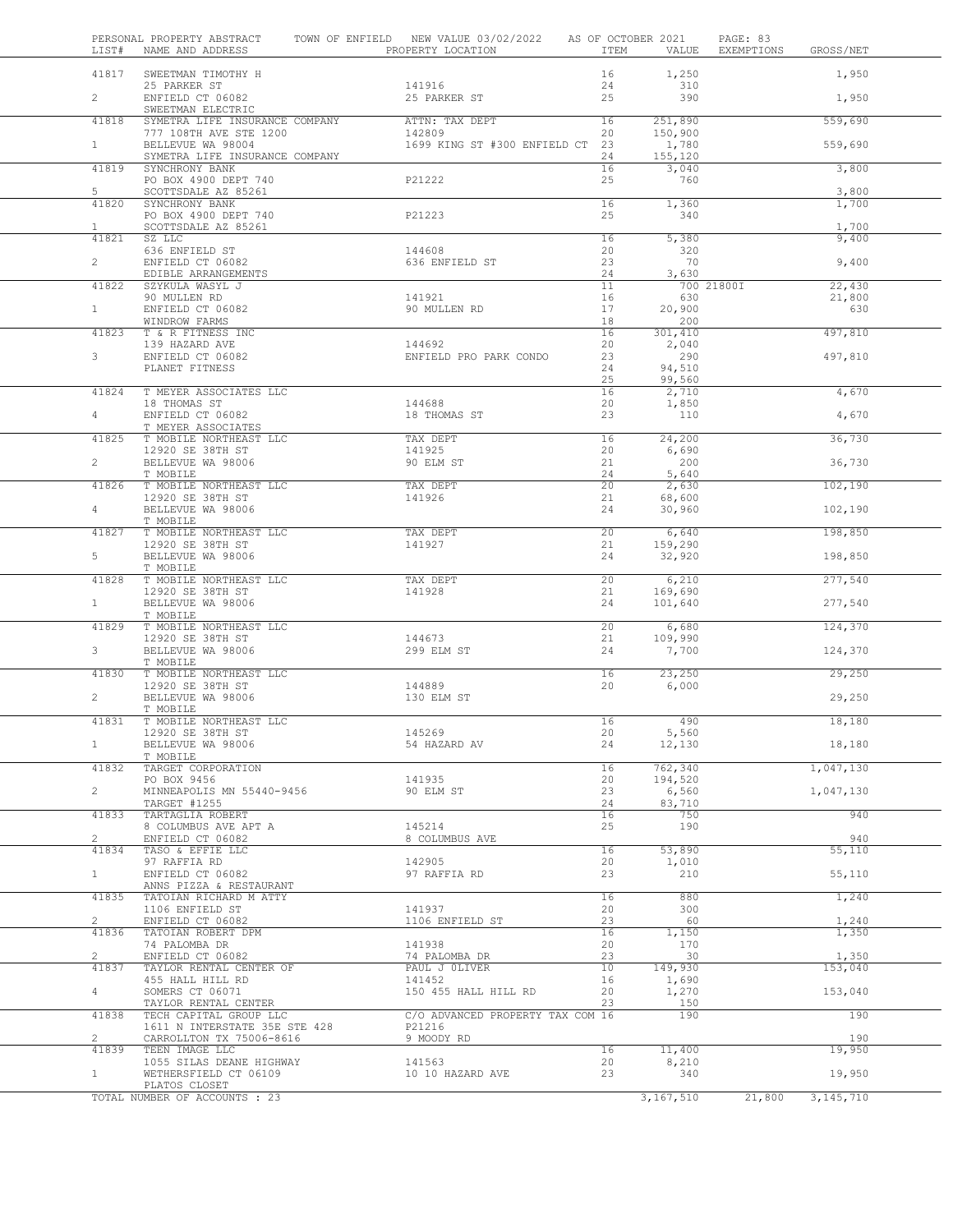PERSONAL PROPERTY ABSTRACT    TOWN OF ENFIELD   NEW VALUE 03/02/2022   AS OF OCTOBER 2021

| LIST# | NAME AND ADDRESS | PROPERTY LOCATION | ITEM | VALUE | EXEMPTIONS | GROSS/NET |
|---|---|---|---|---|---|---|
| 41817 | SWEETMAN TIMOTHY H | | 16 | 1,250 | | 1,950 |
| | 25 PARKER ST | 141916 | 24 | 310 | | |
| 2 | ENFIELD CT 06082 | 25 PARKER ST | 25 | 390 | | 1,950 |
| | SWEETMAN ELECTRIC | | | | | |
| 41818 | SYMETRA LIFE INSURANCE COMPANY | ATTN: TAX DEPT | 16 | 251,890 | | 559,690 |
| | 777 108TH AVE STE 1200 | 142809 | 20 | 150,900 | | |
| 1 | BELLEVUE WA 98004 | 1699 KING ST #300 ENFIELD CT | 23 | 1,780 | | 559,690 |
| | SYMETRA LIFE INSURANCE COMPANY | | 24 | 155,120 | | |
| 41819 | SYNCHRONY BANK | | 16 | 3,040 | | 3,800 |
| | PO BOX 4900 DEPT 740 | P21222 | 25 | 760 | | |
| 5 | SCOTTSDALE AZ 85261 | | | | | 3,800 |
| 41820 | SYNCHRONY BANK | | 16 | 1,360 | | 1,700 |
| | PO BOX 4900 DEPT 740 | P21223 | 25 | 340 | | |
| 1 | SCOTTSDALE AZ 85261 | | | | | 1,700 |
| 41821 | SZ LLC | | 16 | 5,380 | | 9,400 |
| | 636 ENFIELD ST | 144608 | 20 | 320 | | |
| 2 | ENFIELD CT 06082 | 636 ENFIELD ST | 23 | 70 | | 9,400 |
| | EDIBLE ARRANGEMENTS | | 24 | 3,630 | | |
| 41822 | SZYKULA WASYL J | | 11 | 700 | 21800I | 22,430 |
| | 90 MULLEN RD | 141921 | 16 | 630 | | 21,800 |
| 1 | ENFIELD CT 06082 | 90 MULLEN RD | 17 | 20,900 | | 630 |
| | WINDROW FARMS | | 18 | 200 | | |
| 41823 | T & R FITNESS INC | | 16 | 301,410 | | 497,810 |
| | 139 HAZARD AVE | 144692 | 20 | 2,040 | | |
| 3 | ENFIELD CT 06082 | ENFIELD PRO PARK CONDO | 23 | 290 | | 497,810 |
| | PLANET FITNESS | | 24 | 94,510 | | |
| | | | 25 | 99,560 | | |
| 41824 | T MEYER ASSOCIATES LLC | | 16 | 2,710 | | 4,670 |
| | 18 THOMAS ST | 144688 | 20 | 1,850 | | |
| 4 | ENFIELD CT 06082 | 18 THOMAS ST | 23 | 110 | | 4,670 |
| | T MEYER ASSOCIATES | | | | | |
| 41825 | T MOBILE NORTHEAST LLC | TAX DEPT | 16 | 24,200 | | 36,730 |
| | 12920 SE 38TH ST | 141925 | 20 | 6,690 | | |
| 2 | BELLEVUE WA 98006 | 90 ELM ST | 21 | 200 | | 36,730 |
| | T MOBILE | | 24 | 5,640 | | |
| 41826 | T MOBILE NORTHEAST LLC | TAX DEPT | 20 | 2,630 | | 102,190 |
| | 12920 SE 38TH ST | 141926 | 21 | 68,600 | | |
| 4 | BELLEVUE WA 98006 | | 24 | 30,960 | | 102,190 |
| | T MOBILE | | | | | |
| 41827 | T MOBILE NORTHEAST LLC | TAX DEPT | 20 | 6,640 | | 198,850 |
| | 12920 SE 38TH ST | 141927 | 21 | 159,290 | | |
| 5 | BELLEVUE WA 98006 | | 24 | 32,920 | | 198,850 |
| | T MOBILE | | | | | |
| 41828 | T MOBILE NORTHEAST LLC | TAX DEPT | 20 | 6,210 | | 277,540 |
| | 12920 SE 38TH ST | 141928 | 21 | 169,690 | | |
| 1 | BELLEVUE WA 98006 | | 24 | 101,640 | | 277,540 |
| | T MOBILE | | | | | |
| 41829 | T MOBILE NORTHEAST LLC | | 20 | 6,680 | | 124,370 |
| | 12920 SE 38TH ST | 144673 | 21 | 109,990 | | |
| 3 | BELLEVUE WA 98006 | 299 ELM ST | 24 | 7,700 | | 124,370 |
| | T MOBILE | | | | | |
| 41830 | T MOBILE NORTHEAST LLC | | 16 | 23,250 | | 29,250 |
| | 12920 SE 38TH ST | 144889 | 20 | 6,000 | | |
| 2 | BELLEVUE WA 98006 | 130 ELM ST | | | | 29,250 |
| | T MOBILE | | | | | |
| 41831 | T MOBILE NORTHEAST LLC | | 16 | 490 | | 18,180 |
| | 12920 SE 38TH ST | 145269 | 20 | 5,560 | | |
| 1 | BELLEVUE WA 98006 | 54 HAZARD AV | 24 | 12,130 | | 18,180 |
| | T MOBILE | | | | | |
| 41832 | TARGET CORPORATION | | 16 | 762,340 | | 1,047,130 |
| | PO BOX 9456 | 141935 | 20 | 194,520 | | |
| 2 | MINNEAPOLIS MN 55440-9456 | 90 ELM ST | 23 | 6,560 | | 1,047,130 |
| | TARGET #1255 | | 24 | 83,710 | | |
| 41833 | TARTAGLIA ROBERT | | 16 | 750 | | 940 |
| | 8 COLUMBUS AVE APT A | 145214 | 25 | 190 | | |
| 2 | ENFIELD CT 06082 | 8 COLUMBUS AVE | | | | 940 |
| 41834 | TASO & EFFIE LLC | | 16 | 53,890 | | 55,110 |
| | 97 RAFFIA RD | 142905 | 20 | 1,010 | | |
| 1 | ENFIELD CT 06082 | 97 RAFFIA RD | 23 | 210 | | 55,110 |
| | ANNS PIZZA & RESTAURANT | | | | | |
| 41835 | TATOIAN RICHARD M ATTY | | 16 | 880 | | 1,240 |
| | 1106 ENFIELD ST | 141937 | 20 | 300 | | |
| 2 | ENFIELD CT 06082 | 1106 ENFIELD ST | 23 | 60 | | 1,240 |
| 41836 | TATOIAN ROBERT DPM | | 16 | 1,150 | | 1,350 |
| | 74 PALOMBA DR | 141938 | 20 | 170 | | |
| 2 | ENFIELD CT 06082 | 74 PALOMBA DR | 23 | 30 | | 1,350 |
| 41837 | TAYLOR RENTAL CENTER OF | PAUL J OLIVER | 10 | 149,930 | | 153,040 |
| | 455 HALL HILL RD | 141452 | 16 | 1,690 | | |
| 4 | SOMERS CT 06071 | 150 455 HALL HILL RD | 20 | 1,270 | | 153,040 |
| | TAYLOR RENTAL CENTER | | 23 | 150 | | |
| 41838 | TECH CAPITAL GROUP LLC | C/O ADVANCED PROPERTY TAX COM | 16 | 190 | | 190 |
| | 1611 N INTERSTATE 35E STE 428 | P21216 | | | | |
| 2 | CARROLLTON TX 75006-8616 | 9 MOODY RD | | | | 190 |
| 41839 | TEEN IMAGE LLC | | 16 | 11,400 | | 19,950 |
| | 1055 SILAS DEANE HIGHWAY | 141563 | 20 | 8,210 | | |
| 1 | WETHERSFIELD CT 06109 | 10 10 HAZARD AVE | 23 | 340 | | 19,950 |
| | PLATOS CLOSET | | | | | |
| | TOTAL NUMBER OF ACCOUNTS : 23 | | | 3,167,510 | 21,800 | 3,145,710 |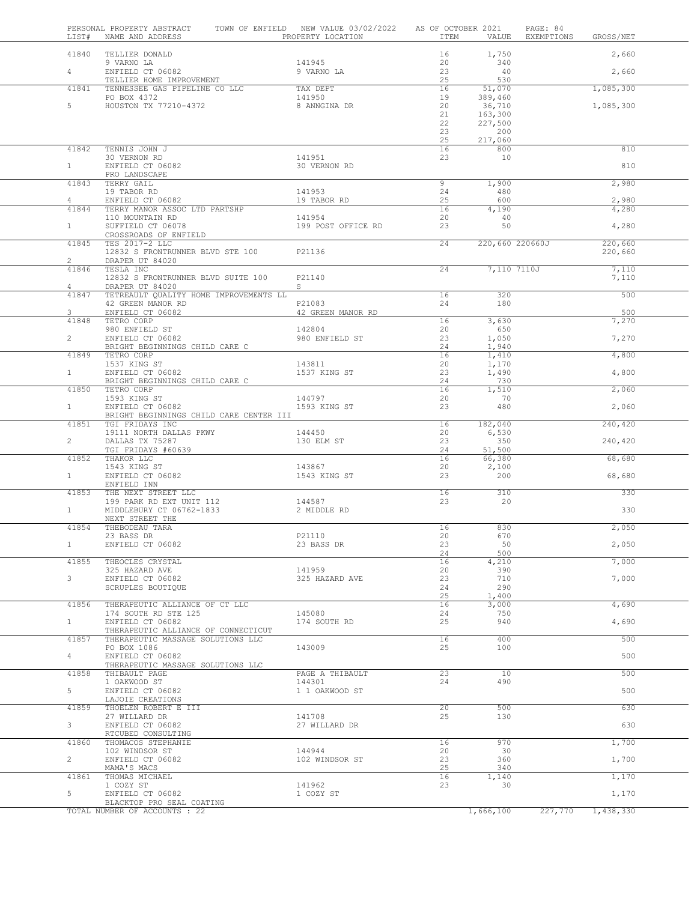PERSONAL PROPERTY ABSTRACT TOWN OF ENFIELD NEW VALUE 03/02/2022 AS OF OCTOBER 2021 PAGE: 84

| LIST# | NAME AND ADDRESS | PROPERTY LOCATION | ITEM | VALUE | EXEMPTIONS | GROSS/NET |
|---|---|---|---|---|---|---|
| 41840 | TELLIER DONALD | | 16 | 1,750 | | 2,660 |
| | 9 VARNO LA | 141945 | 20 | 340 | | |
| 4 | ENFIELD CT 06082 | 9 VARNO LA | 23 | 40 | | 2,660 |
| | TELLIER HOME IMPROVEMENT | | 25 | 530 | | |
| 41841 | TENNESSEE GAS PIPELINE CO LLC | TAX DEPT | 16 | 51,070 | | 1,085,300 |
| | PO BOX 4372 | 141950 | 19 | 389,460 | | |
| 5 | HOUSTON TX 77210-4372 | 8 ANNGINA DR | 20 | 36,710 | | 1,085,300 |
| | | | 21 | 163,300 | | |
| | | | 22 | 227,500 | | |
| | | | 23 | 200 | | |
| | | | 25 | 217,060 | | |
| 41842 | TENNIS JOHN J | | 16 | 800 | | 810 |
| | 30 VERNON RD | 141951 | 23 | 10 | | |
| 1 | ENFIELD CT 06082 | 30 VERNON RD | | | | 810 |
| | PRO LANDSCAPE | | | | | |
| 41843 | TERRY GAIL | | 9 | 1,900 | | 2,980 |
| | 19 TABOR RD | 141953 | 24 | 480 | | |
| 4 | ENFIELD CT 06082 | 19 TABOR RD | 25 | 600 | | 2,980 |
| 41844 | TERRY MANOR ASSOC LTD PARTSHP | | 16 | 4,190 | | 4,280 |
| | 110 MOUNTAIN RD | 141954 | 20 | 40 | | |
| 1 | SUFFIELD CT 06078 | 199 POST OFFICE RD | 23 | 50 | | 4,280 |
| | CROSSROADS OF ENFIELD | | | | | |
| 41845 | TES 2017-2 LLC | | 24 | 220,660 | 220660J | 220,660 |
| | 12832 S FRONTRUNNER BLVD STE 100 | P21136 | | | | 220,660 |
| 2 | DRAPER UT 84020 | | | | | |
| 41846 | TESLA INC | | 24 | 7,110 | 7110J | 7,110 |
| | 12832 S FRONTRUNNER BLVD SUITE 100 | P21140 | | | | 7,110 |
| 4 | DRAPER UT 84020 | S | | | | |
| 41847 | TETREAULT QUALITY HOME IMPROVEMENTS LL | | 16 | 320 | | 500 |
| | 42 GREEN MANOR RD | P21083 | 24 | 180 | | |
| 3 | ENFIELD CT 06082 | 42 GREEN MANOR RD | | | | 500 |
| 41848 | TETRO CORP | | 16 | 3,630 | | 7,270 |
| | 980 ENFIELD ST | 142804 | 20 | 650 | | |
| 2 | ENFIELD CT 06082 | 980 ENFIELD ST | 23 | 1,050 | | 7,270 |
| | BRIGHT BEGINNINGS CHILD CARE C | | 24 | 1,940 | | |
| 41849 | TETRO CORP | | 16 | 1,410 | | 4,800 |
| | 1537 KING ST | 143811 | 20 | 1,170 | | |
| 1 | ENFIELD CT 06082 | 1537 KING ST | 23 | 1,490 | | 4,800 |
| | BRIGHT BEGINNINGS CHILD CARE C | | 24 | 730 | | |
| 41850 | TETRO CORP | | 16 | 1,510 | | 2,060 |
| | 1593 KING ST | 144797 | 20 | 70 | | |
| 1 | ENFIELD CT 06082 | 1593 KING ST | 23 | 480 | | 2,060 |
| | BRIGHT BEGINNINGS CHILD CARE CENTER III | | | | | |
| 41851 | TGI FRIDAYS INC | | 16 | 182,040 | | 240,420 |
| | 19111 NORTH DALLAS PKWY | 144450 | 20 | 6,530 | | |
| 2 | DALLAS TX 75287 | 130 ELM ST | 23 | 350 | | 240,420 |
| | TGI FRIDAYS #60639 | | 24 | 51,500 | | |
| 41852 | THAKOR LLC | | 16 | 66,380 | | 68,680 |
| | 1543 KING ST | 143867 | 20 | 2,100 | | |
| 1 | ENFIELD CT 06082 | 1543 KING ST | 23 | 200 | | 68,680 |
| | ENFIELD INN | | | | | |
| 41853 | THE NEXT STREET LLC | | 16 | 310 | | 330 |
| | 199 PARK RD EXT UNIT 112 | 144587 | 23 | 20 | | |
| 1 | MIDDLEBURY CT 06762-1833 | 2 MIDDLE RD | | | | 330 |
| | NEXT STREET THE | | | | | |
| 41854 | THEBODEAU TARA | | 16 | 830 | | 2,050 |
| | 23 BASS DR | P21110 | 20 | 670 | | |
| 1 | ENFIELD CT 06082 | 23 BASS DR | 23 | 50 | | 2,050 |
| | | | 24 | 500 | | |
| 41855 | THEOCLES CRYSTAL | | 16 | 4,210 | | 7,000 |
| | 325 HAZARD AVE | 141959 | 20 | 390 | | |
| 3 | ENFIELD CT 06082 | 325 HAZARD AVE | 23 | 710 | | 7,000 |
| | SCRUPLES BOUTIQUE | | 24 | 290 | | |
| | | | 25 | 1,400 | | |
| 41856 | THERAPEUTIC ALLIANCE OF CT LLC | | 16 | 3,000 | | 4,690 |
| | 174 SOUTH RD STE 125 | 145080 | 24 | 750 | | |
| 1 | ENFIELD CT 06082 | 174 SOUTH RD | 25 | 940 | | 4,690 |
| | THERAPEUTIC ALLIANCE OF CONNECTICUT | | | | | |
| 41857 | THERAPEUTIC MASSAGE SOLUTIONS LLC | | 16 | 400 | | 500 |
| | PO BOX 1086 | 143009 | 25 | 100 | | |
| 4 | ENFIELD CT 06082 | | | | | 500 |
| | THERAPEUTIC MASSAGE SOLUTIONS LLC | | | | | |
| 41858 | THIBAULT PAGE | PAGE A THIBAULT | 23 | 10 | | 500 |
| | 1 OAKWOOD ST | 144301 | 24 | 490 | | |
| 5 | ENFIELD CT 06082 | 1 1 OAKWOOD ST | | | | 500 |
| | LAJOIE CREATIONS | | | | | |
| 41859 | THOELEN ROBERT E III | | 20 | 500 | | 630 |
| | 27 WILLARD DR | 141708 | 25 | 130 | | |
| 3 | ENFIELD CT 06082 | 27 WILLARD DR | | | | 630 |
| | RTCUBED CONSULTING | | | | | |
| 41860 | THOMACOS STEPHANIE | | 16 | 970 | | 1,700 |
| | 102 WINDSOR ST | 144944 | 20 | 30 | | |
| 2 | ENFIELD CT 06082 | 102 WINDSOR ST | 23 | 360 | | 1,700 |
| | MAMA'S MACS | | 25 | 340 | | |
| 41861 | THOMAS MICHAEL | | 16 | 1,140 | | 1,170 |
| | 1 COZY ST | 141962 | 23 | 30 | | |
| 5 | ENFIELD CT 06082 | 1 COZY ST | | | | 1,170 |
| | BLACKTOP PRO SEAL COATING | | | | | |
| | TOTAL NUMBER OF ACCOUNTS : 22 | | | 1,666,100 | 227,770 | 1,438,330 |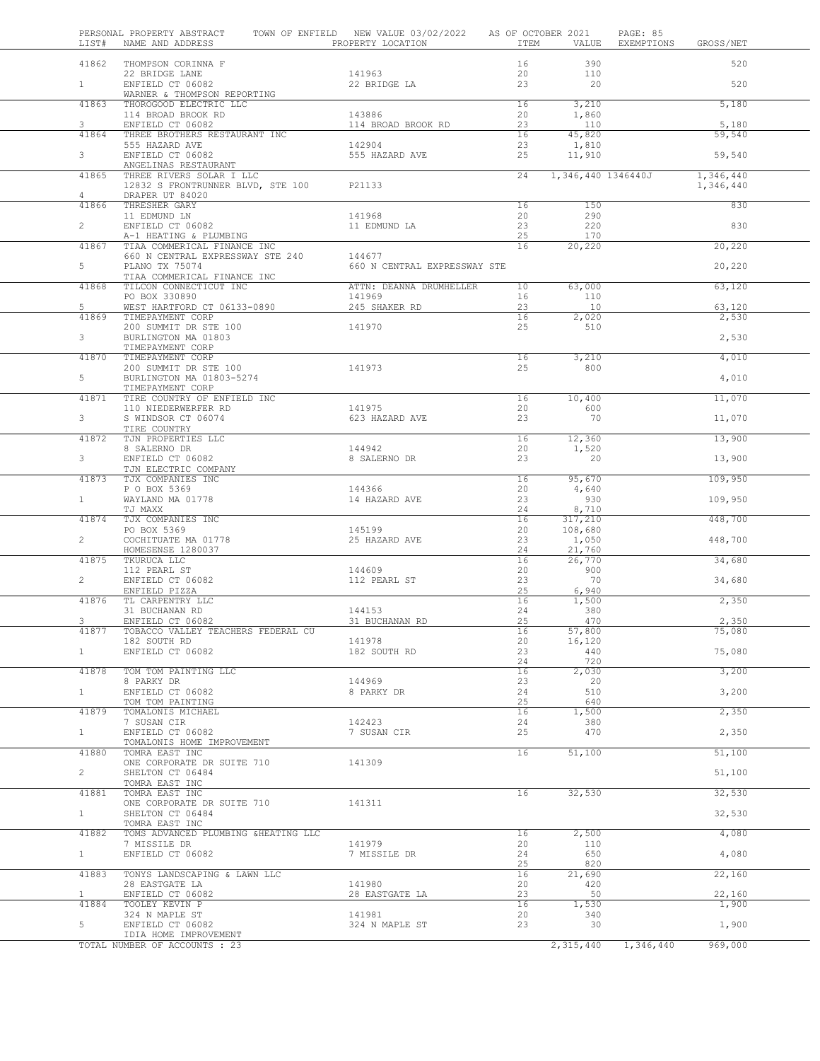PERSONAL PROPERTY ABSTRACT TOWN OF ENFIELD NEW VALUE 03/02/2022 AS OF OCTOBER 2021

| LIST# | NAME AND ADDRESS | PROPERTY LOCATION | ITEM | VALUE | EXEMPTIONS | GROSS/NET |
|---|---|---|---|---|---|---|
| 41862 | THOMPSON CORINNA F | | 16 | 390 | | 520 |
| | 22 BRIDGE LANE | 141963 | 20 | 110 | | |
| 1 | ENFIELD CT 06082 | 22 BRIDGE LA | 23 | 20 | | 520 |
| | WARNER & THOMPSON REPORTING | | | | | |
| 41863 | THOROGOOD ELECTRIC LLC | | 16 | 3,210 | | 5,180 |
| | 114 BROAD BROOK RD | 143886 | 20 | 1,860 | | |
| 3 | ENFIELD CT 06082 | 114 BROAD BROOK RD | 23 | 110 | | 5,180 |
| 41864 | THREE BROTHERS RESTAURANT INC | | 16 | 45,820 | | 59,540 |
| | 555 HAZARD AVE | 142904 | 23 | 1,810 | | |
| 3 | ENFIELD CT 06082 | 555 HAZARD AVE | 25 | 11,910 | | 59,540 |
| | ANGELINAS RESTAURANT | | | | | |
| 41865 | THREE RIVERS SOLAR I LLC | | 24 | 1,346,440 | 1346440J | 1,346,440 |
| | 12832 S FRONTRUNNER BLVD, STE 100 | P21133 | | | | 1,346,440 |
| 4 | DRAPER UT 84020 | | | | | |
| 41866 | THRESHER GARY | | 16 | 150 | | 830 |
| | 11 EDMUND LN | 141968 | 20 | 290 | | |
| 2 | ENFIELD CT 06082 | 11 EDMUND LA | 23 | 220 | | 830 |
| | A-1 HEATING & PLUMBING | | 25 | 170 | | |
| 41867 | TIAA COMMERICAL FINANCE INC | | 16 | 20,220 | | 20,220 |
| | 660 N CENTRAL EXPRESSWAY STE 240 | 144677 | | | | |
| 5 | PLANO TX 75074 | 660 N CENTRAL EXPRESSWAY STE | | | | 20,220 |
| | TIAA COMMERICAL FINANCE INC | | | | | |
| 41868 | TILCON CONNECTICUT INC | ATTN: DEANNA DRUMHELLER | 10 | 63,000 | | 63,120 |
| | PO BOX 330890 | 141969 | 16 | 110 | | |
| 5 | WEST HARTFORD CT 06133-0890 | 245 SHAKER RD | 23 | 10 | | 63,120 |
| 41869 | TIMEPAYMENT CORP | | 16 | 2,020 | | 2,530 |
| | 200 SUMMIT DR STE 100 | 141970 | 25 | 510 | | |
| 3 | BURLINGTON MA 01803 | | | | | 2,530 |
| | TIMEPAYMENT CORP | | | | | |
| 41870 | TIMEPAYMENT CORP | | 16 | 3,210 | | 4,010 |
| | 200 SUMMIT DR STE 100 | 141973 | 25 | 800 | | |
| 5 | BURLINGTON MA 01803-5274 | | | | | 4,010 |
| | TIMEPAYMENT CORP | | | | | |
| 41871 | TIRE COUNTRY OF ENFIELD INC | | 16 | 10,400 | | 11,070 |
| | 110 NIEDERWERFER RD | 141975 | 20 | 600 | | |
| 3 | S WINDSOR CT 06074 | 623 HAZARD AVE | 23 | 70 | | 11,070 |
| | TIRE COUNTRY | | | | | |
| 41872 | TJN PROPERTIES LLC | | 16 | 12,360 | | 13,900 |
| | 8 SALERNO DR | 144942 | 20 | 1,520 | | |
| 3 | ENFIELD CT 06082 | 8 SALERNO DR | 23 | 20 | | 13,900 |
| | TJN ELECTRIC COMPANY | | | | | |
| 41873 | TJX COMPANIES INC | | 16 | 95,670 | | 109,950 |
| | P O BOX 5369 | 144366 | 20 | 4,640 | | |
| 1 | WAYLAND MA 01778 | 14 HAZARD AVE | 23 | 930 | | 109,950 |
| | TJ MAXX | | 24 | 8,710 | | |
| 41874 | TJX COMPANIES INC | | 16 | 317,210 | | 448,700 |
| | PO BOX 5369 | 145199 | 20 | 108,680 | | |
| 2 | COCHITUATE MA 01778 | 25 HAZARD AVE | 23 | 1,050 | | 448,700 |
| | HOMESENSE 1280037 | | 24 | 21,760 | | |
| 41875 | TKURUCA LLC | | 16 | 26,770 | | 34,680 |
| | 112 PEARL ST | 144609 | 20 | 900 | | |
| 2 | ENFIELD CT 06082 | 112 PEARL ST | 23 | 70 | | 34,680 |
| | ENFIELD PIZZA | | 25 | 6,940 | | |
| 41876 | TL CARPENTRY LLC | | 16 | 1,500 | | 2,350 |
| | 31 BUCHANAN RD | 144153 | 24 | 380 | | |
| 3 | ENFIELD CT 06082 | 31 BUCHANAN RD | 25 | 470 | | 2,350 |
| 41877 | TOBACCO VALLEY TEACHERS FEDERAL CU | | 16 | 57,800 | | 75,080 |
| | 182 SOUTH RD | 141978 | 20 | 16,120 | | |
| 1 | ENFIELD CT 06082 | 182 SOUTH RD | 23 | 440 | | 75,080 |
| | | | 24 | 720 | | |
| 41878 | TOM TOM PAINTING LLC | | 16 | 2,030 | | 3,200 |
| | 8 PARKY DR | 144969 | 23 | 20 | | |
| 1 | ENFIELD CT 06082 | 8 PARKY DR | 24 | 510 | | 3,200 |
| | TOM TOM PAINTING | | 25 | 640 | | |
| 41879 | TOMALONIS MICHAEL | | 16 | 1,500 | | 2,350 |
| | 7 SUSAN CIR | 142423 | 24 | 380 | | |
| 1 | ENFIELD CT 06082 | 7 SUSAN CIR | 25 | 470 | | 2,350 |
| | TOMALONIS HOME IMPROVEMENT | | | | | |
| 41880 | TOMRA EAST INC | | 16 | 51,100 | | 51,100 |
| | ONE CORPORATE DR SUITE 710 | 141309 | | | | |
| 2 | SHELTON CT 06484 | | | | | 51,100 |
| | TOMRA EAST INC | | | | | |
| 41881 | TOMRA EAST INC | | 16 | 32,530 | | 32,530 |
| | ONE CORPORATE DR SUITE 710 | 141311 | | | | |
| 1 | SHELTON CT 06484 | | | | | 32,530 |
| | TOMRA EAST INC | | | | | |
| 41882 | TOMS ADVANCED PLUMBING &HEATING LLC | | 16 | 2,500 | | 4,080 |
| | 7 MISSILE DR | 141979 | 20 | 110 | | |
| 1 | ENFIELD CT 06082 | 7 MISSILE DR | 24 | 650 | | 4,080 |
| | | | 25 | 820 | | |
| 41883 | TONYS LANDSCAPING & LAWN LLC | | 16 | 21,690 | | 22,160 |
| | 28 EASTGATE LA | 141980 | 20 | 420 | | |
| 1 | ENFIELD CT 06082 | 28 EASTGATE LA | 23 | 50 | | 22,160 |
| 41884 | TOOLEY KEVIN P | | 16 | 1,530 | | 1,900 |
| | 324 N MAPLE ST | 141981 | 20 | 340 | | |
| 5 | ENFIELD CT 06082 | 324 N MAPLE ST | 23 | 30 | | 1,900 |
| | IDIA HOME IMPROVEMENT | | | | | |
| | TOTAL NUMBER OF ACCOUNTS : 23 | | | 2,315,440 | 1,346,440 | 969,000 |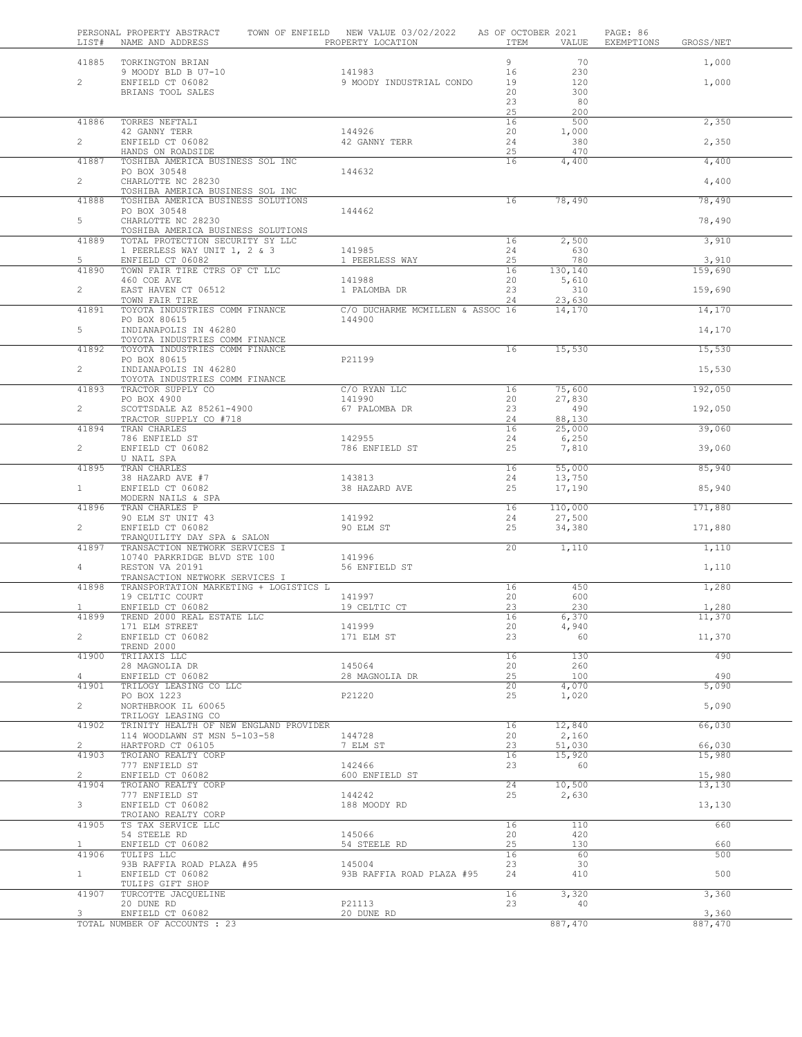PERSONAL PROPERTY ABSTRACT TOWN OF ENFIELD NEW VALUE 03/02/2022 AS OF OCTOBER 2021

| LIST# | NAME AND ADDRESS | PROPERTY LOCATION | ITEM | VALUE | EXEMPTIONS | GROSS/NET |
|---|---|---|---|---|---|---|
| 41885 | TORKINGTON BRIAN | | 9 | 70 | | 1,000 |
| | 9 MOODY BLD B U7-10 | 141983 | 16 | 230 | | |
| 2 | ENFIELD CT 06082 | 9 MOODY INDUSTRIAL CONDO | 19 | 120 | | 1,000 |
| | BRIANS TOOL SALES | | 20 | 300 | | |
| | | | 23 | 80 | | |
| | | | 25 | 200 | | |
| 41886 | TORRES NEFTALI | | 16 | 500 | | 2,350 |
| | 42 GANNY TERR | 144926 | 20 | 1,000 | | |
| 2 | ENFIELD CT 06082 | 42 GANNY TERR | 24 | 380 | | 2,350 |
| | HANDS ON ROADSIDE | | 25 | 470 | | |
| 41887 | TOSHIBA AMERICA BUSINESS SOL INC | | 16 | 4,400 | | 4,400 |
| | PO BOX 30548 | 144632 | | | | |
| 2 | CHARLOTTE NC 28230 | | | | | 4,400 |
| | TOSHIBA AMERICA BUSINESS SOL INC | | | | | |
| 41888 | TOSHIBA AMERICA BUSINESS SOLUTIONS | | 16 | 78,490 | | 78,490 |
| | PO BOX 30548 | 144462 | | | | |
| 5 | CHARLOTTE NC 28230 | | | | | 78,490 |
| | TOSHIBA AMERICA BUSINESS SOLUTIONS | | | | | |
| 41889 | TOTAL PROTECTION SECURITY SY LLC | | 16 | 2,500 | | 3,910 |
| | 1 PEERLESS WAY UNIT 1, 2 & 3 | 141985 | 24 | 630 | | |
| 5 | ENFIELD CT 06082 | 1 PEERLESS WAY | 25 | 780 | | 3,910 |
| 41890 | TOWN FAIR TIRE CTRS OF CT LLC | | 16 | 130,140 | | 159,690 |
| | 460 COE AVE | 141988 | 20 | 5,610 | | |
| 2 | EAST HAVEN CT 06512 | 1 PALOMBA DR | 23 | 310 | | 159,690 |
| | TOWN FAIR TIRE | | 24 | 23,630 | | |
| 41891 | TOYOTA INDUSTRIES COMM FINANCE | C/O DUCHARME MCMILLEN & ASSOC | 16 | 14,170 | | 14,170 |
| | PO BOX 80615 | 144900 | | | | |
| 5 | INDIANAPOLIS IN 46280 | | | | | 14,170 |
| | TOYOTA INDUSTRIES COMM FINANCE | | | | | |
| 41892 | TOYOTA INDUSTRIES COMM FINANCE | | 16 | 15,530 | | 15,530 |
| | PO BOX 80615 | P21199 | | | | |
| 2 | INDIANAPOLIS IN 46280 | | | | | 15,530 |
| | TOYOTA INDUSTRIES COMM FINANCE | | | | | |
| 41893 | TRACTOR SUPPLY CO | C/O RYAN LLC | 16 | 75,600 | | 192,050 |
| | PO BOX 4900 | 141990 | 20 | 27,830 | | |
| 2 | SCOTTSDALE AZ 85261-4900 | 67 PALOMBA DR | 23 | 490 | | 192,050 |
| | TRACTOR SUPPLY CO #718 | | 24 | 88,130 | | |
| 41894 | TRAN CHARLES | | 16 | 25,000 | | 39,060 |
| | 786 ENFIELD ST | 142955 | 24 | 6,250 | | |
| 2 | ENFIELD CT 06082 | 786 ENFIELD ST | 25 | 7,810 | | 39,060 |
| | U NAIL SPA | | | | | |
| 41895 | TRAN CHARLES | | 16 | 55,000 | | 85,940 |
| | 38 HAZARD AVE #7 | 143813 | 24 | 13,750 | | |
| 1 | ENFIELD CT 06082 | 38 HAZARD AVE | 25 | 17,190 | | 85,940 |
| | MODERN NAILS & SPA | | | | | |
| 41896 | TRAN CHARLES P | | 16 | 110,000 | | 171,880 |
| | 90 ELM ST UNIT 43 | 141992 | 24 | 27,500 | | |
| 2 | ENFIELD CT 06082 | 90 ELM ST | 25 | 34,380 | | 171,880 |
| | TRANQUILITY DAY SPA & SALON | | | | | |
| 41897 | TRANSACTION NETWORK SERVICES I | | 20 | 1,110 | | 1,110 |
| | 10740 PARKRIDGE BLVD STE 100 | 141996 | | | | |
| 4 | RESTON VA 20191 | 56 ENFIELD ST | | | | 1,110 |
| | TRANSACTION NETWORK SERVICES I | | | | | |
| 41898 | TRANSPORTATION MARKETING + LOGISTICS L | | 16 | 450 | | 1,280 |
| | 19 CELTIC COURT | 141997 | 20 | 600 | | |
| 1 | ENFIELD CT 06082 | 19 CELTIC CT | 23 | 230 | | 1,280 |
| 41899 | TREND 2000 REAL ESTATE LLC | | 16 | 6,370 | | 11,370 |
| | 171 ELM STREET | 141999 | 20 | 4,940 | | |
| 2 | ENFIELD CT 06082 | 171 ELM ST | 23 | 60 | | 11,370 |
| | TREND 2000 | | | | | |
| 41900 | TRIIAXIS LLC | | 16 | 130 | | 490 |
| | 28 MAGNOLIA DR | 145064 | 20 | 260 | | |
| 4 | ENFIELD CT 06082 | 28 MAGNOLIA DR | 25 | 100 | | 490 |
| 41901 | TRILOGY LEASING CO LLC | | 20 | 4,070 | | 5,090 |
| | PO BOX 1223 | P21220 | 25 | 1,020 | | |
| 2 | NORTHBROOK IL 60065 | | | | | 5,090 |
| | TRILOGY LEASING CO | | | | | |
| 41902 | TRINITY HEALTH OF NEW ENGLAND PROVIDER | | 16 | 12,840 | | 66,030 |
| | 114 WOODLAWN ST MSN 5-103-58 | 144728 | 20 | 2,160 | | |
| 2 | HARTFORD CT 06105 | 7 ELM ST | 23 | 51,030 | | 66,030 |
| 41903 | TROIANO REALTY CORP | | 16 | 15,920 | | 15,980 |
| | 777 ENFIELD ST | 142466 | 23 | 60 | | |
| 2 | ENFIELD CT 06082 | 600 ENFIELD ST | | | | 15,980 |
| 41904 | TROIANO REALTY CORP | | 24 | 10,500 | | 13,130 |
| | 777 ENFIELD ST | 144242 | 25 | 2,630 | | |
| 3 | ENFIELD CT 06082 | 188 MOODY RD | | | | 13,130 |
| | TROIANO REALTY CORP | | | | | |
| 41905 | TS TAX SERVICE LLC | | 16 | 110 | | 660 |
| | 54 STEELE RD | 145066 | 20 | 420 | | |
| 1 | ENFIELD CT 06082 | 54 STEELE RD | 25 | 130 | | 660 |
| 41906 | TULIPS LLC | | 16 | 60 | | 500 |
| | 93B RAFFIA ROAD PLAZA #95 | 145004 | 23 | 30 | | |
| 1 | ENFIELD CT 06082 | 93B RAFFIA ROAD PLAZA #95 | 24 | 410 | | 500 |
| | TULIPS GIFT SHOP | | | | | |
| 41907 | TURCOTTE JACQUELINE | | 16 | 3,320 | | 3,360 |
| | 20 DUNE RD | P21113 | 23 | 40 | | |
| 3 | ENFIELD CT 06082 | 20 DUNE RD | | | | 3,360 |
| | TOTAL NUMBER OF ACCOUNTS : 23 | | | 887,470 | | 887,470 |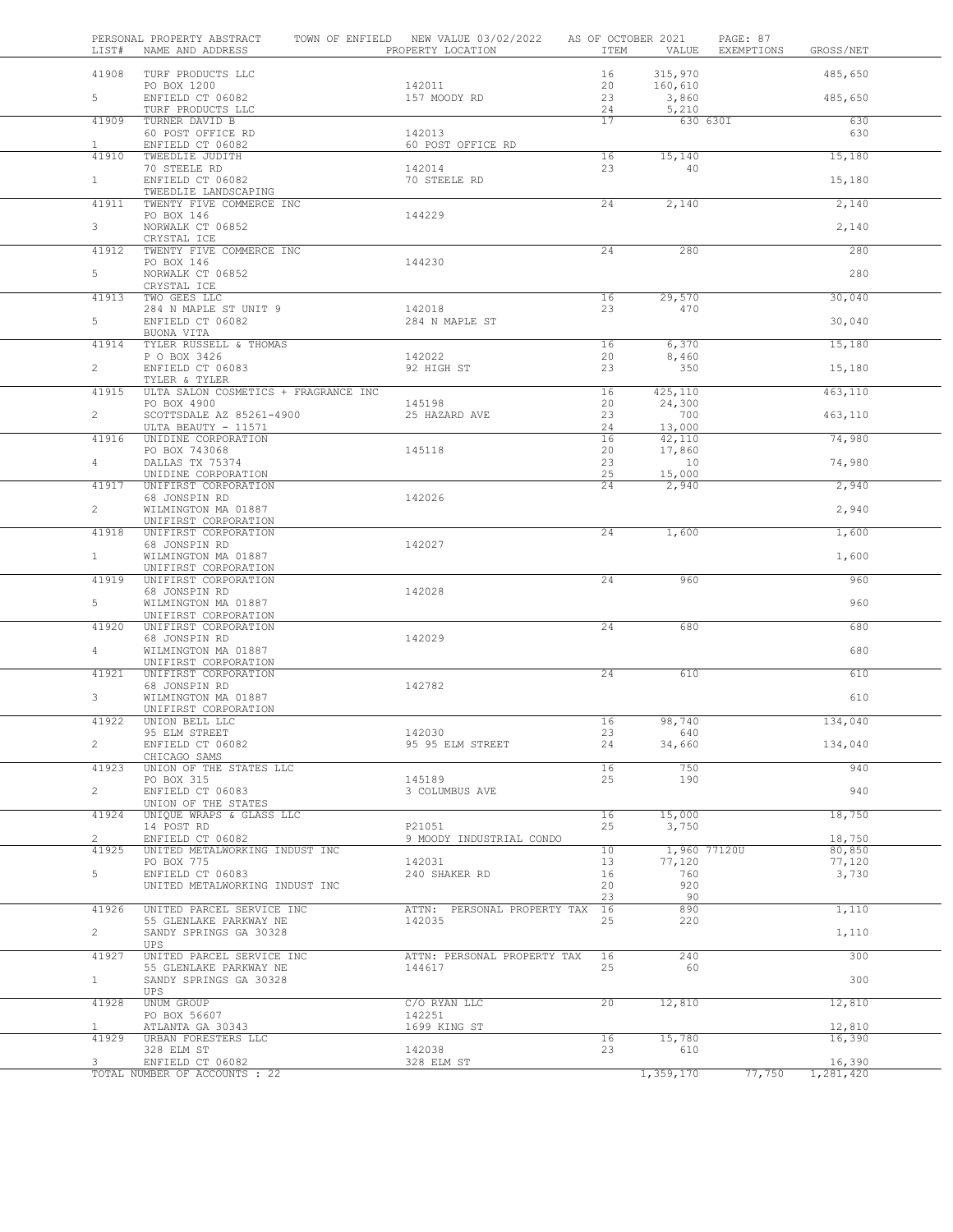PERSONAL PROPERTY ABSTRACT — TOWN OF ENFIELD — NEW VALUE 03/02/2022 — AS OF OCTOBER 2021

| LIST# | NAME AND ADDRESS | PROPERTY LOCATION | ITEM | VALUE | EXEMPTIONS | GROSS/NET |
|---|---|---|---|---|---|---|
| 41908 | TURF PRODUCTS LLC | | 16 | 315,970 | | 485,650 |
| | PO BOX 1200 | 142011 | 20 | 160,610 | | |
| 5 | ENFIELD CT 06082 | 157 MOODY RD | 23 | 3,860 | | 485,650 |
| | TURF PRODUCTS LLC | | 24 | 5,210 | | |
| 41909 | TURNER DAVID B | | 17 | 630 | 630I | 630 |
| | 60 POST OFFICE RD | 142013 | | | | 630 |
| 1 | ENFIELD CT 06082 | 60 POST OFFICE RD | | | | |
| 41910 | TWEEDLIE JUDITH | | 16 | 15,140 | | 15,180 |
| | 70 STEELE RD | 142014 | 23 | 40 | | |
| 1 | ENFIELD CT 06082 | 70 STEELE RD | | | | 15,180 |
| | TWEEDLIE LANDSCAPING | | | | | |
| 41911 | TWENTY FIVE COMMERCE INC | | 24 | 2,140 | | 2,140 |
| | PO BOX 146 | 144229 | | | | |
| 3 | NORWALK CT 06852 | | | | | 2,140 |
| | CRYSTAL ICE | | | | | |
| 41912 | TWENTY FIVE COMMERCE INC | | 24 | 280 | | 280 |
| | PO BOX 146 | 144230 | | | | |
| 5 | NORWALK CT 06852 | | | | | 280 |
| | CRYSTAL ICE | | | | | |
| 41913 | TWO GEES LLC | | 16 | 29,570 | | 30,040 |
| | 284 N MAPLE ST UNIT 9 | 142018 | 23 | 470 | | |
| 5 | ENFIELD CT 06082 | 284 N MAPLE ST | | | | 30,040 |
| | BUONA VITA | | | | | |
| 41914 | TYLER RUSSELL & THOMAS | | 16 | 6,370 | | 15,180 |
| | P O BOX 3426 | 142022 | 20 | 8,460 | | |
| 2 | ENFIELD CT 06083 | 92 HIGH ST | 23 | 350 | | 15,180 |
| | TYLER & TYLER | | | | | |
| 41915 | ULTA SALON COSMETICS + FRAGRANCE INC | | 16 | 425,110 | | 463,110 |
| | PO BOX 4900 | 145198 | 20 | 24,300 | | |
| 2 | SCOTTSDALE AZ 85261-4900 | 25 HAZARD AVE | 23 | 700 | | 463,110 |
| | ULTA BEAUTY - 11571 | | 24 | 13,000 | | |
| 41916 | UNIDINE CORPORATION | | 16 | 42,110 | | 74,980 |
| | PO BOX 743068 | 145118 | 20 | 17,860 | | |
| 4 | DALLAS TX 75374 | | 23 | 10 | | 74,980 |
| | UNIDINE CORPORATION | | 25 | 15,000 | | |
| 41917 | UNIFIRST CORPORATION | | 24 | 2,940 | | 2,940 |
| | 68 JONSPIN RD | 142026 | | | | |
| 2 | WILMINGTON MA 01887 | | | | | 2,940 |
| | UNIFIRST CORPORATION | | | | | |
| 41918 | UNIFIRST CORPORATION | | 24 | 1,600 | | 1,600 |
| | 68 JONSPIN RD | 142027 | | | | |
| 1 | WILMINGTON MA 01887 | | | | | 1,600 |
| | UNIFIRST CORPORATION | | | | | |
| 41919 | UNIFIRST CORPORATION | | 24 | 960 | | 960 |
| | 68 JONSPIN RD | 142028 | | | | |
| 5 | WILMINGTON MA 01887 | | | | | 960 |
| | UNIFIRST CORPORATION | | | | | |
| 41920 | UNIFIRST CORPORATION | | 24 | 680 | | 680 |
| | 68 JONSPIN RD | 142029 | | | | |
| 4 | WILMINGTON MA 01887 | | | | | 680 |
| | UNIFIRST CORPORATION | | | | | |
| 41921 | UNIFIRST CORPORATION | | 24 | 610 | | 610 |
| | 68 JONSPIN RD | 142782 | | | | |
| 3 | WILMINGTON MA 01887 | | | | | 610 |
| | UNIFIRST CORPORATION | | | | | |
| 41922 | UNION BELL LLC | | 16 | 98,740 | | 134,040 |
| | 95 ELM STREET | 142030 | 23 | 640 | | |
| 2 | ENFIELD CT 06082 | 95 95 ELM STREET | 24 | 34,660 | | 134,040 |
| | CHICAGO SAMS | | | | | |
| 41923 | UNION OF THE STATES LLC | | 16 | 750 | | 940 |
| | PO BOX 315 | 145189 | 25 | 190 | | |
| 2 | ENFIELD CT 06083 | 3 COLUMBUS AVE | | | | 940 |
| | UNION OF THE STATES | | | | | |
| 41924 | UNIQUE WRAPS & GLASS LLC | | 16 | 15,000 | | 18,750 |
| | 14 POST RD | P21051 | 25 | 3,750 | | |
| 2 | ENFIELD CT 06082 | 9 MOODY INDUSTRIAL CONDO | | | | 18,750 |
| 41925 | UNITED METALWORKING INDUST INC | | 10 | 1,960 | 77120U | 80,850 |
| | PO BOX 775 | 142031 | 13 | 77,120 | | 77,120 |
| 5 | ENFIELD CT 06083 | 240 SHAKER RD | 16 | 760 | | 3,730 |
| | UNITED METALWORKING INDUST INC | | 20 | 920 | | |
| | | | 23 | 90 | | |
| 41926 | UNITED PARCEL SERVICE INC | ATTN: PERSONAL PROPERTY TAX | 16 | 890 | | 1,110 |
| | 55 GLENLAKE PARKWAY NE | 142035 | 25 | 220 | | |
| 2 | SANDY SPRINGS GA 30328 | | | | | 1,110 |
| | UPS | | | | | |
| 41927 | UNITED PARCEL SERVICE INC | ATTN: PERSONAL PROPERTY TAX | 16 | 240 | | 300 |
| | 55 GLENLAKE PARKWAY NE | 144617 | 25 | 60 | | |
| 1 | SANDY SPRINGS GA 30328 | | | | | 300 |
| | UPS | | | | | |
| 41928 | UNUM GROUP | C/O RYAN LLC | 20 | 12,810 | | 12,810 |
| | PO BOX 56607 | 142251 | | | | |
| 1 | ATLANTA GA 30343 | 1699 KING ST | | | | 12,810 |
| 41929 | URBAN FORESTERS LLC | | 16 | 15,780 | | 16,390 |
| | 328 ELM ST | 142038 | 23 | 610 | | |
| 3 | ENFIELD CT 06082 | 328 ELM ST | | | | 16,390 |
| | TOTAL NUMBER OF ACCOUNTS : 22 | | | 1,359,170 | 77,750 | 1,281,420 |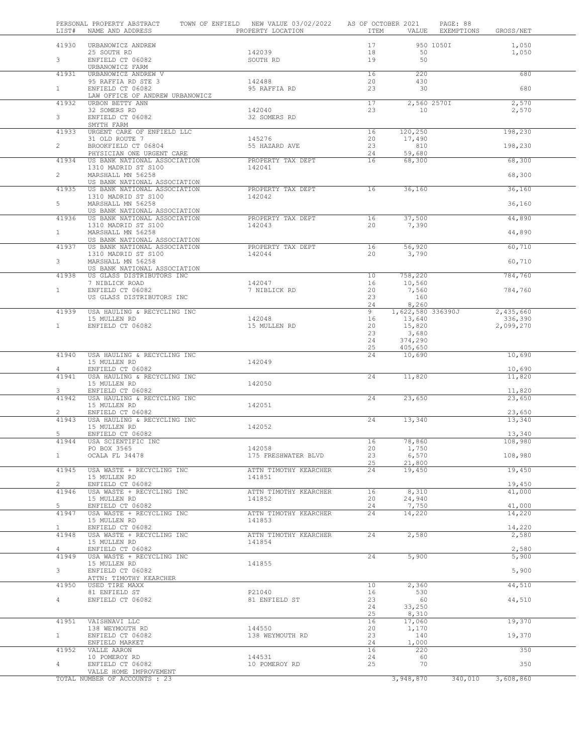PERSONAL PROPERTY ABSTRACT TOWN OF ENFIELD NEW VALUE 03/02/2022 AS OF OCTOBER 2021

| LIST# | NAME AND ADDRESS | PROPERTY LOCATION | ITEM | VALUE | EXEMPTIONS | GROSS/NET |
|---|---|---|---|---|---|---|
| 41930 | URBANOWICZ ANDREW | | 17 | 950 | 1050I | 1,050 |
| | 25 SOUTH RD | 142039 | 18 | 50 | | 1,050 |
| 3 | ENFIELD CT 06082 | SOUTH RD | 19 | 50 | | |
| | URBANOWICZ FARM | | | | | |
| 41931 | URBANOWICZ ANDREW V | | 16 | 220 | | 680 |
| | 95 RAFFIA RD STE 3 | 142488 | 20 | 430 | | |
| 1 | ENFIELD CT 06082 | 95 RAFFIA RD | 23 | 30 | | 680 |
| | LAW OFFICE OF ANDREW URBANOWICZ | | | | | |
| 41932 | URBON BETTY ANN | | 17 | 2,560 | 2570I | 2,570 |
| | 32 SOMERS RD | 142040 | 23 | 10 | | 2,570 |
| 3 | ENFIELD CT 06082 | 32 SOMERS RD | | | | |
| | SMYTH FARM | | | | | |
| 41933 | URGENT CARE OF ENFIELD LLC | | 16 | 120,250 | | 198,230 |
| | 31 OLD ROUTE 7 | 145276 | 20 | 17,490 | | |
| 2 | BROOKFIELD CT 06804 | 55 HAZARD AVE | 23 | 810 | | 198,230 |
| | PHYSICIAN ONE URGENT CARE | | 24 | 59,680 | | |
| 41934 | US BANK NATIONAL ASSOCIATION | PROPERTY TAX DEPT | 16 | 68,300 | | 68,300 |
| | 1310 MADRID ST S100 | 142041 | | | | |
| 2 | MARSHALL MN 56258 | | | | | 68,300 |
| | US BANK NATIONAL ASSOCIATION | | | | | |
| 41935 | US BANK NATIONAL ASSOCIATION | PROPERTY TAX DEPT | 16 | 36,160 | | 36,160 |
| | 1310 MADRID ST S100 | 142042 | | | | |
| 5 | MARSHALL MN 56258 | | | | | 36,160 |
| | US BANK NATIONAL ASSOCIATION | | | | | |
| 41936 | US BANK NATIONAL ASSOCIATION | PROPERTY TAX DEPT | 16 | 37,500 | | 44,890 |
| | 1310 MADRID ST S100 | 142043 | 20 | 7,390 | | |
| 1 | MARSHALL MN 56258 | | | | | 44,890 |
| | US BANK NATIONAL ASSOCIATION | | | | | |
| 41937 | US BANK NATIONAL ASSOCIATION | PROPERTY TAX DEPT | 16 | 56,920 | | 60,710 |
| | 1310 MADRID ST S100 | 142044 | 20 | 3,790 | | |
| 3 | MARSHALL MN 56258 | | | | | 60,710 |
| | US BANK NATIONAL ASSOCIATION | | | | | |
| 41938 | US GLASS DISTRIBUTORS INC | | 10 | 758,220 | | 784,760 |
| | 7 NIBLICK ROAD | 142047 | 16 | 10,560 | | |
| 1 | ENFIELD CT 06082 | 7 NIBLICK RD | 20 | 7,560 | | 784,760 |
| | US GLASS DISTRIBUTORS INC | | 23 | 160 | | |
| | | | 24 | 8,260 | | |
| 41939 | USA HAULING & RECYCLING INC | | 9 | 1,622,580 | 336390J | 2,435,660 |
| | 15 MULLEN RD | 142048 | 16 | 13,640 | | 336,390 |
| 1 | ENFIELD CT 06082 | 15 MULLEN RD | 20 | 15,820 | | 2,099,270 |
| | | | 23 | 3,680 | | |
| | | | 24 | 374,290 | | |
| | | | 25 | 405,650 | | |
| 41940 | USA HAULING & RECYCLING INC | | 24 | 10,690 | | 10,690 |
| | 15 MULLEN RD | 142049 | | | | |
| 4 | ENFIELD CT 06082 | | | | | 10,690 |
| 41941 | USA HAULING & RECYCLING INC | | 24 | 11,820 | | 11,820 |
| | 15 MULLEN RD | 142050 | | | | |
| 3 | ENFIELD CT 06082 | | | | | 11,820 |
| 41942 | USA HAULING & RECYCLING INC | | 24 | 23,650 | | 23,650 |
| | 15 MULLEN RD | 142051 | | | | |
| 2 | ENFIELD CT 06082 | | | | | 23,650 |
| 41943 | USA HAULING & RECYCLING INC | | 24 | 13,340 | | 13,340 |
| | 15 MULLEN RD | 142052 | | | | |
| 5 | ENFIELD CT 06082 | | | | | 13,340 |
| 41944 | USA SCIENTIFIC INC | | 16 | 78,860 | | 108,980 |
| | PO BOX 3565 | 142058 | 20 | 1,750 | | |
| 1 | OCALA FL 34478 | 175 FRESHWATER BLVD | 23 | 6,570 | | 108,980 |
| | | | 25 | 21,800 | | |
| 41945 | USA WASTE + RECYCLING INC | ATTN TIMOTHY KEARCHER | 24 | 19,450 | | 19,450 |
| | 15 MULLEN RD | 141851 | | | | |
| 2 | ENFIELD CT 06082 | | | | | 19,450 |
| 41946 | USA WASTE + RECYCLING INC | ATTN TIMOTHY KEARCHER | 16 | 8,310 | | 41,000 |
| | 15 MULLEN RD | 141852 | 20 | 24,940 | | |
| 5 | ENFIELD CT 06082 | | 24 | 7,750 | | 41,000 |
| 41947 | USA WASTE + RECYCLING INC | ATTN TIMOTHY KEARCHER | 24 | 14,220 | | 14,220 |
| | 15 MULLEN RD | 141853 | | | | |
| 1 | ENFIELD CT 06082 | | | | | 14,220 |
| 41948 | USA WASTE + RECYCLING INC | ATTN TIMOTHY KEARCHER | 24 | 2,580 | | 2,580 |
| | 15 MULLEN RD | 141854 | | | | |
| 4 | ENFIELD CT 06082 | | | | | 2,580 |
| 41949 | USA WASTE + RECYCLING INC | | 24 | 5,900 | | 5,900 |
| | 15 MULLEN RD | 141855 | | | | |
| 3 | ENFIELD CT 06082 | | | | | 5,900 |
| | ATTN: TIMOTHY KEARCHER | | | | | |
| 41950 | USED TIRE MAXX | | 10 | 2,360 | | 44,510 |
| | 81 ENFIELD ST | P21040 | 16 | 530 | | |
| 4 | ENFIELD CT 06082 | 81 ENFIELD ST | 23 | 60 | | 44,510 |
| | | | 24 | 33,250 | | |
| | | | 25 | 8,310 | | |
| 41951 | VAISHNAVI LLC | | 16 | 17,060 | | 19,370 |
| | 138 WEYMOUTH RD | 144550 | 20 | 1,170 | | |
| 1 | ENFIELD CT 06082 | 138 WEYMOUTH RD | 23 | 140 | | 19,370 |
| | ENFIELD MARKET | | 24 | 1,000 | | |
| 41952 | VALLE AARON | | 16 | 220 | | 350 |
| | 10 POMEROY RD | 144531 | 24 | 60 | | |
| 4 | ENFIELD CT 06082 | 10 POMEROY RD | 25 | 70 | | 350 |
| | VALLE HOME IMPROVEMENT | | | | | |
| | TOTAL NUMBER OF ACCOUNTS : 23 | | | 3,948,870 | 340,010 | 3,608,860 |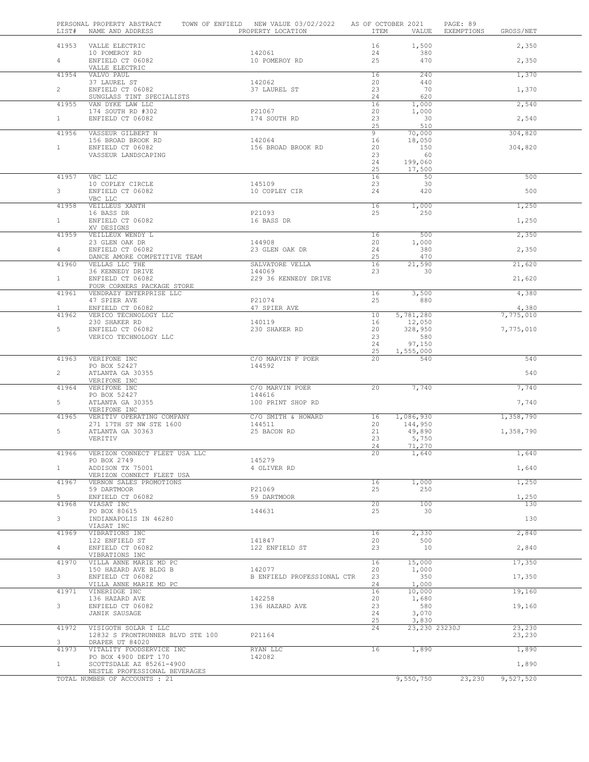PERSONAL PROPERTY ABSTRACT — TOWN OF ENFIELD — NEW VALUE 03/02/2022 — AS OF OCTOBER 2021

| LIST# | NAME AND ADDRESS | PROPERTY LOCATION | ITEM | VALUE | EXEMPTIONS | GROSS/NET |
|---|---|---|---|---|---|---|
| 41953 | VALLE ELECTRIC | | 16 | 1,500 | | 2,350 |
| | 10 POMEROY RD | 142061 | 24 | 380 | | |
| 4 | ENFIELD CT 06082 | 10 POMEROY RD | 25 | 470 | | 2,350 |
| | VALLE ELECTRIC | | | | | |
| 41954 | VALVO PAUL | | 16 | 240 | | 1,370 |
| | 37 LAUREL ST | 142062 | 20 | 440 | | |
| 2 | ENFIELD CT 06082 | 37 LAUREL ST | 23 | 70 | | 1,370 |
| | SUNGLASS TINT SPECIALISTS | | 24 | 620 | | |
| 41955 | VAN DYKE LAW LLC | | 16 | 1,000 | | 2,540 |
| | 174 SOUTH RD #302 | P21067 | 20 | 1,000 | | |
| 1 | ENFIELD CT 06082 | 174 SOUTH RD | 23 | 30 | | 2,540 |
| | | | 25 | 510 | | |
| 41956 | VASSEUR GILBERT N | | 9 | 70,000 | | 304,820 |
| | 156 BROAD BROOK RD | 142064 | 16 | 18,050 | | |
| 1 | ENFIELD CT 06082 | 156 BROAD BROOK RD | 20 | 150 | | 304,820 |
| | VASSEUR LANDSCAPING | | 23 | 60 | | |
| | | | 24 | 199,060 | | |
| | | | 25 | 17,500 | | |
| 41957 | VBC LLC | | 16 | 50 | | 500 |
| | 10 COPLEY CIRCLE | 145109 | 23 | 30 | | |
| 3 | ENFIELD CT 06082 | 10 COPLEY CIR | 24 | 420 | | 500 |
| | VBC LLC | | | | | |
| 41958 | VEILLEUS XANTH | | 16 | 1,000 | | 1,250 |
| | 16 BASS DR | P21093 | 25 | 250 | | |
| 1 | ENFIELD CT 06082 | 16 BASS DR | | | | 1,250 |
| | XV DESIGNS | | | | | |
| 41959 | VEILLEUX WENDY L | | 16 | 500 | | 2,350 |
| | 23 GLEN OAK DR | 144908 | 20 | 1,000 | | |
| 4 | ENFIELD CT 06082 | 23 GLEN OAK DR | 24 | 380 | | 2,350 |
| | DANCE AMORE COMPETITIVE TEAM | | 25 | 470 | | |
| 41960 | VELLAS LLC THE | SALVATORE VELLA | 16 | 21,590 | | 21,620 |
| | 36 KENNEDY DRIVE | 144069 | 23 | 30 | | |
| 1 | ENFIELD CT 06082 | 229 36 KENNEDY DRIVE | | | | 21,620 |
| | FOUR CORNERS PACKAGE STORE | | | | | |
| 41961 | VENDRAZY ENTERPRISE LLC | | 16 | 3,500 | | 4,380 |
| | 47 SPIER AVE | P21074 | 25 | 880 | | |
| 1 | ENFIELD CT 06082 | 47 SPIER AVE | | | | 4,380 |
| 41962 | VERICO TECHNOLOGY LLC | | 10 | 5,781,280 | | 7,775,010 |
| | 230 SHAKER RD | 140119 | 16 | 12,050 | | |
| 5 | ENFIELD CT 06082 | 230 SHAKER RD | 20 | 328,950 | | 7,775,010 |
| | VERICO TECHNOLOGY LLC | | 23 | 580 | | |
| | | | 24 | 97,150 | | |
| | | | 25 | 1,555,000 | | |
| 41963 | VERIFONE INC | C/O MARVIN F POER | 20 | 540 | | 540 |
| | PO BOX 52427 | 144592 | | | | |
| 2 | ATLANTA GA 30355 | | | | | 540 |
| | VERIFONE INC | | | | | |
| 41964 | VERIFONE INC | C/O MARVIN POER | 20 | 7,740 | | 7,740 |
| | PO BOX 52427 | 144616 | | | | |
| 5 | ATLANTA GA 30355 | 100 PRINT SHOP RD | | | | 7,740 |
| | VERIFONE INC | | | | | |
| 41965 | VERITIV OPERATING COMPANY | C/O SMITH & HOWARD | 16 | 1,086,930 | | 1,358,790 |
| | 271 17TH ST NW STE 1600 | 144511 | 20 | 144,950 | | |
| 5 | ATLANTA GA 30363 | 25 BACON RD | 21 | 49,890 | | 1,358,790 |
| | VERITIV | | 23 | 5,750 | | |
| | | | 24 | 71,270 | | |
| 41966 | VERIZON CONNECT FLEET USA LLC | | 20 | 1,640 | | 1,640 |
| | PO BOX 2749 | 145279 | | | | |
| 1 | ADDISON TX 75001 | 4 OLIVER RD | | | | 1,640 |
| | VERIZON CONNECT FLEET USA | | | | | |
| 41967 | VERNON SALES PROMOTIONS | | 16 | 1,000 | | 1,250 |
| | 59 DARTMOOR | P21069 | 25 | 250 | | |
| 5 | ENFIELD CT 06082 | 59 DARTMOOR | | | | 1,250 |
| 41968 | VIASAT INC | | 20 | 100 | | 130 |
| | PO BOX 80615 | 144631 | 25 | 30 | | |
| 3 | INDIANAPOLIS IN 46280 | | | | | 130 |
| | VIASAT INC | | | | | |
| 41969 | VIBRATIONS INC | | 16 | 2,330 | | 2,840 |
| | 122 ENFIELD ST | 141847 | 20 | 500 | | |
| 4 | ENFIELD CT 06082 | 122 ENFIELD ST | 23 | 10 | | 2,840 |
| | VIBRATIONS INC | | | | | |
| 41970 | VILLA ANNE MARIE MD PC | | 16 | 15,000 | | 17,350 |
| | 150 HAZARD AVE BLDG B | 142077 | 20 | 1,000 | | |
| 3 | ENFIELD CT 06082 | B ENFIELD PROFESSIONAL CTR | 23 | 350 | | 17,350 |
| | VILLA ANNE MARIE MD PC | | 24 | 1,000 | | |
| 41971 | VINERIDGE INC | | 16 | 10,000 | | 19,160 |
| | 136 HAZARD AVE | 142258 | 20 | 1,680 | | |
| 3 | ENFIELD CT 06082 | 136 HAZARD AVE | 23 | 580 | | 19,160 |
| | JANIK SAUSAGE | | 24 | 3,070 | | |
| | | | 25 | 3,830 | | |
| 41972 | VISIGOTH SOLAR I LLC | | 24 | 23,230 | 23230J | 23,230 |
| | 12832 S FRONTRUNNER BLVD STE 100 | P21164 | | | | 23,230 |
| 3 | DRAPER UT 84020 | | | | | |
| 41973 | VITALITY FOODSERVICE INC | RYAN LLC | 16 | 1,890 | | 1,890 |
| | PO BOX 4900 DEPT 170 | 142082 | | | | |
| 1 | SCOTTSDALE AZ 85261-4900 | | | | | 1,890 |
| | NESTLE PROFESSIONAL BEVERAGES | | | | | |
| | TOTAL NUMBER OF ACCOUNTS : 21 | | | 9,550,750 | 23,230 | 9,527,520 |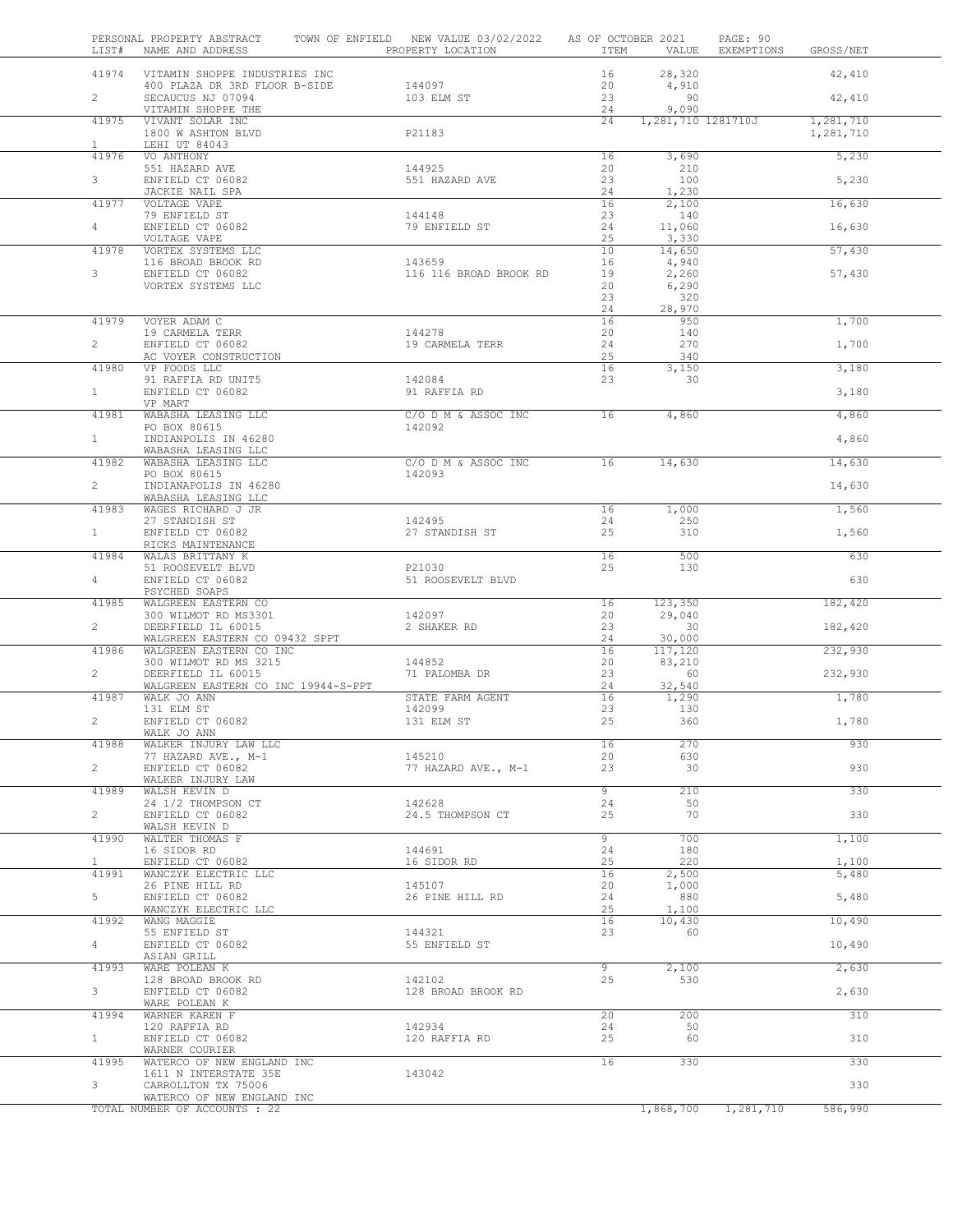PERSONAL PROPERTY ABSTRACT — TOWN OF ENFIELD — NEW VALUE 03/02/2022 — AS OF OCTOBER 2021

| LIST# | NAME AND ADDRESS | PROPERTY LOCATION | ITEM | VALUE | EXEMPTIONS | GROSS/NET |
|---|---|---|---|---|---|---|
| 41974 | VITAMIN SHOPPE INDUSTRIES INC | | 16 | 28,320 | | 42,410 |
| | 400 PLAZA DR 3RD FLOOR B-SIDE | 144097 | 20 | 4,910 | | |
| 2 | SECAUCUS NJ 07094 | 103 ELM ST | 23 | 90 | | 42,410 |
| | VITAMIN SHOPPE THE | | 24 | 9,090 | | |
| 41975 | VIVANT SOLAR INC | | 24 | 1,281,710 | 1281710J | 1,281,710 |
| | 1800 W ASHTON BLVD | P21183 | | | | 1,281,710 |
| 1 | LEHI UT 84043 | | | | | |
| 41976 | VO ANTHONY | | 16 | 3,690 | | 5,230 |
| | 551 HAZARD AVE | 144925 | 20 | 210 | | |
| 3 | ENFIELD CT 06082 | 551 HAZARD AVE | 23 | 100 | | 5,230 |
| | JACKIE NAIL SPA | | 24 | 1,230 | | |
| 41977 | VOLTAGE VAPE | | 16 | 2,100 | | 16,630 |
| | 79 ENFIELD ST | 144148 | 23 | 140 | | |
| 4 | ENFIELD CT 06082 | 79 ENFIELD ST | 24 | 11,060 | | 16,630 |
| | VOLTAGE VAPE | | 25 | 3,330 | | |
| 41978 | VORTEX SYSTEMS LLC | | 10 | 14,650 | | 57,430 |
| | 116 BROAD BROOK RD | 143659 | 16 | 4,940 | | |
| 3 | ENFIELD CT 06082 | 116 116 BROAD BROOK RD | 19 | 2,260 | | 57,430 |
| | VORTEX SYSTEMS LLC | | 20 | 6,290 | | |
| | | | 23 | 320 | | |
| | | | 24 | 28,970 | | |
| 41979 | VOYER ADAM C | | 16 | 950 | | 1,700 |
| | 19 CARMELA TERR | 144278 | 20 | 140 | | |
| 2 | ENFIELD CT 06082 | 19 CARMELA TERR | 24 | 270 | | 1,700 |
| | AC VOYER CONSTRUCTION | | 25 | 340 | | |
| 41980 | VP FOODS LLC | | 16 | 3,150 | | 3,180 |
| | 91 RAFFIA RD UNIT5 | 142084 | 23 | 30 | | |
| 1 | ENFIELD CT 06082 | 91 RAFFIA RD | | | | 3,180 |
| | VP MART | | | | | |
| 41981 | WABASHA LEASING LLC | C/O D M & ASSOC INC | 16 | 4,860 | | 4,860 |
| | PO BOX 80615 | 142092 | | | | |
| 1 | INDIANPOLIS IN 46280 | | | | | 4,860 |
| | WABASHA LEASING LLC | | | | | |
| 41982 | WABASHA LEASING LLC | C/O D M & ASSOC INC | 16 | 14,630 | | 14,630 |
| | PO BOX 80615 | 142093 | | | | |
| 2 | INDIANAPOLIS IN 46280 | | | | | 14,630 |
| | WABASHA LEASING LLC | | | | | |
| 41983 | WAGES RICHARD J JR | | 16 | 1,000 | | 1,560 |
| | 27 STANDISH ST | 142495 | 24 | 250 | | |
| 1 | ENFIELD CT 06082 | 27 STANDISH ST | 25 | 310 | | 1,560 |
| | RICKS MAINTENANCE | | | | | |
| 41984 | WALAS BRITTANY K | | 16 | 500 | | 630 |
| | 51 ROOSEVELT BLVD | P21030 | 25 | 130 | | |
| 4 | ENFIELD CT 06082 | 51 ROOSEVELT BLVD | | | | 630 |
| | PSYCHED SOAPS | | | | | |
| 41985 | WALGREEN EASTERN CO | | 16 | 123,350 | | 182,420 |
| | 300 WILMOT RD MS3301 | 142097 | 20 | 29,040 | | |
| 2 | DEERFIELD IL 60015 | 2 SHAKER RD | 23 | 30 | | 182,420 |
| | WALGREEN EASTERN CO 09432 SPPT | | 24 | 30,000 | | |
| 41986 | WALGREEN EASTERN CO INC | | 16 | 117,120 | | 232,930 |
| | 300 WILMOT RD MS 3215 | 144852 | 20 | 83,210 | | |
| 2 | DEERFIELD IL 60015 | 71 PALOMBA DR | 23 | 60 | | 232,930 |
| | WALGREEN EASTERN CO INC 19944-S-PPT | | 24 | 32,540 | | |
| 41987 | WALK JO ANN | STATE FARM AGENT | 16 | 1,290 | | 1,780 |
| | 131 ELM ST | 142099 | 23 | 130 | | |
| 2 | ENFIELD CT 06082 | 131 ELM ST | 25 | 360 | | 1,780 |
| | WALK JO ANN | | | | | |
| 41988 | WALKER INJURY LAW LLC | | 16 | 270 | | 930 |
| | 77 HAZARD AVE., M-1 | 145210 | 20 | 630 | | |
| 2 | ENFIELD CT 06082 | 77 HAZARD AVE., M-1 | 23 | 30 | | 930 |
| | WALKER INJURY LAW | | | | | |
| 41989 | WALSH KEVIN D | | 9 | 210 | | 330 |
| | 24 1/2 THOMPSON CT | 142628 | 24 | 50 | | |
| 2 | ENFIELD CT 06082 | 24.5 THOMPSON CT | 25 | 70 | | 330 |
| | WALSH KEVIN D | | | | | |
| 41990 | WALTER THOMAS F | | 9 | 700 | | 1,100 |
| | 16 SIDOR RD | 144691 | 24 | 180 | | |
| 1 | ENFIELD CT 06082 | 16 SIDOR RD | 25 | 220 | | 1,100 |
| 41991 | WANCZYK ELECTRIC LLC | | 16 | 2,500 | | 5,480 |
| | 26 PINE HILL RD | 145107 | 20 | 1,000 | | |
| 5 | ENFIELD CT 06082 | 26 PINE HILL RD | 24 | 880 | | 5,480 |
| | WANCZYK ELECTRIC LLC | | 25 | 1,100 | | |
| 41992 | WANG MAGGIE | | 16 | 10,430 | | 10,490 |
| | 55 ENFIELD ST | 144321 | 23 | 60 | | |
| 4 | ENFIELD CT 06082 | 55 ENFIELD ST | | | | 10,490 |
| | ASIAN GRILL | | | | | |
| 41993 | WARE POLEAN K | | 9 | 2,100 | | 2,630 |
| | 128 BROAD BROOK RD | 142102 | 25 | 530 | | |
| 3 | ENFIELD CT 06082 | 128 BROAD BROOK RD | | | | 2,630 |
| | WARE POLEAN K | | | | | |
| 41994 | WARNER KAREN F | | 20 | 200 | | 310 |
| | 120 RAFFIA RD | 142934 | 24 | 50 | | |
| 1 | ENFIELD CT 06082 | 120 RAFFIA RD | 25 | 60 | | 310 |
| | WARNER COURIER | | | | | |
| 41995 | WATERCO OF NEW ENGLAND INC | | 16 | 330 | | 330 |
| | 1611 N INTERSTATE 35E | 143042 | | | | |
| 3 | CARROLLTON TX 75006 | | | | | 330 |
| | WATERCO OF NEW ENGLAND INC | | | | | |
| | TOTAL NUMBER OF ACCOUNTS : 22 | | | 1,868,700 | 1,281,710 | 586,990 |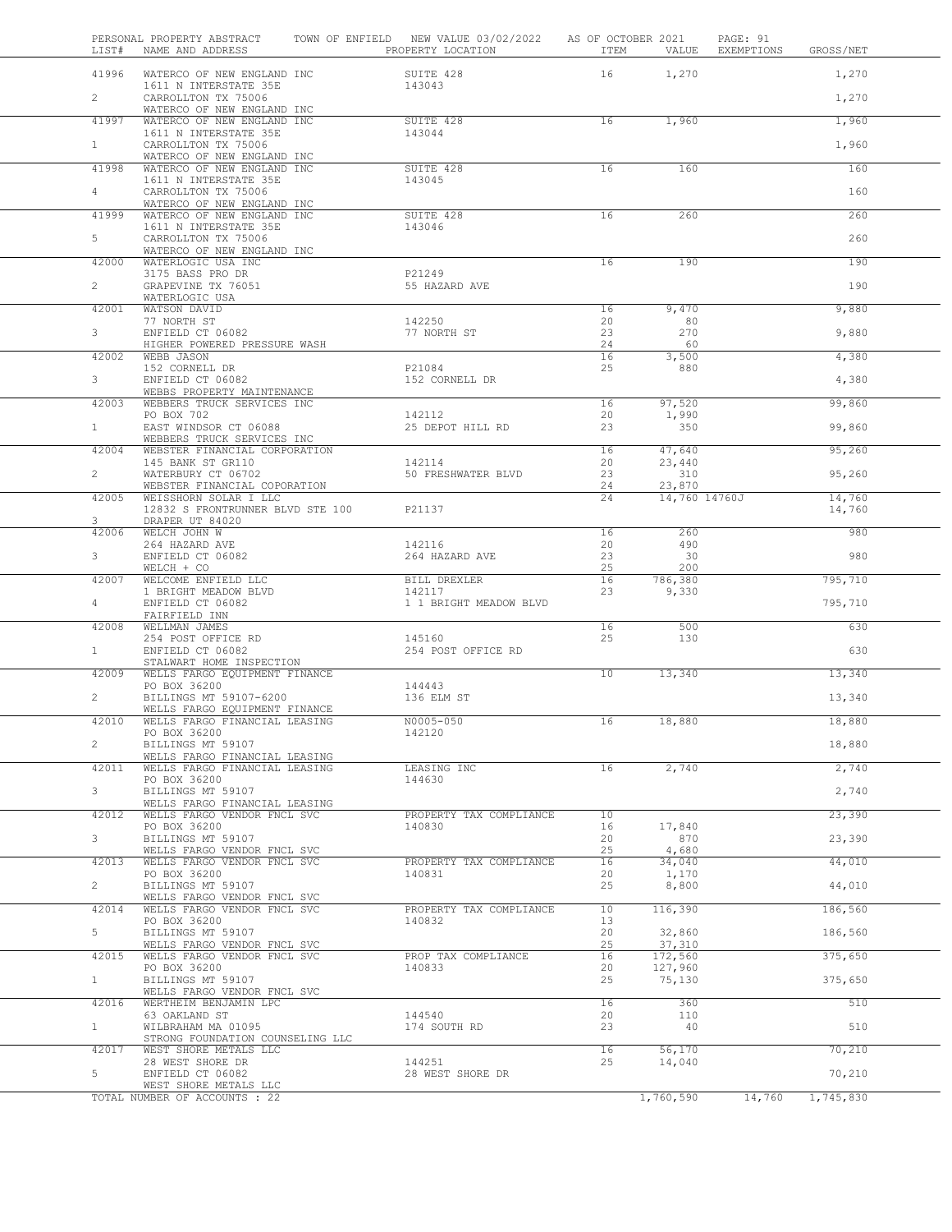PERSONAL PROPERTY ABSTRACT — TOWN OF ENFIELD — NEW VALUE 03/02/2022 — AS OF OCTOBER 2021

| LIST# | NAME AND ADDRESS | PROPERTY LOCATION | ITEM | VALUE | EXEMPTIONS | GROSS/NET |
|---|---|---|---|---|---|---|
| 41996 | WATERCO OF NEW ENGLAND INC | SUITE 428 | 16 | 1,270 | | 1,270 |
| | 1611 N INTERSTATE 35E | 143043 | | | | |
| 2 | CARROLLTON TX 75006 | | | | | 1,270 |
| | WATERCO OF NEW ENGLAND INC | | | | | |
| 41997 | WATERCO OF NEW ENGLAND INC | SUITE 428 | 16 | 1,960 | | 1,960 |
| | 1611 N INTERSTATE 35E | 143044 | | | | |
| 1 | CARROLLTON TX 75006 | | | | | 1,960 |
| | WATERCO OF NEW ENGLAND INC | | | | | |
| 41998 | WATERCO OF NEW ENGLAND INC | SUITE 428 | 16 | 160 | | 160 |
| | 1611 N INTERSTATE 35E | 143045 | | | | |
| 4 | CARROLLTON TX 75006 | | | | | 160 |
| | WATERCO OF NEW ENGLAND INC | | | | | |
| 41999 | WATERCO OF NEW ENGLAND INC | SUITE 428 | 16 | 260 | | 260 |
| | 1611 N INTERSTATE 35E | 143046 | | | | |
| 5 | CARROLLTON TX 75006 | | | | | 260 |
| | WATERCO OF NEW ENGLAND INC | | | | | |
| 42000 | WATERLOGIC USA INC | | 16 | 190 | | 190 |
| | 3175 BASS PRO DR | P21249 | | | | |
| 2 | GRAPEVINE TX 76051 | 55 HAZARD AVE | | | | 190 |
| | WATERLOGIC USA | | | | | |
| 42001 | WATSON DAVID | | 16 | 9,470 | | 9,880 |
| | 77 NORTH ST | 142250 | 20 | 80 | | |
| 3 | ENFIELD CT 06082 | 77 NORTH ST | 23 | 270 | | 9,880 |
| | HIGHER POWERED PRESSURE WASH | | 24 | 60 | | |
| 42002 | WEBB JASON | | 16 | 3,500 | | 4,380 |
| | 152 CORNELL DR | P21084 | 25 | 880 | | |
| 3 | ENFIELD CT 06082 | 152 CORNELL DR | | | | 4,380 |
| | WEBBS PROPERTY MAINTENANCE | | | | | |
| 42003 | WEBBERS TRUCK SERVICES INC | | 16 | 97,520 | | 99,860 |
| | PO BOX 702 | 142112 | 20 | 1,990 | | |
| 1 | EAST WINDSOR CT 06088 | 25 DEPOT HILL RD | 23 | 350 | | 99,860 |
| | WEBBERS TRUCK SERVICES INC | | | | | |
| 42004 | WEBSTER FINANCIAL CORPORATION | | 16 | 47,640 | | 95,260 |
| | 145 BANK ST GR110 | 142114 | 20 | 23,440 | | |
| 2 | WATERBURY CT 06702 | 50 FRESHWATER BLVD | 23 | 310 | | 95,260 |
| | WEBSTER FINANCIAL COPORATION | | 24 | 23,870 | | |
| 42005 | WEISSHORN SOLAR I LLC | | 24 | 14,760 | 14760J | 14,760 |
| | 12832 S FRONTRUNNER BLVD STE 100 | P21137 | | | | 14,760 |
| 3 | DRAPER UT 84020 | | | | | |
| 42006 | WELCH JOHN W | | 16 | 260 | | 980 |
| | 264 HAZARD AVE | 142116 | 20 | 490 | | |
| 3 | ENFIELD CT 06082 | 264 HAZARD AVE | 23 | 30 | | 980 |
| | WELCH + CO | | 25 | 200 | | |
| 42007 | WELCOME ENFIELD LLC | BILL DREXLER | 16 | 786,380 | | 795,710 |
| | 1 BRIGHT MEADOW BLVD | 142117 | 23 | 9,330 | | |
| 4 | ENFIELD CT 06082 | 1 1 BRIGHT MEADOW BLVD | | | | 795,710 |
| | FAIRFIELD INN | | | | | |
| 42008 | WELLMAN JAMES | | 16 | 500 | | 630 |
| | 254 POST OFFICE RD | 145160 | 25 | 130 | | |
| 1 | ENFIELD CT 06082 | 254 POST OFFICE RD | | | | 630 |
| | STALWART HOME INSPECTION | | | | | |
| 42009 | WELLS FARGO EQUIPMENT FINANCE | | 10 | 13,340 | | 13,340 |
| | PO BOX 36200 | 144443 | | | | |
| 2 | BILLINGS MT 59107-6200 | 136 ELM ST | | | | 13,340 |
| | WELLS FARGO EQUIPMENT FINANCE | | | | | |
| 42010 | WELLS FARGO FINANCIAL LEASING | N0005-050 | 16 | 18,880 | | 18,880 |
| | PO BOX 36200 | 142120 | | | | |
| 2 | BILLINGS MT 59107 | | | | | 18,880 |
| | WELLS FARGO FINANCIAL LEASING | | | | | |
| 42011 | WELLS FARGO FINANCIAL LEASING | LEASING INC | 16 | 2,740 | | 2,740 |
| | PO BOX 36200 | 144630 | | | | |
| 3 | BILLINGS MT 59107 | | | | | 2,740 |
| | WELLS FARGO FINANCIAL LEASING | | | | | |
| 42012 | WELLS FARGO VENDOR FNCL SVC | PROPERTY TAX COMPLIANCE | 10 | | | 23,390 |
| | PO BOX 36200 | 140830 | 16 | 17,840 | | |
| 3 | BILLINGS MT 59107 | | 20 | 870 | | 23,390 |
| | WELLS FARGO VENDOR FNCL SVC | | 25 | 4,680 | | |
| 42013 | WELLS FARGO VENDOR FNCL SVC | PROPERTY TAX COMPLIANCE | 16 | 34,040 | | 44,010 |
| | PO BOX 36200 | 140831 | 20 | 1,170 | | |
| 2 | BILLINGS MT 59107 | | 25 | 8,800 | | 44,010 |
| | WELLS FARGO VENDOR FNCL SVC | | | | | |
| 42014 | WELLS FARGO VENDOR FNCL SVC | PROPERTY TAX COMPLIANCE | 10 | 116,390 | | 186,560 |
| | PO BOX 36200 | 140832 | 13 | | | |
| 5 | BILLINGS MT 59107 | | 20 | 32,860 | | 186,560 |
| | WELLS FARGO VENDOR FNCL SVC | | 25 | 37,310 | | |
| 42015 | WELLS FARGO VENDOR FNCL SVC | PROP TAX COMPLIANCE | 16 | 172,560 | | 375,650 |
| | PO BOX 36200 | 140833 | 20 | 127,960 | | |
| 1 | BILLINGS MT 59107 | | 25 | 75,130 | | 375,650 |
| | WELLS FARGO VENDOR FNCL SVC | | | | | |
| 42016 | WERTHEIM BENJAMIN LPC | | 16 | 360 | | 510 |
| | 63 OAKLAND ST | 144540 | 20 | 110 | | |
| 1 | WILBRAHAM MA 01095 | 174 SOUTH RD | 23 | 40 | | 510 |
| | STRONG FOUNDATION COUNSELING LLC | | | | | |
| 42017 | WEST SHORE METALS LLC | | 16 | 56,170 | | 70,210 |
| | 28 WEST SHORE DR | 144251 | 25 | 14,040 | | |
| 5 | ENFIELD CT 06082 | 28 WEST SHORE DR | | | | 70,210 |
| | WEST SHORE METALS LLC | | | | | |
| | TOTAL NUMBER OF ACCOUNTS : 22 | | | 1,760,590 | 14,760 | 1,745,830 |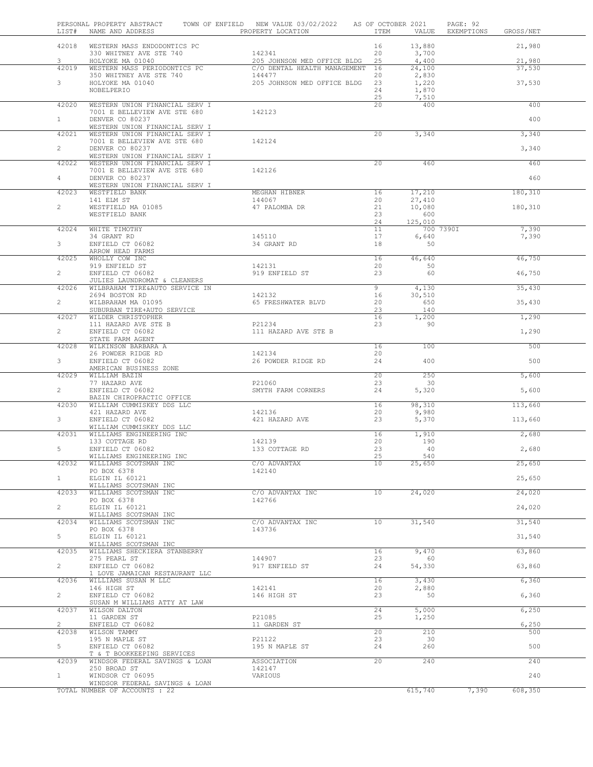PERSONAL PROPERTY ABSTRACT TOWN OF ENFIELD NEW VALUE 03/02/2022 AS OF OCTOBER 2021

| LIST# | NAME AND ADDRESS | PROPERTY LOCATION | ITEM | VALUE | EXEMPTIONS | GROSS/NET |
|---|---|---|---|---|---|---|
| 42018 | WESTERN MASS ENDODONTICS PC |  | 16 | 13,880 |  | 21,980 |
|  | 330 WHITNEY AVE STE 740 | 142341 | 20 | 3,700 |  |  |
| 3 | HOLYOKE MA 01040 | 205 JOHNSON MED OFFICE BLDG | 25 | 4,400 |  | 21,980 |
| 42019 | WESTERN MASS PERIODONTICS PC | C/O DENTAL HEALTH MANAGEMENT | 16 | 24,100 |  | 37,530 |
|  | 350 WHITNEY AVE STE 740 | 144477 | 20 | 2,830 |  |  |
| 3 | HOLYOKE MA 01040 | 205 JOHNSON MED OFFICE BLDG | 23 | 1,220 |  | 37,530 |
|  | NOBELPERIO |  | 24 | 1,870 |  |  |
|  |  |  | 25 | 7,510 |  |  |
| 42020 | WESTERN UNION FINANCIAL SERV I |  | 20 | 400 |  | 400 |
|  | 7001 E BELLEVIEW AVE STE 680 | 142123 |  |  |  |  |
| 1 | DENVER CO 80237 |  |  |  |  | 400 |
|  | WESTERN UNION FINANCIAL SERV I |  |  |  |  |  |
| 42021 | WESTERN UNION FINANCIAL SERV I |  | 20 | 3,340 |  | 3,340 |
|  | 7001 E BELLEVIEW AVE STE 680 | 142124 |  |  |  |  |
| 2 | DENVER CO 80237 |  |  |  |  | 3,340 |
|  | WESTERN UNION FINANCIAL SERV I |  |  |  |  |  |
| 42022 | WESTERN UNION FINANCIAL SERV I |  | 20 | 460 |  | 460 |
|  | 7001 E BELLEVIEW AVE STE 680 | 142126 |  |  |  |  |
| 4 | DENVER CO 80237 |  |  |  |  | 460 |
|  | WESTERN UNION FINANCIAL SERV I |  |  |  |  |  |
| 42023 | WESTFIELD BANK | MEGHAN HIBNER | 16 | 17,210 |  | 180,310 |
|  | 141 ELM ST | 144067 | 20 | 27,410 |  |  |
| 2 | WESTFIELD MA 01085 | 47 PALOMBA DR | 21 | 10,080 |  | 180,310 |
|  | WESTFIELD BANK |  | 23 | 600 |  |  |
|  |  |  | 24 | 125,010 |  |  |
| 42024 | WHITE TIMOTHY |  | 11 | 700 | 7390I | 7,390 |
|  | 34 GRANT RD | 145110 | 17 | 6,640 |  | 7,390 |
| 3 | ENFIELD CT 06082 | 34 GRANT RD | 18 | 50 |  |  |
|  | ARROW HEAD FARMS |  |  |  |  |  |
| 42025 | WHOLLY COW INC |  | 16 | 46,640 |  | 46,750 |
|  | 919 ENFIELD ST | 142131 | 20 | 50 |  |  |
| 2 | ENFIELD CT 06082 | 919 ENFIELD ST | 23 | 60 |  | 46,750 |
|  | JULIES LAUNDROMAT & CLEANERS |  |  |  |  |  |
| 42026 | WILBRAHAM TIRE&AUTO SERVICE IN |  | 9 | 4,130 |  | 35,430 |
|  | 2694 BOSTON RD | 142132 | 16 | 30,510 |  |  |
| 2 | WILBRAHAM MA 01095 | 65 FRESHWATER BLVD | 20 | 650 |  | 35,430 |
|  | SUBURBAN TIRE+AUTO SERVICE |  | 23 | 140 |  |  |
| 42027 | WILDER CHRISTOPHER |  | 16 | 1,200 |  | 1,290 |
|  | 111 HAZARD AVE STE B | P21234 | 23 | 90 |  |  |
| 2 | ENFIELD CT 06082 | 111 HAZARD AVE STE B |  |  |  | 1,290 |
|  | STATE FARM AGENT |  |  |  |  |  |
| 42028 | WILKINSON BARBARA A |  | 16 | 100 |  | 500 |
|  | 26 POWDER RIDGE RD | 142134 | 20 |  |  |  |
| 3 | ENFIELD CT 06082 | 26 POWDER RIDGE RD | 24 | 400 |  | 500 |
|  | AMERICAN BUSINESS ZONE |  |  |  |  |  |
| 42029 | WILLIAM BAZIN |  | 20 | 250 |  | 5,600 |
|  | 77 HAZARD AVE | P21060 | 23 | 30 |  |  |
| 2 | ENFIELD CT 06082 | SMYTH FARM CORNERS | 24 | 5,320 |  | 5,600 |
|  | BAZIN CHIROPRACTIC OFFICE |  |  |  |  |  |
| 42030 | WILLIAM CUMMISKEY DDS LLC |  | 16 | 98,310 |  | 113,660 |
|  | 421 HAZARD AVE | 142136 | 20 | 9,980 |  |  |
| 3 | ENFIELD CT 06082 | 421 HAZARD AVE | 23 | 5,370 |  | 113,660 |
|  | WILLIAM CUMMISKEY DDS LLC |  |  |  |  |  |
| 42031 | WILLIAMS ENGINEERING INC |  | 16 | 1,910 |  | 2,680 |
|  | 133 COTTAGE RD | 142139 | 20 | 190 |  |  |
| 5 | ENFIELD CT 06082 | 133 COTTAGE RD | 23 | 40 |  | 2,680 |
|  | WILLIAMS ENGINEERING INC |  | 25 | 540 |  |  |
| 42032 | WILLIAMS SCOTSMAN INC | C/O ADVANTAX | 10 | 25,650 |  | 25,650 |
|  | PO BOX 6378 | 142140 |  |  |  |  |
| 1 | ELGIN IL 60121 |  |  |  |  | 25,650 |
|  | WILLIAMS SCOTSMAN INC |  |  |  |  |  |
| 42033 | WILLIAMS SCOTSMAN INC | C/O ADVANTAX INC | 10 | 24,020 |  | 24,020 |
|  | PO BOX 6378 | 142766 |  |  |  |  |
| 2 | ELGIN IL 60121 |  |  |  |  | 24,020 |
|  | WILLIAMS SCOTSMAN INC |  |  |  |  |  |
| 42034 | WILLIAMS SCOTSMAN INC | C/O ADVANTAX INC | 10 | 31,540 |  | 31,540 |
|  | PO BOX 6378 | 143736 |  |  |  |  |
| 5 | ELGIN IL 60121 |  |  |  |  | 31,540 |
|  | WILLIAMS SCOTSMAN INC |  |  |  |  |  |
| 42035 | WILLIAMS SHECKIERA STANBERRY |  | 16 | 9,470 |  | 63,860 |
|  | 275 PEARL ST | 144907 | 23 | 60 |  |  |
| 2 | ENFIELD CT 06082 | 917 ENFIELD ST | 24 | 54,330 |  | 63,860 |
|  | 1 LOVE JAMAICAN RESTAURANT LLC |  |  |  |  |  |
| 42036 | WILLIAMS SUSAN M LLC |  | 16 | 3,430 |  | 6,360 |
|  | 146 HIGH ST | 142141 | 20 | 2,880 |  |  |
| 2 | ENFIELD CT 06082 | 146 HIGH ST | 23 | 50 |  | 6,360 |
|  | SUSAN M WILLIAMS ATTY AT LAW |  |  |  |  |  |
| 42037 | WILSON DALTON |  | 24 | 5,000 |  | 6,250 |
|  | 11 GARDEN ST | P21085 | 25 | 1,250 |  |  |
| 2 | ENFIELD CT 06082 | 11 GARDEN ST |  |  |  | 6,250 |
| 42038 | WILSON TAMMY |  | 20 | 210 |  | 500 |
|  | 195 N MAPLE ST | P21122 | 23 | 30 |  |  |
| 5 | ENFIELD CT 06082 | 195 N MAPLE ST | 24 | 260 |  | 500 |
|  | T & T BOOKKEEPING SERVICES |  |  |  |  |  |
| 42039 | WINDSOR FEDERAL SAVINGS & LOAN | ASSOCIATION | 20 | 240 |  | 240 |
|  | 250 BROAD ST | 142147 |  |  |  |  |
| 1 | WINDSOR CT 06095 | VARIOUS |  |  |  | 240 |
|  | WINDSOR FEDERAL SAVINGS & LOAN |  |  |  |  |  |
|  | TOTAL NUMBER OF ACCOUNTS : 22 |  |  | 615,740 | 7,390 | 608,350 |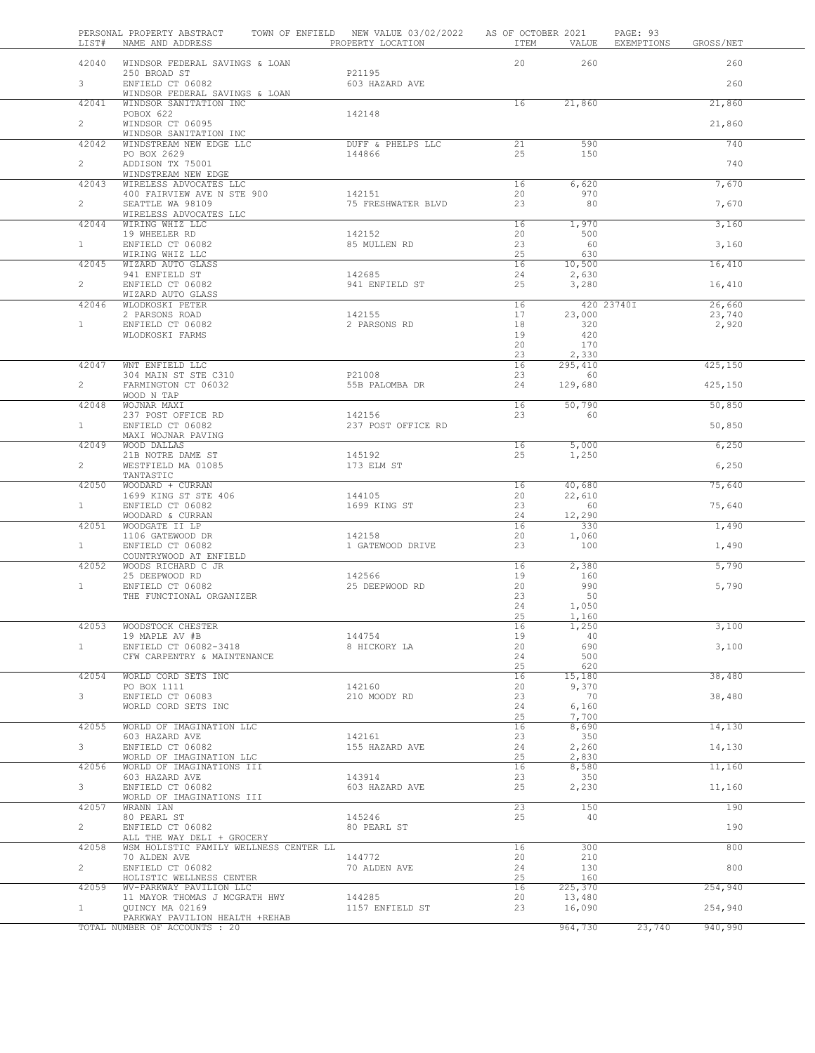PERSONAL PROPERTY ABSTRACT — TOWN OF ENFIELD — NEW VALUE 03/02/2022 — AS OF OCTOBER 2021

| LIST# | NAME AND ADDRESS | PROPERTY LOCATION | ITEM | VALUE | EXEMPTIONS | GROSS/NET |
|---|---|---|---|---|---|---|
| 42040 | WINDSOR FEDERAL SAVINGS & LOAN | | 20 | 260 | | 260 |
| | 250 BROAD ST | P21195 | | | | |
| 3 | ENFIELD CT 06082 | 603 HAZARD AVE | | | | 260 |
| | WINDSOR FEDERAL SAVINGS & LOAN | | | | | |
| 42041 | WINDSOR SANITATION INC | | 16 | 21,860 | | 21,860 |
| | POBOX 622 | 142148 | | | | |
| 2 | WINDSOR CT 06095 | | | | | 21,860 |
| | WINDSOR SANITATION INC | | | | | |
| 42042 | WINDSTREAM NEW EDGE LLC | DUFF & PHELPS LLC | 21 | 590 | | 740 |
| | PO BOX 2629 | 144866 | 25 | 150 | | |
| 2 | ADDISON TX 75001 | | | | | 740 |
| | WINDSTREAM NEW EDGE | | | | | |
| 42043 | WIRELESS ADVOCATES LLC | | 16 | 6,620 | | 7,670 |
| | 400 FAIRVIEW AVE N STE 900 | 142151 | 20 | 970 | | |
| 2 | SEATTLE WA 98109 | 75 FRESHWATER BLVD | 23 | 80 | | 7,670 |
| | WIRELESS ADVOCATES LLC | | | | | |
| 42044 | WIRING WHIZ LLC | | 16 | 1,970 | | 3,160 |
| | 19 WHEELER RD | 142152 | 20 | 500 | | |
| 1 | ENFIELD CT 06082 | 85 MULLEN RD | 23 | 60 | | 3,160 |
| | WIRING WHIZ LLC | | 25 | 630 | | |
| 42045 | WIZARD AUTO GLASS | | 16 | 10,500 | | 16,410 |
| | 941 ENFIELD ST | 142685 | 24 | 2,630 | | |
| 2 | ENFIELD CT 06082 | 941 ENFIELD ST | 25 | 3,280 | | 16,410 |
| | WIZARD AUTO GLASS | | | | | |
| 42046 | WLODKOSKI PETER | | 16 | 420 | 23740I | 26,660 |
| | 2 PARSONS ROAD | 142155 | 17 | 23,000 | | 23,740 |
| 1 | ENFIELD CT 06082 | 2 PARSONS RD | 18 | 320 | | 2,920 |
| | WLODKOSKI FARMS | | 19 | 420 | | |
| | | | 20 | 170 | | |
| | | | 23 | 2,330 | | |
| 42047 | WNT ENFIELD LLC | | 16 | 295,410 | | 425,150 |
| | 304 MAIN ST STE C310 | P21008 | 23 | 60 | | |
| 2 | FARMINGTON CT 06032 | 55B PALOMBA DR | 24 | 129,680 | | 425,150 |
| | WOOD N TAP | | | | | |
| 42048 | WOJNAR MAXI | | 16 | 50,790 | | 50,850 |
| | 237 POST OFFICE RD | 142156 | 23 | 60 | | |
| 1 | ENFIELD CT 06082 | 237 POST OFFICE RD | | | | 50,850 |
| | MAXI WOJNAR PAVING | | | | | |
| 42049 | WOOD DALLAS | | 16 | 5,000 | | 6,250 |
| | 21B NOTRE DAME ST | 145192 | 25 | 1,250 | | |
| 2 | WESTFIELD MA 01085 | 173 ELM ST | | | | 6,250 |
| | TANTASTIC | | | | | |
| 42050 | WOODARD + CURRAN | | 16 | 40,680 | | 75,640 |
| | 1699 KING ST STE 406 | 144105 | 20 | 22,610 | | |
| 1 | ENFIELD CT 06082 | 1699 KING ST | 23 | 60 | | 75,640 |
| | WOODARD & CURRAN | | 24 | 12,290 | | |
| 42051 | WOODGATE II LP | | 16 | 330 | | 1,490 |
| | 1106 GATEWOOD DR | 142158 | 20 | 1,060 | | |
| 1 | ENFIELD CT 06082 | 1 GATEWOOD DRIVE | 23 | 100 | | 1,490 |
| | COUNTRYWOOD AT ENFIELD | | | | | |
| 42052 | WOODS RICHARD C JR | | 16 | 2,380 | | 5,790 |
| | 25 DEEPWOOD RD | 142566 | 19 | 160 | | |
| 1 | ENFIELD CT 06082 | 25 DEEPWOOD RD | 20 | 990 | | 5,790 |
| | THE FUNCTIONAL ORGANIZER | | 23 | 50 | | |
| | | | 24 | 1,050 | | |
| | | | 25 | 1,160 | | |
| 42053 | WOODSTOCK CHESTER | | 16 | 1,250 | | 3,100 |
| | 19 MAPLE AV #B | 144754 | 19 | 40 | | |
| 1 | ENFIELD CT 06082-3418 | 8 HICKORY LA | 20 | 690 | | 3,100 |
| | CFW CARPENTRY & MAINTENANCE | | 24 | 500 | | |
| | | | 25 | 620 | | |
| 42054 | WORLD CORD SETS INC | | 16 | 15,180 | | 38,480 |
| | PO BOX 1111 | 142160 | 20 | 9,370 | | |
| 3 | ENFIELD CT 06083 | 210 MOODY RD | 23 | 70 | | 38,480 |
| | WORLD CORD SETS INC | | 24 | 6,160 | | |
| | | | 25 | 7,700 | | |
| 42055 | WORLD OF IMAGINATION LLC | | 16 | 8,690 | | 14,130 |
| | 603 HAZARD AVE | 142161 | 23 | 350 | | |
| 3 | ENFIELD CT 06082 | 155 HAZARD AVE | 24 | 2,260 | | 14,130 |
| | WORLD OF IMAGINATION LLC | | 25 | 2,830 | | |
| 42056 | WORLD OF IMAGINATIONS III | | 16 | 8,580 | | 11,160 |
| | 603 HAZARD AVE | 143914 | 23 | 350 | | |
| 3 | ENFIELD CT 06082 | 603 HAZARD AVE | 25 | 2,230 | | 11,160 |
| | WORLD OF IMAGINATIONS III | | | | | |
| 42057 | WRANN IAN | | 23 | 150 | | 190 |
| | 80 PEARL ST | 145246 | 25 | 40 | | |
| 2 | ENFIELD CT 06082 | 80 PEARL ST | | | | 190 |
| | ALL THE WAY DELI + GROCERY | | | | | |
| 42058 | WSM HOLISTIC FAMILY WELLNESS CENTER LL | | 16 | 300 | | 800 |
| | 70 ALDEN AVE | 144772 | 20 | 210 | | |
| 2 | ENFIELD CT 06082 | 70 ALDEN AVE | 24 | 130 | | 800 |
| | HOLISTIC WELLNESS CENTER | | 25 | 160 | | |
| 42059 | WV-PARKWAY PAVILION LLC | | 16 | 225,370 | | 254,940 |
| | 11 MAYOR THOMAS J MCGRATH HWY | 144285 | 20 | 13,480 | | |
| 1 | QUINCY MA 02169 | 1157 ENFIELD ST | 23 | 16,090 | | 254,940 |
| | PARKWAY PAVILION HEALTH +REHAB | | | | | |
| | TOTAL NUMBER OF ACCOUNTS : 20 | | | 964,730 | 23,740 | 940,990 |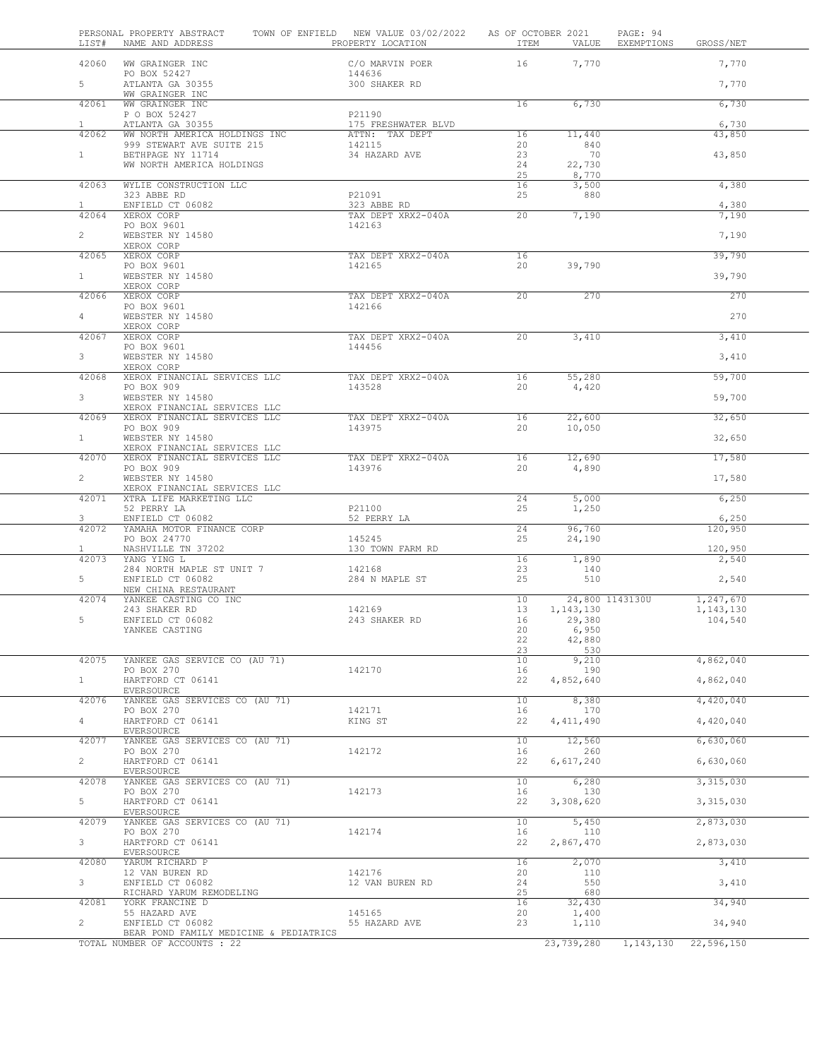| LIST# | NAME AND ADDRESS | PROPERTY LOCATION | ITEM | VALUE | EXEMPTIONS | GROSS/NET |
|---|---|---|---|---|---|---|
| 42060 | WW GRAINGER INC | C/O MARVIN POER | 16 | 7,770 | | 7,770 |
| | PO BOX 52427 | 144636 | | | | |
| 5 | ATLANTA GA 30355 | 300 SHAKER RD | | | | 7,770 |
| | WW GRAINGER INC | | | | | |
| 42061 | WW GRAINGER INC | | 16 | 6,730 | | 6,730 |
| | P O BOX 52427 | P21190 | | | | |
| 1 | ATLANTA GA 30355 | 175 FRESHWATER BLVD | | | | 6,730 |
| 42062 | WW NORTH AMERICA HOLDINGS INC | ATTN: TAX DEPT | 16 | 11,440 | | 43,850 |
| | 999 STEWART AVE SUITE 215 | 142115 | 20 | 840 | | |
| 1 | BETHPAGE NY 11714 | 34 HAZARD AVE | 23 | 70 | | 43,850 |
| | WW NORTH AMERICA HOLDINGS | | 24 | 22,730 | | |
| | | | 25 | 8,770 | | |
| 42063 | WYLIE CONSTRUCTION LLC | | 16 | 3,500 | | 4,380 |
| | 323 ABBE RD | P21091 | 25 | 880 | | |
| 1 | ENFIELD CT 06082 | 323 ABBE RD | | | | 4,380 |
| 42064 | XEROX CORP | TAX DEPT XRX2-040A | 20 | 7,190 | | 7,190 |
| | PO BOX 9601 | 142163 | | | | |
| 2 | WEBSTER NY 14580 | | | | | 7,190 |
| | XEROX CORP | | | | | |
| 42065 | XEROX CORP | TAX DEPT XRX2-040A | 16 | | | 39,790 |
| | PO BOX 9601 | 142165 | 20 | 39,790 | | |
| 1 | WEBSTER NY 14580 | | | | | 39,790 |
| | XEROX CORP | | | | | |
| 42066 | XEROX CORP | TAX DEPT XRX2-040A | 20 | 270 | | 270 |
| | PO BOX 9601 | 142166 | | | | |
| 4 | WEBSTER NY 14580 | | | | | 270 |
| | XEROX CORP | | | | | |
| 42067 | XEROX CORP | TAX DEPT XRX2-040A | 20 | 3,410 | | 3,410 |
| | PO BOX 9601 | 144456 | | | | |
| 3 | WEBSTER NY 14580 | | | | | 3,410 |
| | XEROX CORP | | | | | |
| 42068 | XEROX FINANCIAL SERVICES LLC | TAX DEPT XRX2-040A | 16 | 55,280 | | 59,700 |
| | PO BOX 909 | 143528 | 20 | 4,420 | | |
| 3 | WEBSTER NY 14580 | | | | | 59,700 |
| | XEROX FINANCIAL SERVICES LLC | | | | | |
| 42069 | XEROX FINANCIAL SERVICES LLC | TAX DEPT XRX2-040A | 16 | 22,600 | | 32,650 |
| | PO BOX 909 | 143975 | 20 | 10,050 | | |
| 1 | WEBSTER NY 14580 | | | | | 32,650 |
| | XEROX FINANCIAL SERVICES LLC | | | | | |
| 42070 | XEROX FINANCIAL SERVICES LLC | TAX DEPT XRX2-040A | 16 | 12,690 | | 17,580 |
| | PO BOX 909 | 143976 | 20 | 4,890 | | |
| 2 | WEBSTER NY 14580 | | | | | 17,580 |
| | XEROX FINANCIAL SERVICES LLC | | | | | |
| 42071 | XTRA LIFE MARKETING LLC | | 24 | 5,000 | | 6,250 |
| | 52 PERRY LA | P21100 | 25 | 1,250 | | |
| 3 | ENFIELD CT 06082 | 52 PERRY LA | | | | 6,250 |
| 42072 | YAMAHA MOTOR FINANCE CORP | | 24 | 96,760 | | 120,950 |
| | PO BOX 24770 | 145245 | 25 | 24,190 | | |
| 1 | NASHVILLE TN 37202 | 130 TOWN FARM RD | | | | 120,950 |
| 42073 | YANG YING L | | 16 | 1,890 | | 2,540 |
| | 284 NORTH MAPLE ST UNIT 7 | 142168 | 23 | 140 | | |
| 5 | ENFIELD CT 06082 | 284 N MAPLE ST | 25 | 510 | | 2,540 |
| | NEW CHINA RESTAURANT | | | | | |
| 42074 | YANKEE CASTING CO INC | | 10 | 24,800 | 1143130U | 1,247,670 |
| | 243 SHAKER RD | 142169 | 13 | 1,143,130 | | 1,143,130 |
| 5 | ENFIELD CT 06082 | 243 SHAKER RD | 16 | 29,380 | | 104,540 |
| | YANKEE CASTING | | 20 | 6,950 | | |
| | | | 22 | 42,880 | | |
| | | | 23 | 530 | | |
| 42075 | YANKEE GAS SERVICE CO (AU 71) | | 10 | 9,210 | | 4,862,040 |
| | PO BOX 270 | 142170 | 16 | 190 | | |
| 1 | HARTFORD CT 06141 | | 22 | 4,852,640 | | 4,862,040 |
| | EVERSOURCE | | | | | |
| 42076 | YANKEE GAS SERVICES CO (AU 71) | | 10 | 8,380 | | 4,420,040 |
| | PO BOX 270 | 142171 | 16 | 170 | | |
| 4 | HARTFORD CT 06141 | KING ST | 22 | 4,411,490 | | 4,420,040 |
| | EVERSOURCE | | | | | |
| 42077 | YANKEE GAS SERVICES CO (AU 71) | | 10 | 12,560 | | 6,630,060 |
| | PO BOX 270 | 142172 | 16 | 260 | | |
| 2 | HARTFORD CT 06141 | | 22 | 6,617,240 | | 6,630,060 |
| | EVERSOURCE | | | | | |
| 42078 | YANKEE GAS SERVICES CO (AU 71) | | 10 | 6,280 | | 3,315,030 |
| | PO BOX 270 | 142173 | 16 | 130 | | |
| 5 | HARTFORD CT 06141 | | 22 | 3,308,620 | | 3,315,030 |
| | EVERSOURCE | | | | | |
| 42079 | YANKEE GAS SERVICES CO (AU 71) | | 10 | 5,450 | | 2,873,030 |
| | PO BOX 270 | 142174 | 16 | 110 | | |
| 3 | HARTFORD CT 06141 | | 22 | 2,867,470 | | 2,873,030 |
| | EVERSOURCE | | | | | |
| 42080 | YARUM RICHARD P | | 16 | 2,070 | | 3,410 |
| | 12 VAN BUREN RD | 142176 | 20 | 110 | | |
| 3 | ENFIELD CT 06082 | 12 VAN BUREN RD | 24 | 550 | | 3,410 |
| | RICHARD YARUM REMODELING | | 25 | 680 | | |
| 42081 | YORK FRANCINE D | | 16 | 32,430 | | 34,940 |
| | 55 HAZARD AVE | 145165 | 20 | 1,400 | | |
| 2 | ENFIELD CT 06082 | 55 HAZARD AVE | 23 | 1,110 | | 34,940 |
| | BEAR POND FAMILY MEDICINE & PEDIATRICS | | | | | |
| | TOTAL NUMBER OF ACCOUNTS : 22 | | | 23,739,280 | 1,143,130 | 22,596,150 |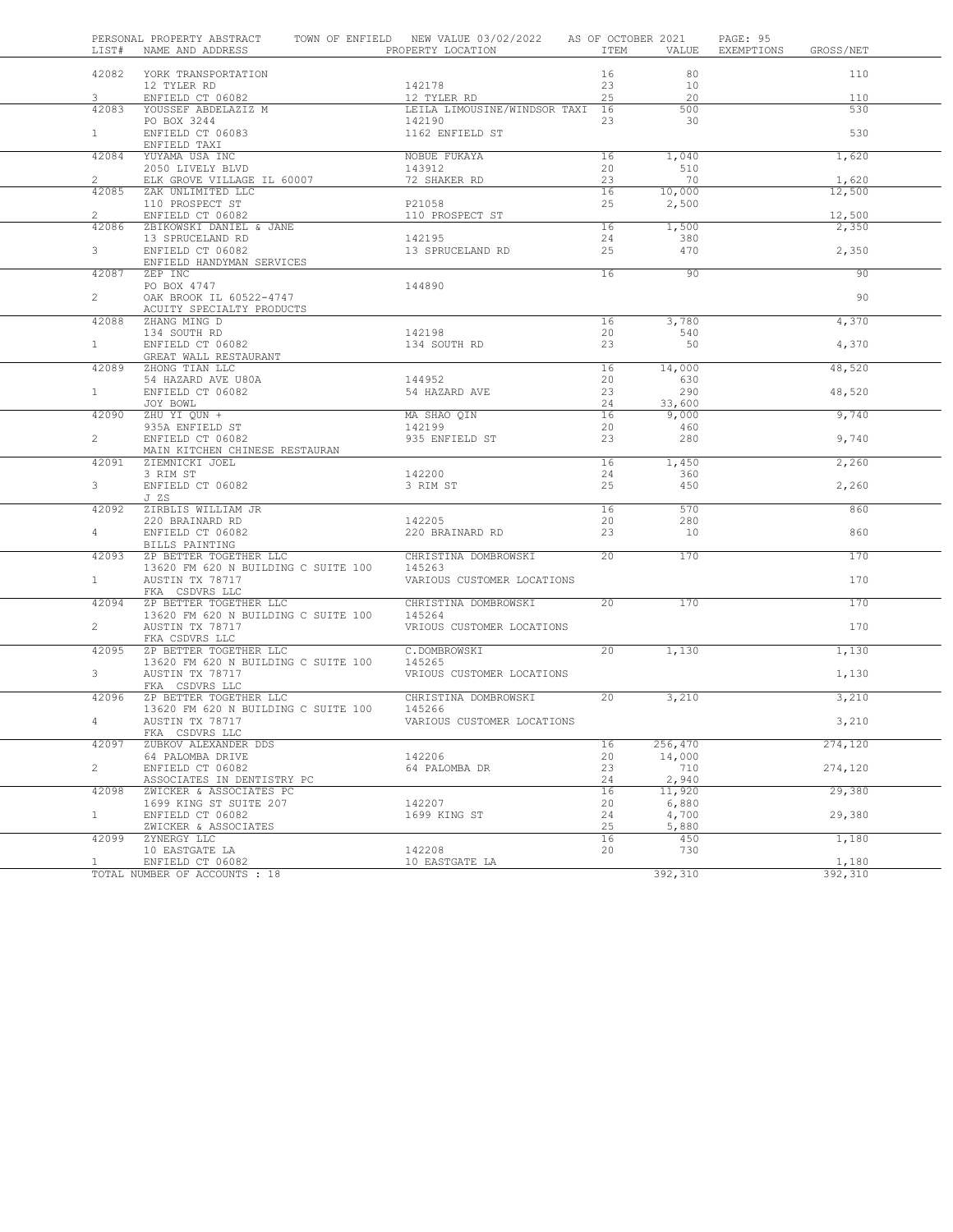PERSONAL PROPERTY ABSTRACT — TOWN OF ENFIELD — NEW VALUE 03/02/2022 — AS OF OCTOBER 2021

| LIST# | NAME AND ADDRESS | PROPERTY LOCATION | ITEM | VALUE | EXEMPTIONS | GROSS/NET |
|---|---|---|---|---|---|---|
| 42082 | YORK TRANSPORTATION | | 16 | 80 | | 110 |
| | 12 TYLER RD | 142178 | 23 | 10 | | |
| 3 | ENFIELD CT 06082 | 12 TYLER RD | 25 | 20 | | 110 |
| 42083 | YOUSSEF ABDELAZIZ M | LEILA LIMOUSINE/WINDSOR TAXI | 16 | 500 | | 530 |
| | PO BOX 3244 | 142190 | 23 | 30 | | |
| 1 | ENFIELD CT 06083 | 1162 ENFIELD ST | | | | 530 |
| | ENFIELD TAXI | | | | | |
| 42084 | YUYAMA USA INC | NOBUE FUKAYA | 16 | 1,040 | | 1,620 |
| | 2050 LIVELY BLVD | 143912 | 20 | 510 | | |
| 2 | ELK GROVE VILLAGE IL 60007 | 72 SHAKER RD | 23 | 70 | | 1,620 |
| 42085 | ZAK UNLIMITED LLC | | 16 | 10,000 | | 12,500 |
| | 110 PROSPECT ST | P21058 | 25 | 2,500 | | |
| 2 | ENFIELD CT 06082 | 110 PROSPECT ST | | | | 12,500 |
| 42086 | ZBIKOWSKI DANIEL & JANE | | 16 | 1,500 | | 2,350 |
| | 13 SPRUCELAND RD | 142195 | 24 | 380 | | |
| 3 | ENFIELD CT 06082 | 13 SPRUCELAND RD | 25 | 470 | | 2,350 |
| | ENFIELD HANDYMAN SERVICES | | | | | |
| 42087 | ZEP INC | | 16 | 90 | | 90 |
| | PO BOX 4747 | 144890 | | | | |
| 2 | OAK BROOK IL 60522-4747 | | | | | 90 |
| | ACUITY SPECIALTY PRODUCTS | | | | | |
| 42088 | ZHANG MING D | | 16 | 3,780 | | 4,370 |
| | 134 SOUTH RD | 142198 | 20 | 540 | | |
| 1 | ENFIELD CT 06082 | 134 SOUTH RD | 23 | 50 | | 4,370 |
| | GREAT WALL RESTAURANT | | | | | |
| 42089 | ZHONG TIAN LLC | | 16 | 14,000 | | 48,520 |
| | 54 HAZARD AVE U80A | 144952 | 20 | 630 | | |
| 1 | ENFIELD CT 06082 | 54 HAZARD AVE | 23 | 290 | | 48,520 |
| | JOY BOWL | | 24 | 33,600 | | |
| 42090 | ZHU YI QUN + | MA SHAO QIN | 16 | 9,000 | | 9,740 |
| | 935A ENFIELD ST | 142199 | 20 | 460 | | |
| 2 | ENFIELD CT 06082 | 935 ENFIELD ST | 23 | 280 | | 9,740 |
| | MAIN KITCHEN CHINESE RESTAURAN | | | | | |
| 42091 | ZIEMNICKI JOEL | | 16 | 1,450 | | 2,260 |
| | 3 RIM ST | 142200 | 24 | 360 | | |
| 3 | ENFIELD CT 06082 | 3 RIM ST | 25 | 450 | | 2,260 |
| | J ZS | | | | | |
| 42092 | ZIRBLIS WILLIAM JR | | 16 | 570 | | 860 |
| | 220 BRAINARD RD | 142205 | 20 | 280 | | |
| 4 | ENFIELD CT 06082 | 220 BRAINARD RD | 23 | 10 | | 860 |
| | BILLS PAINTING | | | | | |
| 42093 | ZP BETTER TOGETHER LLC | CHRISTINA DOMBROWSKI | 20 | 170 | | 170 |
| | 13620 FM 620 N BUILDING C SUITE 100 | 145263 | | | | |
| 1 | AUSTIN TX 78717 | VARIOUS CUSTOMER LOCATIONS | | | | 170 |
| | FKA CSDVRS LLC | | | | | |
| 42094 | ZP BETTER TOGETHER LLC | CHRISTINA DOMBROWSKI | 20 | 170 | | 170 |
| | 13620 FM 620 N BUILDING C SUITE 100 | 145264 | | | | |
| 2 | AUSTIN TX 78717 | VRIOUS CUSTOMER LOCATIONS | | | | 170 |
| | FKA CSDVRS LLC | | | | | |
| 42095 | ZP BETTER TOGETHER LLC | C.DOMBROWSKI | 20 | 1,130 | | 1,130 |
| | 13620 FM 620 N BUILDING C SUITE 100 | 145265 | | | | |
| 3 | AUSTIN TX 78717 | VRIOUS CUSTOMER LOCATIONS | | | | 1,130 |
| | FKA CSDVRS LLC | | | | | |
| 42096 | ZP BETTER TOGETHER LLC | CHRISTINA DOMBROWSKI | 20 | 3,210 | | 3,210 |
| | 13620 FM 620 N BUILDING C SUITE 100 | 145266 | | | | |
| 4 | AUSTIN TX 78717 | VARIOUS CUSTOMER LOCATIONS | | | | 3,210 |
| | FKA CSDVRS LLC | | | | | |
| 42097 | ZUBKOV ALEXANDER DDS | | 16 | 256,470 | | 274,120 |
| | 64 PALOMBA DRIVE | 142206 | 20 | 14,000 | | |
| 2 | ENFIELD CT 06082 | 64 PALOMBA DR | 23 | 710 | | 274,120 |
| | ASSOCIATES IN DENTISTRY PC | | 24 | 2,940 | | |
| 42098 | ZWICKER & ASSOCIATES PC | | 16 | 11,920 | | 29,380 |
| | 1699 KING ST SUITE 207 | 142207 | 20 | 6,880 | | |
| 1 | ENFIELD CT 06082 | 1699 KING ST | 24 | 4,700 | | 29,380 |
| | ZWICKER & ASSOCIATES | | 25 | 5,880 | | |
| 42099 | ZYNERGY LLC | | 16 | 450 | | 1,180 |
| | 10 EASTGATE LA | 142208 | 20 | 730 | | |
| 1 | ENFIELD CT 06082 | 10 EASTGATE LA | | | | 1,180 |
| | TOTAL NUMBER OF ACCOUNTS : 18 | | | 392,310 | | 392,310 |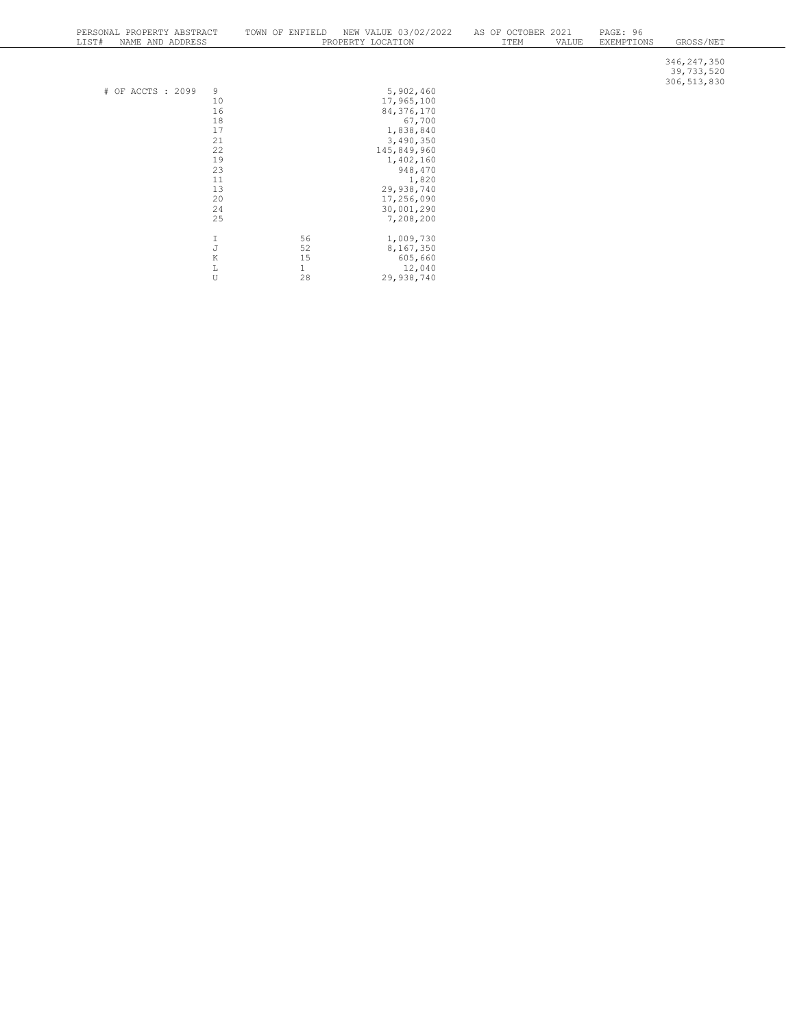| PERSONAL PROPERTY ABSTRACT | TOWN OF ENFIELD | NEW VALUE 03/02/2022 | AS OF OCTOBER 2021 | | PAGE: 96 | |
|---|---|---|---|---|---|---|
| LIST# NAME AND ADDRESS | | PROPERTY LOCATION | ITEM | VALUE | EXEMPTIONS | GROSS/NET |
| | | | | | | 346,247,350 |
| | | | | | | 39,733,520 |
| | | | | | | 306,513,830 |

| # OF ACCTS : 2099 | | | |
|---|---|---|---|
| | 9 | | 5,902,460 |
| | 10 | | 17,965,100 |
| | 16 | | 84,376,170 |
| | 18 | | 67,700 |
| | 17 | | 1,838,840 |
| | 21 | | 3,490,350 |
| | 22 | | 145,849,960 |
| | 19 | | 1,402,160 |
| | 23 | | 948,470 |
| | 11 | | 1,820 |
| | 13 | | 29,938,740 |
| | 20 | | 17,256,090 |
| | 24 | | 30,001,290 |
| | 25 | | 7,208,200 |
| | I | 56 | 1,009,730 |
| | J | 52 | 8,167,350 |
| | K | 15 | 605,660 |
| | L | 1 | 12,040 |
| | U | 28 | 29,938,740 |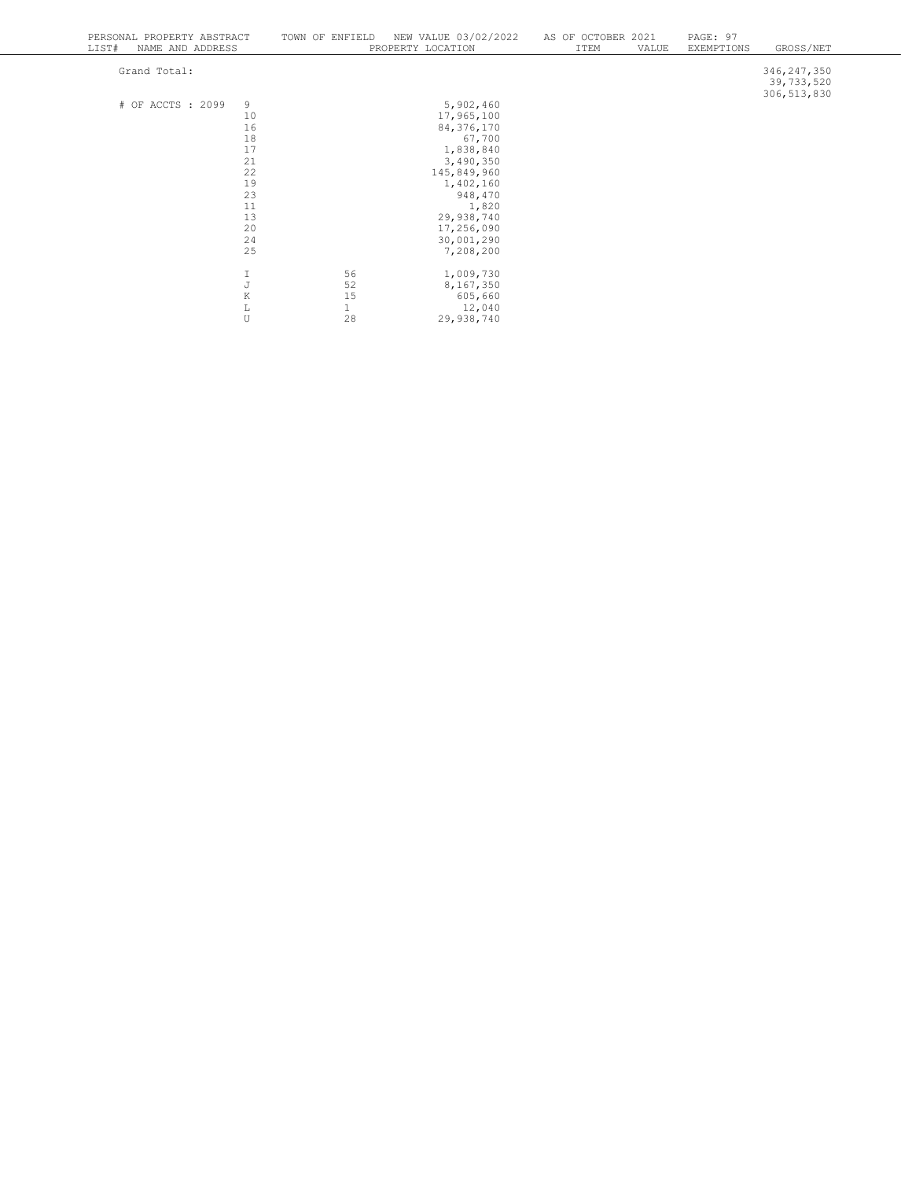| PERSONAL PROPERTY ABSTRACT | TOWN OF ENFIELD | NEW VALUE 03/02/2022 | AS OF OCTOBER 2021 | | PAGE: 97 | |
|---|---|---|---|---|---|---|
| LIST# NAME AND ADDRESS | | PROPERTY LOCATION | ITEM | VALUE | EXEMPTIONS | GROSS/NET |

Grand Total:

346,247,350
39,733,520
306,513,830

| # OF ACCTS : 2099 | Code | Count | Value |
|---|---|---|---|
| | 9 | | 5,902,460 |
| | 10 | | 17,965,100 |
| | 16 | | 84,376,170 |
| | 18 | | 67,700 |
| | 17 | | 1,838,840 |
| | 21 | | 3,490,350 |
| | 22 | | 145,849,960 |
| | 19 | | 1,402,160 |
| | 23 | | 948,470 |
| | 11 | | 1,820 |
| | 13 | | 29,938,740 |
| | 20 | | 17,256,090 |
| | 24 | | 30,001,290 |
| | 25 | | 7,208,200 |
| | I | 56 | 1,009,730 |
| | J | 52 | 8,167,350 |
| | K | 15 | 605,660 |
| | L | 1 | 12,040 |
| | U | 28 | 29,938,740 |